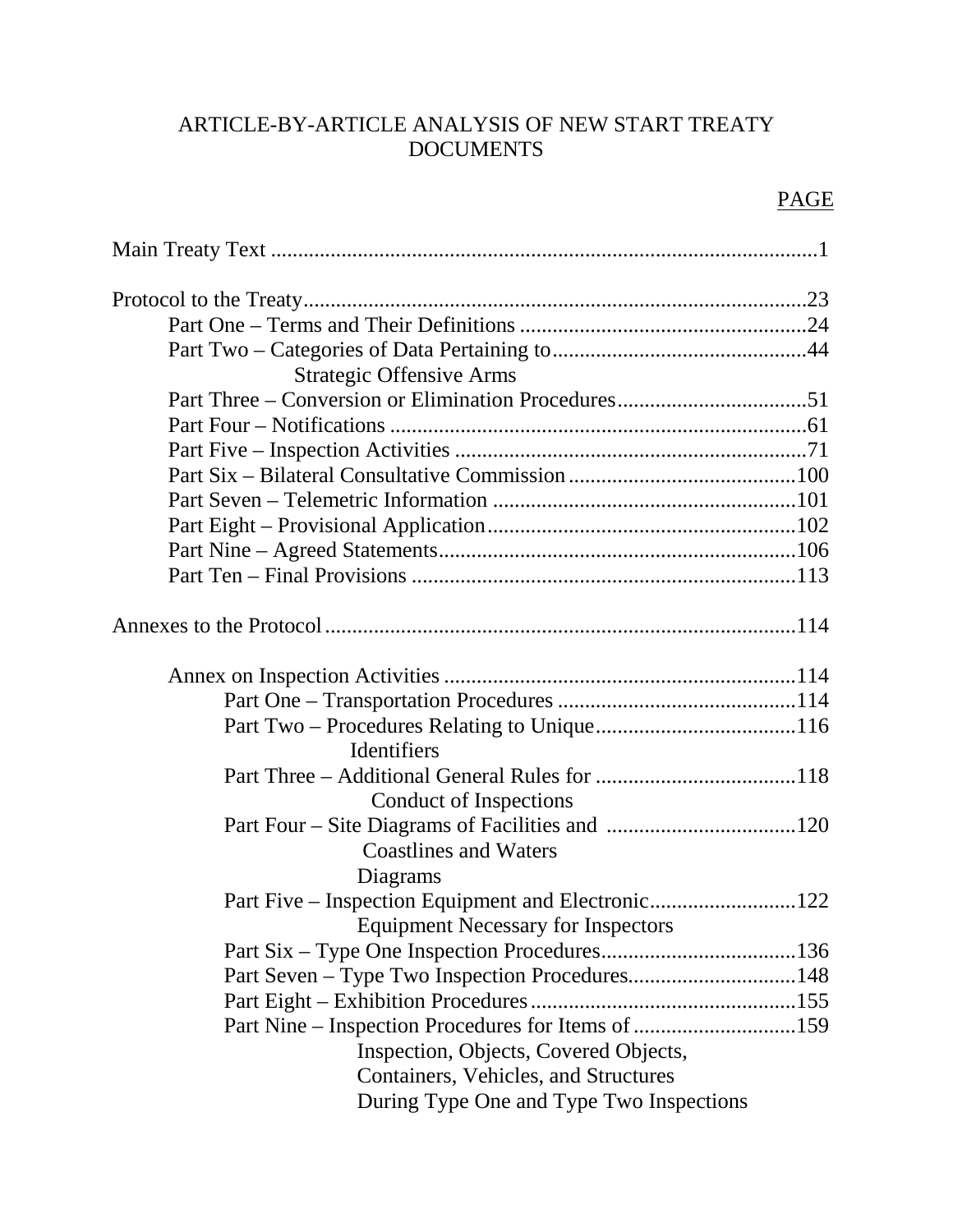# ARTICLE-BY-ARTICLE ANALYSIS OF NEW START TREATY DOCUMENTS

PAGE

Main Treaty Text ....................................................................................................1

Protocol to the Treaty............................................................................................23

- Part One – Terms and Their Definitions .....................................................24
- Part Two – Categories of Data Pertaining to Strategic Offensive Arms ...............................................44
- Part Three – Conversion or Elimination Procedures...................................51
- Part Four – Notifications ............................................................................61
- Part Five – Inspection Activities ................................................................71
- Part Six – Bilateral Consultative Commission ..........................................100
- Part Seven – Telemetric Information ........................................................101
- Part Eight – Provisional Application.........................................................102
- Part Nine – Agreed Statements..................................................................106
- Part Ten – Final Provisions .......................................................................113

Annexes to the Protocol......................................................................................114

- Annex on Inspection Activities ................................................................114
  - Part One – Transportation Procedures ............................................114
  - Part Two – Procedures Relating to Unique Identifiers .....................................116
  - Part Three – Additional General Rules for Conduct of Inspections .....................................118
  - Part Four – Site Diagrams of Facilities and Coastlines and Waters Diagrams ...................................120
  - Part Five – Inspection Equipment and Electronic Equipment Necessary for Inspectors ...........................122
  - Part Six – Type One Inspection Procedures....................................136
  - Part Seven – Type Two Inspection Procedures................................148
  - Part Eight – Exhibition Procedures.................................................155
  - Part Nine – Inspection Procedures for Items of Inspection, Objects, Covered Objects, Containers, Vehicles, and Structures During Type One and Type Two Inspections ..............................159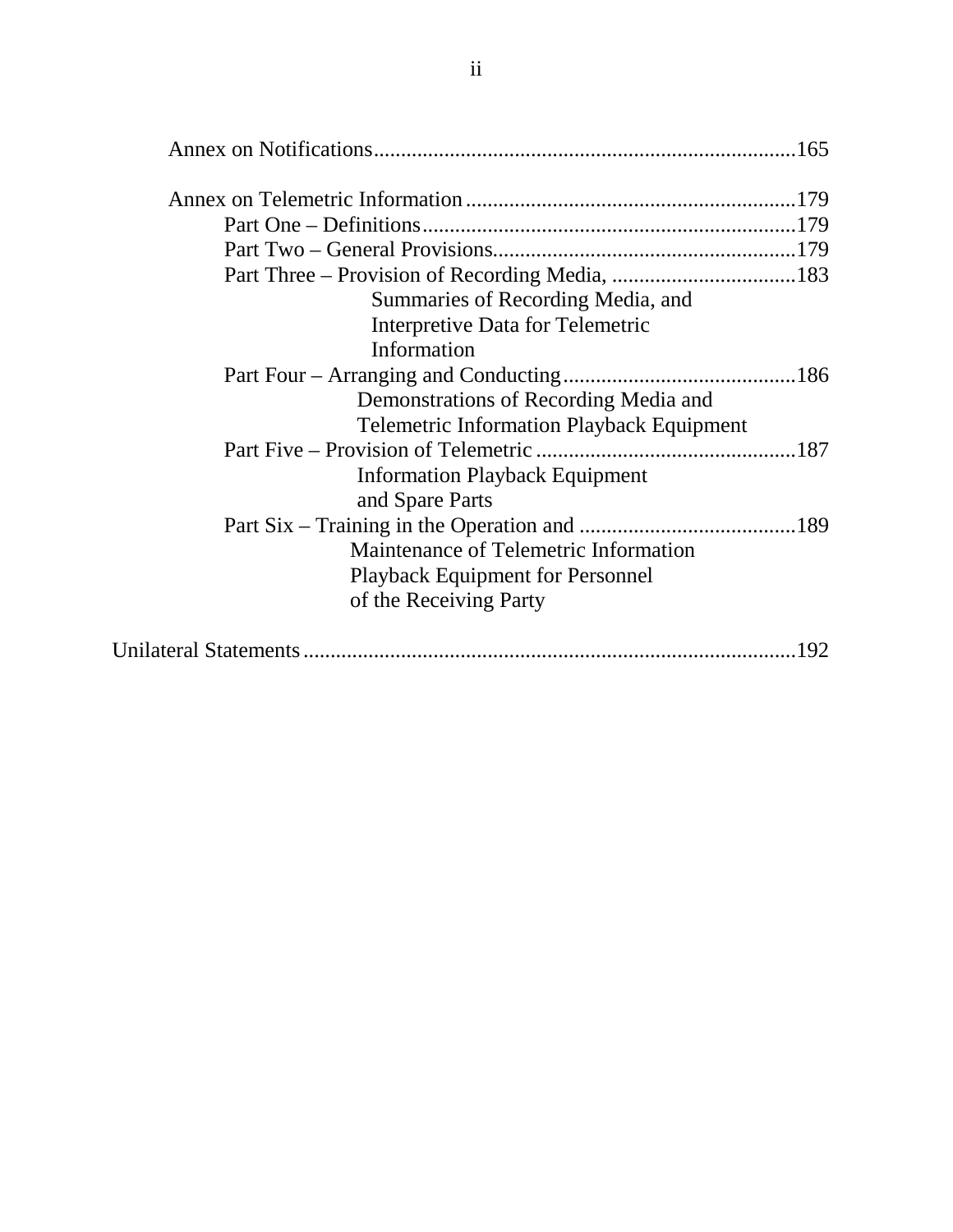Annex on Notifications.............................................................................165

Annex on Telemetric Information.............................................................179

- Part One – Definitions.....................................................................179
- Part Two – General Provisions........................................................179
- Part Three – Provision of Recording Media, Summaries of Recording Media, and Interpretive Data for Telemetric Information..................................183
- Part Four – Arranging and Conducting Demonstrations of Recording Media and Telemetric Information Playback Equipment...........................................186
- Part Five – Provision of Telemetric Information Playback Equipment and Spare Parts................................................187
- Part Six – Training in the Operation and Maintenance of Telemetric Information Playback Equipment for Personnel of the Receiving Party........................................189

Unilateral Statements..........................................................................................192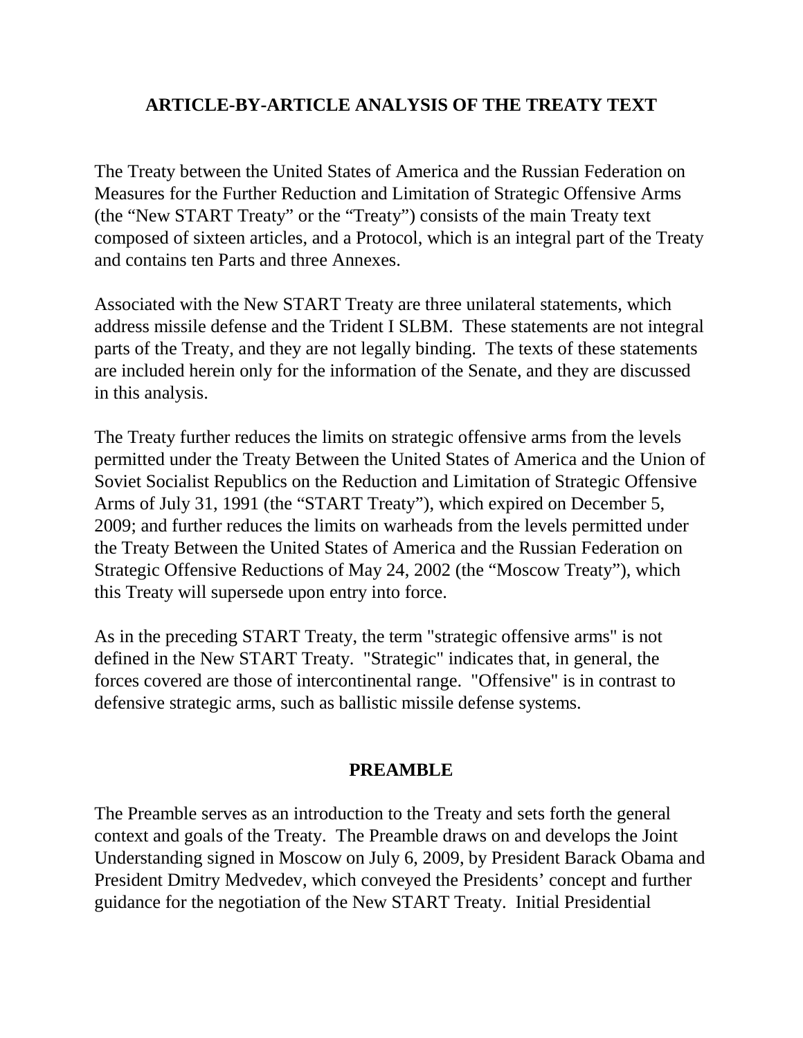## ARTICLE-BY-ARTICLE ANALYSIS OF THE TREATY TEXT

The Treaty between the United States of America and the Russian Federation on Measures for the Further Reduction and Limitation of Strategic Offensive Arms (the "New START Treaty" or the "Treaty") consists of the main Treaty text composed of sixteen articles, and a Protocol, which is an integral part of the Treaty and contains ten Parts and three Annexes.

Associated with the New START Treaty are three unilateral statements, which address missile defense and the Trident I SLBM. These statements are not integral parts of the Treaty, and they are not legally binding. The texts of these statements are included herein only for the information of the Senate, and they are discussed in this analysis.

The Treaty further reduces the limits on strategic offensive arms from the levels permitted under the Treaty Between the United States of America and the Union of Soviet Socialist Republics on the Reduction and Limitation of Strategic Offensive Arms of July 31, 1991 (the "START Treaty"), which expired on December 5, 2009; and further reduces the limits on warheads from the levels permitted under the Treaty Between the United States of America and the Russian Federation on Strategic Offensive Reductions of May 24, 2002 (the "Moscow Treaty"), which this Treaty will supersede upon entry into force.

As in the preceding START Treaty, the term "strategic offensive arms" is not defined in the New START Treaty. "Strategic" indicates that, in general, the forces covered are those of intercontinental range. "Offensive" is in contrast to defensive strategic arms, such as ballistic missile defense systems.

### PREAMBLE

The Preamble serves as an introduction to the Treaty and sets forth the general context and goals of the Treaty. The Preamble draws on and develops the Joint Understanding signed in Moscow on July 6, 2009, by President Barack Obama and President Dmitry Medvedev, which conveyed the Presidents' concept and further guidance for the negotiation of the New START Treaty. Initial Presidential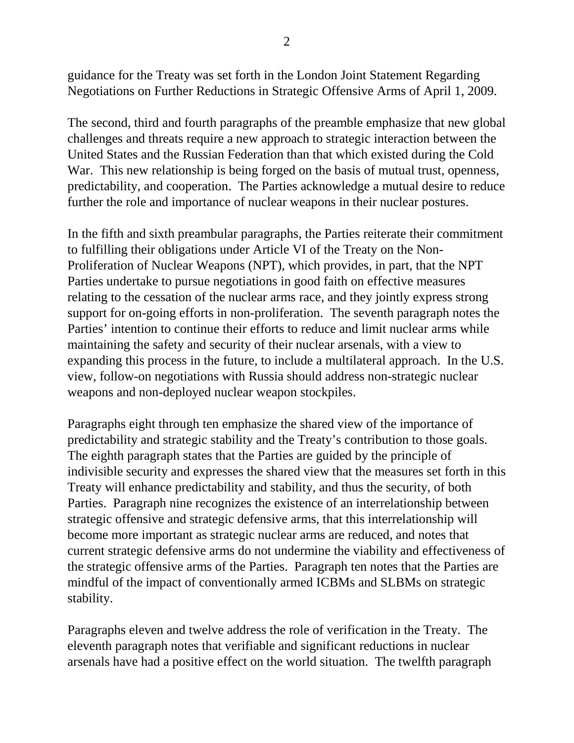guidance for the Treaty was set forth in the London Joint Statement Regarding Negotiations on Further Reductions in Strategic Offensive Arms of April 1, 2009.

The second, third and fourth paragraphs of the preamble emphasize that new global challenges and threats require a new approach to strategic interaction between the United States and the Russian Federation than that which existed during the Cold War. This new relationship is being forged on the basis of mutual trust, openness, predictability, and cooperation. The Parties acknowledge a mutual desire to reduce further the role and importance of nuclear weapons in their nuclear postures.

In the fifth and sixth preambular paragraphs, the Parties reiterate their commitment to fulfilling their obligations under Article VI of the Treaty on the Non-Proliferation of Nuclear Weapons (NPT), which provides, in part, that the NPT Parties undertake to pursue negotiations in good faith on effective measures relating to the cessation of the nuclear arms race, and they jointly express strong support for on-going efforts in non-proliferation. The seventh paragraph notes the Parties' intention to continue their efforts to reduce and limit nuclear arms while maintaining the safety and security of their nuclear arsenals, with a view to expanding this process in the future, to include a multilateral approach. In the U.S. view, follow-on negotiations with Russia should address non-strategic nuclear weapons and non-deployed nuclear weapon stockpiles.

Paragraphs eight through ten emphasize the shared view of the importance of predictability and strategic stability and the Treaty's contribution to those goals. The eighth paragraph states that the Parties are guided by the principle of indivisible security and expresses the shared view that the measures set forth in this Treaty will enhance predictability and stability, and thus the security, of both Parties. Paragraph nine recognizes the existence of an interrelationship between strategic offensive and strategic defensive arms, that this interrelationship will become more important as strategic nuclear arms are reduced, and notes that current strategic defensive arms do not undermine the viability and effectiveness of the strategic offensive arms of the Parties. Paragraph ten notes that the Parties are mindful of the impact of conventionally armed ICBMs and SLBMs on strategic stability.

Paragraphs eleven and twelve address the role of verification in the Treaty. The eleventh paragraph notes that verifiable and significant reductions in nuclear arsenals have had a positive effect on the world situation. The twelfth paragraph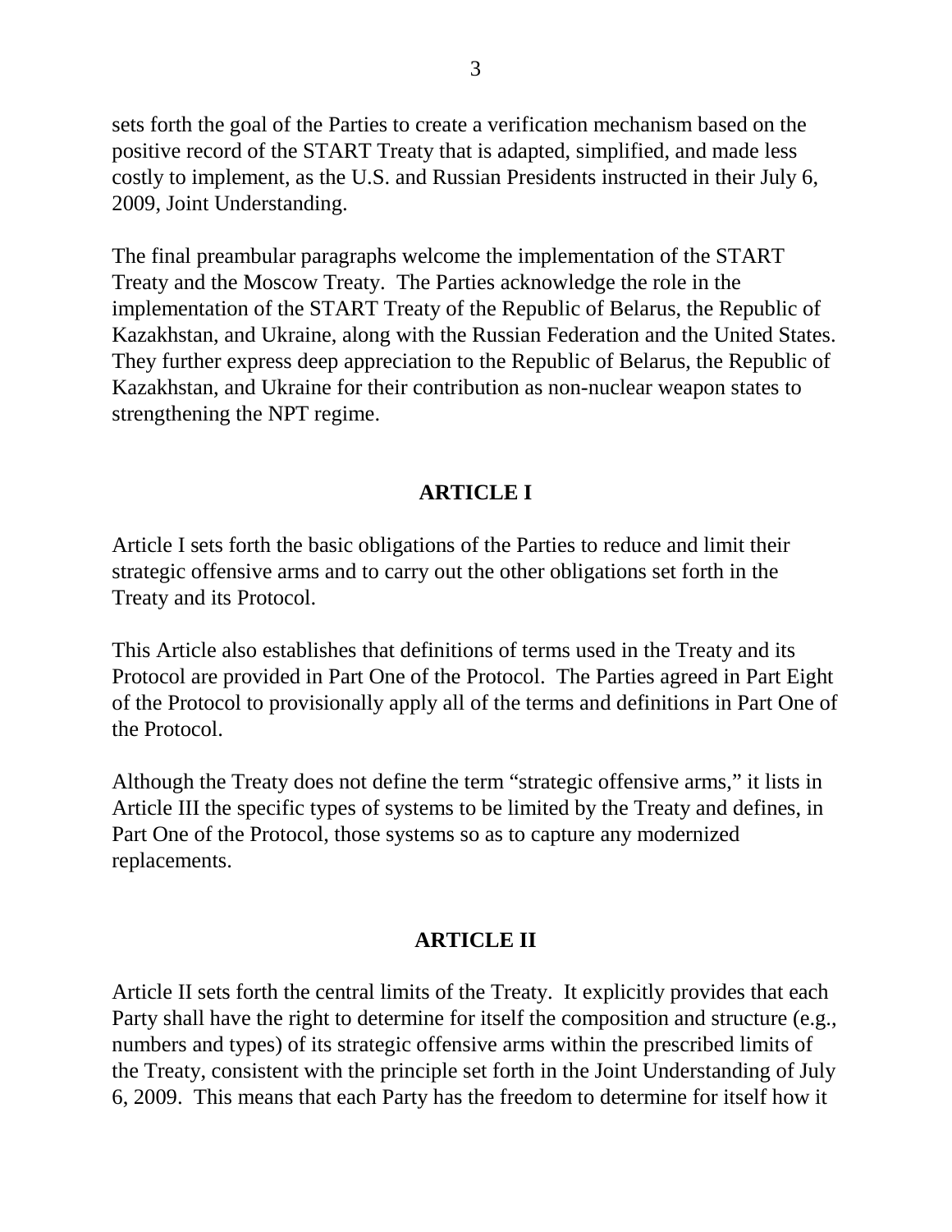sets forth the goal of the Parties to create a verification mechanism based on the positive record of the START Treaty that is adapted, simplified, and made less costly to implement, as the U.S. and Russian Presidents instructed in their July 6, 2009, Joint Understanding.

The final preambular paragraphs welcome the implementation of the START Treaty and the Moscow Treaty. The Parties acknowledge the role in the implementation of the START Treaty of the Republic of Belarus, the Republic of Kazakhstan, and Ukraine, along with the Russian Federation and the United States. They further express deep appreciation to the Republic of Belarus, the Republic of Kazakhstan, and Ukraine for their contribution as non-nuclear weapon states to strengthening the NPT regime.

## ARTICLE I

Article I sets forth the basic obligations of the Parties to reduce and limit their strategic offensive arms and to carry out the other obligations set forth in the Treaty and its Protocol.

This Article also establishes that definitions of terms used in the Treaty and its Protocol are provided in Part One of the Protocol. The Parties agreed in Part Eight of the Protocol to provisionally apply all of the terms and definitions in Part One of the Protocol.

Although the Treaty does not define the term "strategic offensive arms," it lists in Article III the specific types of systems to be limited by the Treaty and defines, in Part One of the Protocol, those systems so as to capture any modernized replacements.

## ARTICLE II

Article II sets forth the central limits of the Treaty. It explicitly provides that each Party shall have the right to determine for itself the composition and structure (e.g., numbers and types) of its strategic offensive arms within the prescribed limits of the Treaty, consistent with the principle set forth in the Joint Understanding of July 6, 2009. This means that each Party has the freedom to determine for itself how it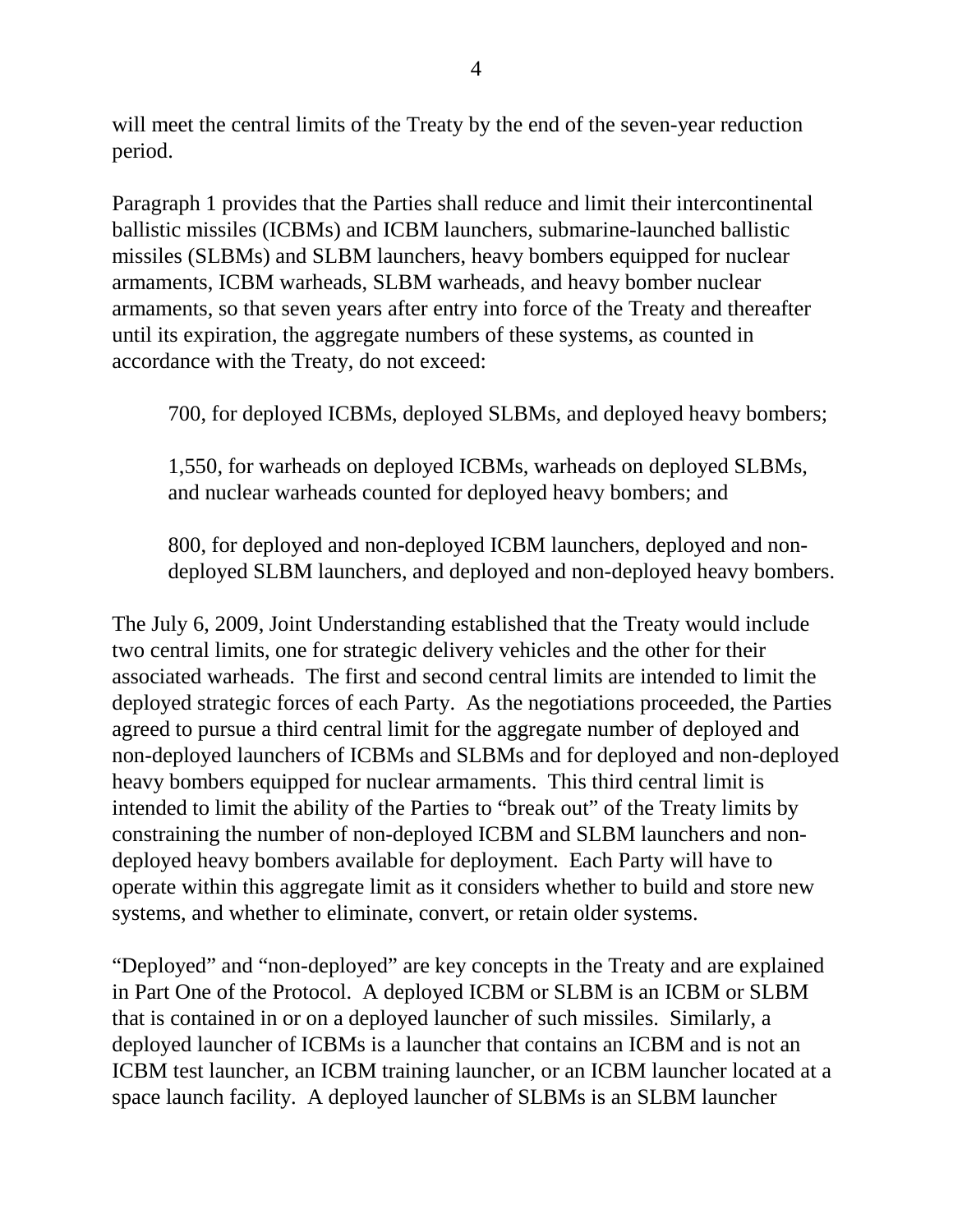will meet the central limits of the Treaty by the end of the seven-year reduction period.

Paragraph 1 provides that the Parties shall reduce and limit their intercontinental ballistic missiles (ICBMs) and ICBM launchers, submarine-launched ballistic missiles (SLBMs) and SLBM launchers, heavy bombers equipped for nuclear armaments, ICBM warheads, SLBM warheads, and heavy bomber nuclear armaments, so that seven years after entry into force of the Treaty and thereafter until its expiration, the aggregate numbers of these systems, as counted in accordance with the Treaty, do not exceed:

> 700, for deployed ICBMs, deployed SLBMs, and deployed heavy bombers;
>
> 1,550, for warheads on deployed ICBMs, warheads on deployed SLBMs, and nuclear warheads counted for deployed heavy bombers; and
>
> 800, for deployed and non-deployed ICBM launchers, deployed and non-deployed SLBM launchers, and deployed and non-deployed heavy bombers.

The July 6, 2009, Joint Understanding established that the Treaty would include two central limits, one for strategic delivery vehicles and the other for their associated warheads. The first and second central limits are intended to limit the deployed strategic forces of each Party. As the negotiations proceeded, the Parties agreed to pursue a third central limit for the aggregate number of deployed and non-deployed launchers of ICBMs and SLBMs and for deployed and non-deployed heavy bombers equipped for nuclear armaments. This third central limit is intended to limit the ability of the Parties to "break out" of the Treaty limits by constraining the number of non-deployed ICBM and SLBM launchers and non-deployed heavy bombers available for deployment. Each Party will have to operate within this aggregate limit as it considers whether to build and store new systems, and whether to eliminate, convert, or retain older systems.

"Deployed" and "non-deployed" are key concepts in the Treaty and are explained in Part One of the Protocol. A deployed ICBM or SLBM is an ICBM or SLBM that is contained in or on a deployed launcher of such missiles. Similarly, a deployed launcher of ICBMs is a launcher that contains an ICBM and is not an ICBM test launcher, an ICBM training launcher, or an ICBM launcher located at a space launch facility. A deployed launcher of SLBMs is an SLBM launcher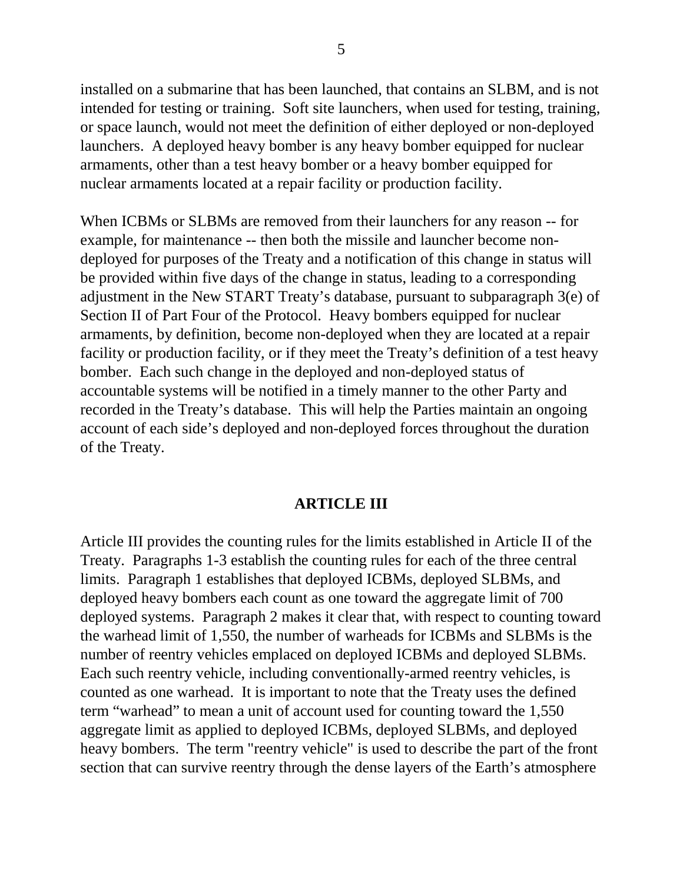installed on a submarine that has been launched, that contains an SLBM, and is not intended for testing or training. Soft site launchers, when used for testing, training, or space launch, would not meet the definition of either deployed or non-deployed launchers. A deployed heavy bomber is any heavy bomber equipped for nuclear armaments, other than a test heavy bomber or a heavy bomber equipped for nuclear armaments located at a repair facility or production facility.

When ICBMs or SLBMs are removed from their launchers for any reason -- for example, for maintenance -- then both the missile and launcher become non-deployed for purposes of the Treaty and a notification of this change in status will be provided within five days of the change in status, leading to a corresponding adjustment in the New START Treaty's database, pursuant to subparagraph 3(e) of Section II of Part Four of the Protocol. Heavy bombers equipped for nuclear armaments, by definition, become non-deployed when they are located at a repair facility or production facility, or if they meet the Treaty's definition of a test heavy bomber. Each such change in the deployed and non-deployed status of accountable systems will be notified in a timely manner to the other Party and recorded in the Treaty's database. This will help the Parties maintain an ongoing account of each side's deployed and non-deployed forces throughout the duration of the Treaty.

## ARTICLE III

Article III provides the counting rules for the limits established in Article II of the Treaty. Paragraphs 1-3 establish the counting rules for each of the three central limits. Paragraph 1 establishes that deployed ICBMs, deployed SLBMs, and deployed heavy bombers each count as one toward the aggregate limit of 700 deployed systems. Paragraph 2 makes it clear that, with respect to counting toward the warhead limit of 1,550, the number of warheads for ICBMs and SLBMs is the number of reentry vehicles emplaced on deployed ICBMs and deployed SLBMs. Each such reentry vehicle, including conventionally-armed reentry vehicles, is counted as one warhead. It is important to note that the Treaty uses the defined term "warhead" to mean a unit of account used for counting toward the 1,550 aggregate limit as applied to deployed ICBMs, deployed SLBMs, and deployed heavy bombers. The term "reentry vehicle" is used to describe the part of the front section that can survive reentry through the dense layers of the Earth's atmosphere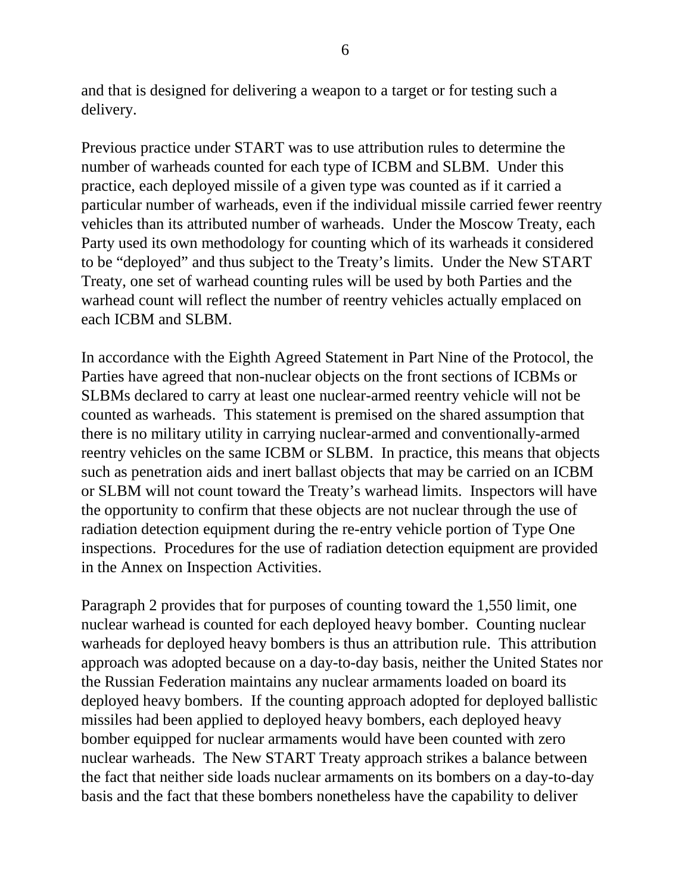and that is designed for delivering a weapon to a target or for testing such a delivery.

Previous practice under START was to use attribution rules to determine the number of warheads counted for each type of ICBM and SLBM. Under this practice, each deployed missile of a given type was counted as if it carried a particular number of warheads, even if the individual missile carried fewer reentry vehicles than its attributed number of warheads. Under the Moscow Treaty, each Party used its own methodology for counting which of its warheads it considered to be "deployed" and thus subject to the Treaty's limits. Under the New START Treaty, one set of warhead counting rules will be used by both Parties and the warhead count will reflect the number of reentry vehicles actually emplaced on each ICBM and SLBM.

In accordance with the Eighth Agreed Statement in Part Nine of the Protocol, the Parties have agreed that non-nuclear objects on the front sections of ICBMs or SLBMs declared to carry at least one nuclear-armed reentry vehicle will not be counted as warheads. This statement is premised on the shared assumption that there is no military utility in carrying nuclear-armed and conventionally-armed reentry vehicles on the same ICBM or SLBM. In practice, this means that objects such as penetration aids and inert ballast objects that may be carried on an ICBM or SLBM will not count toward the Treaty's warhead limits. Inspectors will have the opportunity to confirm that these objects are not nuclear through the use of radiation detection equipment during the re-entry vehicle portion of Type One inspections. Procedures for the use of radiation detection equipment are provided in the Annex on Inspection Activities.

Paragraph 2 provides that for purposes of counting toward the 1,550 limit, one nuclear warhead is counted for each deployed heavy bomber. Counting nuclear warheads for deployed heavy bombers is thus an attribution rule. This attribution approach was adopted because on a day-to-day basis, neither the United States nor the Russian Federation maintains any nuclear armaments loaded on board its deployed heavy bombers. If the counting approach adopted for deployed ballistic missiles had been applied to deployed heavy bombers, each deployed heavy bomber equipped for nuclear armaments would have been counted with zero nuclear warheads. The New START Treaty approach strikes a balance between the fact that neither side loads nuclear armaments on its bombers on a day-to-day basis and the fact that these bombers nonetheless have the capability to deliver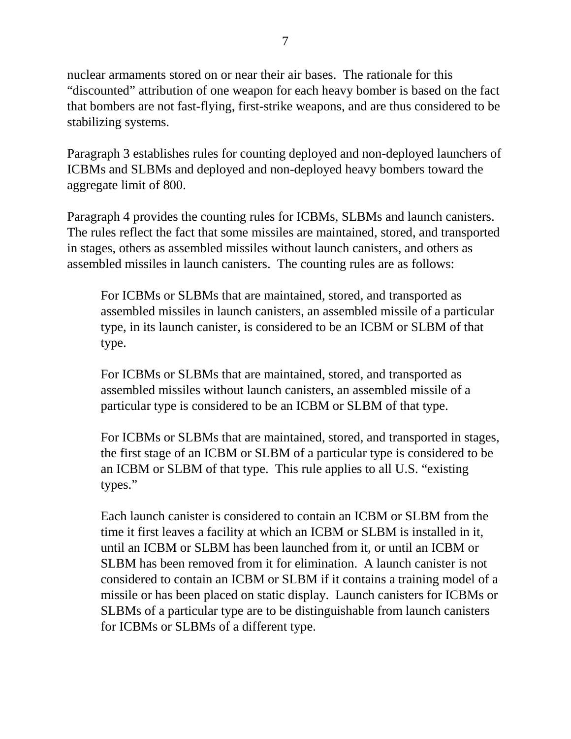nuclear armaments stored on or near their air bases. The rationale for this "discounted" attribution of one weapon for each heavy bomber is based on the fact that bombers are not fast-flying, first-strike weapons, and are thus considered to be stabilizing systems.

Paragraph 3 establishes rules for counting deployed and non-deployed launchers of ICBMs and SLBMs and deployed and non-deployed heavy bombers toward the aggregate limit of 800.

Paragraph 4 provides the counting rules for ICBMs, SLBMs and launch canisters. The rules reflect the fact that some missiles are maintained, stored, and transported in stages, others as assembled missiles without launch canisters, and others as assembled missiles in launch canisters. The counting rules are as follows:

> For ICBMs or SLBMs that are maintained, stored, and transported as assembled missiles in launch canisters, an assembled missile of a particular type, in its launch canister, is considered to be an ICBM or SLBM of that type.
>
> For ICBMs or SLBMs that are maintained, stored, and transported as assembled missiles without launch canisters, an assembled missile of a particular type is considered to be an ICBM or SLBM of that type.
>
> For ICBMs or SLBMs that are maintained, stored, and transported in stages, the first stage of an ICBM or SLBM of a particular type is considered to be an ICBM or SLBM of that type. This rule applies to all U.S. "existing types."
>
> Each launch canister is considered to contain an ICBM or SLBM from the time it first leaves a facility at which an ICBM or SLBM is installed in it, until an ICBM or SLBM has been launched from it, or until an ICBM or SLBM has been removed from it for elimination. A launch canister is not considered to contain an ICBM or SLBM if it contains a training model of a missile or has been placed on static display. Launch canisters for ICBMs or SLBMs of a particular type are to be distinguishable from launch canisters for ICBMs or SLBMs of a different type.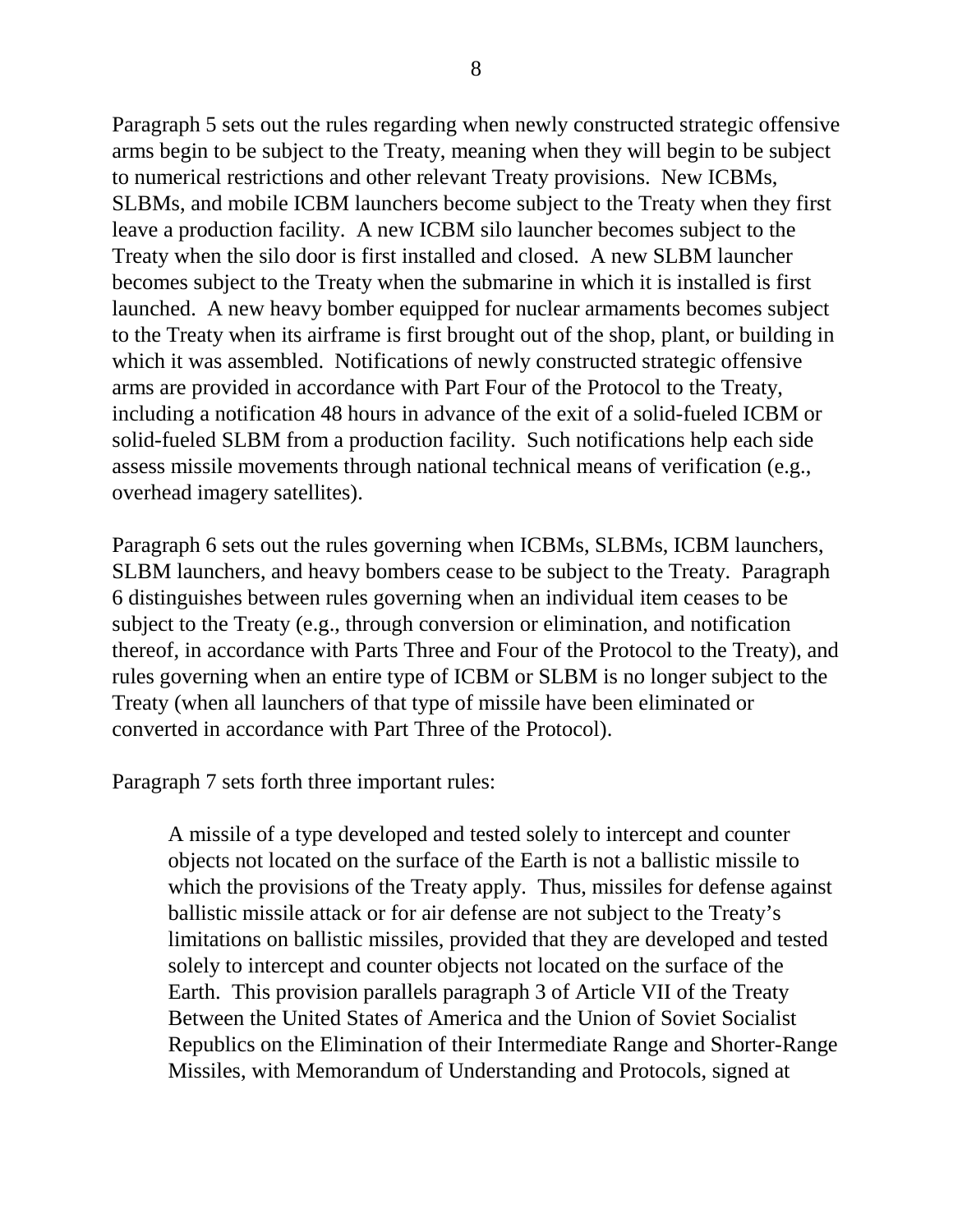Paragraph 5 sets out the rules regarding when newly constructed strategic offensive arms begin to be subject to the Treaty, meaning when they will begin to be subject to numerical restrictions and other relevant Treaty provisions. New ICBMs, SLBMs, and mobile ICBM launchers become subject to the Treaty when they first leave a production facility. A new ICBM silo launcher becomes subject to the Treaty when the silo door is first installed and closed. A new SLBM launcher becomes subject to the Treaty when the submarine in which it is installed is first launched. A new heavy bomber equipped for nuclear armaments becomes subject to the Treaty when its airframe is first brought out of the shop, plant, or building in which it was assembled. Notifications of newly constructed strategic offensive arms are provided in accordance with Part Four of the Protocol to the Treaty, including a notification 48 hours in advance of the exit of a solid-fueled ICBM or solid-fueled SLBM from a production facility. Such notifications help each side assess missile movements through national technical means of verification (e.g., overhead imagery satellites).

Paragraph 6 sets out the rules governing when ICBMs, SLBMs, ICBM launchers, SLBM launchers, and heavy bombers cease to be subject to the Treaty. Paragraph 6 distinguishes between rules governing when an individual item ceases to be subject to the Treaty (e.g., through conversion or elimination, and notification thereof, in accordance with Parts Three and Four of the Protocol to the Treaty), and rules governing when an entire type of ICBM or SLBM is no longer subject to the Treaty (when all launchers of that type of missile have been eliminated or converted in accordance with Part Three of the Protocol).

Paragraph 7 sets forth three important rules:

> A missile of a type developed and tested solely to intercept and counter objects not located on the surface of the Earth is not a ballistic missile to which the provisions of the Treaty apply. Thus, missiles for defense against ballistic missile attack or for air defense are not subject to the Treaty's limitations on ballistic missiles, provided that they are developed and tested solely to intercept and counter objects not located on the surface of the Earth. This provision parallels paragraph 3 of Article VII of the Treaty Between the United States of America and the Union of Soviet Socialist Republics on the Elimination of their Intermediate Range and Shorter-Range Missiles, with Memorandum of Understanding and Protocols, signed at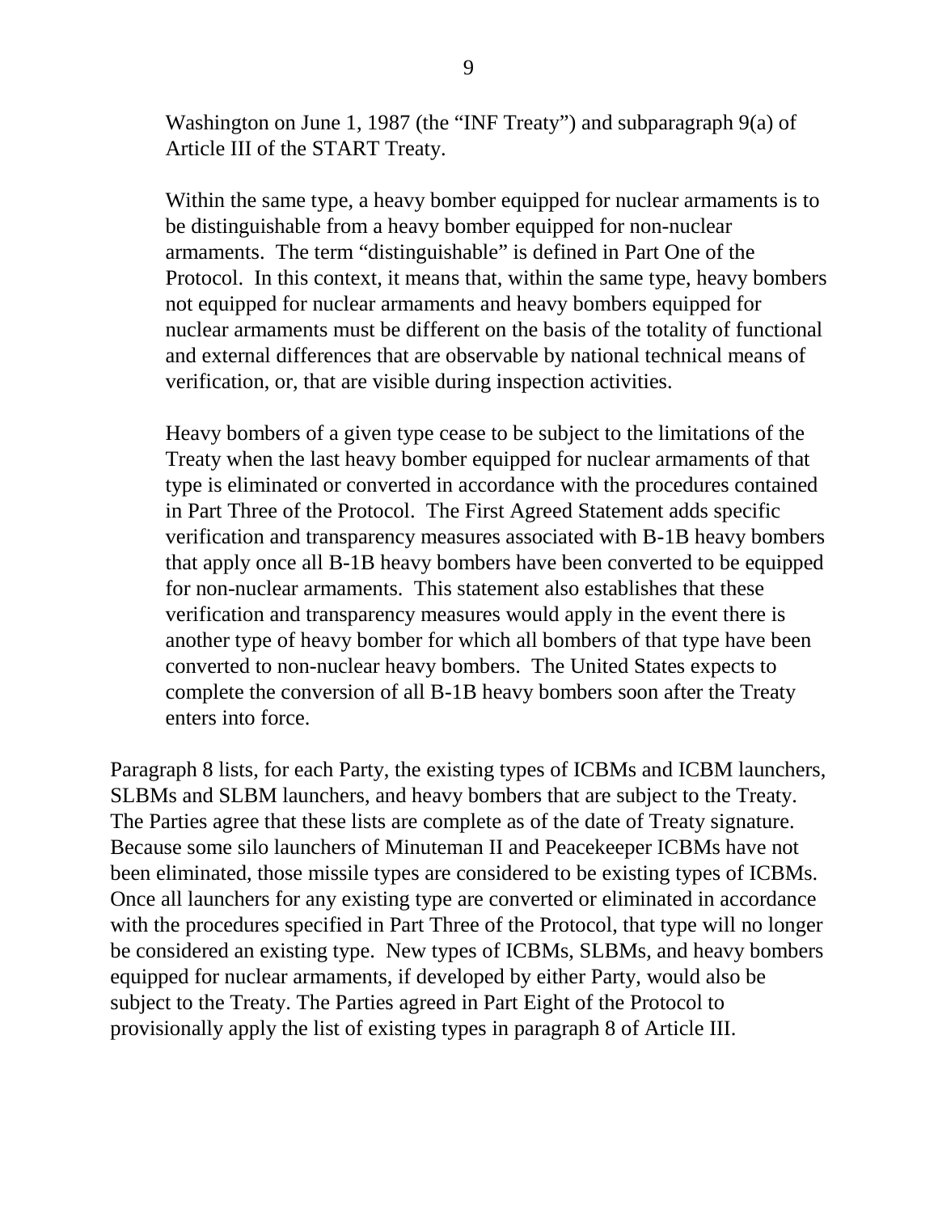Washington on June 1, 1987 (the "INF Treaty") and subparagraph 9(a) of Article III of the START Treaty.

Within the same type, a heavy bomber equipped for nuclear armaments is to be distinguishable from a heavy bomber equipped for non-nuclear armaments. The term "distinguishable" is defined in Part One of the Protocol. In this context, it means that, within the same type, heavy bombers not equipped for nuclear armaments and heavy bombers equipped for nuclear armaments must be different on the basis of the totality of functional and external differences that are observable by national technical means of verification, or, that are visible during inspection activities.

Heavy bombers of a given type cease to be subject to the limitations of the Treaty when the last heavy bomber equipped for nuclear armaments of that type is eliminated or converted in accordance with the procedures contained in Part Three of the Protocol. The First Agreed Statement adds specific verification and transparency measures associated with B-1B heavy bombers that apply once all B-1B heavy bombers have been converted to be equipped for non-nuclear armaments. This statement also establishes that these verification and transparency measures would apply in the event there is another type of heavy bomber for which all bombers of that type have been converted to non-nuclear heavy bombers. The United States expects to complete the conversion of all B-1B heavy bombers soon after the Treaty enters into force.

Paragraph 8 lists, for each Party, the existing types of ICBMs and ICBM launchers, SLBMs and SLBM launchers, and heavy bombers that are subject to the Treaty. The Parties agree that these lists are complete as of the date of Treaty signature. Because some silo launchers of Minuteman II and Peacekeeper ICBMs have not been eliminated, those missile types are considered to be existing types of ICBMs. Once all launchers for any existing type are converted or eliminated in accordance with the procedures specified in Part Three of the Protocol, that type will no longer be considered an existing type. New types of ICBMs, SLBMs, and heavy bombers equipped for nuclear armaments, if developed by either Party, would also be subject to the Treaty. The Parties agreed in Part Eight of the Protocol to provisionally apply the list of existing types in paragraph 8 of Article III.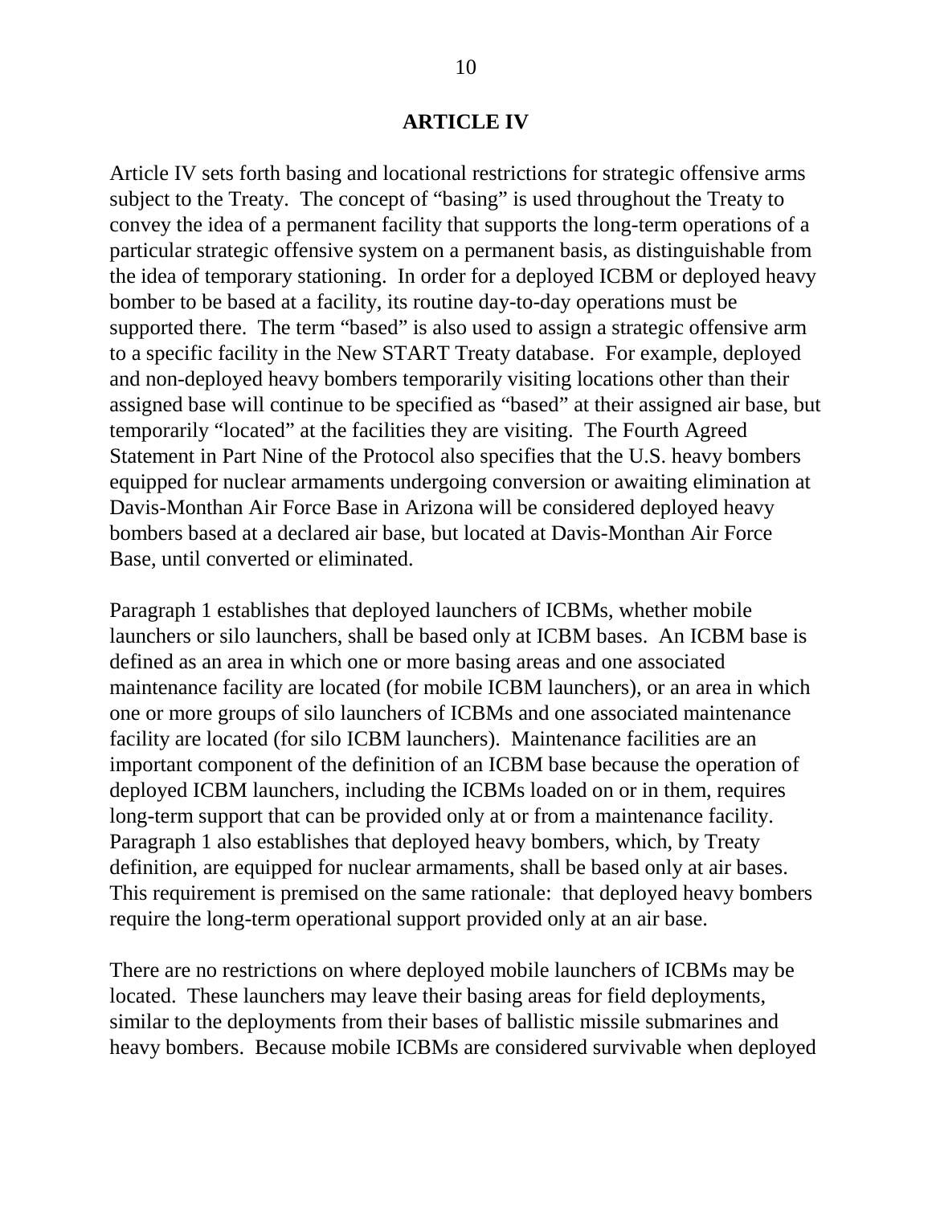## ARTICLE IV

Article IV sets forth basing and locational restrictions for strategic offensive arms subject to the Treaty. The concept of "basing" is used throughout the Treaty to convey the idea of a permanent facility that supports the long-term operations of a particular strategic offensive system on a permanent basis, as distinguishable from the idea of temporary stationing. In order for a deployed ICBM or deployed heavy bomber to be based at a facility, its routine day-to-day operations must be supported there. The term "based" is also used to assign a strategic offensive arm to a specific facility in the New START Treaty database. For example, deployed and non-deployed heavy bombers temporarily visiting locations other than their assigned base will continue to be specified as "based" at their assigned air base, but temporarily "located" at the facilities they are visiting. The Fourth Agreed Statement in Part Nine of the Protocol also specifies that the U.S. heavy bombers equipped for nuclear armaments undergoing conversion or awaiting elimination at Davis-Monthan Air Force Base in Arizona will be considered deployed heavy bombers based at a declared air base, but located at Davis-Monthan Air Force Base, until converted or eliminated.

Paragraph 1 establishes that deployed launchers of ICBMs, whether mobile launchers or silo launchers, shall be based only at ICBM bases. An ICBM base is defined as an area in which one or more basing areas and one associated maintenance facility are located (for mobile ICBM launchers), or an area in which one or more groups of silo launchers of ICBMs and one associated maintenance facility are located (for silo ICBM launchers). Maintenance facilities are an important component of the definition of an ICBM base because the operation of deployed ICBM launchers, including the ICBMs loaded on or in them, requires long-term support that can be provided only at or from a maintenance facility. Paragraph 1 also establishes that deployed heavy bombers, which, by Treaty definition, are equipped for nuclear armaments, shall be based only at air bases. This requirement is premised on the same rationale: that deployed heavy bombers require the long-term operational support provided only at an air base.

There are no restrictions on where deployed mobile launchers of ICBMs may be located. These launchers may leave their basing areas for field deployments, similar to the deployments from their bases of ballistic missile submarines and heavy bombers. Because mobile ICBMs are considered survivable when deployed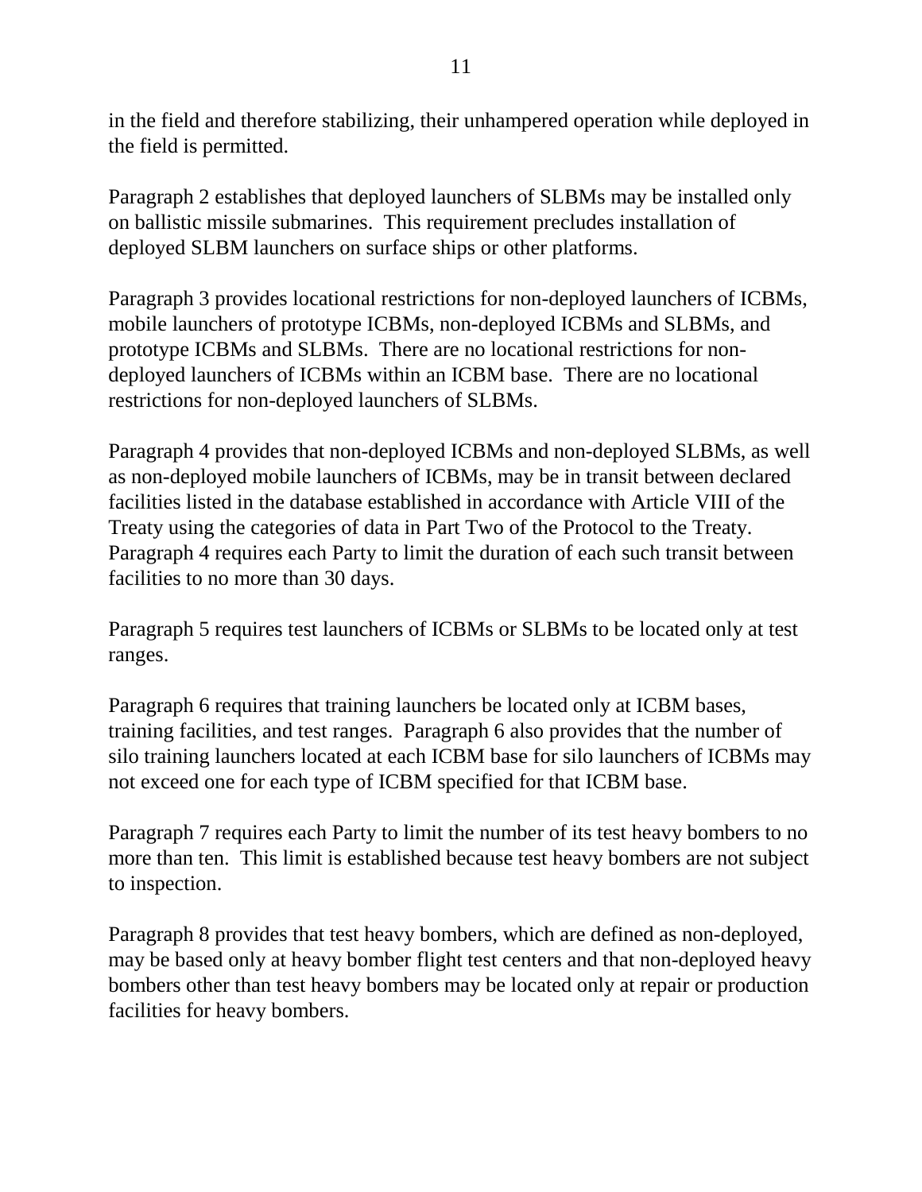in the field and therefore stabilizing, their unhampered operation while deployed in the field is permitted.

Paragraph 2 establishes that deployed launchers of SLBMs may be installed only on ballistic missile submarines. This requirement precludes installation of deployed SLBM launchers on surface ships or other platforms.

Paragraph 3 provides locational restrictions for non-deployed launchers of ICBMs, mobile launchers of prototype ICBMs, non-deployed ICBMs and SLBMs, and prototype ICBMs and SLBMs. There are no locational restrictions for non-deployed launchers of ICBMs within an ICBM base. There are no locational restrictions for non-deployed launchers of SLBMs.

Paragraph 4 provides that non-deployed ICBMs and non-deployed SLBMs, as well as non-deployed mobile launchers of ICBMs, may be in transit between declared facilities listed in the database established in accordance with Article VIII of the Treaty using the categories of data in Part Two of the Protocol to the Treaty. Paragraph 4 requires each Party to limit the duration of each such transit between facilities to no more than 30 days.

Paragraph 5 requires test launchers of ICBMs or SLBMs to be located only at test ranges.

Paragraph 6 requires that training launchers be located only at ICBM bases, training facilities, and test ranges. Paragraph 6 also provides that the number of silo training launchers located at each ICBM base for silo launchers of ICBMs may not exceed one for each type of ICBM specified for that ICBM base.

Paragraph 7 requires each Party to limit the number of its test heavy bombers to no more than ten. This limit is established because test heavy bombers are not subject to inspection.

Paragraph 8 provides that test heavy bombers, which are defined as non-deployed, may be based only at heavy bomber flight test centers and that non-deployed heavy bombers other than test heavy bombers may be located only at repair or production facilities for heavy bombers.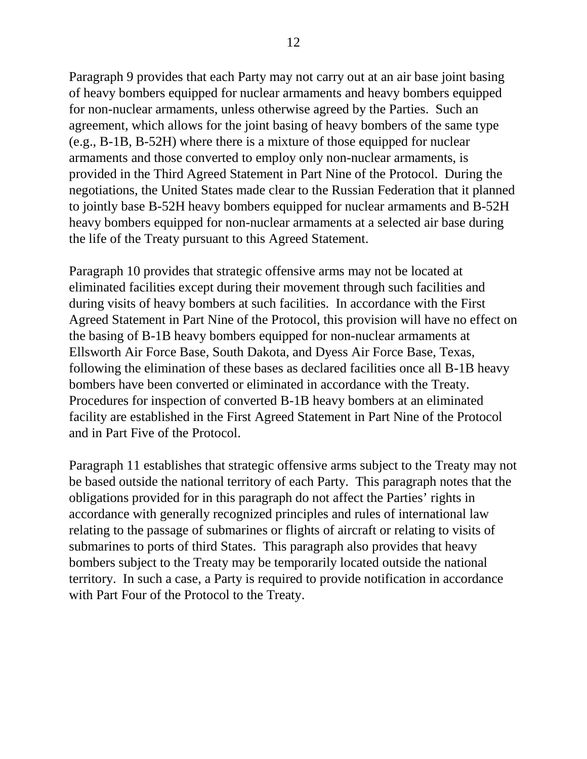Paragraph 9 provides that each Party may not carry out at an air base joint basing of heavy bombers equipped for nuclear armaments and heavy bombers equipped for non-nuclear armaments, unless otherwise agreed by the Parties. Such an agreement, which allows for the joint basing of heavy bombers of the same type (e.g., B-1B, B-52H) where there is a mixture of those equipped for nuclear armaments and those converted to employ only non-nuclear armaments, is provided in the Third Agreed Statement in Part Nine of the Protocol. During the negotiations, the United States made clear to the Russian Federation that it planned to jointly base B-52H heavy bombers equipped for nuclear armaments and B-52H heavy bombers equipped for non-nuclear armaments at a selected air base during the life of the Treaty pursuant to this Agreed Statement.

Paragraph 10 provides that strategic offensive arms may not be located at eliminated facilities except during their movement through such facilities and during visits of heavy bombers at such facilities. In accordance with the First Agreed Statement in Part Nine of the Protocol, this provision will have no effect on the basing of B-1B heavy bombers equipped for non-nuclear armaments at Ellsworth Air Force Base, South Dakota, and Dyess Air Force Base, Texas, following the elimination of these bases as declared facilities once all B-1B heavy bombers have been converted or eliminated in accordance with the Treaty. Procedures for inspection of converted B-1B heavy bombers at an eliminated facility are established in the First Agreed Statement in Part Nine of the Protocol and in Part Five of the Protocol.

Paragraph 11 establishes that strategic offensive arms subject to the Treaty may not be based outside the national territory of each Party. This paragraph notes that the obligations provided for in this paragraph do not affect the Parties' rights in accordance with generally recognized principles and rules of international law relating to the passage of submarines or flights of aircraft or relating to visits of submarines to ports of third States. This paragraph also provides that heavy bombers subject to the Treaty may be temporarily located outside the national territory. In such a case, a Party is required to provide notification in accordance with Part Four of the Protocol to the Treaty.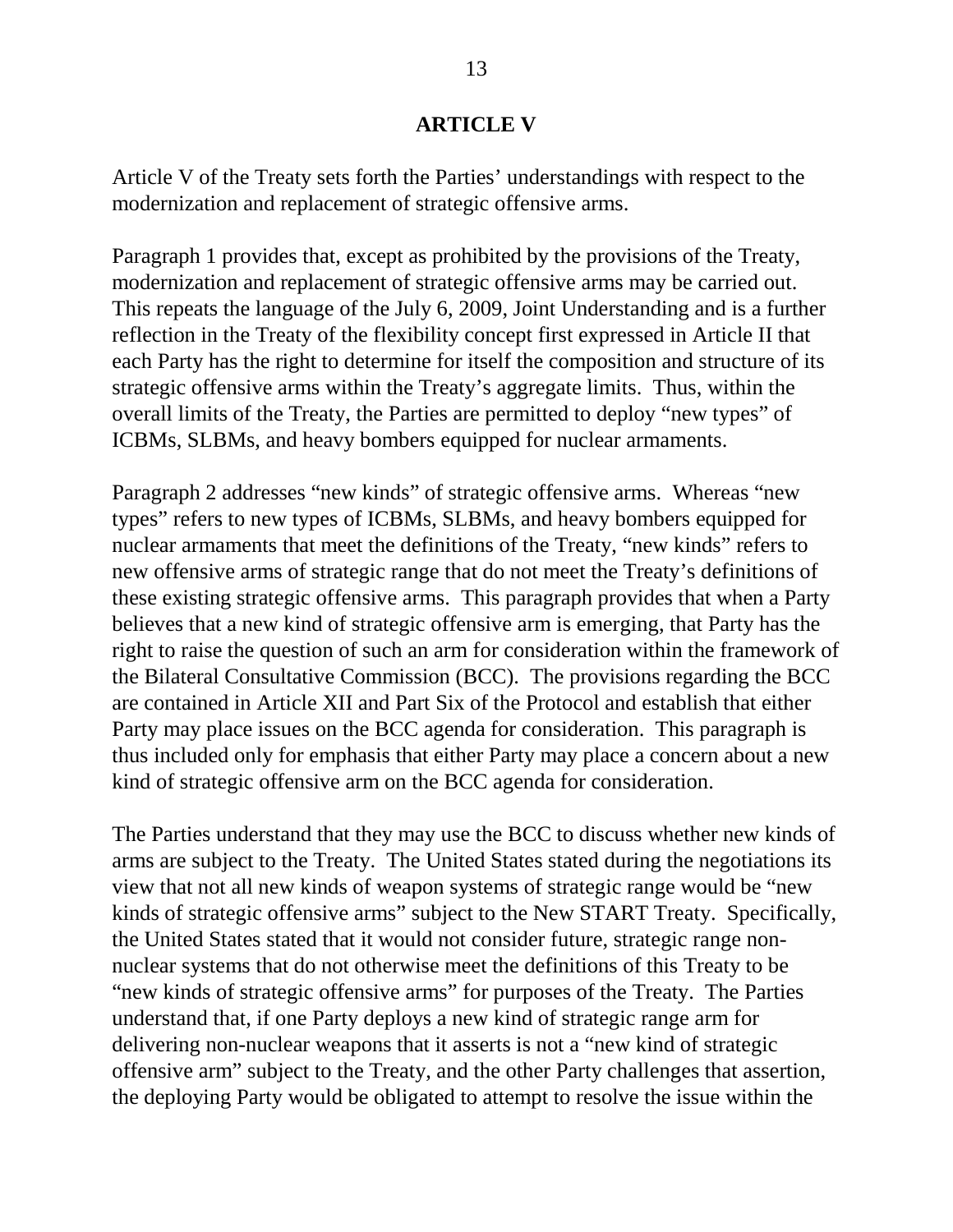## ARTICLE V

Article V of the Treaty sets forth the Parties' understandings with respect to the modernization and replacement of strategic offensive arms.

Paragraph 1 provides that, except as prohibited by the provisions of the Treaty, modernization and replacement of strategic offensive arms may be carried out. This repeats the language of the July 6, 2009, Joint Understanding and is a further reflection in the Treaty of the flexibility concept first expressed in Article II that each Party has the right to determine for itself the composition and structure of its strategic offensive arms within the Treaty's aggregate limits. Thus, within the overall limits of the Treaty, the Parties are permitted to deploy "new types" of ICBMs, SLBMs, and heavy bombers equipped for nuclear armaments.

Paragraph 2 addresses "new kinds" of strategic offensive arms. Whereas "new types" refers to new types of ICBMs, SLBMs, and heavy bombers equipped for nuclear armaments that meet the definitions of the Treaty, "new kinds" refers to new offensive arms of strategic range that do not meet the Treaty's definitions of these existing strategic offensive arms. This paragraph provides that when a Party believes that a new kind of strategic offensive arm is emerging, that Party has the right to raise the question of such an arm for consideration within the framework of the Bilateral Consultative Commission (BCC). The provisions regarding the BCC are contained in Article XII and Part Six of the Protocol and establish that either Party may place issues on the BCC agenda for consideration. This paragraph is thus included only for emphasis that either Party may place a concern about a new kind of strategic offensive arm on the BCC agenda for consideration.

The Parties understand that they may use the BCC to discuss whether new kinds of arms are subject to the Treaty. The United States stated during the negotiations its view that not all new kinds of weapon systems of strategic range would be "new kinds of strategic offensive arms" subject to the New START Treaty. Specifically, the United States stated that it would not consider future, strategic range non-nuclear systems that do not otherwise meet the definitions of this Treaty to be "new kinds of strategic offensive arms" for purposes of the Treaty. The Parties understand that, if one Party deploys a new kind of strategic range arm for delivering non-nuclear weapons that it asserts is not a "new kind of strategic offensive arm" subject to the Treaty, and the other Party challenges that assertion, the deploying Party would be obligated to attempt to resolve the issue within the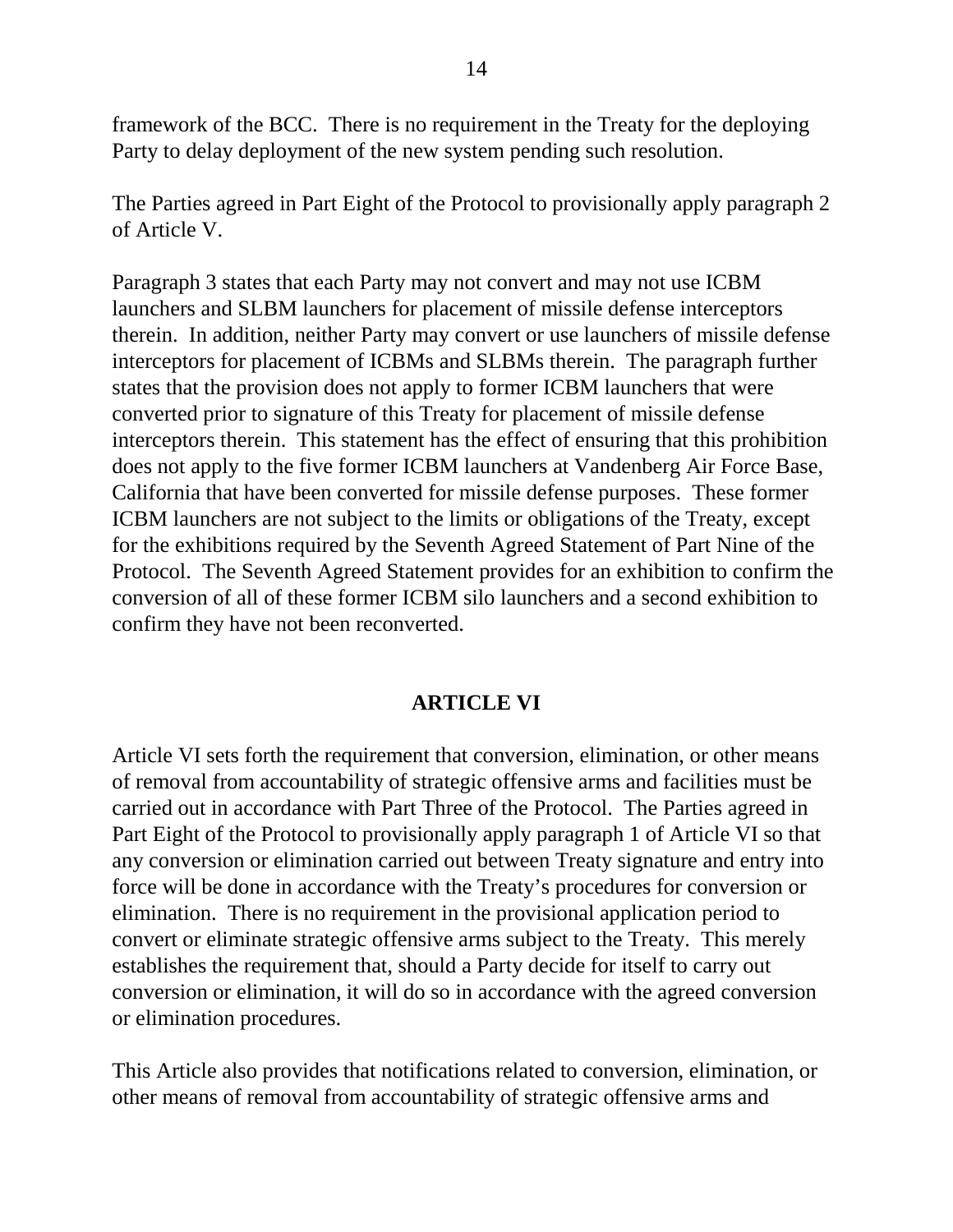framework of the BCC. There is no requirement in the Treaty for the deploying Party to delay deployment of the new system pending such resolution.

The Parties agreed in Part Eight of the Protocol to provisionally apply paragraph 2 of Article V.

Paragraph 3 states that each Party may not convert and may not use ICBM launchers and SLBM launchers for placement of missile defense interceptors therein. In addition, neither Party may convert or use launchers of missile defense interceptors for placement of ICBMs and SLBMs therein. The paragraph further states that the provision does not apply to former ICBM launchers that were converted prior to signature of this Treaty for placement of missile defense interceptors therein. This statement has the effect of ensuring that this prohibition does not apply to the five former ICBM launchers at Vandenberg Air Force Base, California that have been converted for missile defense purposes. These former ICBM launchers are not subject to the limits or obligations of the Treaty, except for the exhibitions required by the Seventh Agreed Statement of Part Nine of the Protocol. The Seventh Agreed Statement provides for an exhibition to confirm the conversion of all of these former ICBM silo launchers and a second exhibition to confirm they have not been reconverted.

## ARTICLE VI

Article VI sets forth the requirement that conversion, elimination, or other means of removal from accountability of strategic offensive arms and facilities must be carried out in accordance with Part Three of the Protocol. The Parties agreed in Part Eight of the Protocol to provisionally apply paragraph 1 of Article VI so that any conversion or elimination carried out between Treaty signature and entry into force will be done in accordance with the Treaty's procedures for conversion or elimination. There is no requirement in the provisional application period to convert or eliminate strategic offensive arms subject to the Treaty. This merely establishes the requirement that, should a Party decide for itself to carry out conversion or elimination, it will do so in accordance with the agreed conversion or elimination procedures.

This Article also provides that notifications related to conversion, elimination, or other means of removal from accountability of strategic offensive arms and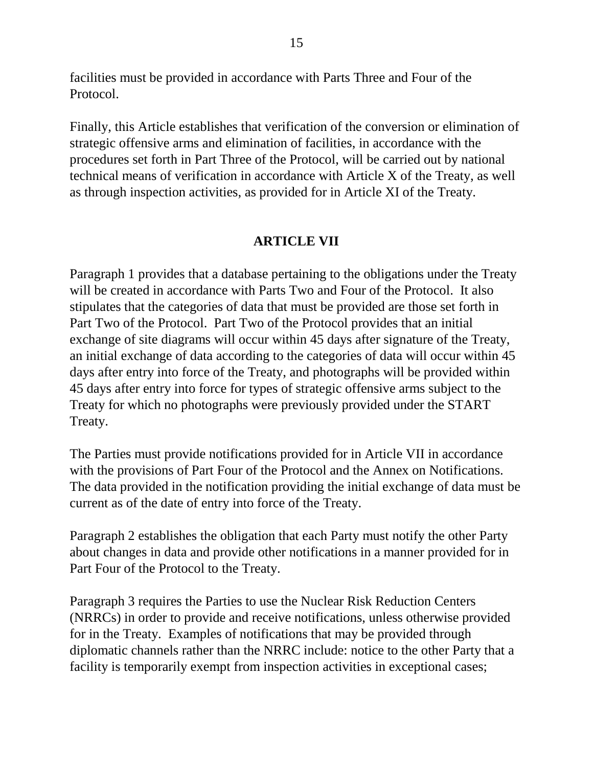facilities must be provided in accordance with Parts Three and Four of the Protocol.

Finally, this Article establishes that verification of the conversion or elimination of strategic offensive arms and elimination of facilities, in accordance with the procedures set forth in Part Three of the Protocol, will be carried out by national technical means of verification in accordance with Article X of the Treaty, as well as through inspection activities, as provided for in Article XI of the Treaty.

## ARTICLE VII

Paragraph 1 provides that a database pertaining to the obligations under the Treaty will be created in accordance with Parts Two and Four of the Protocol. It also stipulates that the categories of data that must be provided are those set forth in Part Two of the Protocol. Part Two of the Protocol provides that an initial exchange of site diagrams will occur within 45 days after signature of the Treaty, an initial exchange of data according to the categories of data will occur within 45 days after entry into force of the Treaty, and photographs will be provided within 45 days after entry into force for types of strategic offensive arms subject to the Treaty for which no photographs were previously provided under the START Treaty.

The Parties must provide notifications provided for in Article VII in accordance with the provisions of Part Four of the Protocol and the Annex on Notifications. The data provided in the notification providing the initial exchange of data must be current as of the date of entry into force of the Treaty.

Paragraph 2 establishes the obligation that each Party must notify the other Party about changes in data and provide other notifications in a manner provided for in Part Four of the Protocol to the Treaty.

Paragraph 3 requires the Parties to use the Nuclear Risk Reduction Centers (NRRCs) in order to provide and receive notifications, unless otherwise provided for in the Treaty. Examples of notifications that may be provided through diplomatic channels rather than the NRRC include: notice to the other Party that a facility is temporarily exempt from inspection activities in exceptional cases;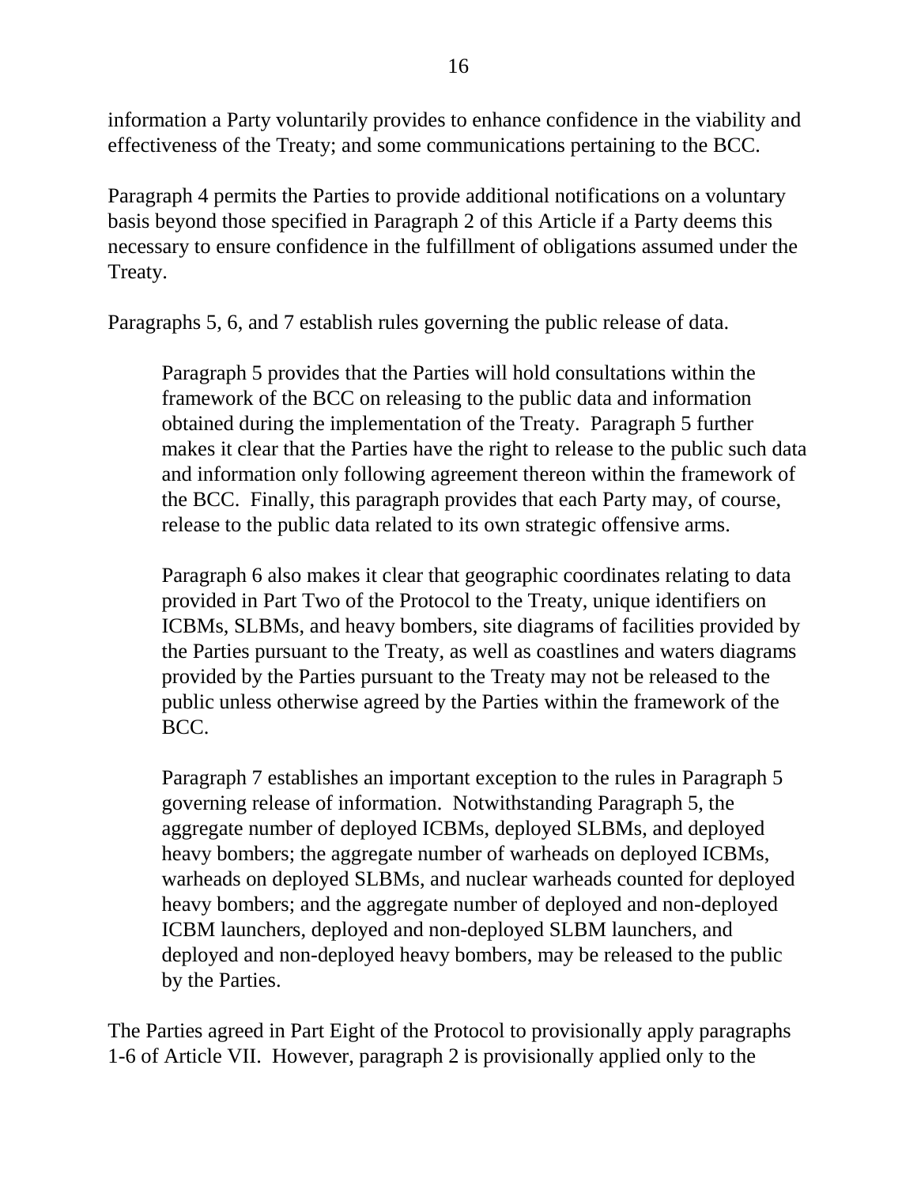information a Party voluntarily provides to enhance confidence in the viability and effectiveness of the Treaty; and some communications pertaining to the BCC.

Paragraph 4 permits the Parties to provide additional notifications on a voluntary basis beyond those specified in Paragraph 2 of this Article if a Party deems this necessary to ensure confidence in the fulfillment of obligations assumed under the Treaty.

Paragraphs 5, 6, and 7 establish rules governing the public release of data.

> Paragraph 5 provides that the Parties will hold consultations within the framework of the BCC on releasing to the public data and information obtained during the implementation of the Treaty. Paragraph 5 further makes it clear that the Parties have the right to release to the public such data and information only following agreement thereon within the framework of the BCC. Finally, this paragraph provides that each Party may, of course, release to the public data related to its own strategic offensive arms.
>
> Paragraph 6 also makes it clear that geographic coordinates relating to data provided in Part Two of the Protocol to the Treaty, unique identifiers on ICBMs, SLBMs, and heavy bombers, site diagrams of facilities provided by the Parties pursuant to the Treaty, as well as coastlines and waters diagrams provided by the Parties pursuant to the Treaty may not be released to the public unless otherwise agreed by the Parties within the framework of the BCC.
>
> Paragraph 7 establishes an important exception to the rules in Paragraph 5 governing release of information. Notwithstanding Paragraph 5, the aggregate number of deployed ICBMs, deployed SLBMs, and deployed heavy bombers; the aggregate number of warheads on deployed ICBMs, warheads on deployed SLBMs, and nuclear warheads counted for deployed heavy bombers; and the aggregate number of deployed and non-deployed ICBM launchers, deployed and non-deployed SLBM launchers, and deployed and non-deployed heavy bombers, may be released to the public by the Parties.

The Parties agreed in Part Eight of the Protocol to provisionally apply paragraphs 1-6 of Article VII. However, paragraph 2 is provisionally applied only to the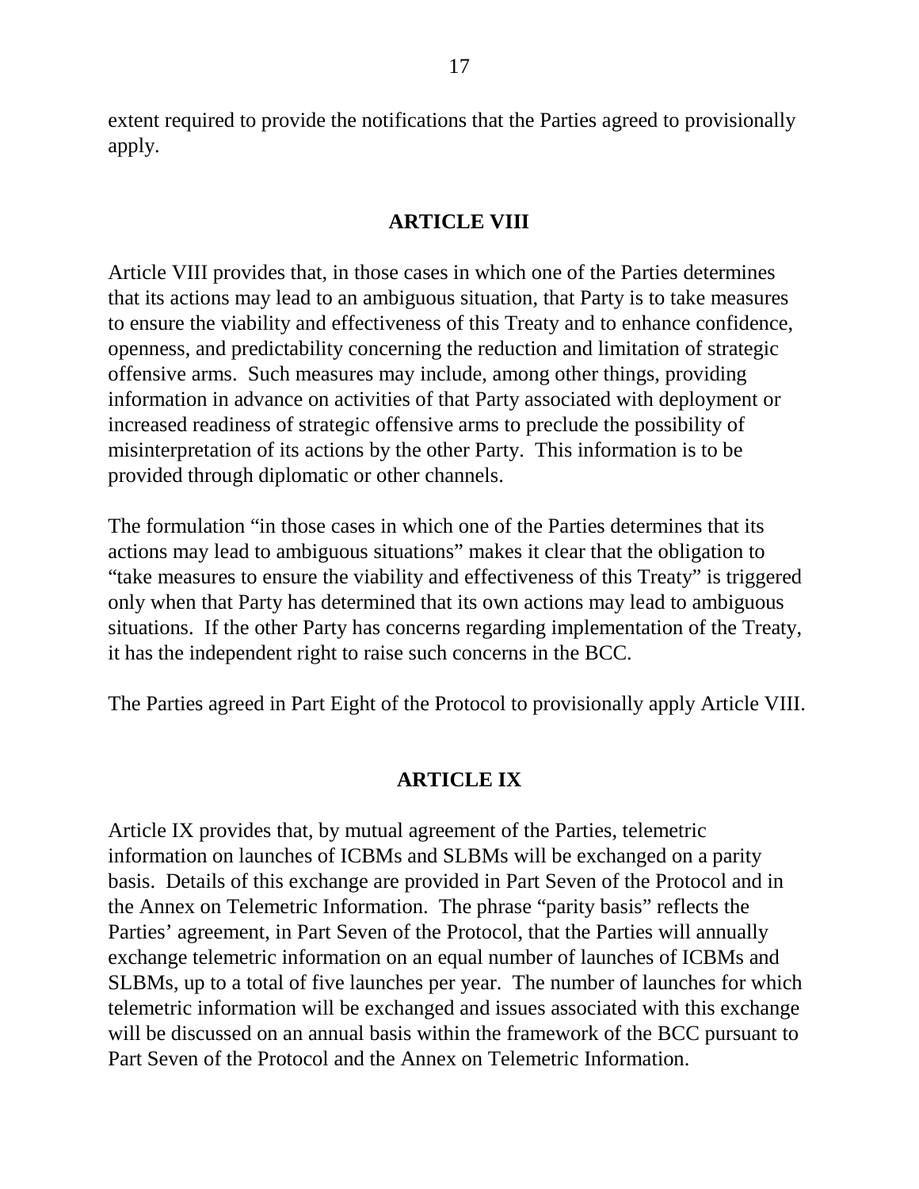extent required to provide the notifications that the Parties agreed to provisionally apply.

## ARTICLE VIII

Article VIII provides that, in those cases in which one of the Parties determines that its actions may lead to an ambiguous situation, that Party is to take measures to ensure the viability and effectiveness of this Treaty and to enhance confidence, openness, and predictability concerning the reduction and limitation of strategic offensive arms. Such measures may include, among other things, providing information in advance on activities of that Party associated with deployment or increased readiness of strategic offensive arms to preclude the possibility of misinterpretation of its actions by the other Party. This information is to be provided through diplomatic or other channels.

The formulation "in those cases in which one of the Parties determines that its actions may lead to ambiguous situations" makes it clear that the obligation to "take measures to ensure the viability and effectiveness of this Treaty" is triggered only when that Party has determined that its own actions may lead to ambiguous situations. If the other Party has concerns regarding implementation of the Treaty, it has the independent right to raise such concerns in the BCC.

The Parties agreed in Part Eight of the Protocol to provisionally apply Article VIII.

## ARTICLE IX

Article IX provides that, by mutual agreement of the Parties, telemetric information on launches of ICBMs and SLBMs will be exchanged on a parity basis. Details of this exchange are provided in Part Seven of the Protocol and in the Annex on Telemetric Information. The phrase "parity basis" reflects the Parties' agreement, in Part Seven of the Protocol, that the Parties will annually exchange telemetric information on an equal number of launches of ICBMs and SLBMs, up to a total of five launches per year. The number of launches for which telemetric information will be exchanged and issues associated with this exchange will be discussed on an annual basis within the framework of the BCC pursuant to Part Seven of the Protocol and the Annex on Telemetric Information.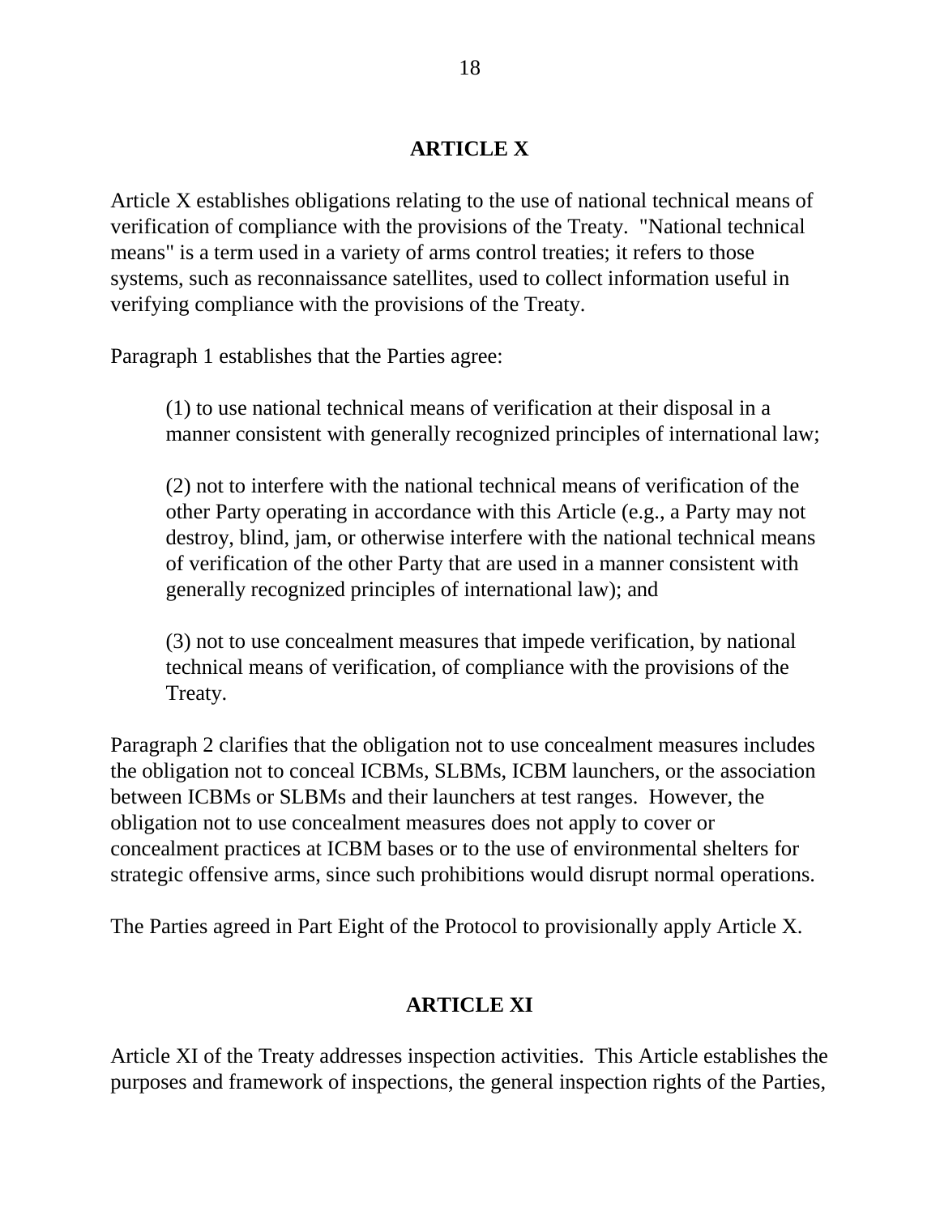## ARTICLE X

Article X establishes obligations relating to the use of national technical means of verification of compliance with the provisions of the Treaty. "National technical means" is a term used in a variety of arms control treaties; it refers to those systems, such as reconnaissance satellites, used to collect information useful in verifying compliance with the provisions of the Treaty.

Paragraph 1 establishes that the Parties agree:

> (1) to use national technical means of verification at their disposal in a manner consistent with generally recognized principles of international law;
>
> (2) not to interfere with the national technical means of verification of the other Party operating in accordance with this Article (e.g., a Party may not destroy, blind, jam, or otherwise interfere with the national technical means of verification of the other Party that are used in a manner consistent with generally recognized principles of international law); and
>
> (3) not to use concealment measures that impede verification, by national technical means of verification, of compliance with the provisions of the Treaty.

Paragraph 2 clarifies that the obligation not to use concealment measures includes the obligation not to conceal ICBMs, SLBMs, ICBM launchers, or the association between ICBMs or SLBMs and their launchers at test ranges. However, the obligation not to use concealment measures does not apply to cover or concealment practices at ICBM bases or to the use of environmental shelters for strategic offensive arms, since such prohibitions would disrupt normal operations.

The Parties agreed in Part Eight of the Protocol to provisionally apply Article X.

## ARTICLE XI

Article XI of the Treaty addresses inspection activities. This Article establishes the purposes and framework of inspections, the general inspection rights of the Parties,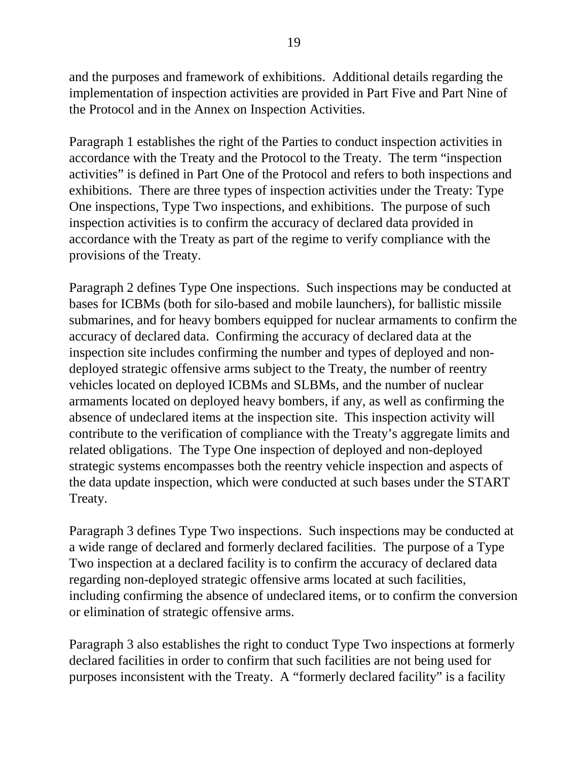and the purposes and framework of exhibitions. Additional details regarding the implementation of inspection activities are provided in Part Five and Part Nine of the Protocol and in the Annex on Inspection Activities.

Paragraph 1 establishes the right of the Parties to conduct inspection activities in accordance with the Treaty and the Protocol to the Treaty. The term "inspection activities" is defined in Part One of the Protocol and refers to both inspections and exhibitions. There are three types of inspection activities under the Treaty: Type One inspections, Type Two inspections, and exhibitions. The purpose of such inspection activities is to confirm the accuracy of declared data provided in accordance with the Treaty as part of the regime to verify compliance with the provisions of the Treaty.

Paragraph 2 defines Type One inspections. Such inspections may be conducted at bases for ICBMs (both for silo-based and mobile launchers), for ballistic missile submarines, and for heavy bombers equipped for nuclear armaments to confirm the accuracy of declared data. Confirming the accuracy of declared data at the inspection site includes confirming the number and types of deployed and non-deployed strategic offensive arms subject to the Treaty, the number of reentry vehicles located on deployed ICBMs and SLBMs, and the number of nuclear armaments located on deployed heavy bombers, if any, as well as confirming the absence of undeclared items at the inspection site. This inspection activity will contribute to the verification of compliance with the Treaty's aggregate limits and related obligations. The Type One inspection of deployed and non-deployed strategic systems encompasses both the reentry vehicle inspection and aspects of the data update inspection, which were conducted at such bases under the START Treaty.

Paragraph 3 defines Type Two inspections. Such inspections may be conducted at a wide range of declared and formerly declared facilities. The purpose of a Type Two inspection at a declared facility is to confirm the accuracy of declared data regarding non-deployed strategic offensive arms located at such facilities, including confirming the absence of undeclared items, or to confirm the conversion or elimination of strategic offensive arms.

Paragraph 3 also establishes the right to conduct Type Two inspections at formerly declared facilities in order to confirm that such facilities are not being used for purposes inconsistent with the Treaty. A "formerly declared facility" is a facility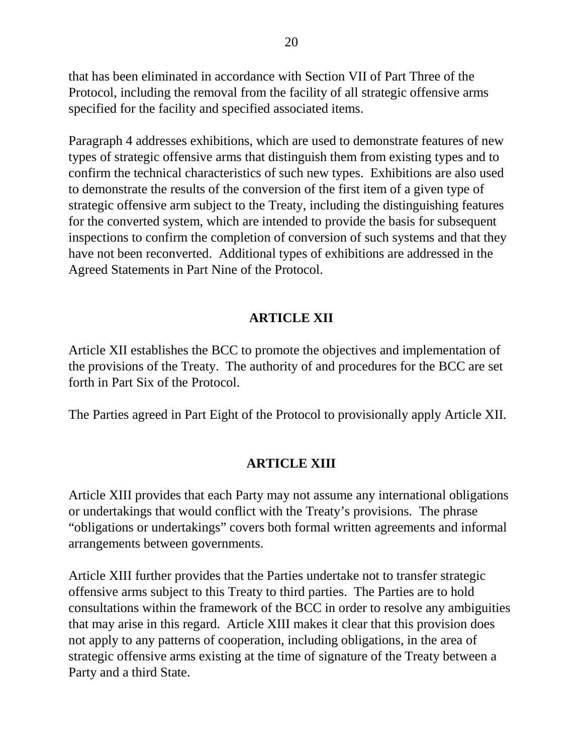that has been eliminated in accordance with Section VII of Part Three of the Protocol, including the removal from the facility of all strategic offensive arms specified for the facility and specified associated items.

Paragraph 4 addresses exhibitions, which are used to demonstrate features of new types of strategic offensive arms that distinguish them from existing types and to confirm the technical characteristics of such new types. Exhibitions are also used to demonstrate the results of the conversion of the first item of a given type of strategic offensive arm subject to the Treaty, including the distinguishing features for the converted system, which are intended to provide the basis for subsequent inspections to confirm the completion of conversion of such systems and that they have not been reconverted. Additional types of exhibitions are addressed in the Agreed Statements in Part Nine of the Protocol.

## ARTICLE XII

Article XII establishes the BCC to promote the objectives and implementation of the provisions of the Treaty. The authority of and procedures for the BCC are set forth in Part Six of the Protocol.

The Parties agreed in Part Eight of the Protocol to provisionally apply Article XII.

## ARTICLE XIII

Article XIII provides that each Party may not assume any international obligations or undertakings that would conflict with the Treaty's provisions. The phrase "obligations or undertakings" covers both formal written agreements and informal arrangements between governments.

Article XIII further provides that the Parties undertake not to transfer strategic offensive arms subject to this Treaty to third parties. The Parties are to hold consultations within the framework of the BCC in order to resolve any ambiguities that may arise in this regard. Article XIII makes it clear that this provision does not apply to any patterns of cooperation, including obligations, in the area of strategic offensive arms existing at the time of signature of the Treaty between a Party and a third State.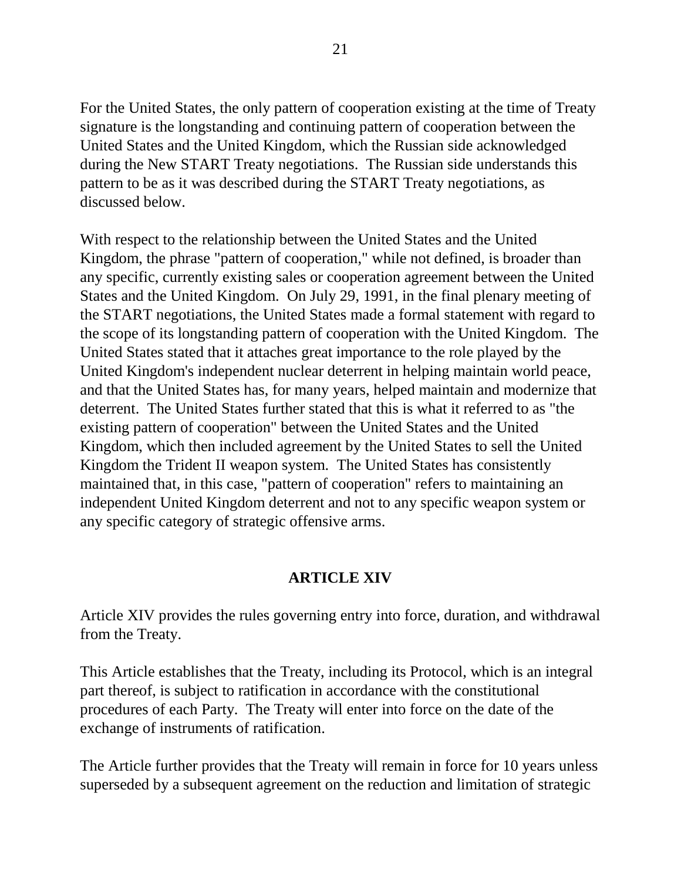For the United States, the only pattern of cooperation existing at the time of Treaty signature is the longstanding and continuing pattern of cooperation between the United States and the United Kingdom, which the Russian side acknowledged during the New START Treaty negotiations. The Russian side understands this pattern to be as it was described during the START Treaty negotiations, as discussed below.

With respect to the relationship between the United States and the United Kingdom, the phrase "pattern of cooperation," while not defined, is broader than any specific, currently existing sales or cooperation agreement between the United States and the United Kingdom. On July 29, 1991, in the final plenary meeting of the START negotiations, the United States made a formal statement with regard to the scope of its longstanding pattern of cooperation with the United Kingdom. The United States stated that it attaches great importance to the role played by the United Kingdom's independent nuclear deterrent in helping maintain world peace, and that the United States has, for many years, helped maintain and modernize that deterrent. The United States further stated that this is what it referred to as "the existing pattern of cooperation" between the United States and the United Kingdom, which then included agreement by the United States to sell the United Kingdom the Trident II weapon system. The United States has consistently maintained that, in this case, "pattern of cooperation" refers to maintaining an independent United Kingdom deterrent and not to any specific weapon system or any specific category of strategic offensive arms.

## ARTICLE XIV

Article XIV provides the rules governing entry into force, duration, and withdrawal from the Treaty.

This Article establishes that the Treaty, including its Protocol, which is an integral part thereof, is subject to ratification in accordance with the constitutional procedures of each Party. The Treaty will enter into force on the date of the exchange of instruments of ratification.

The Article further provides that the Treaty will remain in force for 10 years unless superseded by a subsequent agreement on the reduction and limitation of strategic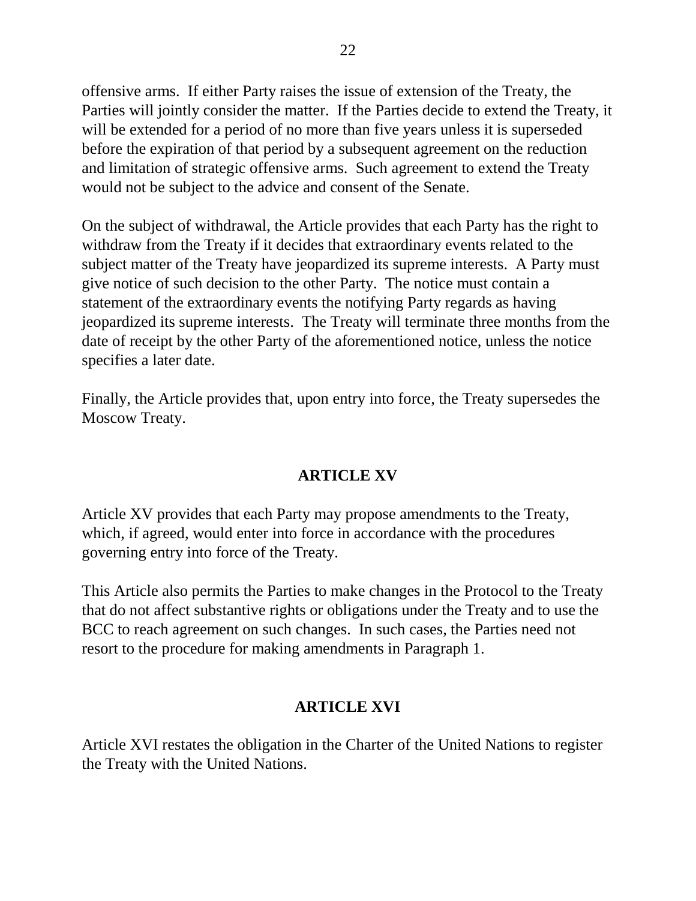offensive arms. If either Party raises the issue of extension of the Treaty, the Parties will jointly consider the matter. If the Parties decide to extend the Treaty, it will be extended for a period of no more than five years unless it is superseded before the expiration of that period by a subsequent agreement on the reduction and limitation of strategic offensive arms. Such agreement to extend the Treaty would not be subject to the advice and consent of the Senate.

On the subject of withdrawal, the Article provides that each Party has the right to withdraw from the Treaty if it decides that extraordinary events related to the subject matter of the Treaty have jeopardized its supreme interests. A Party must give notice of such decision to the other Party. The notice must contain a statement of the extraordinary events the notifying Party regards as having jeopardized its supreme interests. The Treaty will terminate three months from the date of receipt by the other Party of the aforementioned notice, unless the notice specifies a later date.

Finally, the Article provides that, upon entry into force, the Treaty supersedes the Moscow Treaty.

## ARTICLE XV

Article XV provides that each Party may propose amendments to the Treaty, which, if agreed, would enter into force in accordance with the procedures governing entry into force of the Treaty.

This Article also permits the Parties to make changes in the Protocol to the Treaty that do not affect substantive rights or obligations under the Treaty and to use the BCC to reach agreement on such changes. In such cases, the Parties need not resort to the procedure for making amendments in Paragraph 1.

## ARTICLE XVI

Article XVI restates the obligation in the Charter of the United Nations to register the Treaty with the United Nations.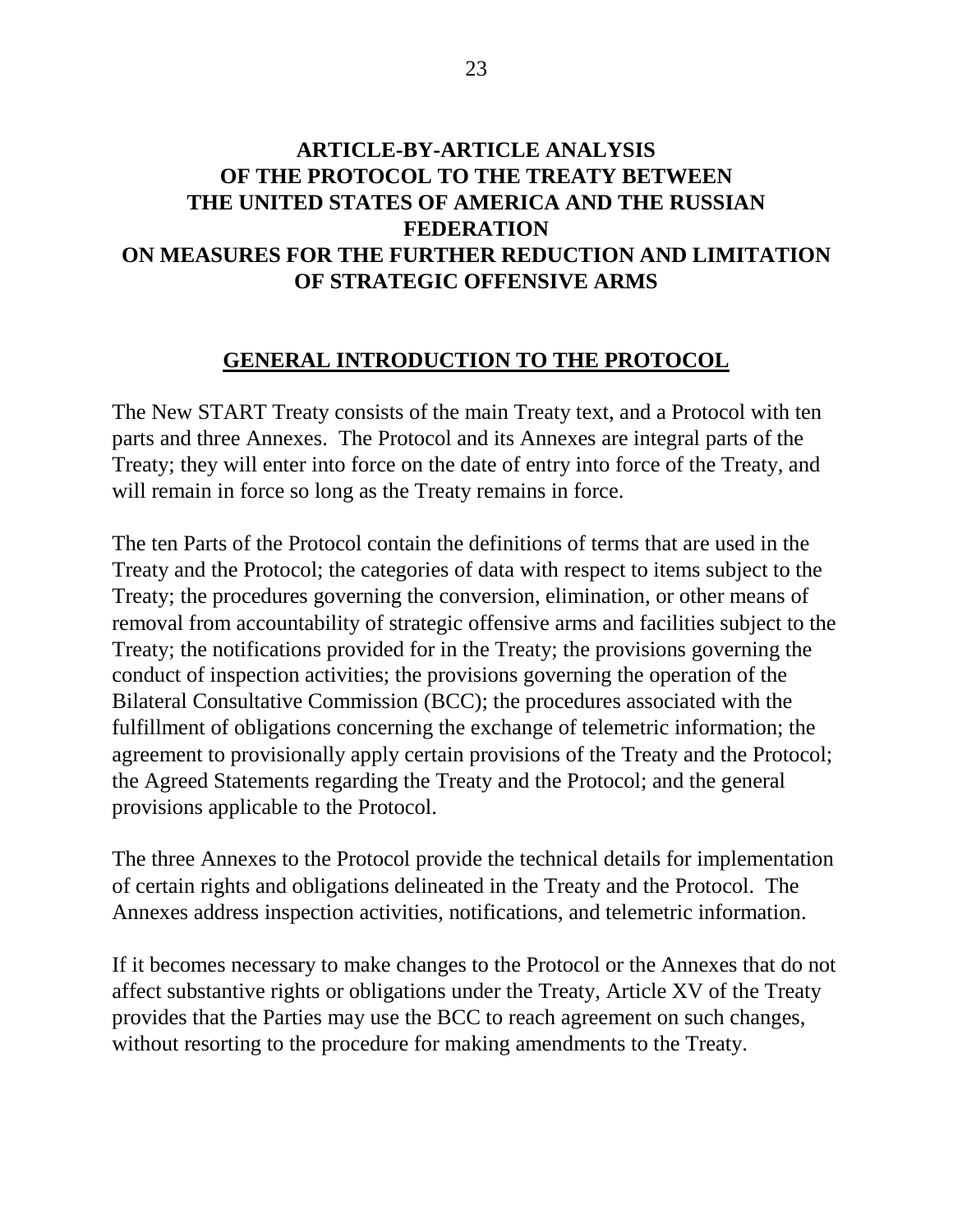# ARTICLE-BY-ARTICLE ANALYSIS OF THE PROTOCOL TO THE TREATY BETWEEN THE UNITED STATES OF AMERICA AND THE RUSSIAN FEDERATION ON MEASURES FOR THE FURTHER REDUCTION AND LIMITATION OF STRATEGIC OFFENSIVE ARMS

## GENERAL INTRODUCTION TO THE PROTOCOL

The New START Treaty consists of the main Treaty text, and a Protocol with ten parts and three Annexes. The Protocol and its Annexes are integral parts of the Treaty; they will enter into force on the date of entry into force of the Treaty, and will remain in force so long as the Treaty remains in force.

The ten Parts of the Protocol contain the definitions of terms that are used in the Treaty and the Protocol; the categories of data with respect to items subject to the Treaty; the procedures governing the conversion, elimination, or other means of removal from accountability of strategic offensive arms and facilities subject to the Treaty; the notifications provided for in the Treaty; the provisions governing the conduct of inspection activities; the provisions governing the operation of the Bilateral Consultative Commission (BCC); the procedures associated with the fulfillment of obligations concerning the exchange of telemetric information; the agreement to provisionally apply certain provisions of the Treaty and the Protocol; the Agreed Statements regarding the Treaty and the Protocol; and the general provisions applicable to the Protocol.

The three Annexes to the Protocol provide the technical details for implementation of certain rights and obligations delineated in the Treaty and the Protocol. The Annexes address inspection activities, notifications, and telemetric information.

If it becomes necessary to make changes to the Protocol or the Annexes that do not affect substantive rights or obligations under the Treaty, Article XV of the Treaty provides that the Parties may use the BCC to reach agreement on such changes, without resorting to the procedure for making amendments to the Treaty.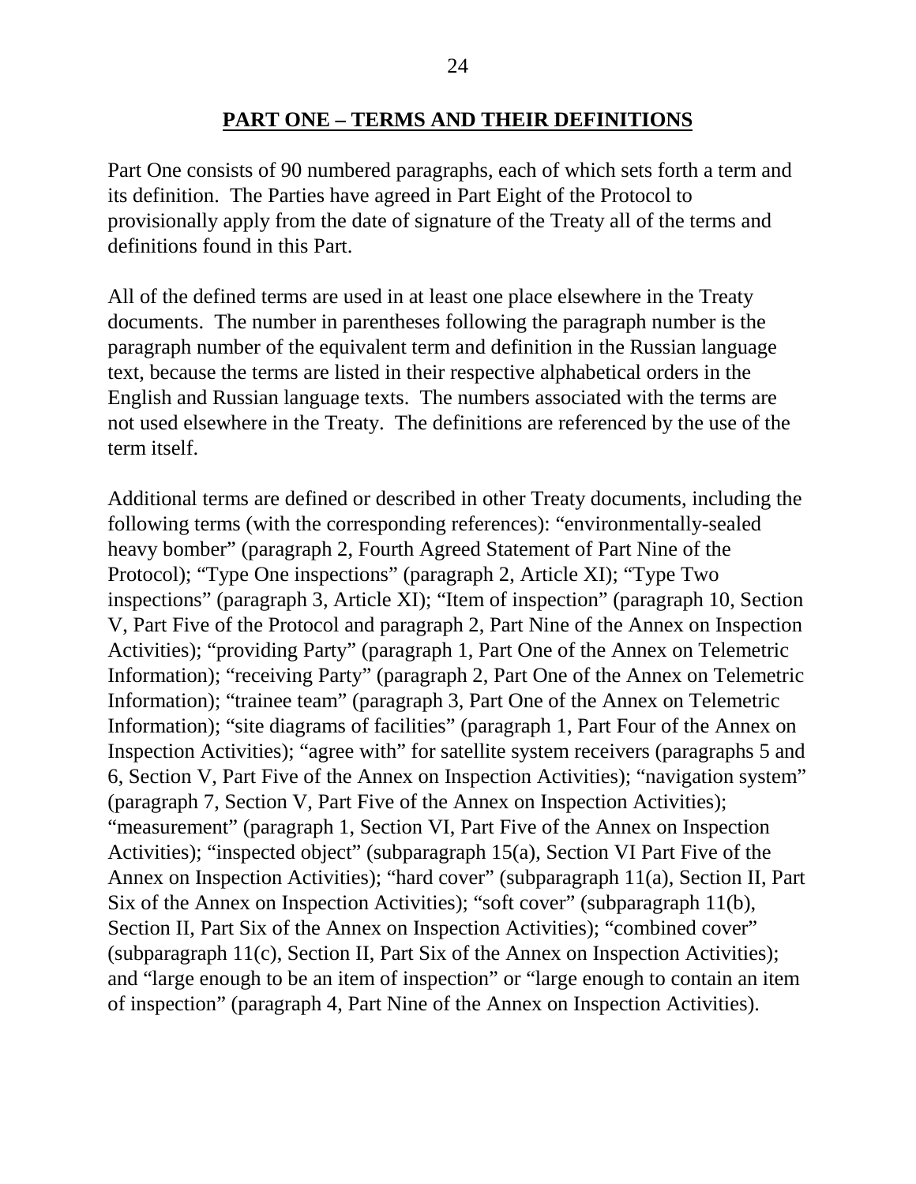## PART ONE – TERMS AND THEIR DEFINITIONS

Part One consists of 90 numbered paragraphs, each of which sets forth a term and its definition. The Parties have agreed in Part Eight of the Protocol to provisionally apply from the date of signature of the Treaty all of the terms and definitions found in this Part.

All of the defined terms are used in at least one place elsewhere in the Treaty documents. The number in parentheses following the paragraph number is the paragraph number of the equivalent term and definition in the Russian language text, because the terms are listed in their respective alphabetical orders in the English and Russian language texts. The numbers associated with the terms are not used elsewhere in the Treaty. The definitions are referenced by the use of the term itself.

Additional terms are defined or described in other Treaty documents, including the following terms (with the corresponding references): "environmentally-sealed heavy bomber" (paragraph 2, Fourth Agreed Statement of Part Nine of the Protocol); "Type One inspections" (paragraph 2, Article XI); "Type Two inspections" (paragraph 3, Article XI); "Item of inspection" (paragraph 10, Section V, Part Five of the Protocol and paragraph 2, Part Nine of the Annex on Inspection Activities); "providing Party" (paragraph 1, Part One of the Annex on Telemetric Information); "receiving Party" (paragraph 2, Part One of the Annex on Telemetric Information); "trainee team" (paragraph 3, Part One of the Annex on Telemetric Information); "site diagrams of facilities" (paragraph 1, Part Four of the Annex on Inspection Activities); "agree with" for satellite system receivers (paragraphs 5 and 6, Section V, Part Five of the Annex on Inspection Activities); "navigation system" (paragraph 7, Section V, Part Five of the Annex on Inspection Activities); "measurement" (paragraph 1, Section VI, Part Five of the Annex on Inspection Activities); "inspected object" (subparagraph 15(a), Section VI Part Five of the Annex on Inspection Activities); "hard cover" (subparagraph 11(a), Section II, Part Six of the Annex on Inspection Activities); "soft cover" (subparagraph 11(b), Section II, Part Six of the Annex on Inspection Activities); "combined cover" (subparagraph 11(c), Section II, Part Six of the Annex on Inspection Activities); and "large enough to be an item of inspection" or "large enough to contain an item of inspection" (paragraph 4, Part Nine of the Annex on Inspection Activities).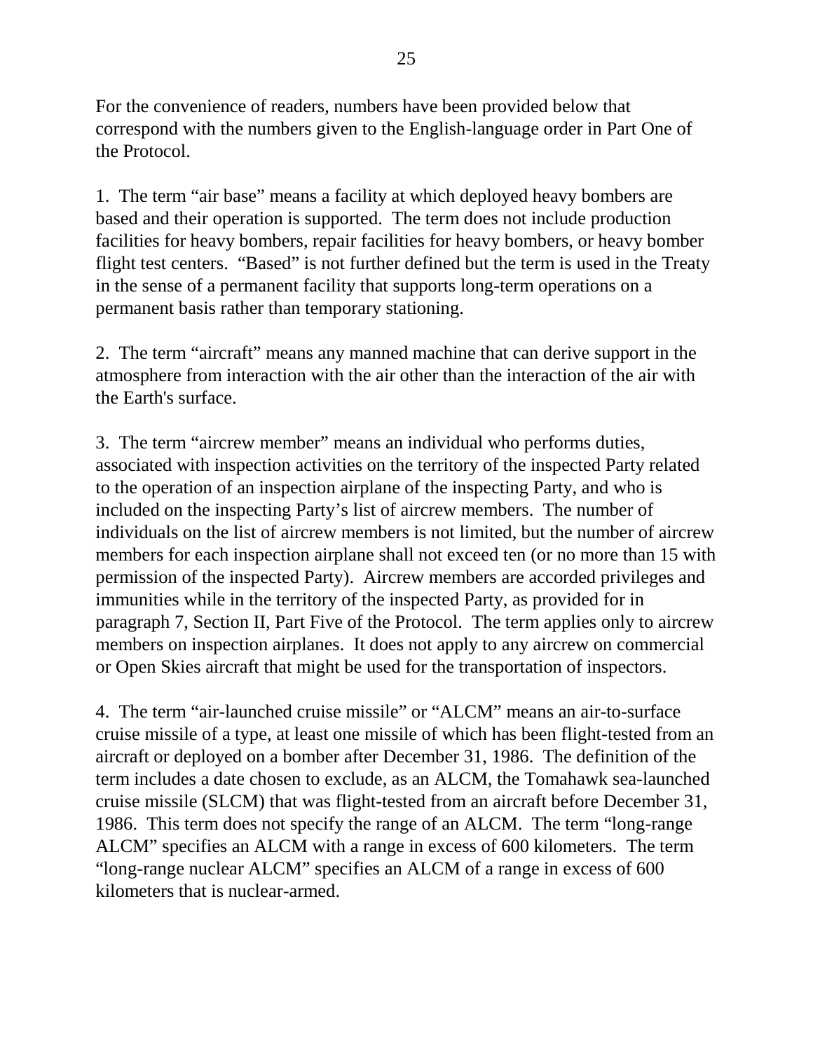For the convenience of readers, numbers have been provided below that correspond with the numbers given to the English-language order in Part One of the Protocol.

1. The term "air base" means a facility at which deployed heavy bombers are based and their operation is supported. The term does not include production facilities for heavy bombers, repair facilities for heavy bombers, or heavy bomber flight test centers. "Based" is not further defined but the term is used in the Treaty in the sense of a permanent facility that supports long-term operations on a permanent basis rather than temporary stationing.

2. The term "aircraft" means any manned machine that can derive support in the atmosphere from interaction with the air other than the interaction of the air with the Earth's surface.

3. The term "aircrew member" means an individual who performs duties, associated with inspection activities on the territory of the inspected Party related to the operation of an inspection airplane of the inspecting Party, and who is included on the inspecting Party's list of aircrew members. The number of individuals on the list of aircrew members is not limited, but the number of aircrew members for each inspection airplane shall not exceed ten (or no more than 15 with permission of the inspected Party). Aircrew members are accorded privileges and immunities while in the territory of the inspected Party, as provided for in paragraph 7, Section II, Part Five of the Protocol. The term applies only to aircrew members on inspection airplanes. It does not apply to any aircrew on commercial or Open Skies aircraft that might be used for the transportation of inspectors.

4. The term "air-launched cruise missile" or "ALCM" means an air-to-surface cruise missile of a type, at least one missile of which has been flight-tested from an aircraft or deployed on a bomber after December 31, 1986. The definition of the term includes a date chosen to exclude, as an ALCM, the Tomahawk sea-launched cruise missile (SLCM) that was flight-tested from an aircraft before December 31, 1986. This term does not specify the range of an ALCM. The term "long-range ALCM" specifies an ALCM with a range in excess of 600 kilometers. The term "long-range nuclear ALCM" specifies an ALCM of a range in excess of 600 kilometers that is nuclear-armed.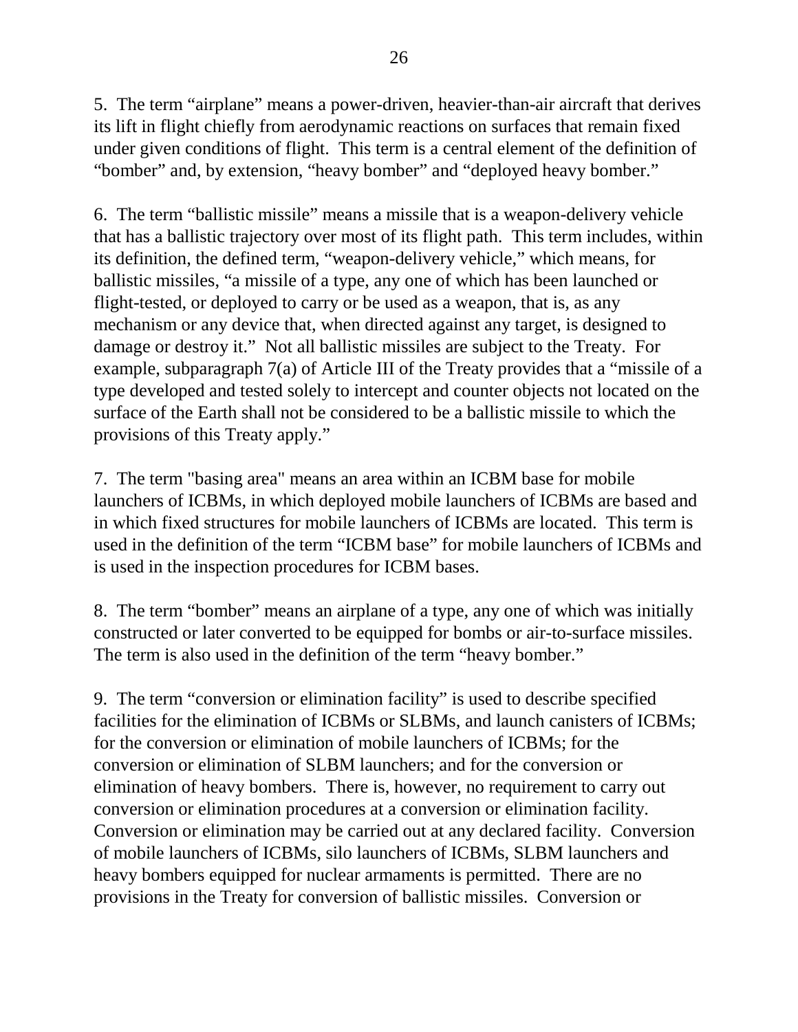5. The term “airplane” means a power-driven, heavier-than-air aircraft that derives its lift in flight chiefly from aerodynamic reactions on surfaces that remain fixed under given conditions of flight. This term is a central element of the definition of “bomber” and, by extension, “heavy bomber” and “deployed heavy bomber.”

6. The term “ballistic missile” means a missile that is a weapon-delivery vehicle that has a ballistic trajectory over most of its flight path. This term includes, within its definition, the defined term, “weapon-delivery vehicle,” which means, for ballistic missiles, “a missile of a type, any one of which has been launched or flight-tested, or deployed to carry or be used as a weapon, that is, as any mechanism or any device that, when directed against any target, is designed to damage or destroy it.” Not all ballistic missiles are subject to the Treaty. For example, subparagraph 7(a) of Article III of the Treaty provides that a “missile of a type developed and tested solely to intercept and counter objects not located on the surface of the Earth shall not be considered to be a ballistic missile to which the provisions of this Treaty apply.”

7. The term "basing area" means an area within an ICBM base for mobile launchers of ICBMs, in which deployed mobile launchers of ICBMs are based and in which fixed structures for mobile launchers of ICBMs are located. This term is used in the definition of the term “ICBM base” for mobile launchers of ICBMs and is used in the inspection procedures for ICBM bases.

8. The term “bomber” means an airplane of a type, any one of which was initially constructed or later converted to be equipped for bombs or air-to-surface missiles. The term is also used in the definition of the term “heavy bomber.”

9. The term “conversion or elimination facility” is used to describe specified facilities for the elimination of ICBMs or SLBMs, and launch canisters of ICBMs; for the conversion or elimination of mobile launchers of ICBMs; for the conversion or elimination of SLBM launchers; and for the conversion or elimination of heavy bombers. There is, however, no requirement to carry out conversion or elimination procedures at a conversion or elimination facility. Conversion or elimination may be carried out at any declared facility. Conversion of mobile launchers of ICBMs, silo launchers of ICBMs, SLBM launchers and heavy bombers equipped for nuclear armaments is permitted. There are no provisions in the Treaty for conversion of ballistic missiles. Conversion or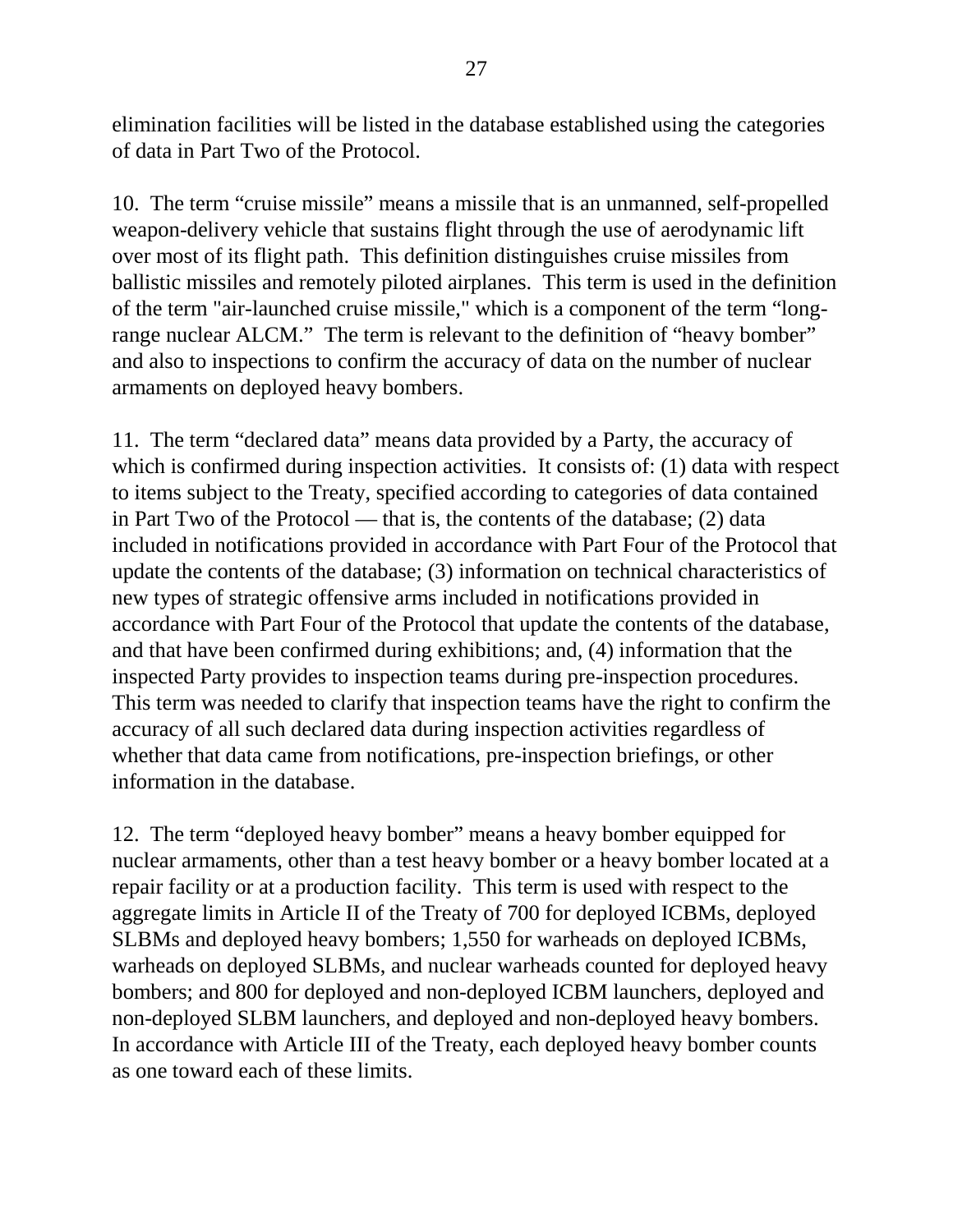elimination facilities will be listed in the database established using the categories of data in Part Two of the Protocol.

10. The term “cruise missile” means a missile that is an unmanned, self-propelled weapon-delivery vehicle that sustains flight through the use of aerodynamic lift over most of its flight path. This definition distinguishes cruise missiles from ballistic missiles and remotely piloted airplanes. This term is used in the definition of the term "air-launched cruise missile," which is a component of the term “long-range nuclear ALCM.” The term is relevant to the definition of “heavy bomber” and also to inspections to confirm the accuracy of data on the number of nuclear armaments on deployed heavy bombers.

11. The term “declared data” means data provided by a Party, the accuracy of which is confirmed during inspection activities. It consists of: (1) data with respect to items subject to the Treaty, specified according to categories of data contained in Part Two of the Protocol — that is, the contents of the database; (2) data included in notifications provided in accordance with Part Four of the Protocol that update the contents of the database; (3) information on technical characteristics of new types of strategic offensive arms included in notifications provided in accordance with Part Four of the Protocol that update the contents of the database, and that have been confirmed during exhibitions; and, (4) information that the inspected Party provides to inspection teams during pre-inspection procedures. This term was needed to clarify that inspection teams have the right to confirm the accuracy of all such declared data during inspection activities regardless of whether that data came from notifications, pre-inspection briefings, or other information in the database.

12. The term “deployed heavy bomber” means a heavy bomber equipped for nuclear armaments, other than a test heavy bomber or a heavy bomber located at a repair facility or at a production facility. This term is used with respect to the aggregate limits in Article II of the Treaty of 700 for deployed ICBMs, deployed SLBMs and deployed heavy bombers; 1,550 for warheads on deployed ICBMs, warheads on deployed SLBMs, and nuclear warheads counted for deployed heavy bombers; and 800 for deployed and non-deployed ICBM launchers, deployed and non-deployed SLBM launchers, and deployed and non-deployed heavy bombers. In accordance with Article III of the Treaty, each deployed heavy bomber counts as one toward each of these limits.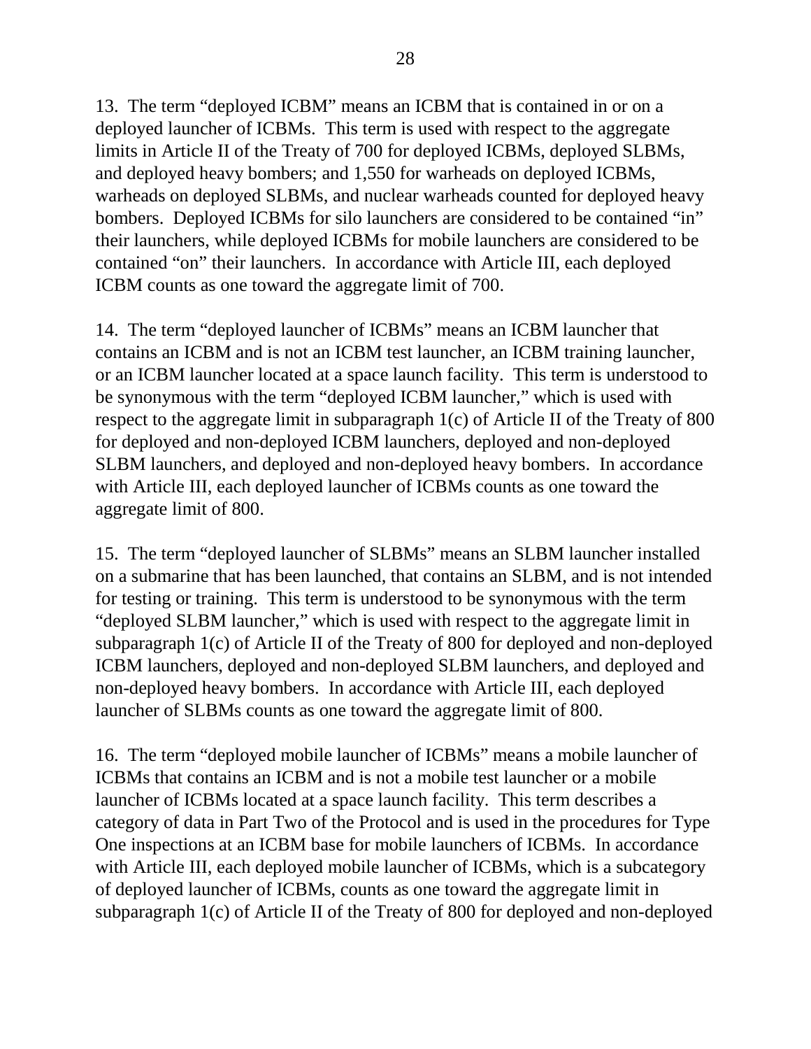13. The term “deployed ICBM” means an ICBM that is contained in or on a deployed launcher of ICBMs. This term is used with respect to the aggregate limits in Article II of the Treaty of 700 for deployed ICBMs, deployed SLBMs, and deployed heavy bombers; and 1,550 for warheads on deployed ICBMs, warheads on deployed SLBMs, and nuclear warheads counted for deployed heavy bombers. Deployed ICBMs for silo launchers are considered to be contained “in” their launchers, while deployed ICBMs for mobile launchers are considered to be contained “on” their launchers. In accordance with Article III, each deployed ICBM counts as one toward the aggregate limit of 700.

14. The term “deployed launcher of ICBMs” means an ICBM launcher that contains an ICBM and is not an ICBM test launcher, an ICBM training launcher, or an ICBM launcher located at a space launch facility. This term is understood to be synonymous with the term “deployed ICBM launcher,” which is used with respect to the aggregate limit in subparagraph 1(c) of Article II of the Treaty of 800 for deployed and non-deployed ICBM launchers, deployed and non-deployed SLBM launchers, and deployed and non-deployed heavy bombers. In accordance with Article III, each deployed launcher of ICBMs counts as one toward the aggregate limit of 800.

15. The term “deployed launcher of SLBMs” means an SLBM launcher installed on a submarine that has been launched, that contains an SLBM, and is not intended for testing or training. This term is understood to be synonymous with the term “deployed SLBM launcher,” which is used with respect to the aggregate limit in subparagraph 1(c) of Article II of the Treaty of 800 for deployed and non-deployed ICBM launchers, deployed and non-deployed SLBM launchers, and deployed and non-deployed heavy bombers. In accordance with Article III, each deployed launcher of SLBMs counts as one toward the aggregate limit of 800.

16. The term “deployed mobile launcher of ICBMs” means a mobile launcher of ICBMs that contains an ICBM and is not a mobile test launcher or a mobile launcher of ICBMs located at a space launch facility. This term describes a category of data in Part Two of the Protocol and is used in the procedures for Type One inspections at an ICBM base for mobile launchers of ICBMs. In accordance with Article III, each deployed mobile launcher of ICBMs, which is a subcategory of deployed launcher of ICBMs, counts as one toward the aggregate limit in subparagraph 1(c) of Article II of the Treaty of 800 for deployed and non-deployed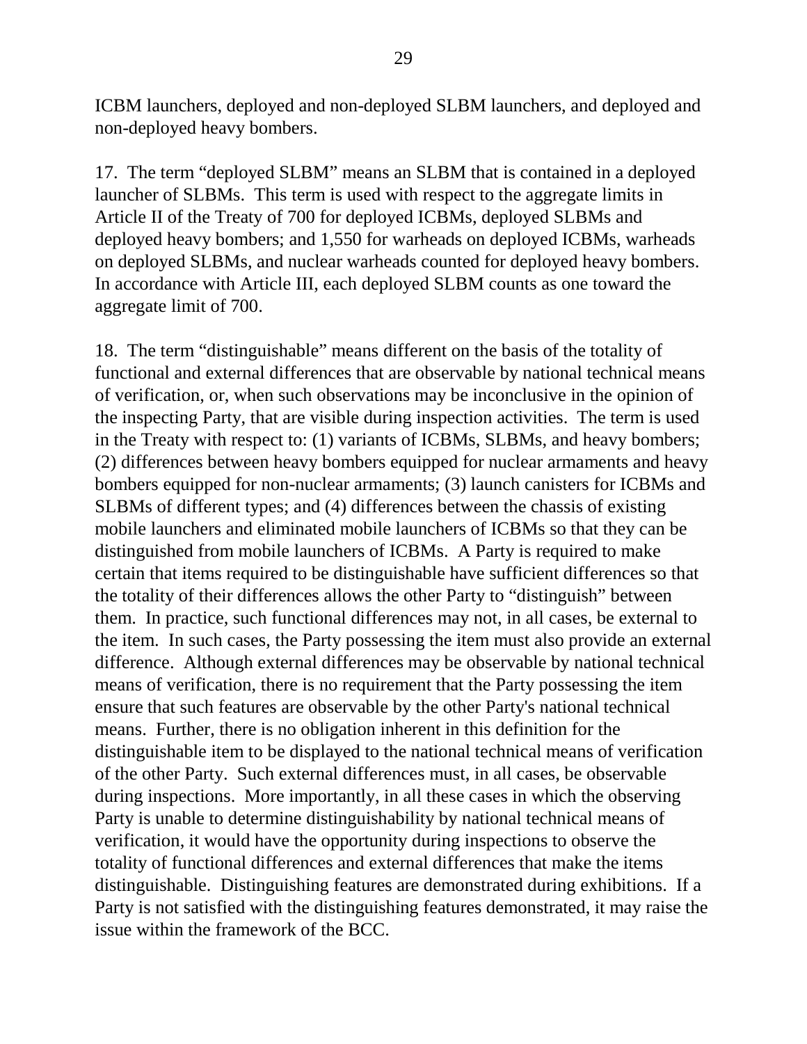ICBM launchers, deployed and non-deployed SLBM launchers, and deployed and non-deployed heavy bombers.

17. The term "deployed SLBM" means an SLBM that is contained in a deployed launcher of SLBMs. This term is used with respect to the aggregate limits in Article II of the Treaty of 700 for deployed ICBMs, deployed SLBMs and deployed heavy bombers; and 1,550 for warheads on deployed ICBMs, warheads on deployed SLBMs, and nuclear warheads counted for deployed heavy bombers. In accordance with Article III, each deployed SLBM counts as one toward the aggregate limit of 700.

18. The term "distinguishable" means different on the basis of the totality of functional and external differences that are observable by national technical means of verification, or, when such observations may be inconclusive in the opinion of the inspecting Party, that are visible during inspection activities. The term is used in the Treaty with respect to: (1) variants of ICBMs, SLBMs, and heavy bombers; (2) differences between heavy bombers equipped for nuclear armaments and heavy bombers equipped for non-nuclear armaments; (3) launch canisters for ICBMs and SLBMs of different types; and (4) differences between the chassis of existing mobile launchers and eliminated mobile launchers of ICBMs so that they can be distinguished from mobile launchers of ICBMs. A Party is required to make certain that items required to be distinguishable have sufficient differences so that the totality of their differences allows the other Party to "distinguish" between them. In practice, such functional differences may not, in all cases, be external to the item. In such cases, the Party possessing the item must also provide an external difference. Although external differences may be observable by national technical means of verification, there is no requirement that the Party possessing the item ensure that such features are observable by the other Party's national technical means. Further, there is no obligation inherent in this definition for the distinguishable item to be displayed to the national technical means of verification of the other Party. Such external differences must, in all cases, be observable during inspections. More importantly, in all these cases in which the observing Party is unable to determine distinguishability by national technical means of verification, it would have the opportunity during inspections to observe the totality of functional differences and external differences that make the items distinguishable. Distinguishing features are demonstrated during exhibitions. If a Party is not satisfied with the distinguishing features demonstrated, it may raise the issue within the framework of the BCC.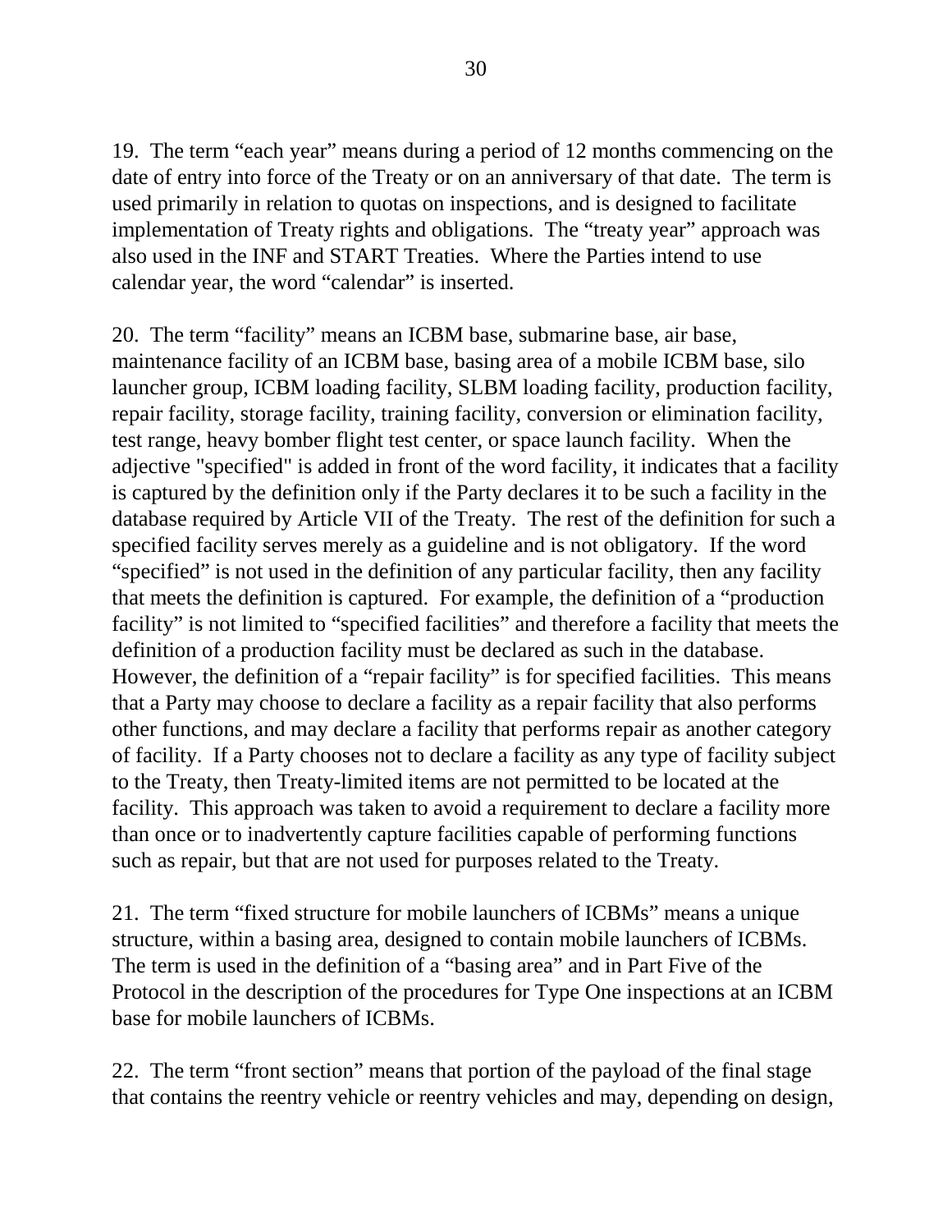19. The term "each year" means during a period of 12 months commencing on the date of entry into force of the Treaty or on an anniversary of that date. The term is used primarily in relation to quotas on inspections, and is designed to facilitate implementation of Treaty rights and obligations. The "treaty year" approach was also used in the INF and START Treaties. Where the Parties intend to use calendar year, the word "calendar" is inserted.

20. The term "facility" means an ICBM base, submarine base, air base, maintenance facility of an ICBM base, basing area of a mobile ICBM base, silo launcher group, ICBM loading facility, SLBM loading facility, production facility, repair facility, storage facility, training facility, conversion or elimination facility, test range, heavy bomber flight test center, or space launch facility. When the adjective "specified" is added in front of the word facility, it indicates that a facility is captured by the definition only if the Party declares it to be such a facility in the database required by Article VII of the Treaty. The rest of the definition for such a specified facility serves merely as a guideline and is not obligatory. If the word "specified" is not used in the definition of any particular facility, then any facility that meets the definition is captured. For example, the definition of a "production facility" is not limited to "specified facilities" and therefore a facility that meets the definition of a production facility must be declared as such in the database. However, the definition of a "repair facility" is for specified facilities. This means that a Party may choose to declare a facility as a repair facility that also performs other functions, and may declare a facility that performs repair as another category of facility. If a Party chooses not to declare a facility as any type of facility subject to the Treaty, then Treaty-limited items are not permitted to be located at the facility. This approach was taken to avoid a requirement to declare a facility more than once or to inadvertently capture facilities capable of performing functions such as repair, but that are not used for purposes related to the Treaty.

21. The term "fixed structure for mobile launchers of ICBMs" means a unique structure, within a basing area, designed to contain mobile launchers of ICBMs. The term is used in the definition of a "basing area" and in Part Five of the Protocol in the description of the procedures for Type One inspections at an ICBM base for mobile launchers of ICBMs.

22. The term "front section" means that portion of the payload of the final stage that contains the reentry vehicle or reentry vehicles and may, depending on design,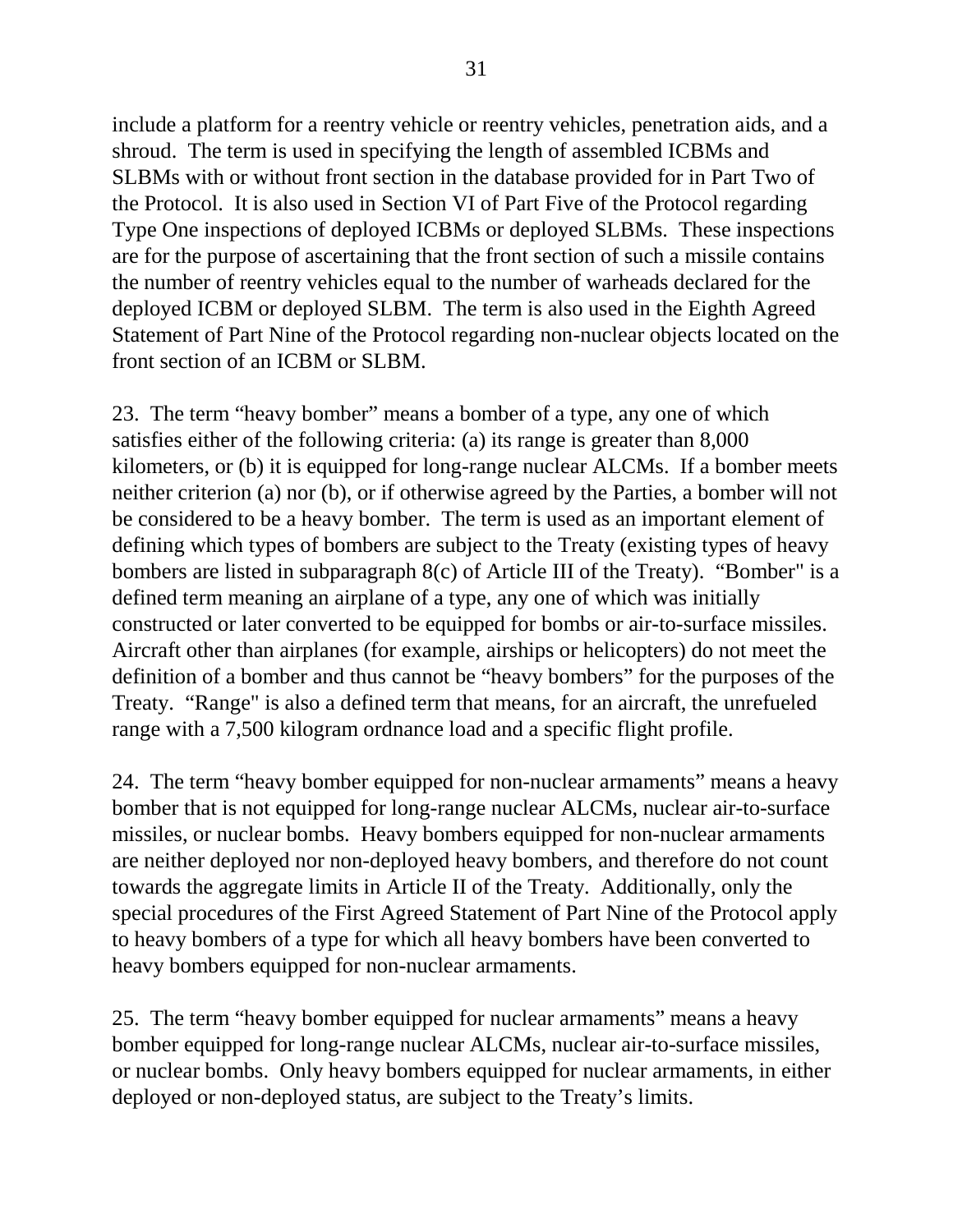include a platform for a reentry vehicle or reentry vehicles, penetration aids, and a shroud. The term is used in specifying the length of assembled ICBMs and SLBMs with or without front section in the database provided for in Part Two of the Protocol. It is also used in Section VI of Part Five of the Protocol regarding Type One inspections of deployed ICBMs or deployed SLBMs. These inspections are for the purpose of ascertaining that the front section of such a missile contains the number of reentry vehicles equal to the number of warheads declared for the deployed ICBM or deployed SLBM. The term is also used in the Eighth Agreed Statement of Part Nine of the Protocol regarding non-nuclear objects located on the front section of an ICBM or SLBM.

23. The term "heavy bomber" means a bomber of a type, any one of which satisfies either of the following criteria: (a) its range is greater than 8,000 kilometers, or (b) it is equipped for long-range nuclear ALCMs. If a bomber meets neither criterion (a) nor (b), or if otherwise agreed by the Parties, a bomber will not be considered to be a heavy bomber. The term is used as an important element of defining which types of bombers are subject to the Treaty (existing types of heavy bombers are listed in subparagraph 8(c) of Article III of the Treaty). "Bomber" is a defined term meaning an airplane of a type, any one of which was initially constructed or later converted to be equipped for bombs or air-to-surface missiles. Aircraft other than airplanes (for example, airships or helicopters) do not meet the definition of a bomber and thus cannot be "heavy bombers" for the purposes of the Treaty. "Range" is also a defined term that means, for an aircraft, the unrefueled range with a 7,500 kilogram ordnance load and a specific flight profile.

24. The term "heavy bomber equipped for non-nuclear armaments" means a heavy bomber that is not equipped for long-range nuclear ALCMs, nuclear air-to-surface missiles, or nuclear bombs. Heavy bombers equipped for non-nuclear armaments are neither deployed nor non-deployed heavy bombers, and therefore do not count towards the aggregate limits in Article II of the Treaty. Additionally, only the special procedures of the First Agreed Statement of Part Nine of the Protocol apply to heavy bombers of a type for which all heavy bombers have been converted to heavy bombers equipped for non-nuclear armaments.

25. The term "heavy bomber equipped for nuclear armaments" means a heavy bomber equipped for long-range nuclear ALCMs, nuclear air-to-surface missiles, or nuclear bombs. Only heavy bombers equipped for nuclear armaments, in either deployed or non-deployed status, are subject to the Treaty's limits.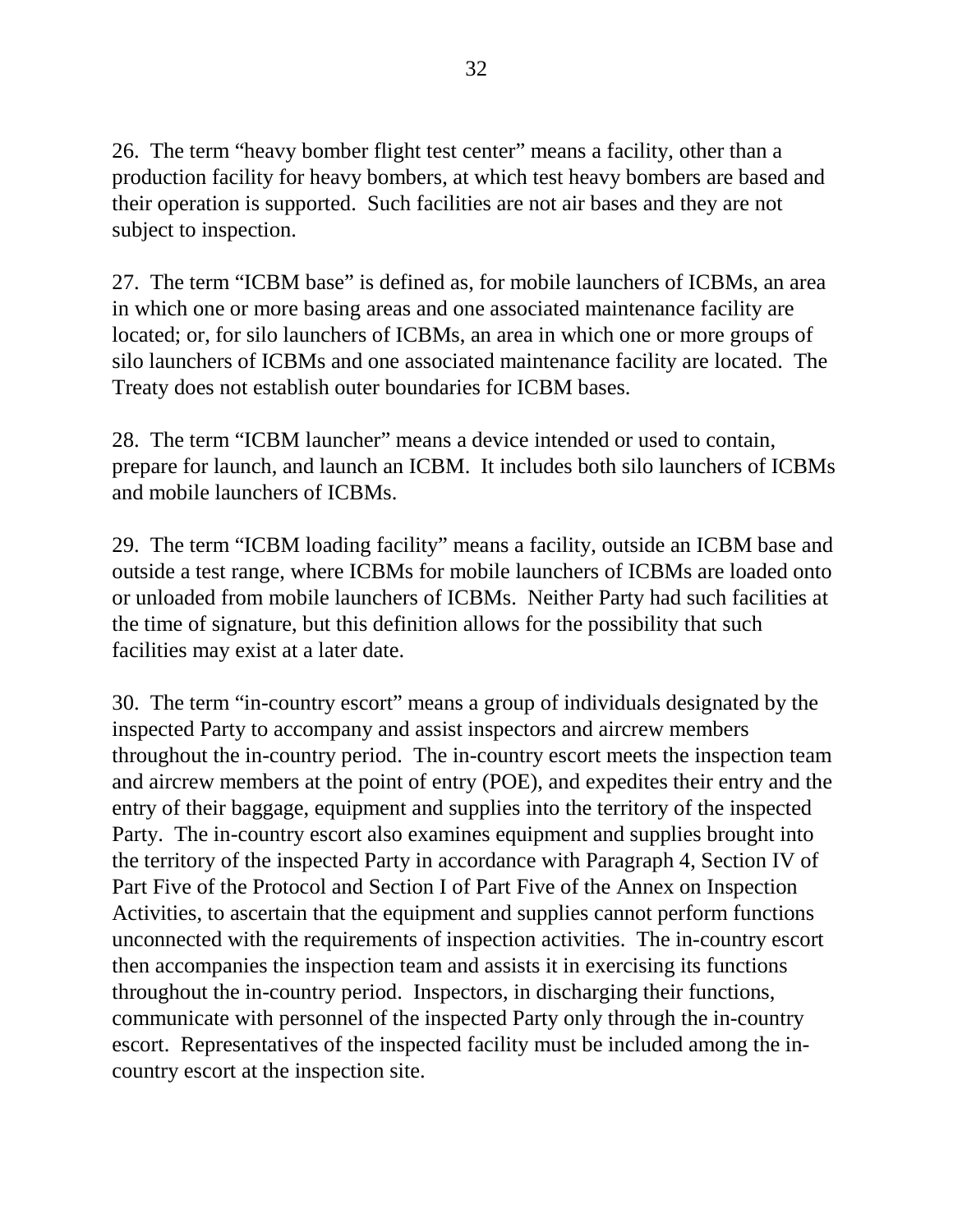26. The term “heavy bomber flight test center” means a facility, other than a production facility for heavy bombers, at which test heavy bombers are based and their operation is supported. Such facilities are not air bases and they are not subject to inspection.

27. The term “ICBM base” is defined as, for mobile launchers of ICBMs, an area in which one or more basing areas and one associated maintenance facility are located; or, for silo launchers of ICBMs, an area in which one or more groups of silo launchers of ICBMs and one associated maintenance facility are located. The Treaty does not establish outer boundaries for ICBM bases.

28. The term “ICBM launcher” means a device intended or used to contain, prepare for launch, and launch an ICBM. It includes both silo launchers of ICBMs and mobile launchers of ICBMs.

29. The term “ICBM loading facility” means a facility, outside an ICBM base and outside a test range, where ICBMs for mobile launchers of ICBMs are loaded onto or unloaded from mobile launchers of ICBMs. Neither Party had such facilities at the time of signature, but this definition allows for the possibility that such facilities may exist at a later date.

30. The term “in-country escort” means a group of individuals designated by the inspected Party to accompany and assist inspectors and aircrew members throughout the in-country period. The in-country escort meets the inspection team and aircrew members at the point of entry (POE), and expedites their entry and the entry of their baggage, equipment and supplies into the territory of the inspected Party. The in-country escort also examines equipment and supplies brought into the territory of the inspected Party in accordance with Paragraph 4, Section IV of Part Five of the Protocol and Section I of Part Five of the Annex on Inspection Activities, to ascertain that the equipment and supplies cannot perform functions unconnected with the requirements of inspection activities. The in-country escort then accompanies the inspection team and assists it in exercising its functions throughout the in-country period. Inspectors, in discharging their functions, communicate with personnel of the inspected Party only through the in-country escort. Representatives of the inspected facility must be included among the in-country escort at the inspection site.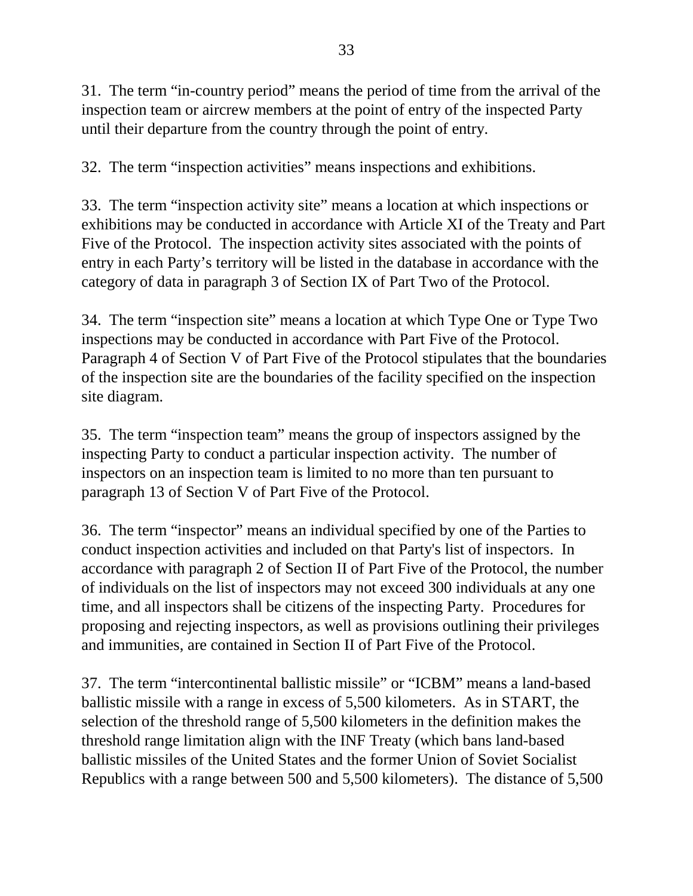31. The term “in-country period” means the period of time from the arrival of the inspection team or aircrew members at the point of entry of the inspected Party until their departure from the country through the point of entry.

32. The term “inspection activities” means inspections and exhibitions.

33. The term “inspection activity site” means a location at which inspections or exhibitions may be conducted in accordance with Article XI of the Treaty and Part Five of the Protocol. The inspection activity sites associated with the points of entry in each Party’s territory will be listed in the database in accordance with the category of data in paragraph 3 of Section IX of Part Two of the Protocol.

34. The term “inspection site” means a location at which Type One or Type Two inspections may be conducted in accordance with Part Five of the Protocol. Paragraph 4 of Section V of Part Five of the Protocol stipulates that the boundaries of the inspection site are the boundaries of the facility specified on the inspection site diagram.

35. The term “inspection team” means the group of inspectors assigned by the inspecting Party to conduct a particular inspection activity. The number of inspectors on an inspection team is limited to no more than ten pursuant to paragraph 13 of Section V of Part Five of the Protocol.

36. The term “inspector” means an individual specified by one of the Parties to conduct inspection activities and included on that Party's list of inspectors. In accordance with paragraph 2 of Section II of Part Five of the Protocol, the number of individuals on the list of inspectors may not exceed 300 individuals at any one time, and all inspectors shall be citizens of the inspecting Party. Procedures for proposing and rejecting inspectors, as well as provisions outlining their privileges and immunities, are contained in Section II of Part Five of the Protocol.

37. The term “intercontinental ballistic missile” or “ICBM” means a land-based ballistic missile with a range in excess of 5,500 kilometers. As in START, the selection of the threshold range of 5,500 kilometers in the definition makes the threshold range limitation align with the INF Treaty (which bans land-based ballistic missiles of the United States and the former Union of Soviet Socialist Republics with a range between 500 and 5,500 kilometers). The distance of 5,500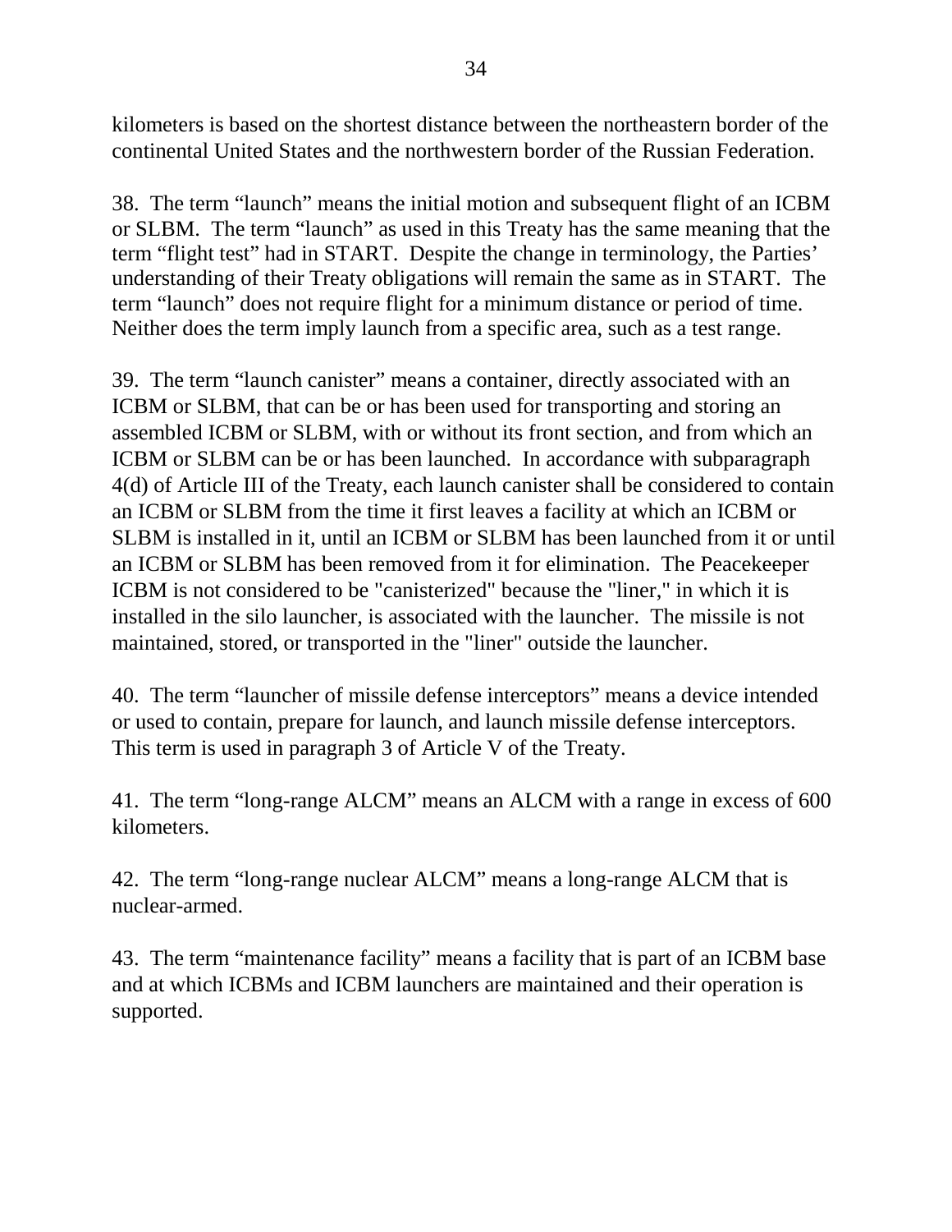kilometers is based on the shortest distance between the northeastern border of the continental United States and the northwestern border of the Russian Federation.

38. The term “launch” means the initial motion and subsequent flight of an ICBM or SLBM. The term “launch” as used in this Treaty has the same meaning that the term “flight test” had in START. Despite the change in terminology, the Parties’ understanding of their Treaty obligations will remain the same as in START. The term “launch” does not require flight for a minimum distance or period of time. Neither does the term imply launch from a specific area, such as a test range.

39. The term “launch canister” means a container, directly associated with an ICBM or SLBM, that can be or has been used for transporting and storing an assembled ICBM or SLBM, with or without its front section, and from which an ICBM or SLBM can be or has been launched. In accordance with subparagraph 4(d) of Article III of the Treaty, each launch canister shall be considered to contain an ICBM or SLBM from the time it first leaves a facility at which an ICBM or SLBM is installed in it, until an ICBM or SLBM has been launched from it or until an ICBM or SLBM has been removed from it for elimination. The Peacekeeper ICBM is not considered to be "canisterized" because the "liner," in which it is installed in the silo launcher, is associated with the launcher. The missile is not maintained, stored, or transported in the "liner" outside the launcher.

40. The term “launcher of missile defense interceptors” means a device intended or used to contain, prepare for launch, and launch missile defense interceptors. This term is used in paragraph 3 of Article V of the Treaty.

41. The term “long-range ALCM” means an ALCM with a range in excess of 600 kilometers.

42. The term “long-range nuclear ALCM” means a long-range ALCM that is nuclear-armed.

43. The term “maintenance facility” means a facility that is part of an ICBM base and at which ICBMs and ICBM launchers are maintained and their operation is supported.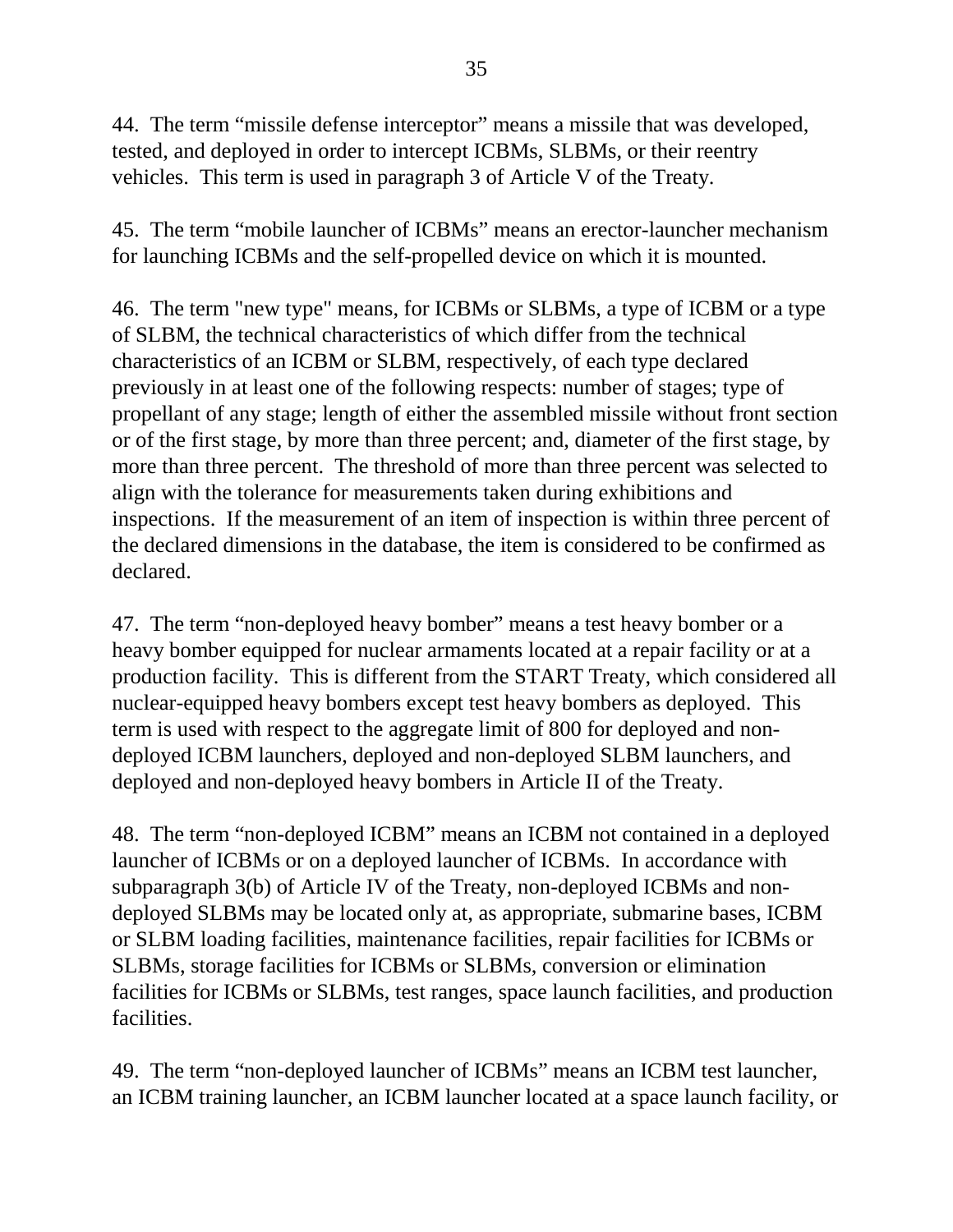44. The term "missile defense interceptor" means a missile that was developed, tested, and deployed in order to intercept ICBMs, SLBMs, or their reentry vehicles. This term is used in paragraph 3 of Article V of the Treaty.

45. The term "mobile launcher of ICBMs" means an erector-launcher mechanism for launching ICBMs and the self-propelled device on which it is mounted.

46. The term "new type" means, for ICBMs or SLBMs, a type of ICBM or a type of SLBM, the technical characteristics of which differ from the technical characteristics of an ICBM or SLBM, respectively, of each type declared previously in at least one of the following respects: number of stages; type of propellant of any stage; length of either the assembled missile without front section or of the first stage, by more than three percent; and, diameter of the first stage, by more than three percent. The threshold of more than three percent was selected to align with the tolerance for measurements taken during exhibitions and inspections. If the measurement of an item of inspection is within three percent of the declared dimensions in the database, the item is considered to be confirmed as declared.

47. The term "non-deployed heavy bomber" means a test heavy bomber or a heavy bomber equipped for nuclear armaments located at a repair facility or at a production facility. This is different from the START Treaty, which considered all nuclear-equipped heavy bombers except test heavy bombers as deployed. This term is used with respect to the aggregate limit of 800 for deployed and non-deployed ICBM launchers, deployed and non-deployed SLBM launchers, and deployed and non-deployed heavy bombers in Article II of the Treaty.

48. The term "non-deployed ICBM" means an ICBM not contained in a deployed launcher of ICBMs or on a deployed launcher of ICBMs. In accordance with subparagraph 3(b) of Article IV of the Treaty, non-deployed ICBMs and non-deployed SLBMs may be located only at, as appropriate, submarine bases, ICBM or SLBM loading facilities, maintenance facilities, repair facilities for ICBMs or SLBMs, storage facilities for ICBMs or SLBMs, conversion or elimination facilities for ICBMs or SLBMs, test ranges, space launch facilities, and production facilities.

49. The term "non-deployed launcher of ICBMs" means an ICBM test launcher, an ICBM training launcher, an ICBM launcher located at a space launch facility, or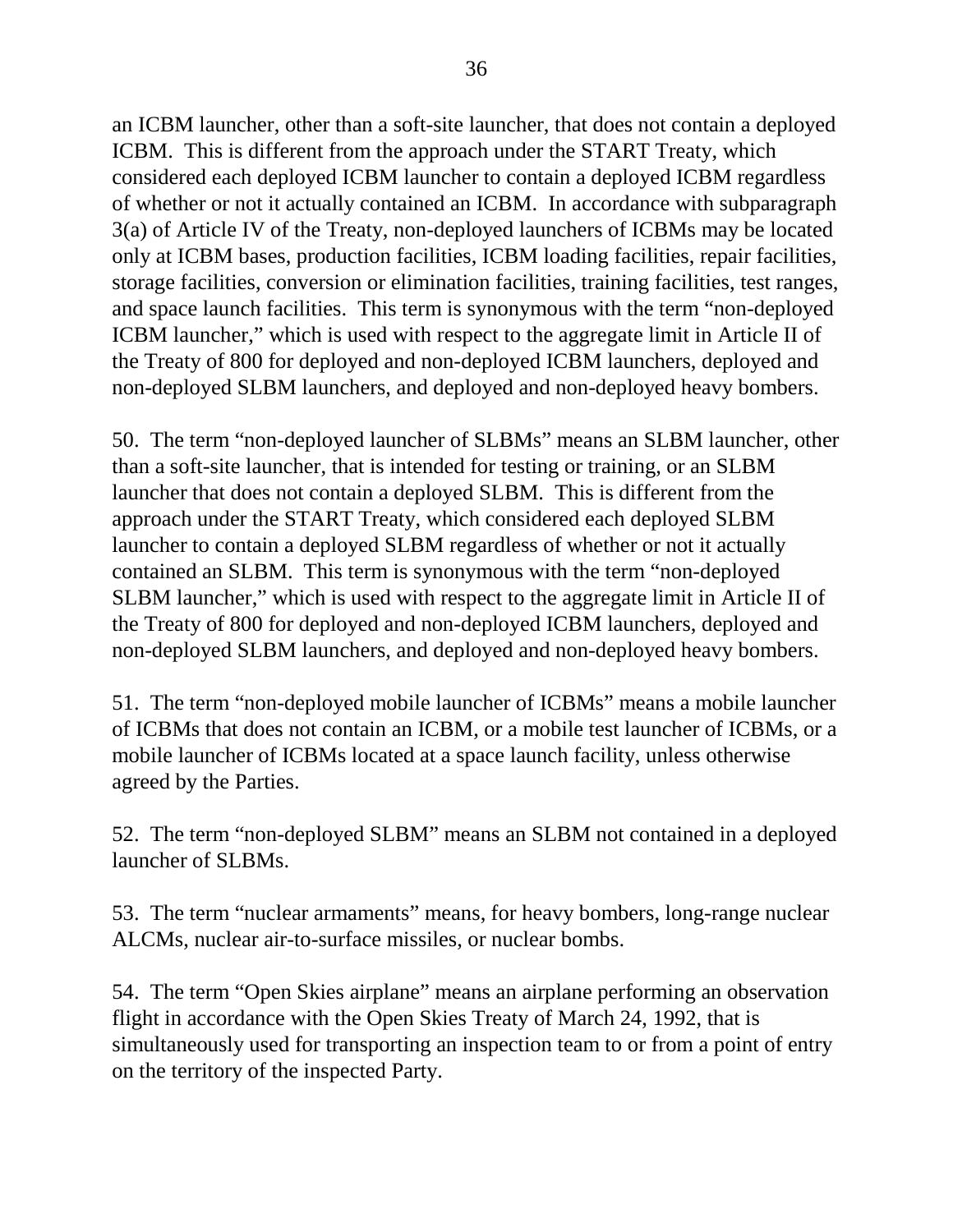an ICBM launcher, other than a soft-site launcher, that does not contain a deployed ICBM. This is different from the approach under the START Treaty, which considered each deployed ICBM launcher to contain a deployed ICBM regardless of whether or not it actually contained an ICBM. In accordance with subparagraph 3(a) of Article IV of the Treaty, non-deployed launchers of ICBMs may be located only at ICBM bases, production facilities, ICBM loading facilities, repair facilities, storage facilities, conversion or elimination facilities, training facilities, test ranges, and space launch facilities. This term is synonymous with the term "non-deployed ICBM launcher," which is used with respect to the aggregate limit in Article II of the Treaty of 800 for deployed and non-deployed ICBM launchers, deployed and non-deployed SLBM launchers, and deployed and non-deployed heavy bombers.

50. The term "non-deployed launcher of SLBMs" means an SLBM launcher, other than a soft-site launcher, that is intended for testing or training, or an SLBM launcher that does not contain a deployed SLBM. This is different from the approach under the START Treaty, which considered each deployed SLBM launcher to contain a deployed SLBM regardless of whether or not it actually contained an SLBM. This term is synonymous with the term "non-deployed SLBM launcher," which is used with respect to the aggregate limit in Article II of the Treaty of 800 for deployed and non-deployed ICBM launchers, deployed and non-deployed SLBM launchers, and deployed and non-deployed heavy bombers.

51. The term "non-deployed mobile launcher of ICBMs" means a mobile launcher of ICBMs that does not contain an ICBM, or a mobile test launcher of ICBMs, or a mobile launcher of ICBMs located at a space launch facility, unless otherwise agreed by the Parties.

52. The term "non-deployed SLBM" means an SLBM not contained in a deployed launcher of SLBMs.

53. The term "nuclear armaments" means, for heavy bombers, long-range nuclear ALCMs, nuclear air-to-surface missiles, or nuclear bombs.

54. The term "Open Skies airplane" means an airplane performing an observation flight in accordance with the Open Skies Treaty of March 24, 1992, that is simultaneously used for transporting an inspection team to or from a point of entry on the territory of the inspected Party.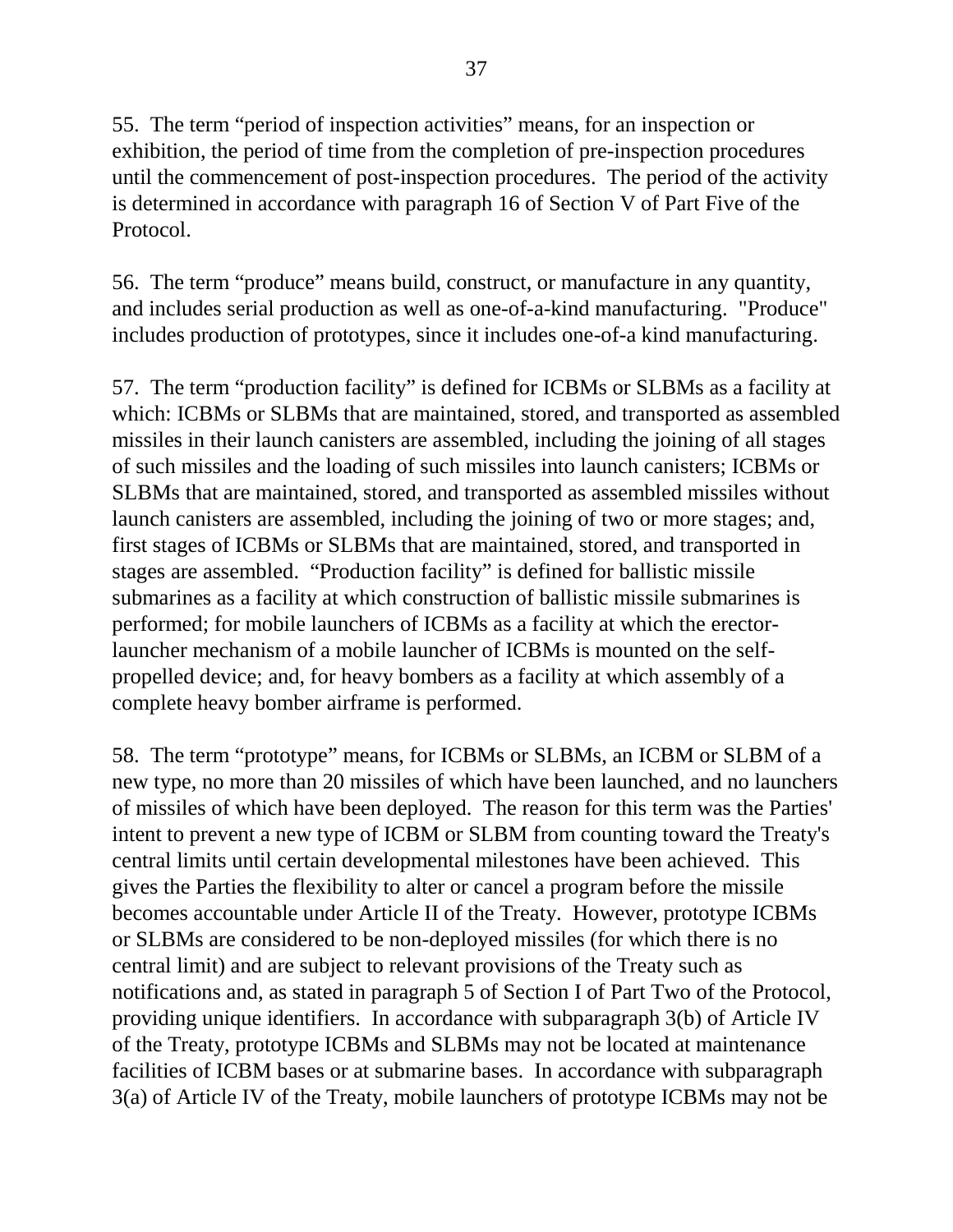55. The term “period of inspection activities” means, for an inspection or exhibition, the period of time from the completion of pre-inspection procedures until the commencement of post-inspection procedures. The period of the activity is determined in accordance with paragraph 16 of Section V of Part Five of the Protocol.

56. The term “produce” means build, construct, or manufacture in any quantity, and includes serial production as well as one-of-a-kind manufacturing. "Produce" includes production of prototypes, since it includes one-of-a kind manufacturing.

57. The term “production facility” is defined for ICBMs or SLBMs as a facility at which: ICBMs or SLBMs that are maintained, stored, and transported as assembled missiles in their launch canisters are assembled, including the joining of all stages of such missiles and the loading of such missiles into launch canisters; ICBMs or SLBMs that are maintained, stored, and transported as assembled missiles without launch canisters are assembled, including the joining of two or more stages; and, first stages of ICBMs or SLBMs that are maintained, stored, and transported in stages are assembled. “Production facility” is defined for ballistic missile submarines as a facility at which construction of ballistic missile submarines is performed; for mobile launchers of ICBMs as a facility at which the erector-launcher mechanism of a mobile launcher of ICBMs is mounted on the self-propelled device; and, for heavy bombers as a facility at which assembly of a complete heavy bomber airframe is performed.

58. The term “prototype” means, for ICBMs or SLBMs, an ICBM or SLBM of a new type, no more than 20 missiles of which have been launched, and no launchers of missiles of which have been deployed. The reason for this term was the Parties' intent to prevent a new type of ICBM or SLBM from counting toward the Treaty's central limits until certain developmental milestones have been achieved. This gives the Parties the flexibility to alter or cancel a program before the missile becomes accountable under Article II of the Treaty. However, prototype ICBMs or SLBMs are considered to be non-deployed missiles (for which there is no central limit) and are subject to relevant provisions of the Treaty such as notifications and, as stated in paragraph 5 of Section I of Part Two of the Protocol, providing unique identifiers. In accordance with subparagraph 3(b) of Article IV of the Treaty, prototype ICBMs and SLBMs may not be located at maintenance facilities of ICBM bases or at submarine bases. In accordance with subparagraph 3(a) of Article IV of the Treaty, mobile launchers of prototype ICBMs may not be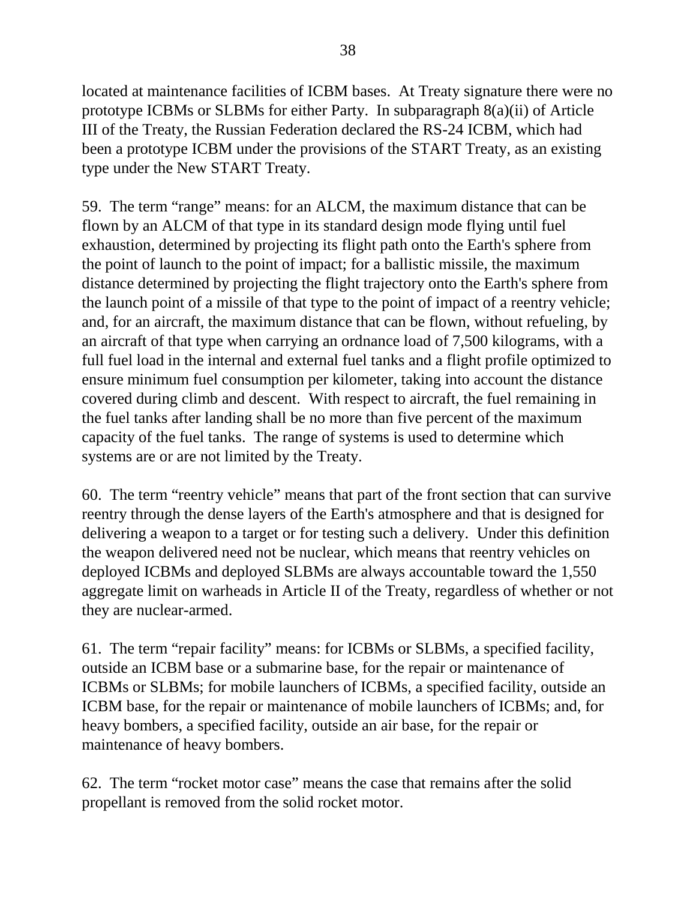located at maintenance facilities of ICBM bases. At Treaty signature there were no prototype ICBMs or SLBMs for either Party. In subparagraph 8(a)(ii) of Article III of the Treaty, the Russian Federation declared the RS-24 ICBM, which had been a prototype ICBM under the provisions of the START Treaty, as an existing type under the New START Treaty.

59. The term "range" means: for an ALCM, the maximum distance that can be flown by an ALCM of that type in its standard design mode flying until fuel exhaustion, determined by projecting its flight path onto the Earth's sphere from the point of launch to the point of impact; for a ballistic missile, the maximum distance determined by projecting the flight trajectory onto the Earth's sphere from the launch point of a missile of that type to the point of impact of a reentry vehicle; and, for an aircraft, the maximum distance that can be flown, without refueling, by an aircraft of that type when carrying an ordnance load of 7,500 kilograms, with a full fuel load in the internal and external fuel tanks and a flight profile optimized to ensure minimum fuel consumption per kilometer, taking into account the distance covered during climb and descent. With respect to aircraft, the fuel remaining in the fuel tanks after landing shall be no more than five percent of the maximum capacity of the fuel tanks. The range of systems is used to determine which systems are or are not limited by the Treaty.

60. The term "reentry vehicle" means that part of the front section that can survive reentry through the dense layers of the Earth's atmosphere and that is designed for delivering a weapon to a target or for testing such a delivery. Under this definition the weapon delivered need not be nuclear, which means that reentry vehicles on deployed ICBMs and deployed SLBMs are always accountable toward the 1,550 aggregate limit on warheads in Article II of the Treaty, regardless of whether or not they are nuclear-armed.

61. The term "repair facility" means: for ICBMs or SLBMs, a specified facility, outside an ICBM base or a submarine base, for the repair or maintenance of ICBMs or SLBMs; for mobile launchers of ICBMs, a specified facility, outside an ICBM base, for the repair or maintenance of mobile launchers of ICBMs; and, for heavy bombers, a specified facility, outside an air base, for the repair or maintenance of heavy bombers.

62. The term "rocket motor case" means the case that remains after the solid propellant is removed from the solid rocket motor.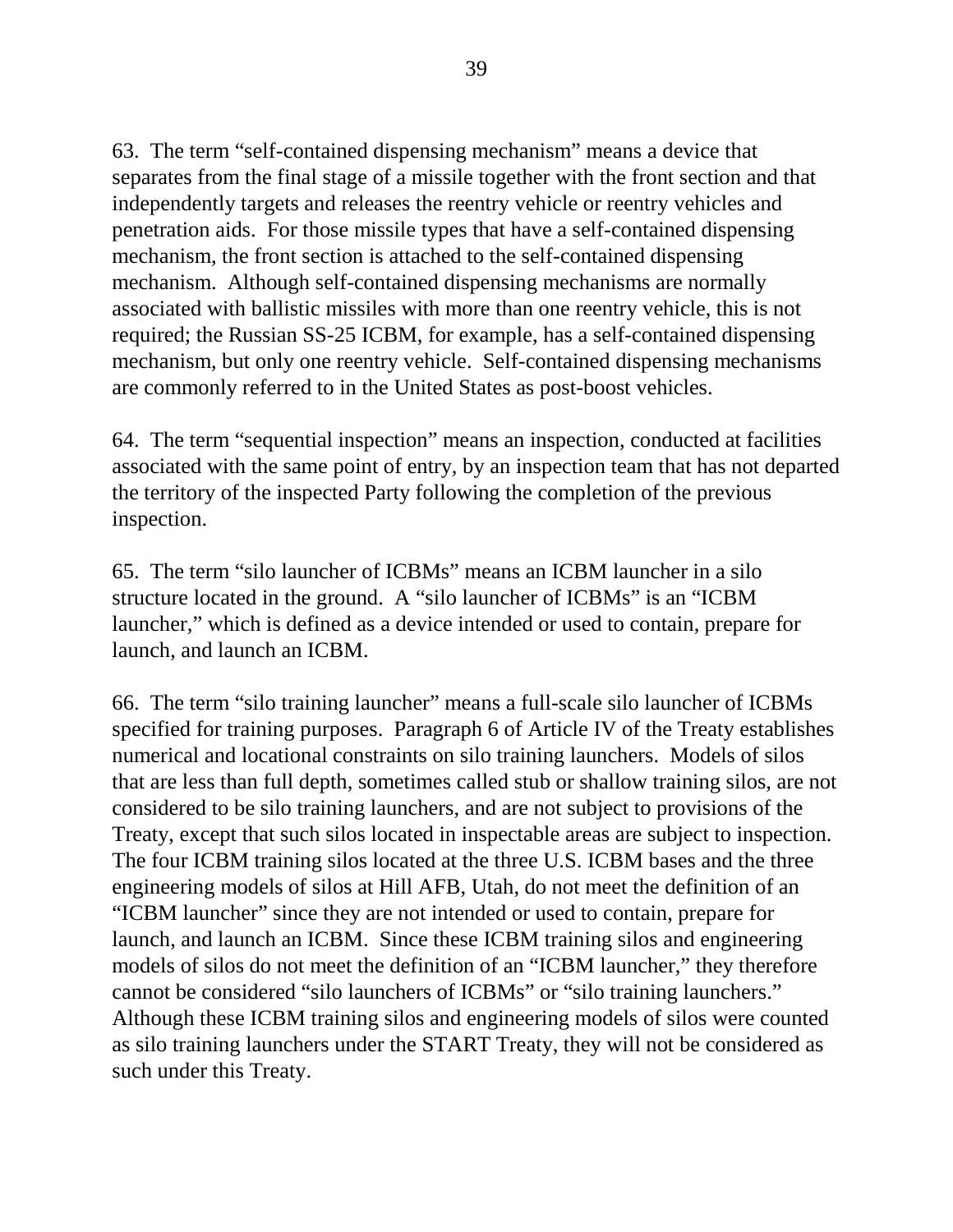63. The term "self-contained dispensing mechanism" means a device that separates from the final stage of a missile together with the front section and that independently targets and releases the reentry vehicle or reentry vehicles and penetration aids. For those missile types that have a self-contained dispensing mechanism, the front section is attached to the self-contained dispensing mechanism. Although self-contained dispensing mechanisms are normally associated with ballistic missiles with more than one reentry vehicle, this is not required; the Russian SS-25 ICBM, for example, has a self-contained dispensing mechanism, but only one reentry vehicle. Self-contained dispensing mechanisms are commonly referred to in the United States as post-boost vehicles.

64. The term "sequential inspection" means an inspection, conducted at facilities associated with the same point of entry, by an inspection team that has not departed the territory of the inspected Party following the completion of the previous inspection.

65. The term "silo launcher of ICBMs" means an ICBM launcher in a silo structure located in the ground. A "silo launcher of ICBMs" is an "ICBM launcher," which is defined as a device intended or used to contain, prepare for launch, and launch an ICBM.

66. The term "silo training launcher" means a full-scale silo launcher of ICBMs specified for training purposes. Paragraph 6 of Article IV of the Treaty establishes numerical and locational constraints on silo training launchers. Models of silos that are less than full depth, sometimes called stub or shallow training silos, are not considered to be silo training launchers, and are not subject to provisions of the Treaty, except that such silos located in inspectable areas are subject to inspection. The four ICBM training silos located at the three U.S. ICBM bases and the three engineering models of silos at Hill AFB, Utah, do not meet the definition of an "ICBM launcher" since they are not intended or used to contain, prepare for launch, and launch an ICBM. Since these ICBM training silos and engineering models of silos do not meet the definition of an "ICBM launcher," they therefore cannot be considered "silo launchers of ICBMs" or "silo training launchers." Although these ICBM training silos and engineering models of silos were counted as silo training launchers under the START Treaty, they will not be considered as such under this Treaty.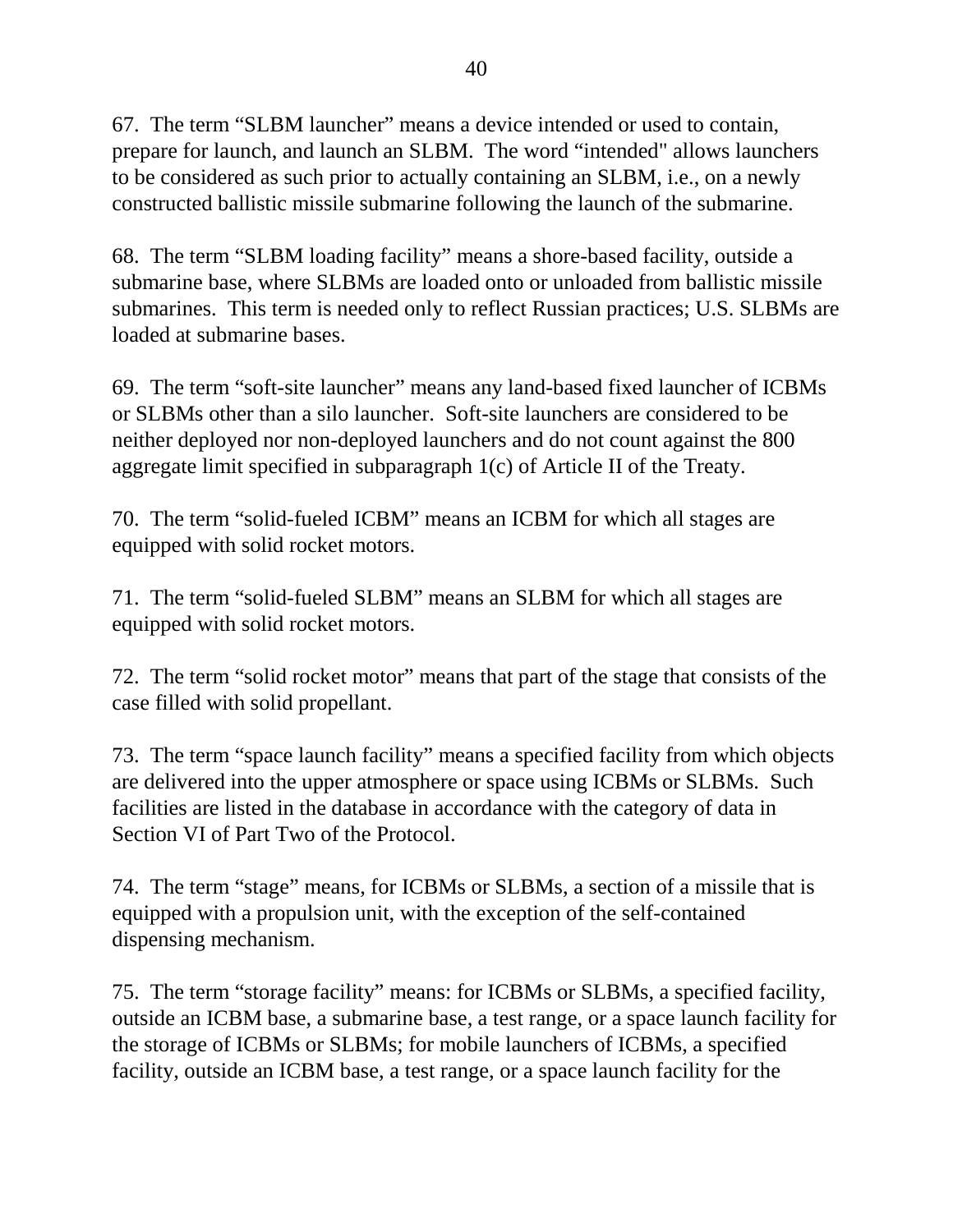67. The term “SLBM launcher” means a device intended or used to contain, prepare for launch, and launch an SLBM. The word “intended" allows launchers to be considered as such prior to actually containing an SLBM, i.e., on a newly constructed ballistic missile submarine following the launch of the submarine.

68. The term “SLBM loading facility” means a shore-based facility, outside a submarine base, where SLBMs are loaded onto or unloaded from ballistic missile submarines. This term is needed only to reflect Russian practices; U.S. SLBMs are loaded at submarine bases.

69. The term “soft-site launcher” means any land-based fixed launcher of ICBMs or SLBMs other than a silo launcher. Soft-site launchers are considered to be neither deployed nor non-deployed launchers and do not count against the 800 aggregate limit specified in subparagraph 1(c) of Article II of the Treaty.

70. The term “solid-fueled ICBM” means an ICBM for which all stages are equipped with solid rocket motors.

71. The term “solid-fueled SLBM” means an SLBM for which all stages are equipped with solid rocket motors.

72. The term “solid rocket motor” means that part of the stage that consists of the case filled with solid propellant.

73. The term “space launch facility” means a specified facility from which objects are delivered into the upper atmosphere or space using ICBMs or SLBMs. Such facilities are listed in the database in accordance with the category of data in Section VI of Part Two of the Protocol.

74. The term “stage” means, for ICBMs or SLBMs, a section of a missile that is equipped with a propulsion unit, with the exception of the self-contained dispensing mechanism.

75. The term “storage facility” means: for ICBMs or SLBMs, a specified facility, outside an ICBM base, a submarine base, a test range, or a space launch facility for the storage of ICBMs or SLBMs; for mobile launchers of ICBMs, a specified facility, outside an ICBM base, a test range, or a space launch facility for the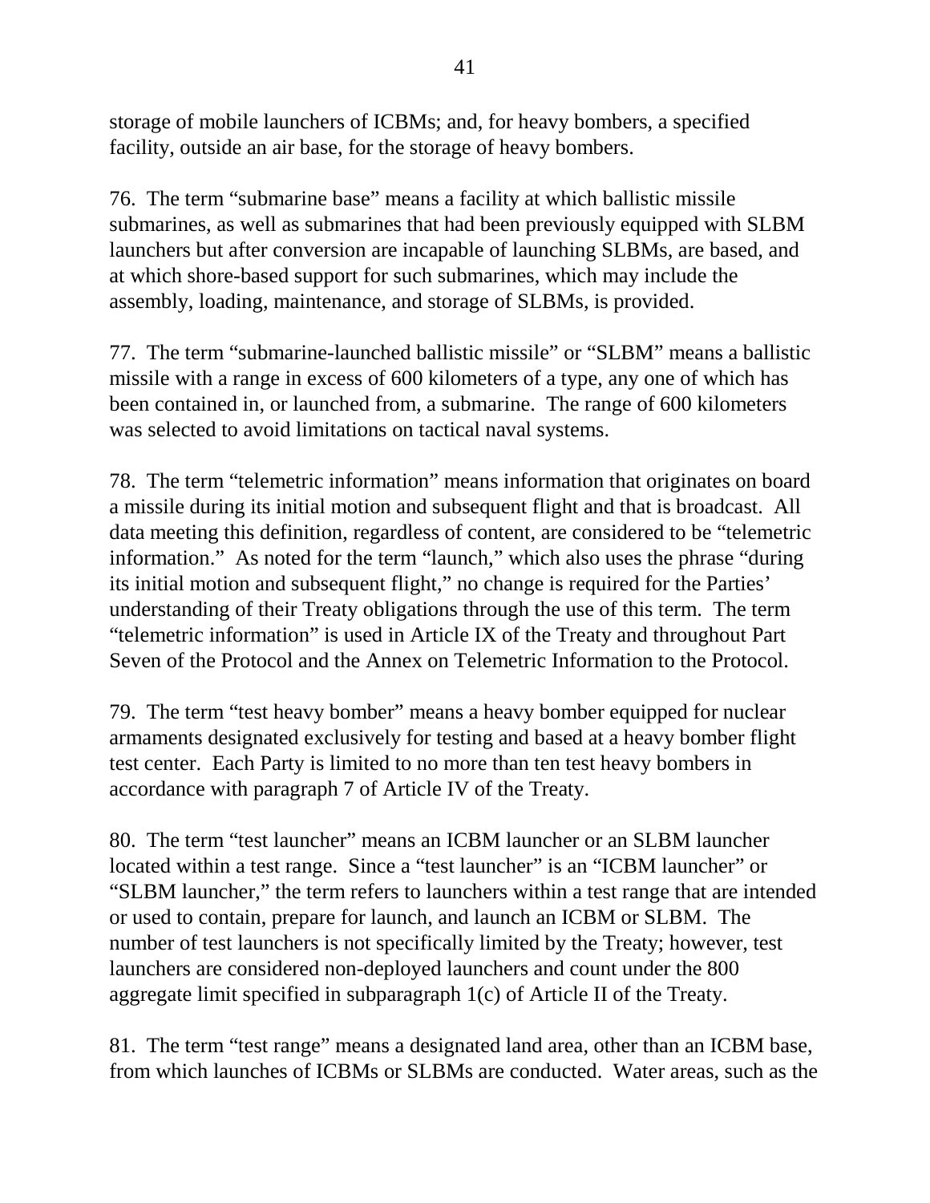storage of mobile launchers of ICBMs; and, for heavy bombers, a specified facility, outside an air base, for the storage of heavy bombers.

76. The term "submarine base" means a facility at which ballistic missile submarines, as well as submarines that had been previously equipped with SLBM launchers but after conversion are incapable of launching SLBMs, are based, and at which shore-based support for such submarines, which may include the assembly, loading, maintenance, and storage of SLBMs, is provided.

77. The term "submarine-launched ballistic missile" or "SLBM" means a ballistic missile with a range in excess of 600 kilometers of a type, any one of which has been contained in, or launched from, a submarine. The range of 600 kilometers was selected to avoid limitations on tactical naval systems.

78. The term "telemetric information" means information that originates on board a missile during its initial motion and subsequent flight and that is broadcast. All data meeting this definition, regardless of content, are considered to be "telemetric information." As noted for the term "launch," which also uses the phrase "during its initial motion and subsequent flight," no change is required for the Parties' understanding of their Treaty obligations through the use of this term. The term "telemetric information" is used in Article IX of the Treaty and throughout Part Seven of the Protocol and the Annex on Telemetric Information to the Protocol.

79. The term "test heavy bomber" means a heavy bomber equipped for nuclear armaments designated exclusively for testing and based at a heavy bomber flight test center. Each Party is limited to no more than ten test heavy bombers in accordance with paragraph 7 of Article IV of the Treaty.

80. The term "test launcher" means an ICBM launcher or an SLBM launcher located within a test range. Since a "test launcher" is an "ICBM launcher" or "SLBM launcher," the term refers to launchers within a test range that are intended or used to contain, prepare for launch, and launch an ICBM or SLBM. The number of test launchers is not specifically limited by the Treaty; however, test launchers are considered non-deployed launchers and count under the 800 aggregate limit specified in subparagraph 1(c) of Article II of the Treaty.

81. The term "test range" means a designated land area, other than an ICBM base, from which launches of ICBMs or SLBMs are conducted. Water areas, such as the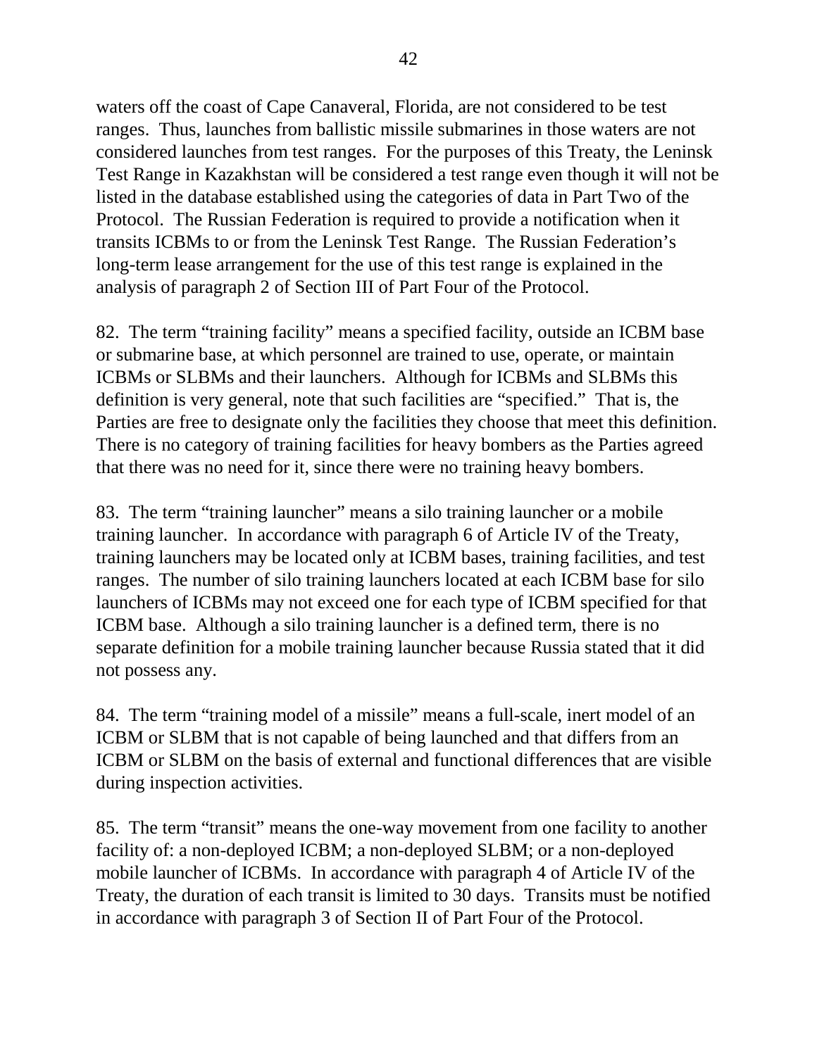waters off the coast of Cape Canaveral, Florida, are not considered to be test ranges. Thus, launches from ballistic missile submarines in those waters are not considered launches from test ranges. For the purposes of this Treaty, the Leninsk Test Range in Kazakhstan will be considered a test range even though it will not be listed in the database established using the categories of data in Part Two of the Protocol. The Russian Federation is required to provide a notification when it transits ICBMs to or from the Leninsk Test Range. The Russian Federation's long-term lease arrangement for the use of this test range is explained in the analysis of paragraph 2 of Section III of Part Four of the Protocol.

82. The term "training facility" means a specified facility, outside an ICBM base or submarine base, at which personnel are trained to use, operate, or maintain ICBMs or SLBMs and their launchers. Although for ICBMs and SLBMs this definition is very general, note that such facilities are "specified." That is, the Parties are free to designate only the facilities they choose that meet this definition. There is no category of training facilities for heavy bombers as the Parties agreed that there was no need for it, since there were no training heavy bombers.

83. The term "training launcher" means a silo training launcher or a mobile training launcher. In accordance with paragraph 6 of Article IV of the Treaty, training launchers may be located only at ICBM bases, training facilities, and test ranges. The number of silo training launchers located at each ICBM base for silo launchers of ICBMs may not exceed one for each type of ICBM specified for that ICBM base. Although a silo training launcher is a defined term, there is no separate definition for a mobile training launcher because Russia stated that it did not possess any.

84. The term "training model of a missile" means a full-scale, inert model of an ICBM or SLBM that is not capable of being launched and that differs from an ICBM or SLBM on the basis of external and functional differences that are visible during inspection activities.

85. The term "transit" means the one-way movement from one facility to another facility of: a non-deployed ICBM; a non-deployed SLBM; or a non-deployed mobile launcher of ICBMs. In accordance with paragraph 4 of Article IV of the Treaty, the duration of each transit is limited to 30 days. Transits must be notified in accordance with paragraph 3 of Section II of Part Four of the Protocol.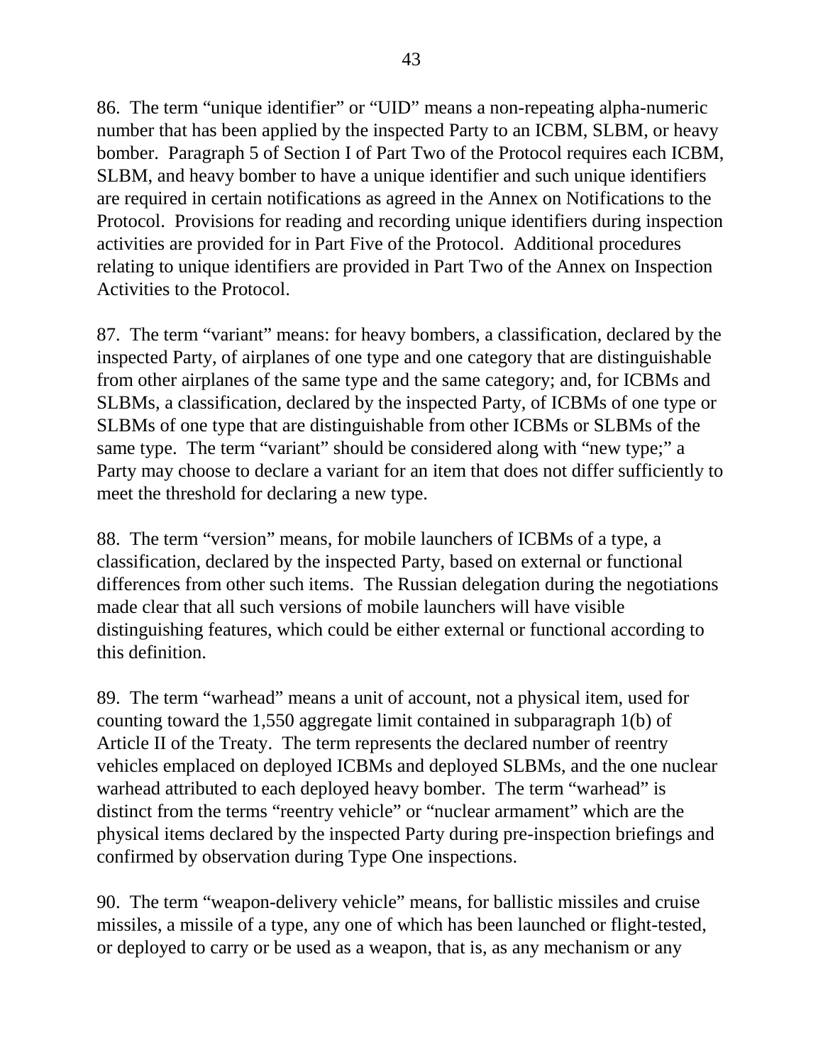86. The term “unique identifier” or “UID” means a non-repeating alpha-numeric number that has been applied by the inspected Party to an ICBM, SLBM, or heavy bomber. Paragraph 5 of Section I of Part Two of the Protocol requires each ICBM, SLBM, and heavy bomber to have a unique identifier and such unique identifiers are required in certain notifications as agreed in the Annex on Notifications to the Protocol. Provisions for reading and recording unique identifiers during inspection activities are provided for in Part Five of the Protocol. Additional procedures relating to unique identifiers are provided in Part Two of the Annex on Inspection Activities to the Protocol.

87. The term “variant” means: for heavy bombers, a classification, declared by the inspected Party, of airplanes of one type and one category that are distinguishable from other airplanes of the same type and the same category; and, for ICBMs and SLBMs, a classification, declared by the inspected Party, of ICBMs of one type or SLBMs of one type that are distinguishable from other ICBMs or SLBMs of the same type. The term “variant” should be considered along with “new type;” a Party may choose to declare a variant for an item that does not differ sufficiently to meet the threshold for declaring a new type.

88. The term “version” means, for mobile launchers of ICBMs of a type, a classification, declared by the inspected Party, based on external or functional differences from other such items. The Russian delegation during the negotiations made clear that all such versions of mobile launchers will have visible distinguishing features, which could be either external or functional according to this definition.

89. The term “warhead” means a unit of account, not a physical item, used for counting toward the 1,550 aggregate limit contained in subparagraph 1(b) of Article II of the Treaty. The term represents the declared number of reentry vehicles emplaced on deployed ICBMs and deployed SLBMs, and the one nuclear warhead attributed to each deployed heavy bomber. The term “warhead” is distinct from the terms “reentry vehicle” or “nuclear armament” which are the physical items declared by the inspected Party during pre-inspection briefings and confirmed by observation during Type One inspections.

90. The term “weapon-delivery vehicle” means, for ballistic missiles and cruise missiles, a missile of a type, any one of which has been launched or flight-tested, or deployed to carry or be used as a weapon, that is, as any mechanism or any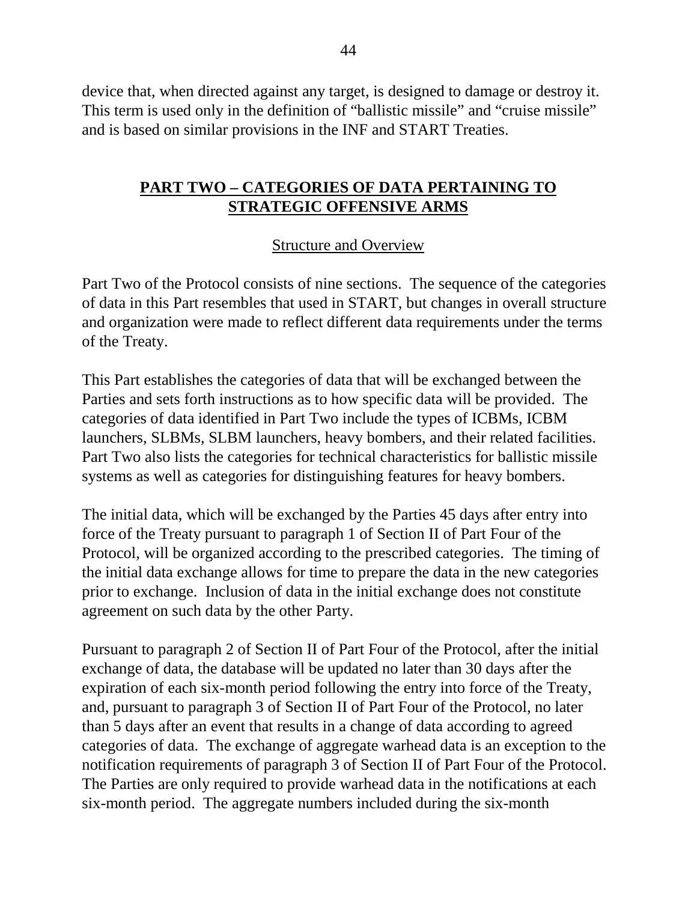device that, when directed against any target, is designed to damage or destroy it. This term is used only in the definition of "ballistic missile" and "cruise missile" and is based on similar provisions in the INF and START Treaties.

## PART TWO – CATEGORIES OF DATA PERTAINING TO STRATEGIC OFFENSIVE ARMS

### Structure and Overview

Part Two of the Protocol consists of nine sections. The sequence of the categories of data in this Part resembles that used in START, but changes in overall structure and organization were made to reflect different data requirements under the terms of the Treaty.

This Part establishes the categories of data that will be exchanged between the Parties and sets forth instructions as to how specific data will be provided. The categories of data identified in Part Two include the types of ICBMs, ICBM launchers, SLBMs, SLBM launchers, heavy bombers, and their related facilities. Part Two also lists the categories for technical characteristics for ballistic missile systems as well as categories for distinguishing features for heavy bombers.

The initial data, which will be exchanged by the Parties 45 days after entry into force of the Treaty pursuant to paragraph 1 of Section II of Part Four of the Protocol, will be organized according to the prescribed categories. The timing of the initial data exchange allows for time to prepare the data in the new categories prior to exchange. Inclusion of data in the initial exchange does not constitute agreement on such data by the other Party.

Pursuant to paragraph 2 of Section II of Part Four of the Protocol, after the initial exchange of data, the database will be updated no later than 30 days after the expiration of each six-month period following the entry into force of the Treaty, and, pursuant to paragraph 3 of Section II of Part Four of the Protocol, no later than 5 days after an event that results in a change of data according to agreed categories of data. The exchange of aggregate warhead data is an exception to the notification requirements of paragraph 3 of Section II of Part Four of the Protocol. The Parties are only required to provide warhead data in the notifications at each six-month period. The aggregate numbers included during the six-month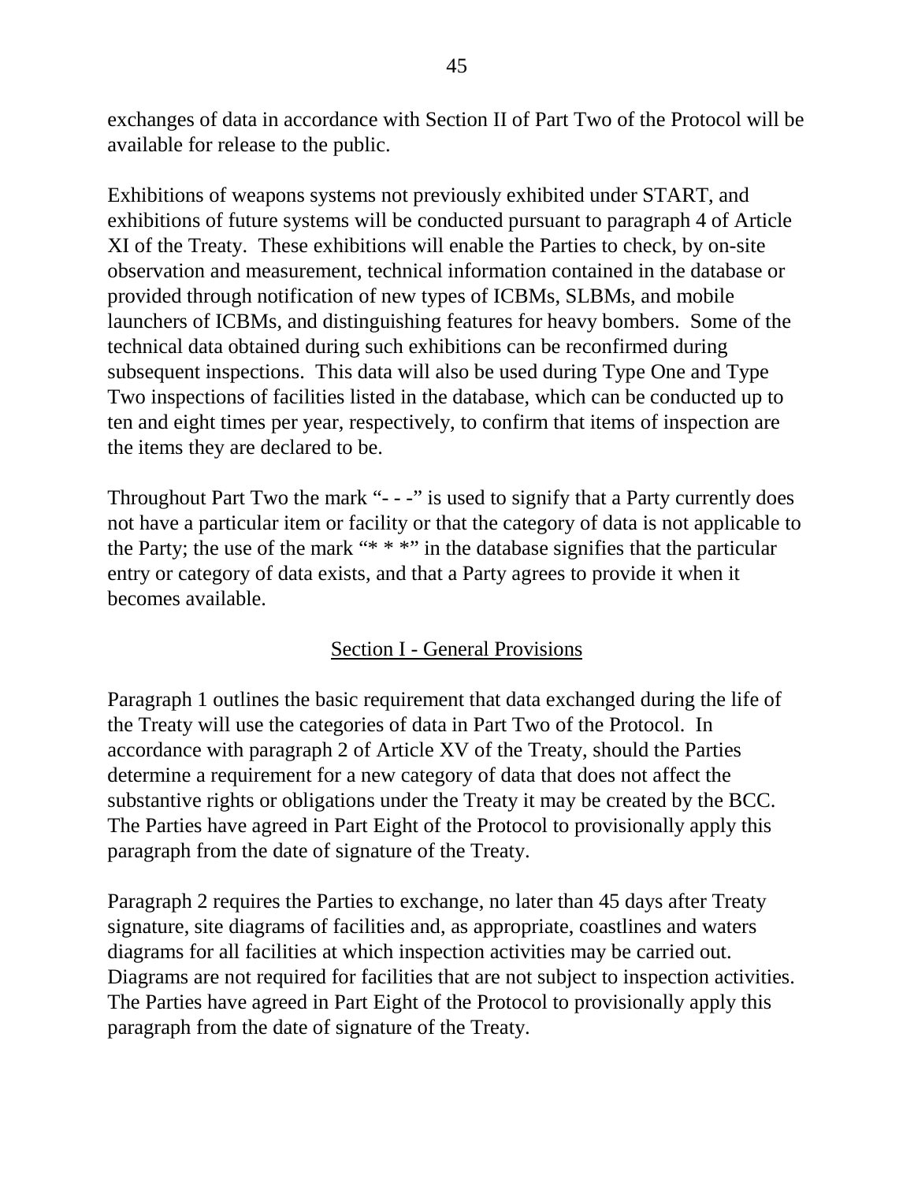exchanges of data in accordance with Section II of Part Two of the Protocol will be available for release to the public.

Exhibitions of weapons systems not previously exhibited under START, and exhibitions of future systems will be conducted pursuant to paragraph 4 of Article XI of the Treaty. These exhibitions will enable the Parties to check, by on-site observation and measurement, technical information contained in the database or provided through notification of new types of ICBMs, SLBMs, and mobile launchers of ICBMs, and distinguishing features for heavy bombers. Some of the technical data obtained during such exhibitions can be reconfirmed during subsequent inspections. This data will also be used during Type One and Type Two inspections of facilities listed in the database, which can be conducted up to ten and eight times per year, respectively, to confirm that items of inspection are the items they are declared to be.

Throughout Part Two the mark "- - -" is used to signify that a Party currently does not have a particular item or facility or that the category of data is not applicable to the Party; the use of the mark "* * *" in the database signifies that the particular entry or category of data exists, and that a Party agrees to provide it when it becomes available.

## Section I - General Provisions

Paragraph 1 outlines the basic requirement that data exchanged during the life of the Treaty will use the categories of data in Part Two of the Protocol. In accordance with paragraph 2 of Article XV of the Treaty, should the Parties determine a requirement for a new category of data that does not affect the substantive rights or obligations under the Treaty it may be created by the BCC. The Parties have agreed in Part Eight of the Protocol to provisionally apply this paragraph from the date of signature of the Treaty.

Paragraph 2 requires the Parties to exchange, no later than 45 days after Treaty signature, site diagrams of facilities and, as appropriate, coastlines and waters diagrams for all facilities at which inspection activities may be carried out. Diagrams are not required for facilities that are not subject to inspection activities. The Parties have agreed in Part Eight of the Protocol to provisionally apply this paragraph from the date of signature of the Treaty.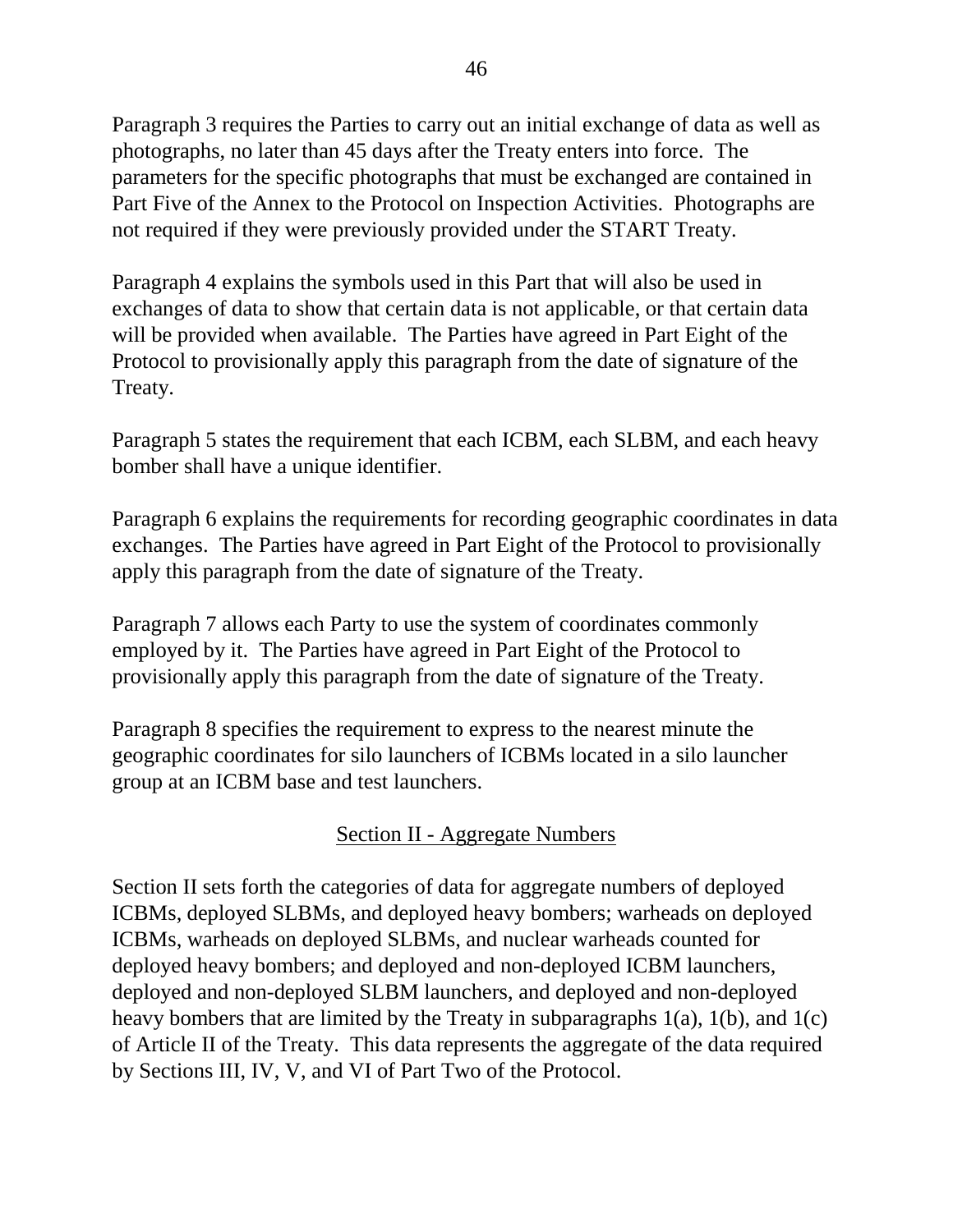Paragraph 3 requires the Parties to carry out an initial exchange of data as well as photographs, no later than 45 days after the Treaty enters into force. The parameters for the specific photographs that must be exchanged are contained in Part Five of the Annex to the Protocol on Inspection Activities. Photographs are not required if they were previously provided under the START Treaty.

Paragraph 4 explains the symbols used in this Part that will also be used in exchanges of data to show that certain data is not applicable, or that certain data will be provided when available. The Parties have agreed in Part Eight of the Protocol to provisionally apply this paragraph from the date of signature of the Treaty.

Paragraph 5 states the requirement that each ICBM, each SLBM, and each heavy bomber shall have a unique identifier.

Paragraph 6 explains the requirements for recording geographic coordinates in data exchanges. The Parties have agreed in Part Eight of the Protocol to provisionally apply this paragraph from the date of signature of the Treaty.

Paragraph 7 allows each Party to use the system of coordinates commonly employed by it. The Parties have agreed in Part Eight of the Protocol to provisionally apply this paragraph from the date of signature of the Treaty.

Paragraph 8 specifies the requirement to express to the nearest minute the geographic coordinates for silo launchers of ICBMs located in a silo launcher group at an ICBM base and test launchers.

## Section II - Aggregate Numbers

Section II sets forth the categories of data for aggregate numbers of deployed ICBMs, deployed SLBMs, and deployed heavy bombers; warheads on deployed ICBMs, warheads on deployed SLBMs, and nuclear warheads counted for deployed heavy bombers; and deployed and non-deployed ICBM launchers, deployed and non-deployed SLBM launchers, and deployed and non-deployed heavy bombers that are limited by the Treaty in subparagraphs 1(a), 1(b), and 1(c) of Article II of the Treaty. This data represents the aggregate of the data required by Sections III, IV, V, and VI of Part Two of the Protocol.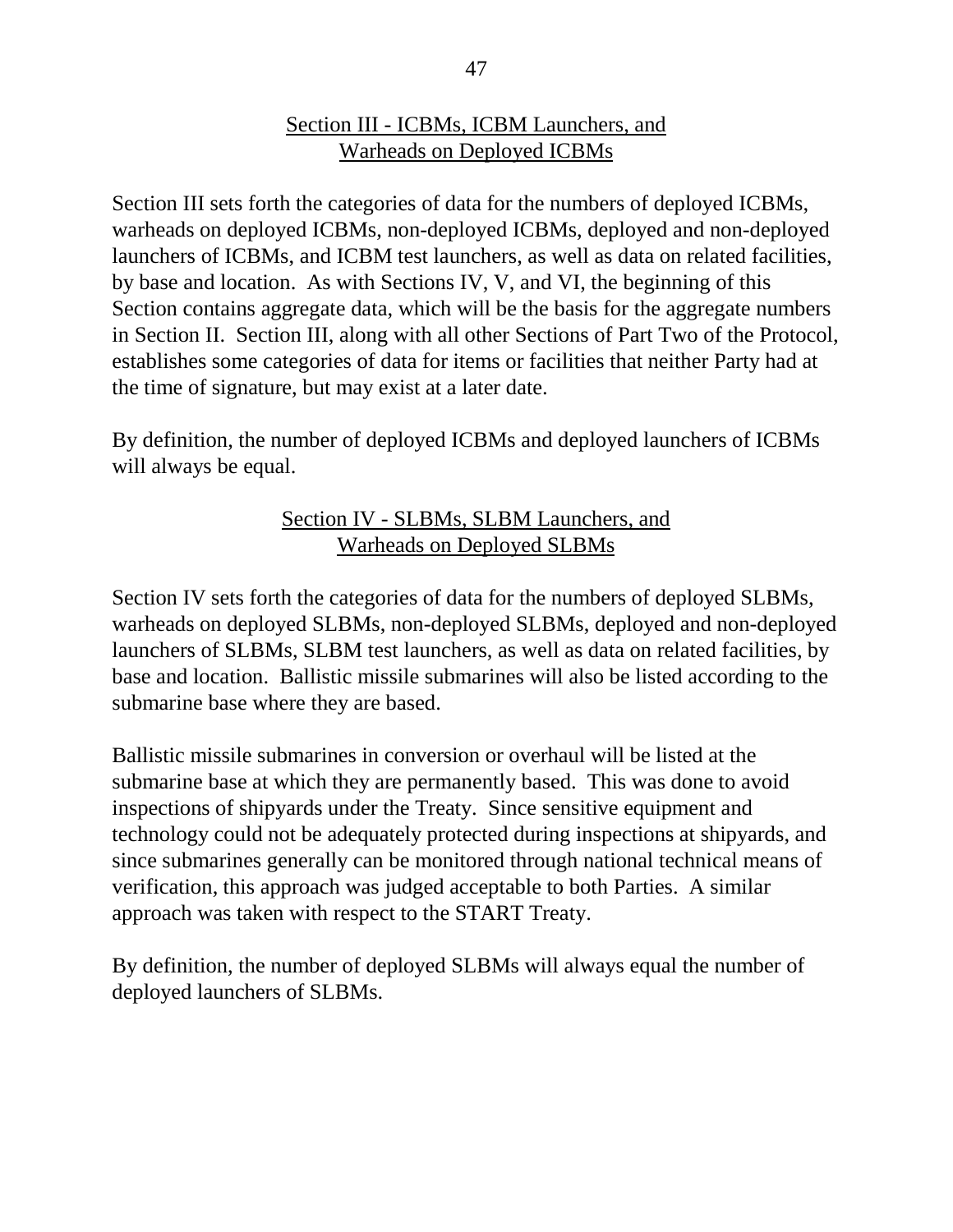## Section III - ICBMs, ICBM Launchers, and Warheads on Deployed ICBMs

Section III sets forth the categories of data for the numbers of deployed ICBMs, warheads on deployed ICBMs, non-deployed ICBMs, deployed and non-deployed launchers of ICBMs, and ICBM test launchers, as well as data on related facilities, by base and location. As with Sections IV, V, and VI, the beginning of this Section contains aggregate data, which will be the basis for the aggregate numbers in Section II. Section III, along with all other Sections of Part Two of the Protocol, establishes some categories of data for items or facilities that neither Party had at the time of signature, but may exist at a later date.

By definition, the number of deployed ICBMs and deployed launchers of ICBMs will always be equal.

## Section IV - SLBMs, SLBM Launchers, and Warheads on Deployed SLBMs

Section IV sets forth the categories of data for the numbers of deployed SLBMs, warheads on deployed SLBMs, non-deployed SLBMs, deployed and non-deployed launchers of SLBMs, SLBM test launchers, as well as data on related facilities, by base and location. Ballistic missile submarines will also be listed according to the submarine base where they are based.

Ballistic missile submarines in conversion or overhaul will be listed at the submarine base at which they are permanently based. This was done to avoid inspections of shipyards under the Treaty. Since sensitive equipment and technology could not be adequately protected during inspections at shipyards, and since submarines generally can be monitored through national technical means of verification, this approach was judged acceptable to both Parties. A similar approach was taken with respect to the START Treaty.

By definition, the number of deployed SLBMs will always equal the number of deployed launchers of SLBMs.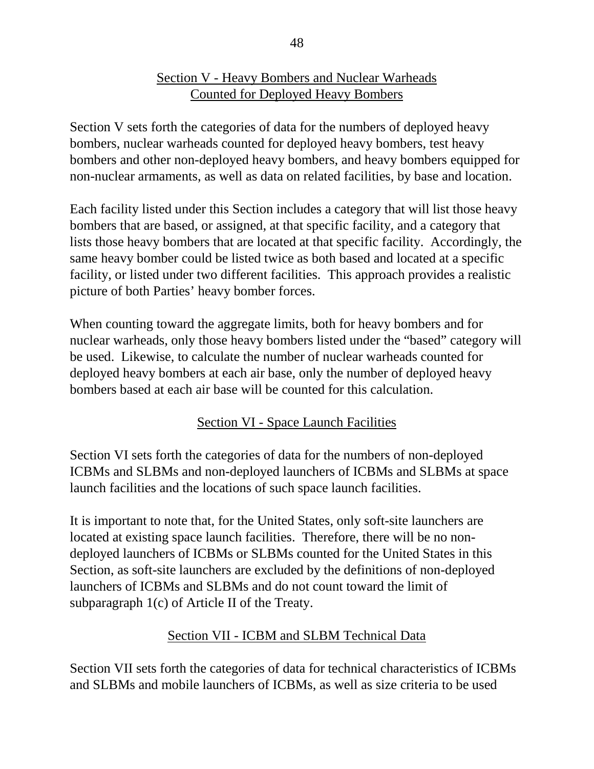## Section V - Heavy Bombers and Nuclear Warheads Counted for Deployed Heavy Bombers

Section V sets forth the categories of data for the numbers of deployed heavy bombers, nuclear warheads counted for deployed heavy bombers, test heavy bombers and other non-deployed heavy bombers, and heavy bombers equipped for non-nuclear armaments, as well as data on related facilities, by base and location.

Each facility listed under this Section includes a category that will list those heavy bombers that are based, or assigned, at that specific facility, and a category that lists those heavy bombers that are located at that specific facility. Accordingly, the same heavy bomber could be listed twice as both based and located at a specific facility, or listed under two different facilities. This approach provides a realistic picture of both Parties' heavy bomber forces.

When counting toward the aggregate limits, both for heavy bombers and for nuclear warheads, only those heavy bombers listed under the "based" category will be used. Likewise, to calculate the number of nuclear warheads counted for deployed heavy bombers at each air base, only the number of deployed heavy bombers based at each air base will be counted for this calculation.

## Section VI - Space Launch Facilities

Section VI sets forth the categories of data for the numbers of non-deployed ICBMs and SLBMs and non-deployed launchers of ICBMs and SLBMs at space launch facilities and the locations of such space launch facilities.

It is important to note that, for the United States, only soft-site launchers are located at existing space launch facilities. Therefore, there will be no non-deployed launchers of ICBMs or SLBMs counted for the United States in this Section, as soft-site launchers are excluded by the definitions of non-deployed launchers of ICBMs and SLBMs and do not count toward the limit of subparagraph 1(c) of Article II of the Treaty.

## Section VII - ICBM and SLBM Technical Data

Section VII sets forth the categories of data for technical characteristics of ICBMs and SLBMs and mobile launchers of ICBMs, as well as size criteria to be used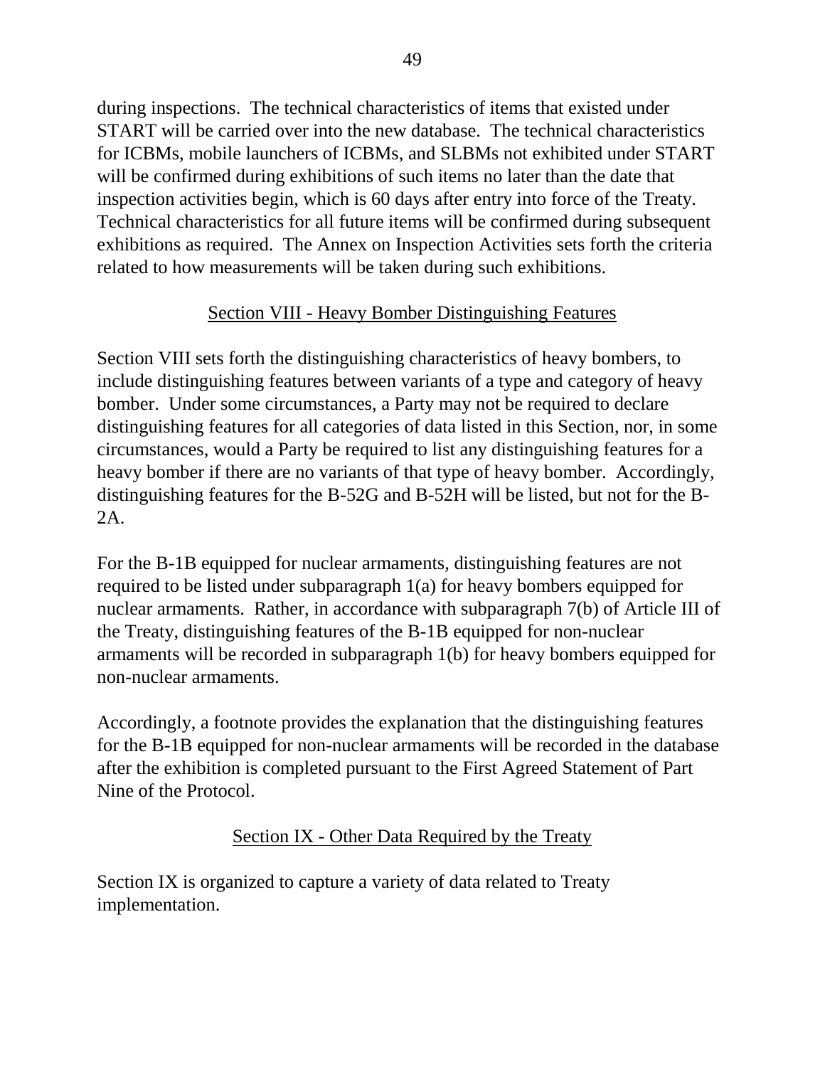during inspections. The technical characteristics of items that existed under START will be carried over into the new database. The technical characteristics for ICBMs, mobile launchers of ICBMs, and SLBMs not exhibited under START will be confirmed during exhibitions of such items no later than the date that inspection activities begin, which is 60 days after entry into force of the Treaty. Technical characteristics for all future items will be confirmed during subsequent exhibitions as required. The Annex on Inspection Activities sets forth the criteria related to how measurements will be taken during such exhibitions.

## Section VIII - Heavy Bomber Distinguishing Features

Section VIII sets forth the distinguishing characteristics of heavy bombers, to include distinguishing features between variants of a type and category of heavy bomber. Under some circumstances, a Party may not be required to declare distinguishing features for all categories of data listed in this Section, nor, in some circumstances, would a Party be required to list any distinguishing features for a heavy bomber if there are no variants of that type of heavy bomber. Accordingly, distinguishing features for the B-52G and B-52H will be listed, but not for the B-2A.

For the B-1B equipped for nuclear armaments, distinguishing features are not required to be listed under subparagraph 1(a) for heavy bombers equipped for nuclear armaments. Rather, in accordance with subparagraph 7(b) of Article III of the Treaty, distinguishing features of the B-1B equipped for non-nuclear armaments will be recorded in subparagraph 1(b) for heavy bombers equipped for non-nuclear armaments.

Accordingly, a footnote provides the explanation that the distinguishing features for the B-1B equipped for non-nuclear armaments will be recorded in the database after the exhibition is completed pursuant to the First Agreed Statement of Part Nine of the Protocol.

## Section IX - Other Data Required by the Treaty

Section IX is organized to capture a variety of data related to Treaty implementation.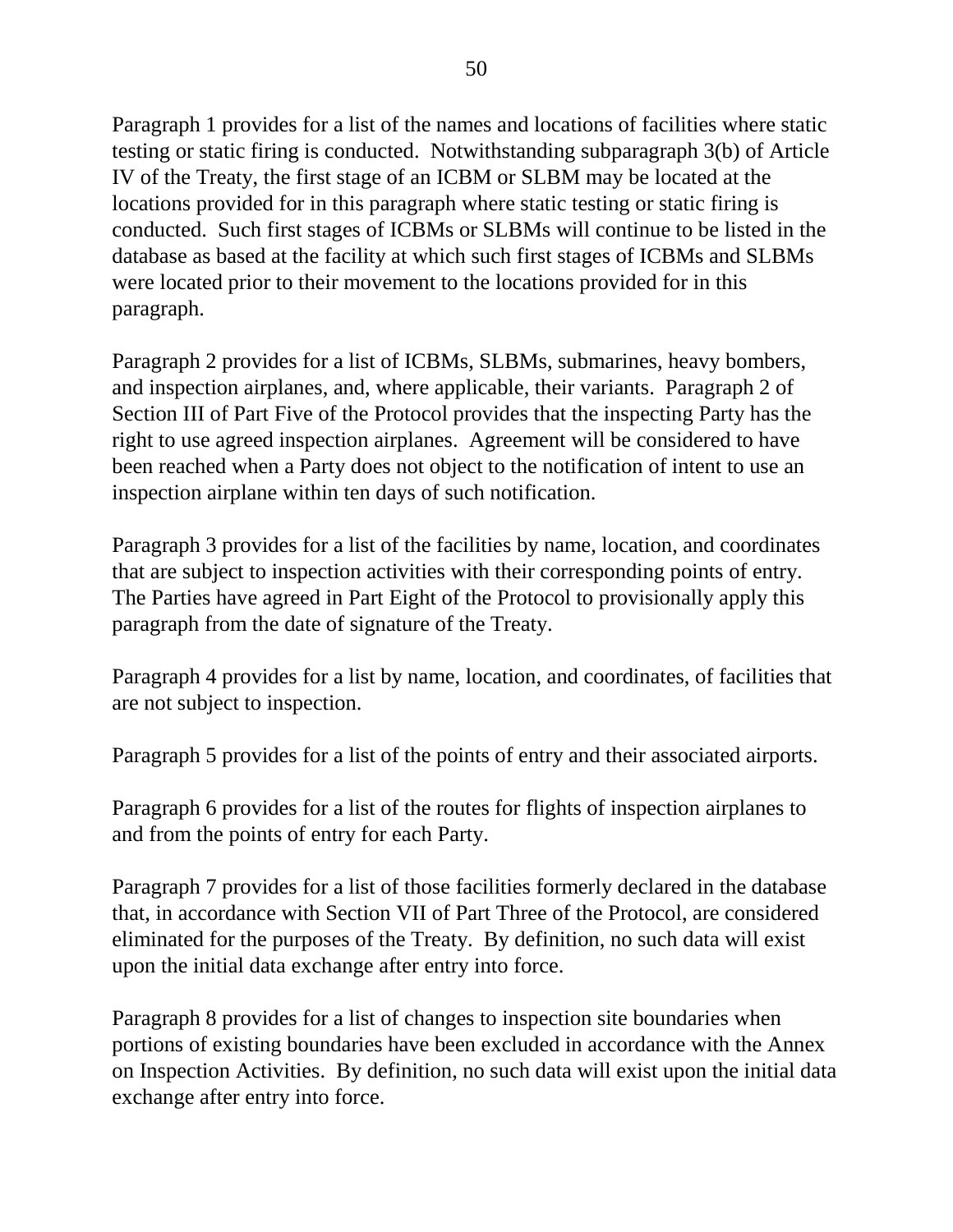Paragraph 1 provides for a list of the names and locations of facilities where static testing or static firing is conducted. Notwithstanding subparagraph 3(b) of Article IV of the Treaty, the first stage of an ICBM or SLBM may be located at the locations provided for in this paragraph where static testing or static firing is conducted. Such first stages of ICBMs or SLBMs will continue to be listed in the database as based at the facility at which such first stages of ICBMs and SLBMs were located prior to their movement to the locations provided for in this paragraph.

Paragraph 2 provides for a list of ICBMs, SLBMs, submarines, heavy bombers, and inspection airplanes, and, where applicable, their variants. Paragraph 2 of Section III of Part Five of the Protocol provides that the inspecting Party has the right to use agreed inspection airplanes. Agreement will be considered to have been reached when a Party does not object to the notification of intent to use an inspection airplane within ten days of such notification.

Paragraph 3 provides for a list of the facilities by name, location, and coordinates that are subject to inspection activities with their corresponding points of entry. The Parties have agreed in Part Eight of the Protocol to provisionally apply this paragraph from the date of signature of the Treaty.

Paragraph 4 provides for a list by name, location, and coordinates, of facilities that are not subject to inspection.

Paragraph 5 provides for a list of the points of entry and their associated airports.

Paragraph 6 provides for a list of the routes for flights of inspection airplanes to and from the points of entry for each Party.

Paragraph 7 provides for a list of those facilities formerly declared in the database that, in accordance with Section VII of Part Three of the Protocol, are considered eliminated for the purposes of the Treaty. By definition, no such data will exist upon the initial data exchange after entry into force.

Paragraph 8 provides for a list of changes to inspection site boundaries when portions of existing boundaries have been excluded in accordance with the Annex on Inspection Activities. By definition, no such data will exist upon the initial data exchange after entry into force.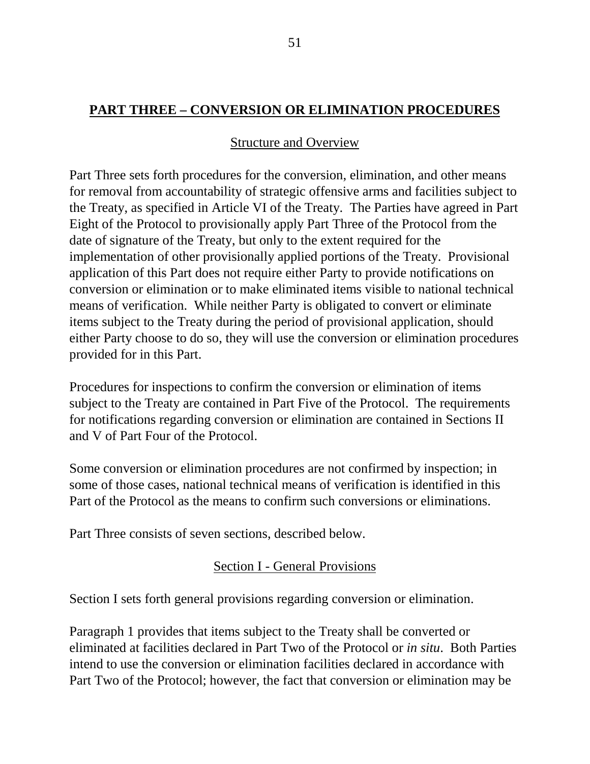## PART THREE – CONVERSION OR ELIMINATION PROCEDURES

### Structure and Overview

Part Three sets forth procedures for the conversion, elimination, and other means for removal from accountability of strategic offensive arms and facilities subject to the Treaty, as specified in Article VI of the Treaty. The Parties have agreed in Part Eight of the Protocol to provisionally apply Part Three of the Protocol from the date of signature of the Treaty, but only to the extent required for the implementation of other provisionally applied portions of the Treaty. Provisional application of this Part does not require either Party to provide notifications on conversion or elimination or to make eliminated items visible to national technical means of verification. While neither Party is obligated to convert or eliminate items subject to the Treaty during the period of provisional application, should either Party choose to do so, they will use the conversion or elimination procedures provided for in this Part.

Procedures for inspections to confirm the conversion or elimination of items subject to the Treaty are contained in Part Five of the Protocol. The requirements for notifications regarding conversion or elimination are contained in Sections II and V of Part Four of the Protocol.

Some conversion or elimination procedures are not confirmed by inspection; in some of those cases, national technical means of verification is identified in this Part of the Protocol as the means to confirm such conversions or eliminations.

Part Three consists of seven sections, described below.

### Section I - General Provisions

Section I sets forth general provisions regarding conversion or elimination.

Paragraph 1 provides that items subject to the Treaty shall be converted or eliminated at facilities declared in Part Two of the Protocol or *in situ*. Both Parties intend to use the conversion or elimination facilities declared in accordance with Part Two of the Protocol; however, the fact that conversion or elimination may be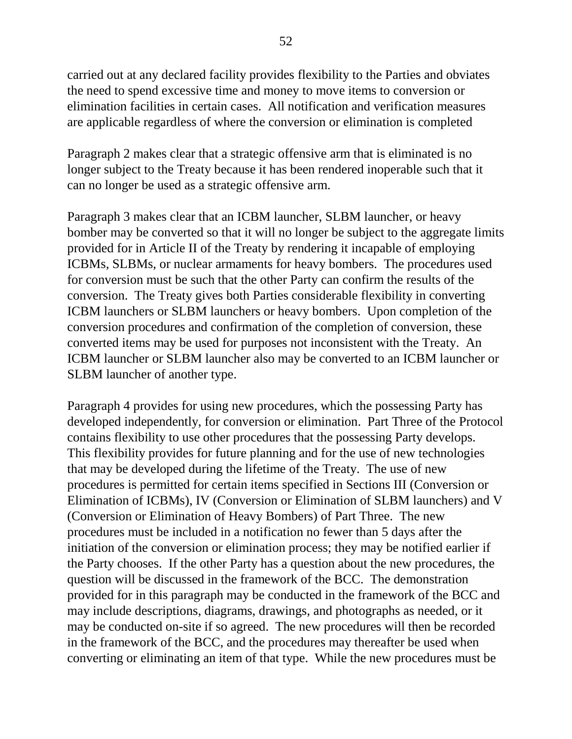carried out at any declared facility provides flexibility to the Parties and obviates the need to spend excessive time and money to move items to conversion or elimination facilities in certain cases. All notification and verification measures are applicable regardless of where the conversion or elimination is completed

Paragraph 2 makes clear that a strategic offensive arm that is eliminated is no longer subject to the Treaty because it has been rendered inoperable such that it can no longer be used as a strategic offensive arm.

Paragraph 3 makes clear that an ICBM launcher, SLBM launcher, or heavy bomber may be converted so that it will no longer be subject to the aggregate limits provided for in Article II of the Treaty by rendering it incapable of employing ICBMs, SLBMs, or nuclear armaments for heavy bombers. The procedures used for conversion must be such that the other Party can confirm the results of the conversion. The Treaty gives both Parties considerable flexibility in converting ICBM launchers or SLBM launchers or heavy bombers. Upon completion of the conversion procedures and confirmation of the completion of conversion, these converted items may be used for purposes not inconsistent with the Treaty. An ICBM launcher or SLBM launcher also may be converted to an ICBM launcher or SLBM launcher of another type.

Paragraph 4 provides for using new procedures, which the possessing Party has developed independently, for conversion or elimination. Part Three of the Protocol contains flexibility to use other procedures that the possessing Party develops. This flexibility provides for future planning and for the use of new technologies that may be developed during the lifetime of the Treaty. The use of new procedures is permitted for certain items specified in Sections III (Conversion or Elimination of ICBMs), IV (Conversion or Elimination of SLBM launchers) and V (Conversion or Elimination of Heavy Bombers) of Part Three. The new procedures must be included in a notification no fewer than 5 days after the initiation of the conversion or elimination process; they may be notified earlier if the Party chooses. If the other Party has a question about the new procedures, the question will be discussed in the framework of the BCC. The demonstration provided for in this paragraph may be conducted in the framework of the BCC and may include descriptions, diagrams, drawings, and photographs as needed, or it may be conducted on-site if so agreed. The new procedures will then be recorded in the framework of the BCC, and the procedures may thereafter be used when converting or eliminating an item of that type. While the new procedures must be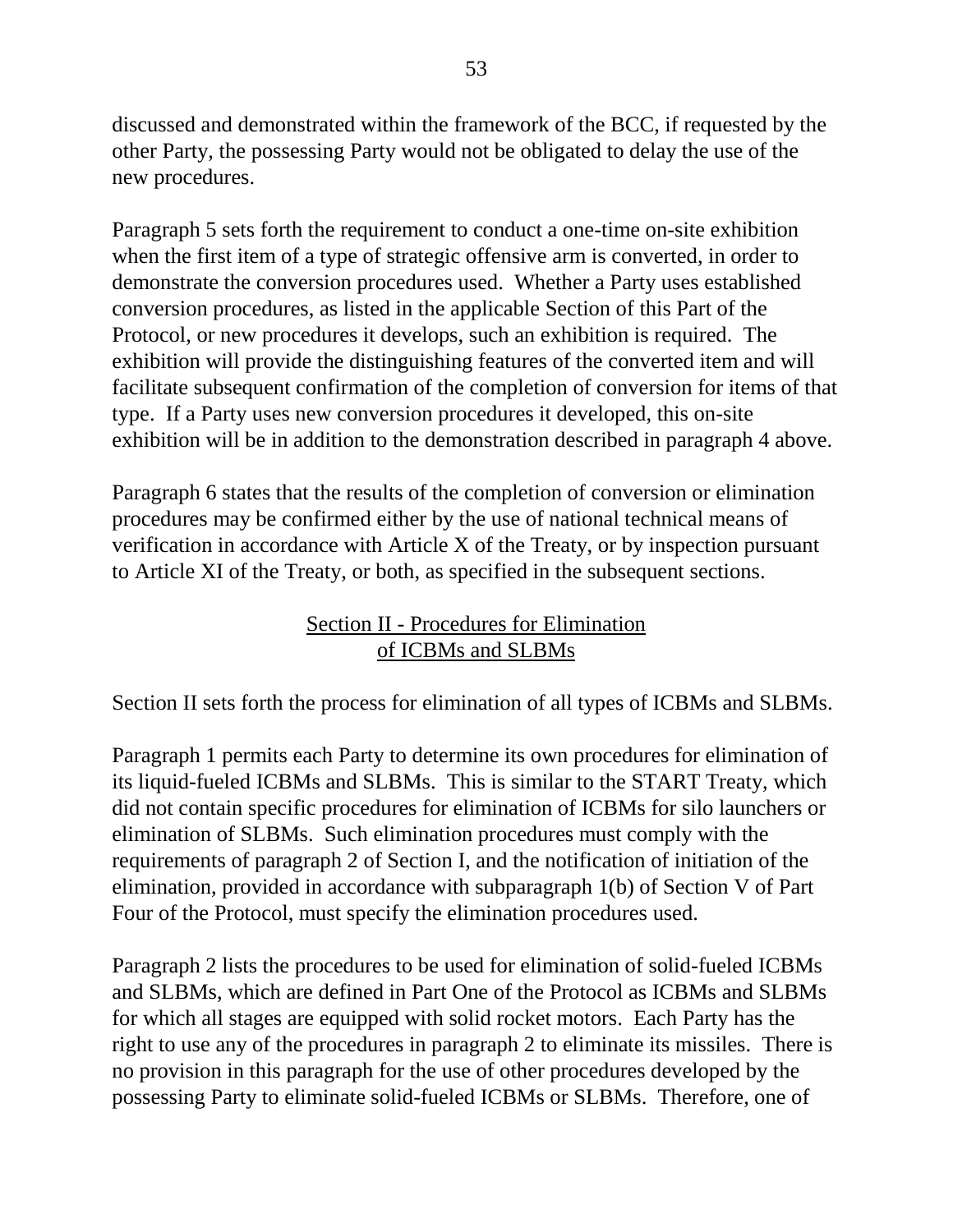discussed and demonstrated within the framework of the BCC, if requested by the other Party, the possessing Party would not be obligated to delay the use of the new procedures.

Paragraph 5 sets forth the requirement to conduct a one-time on-site exhibition when the first item of a type of strategic offensive arm is converted, in order to demonstrate the conversion procedures used. Whether a Party uses established conversion procedures, as listed in the applicable Section of this Part of the Protocol, or new procedures it develops, such an exhibition is required. The exhibition will provide the distinguishing features of the converted item and will facilitate subsequent confirmation of the completion of conversion for items of that type. If a Party uses new conversion procedures it developed, this on-site exhibition will be in addition to the demonstration described in paragraph 4 above.

Paragraph 6 states that the results of the completion of conversion or elimination procedures may be confirmed either by the use of national technical means of verification in accordance with Article X of the Treaty, or by inspection pursuant to Article XI of the Treaty, or both, as specified in the subsequent sections.

## Section II - Procedures for Elimination of ICBMs and SLBMs

Section II sets forth the process for elimination of all types of ICBMs and SLBMs.

Paragraph 1 permits each Party to determine its own procedures for elimination of its liquid-fueled ICBMs and SLBMs. This is similar to the START Treaty, which did not contain specific procedures for elimination of ICBMs for silo launchers or elimination of SLBMs. Such elimination procedures must comply with the requirements of paragraph 2 of Section I, and the notification of initiation of the elimination, provided in accordance with subparagraph 1(b) of Section V of Part Four of the Protocol, must specify the elimination procedures used.

Paragraph 2 lists the procedures to be used for elimination of solid-fueled ICBMs and SLBMs, which are defined in Part One of the Protocol as ICBMs and SLBMs for which all stages are equipped with solid rocket motors. Each Party has the right to use any of the procedures in paragraph 2 to eliminate its missiles. There is no provision in this paragraph for the use of other procedures developed by the possessing Party to eliminate solid-fueled ICBMs or SLBMs. Therefore, one of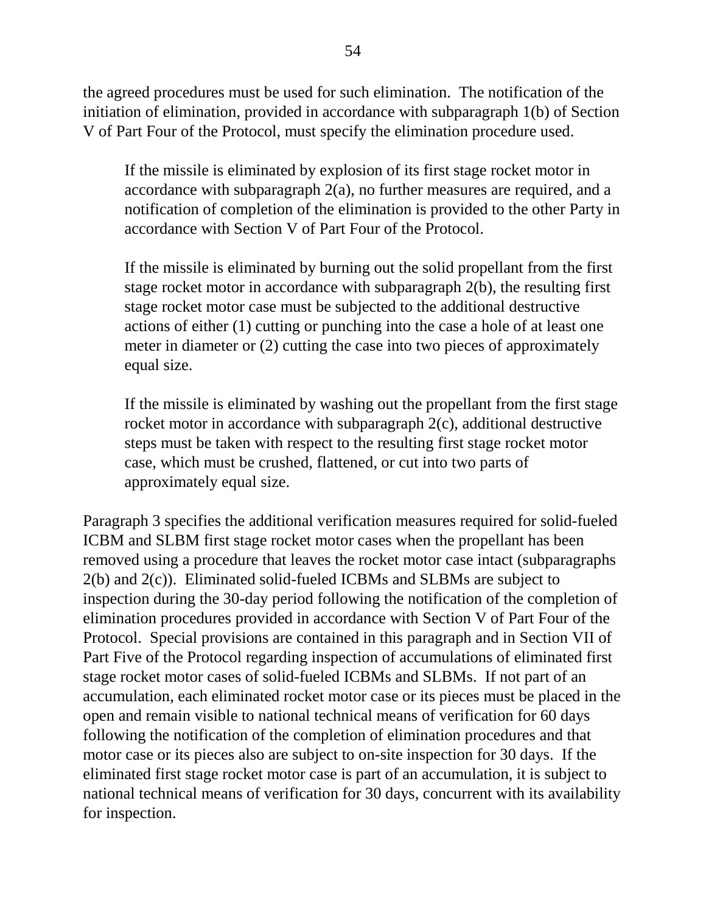the agreed procedures must be used for such elimination. The notification of the initiation of elimination, provided in accordance with subparagraph 1(b) of Section V of Part Four of the Protocol, must specify the elimination procedure used.

> If the missile is eliminated by explosion of its first stage rocket motor in accordance with subparagraph 2(a), no further measures are required, and a notification of completion of the elimination is provided to the other Party in accordance with Section V of Part Four of the Protocol.
>
> If the missile is eliminated by burning out the solid propellant from the first stage rocket motor in accordance with subparagraph 2(b), the resulting first stage rocket motor case must be subjected to the additional destructive actions of either (1) cutting or punching into the case a hole of at least one meter in diameter or (2) cutting the case into two pieces of approximately equal size.
>
> If the missile is eliminated by washing out the propellant from the first stage rocket motor in accordance with subparagraph 2(c), additional destructive steps must be taken with respect to the resulting first stage rocket motor case, which must be crushed, flattened, or cut into two parts of approximately equal size.

Paragraph 3 specifies the additional verification measures required for solid-fueled ICBM and SLBM first stage rocket motor cases when the propellant has been removed using a procedure that leaves the rocket motor case intact (subparagraphs 2(b) and 2(c)). Eliminated solid-fueled ICBMs and SLBMs are subject to inspection during the 30-day period following the notification of the completion of elimination procedures provided in accordance with Section V of Part Four of the Protocol. Special provisions are contained in this paragraph and in Section VII of Part Five of the Protocol regarding inspection of accumulations of eliminated first stage rocket motor cases of solid-fueled ICBMs and SLBMs. If not part of an accumulation, each eliminated rocket motor case or its pieces must be placed in the open and remain visible to national technical means of verification for 60 days following the notification of the completion of elimination procedures and that motor case or its pieces also are subject to on-site inspection for 30 days. If the eliminated first stage rocket motor case is part of an accumulation, it is subject to national technical means of verification for 30 days, concurrent with its availability for inspection.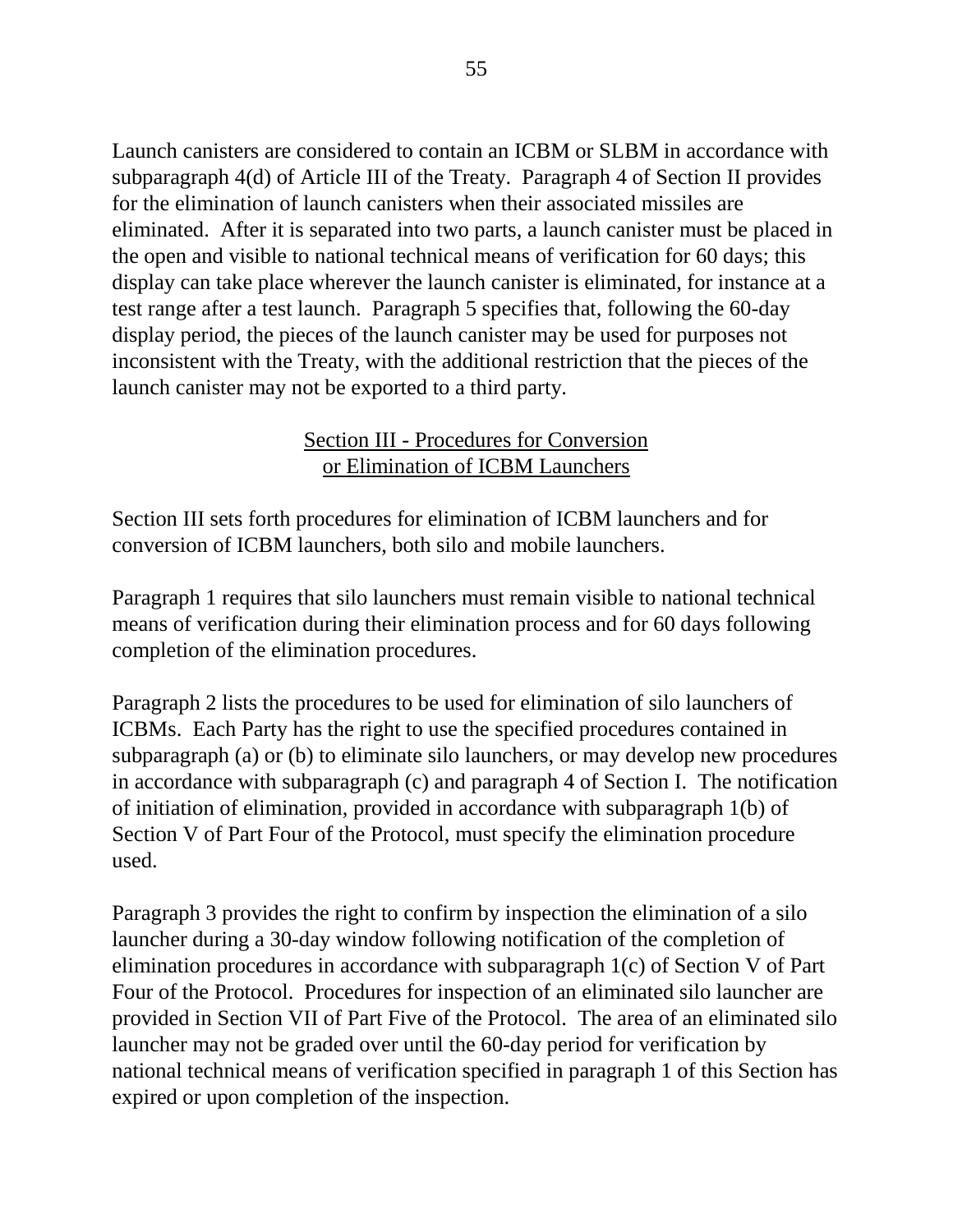Launch canisters are considered to contain an ICBM or SLBM in accordance with subparagraph 4(d) of Article III of the Treaty. Paragraph 4 of Section II provides for the elimination of launch canisters when their associated missiles are eliminated. After it is separated into two parts, a launch canister must be placed in the open and visible to national technical means of verification for 60 days; this display can take place wherever the launch canister is eliminated, for instance at a test range after a test launch. Paragraph 5 specifies that, following the 60-day display period, the pieces of the launch canister may be used for purposes not inconsistent with the Treaty, with the additional restriction that the pieces of the launch canister may not be exported to a third party.

## Section III - Procedures for Conversion or Elimination of ICBM Launchers

Section III sets forth procedures for elimination of ICBM launchers and for conversion of ICBM launchers, both silo and mobile launchers.

Paragraph 1 requires that silo launchers must remain visible to national technical means of verification during their elimination process and for 60 days following completion of the elimination procedures.

Paragraph 2 lists the procedures to be used for elimination of silo launchers of ICBMs. Each Party has the right to use the specified procedures contained in subparagraph (a) or (b) to eliminate silo launchers, or may develop new procedures in accordance with subparagraph (c) and paragraph 4 of Section I. The notification of initiation of elimination, provided in accordance with subparagraph 1(b) of Section V of Part Four of the Protocol, must specify the elimination procedure used.

Paragraph 3 provides the right to confirm by inspection the elimination of a silo launcher during a 30-day window following notification of the completion of elimination procedures in accordance with subparagraph 1(c) of Section V of Part Four of the Protocol. Procedures for inspection of an eliminated silo launcher are provided in Section VII of Part Five of the Protocol. The area of an eliminated silo launcher may not be graded over until the 60-day period for verification by national technical means of verification specified in paragraph 1 of this Section has expired or upon completion of the inspection.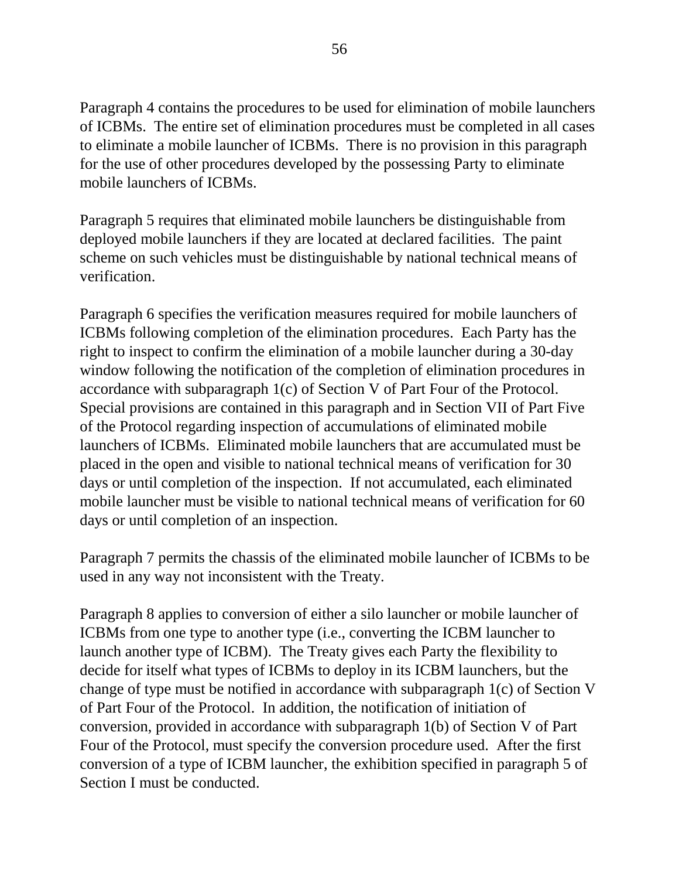Paragraph 4 contains the procedures to be used for elimination of mobile launchers of ICBMs. The entire set of elimination procedures must be completed in all cases to eliminate a mobile launcher of ICBMs. There is no provision in this paragraph for the use of other procedures developed by the possessing Party to eliminate mobile launchers of ICBMs.

Paragraph 5 requires that eliminated mobile launchers be distinguishable from deployed mobile launchers if they are located at declared facilities. The paint scheme on such vehicles must be distinguishable by national technical means of verification.

Paragraph 6 specifies the verification measures required for mobile launchers of ICBMs following completion of the elimination procedures. Each Party has the right to inspect to confirm the elimination of a mobile launcher during a 30-day window following the notification of the completion of elimination procedures in accordance with subparagraph 1(c) of Section V of Part Four of the Protocol. Special provisions are contained in this paragraph and in Section VII of Part Five of the Protocol regarding inspection of accumulations of eliminated mobile launchers of ICBMs. Eliminated mobile launchers that are accumulated must be placed in the open and visible to national technical means of verification for 30 days or until completion of the inspection. If not accumulated, each eliminated mobile launcher must be visible to national technical means of verification for 60 days or until completion of an inspection.

Paragraph 7 permits the chassis of the eliminated mobile launcher of ICBMs to be used in any way not inconsistent with the Treaty.

Paragraph 8 applies to conversion of either a silo launcher or mobile launcher of ICBMs from one type to another type (i.e., converting the ICBM launcher to launch another type of ICBM). The Treaty gives each Party the flexibility to decide for itself what types of ICBMs to deploy in its ICBM launchers, but the change of type must be notified in accordance with subparagraph 1(c) of Section V of Part Four of the Protocol. In addition, the notification of initiation of conversion, provided in accordance with subparagraph 1(b) of Section V of Part Four of the Protocol, must specify the conversion procedure used. After the first conversion of a type of ICBM launcher, the exhibition specified in paragraph 5 of Section I must be conducted.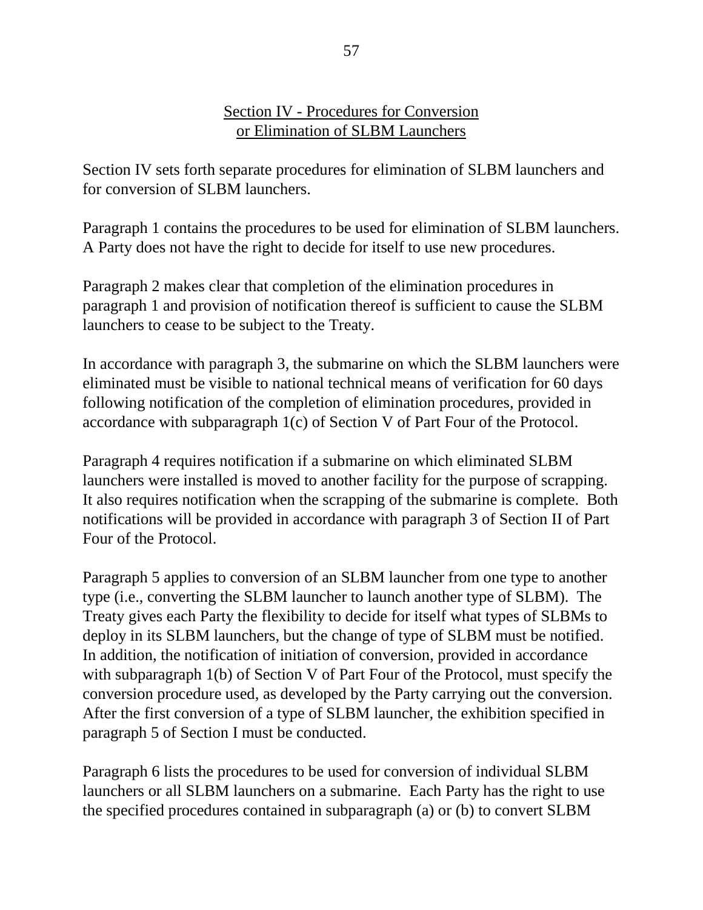## Section IV - Procedures for Conversion or Elimination of SLBM Launchers

Section IV sets forth separate procedures for elimination of SLBM launchers and for conversion of SLBM launchers.

Paragraph 1 contains the procedures to be used for elimination of SLBM launchers. A Party does not have the right to decide for itself to use new procedures.

Paragraph 2 makes clear that completion of the elimination procedures in paragraph 1 and provision of notification thereof is sufficient to cause the SLBM launchers to cease to be subject to the Treaty.

In accordance with paragraph 3, the submarine on which the SLBM launchers were eliminated must be visible to national technical means of verification for 60 days following notification of the completion of elimination procedures, provided in accordance with subparagraph 1(c) of Section V of Part Four of the Protocol.

Paragraph 4 requires notification if a submarine on which eliminated SLBM launchers were installed is moved to another facility for the purpose of scrapping. It also requires notification when the scrapping of the submarine is complete. Both notifications will be provided in accordance with paragraph 3 of Section II of Part Four of the Protocol.

Paragraph 5 applies to conversion of an SLBM launcher from one type to another type (i.e., converting the SLBM launcher to launch another type of SLBM). The Treaty gives each Party the flexibility to decide for itself what types of SLBMs to deploy in its SLBM launchers, but the change of type of SLBM must be notified. In addition, the notification of initiation of conversion, provided in accordance with subparagraph 1(b) of Section V of Part Four of the Protocol, must specify the conversion procedure used, as developed by the Party carrying out the conversion. After the first conversion of a type of SLBM launcher, the exhibition specified in paragraph 5 of Section I must be conducted.

Paragraph 6 lists the procedures to be used for conversion of individual SLBM launchers or all SLBM launchers on a submarine. Each Party has the right to use the specified procedures contained in subparagraph (a) or (b) to convert SLBM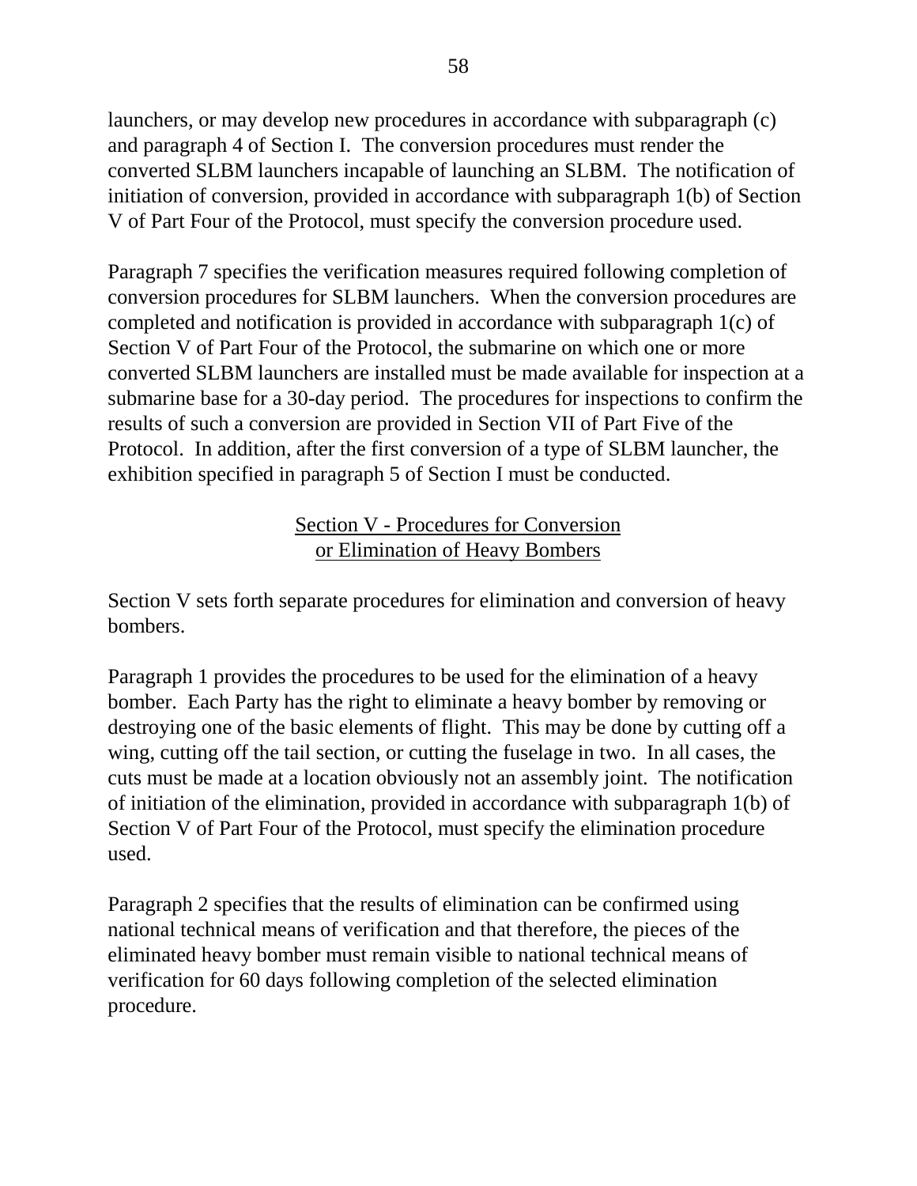launchers, or may develop new procedures in accordance with subparagraph (c) and paragraph 4 of Section I. The conversion procedures must render the converted SLBM launchers incapable of launching an SLBM. The notification of initiation of conversion, provided in accordance with subparagraph 1(b) of Section V of Part Four of the Protocol, must specify the conversion procedure used.

Paragraph 7 specifies the verification measures required following completion of conversion procedures for SLBM launchers. When the conversion procedures are completed and notification is provided in accordance with subparagraph 1(c) of Section V of Part Four of the Protocol, the submarine on which one or more converted SLBM launchers are installed must be made available for inspection at a submarine base for a 30-day period. The procedures for inspections to confirm the results of such a conversion are provided in Section VII of Part Five of the Protocol. In addition, after the first conversion of a type of SLBM launcher, the exhibition specified in paragraph 5 of Section I must be conducted.

## Section V - Procedures for Conversion or Elimination of Heavy Bombers

Section V sets forth separate procedures for elimination and conversion of heavy bombers.

Paragraph 1 provides the procedures to be used for the elimination of a heavy bomber. Each Party has the right to eliminate a heavy bomber by removing or destroying one of the basic elements of flight. This may be done by cutting off a wing, cutting off the tail section, or cutting the fuselage in two. In all cases, the cuts must be made at a location obviously not an assembly joint. The notification of initiation of the elimination, provided in accordance with subparagraph 1(b) of Section V of Part Four of the Protocol, must specify the elimination procedure used.

Paragraph 2 specifies that the results of elimination can be confirmed using national technical means of verification and that therefore, the pieces of the eliminated heavy bomber must remain visible to national technical means of verification for 60 days following completion of the selected elimination procedure.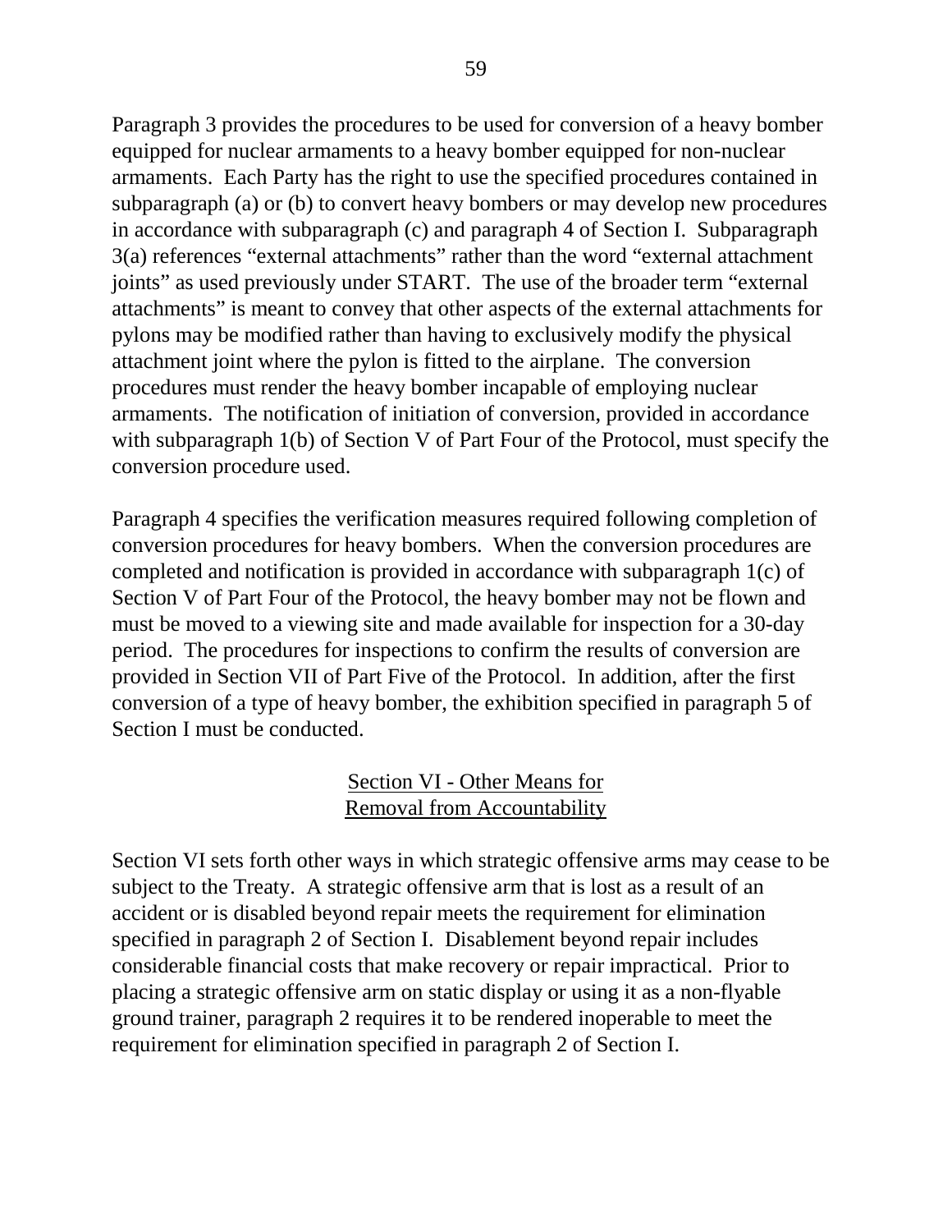Paragraph 3 provides the procedures to be used for conversion of a heavy bomber equipped for nuclear armaments to a heavy bomber equipped for non-nuclear armaments. Each Party has the right to use the specified procedures contained in subparagraph (a) or (b) to convert heavy bombers or may develop new procedures in accordance with subparagraph (c) and paragraph 4 of Section I. Subparagraph 3(a) references "external attachments" rather than the word "external attachment joints" as used previously under START. The use of the broader term "external attachments" is meant to convey that other aspects of the external attachments for pylons may be modified rather than having to exclusively modify the physical attachment joint where the pylon is fitted to the airplane. The conversion procedures must render the heavy bomber incapable of employing nuclear armaments. The notification of initiation of conversion, provided in accordance with subparagraph 1(b) of Section V of Part Four of the Protocol, must specify the conversion procedure used.

Paragraph 4 specifies the verification measures required following completion of conversion procedures for heavy bombers. When the conversion procedures are completed and notification is provided in accordance with subparagraph 1(c) of Section V of Part Four of the Protocol, the heavy bomber may not be flown and must be moved to a viewing site and made available for inspection for a 30-day period. The procedures for inspections to confirm the results of conversion are provided in Section VII of Part Five of the Protocol. In addition, after the first conversion of a type of heavy bomber, the exhibition specified in paragraph 5 of Section I must be conducted.

## Section VI - Other Means for Removal from Accountability

Section VI sets forth other ways in which strategic offensive arms may cease to be subject to the Treaty. A strategic offensive arm that is lost as a result of an accident or is disabled beyond repair meets the requirement for elimination specified in paragraph 2 of Section I. Disablement beyond repair includes considerable financial costs that make recovery or repair impractical. Prior to placing a strategic offensive arm on static display or using it as a non-flyable ground trainer, paragraph 2 requires it to be rendered inoperable to meet the requirement for elimination specified in paragraph 2 of Section I.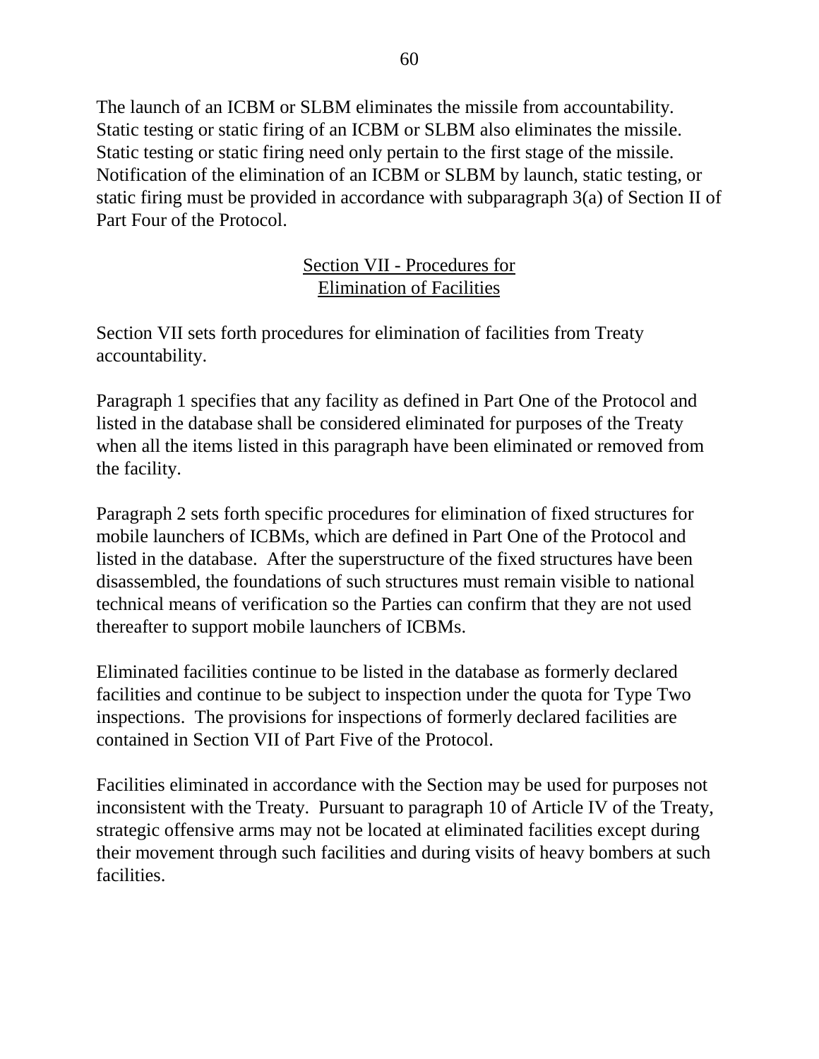The launch of an ICBM or SLBM eliminates the missile from accountability. Static testing or static firing of an ICBM or SLBM also eliminates the missile. Static testing or static firing need only pertain to the first stage of the missile. Notification of the elimination of an ICBM or SLBM by launch, static testing, or static firing must be provided in accordance with subparagraph 3(a) of Section II of Part Four of the Protocol.

## Section VII - Procedures for Elimination of Facilities

Section VII sets forth procedures for elimination of facilities from Treaty accountability.

Paragraph 1 specifies that any facility as defined in Part One of the Protocol and listed in the database shall be considered eliminated for purposes of the Treaty when all the items listed in this paragraph have been eliminated or removed from the facility.

Paragraph 2 sets forth specific procedures for elimination of fixed structures for mobile launchers of ICBMs, which are defined in Part One of the Protocol and listed in the database. After the superstructure of the fixed structures have been disassembled, the foundations of such structures must remain visible to national technical means of verification so the Parties can confirm that they are not used thereafter to support mobile launchers of ICBMs.

Eliminated facilities continue to be listed in the database as formerly declared facilities and continue to be subject to inspection under the quota for Type Two inspections. The provisions for inspections of formerly declared facilities are contained in Section VII of Part Five of the Protocol.

Facilities eliminated in accordance with the Section may be used for purposes not inconsistent with the Treaty. Pursuant to paragraph 10 of Article IV of the Treaty, strategic offensive arms may not be located at eliminated facilities except during their movement through such facilities and during visits of heavy bombers at such facilities.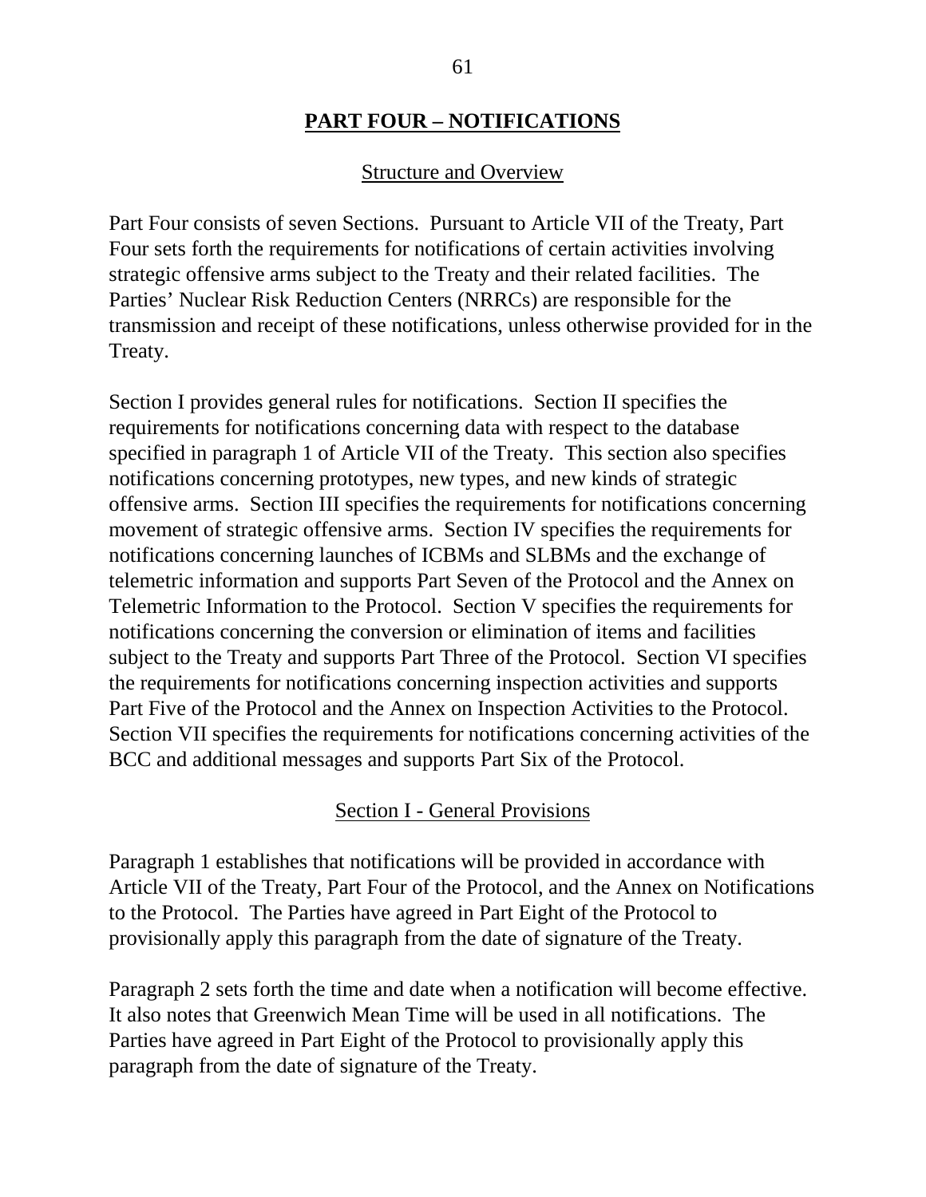## PART FOUR – NOTIFICATIONS

### Structure and Overview

Part Four consists of seven Sections. Pursuant to Article VII of the Treaty, Part Four sets forth the requirements for notifications of certain activities involving strategic offensive arms subject to the Treaty and their related facilities. The Parties' Nuclear Risk Reduction Centers (NRRCs) are responsible for the transmission and receipt of these notifications, unless otherwise provided for in the Treaty.

Section I provides general rules for notifications. Section II specifies the requirements for notifications concerning data with respect to the database specified in paragraph 1 of Article VII of the Treaty. This section also specifies notifications concerning prototypes, new types, and new kinds of strategic offensive arms. Section III specifies the requirements for notifications concerning movement of strategic offensive arms. Section IV specifies the requirements for notifications concerning launches of ICBMs and SLBMs and the exchange of telemetric information and supports Part Seven of the Protocol and the Annex on Telemetric Information to the Protocol. Section V specifies the requirements for notifications concerning the conversion or elimination of items and facilities subject to the Treaty and supports Part Three of the Protocol. Section VI specifies the requirements for notifications concerning inspection activities and supports Part Five of the Protocol and the Annex on Inspection Activities to the Protocol. Section VII specifies the requirements for notifications concerning activities of the BCC and additional messages and supports Part Six of the Protocol.

### Section I - General Provisions

Paragraph 1 establishes that notifications will be provided in accordance with Article VII of the Treaty, Part Four of the Protocol, and the Annex on Notifications to the Protocol. The Parties have agreed in Part Eight of the Protocol to provisionally apply this paragraph from the date of signature of the Treaty.

Paragraph 2 sets forth the time and date when a notification will become effective. It also notes that Greenwich Mean Time will be used in all notifications. The Parties have agreed in Part Eight of the Protocol to provisionally apply this paragraph from the date of signature of the Treaty.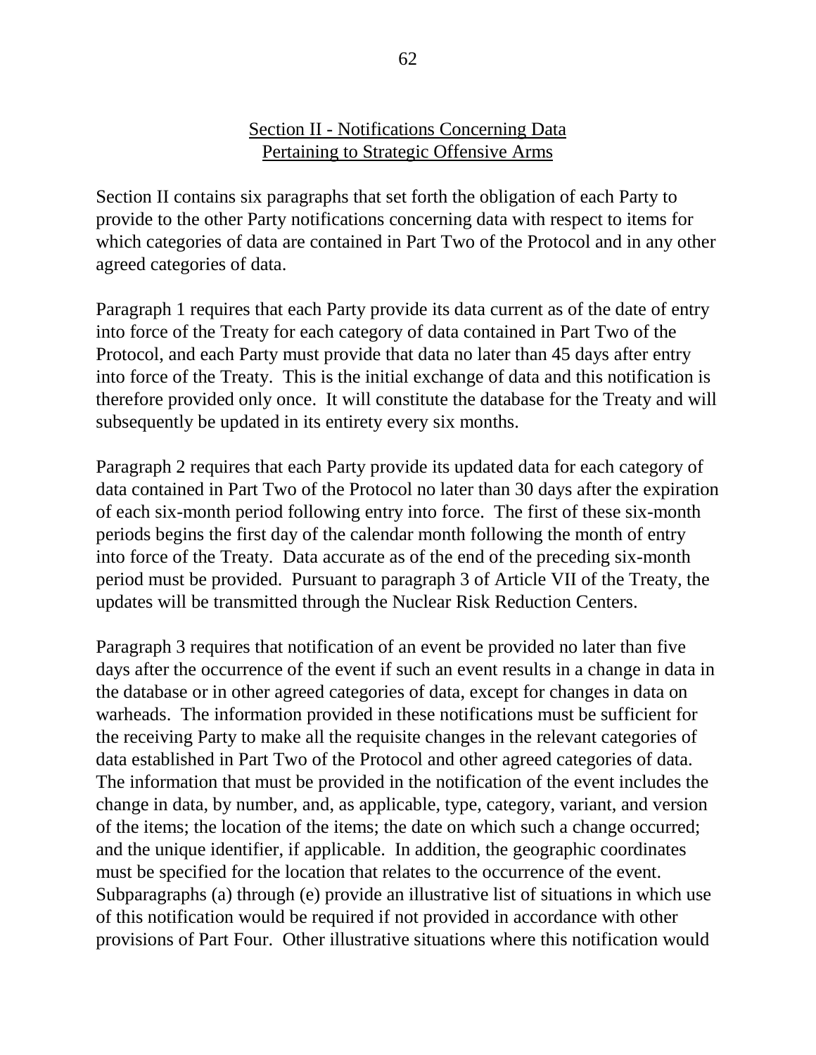## Section II - Notifications Concerning Data Pertaining to Strategic Offensive Arms

Section II contains six paragraphs that set forth the obligation of each Party to provide to the other Party notifications concerning data with respect to items for which categories of data are contained in Part Two of the Protocol and in any other agreed categories of data.

Paragraph 1 requires that each Party provide its data current as of the date of entry into force of the Treaty for each category of data contained in Part Two of the Protocol, and each Party must provide that data no later than 45 days after entry into force of the Treaty. This is the initial exchange of data and this notification is therefore provided only once. It will constitute the database for the Treaty and will subsequently be updated in its entirety every six months.

Paragraph 2 requires that each Party provide its updated data for each category of data contained in Part Two of the Protocol no later than 30 days after the expiration of each six-month period following entry into force. The first of these six-month periods begins the first day of the calendar month following the month of entry into force of the Treaty. Data accurate as of the end of the preceding six-month period must be provided. Pursuant to paragraph 3 of Article VII of the Treaty, the updates will be transmitted through the Nuclear Risk Reduction Centers.

Paragraph 3 requires that notification of an event be provided no later than five days after the occurrence of the event if such an event results in a change in data in the database or in other agreed categories of data, except for changes in data on warheads. The information provided in these notifications must be sufficient for the receiving Party to make all the requisite changes in the relevant categories of data established in Part Two of the Protocol and other agreed categories of data. The information that must be provided in the notification of the event includes the change in data, by number, and, as applicable, type, category, variant, and version of the items; the location of the items; the date on which such a change occurred; and the unique identifier, if applicable. In addition, the geographic coordinates must be specified for the location that relates to the occurrence of the event. Subparagraphs (a) through (e) provide an illustrative list of situations in which use of this notification would be required if not provided in accordance with other provisions of Part Four. Other illustrative situations where this notification would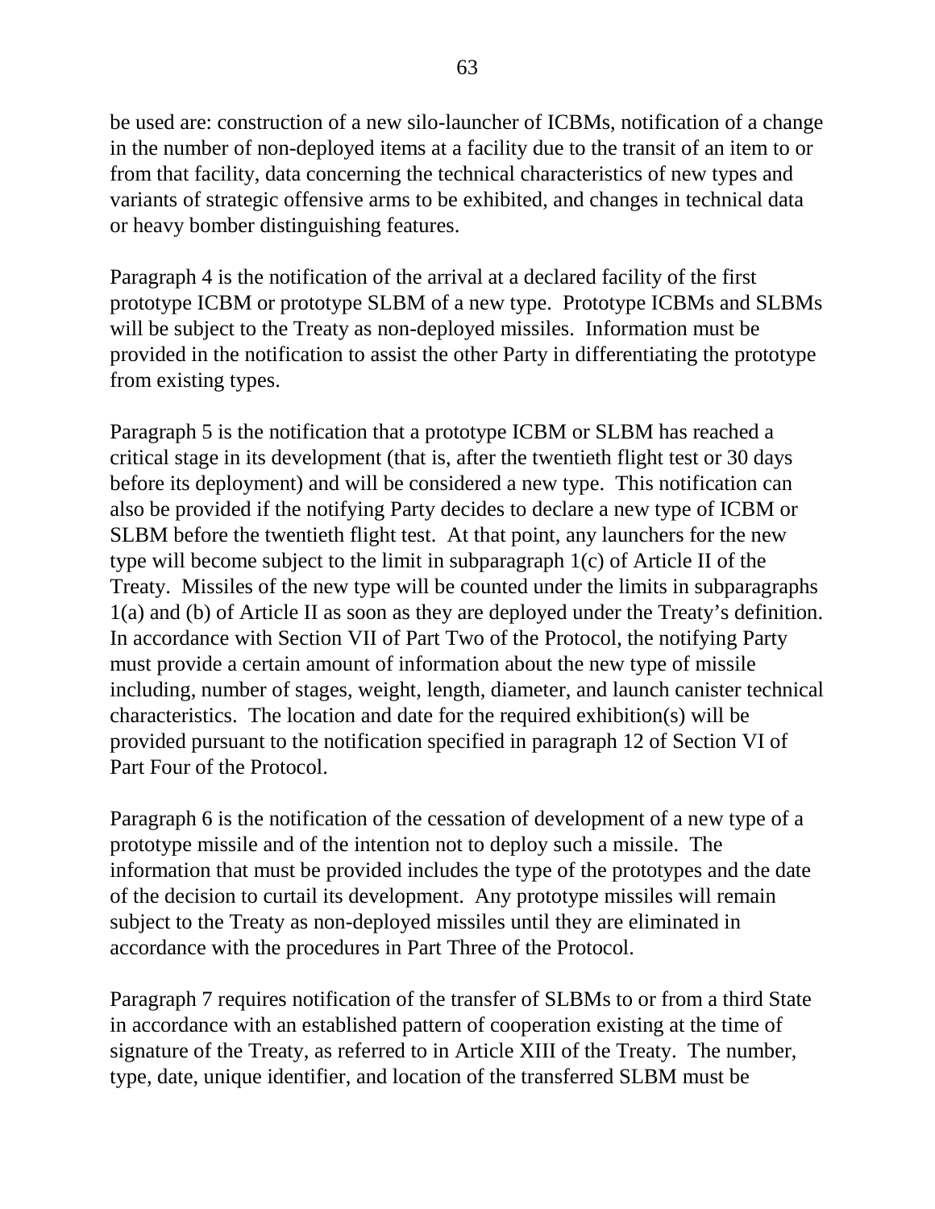be used are: construction of a new silo-launcher of ICBMs, notification of a change in the number of non-deployed items at a facility due to the transit of an item to or from that facility, data concerning the technical characteristics of new types and variants of strategic offensive arms to be exhibited, and changes in technical data or heavy bomber distinguishing features.

Paragraph 4 is the notification of the arrival at a declared facility of the first prototype ICBM or prototype SLBM of a new type. Prototype ICBMs and SLBMs will be subject to the Treaty as non-deployed missiles. Information must be provided in the notification to assist the other Party in differentiating the prototype from existing types.

Paragraph 5 is the notification that a prototype ICBM or SLBM has reached a critical stage in its development (that is, after the twentieth flight test or 30 days before its deployment) and will be considered a new type. This notification can also be provided if the notifying Party decides to declare a new type of ICBM or SLBM before the twentieth flight test. At that point, any launchers for the new type will become subject to the limit in subparagraph 1(c) of Article II of the Treaty. Missiles of the new type will be counted under the limits in subparagraphs 1(a) and (b) of Article II as soon as they are deployed under the Treaty's definition. In accordance with Section VII of Part Two of the Protocol, the notifying Party must provide a certain amount of information about the new type of missile including, number of stages, weight, length, diameter, and launch canister technical characteristics. The location and date for the required exhibition(s) will be provided pursuant to the notification specified in paragraph 12 of Section VI of Part Four of the Protocol.

Paragraph 6 is the notification of the cessation of development of a new type of a prototype missile and of the intention not to deploy such a missile. The information that must be provided includes the type of the prototypes and the date of the decision to curtail its development. Any prototype missiles will remain subject to the Treaty as non-deployed missiles until they are eliminated in accordance with the procedures in Part Three of the Protocol.

Paragraph 7 requires notification of the transfer of SLBMs to or from a third State in accordance with an established pattern of cooperation existing at the time of signature of the Treaty, as referred to in Article XIII of the Treaty. The number, type, date, unique identifier, and location of the transferred SLBM must be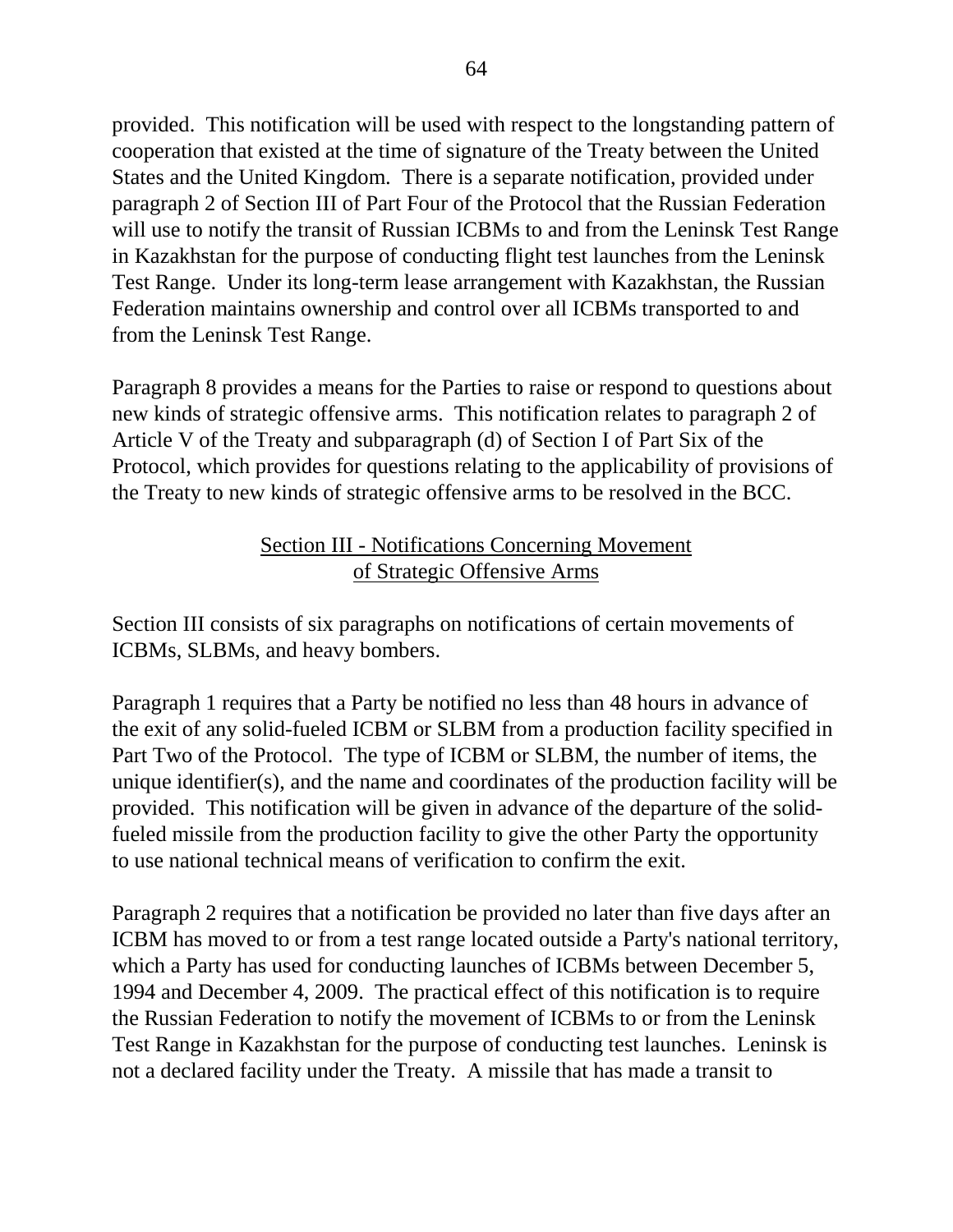provided. This notification will be used with respect to the longstanding pattern of cooperation that existed at the time of signature of the Treaty between the United States and the United Kingdom. There is a separate notification, provided under paragraph 2 of Section III of Part Four of the Protocol that the Russian Federation will use to notify the transit of Russian ICBMs to and from the Leninsk Test Range in Kazakhstan for the purpose of conducting flight test launches from the Leninsk Test Range. Under its long-term lease arrangement with Kazakhstan, the Russian Federation maintains ownership and control over all ICBMs transported to and from the Leninsk Test Range.

Paragraph 8 provides a means for the Parties to raise or respond to questions about new kinds of strategic offensive arms. This notification relates to paragraph 2 of Article V of the Treaty and subparagraph (d) of Section I of Part Six of the Protocol, which provides for questions relating to the applicability of provisions of the Treaty to new kinds of strategic offensive arms to be resolved in the BCC.

## Section III - Notifications Concerning Movement of Strategic Offensive Arms

Section III consists of six paragraphs on notifications of certain movements of ICBMs, SLBMs, and heavy bombers.

Paragraph 1 requires that a Party be notified no less than 48 hours in advance of the exit of any solid-fueled ICBM or SLBM from a production facility specified in Part Two of the Protocol. The type of ICBM or SLBM, the number of items, the unique identifier(s), and the name and coordinates of the production facility will be provided. This notification will be given in advance of the departure of the solid-fueled missile from the production facility to give the other Party the opportunity to use national technical means of verification to confirm the exit.

Paragraph 2 requires that a notification be provided no later than five days after an ICBM has moved to or from a test range located outside a Party's national territory, which a Party has used for conducting launches of ICBMs between December 5, 1994 and December 4, 2009. The practical effect of this notification is to require the Russian Federation to notify the movement of ICBMs to or from the Leninsk Test Range in Kazakhstan for the purpose of conducting test launches. Leninsk is not a declared facility under the Treaty. A missile that has made a transit to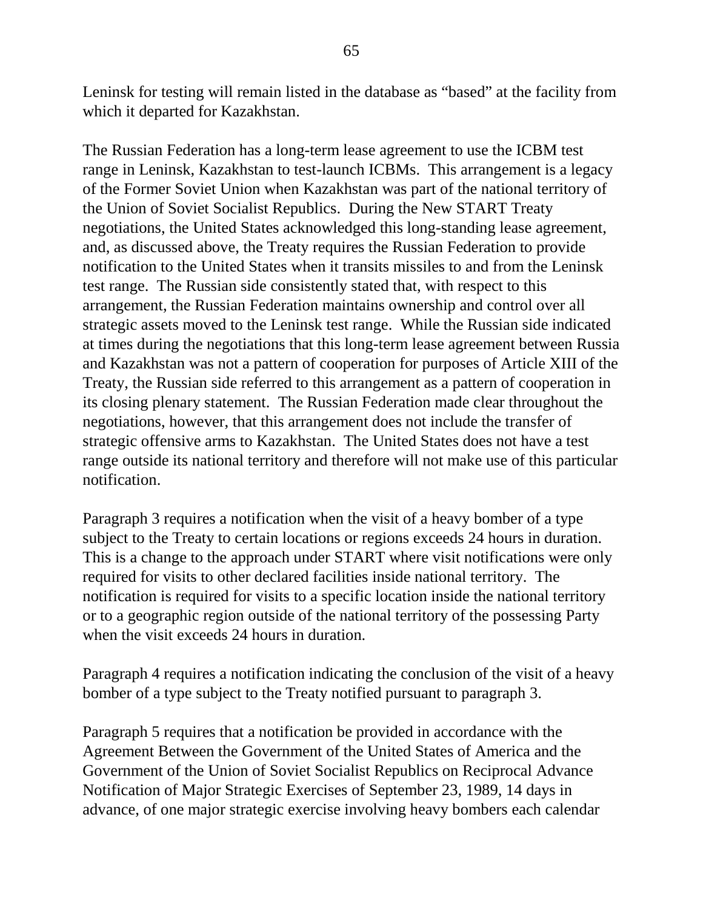Leninsk for testing will remain listed in the database as "based" at the facility from which it departed for Kazakhstan.

The Russian Federation has a long-term lease agreement to use the ICBM test range in Leninsk, Kazakhstan to test-launch ICBMs. This arrangement is a legacy of the Former Soviet Union when Kazakhstan was part of the national territory of the Union of Soviet Socialist Republics. During the New START Treaty negotiations, the United States acknowledged this long-standing lease agreement, and, as discussed above, the Treaty requires the Russian Federation to provide notification to the United States when it transits missiles to and from the Leninsk test range. The Russian side consistently stated that, with respect to this arrangement, the Russian Federation maintains ownership and control over all strategic assets moved to the Leninsk test range. While the Russian side indicated at times during the negotiations that this long-term lease agreement between Russia and Kazakhstan was not a pattern of cooperation for purposes of Article XIII of the Treaty, the Russian side referred to this arrangement as a pattern of cooperation in its closing plenary statement. The Russian Federation made clear throughout the negotiations, however, that this arrangement does not include the transfer of strategic offensive arms to Kazakhstan. The United States does not have a test range outside its national territory and therefore will not make use of this particular notification.

Paragraph 3 requires a notification when the visit of a heavy bomber of a type subject to the Treaty to certain locations or regions exceeds 24 hours in duration. This is a change to the approach under START where visit notifications were only required for visits to other declared facilities inside national territory. The notification is required for visits to a specific location inside the national territory or to a geographic region outside of the national territory of the possessing Party when the visit exceeds 24 hours in duration.

Paragraph 4 requires a notification indicating the conclusion of the visit of a heavy bomber of a type subject to the Treaty notified pursuant to paragraph 3.

Paragraph 5 requires that a notification be provided in accordance with the Agreement Between the Government of the United States of America and the Government of the Union of Soviet Socialist Republics on Reciprocal Advance Notification of Major Strategic Exercises of September 23, 1989, 14 days in advance, of one major strategic exercise involving heavy bombers each calendar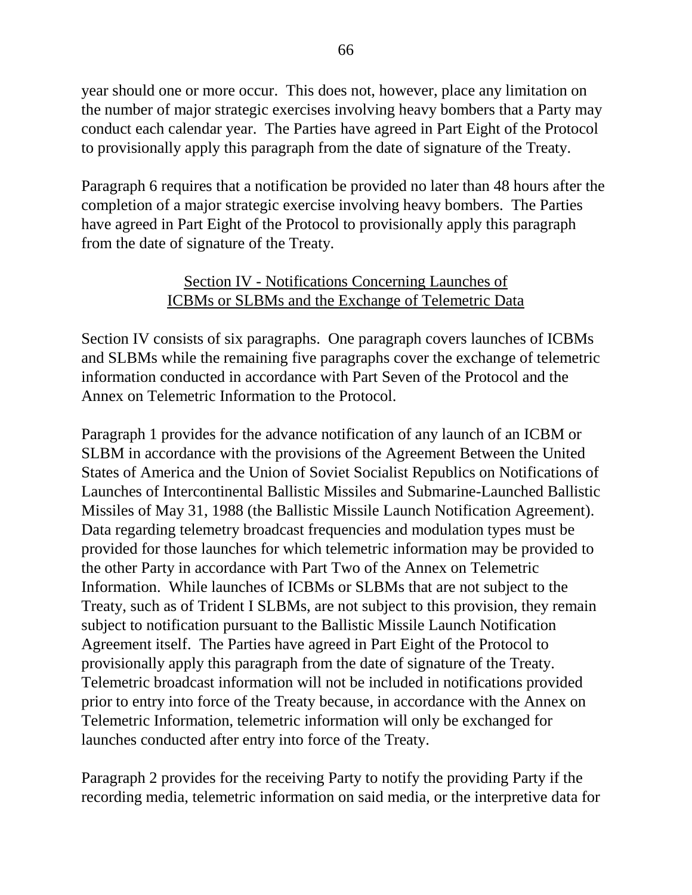year should one or more occur. This does not, however, place any limitation on the number of major strategic exercises involving heavy bombers that a Party may conduct each calendar year. The Parties have agreed in Part Eight of the Protocol to provisionally apply this paragraph from the date of signature of the Treaty.

Paragraph 6 requires that a notification be provided no later than 48 hours after the completion of a major strategic exercise involving heavy bombers. The Parties have agreed in Part Eight of the Protocol to provisionally apply this paragraph from the date of signature of the Treaty.

## Section IV - Notifications Concerning Launches of ICBMs or SLBMs and the Exchange of Telemetric Data

Section IV consists of six paragraphs. One paragraph covers launches of ICBMs and SLBMs while the remaining five paragraphs cover the exchange of telemetric information conducted in accordance with Part Seven of the Protocol and the Annex on Telemetric Information to the Protocol.

Paragraph 1 provides for the advance notification of any launch of an ICBM or SLBM in accordance with the provisions of the Agreement Between the United States of America and the Union of Soviet Socialist Republics on Notifications of Launches of Intercontinental Ballistic Missiles and Submarine-Launched Ballistic Missiles of May 31, 1988 (the Ballistic Missile Launch Notification Agreement). Data regarding telemetry broadcast frequencies and modulation types must be provided for those launches for which telemetric information may be provided to the other Party in accordance with Part Two of the Annex on Telemetric Information. While launches of ICBMs or SLBMs that are not subject to the Treaty, such as of Trident I SLBMs, are not subject to this provision, they remain subject to notification pursuant to the Ballistic Missile Launch Notification Agreement itself. The Parties have agreed in Part Eight of the Protocol to provisionally apply this paragraph from the date of signature of the Treaty. Telemetric broadcast information will not be included in notifications provided prior to entry into force of the Treaty because, in accordance with the Annex on Telemetric Information, telemetric information will only be exchanged for launches conducted after entry into force of the Treaty.

Paragraph 2 provides for the receiving Party to notify the providing Party if the recording media, telemetric information on said media, or the interpretive data for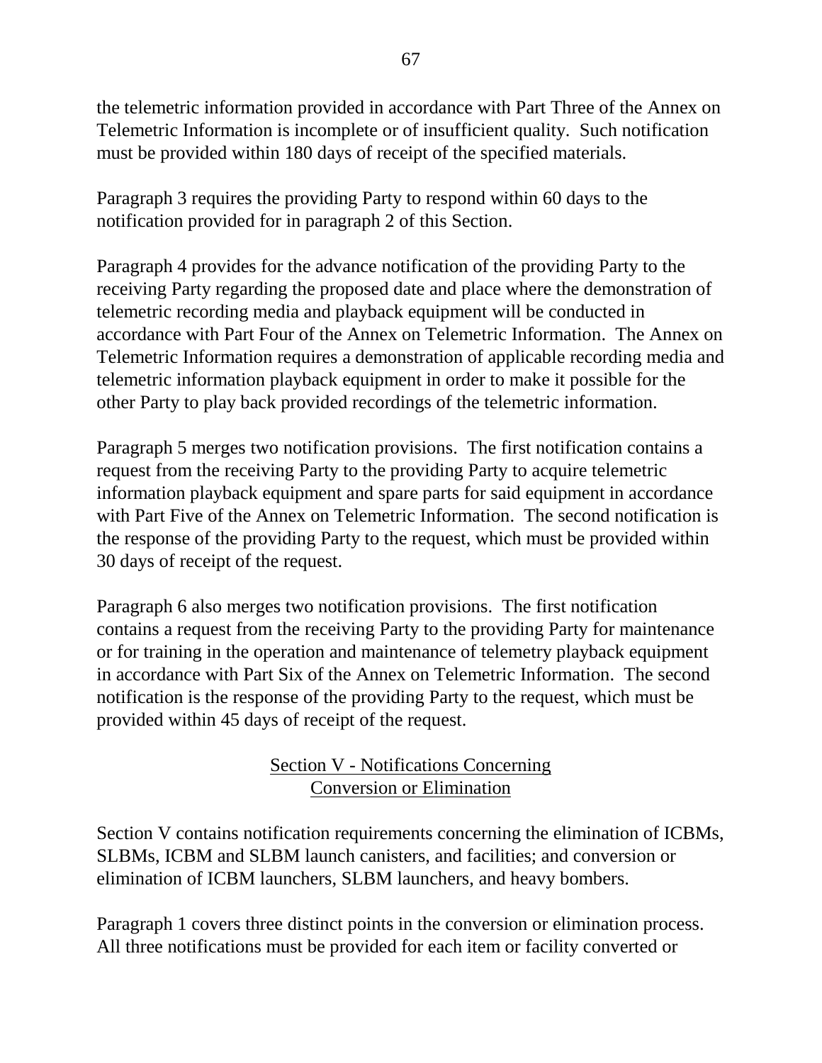the telemetric information provided in accordance with Part Three of the Annex on Telemetric Information is incomplete or of insufficient quality. Such notification must be provided within 180 days of receipt of the specified materials.

Paragraph 3 requires the providing Party to respond within 60 days to the notification provided for in paragraph 2 of this Section.

Paragraph 4 provides for the advance notification of the providing Party to the receiving Party regarding the proposed date and place where the demonstration of telemetric recording media and playback equipment will be conducted in accordance with Part Four of the Annex on Telemetric Information. The Annex on Telemetric Information requires a demonstration of applicable recording media and telemetric information playback equipment in order to make it possible for the other Party to play back provided recordings of the telemetric information.

Paragraph 5 merges two notification provisions. The first notification contains a request from the receiving Party to the providing Party to acquire telemetric information playback equipment and spare parts for said equipment in accordance with Part Five of the Annex on Telemetric Information. The second notification is the response of the providing Party to the request, which must be provided within 30 days of receipt of the request.

Paragraph 6 also merges two notification provisions. The first notification contains a request from the receiving Party to the providing Party for maintenance or for training in the operation and maintenance of telemetry playback equipment in accordance with Part Six of the Annex on Telemetric Information. The second notification is the response of the providing Party to the request, which must be provided within 45 days of receipt of the request.

## Section V - Notifications Concerning Conversion or Elimination

Section V contains notification requirements concerning the elimination of ICBMs, SLBMs, ICBM and SLBM launch canisters, and facilities; and conversion or elimination of ICBM launchers, SLBM launchers, and heavy bombers.

Paragraph 1 covers three distinct points in the conversion or elimination process. All three notifications must be provided for each item or facility converted or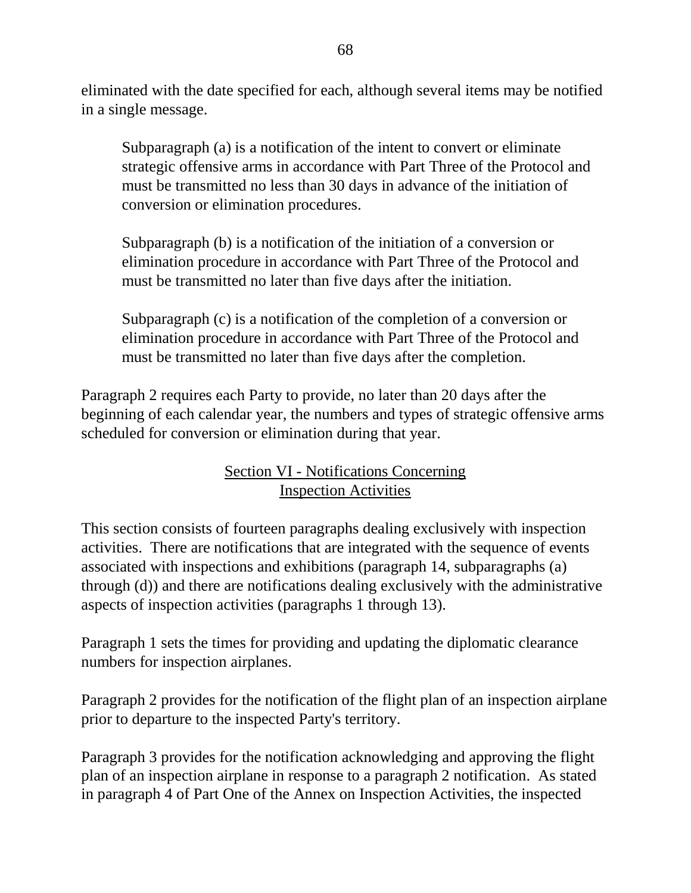eliminated with the date specified for each, although several items may be notified in a single message.

> Subparagraph (a) is a notification of the intent to convert or eliminate strategic offensive arms in accordance with Part Three of the Protocol and must be transmitted no less than 30 days in advance of the initiation of conversion or elimination procedures.
>
> Subparagraph (b) is a notification of the initiation of a conversion or elimination procedure in accordance with Part Three of the Protocol and must be transmitted no later than five days after the initiation.
>
> Subparagraph (c) is a notification of the completion of a conversion or elimination procedure in accordance with Part Three of the Protocol and must be transmitted no later than five days after the completion.

Paragraph 2 requires each Party to provide, no later than 20 days after the beginning of each calendar year, the numbers and types of strategic offensive arms scheduled for conversion or elimination during that year.

## Section VI - Notifications Concerning Inspection Activities

This section consists of fourteen paragraphs dealing exclusively with inspection activities. There are notifications that are integrated with the sequence of events associated with inspections and exhibitions (paragraph 14, subparagraphs (a) through (d)) and there are notifications dealing exclusively with the administrative aspects of inspection activities (paragraphs 1 through 13).

Paragraph 1 sets the times for providing and updating the diplomatic clearance numbers for inspection airplanes.

Paragraph 2 provides for the notification of the flight plan of an inspection airplane prior to departure to the inspected Party's territory.

Paragraph 3 provides for the notification acknowledging and approving the flight plan of an inspection airplane in response to a paragraph 2 notification. As stated in paragraph 4 of Part One of the Annex on Inspection Activities, the inspected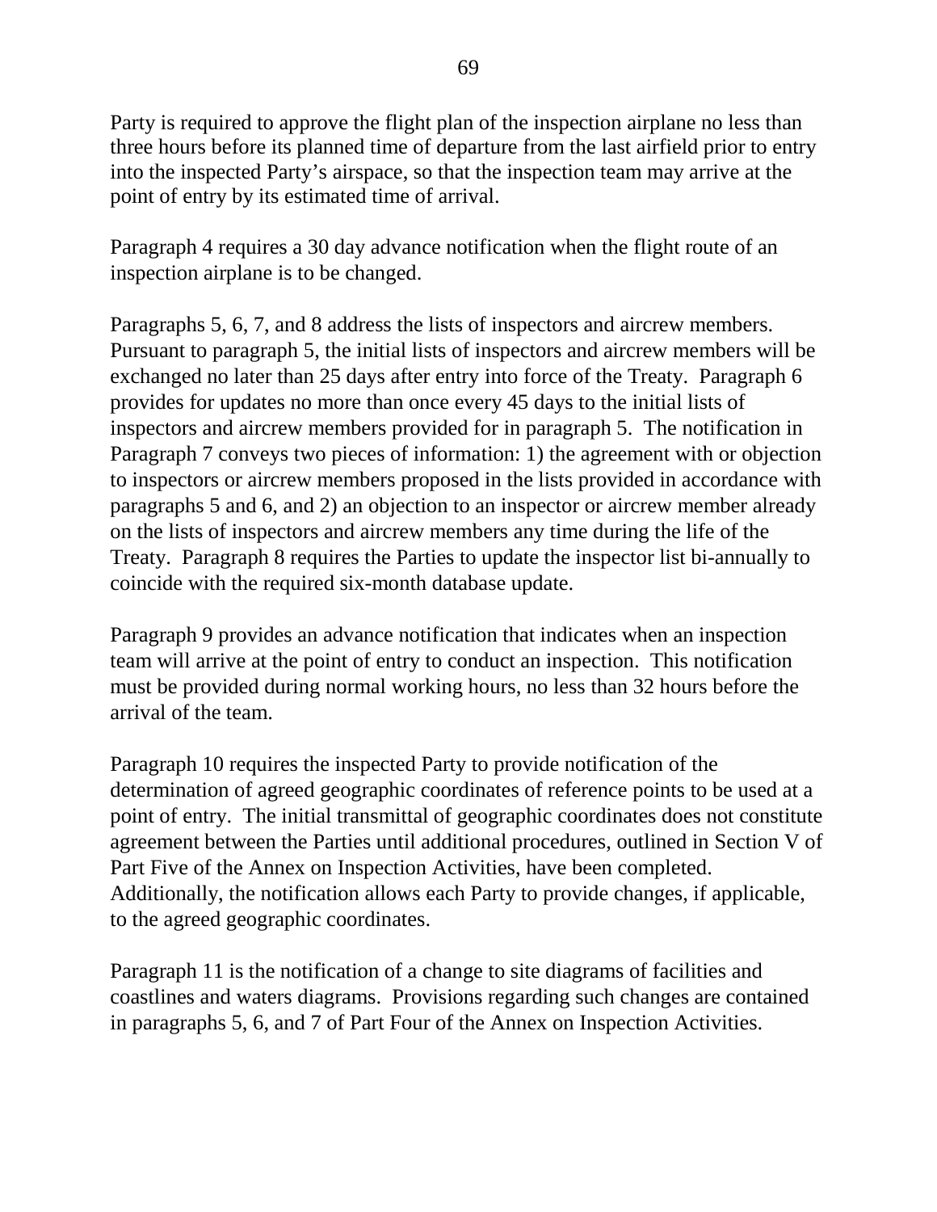Party is required to approve the flight plan of the inspection airplane no less than three hours before its planned time of departure from the last airfield prior to entry into the inspected Party's airspace, so that the inspection team may arrive at the point of entry by its estimated time of arrival.

Paragraph 4 requires a 30 day advance notification when the flight route of an inspection airplane is to be changed.

Paragraphs 5, 6, 7, and 8 address the lists of inspectors and aircrew members. Pursuant to paragraph 5, the initial lists of inspectors and aircrew members will be exchanged no later than 25 days after entry into force of the Treaty. Paragraph 6 provides for updates no more than once every 45 days to the initial lists of inspectors and aircrew members provided for in paragraph 5. The notification in Paragraph 7 conveys two pieces of information: 1) the agreement with or objection to inspectors or aircrew members proposed in the lists provided in accordance with paragraphs 5 and 6, and 2) an objection to an inspector or aircrew member already on the lists of inspectors and aircrew members any time during the life of the Treaty. Paragraph 8 requires the Parties to update the inspector list bi-annually to coincide with the required six-month database update.

Paragraph 9 provides an advance notification that indicates when an inspection team will arrive at the point of entry to conduct an inspection. This notification must be provided during normal working hours, no less than 32 hours before the arrival of the team.

Paragraph 10 requires the inspected Party to provide notification of the determination of agreed geographic coordinates of reference points to be used at a point of entry. The initial transmittal of geographic coordinates does not constitute agreement between the Parties until additional procedures, outlined in Section V of Part Five of the Annex on Inspection Activities, have been completed. Additionally, the notification allows each Party to provide changes, if applicable, to the agreed geographic coordinates.

Paragraph 11 is the notification of a change to site diagrams of facilities and coastlines and waters diagrams. Provisions regarding such changes are contained in paragraphs 5, 6, and 7 of Part Four of the Annex on Inspection Activities.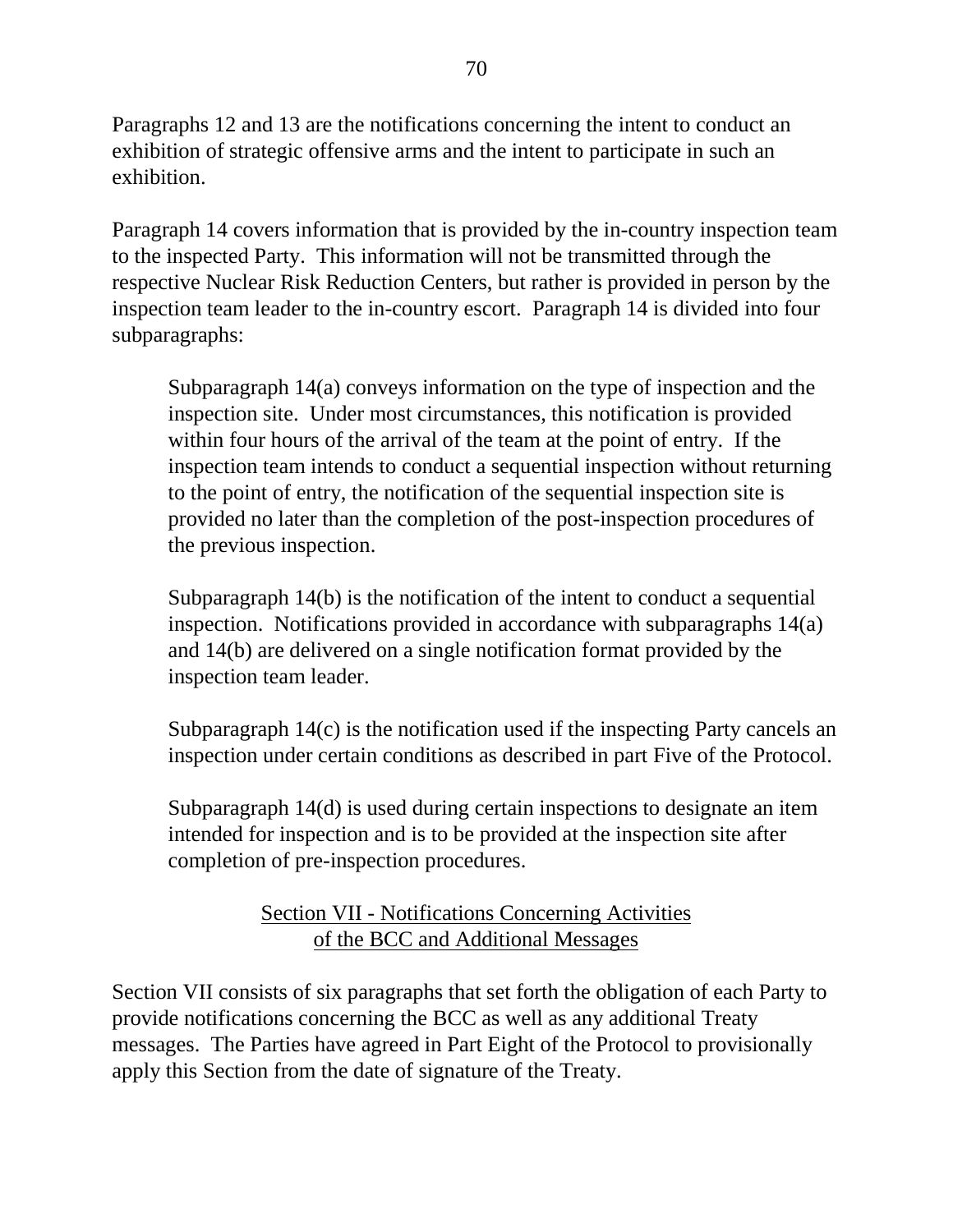Paragraphs 12 and 13 are the notifications concerning the intent to conduct an exhibition of strategic offensive arms and the intent to participate in such an exhibition.

Paragraph 14 covers information that is provided by the in-country inspection team to the inspected Party. This information will not be transmitted through the respective Nuclear Risk Reduction Centers, but rather is provided in person by the inspection team leader to the in-country escort. Paragraph 14 is divided into four subparagraphs:

> Subparagraph 14(a) conveys information on the type of inspection and the inspection site. Under most circumstances, this notification is provided within four hours of the arrival of the team at the point of entry. If the inspection team intends to conduct a sequential inspection without returning to the point of entry, the notification of the sequential inspection site is provided no later than the completion of the post-inspection procedures of the previous inspection.
>
> Subparagraph 14(b) is the notification of the intent to conduct a sequential inspection. Notifications provided in accordance with subparagraphs 14(a) and 14(b) are delivered on a single notification format provided by the inspection team leader.
>
> Subparagraph 14(c) is the notification used if the inspecting Party cancels an inspection under certain conditions as described in part Five of the Protocol.
>
> Subparagraph 14(d) is used during certain inspections to designate an item intended for inspection and is to be provided at the inspection site after completion of pre-inspection procedures.

### Section VII - Notifications Concerning Activities of the BCC and Additional Messages

Section VII consists of six paragraphs that set forth the obligation of each Party to provide notifications concerning the BCC as well as any additional Treaty messages. The Parties have agreed in Part Eight of the Protocol to provisionally apply this Section from the date of signature of the Treaty.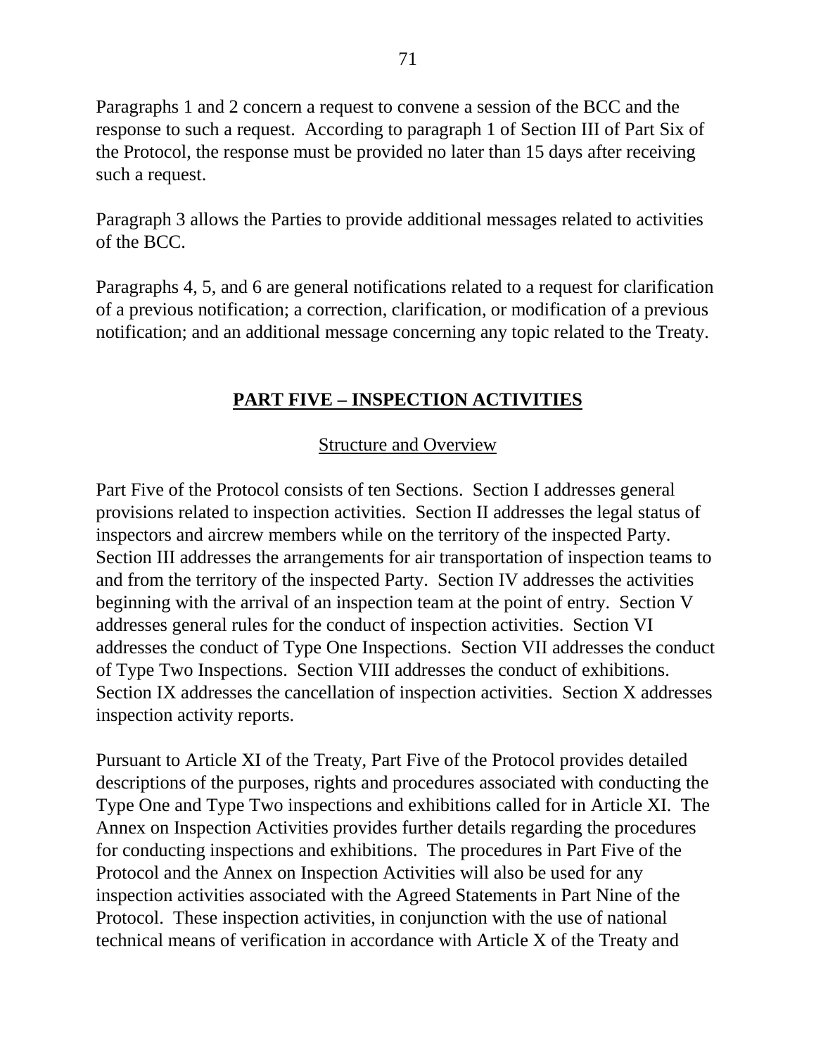Paragraphs 1 and 2 concern a request to convene a session of the BCC and the response to such a request. According to paragraph 1 of Section III of Part Six of the Protocol, the response must be provided no later than 15 days after receiving such a request.

Paragraph 3 allows the Parties to provide additional messages related to activities of the BCC.

Paragraphs 4, 5, and 6 are general notifications related to a request for clarification of a previous notification; a correction, clarification, or modification of a previous notification; and an additional message concerning any topic related to the Treaty.

## PART FIVE – INSPECTION ACTIVITIES

### Structure and Overview

Part Five of the Protocol consists of ten Sections. Section I addresses general provisions related to inspection activities. Section II addresses the legal status of inspectors and aircrew members while on the territory of the inspected Party. Section III addresses the arrangements for air transportation of inspection teams to and from the territory of the inspected Party. Section IV addresses the activities beginning with the arrival of an inspection team at the point of entry. Section V addresses general rules for the conduct of inspection activities. Section VI addresses the conduct of Type One Inspections. Section VII addresses the conduct of Type Two Inspections. Section VIII addresses the conduct of exhibitions. Section IX addresses the cancellation of inspection activities. Section X addresses inspection activity reports.

Pursuant to Article XI of the Treaty, Part Five of the Protocol provides detailed descriptions of the purposes, rights and procedures associated with conducting the Type One and Type Two inspections and exhibitions called for in Article XI. The Annex on Inspection Activities provides further details regarding the procedures for conducting inspections and exhibitions. The procedures in Part Five of the Protocol and the Annex on Inspection Activities will also be used for any inspection activities associated with the Agreed Statements in Part Nine of the Protocol. These inspection activities, in conjunction with the use of national technical means of verification in accordance with Article X of the Treaty and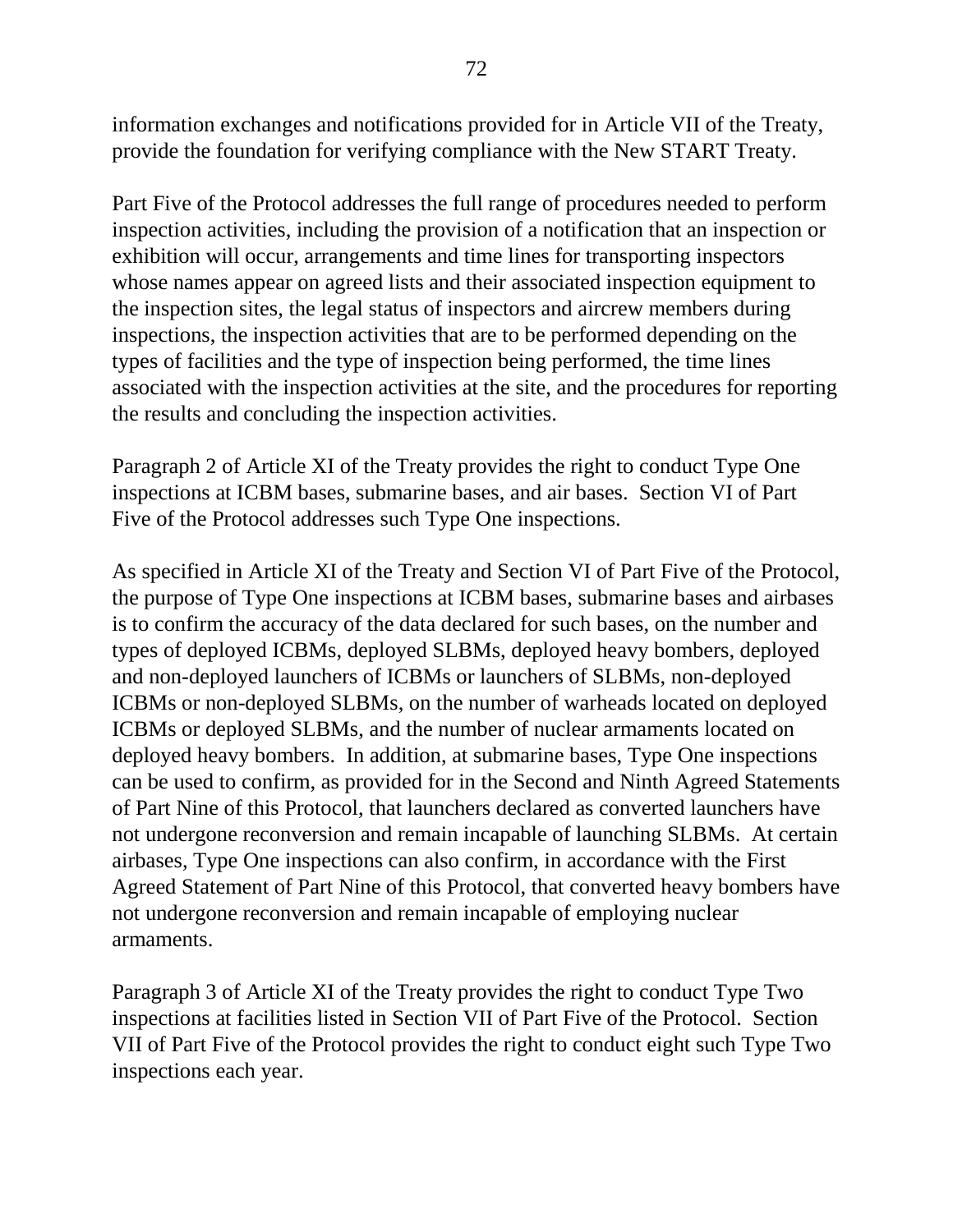information exchanges and notifications provided for in Article VII of the Treaty, provide the foundation for verifying compliance with the New START Treaty.

Part Five of the Protocol addresses the full range of procedures needed to perform inspection activities, including the provision of a notification that an inspection or exhibition will occur, arrangements and time lines for transporting inspectors whose names appear on agreed lists and their associated inspection equipment to the inspection sites, the legal status of inspectors and aircrew members during inspections, the inspection activities that are to be performed depending on the types of facilities and the type of inspection being performed, the time lines associated with the inspection activities at the site, and the procedures for reporting the results and concluding the inspection activities.

Paragraph 2 of Article XI of the Treaty provides the right to conduct Type One inspections at ICBM bases, submarine bases, and air bases. Section VI of Part Five of the Protocol addresses such Type One inspections.

As specified in Article XI of the Treaty and Section VI of Part Five of the Protocol, the purpose of Type One inspections at ICBM bases, submarine bases and airbases is to confirm the accuracy of the data declared for such bases, on the number and types of deployed ICBMs, deployed SLBMs, deployed heavy bombers, deployed and non-deployed launchers of ICBMs or launchers of SLBMs, non-deployed ICBMs or non-deployed SLBMs, on the number of warheads located on deployed ICBMs or deployed SLBMs, and the number of nuclear armaments located on deployed heavy bombers. In addition, at submarine bases, Type One inspections can be used to confirm, as provided for in the Second and Ninth Agreed Statements of Part Nine of this Protocol, that launchers declared as converted launchers have not undergone reconversion and remain incapable of launching SLBMs. At certain airbases, Type One inspections can also confirm, in accordance with the First Agreed Statement of Part Nine of this Protocol, that converted heavy bombers have not undergone reconversion and remain incapable of employing nuclear armaments.

Paragraph 3 of Article XI of the Treaty provides the right to conduct Type Two inspections at facilities listed in Section VII of Part Five of the Protocol. Section VII of Part Five of the Protocol provides the right to conduct eight such Type Two inspections each year.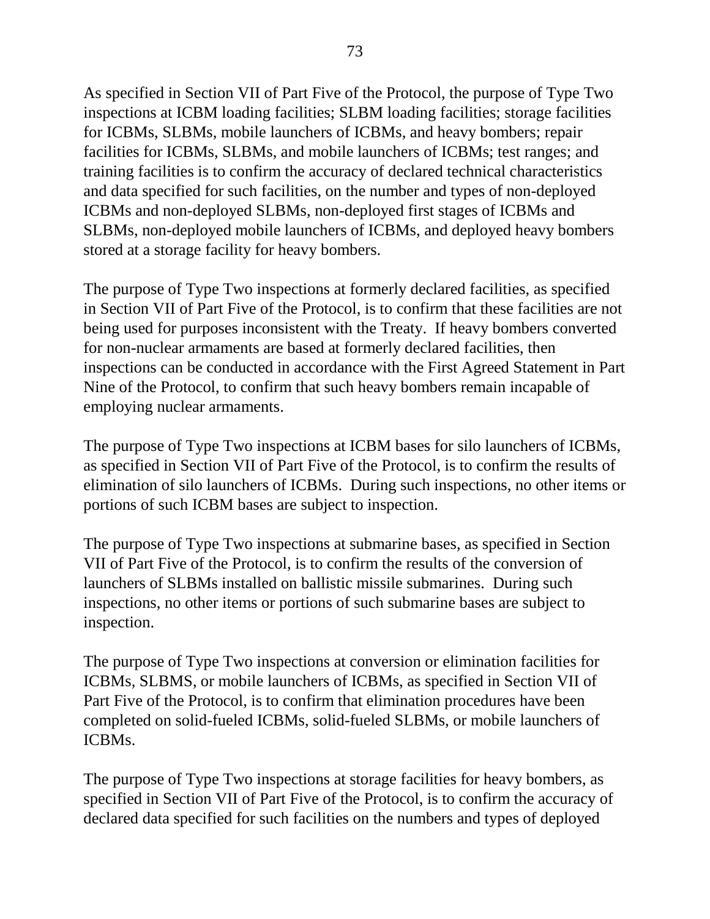As specified in Section VII of Part Five of the Protocol, the purpose of Type Two inspections at ICBM loading facilities; SLBM loading facilities; storage facilities for ICBMs, SLBMs, mobile launchers of ICBMs, and heavy bombers; repair facilities for ICBMs, SLBMs, and mobile launchers of ICBMs; test ranges; and training facilities is to confirm the accuracy of declared technical characteristics and data specified for such facilities, on the number and types of non-deployed ICBMs and non-deployed SLBMs, non-deployed first stages of ICBMs and SLBMs, non-deployed mobile launchers of ICBMs, and deployed heavy bombers stored at a storage facility for heavy bombers.

The purpose of Type Two inspections at formerly declared facilities, as specified in Section VII of Part Five of the Protocol, is to confirm that these facilities are not being used for purposes inconsistent with the Treaty. If heavy bombers converted for non-nuclear armaments are based at formerly declared facilities, then inspections can be conducted in accordance with the First Agreed Statement in Part Nine of the Protocol, to confirm that such heavy bombers remain incapable of employing nuclear armaments.

The purpose of Type Two inspections at ICBM bases for silo launchers of ICBMs, as specified in Section VII of Part Five of the Protocol, is to confirm the results of elimination of silo launchers of ICBMs. During such inspections, no other items or portions of such ICBM bases are subject to inspection.

The purpose of Type Two inspections at submarine bases, as specified in Section VII of Part Five of the Protocol, is to confirm the results of the conversion of launchers of SLBMs installed on ballistic missile submarines. During such inspections, no other items or portions of such submarine bases are subject to inspection.

The purpose of Type Two inspections at conversion or elimination facilities for ICBMs, SLBMS, or mobile launchers of ICBMs, as specified in Section VII of Part Five of the Protocol, is to confirm that elimination procedures have been completed on solid-fueled ICBMs, solid-fueled SLBMs, or mobile launchers of ICBMs.

The purpose of Type Two inspections at storage facilities for heavy bombers, as specified in Section VII of Part Five of the Protocol, is to confirm the accuracy of declared data specified for such facilities on the numbers and types of deployed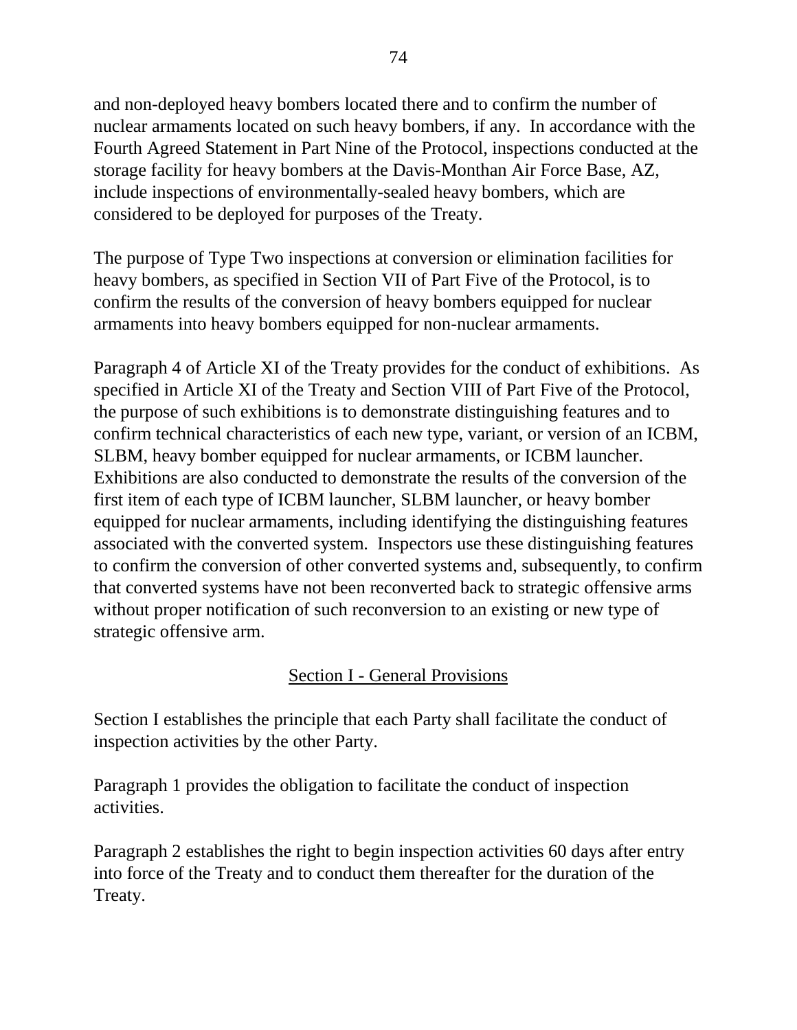and non-deployed heavy bombers located there and to confirm the number of nuclear armaments located on such heavy bombers, if any. In accordance with the Fourth Agreed Statement in Part Nine of the Protocol, inspections conducted at the storage facility for heavy bombers at the Davis-Monthan Air Force Base, AZ, include inspections of environmentally-sealed heavy bombers, which are considered to be deployed for purposes of the Treaty.

The purpose of Type Two inspections at conversion or elimination facilities for heavy bombers, as specified in Section VII of Part Five of the Protocol, is to confirm the results of the conversion of heavy bombers equipped for nuclear armaments into heavy bombers equipped for non-nuclear armaments.

Paragraph 4 of Article XI of the Treaty provides for the conduct of exhibitions. As specified in Article XI of the Treaty and Section VIII of Part Five of the Protocol, the purpose of such exhibitions is to demonstrate distinguishing features and to confirm technical characteristics of each new type, variant, or version of an ICBM, SLBM, heavy bomber equipped for nuclear armaments, or ICBM launcher. Exhibitions are also conducted to demonstrate the results of the conversion of the first item of each type of ICBM launcher, SLBM launcher, or heavy bomber equipped for nuclear armaments, including identifying the distinguishing features associated with the converted system. Inspectors use these distinguishing features to confirm the conversion of other converted systems and, subsequently, to confirm that converted systems have not been reconverted back to strategic offensive arms without proper notification of such reconversion to an existing or new type of strategic offensive arm.

## Section I - General Provisions

Section I establishes the principle that each Party shall facilitate the conduct of inspection activities by the other Party.

Paragraph 1 provides the obligation to facilitate the conduct of inspection activities.

Paragraph 2 establishes the right to begin inspection activities 60 days after entry into force of the Treaty and to conduct them thereafter for the duration of the Treaty.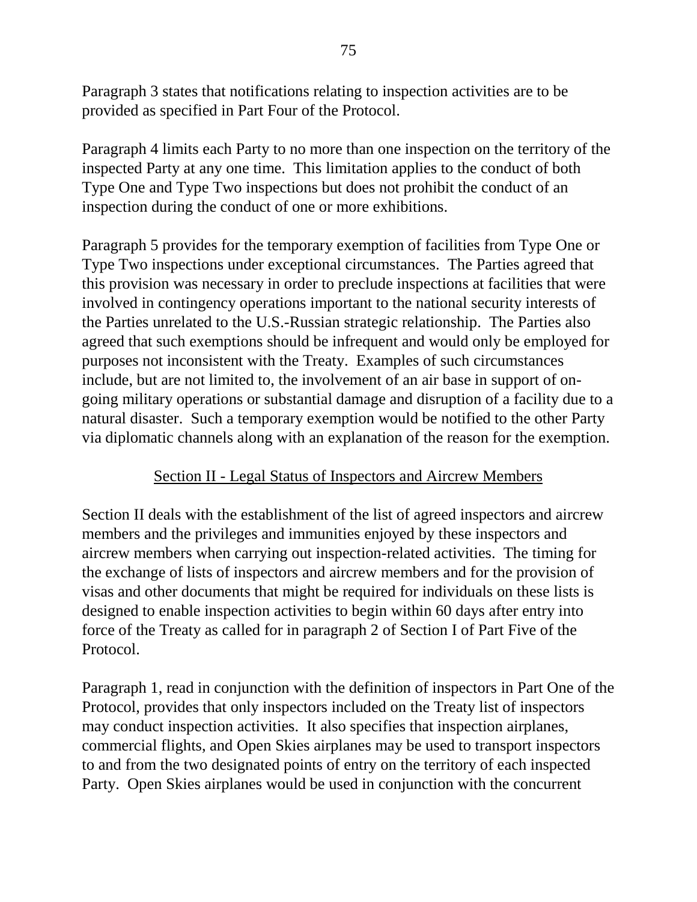Paragraph 3 states that notifications relating to inspection activities are to be provided as specified in Part Four of the Protocol.

Paragraph 4 limits each Party to no more than one inspection on the territory of the inspected Party at any one time. This limitation applies to the conduct of both Type One and Type Two inspections but does not prohibit the conduct of an inspection during the conduct of one or more exhibitions.

Paragraph 5 provides for the temporary exemption of facilities from Type One or Type Two inspections under exceptional circumstances. The Parties agreed that this provision was necessary in order to preclude inspections at facilities that were involved in contingency operations important to the national security interests of the Parties unrelated to the U.S.-Russian strategic relationship. The Parties also agreed that such exemptions should be infrequent and would only be employed for purposes not inconsistent with the Treaty. Examples of such circumstances include, but are not limited to, the involvement of an air base in support of on-going military operations or substantial damage and disruption of a facility due to a natural disaster. Such a temporary exemption would be notified to the other Party via diplomatic channels along with an explanation of the reason for the exemption.

## Section II - Legal Status of Inspectors and Aircrew Members

Section II deals with the establishment of the list of agreed inspectors and aircrew members and the privileges and immunities enjoyed by these inspectors and aircrew members when carrying out inspection-related activities. The timing for the exchange of lists of inspectors and aircrew members and for the provision of visas and other documents that might be required for individuals on these lists is designed to enable inspection activities to begin within 60 days after entry into force of the Treaty as called for in paragraph 2 of Section I of Part Five of the Protocol.

Paragraph 1, read in conjunction with the definition of inspectors in Part One of the Protocol, provides that only inspectors included on the Treaty list of inspectors may conduct inspection activities. It also specifies that inspection airplanes, commercial flights, and Open Skies airplanes may be used to transport inspectors to and from the two designated points of entry on the territory of each inspected Party. Open Skies airplanes would be used in conjunction with the concurrent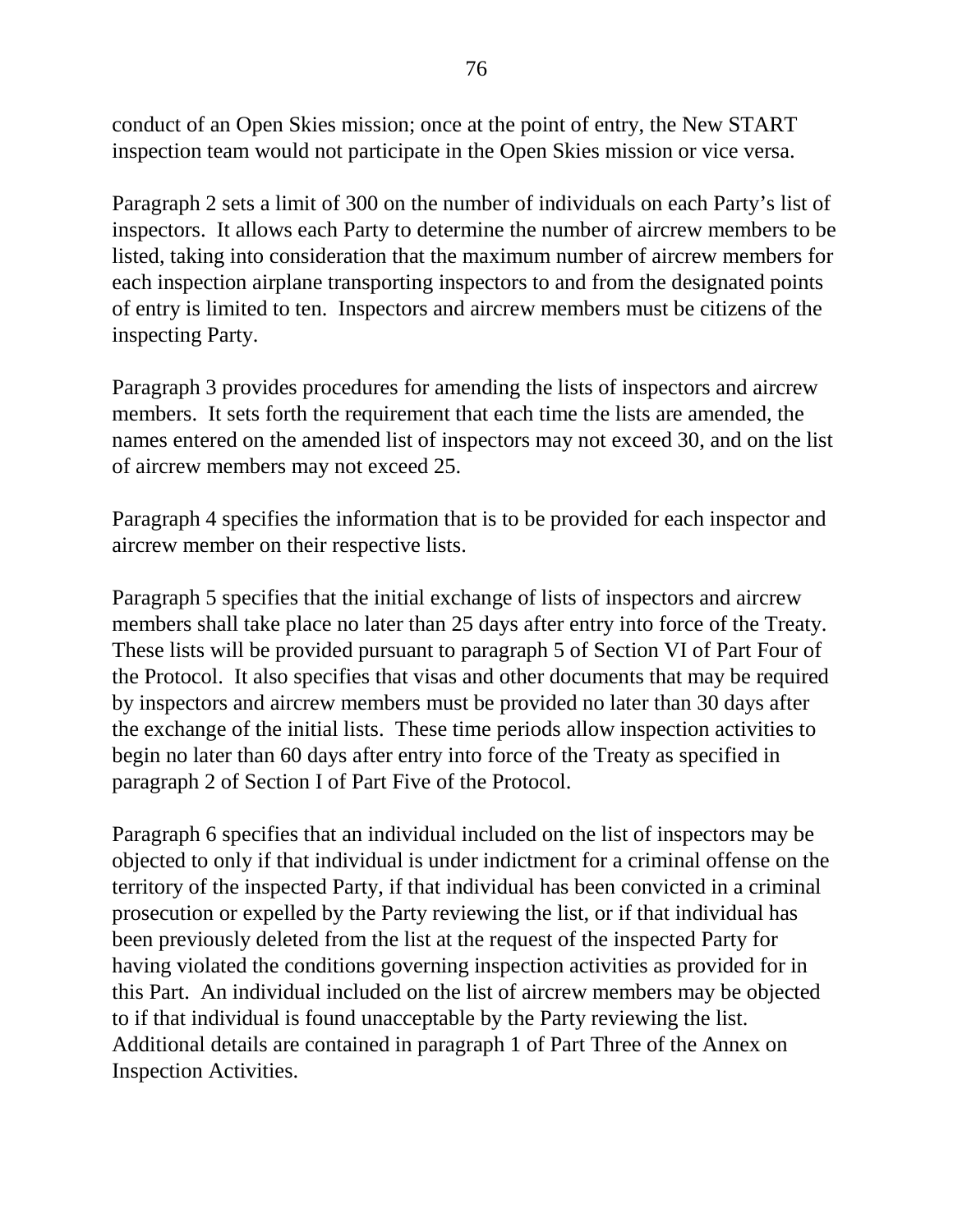conduct of an Open Skies mission; once at the point of entry, the New START inspection team would not participate in the Open Skies mission or vice versa.

Paragraph 2 sets a limit of 300 on the number of individuals on each Party's list of inspectors. It allows each Party to determine the number of aircrew members to be listed, taking into consideration that the maximum number of aircrew members for each inspection airplane transporting inspectors to and from the designated points of entry is limited to ten. Inspectors and aircrew members must be citizens of the inspecting Party.

Paragraph 3 provides procedures for amending the lists of inspectors and aircrew members. It sets forth the requirement that each time the lists are amended, the names entered on the amended list of inspectors may not exceed 30, and on the list of aircrew members may not exceed 25.

Paragraph 4 specifies the information that is to be provided for each inspector and aircrew member on their respective lists.

Paragraph 5 specifies that the initial exchange of lists of inspectors and aircrew members shall take place no later than 25 days after entry into force of the Treaty. These lists will be provided pursuant to paragraph 5 of Section VI of Part Four of the Protocol. It also specifies that visas and other documents that may be required by inspectors and aircrew members must be provided no later than 30 days after the exchange of the initial lists. These time periods allow inspection activities to begin no later than 60 days after entry into force of the Treaty as specified in paragraph 2 of Section I of Part Five of the Protocol.

Paragraph 6 specifies that an individual included on the list of inspectors may be objected to only if that individual is under indictment for a criminal offense on the territory of the inspected Party, if that individual has been convicted in a criminal prosecution or expelled by the Party reviewing the list, or if that individual has been previously deleted from the list at the request of the inspected Party for having violated the conditions governing inspection activities as provided for in this Part. An individual included on the list of aircrew members may be objected to if that individual is found unacceptable by the Party reviewing the list. Additional details are contained in paragraph 1 of Part Three of the Annex on Inspection Activities.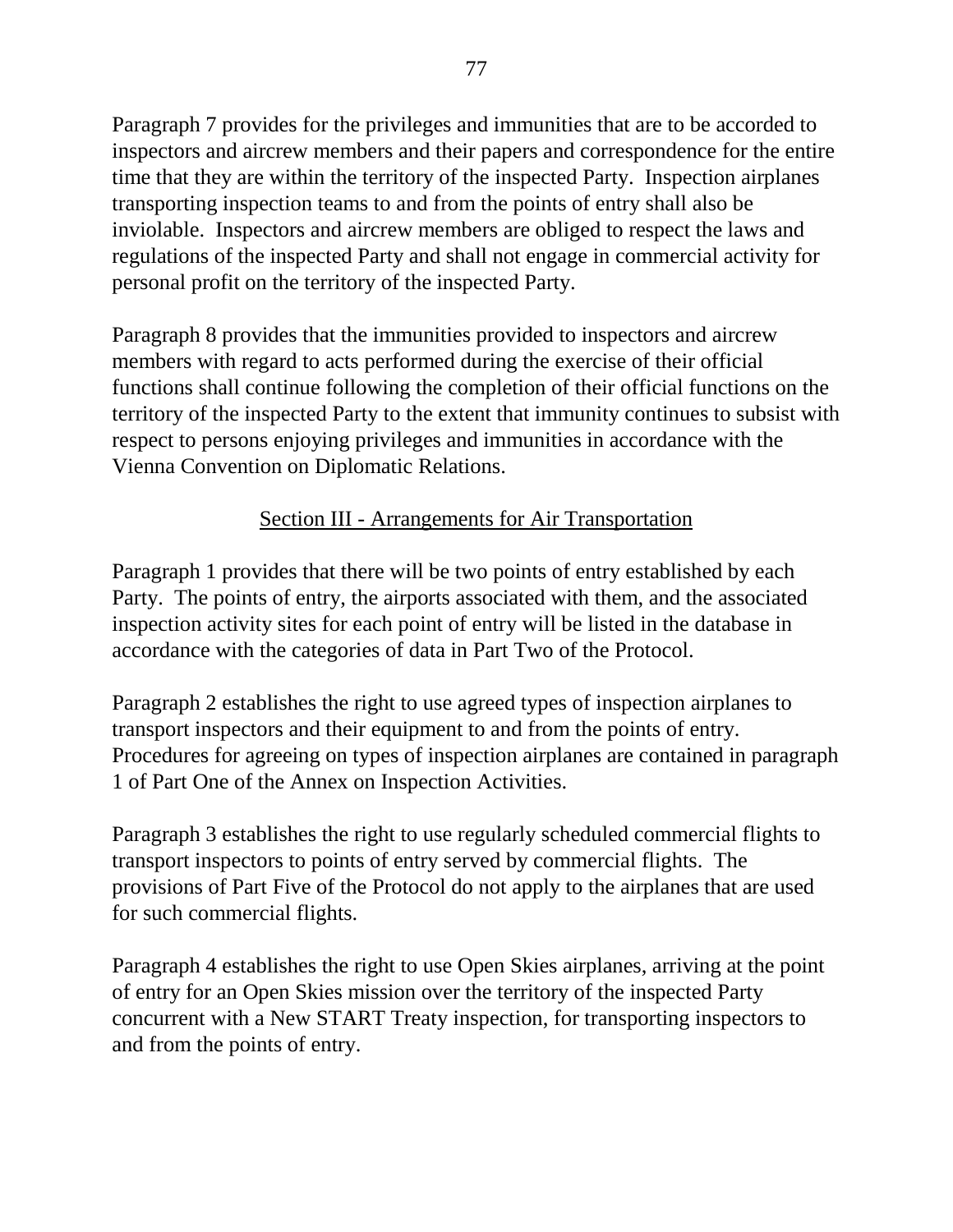Paragraph 7 provides for the privileges and immunities that are to be accorded to inspectors and aircrew members and their papers and correspondence for the entire time that they are within the territory of the inspected Party. Inspection airplanes transporting inspection teams to and from the points of entry shall also be inviolable. Inspectors and aircrew members are obliged to respect the laws and regulations of the inspected Party and shall not engage in commercial activity for personal profit on the territory of the inspected Party.

Paragraph 8 provides that the immunities provided to inspectors and aircrew members with regard to acts performed during the exercise of their official functions shall continue following the completion of their official functions on the territory of the inspected Party to the extent that immunity continues to subsist with respect to persons enjoying privileges and immunities in accordance with the Vienna Convention on Diplomatic Relations.

## Section III - Arrangements for Air Transportation

Paragraph 1 provides that there will be two points of entry established by each Party. The points of entry, the airports associated with them, and the associated inspection activity sites for each point of entry will be listed in the database in accordance with the categories of data in Part Two of the Protocol.

Paragraph 2 establishes the right to use agreed types of inspection airplanes to transport inspectors and their equipment to and from the points of entry. Procedures for agreeing on types of inspection airplanes are contained in paragraph 1 of Part One of the Annex on Inspection Activities.

Paragraph 3 establishes the right to use regularly scheduled commercial flights to transport inspectors to points of entry served by commercial flights. The provisions of Part Five of the Protocol do not apply to the airplanes that are used for such commercial flights.

Paragraph 4 establishes the right to use Open Skies airplanes, arriving at the point of entry for an Open Skies mission over the territory of the inspected Party concurrent with a New START Treaty inspection, for transporting inspectors to and from the points of entry.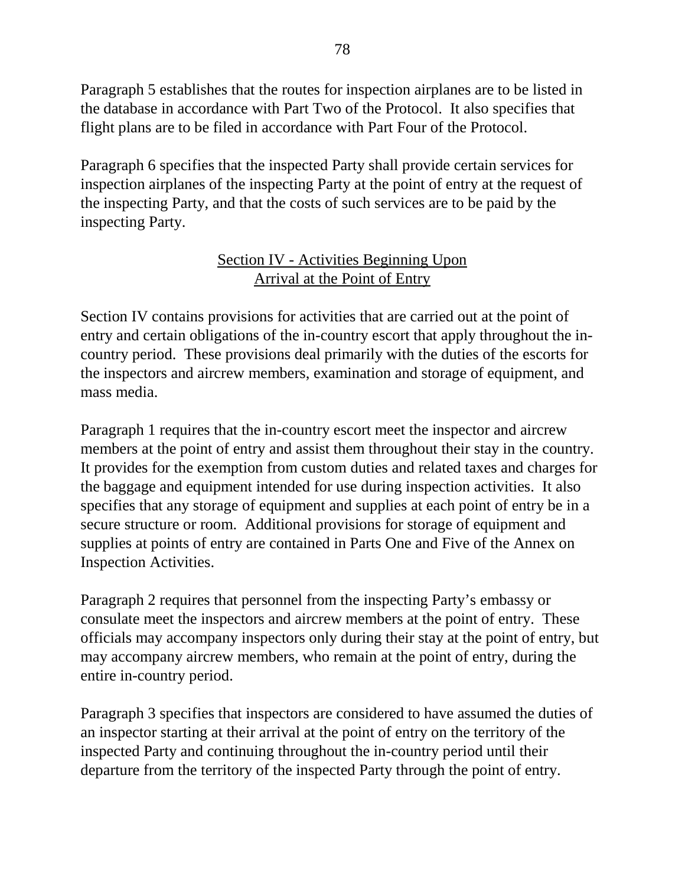Paragraph 5 establishes that the routes for inspection airplanes are to be listed in the database in accordance with Part Two of the Protocol. It also specifies that flight plans are to be filed in accordance with Part Four of the Protocol.

Paragraph 6 specifies that the inspected Party shall provide certain services for inspection airplanes of the inspecting Party at the point of entry at the request of the inspecting Party, and that the costs of such services are to be paid by the inspecting Party.

## Section IV - Activities Beginning Upon Arrival at the Point of Entry

Section IV contains provisions for activities that are carried out at the point of entry and certain obligations of the in-country escort that apply throughout the in-country period. These provisions deal primarily with the duties of the escorts for the inspectors and aircrew members, examination and storage of equipment, and mass media.

Paragraph 1 requires that the in-country escort meet the inspector and aircrew members at the point of entry and assist them throughout their stay in the country. It provides for the exemption from custom duties and related taxes and charges for the baggage and equipment intended for use during inspection activities. It also specifies that any storage of equipment and supplies at each point of entry be in a secure structure or room. Additional provisions for storage of equipment and supplies at points of entry are contained in Parts One and Five of the Annex on Inspection Activities.

Paragraph 2 requires that personnel from the inspecting Party's embassy or consulate meet the inspectors and aircrew members at the point of entry. These officials may accompany inspectors only during their stay at the point of entry, but may accompany aircrew members, who remain at the point of entry, during the entire in-country period.

Paragraph 3 specifies that inspectors are considered to have assumed the duties of an inspector starting at their arrival at the point of entry on the territory of the inspected Party and continuing throughout the in-country period until their departure from the territory of the inspected Party through the point of entry.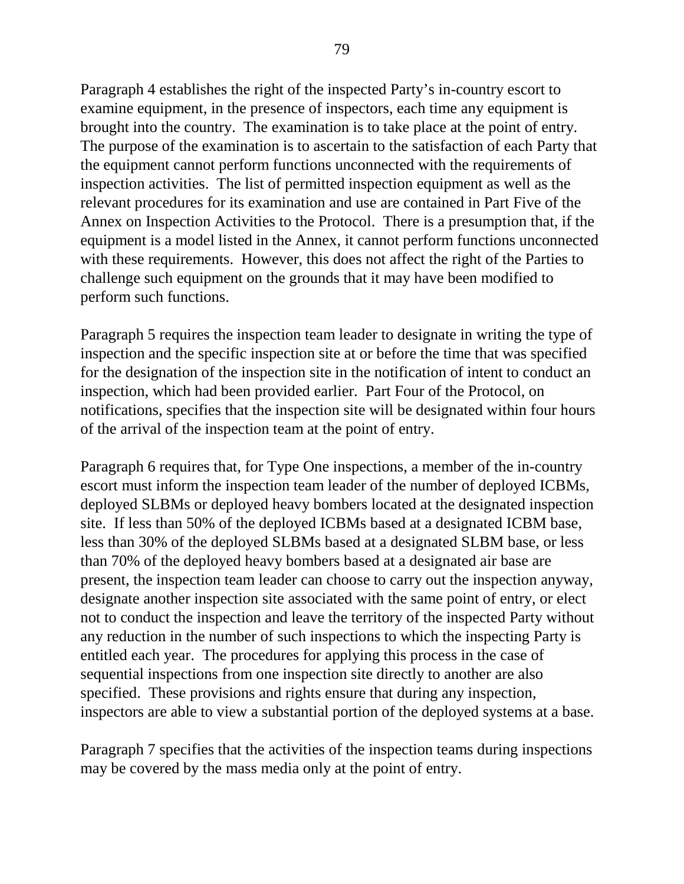Paragraph 4 establishes the right of the inspected Party's in-country escort to examine equipment, in the presence of inspectors, each time any equipment is brought into the country. The examination is to take place at the point of entry. The purpose of the examination is to ascertain to the satisfaction of each Party that the equipment cannot perform functions unconnected with the requirements of inspection activities. The list of permitted inspection equipment as well as the relevant procedures for its examination and use are contained in Part Five of the Annex on Inspection Activities to the Protocol. There is a presumption that, if the equipment is a model listed in the Annex, it cannot perform functions unconnected with these requirements. However, this does not affect the right of the Parties to challenge such equipment on the grounds that it may have been modified to perform such functions.

Paragraph 5 requires the inspection team leader to designate in writing the type of inspection and the specific inspection site at or before the time that was specified for the designation of the inspection site in the notification of intent to conduct an inspection, which had been provided earlier. Part Four of the Protocol, on notifications, specifies that the inspection site will be designated within four hours of the arrival of the inspection team at the point of entry.

Paragraph 6 requires that, for Type One inspections, a member of the in-country escort must inform the inspection team leader of the number of deployed ICBMs, deployed SLBMs or deployed heavy bombers located at the designated inspection site. If less than 50% of the deployed ICBMs based at a designated ICBM base, less than 30% of the deployed SLBMs based at a designated SLBM base, or less than 70% of the deployed heavy bombers based at a designated air base are present, the inspection team leader can choose to carry out the inspection anyway, designate another inspection site associated with the same point of entry, or elect not to conduct the inspection and leave the territory of the inspected Party without any reduction in the number of such inspections to which the inspecting Party is entitled each year. The procedures for applying this process in the case of sequential inspections from one inspection site directly to another are also specified. These provisions and rights ensure that during any inspection, inspectors are able to view a substantial portion of the deployed systems at a base.

Paragraph 7 specifies that the activities of the inspection teams during inspections may be covered by the mass media only at the point of entry.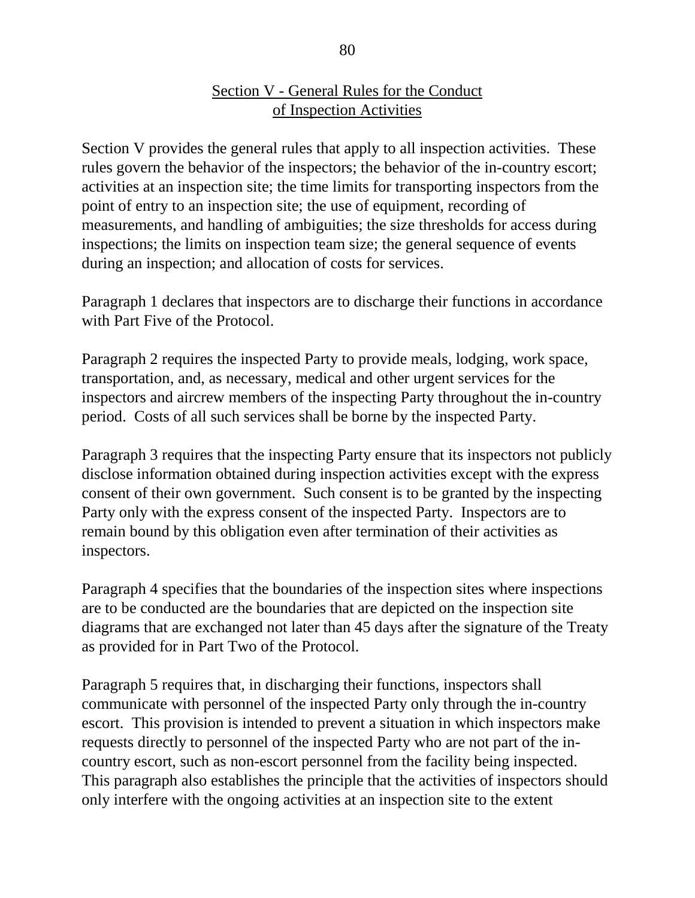## Section V - General Rules for the Conduct of Inspection Activities

Section V provides the general rules that apply to all inspection activities. These rules govern the behavior of the inspectors; the behavior of the in-country escort; activities at an inspection site; the time limits for transporting inspectors from the point of entry to an inspection site; the use of equipment, recording of measurements, and handling of ambiguities; the size thresholds for access during inspections; the limits on inspection team size; the general sequence of events during an inspection; and allocation of costs for services.

Paragraph 1 declares that inspectors are to discharge their functions in accordance with Part Five of the Protocol.

Paragraph 2 requires the inspected Party to provide meals, lodging, work space, transportation, and, as necessary, medical and other urgent services for the inspectors and aircrew members of the inspecting Party throughout the in-country period. Costs of all such services shall be borne by the inspected Party.

Paragraph 3 requires that the inspecting Party ensure that its inspectors not publicly disclose information obtained during inspection activities except with the express consent of their own government. Such consent is to be granted by the inspecting Party only with the express consent of the inspected Party. Inspectors are to remain bound by this obligation even after termination of their activities as inspectors.

Paragraph 4 specifies that the boundaries of the inspection sites where inspections are to be conducted are the boundaries that are depicted on the inspection site diagrams that are exchanged not later than 45 days after the signature of the Treaty as provided for in Part Two of the Protocol.

Paragraph 5 requires that, in discharging their functions, inspectors shall communicate with personnel of the inspected Party only through the in-country escort. This provision is intended to prevent a situation in which inspectors make requests directly to personnel of the inspected Party who are not part of the in-country escort, such as non-escort personnel from the facility being inspected. This paragraph also establishes the principle that the activities of inspectors should only interfere with the ongoing activities at an inspection site to the extent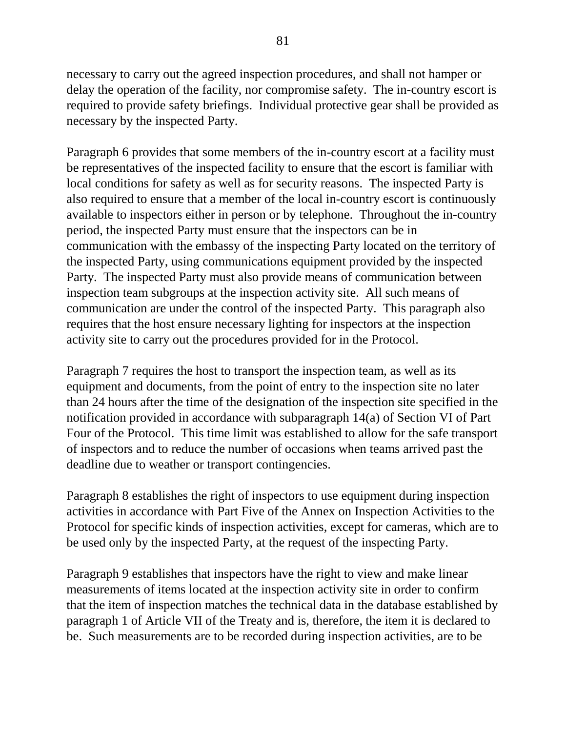necessary to carry out the agreed inspection procedures, and shall not hamper or delay the operation of the facility, nor compromise safety. The in-country escort is required to provide safety briefings. Individual protective gear shall be provided as necessary by the inspected Party.

Paragraph 6 provides that some members of the in-country escort at a facility must be representatives of the inspected facility to ensure that the escort is familiar with local conditions for safety as well as for security reasons. The inspected Party is also required to ensure that a member of the local in-country escort is continuously available to inspectors either in person or by telephone. Throughout the in-country period, the inspected Party must ensure that the inspectors can be in communication with the embassy of the inspecting Party located on the territory of the inspected Party, using communications equipment provided by the inspected Party. The inspected Party must also provide means of communication between inspection team subgroups at the inspection activity site. All such means of communication are under the control of the inspected Party. This paragraph also requires that the host ensure necessary lighting for inspectors at the inspection activity site to carry out the procedures provided for in the Protocol.

Paragraph 7 requires the host to transport the inspection team, as well as its equipment and documents, from the point of entry to the inspection site no later than 24 hours after the time of the designation of the inspection site specified in the notification provided in accordance with subparagraph 14(a) of Section VI of Part Four of the Protocol. This time limit was established to allow for the safe transport of inspectors and to reduce the number of occasions when teams arrived past the deadline due to weather or transport contingencies.

Paragraph 8 establishes the right of inspectors to use equipment during inspection activities in accordance with Part Five of the Annex on Inspection Activities to the Protocol for specific kinds of inspection activities, except for cameras, which are to be used only by the inspected Party, at the request of the inspecting Party.

Paragraph 9 establishes that inspectors have the right to view and make linear measurements of items located at the inspection activity site in order to confirm that the item of inspection matches the technical data in the database established by paragraph 1 of Article VII of the Treaty and is, therefore, the item it is declared to be. Such measurements are to be recorded during inspection activities, are to be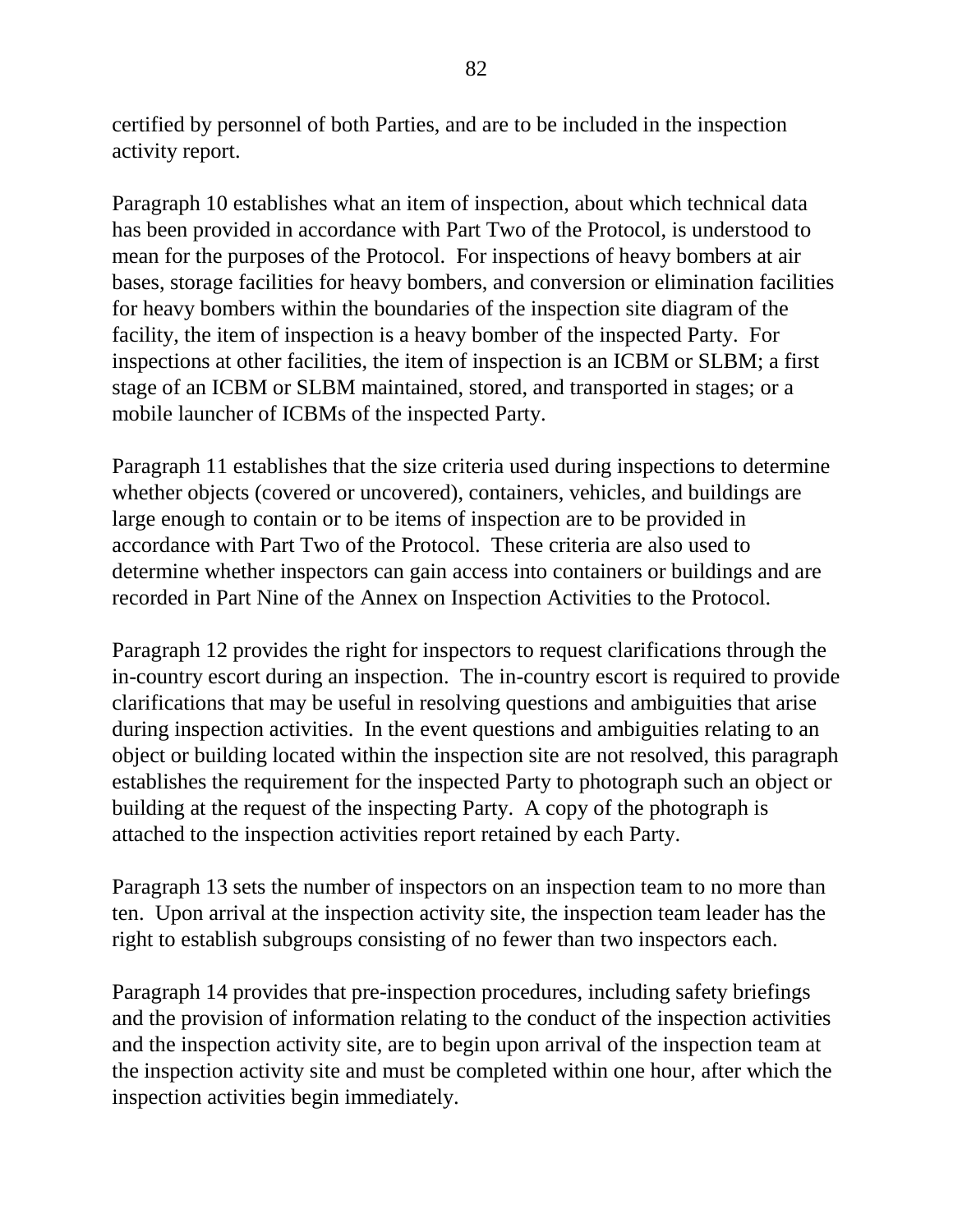certified by personnel of both Parties, and are to be included in the inspection activity report.

Paragraph 10 establishes what an item of inspection, about which technical data has been provided in accordance with Part Two of the Protocol, is understood to mean for the purposes of the Protocol. For inspections of heavy bombers at air bases, storage facilities for heavy bombers, and conversion or elimination facilities for heavy bombers within the boundaries of the inspection site diagram of the facility, the item of inspection is a heavy bomber of the inspected Party. For inspections at other facilities, the item of inspection is an ICBM or SLBM; a first stage of an ICBM or SLBM maintained, stored, and transported in stages; or a mobile launcher of ICBMs of the inspected Party.

Paragraph 11 establishes that the size criteria used during inspections to determine whether objects (covered or uncovered), containers, vehicles, and buildings are large enough to contain or to be items of inspection are to be provided in accordance with Part Two of the Protocol. These criteria are also used to determine whether inspectors can gain access into containers or buildings and are recorded in Part Nine of the Annex on Inspection Activities to the Protocol.

Paragraph 12 provides the right for inspectors to request clarifications through the in-country escort during an inspection. The in-country escort is required to provide clarifications that may be useful in resolving questions and ambiguities that arise during inspection activities. In the event questions and ambiguities relating to an object or building located within the inspection site are not resolved, this paragraph establishes the requirement for the inspected Party to photograph such an object or building at the request of the inspecting Party. A copy of the photograph is attached to the inspection activities report retained by each Party.

Paragraph 13 sets the number of inspectors on an inspection team to no more than ten. Upon arrival at the inspection activity site, the inspection team leader has the right to establish subgroups consisting of no fewer than two inspectors each.

Paragraph 14 provides that pre-inspection procedures, including safety briefings and the provision of information relating to the conduct of the inspection activities and the inspection activity site, are to begin upon arrival of the inspection team at the inspection activity site and must be completed within one hour, after which the inspection activities begin immediately.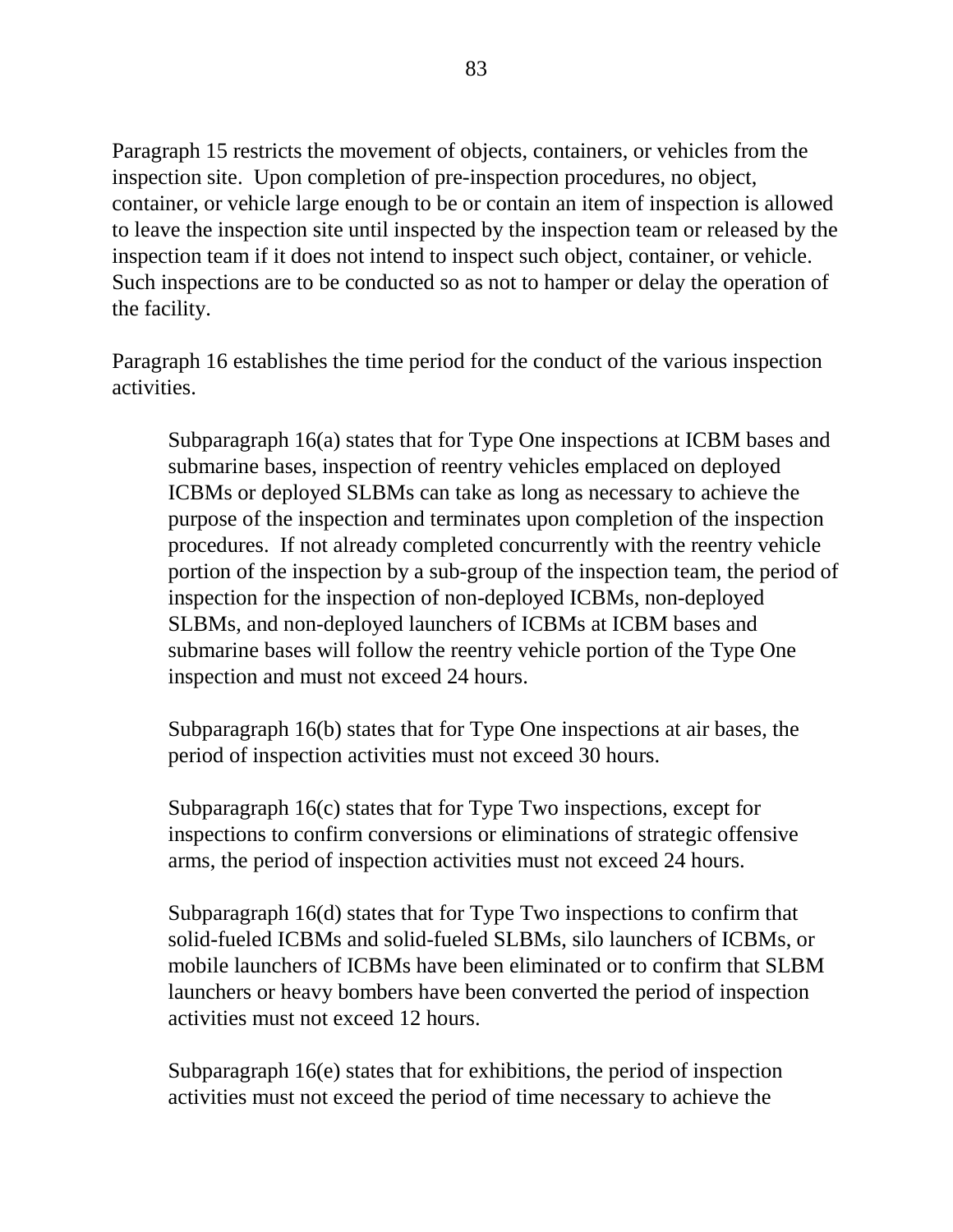Paragraph 15 restricts the movement of objects, containers, or vehicles from the inspection site. Upon completion of pre-inspection procedures, no object, container, or vehicle large enough to be or contain an item of inspection is allowed to leave the inspection site until inspected by the inspection team or released by the inspection team if it does not intend to inspect such object, container, or vehicle. Such inspections are to be conducted so as not to hamper or delay the operation of the facility.

Paragraph 16 establishes the time period for the conduct of the various inspection activities.

> Subparagraph 16(a) states that for Type One inspections at ICBM bases and submarine bases, inspection of reentry vehicles emplaced on deployed ICBMs or deployed SLBMs can take as long as necessary to achieve the purpose of the inspection and terminates upon completion of the inspection procedures. If not already completed concurrently with the reentry vehicle portion of the inspection by a sub-group of the inspection team, the period of inspection for the inspection of non-deployed ICBMs, non-deployed SLBMs, and non-deployed launchers of ICBMs at ICBM bases and submarine bases will follow the reentry vehicle portion of the Type One inspection and must not exceed 24 hours.
>
> Subparagraph 16(b) states that for Type One inspections at air bases, the period of inspection activities must not exceed 30 hours.
>
> Subparagraph 16(c) states that for Type Two inspections, except for inspections to confirm conversions or eliminations of strategic offensive arms, the period of inspection activities must not exceed 24 hours.
>
> Subparagraph 16(d) states that for Type Two inspections to confirm that solid-fueled ICBMs and solid-fueled SLBMs, silo launchers of ICBMs, or mobile launchers of ICBMs have been eliminated or to confirm that SLBM launchers or heavy bombers have been converted the period of inspection activities must not exceed 12 hours.
>
> Subparagraph 16(e) states that for exhibitions, the period of inspection activities must not exceed the period of time necessary to achieve the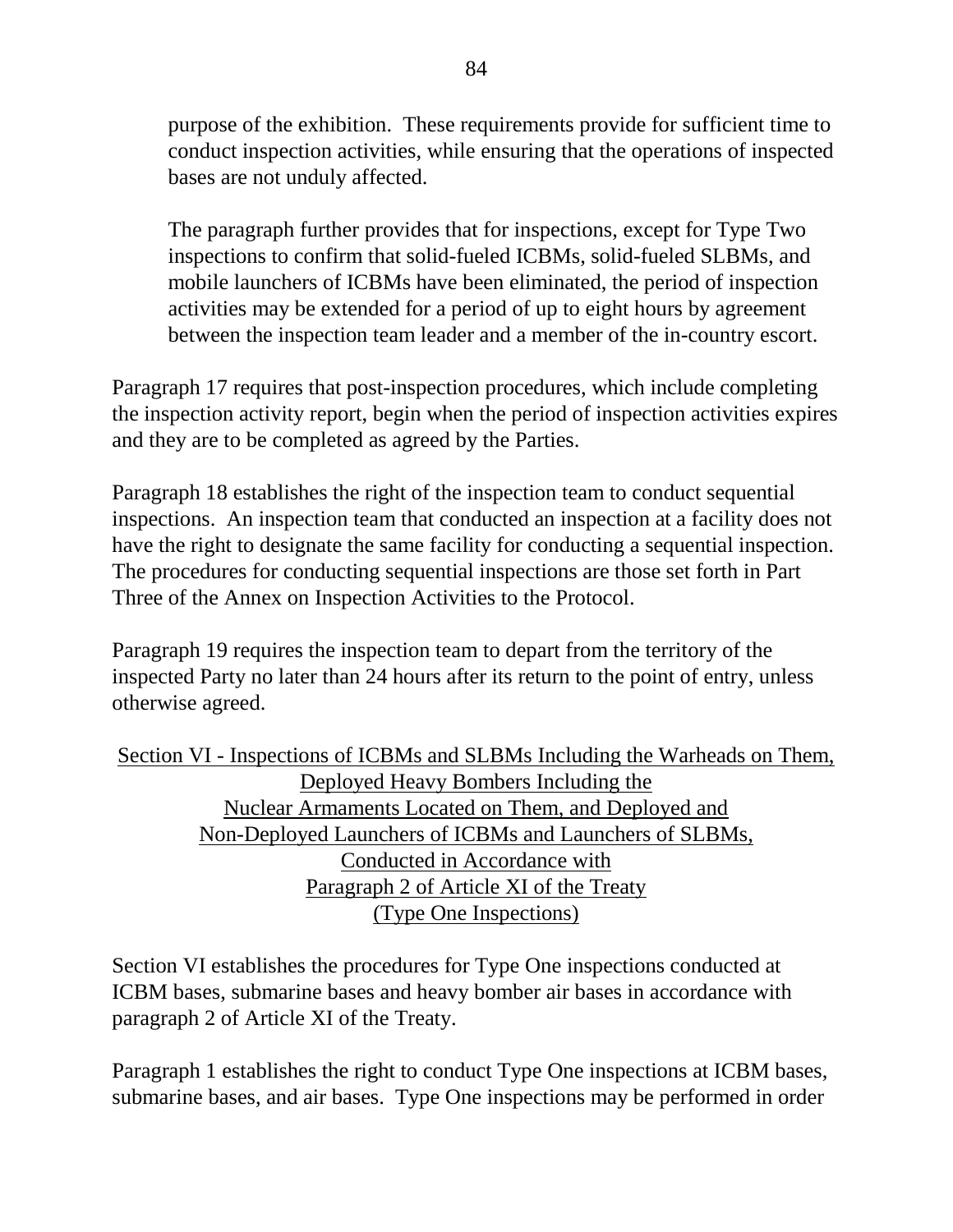purpose of the exhibition. These requirements provide for sufficient time to conduct inspection activities, while ensuring that the operations of inspected bases are not unduly affected.

The paragraph further provides that for inspections, except for Type Two inspections to confirm that solid-fueled ICBMs, solid-fueled SLBMs, and mobile launchers of ICBMs have been eliminated, the period of inspection activities may be extended for a period of up to eight hours by agreement between the inspection team leader and a member of the in-country escort.

Paragraph 17 requires that post-inspection procedures, which include completing the inspection activity report, begin when the period of inspection activities expires and they are to be completed as agreed by the Parties.

Paragraph 18 establishes the right of the inspection team to conduct sequential inspections. An inspection team that conducted an inspection at a facility does not have the right to designate the same facility for conducting a sequential inspection. The procedures for conducting sequential inspections are those set forth in Part Three of the Annex on Inspection Activities to the Protocol.

Paragraph 19 requires the inspection team to depart from the territory of the inspected Party no later than 24 hours after its return to the point of entry, unless otherwise agreed.

## Section VI - Inspections of ICBMs and SLBMs Including the Warheads on Them, Deployed Heavy Bombers Including the Nuclear Armaments Located on Them, and Deployed and Non-Deployed Launchers of ICBMs and Launchers of SLBMs, Conducted in Accordance with Paragraph 2 of Article XI of the Treaty (Type One Inspections)

Section VI establishes the procedures for Type One inspections conducted at ICBM bases, submarine bases and heavy bomber air bases in accordance with paragraph 2 of Article XI of the Treaty.

Paragraph 1 establishes the right to conduct Type One inspections at ICBM bases, submarine bases, and air bases. Type One inspections may be performed in order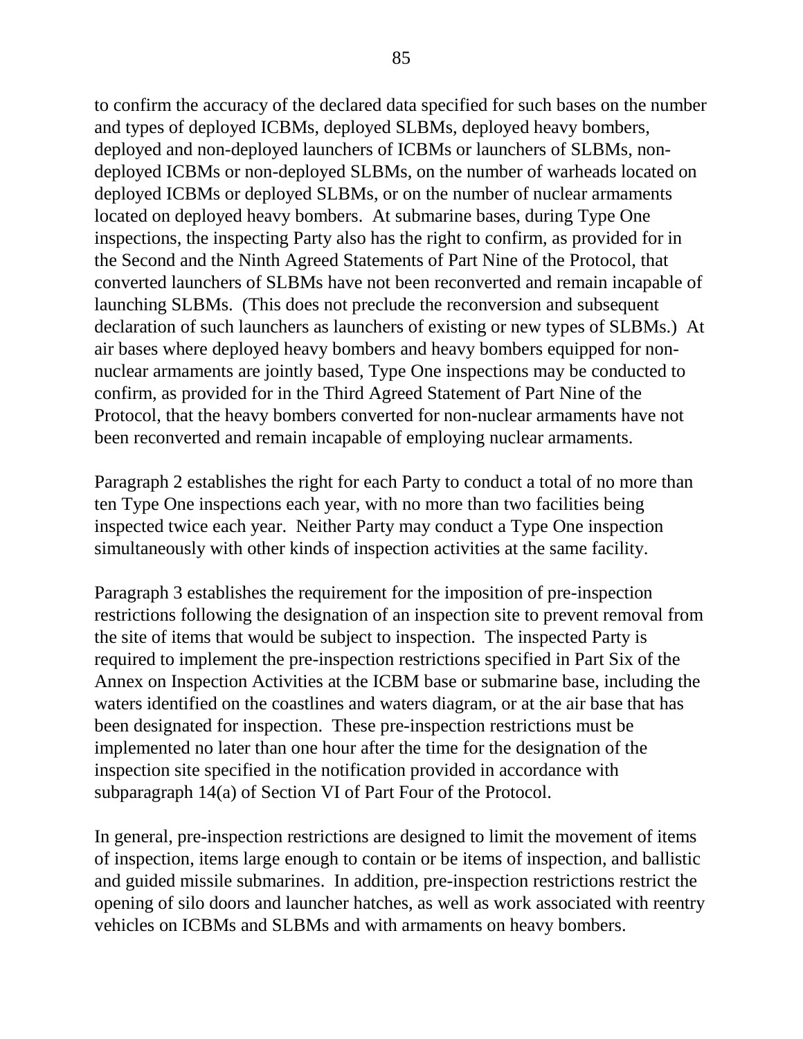to confirm the accuracy of the declared data specified for such bases on the number and types of deployed ICBMs, deployed SLBMs, deployed heavy bombers, deployed and non-deployed launchers of ICBMs or launchers of SLBMs, non-deployed ICBMs or non-deployed SLBMs, on the number of warheads located on deployed ICBMs or deployed SLBMs, or on the number of nuclear armaments located on deployed heavy bombers. At submarine bases, during Type One inspections, the inspecting Party also has the right to confirm, as provided for in the Second and the Ninth Agreed Statements of Part Nine of the Protocol, that converted launchers of SLBMs have not been reconverted and remain incapable of launching SLBMs. (This does not preclude the reconversion and subsequent declaration of such launchers as launchers of existing or new types of SLBMs.) At air bases where deployed heavy bombers and heavy bombers equipped for non-nuclear armaments are jointly based, Type One inspections may be conducted to confirm, as provided for in the Third Agreed Statement of Part Nine of the Protocol, that the heavy bombers converted for non-nuclear armaments have not been reconverted and remain incapable of employing nuclear armaments.

Paragraph 2 establishes the right for each Party to conduct a total of no more than ten Type One inspections each year, with no more than two facilities being inspected twice each year. Neither Party may conduct a Type One inspection simultaneously with other kinds of inspection activities at the same facility.

Paragraph 3 establishes the requirement for the imposition of pre-inspection restrictions following the designation of an inspection site to prevent removal from the site of items that would be subject to inspection. The inspected Party is required to implement the pre-inspection restrictions specified in Part Six of the Annex on Inspection Activities at the ICBM base or submarine base, including the waters identified on the coastlines and waters diagram, or at the air base that has been designated for inspection. These pre-inspection restrictions must be implemented no later than one hour after the time for the designation of the inspection site specified in the notification provided in accordance with subparagraph 14(a) of Section VI of Part Four of the Protocol.

In general, pre-inspection restrictions are designed to limit the movement of items of inspection, items large enough to contain or be items of inspection, and ballistic and guided missile submarines. In addition, pre-inspection restrictions restrict the opening of silo doors and launcher hatches, as well as work associated with reentry vehicles on ICBMs and SLBMs and with armaments on heavy bombers.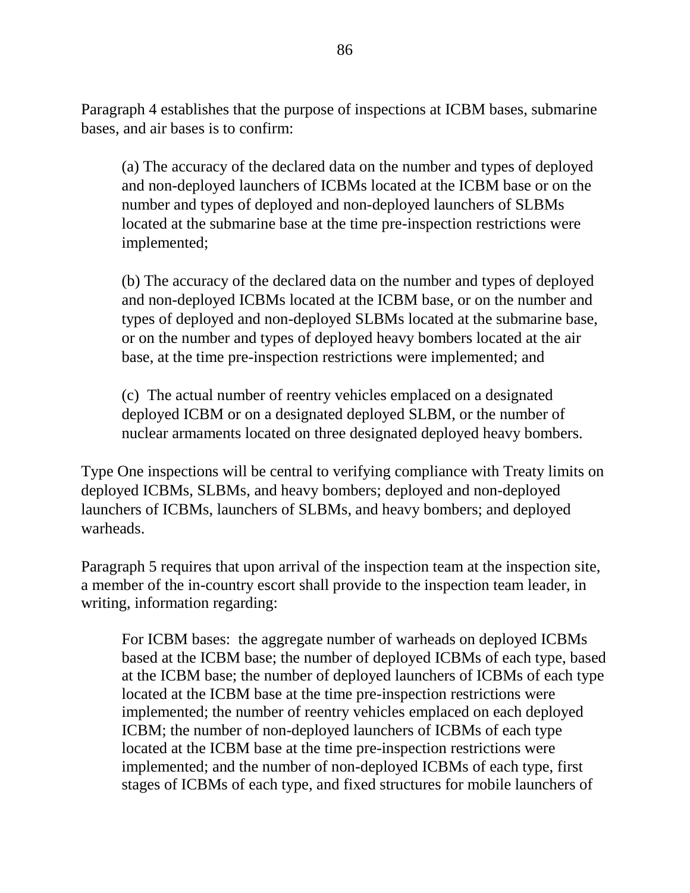Paragraph 4 establishes that the purpose of inspections at ICBM bases, submarine bases, and air bases is to confirm:

> (a) The accuracy of the declared data on the number and types of deployed and non-deployed launchers of ICBMs located at the ICBM base or on the number and types of deployed and non-deployed launchers of SLBMs located at the submarine base at the time pre-inspection restrictions were implemented;
>
> (b) The accuracy of the declared data on the number and types of deployed and non-deployed ICBMs located at the ICBM base, or on the number and types of deployed and non-deployed SLBMs located at the submarine base, or on the number and types of deployed heavy bombers located at the air base, at the time pre-inspection restrictions were implemented; and
>
> (c) The actual number of reentry vehicles emplaced on a designated deployed ICBM or on a designated deployed SLBM, or the number of nuclear armaments located on three designated deployed heavy bombers.

Type One inspections will be central to verifying compliance with Treaty limits on deployed ICBMs, SLBMs, and heavy bombers; deployed and non-deployed launchers of ICBMs, launchers of SLBMs, and heavy bombers; and deployed warheads.

Paragraph 5 requires that upon arrival of the inspection team at the inspection site, a member of the in-country escort shall provide to the inspection team leader, in writing, information regarding:

> For ICBM bases: the aggregate number of warheads on deployed ICBMs based at the ICBM base; the number of deployed ICBMs of each type, based at the ICBM base; the number of deployed launchers of ICBMs of each type located at the ICBM base at the time pre-inspection restrictions were implemented; the number of reentry vehicles emplaced on each deployed ICBM; the number of non-deployed launchers of ICBMs of each type located at the ICBM base at the time pre-inspection restrictions were implemented; and the number of non-deployed ICBMs of each type, first stages of ICBMs of each type, and fixed structures for mobile launchers of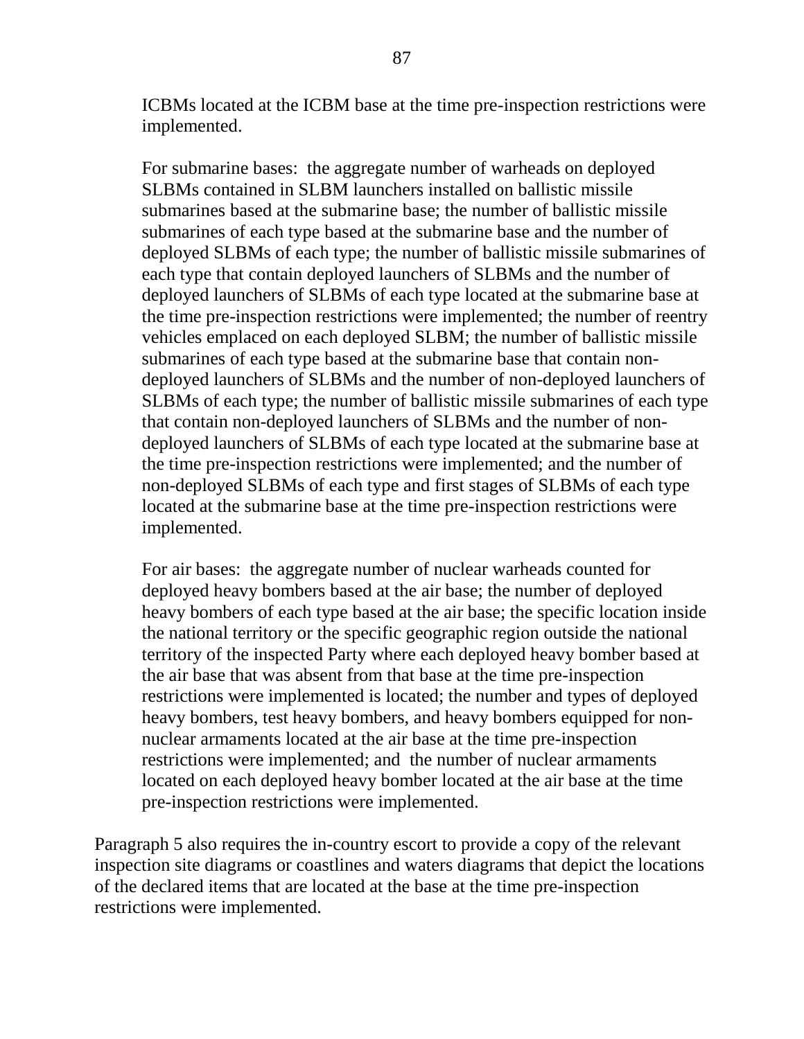ICBMs located at the ICBM base at the time pre-inspection restrictions were implemented.

For submarine bases: the aggregate number of warheads on deployed SLBMs contained in SLBM launchers installed on ballistic missile submarines based at the submarine base; the number of ballistic missile submarines of each type based at the submarine base and the number of deployed SLBMs of each type; the number of ballistic missile submarines of each type that contain deployed launchers of SLBMs and the number of deployed launchers of SLBMs of each type located at the submarine base at the time pre-inspection restrictions were implemented; the number of reentry vehicles emplaced on each deployed SLBM; the number of ballistic missile submarines of each type based at the submarine base that contain non-deployed launchers of SLBMs and the number of non-deployed launchers of SLBMs of each type; the number of ballistic missile submarines of each type that contain non-deployed launchers of SLBMs and the number of non-deployed launchers of SLBMs of each type located at the submarine base at the time pre-inspection restrictions were implemented; and the number of non-deployed SLBMs of each type and first stages of SLBMs of each type located at the submarine base at the time pre-inspection restrictions were implemented.

For air bases: the aggregate number of nuclear warheads counted for deployed heavy bombers based at the air base; the number of deployed heavy bombers of each type based at the air base; the specific location inside the national territory or the specific geographic region outside the national territory of the inspected Party where each deployed heavy bomber based at the air base that was absent from that base at the time pre-inspection restrictions were implemented is located; the number and types of deployed heavy bombers, test heavy bombers, and heavy bombers equipped for non-nuclear armaments located at the air base at the time pre-inspection restrictions were implemented; and the number of nuclear armaments located on each deployed heavy bomber located at the air base at the time pre-inspection restrictions were implemented.

Paragraph 5 also requires the in-country escort to provide a copy of the relevant inspection site diagrams or coastlines and waters diagrams that depict the locations of the declared items that are located at the base at the time pre-inspection restrictions were implemented.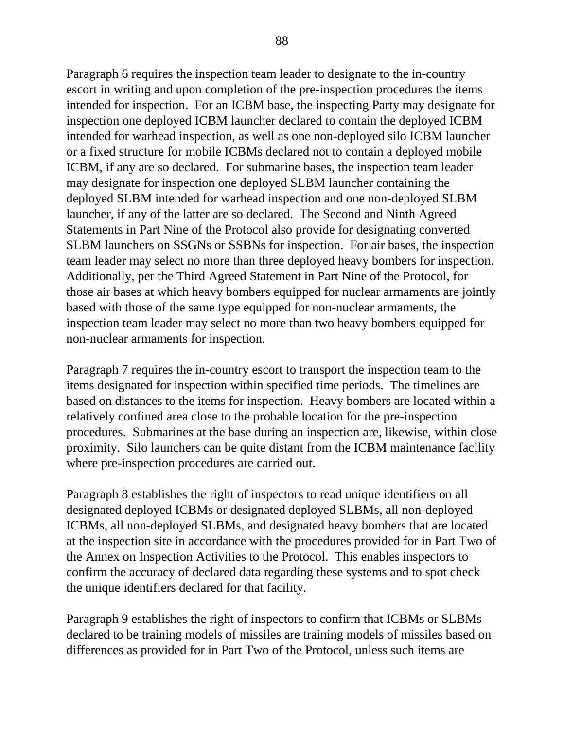Paragraph 6 requires the inspection team leader to designate to the in-country escort in writing and upon completion of the pre-inspection procedures the items intended for inspection. For an ICBM base, the inspecting Party may designate for inspection one deployed ICBM launcher declared to contain the deployed ICBM intended for warhead inspection, as well as one non-deployed silo ICBM launcher or a fixed structure for mobile ICBMs declared not to contain a deployed mobile ICBM, if any are so declared. For submarine bases, the inspection team leader may designate for inspection one deployed SLBM launcher containing the deployed SLBM intended for warhead inspection and one non-deployed SLBM launcher, if any of the latter are so declared. The Second and Ninth Agreed Statements in Part Nine of the Protocol also provide for designating converted SLBM launchers on SSGNs or SSBNs for inspection. For air bases, the inspection team leader may select no more than three deployed heavy bombers for inspection. Additionally, per the Third Agreed Statement in Part Nine of the Protocol, for those air bases at which heavy bombers equipped for nuclear armaments are jointly based with those of the same type equipped for non-nuclear armaments, the inspection team leader may select no more than two heavy bombers equipped for non-nuclear armaments for inspection.

Paragraph 7 requires the in-country escort to transport the inspection team to the items designated for inspection within specified time periods. The timelines are based on distances to the items for inspection. Heavy bombers are located within a relatively confined area close to the probable location for the pre-inspection procedures. Submarines at the base during an inspection are, likewise, within close proximity. Silo launchers can be quite distant from the ICBM maintenance facility where pre-inspection procedures are carried out.

Paragraph 8 establishes the right of inspectors to read unique identifiers on all designated deployed ICBMs or designated deployed SLBMs, all non-deployed ICBMs, all non-deployed SLBMs, and designated heavy bombers that are located at the inspection site in accordance with the procedures provided for in Part Two of the Annex on Inspection Activities to the Protocol. This enables inspectors to confirm the accuracy of declared data regarding these systems and to spot check the unique identifiers declared for that facility.

Paragraph 9 establishes the right of inspectors to confirm that ICBMs or SLBMs declared to be training models of missiles are training models of missiles based on differences as provided for in Part Two of the Protocol, unless such items are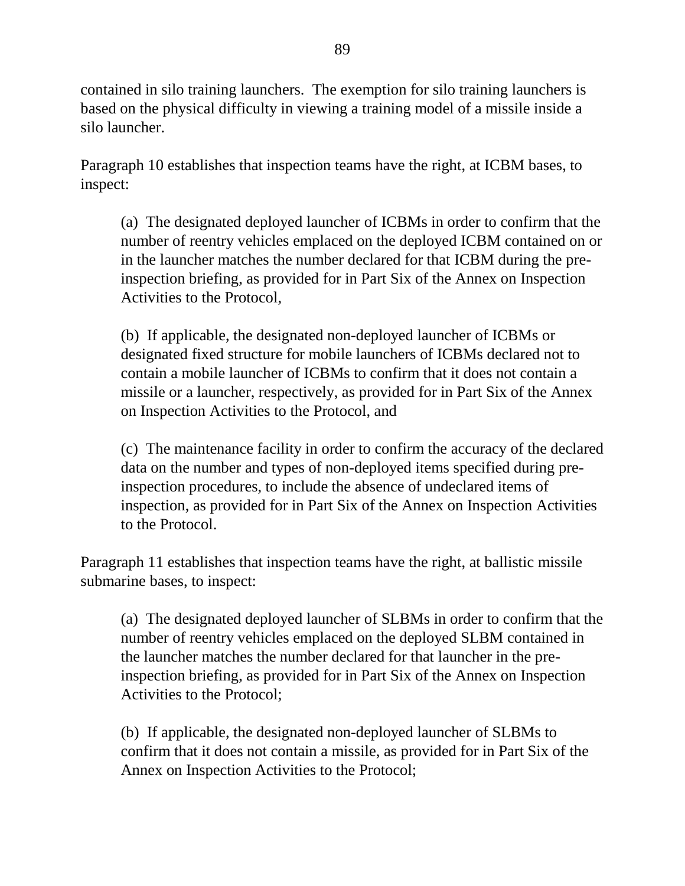contained in silo training launchers. The exemption for silo training launchers is based on the physical difficulty in viewing a training model of a missile inside a silo launcher.

Paragraph 10 establishes that inspection teams have the right, at ICBM bases, to inspect:

> (a) The designated deployed launcher of ICBMs in order to confirm that the number of reentry vehicles emplaced on the deployed ICBM contained on or in the launcher matches the number declared for that ICBM during the pre-inspection briefing, as provided for in Part Six of the Annex on Inspection Activities to the Protocol,
>
> (b) If applicable, the designated non-deployed launcher of ICBMs or designated fixed structure for mobile launchers of ICBMs declared not to contain a mobile launcher of ICBMs to confirm that it does not contain a missile or a launcher, respectively, as provided for in Part Six of the Annex on Inspection Activities to the Protocol, and
>
> (c) The maintenance facility in order to confirm the accuracy of the declared data on the number and types of non-deployed items specified during pre-inspection procedures, to include the absence of undeclared items of inspection, as provided for in Part Six of the Annex on Inspection Activities to the Protocol.

Paragraph 11 establishes that inspection teams have the right, at ballistic missile submarine bases, to inspect:

> (a) The designated deployed launcher of SLBMs in order to confirm that the number of reentry vehicles emplaced on the deployed SLBM contained in the launcher matches the number declared for that launcher in the pre-inspection briefing, as provided for in Part Six of the Annex on Inspection Activities to the Protocol;
>
> (b) If applicable, the designated non-deployed launcher of SLBMs to confirm that it does not contain a missile, as provided for in Part Six of the Annex on Inspection Activities to the Protocol;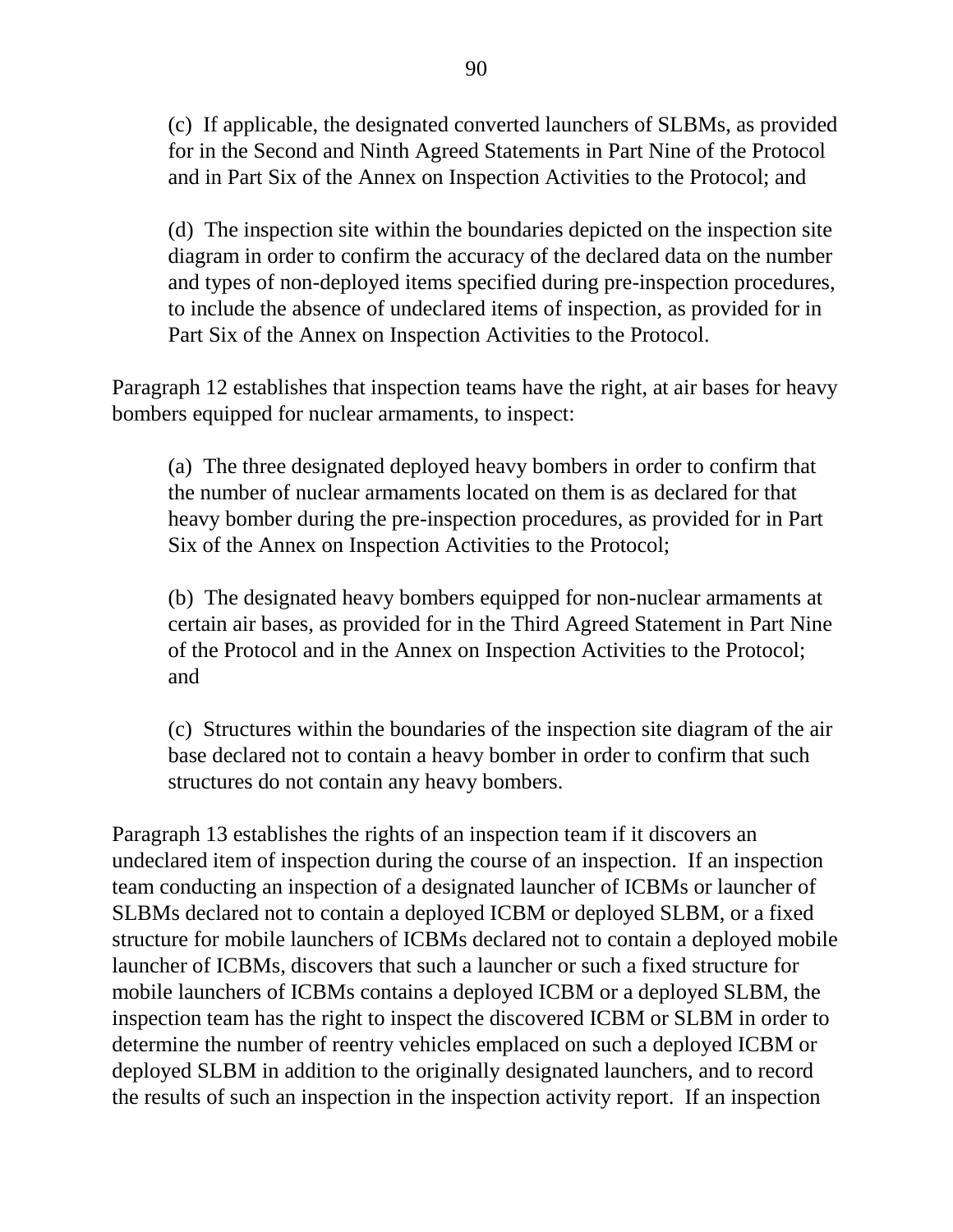(c) If applicable, the designated converted launchers of SLBMs, as provided for in the Second and Ninth Agreed Statements in Part Nine of the Protocol and in Part Six of the Annex on Inspection Activities to the Protocol; and

(d) The inspection site within the boundaries depicted on the inspection site diagram in order to confirm the accuracy of the declared data on the number and types of non-deployed items specified during pre-inspection procedures, to include the absence of undeclared items of inspection, as provided for in Part Six of the Annex on Inspection Activities to the Protocol.

Paragraph 12 establishes that inspection teams have the right, at air bases for heavy bombers equipped for nuclear armaments, to inspect:

(a) The three designated deployed heavy bombers in order to confirm that the number of nuclear armaments located on them is as declared for that heavy bomber during the pre-inspection procedures, as provided for in Part Six of the Annex on Inspection Activities to the Protocol;

(b) The designated heavy bombers equipped for non-nuclear armaments at certain air bases, as provided for in the Third Agreed Statement in Part Nine of the Protocol and in the Annex on Inspection Activities to the Protocol; and

(c) Structures within the boundaries of the inspection site diagram of the air base declared not to contain a heavy bomber in order to confirm that such structures do not contain any heavy bombers.

Paragraph 13 establishes the rights of an inspection team if it discovers an undeclared item of inspection during the course of an inspection. If an inspection team conducting an inspection of a designated launcher of ICBMs or launcher of SLBMs declared not to contain a deployed ICBM or deployed SLBM, or a fixed structure for mobile launchers of ICBMs declared not to contain a deployed mobile launcher of ICBMs, discovers that such a launcher or such a fixed structure for mobile launchers of ICBMs contains a deployed ICBM or a deployed SLBM, the inspection team has the right to inspect the discovered ICBM or SLBM in order to determine the number of reentry vehicles emplaced on such a deployed ICBM or deployed SLBM in addition to the originally designated launchers, and to record the results of such an inspection in the inspection activity report. If an inspection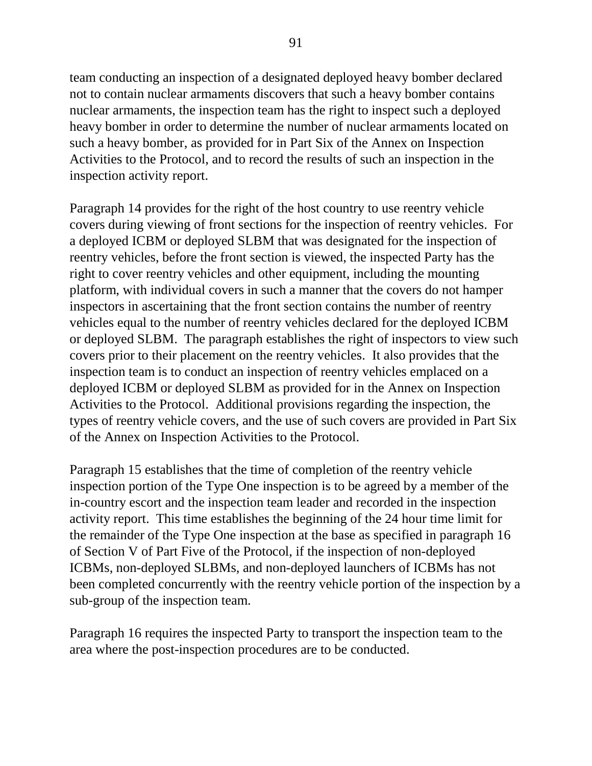team conducting an inspection of a designated deployed heavy bomber declared not to contain nuclear armaments discovers that such a heavy bomber contains nuclear armaments, the inspection team has the right to inspect such a deployed heavy bomber in order to determine the number of nuclear armaments located on such a heavy bomber, as provided for in Part Six of the Annex on Inspection Activities to the Protocol, and to record the results of such an inspection in the inspection activity report.

Paragraph 14 provides for the right of the host country to use reentry vehicle covers during viewing of front sections for the inspection of reentry vehicles. For a deployed ICBM or deployed SLBM that was designated for the inspection of reentry vehicles, before the front section is viewed, the inspected Party has the right to cover reentry vehicles and other equipment, including the mounting platform, with individual covers in such a manner that the covers do not hamper inspectors in ascertaining that the front section contains the number of reentry vehicles equal to the number of reentry vehicles declared for the deployed ICBM or deployed SLBM. The paragraph establishes the right of inspectors to view such covers prior to their placement on the reentry vehicles. It also provides that the inspection team is to conduct an inspection of reentry vehicles emplaced on a deployed ICBM or deployed SLBM as provided for in the Annex on Inspection Activities to the Protocol. Additional provisions regarding the inspection, the types of reentry vehicle covers, and the use of such covers are provided in Part Six of the Annex on Inspection Activities to the Protocol.

Paragraph 15 establishes that the time of completion of the reentry vehicle inspection portion of the Type One inspection is to be agreed by a member of the in-country escort and the inspection team leader and recorded in the inspection activity report. This time establishes the beginning of the 24 hour time limit for the remainder of the Type One inspection at the base as specified in paragraph 16 of Section V of Part Five of the Protocol, if the inspection of non-deployed ICBMs, non-deployed SLBMs, and non-deployed launchers of ICBMs has not been completed concurrently with the reentry vehicle portion of the inspection by a sub-group of the inspection team.

Paragraph 16 requires the inspected Party to transport the inspection team to the area where the post-inspection procedures are to be conducted.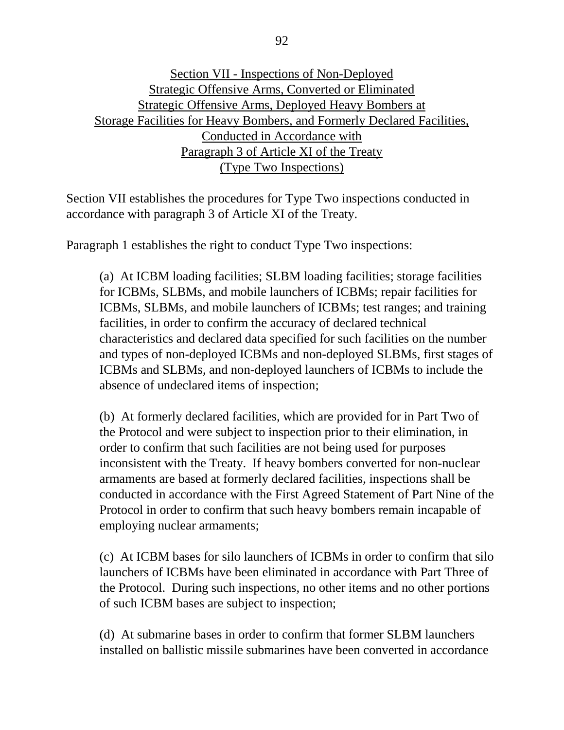## Section VII - Inspections of Non-Deployed Strategic Offensive Arms, Converted or Eliminated Strategic Offensive Arms, Deployed Heavy Bombers at Storage Facilities for Heavy Bombers, and Formerly Declared Facilities, Conducted in Accordance with Paragraph 3 of Article XI of the Treaty (Type Two Inspections)

Section VII establishes the procedures for Type Two inspections conducted in accordance with paragraph 3 of Article XI of the Treaty.

Paragraph 1 establishes the right to conduct Type Two inspections:

> (a) At ICBM loading facilities; SLBM loading facilities; storage facilities for ICBMs, SLBMs, and mobile launchers of ICBMs; repair facilities for ICBMs, SLBMs, and mobile launchers of ICBMs; test ranges; and training facilities, in order to confirm the accuracy of declared technical characteristics and declared data specified for such facilities on the number and types of non-deployed ICBMs and non-deployed SLBMs, first stages of ICBMs and SLBMs, and non-deployed launchers of ICBMs to include the absence of undeclared items of inspection;
>
> (b) At formerly declared facilities, which are provided for in Part Two of the Protocol and were subject to inspection prior to their elimination, in order to confirm that such facilities are not being used for purposes inconsistent with the Treaty. If heavy bombers converted for non-nuclear armaments are based at formerly declared facilities, inspections shall be conducted in accordance with the First Agreed Statement of Part Nine of the Protocol in order to confirm that such heavy bombers remain incapable of employing nuclear armaments;
>
> (c) At ICBM bases for silo launchers of ICBMs in order to confirm that silo launchers of ICBMs have been eliminated in accordance with Part Three of the Protocol. During such inspections, no other items and no other portions of such ICBM bases are subject to inspection;
>
> (d) At submarine bases in order to confirm that former SLBM launchers installed on ballistic missile submarines have been converted in accordance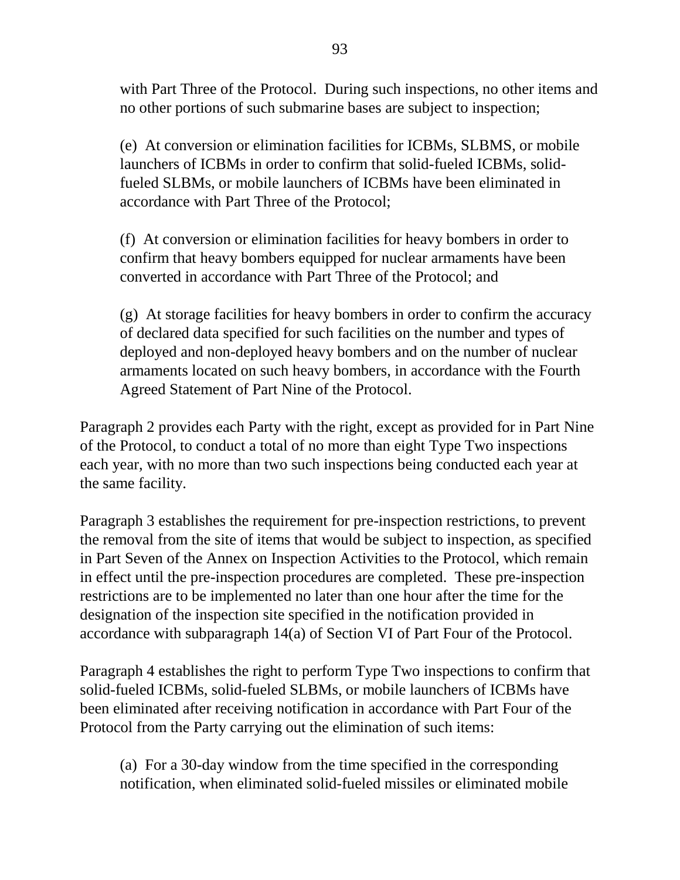with Part Three of the Protocol. During such inspections, no other items and no other portions of such submarine bases are subject to inspection;

(e) At conversion or elimination facilities for ICBMs, SLBMS, or mobile launchers of ICBMs in order to confirm that solid-fueled ICBMs, solid-fueled SLBMs, or mobile launchers of ICBMs have been eliminated in accordance with Part Three of the Protocol;

(f) At conversion or elimination facilities for heavy bombers in order to confirm that heavy bombers equipped for nuclear armaments have been converted in accordance with Part Three of the Protocol; and

(g) At storage facilities for heavy bombers in order to confirm the accuracy of declared data specified for such facilities on the number and types of deployed and non-deployed heavy bombers and on the number of nuclear armaments located on such heavy bombers, in accordance with the Fourth Agreed Statement of Part Nine of the Protocol.

Paragraph 2 provides each Party with the right, except as provided for in Part Nine of the Protocol, to conduct a total of no more than eight Type Two inspections each year, with no more than two such inspections being conducted each year at the same facility.

Paragraph 3 establishes the requirement for pre-inspection restrictions, to prevent the removal from the site of items that would be subject to inspection, as specified in Part Seven of the Annex on Inspection Activities to the Protocol, which remain in effect until the pre-inspection procedures are completed. These pre-inspection restrictions are to be implemented no later than one hour after the time for the designation of the inspection site specified in the notification provided in accordance with subparagraph 14(a) of Section VI of Part Four of the Protocol.

Paragraph 4 establishes the right to perform Type Two inspections to confirm that solid-fueled ICBMs, solid-fueled SLBMs, or mobile launchers of ICBMs have been eliminated after receiving notification in accordance with Part Four of the Protocol from the Party carrying out the elimination of such items:

(a) For a 30-day window from the time specified in the corresponding notification, when eliminated solid-fueled missiles or eliminated mobile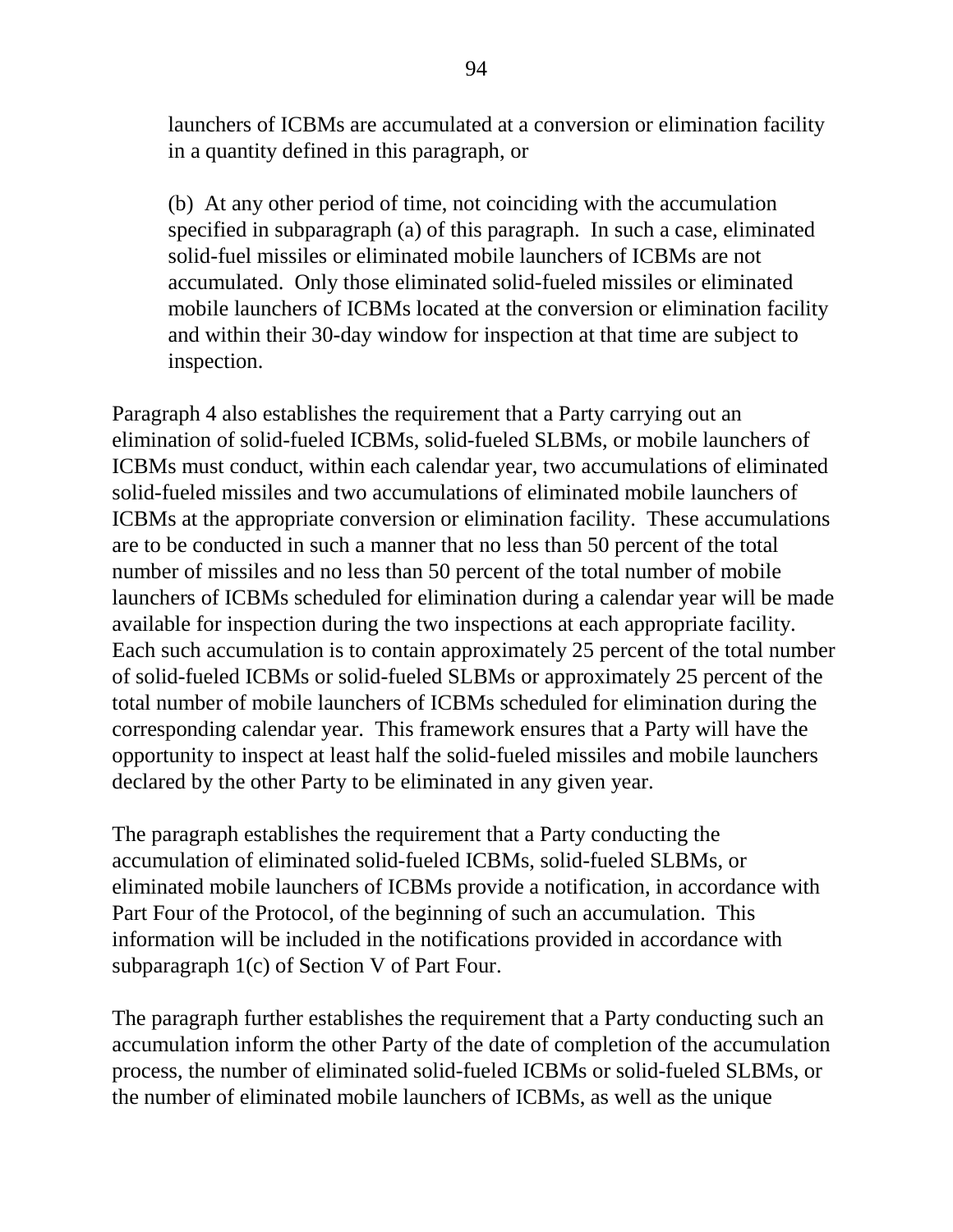launchers of ICBMs are accumulated at a conversion or elimination facility in a quantity defined in this paragraph, or

(b) At any other period of time, not coinciding with the accumulation specified in subparagraph (a) of this paragraph. In such a case, eliminated solid-fuel missiles or eliminated mobile launchers of ICBMs are not accumulated. Only those eliminated solid-fueled missiles or eliminated mobile launchers of ICBMs located at the conversion or elimination facility and within their 30-day window for inspection at that time are subject to inspection.

Paragraph 4 also establishes the requirement that a Party carrying out an elimination of solid-fueled ICBMs, solid-fueled SLBMs, or mobile launchers of ICBMs must conduct, within each calendar year, two accumulations of eliminated solid-fueled missiles and two accumulations of eliminated mobile launchers of ICBMs at the appropriate conversion or elimination facility. These accumulations are to be conducted in such a manner that no less than 50 percent of the total number of missiles and no less than 50 percent of the total number of mobile launchers of ICBMs scheduled for elimination during a calendar year will be made available for inspection during the two inspections at each appropriate facility. Each such accumulation is to contain approximately 25 percent of the total number of solid-fueled ICBMs or solid-fueled SLBMs or approximately 25 percent of the total number of mobile launchers of ICBMs scheduled for elimination during the corresponding calendar year. This framework ensures that a Party will have the opportunity to inspect at least half the solid-fueled missiles and mobile launchers declared by the other Party to be eliminated in any given year.

The paragraph establishes the requirement that a Party conducting the accumulation of eliminated solid-fueled ICBMs, solid-fueled SLBMs, or eliminated mobile launchers of ICBMs provide a notification, in accordance with Part Four of the Protocol, of the beginning of such an accumulation. This information will be included in the notifications provided in accordance with subparagraph 1(c) of Section V of Part Four.

The paragraph further establishes the requirement that a Party conducting such an accumulation inform the other Party of the date of completion of the accumulation process, the number of eliminated solid-fueled ICBMs or solid-fueled SLBMs, or the number of eliminated mobile launchers of ICBMs, as well as the unique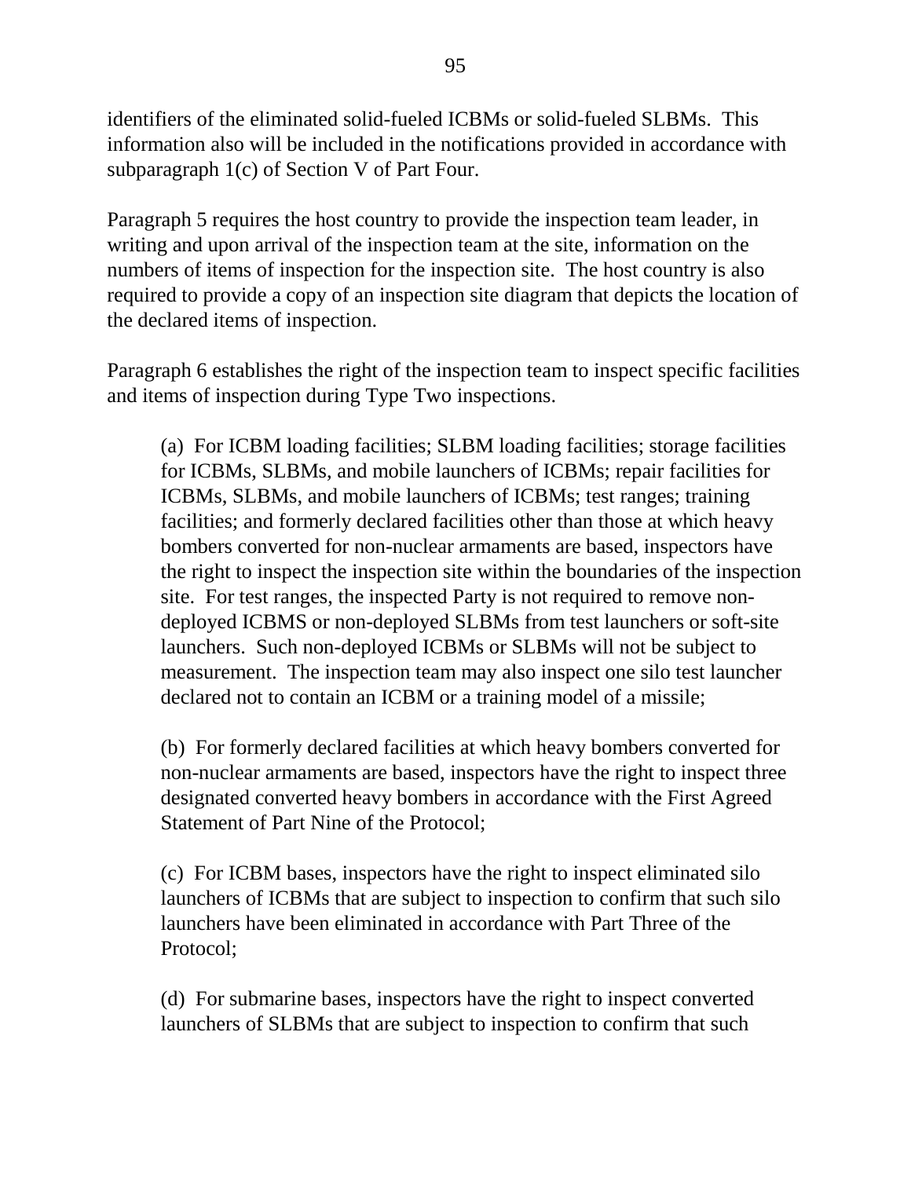identifiers of the eliminated solid-fueled ICBMs or solid-fueled SLBMs. This information also will be included in the notifications provided in accordance with subparagraph 1(c) of Section V of Part Four.

Paragraph 5 requires the host country to provide the inspection team leader, in writing and upon arrival of the inspection team at the site, information on the numbers of items of inspection for the inspection site. The host country is also required to provide a copy of an inspection site diagram that depicts the location of the declared items of inspection.

Paragraph 6 establishes the right of the inspection team to inspect specific facilities and items of inspection during Type Two inspections.

(a) For ICBM loading facilities; SLBM loading facilities; storage facilities for ICBMs, SLBMs, and mobile launchers of ICBMs; repair facilities for ICBMs, SLBMs, and mobile launchers of ICBMs; test ranges; training facilities; and formerly declared facilities other than those at which heavy bombers converted for non-nuclear armaments are based, inspectors have the right to inspect the inspection site within the boundaries of the inspection site. For test ranges, the inspected Party is not required to remove non-deployed ICBMS or non-deployed SLBMs from test launchers or soft-site launchers. Such non-deployed ICBMs or SLBMs will not be subject to measurement. The inspection team may also inspect one silo test launcher declared not to contain an ICBM or a training model of a missile;

(b) For formerly declared facilities at which heavy bombers converted for non-nuclear armaments are based, inspectors have the right to inspect three designated converted heavy bombers in accordance with the First Agreed Statement of Part Nine of the Protocol;

(c) For ICBM bases, inspectors have the right to inspect eliminated silo launchers of ICBMs that are subject to inspection to confirm that such silo launchers have been eliminated in accordance with Part Three of the Protocol;

(d) For submarine bases, inspectors have the right to inspect converted launchers of SLBMs that are subject to inspection to confirm that such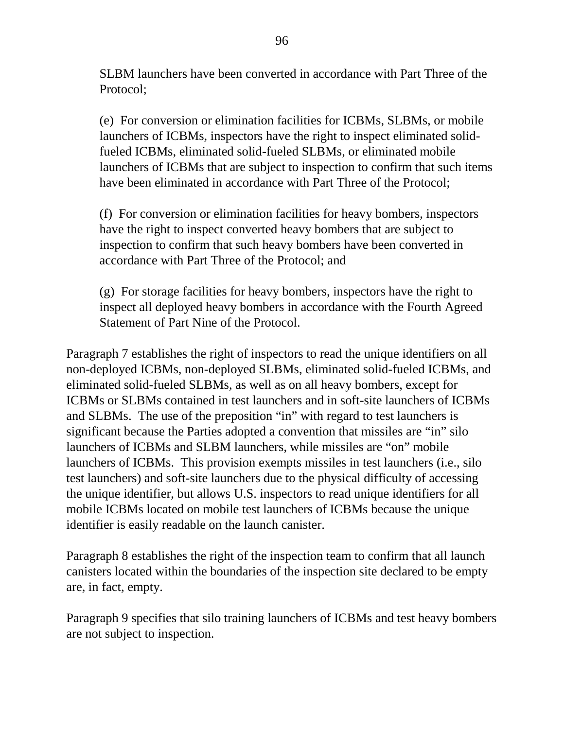SLBM launchers have been converted in accordance with Part Three of the Protocol;

(e) For conversion or elimination facilities for ICBMs, SLBMs, or mobile launchers of ICBMs, inspectors have the right to inspect eliminated solid-fueled ICBMs, eliminated solid-fueled SLBMs, or eliminated mobile launchers of ICBMs that are subject to inspection to confirm that such items have been eliminated in accordance with Part Three of the Protocol;

(f) For conversion or elimination facilities for heavy bombers, inspectors have the right to inspect converted heavy bombers that are subject to inspection to confirm that such heavy bombers have been converted in accordance with Part Three of the Protocol; and

(g) For storage facilities for heavy bombers, inspectors have the right to inspect all deployed heavy bombers in accordance with the Fourth Agreed Statement of Part Nine of the Protocol.

Paragraph 7 establishes the right of inspectors to read the unique identifiers on all non-deployed ICBMs, non-deployed SLBMs, eliminated solid-fueled ICBMs, and eliminated solid-fueled SLBMs, as well as on all heavy bombers, except for ICBMs or SLBMs contained in test launchers and in soft-site launchers of ICBMs and SLBMs. The use of the preposition "in" with regard to test launchers is significant because the Parties adopted a convention that missiles are "in" silo launchers of ICBMs and SLBM launchers, while missiles are "on" mobile launchers of ICBMs. This provision exempts missiles in test launchers (i.e., silo test launchers) and soft-site launchers due to the physical difficulty of accessing the unique identifier, but allows U.S. inspectors to read unique identifiers for all mobile ICBMs located on mobile test launchers of ICBMs because the unique identifier is easily readable on the launch canister.

Paragraph 8 establishes the right of the inspection team to confirm that all launch canisters located within the boundaries of the inspection site declared to be empty are, in fact, empty.

Paragraph 9 specifies that silo training launchers of ICBMs and test heavy bombers are not subject to inspection.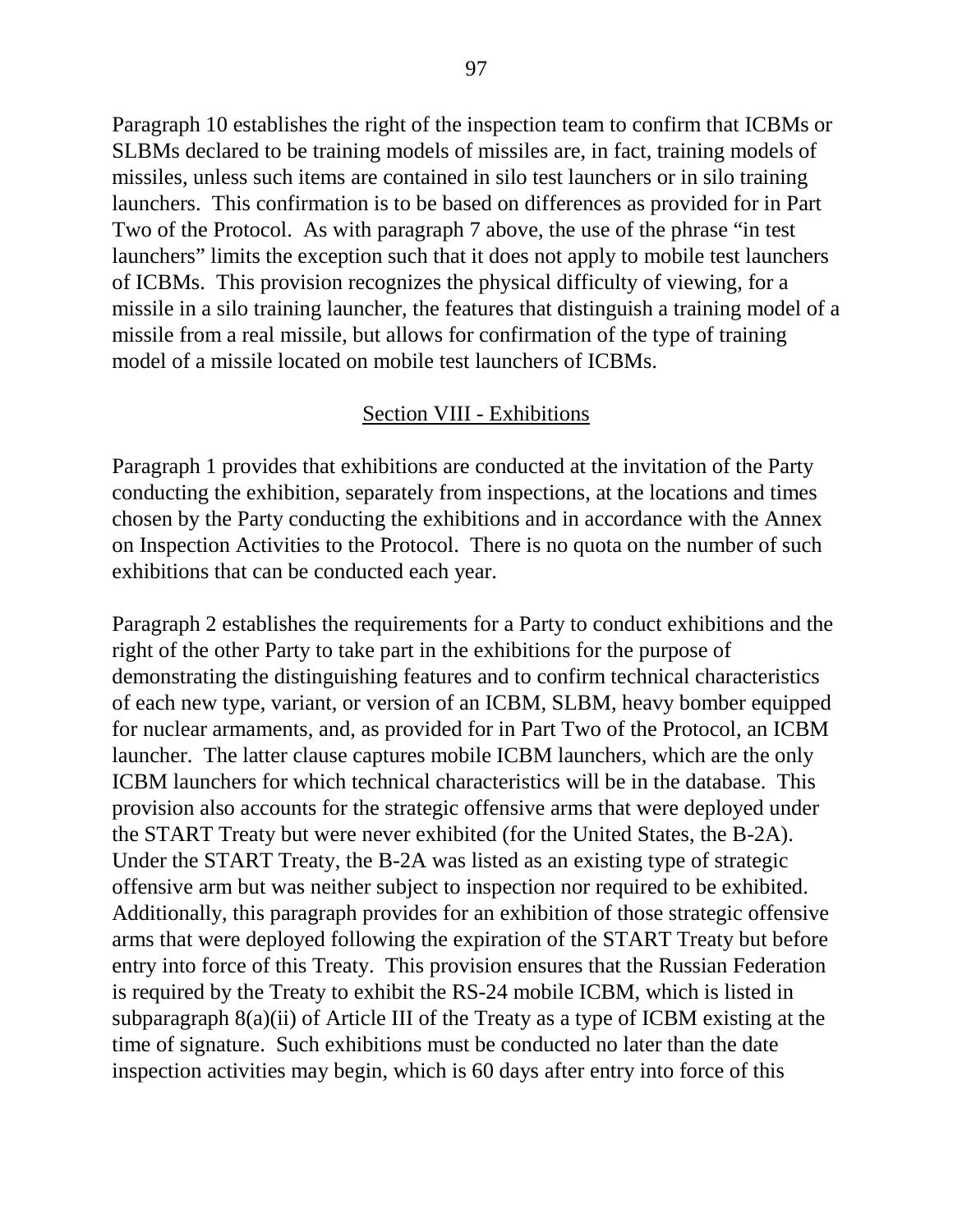Paragraph 10 establishes the right of the inspection team to confirm that ICBMs or SLBMs declared to be training models of missiles are, in fact, training models of missiles, unless such items are contained in silo test launchers or in silo training launchers. This confirmation is to be based on differences as provided for in Part Two of the Protocol. As with paragraph 7 above, the use of the phrase "in test launchers" limits the exception such that it does not apply to mobile test launchers of ICBMs. This provision recognizes the physical difficulty of viewing, for a missile in a silo training launcher, the features that distinguish a training model of a missile from a real missile, but allows for confirmation of the type of training model of a missile located on mobile test launchers of ICBMs.

## Section VIII - Exhibitions

Paragraph 1 provides that exhibitions are conducted at the invitation of the Party conducting the exhibition, separately from inspections, at the locations and times chosen by the Party conducting the exhibitions and in accordance with the Annex on Inspection Activities to the Protocol. There is no quota on the number of such exhibitions that can be conducted each year.

Paragraph 2 establishes the requirements for a Party to conduct exhibitions and the right of the other Party to take part in the exhibitions for the purpose of demonstrating the distinguishing features and to confirm technical characteristics of each new type, variant, or version of an ICBM, SLBM, heavy bomber equipped for nuclear armaments, and, as provided for in Part Two of the Protocol, an ICBM launcher. The latter clause captures mobile ICBM launchers, which are the only ICBM launchers for which technical characteristics will be in the database. This provision also accounts for the strategic offensive arms that were deployed under the START Treaty but were never exhibited (for the United States, the B-2A). Under the START Treaty, the B-2A was listed as an existing type of strategic offensive arm but was neither subject to inspection nor required to be exhibited. Additionally, this paragraph provides for an exhibition of those strategic offensive arms that were deployed following the expiration of the START Treaty but before entry into force of this Treaty. This provision ensures that the Russian Federation is required by the Treaty to exhibit the RS-24 mobile ICBM, which is listed in subparagraph 8(a)(ii) of Article III of the Treaty as a type of ICBM existing at the time of signature. Such exhibitions must be conducted no later than the date inspection activities may begin, which is 60 days after entry into force of this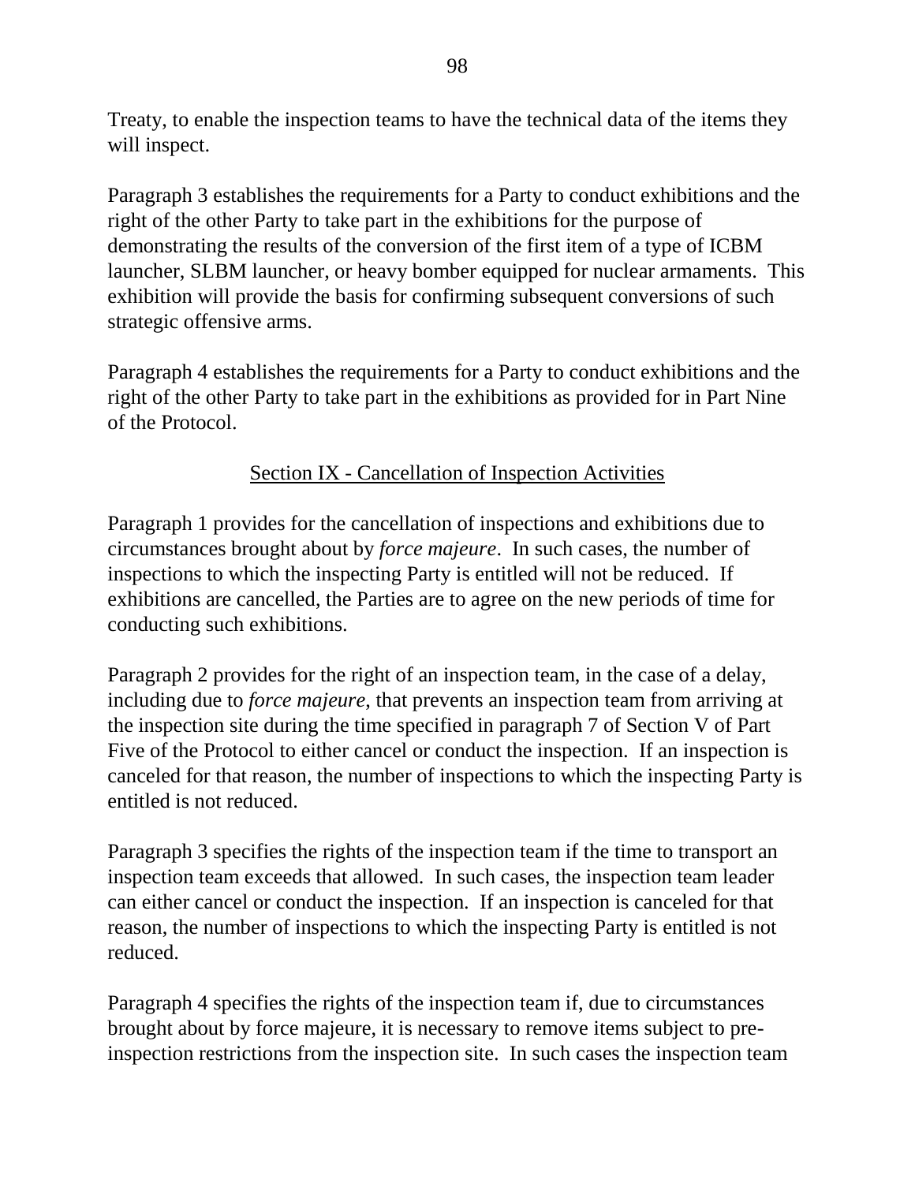Treaty, to enable the inspection teams to have the technical data of the items they will inspect.

Paragraph 3 establishes the requirements for a Party to conduct exhibitions and the right of the other Party to take part in the exhibitions for the purpose of demonstrating the results of the conversion of the first item of a type of ICBM launcher, SLBM launcher, or heavy bomber equipped for nuclear armaments. This exhibition will provide the basis for confirming subsequent conversions of such strategic offensive arms.

Paragraph 4 establishes the requirements for a Party to conduct exhibitions and the right of the other Party to take part in the exhibitions as provided for in Part Nine of the Protocol.

## Section IX - Cancellation of Inspection Activities

Paragraph 1 provides for the cancellation of inspections and exhibitions due to circumstances brought about by *force majeure*. In such cases, the number of inspections to which the inspecting Party is entitled will not be reduced. If exhibitions are cancelled, the Parties are to agree on the new periods of time for conducting such exhibitions.

Paragraph 2 provides for the right of an inspection team, in the case of a delay, including due to *force majeure*, that prevents an inspection team from arriving at the inspection site during the time specified in paragraph 7 of Section V of Part Five of the Protocol to either cancel or conduct the inspection. If an inspection is canceled for that reason, the number of inspections to which the inspecting Party is entitled is not reduced.

Paragraph 3 specifies the rights of the inspection team if the time to transport an inspection team exceeds that allowed. In such cases, the inspection team leader can either cancel or conduct the inspection. If an inspection is canceled for that reason, the number of inspections to which the inspecting Party is entitled is not reduced.

Paragraph 4 specifies the rights of the inspection team if, due to circumstances brought about by force majeure, it is necessary to remove items subject to pre-inspection restrictions from the inspection site. In such cases the inspection team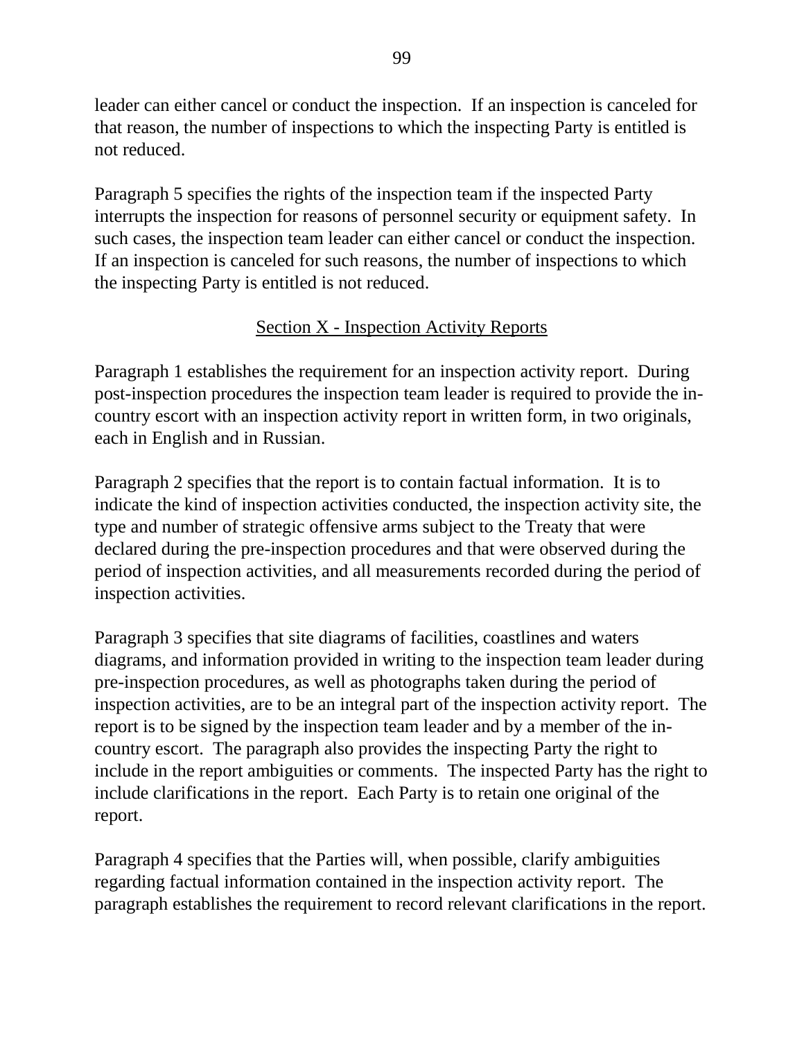leader can either cancel or conduct the inspection. If an inspection is canceled for that reason, the number of inspections to which the inspecting Party is entitled is not reduced.

Paragraph 5 specifies the rights of the inspection team if the inspected Party interrupts the inspection for reasons of personnel security or equipment safety. In such cases, the inspection team leader can either cancel or conduct the inspection. If an inspection is canceled for such reasons, the number of inspections to which the inspecting Party is entitled is not reduced.

## Section X - Inspection Activity Reports

Paragraph 1 establishes the requirement for an inspection activity report. During post-inspection procedures the inspection team leader is required to provide the in-country escort with an inspection activity report in written form, in two originals, each in English and in Russian.

Paragraph 2 specifies that the report is to contain factual information. It is to indicate the kind of inspection activities conducted, the inspection activity site, the type and number of strategic offensive arms subject to the Treaty that were declared during the pre-inspection procedures and that were observed during the period of inspection activities, and all measurements recorded during the period of inspection activities.

Paragraph 3 specifies that site diagrams of facilities, coastlines and waters diagrams, and information provided in writing to the inspection team leader during pre-inspection procedures, as well as photographs taken during the period of inspection activities, are to be an integral part of the inspection activity report. The report is to be signed by the inspection team leader and by a member of the in-country escort. The paragraph also provides the inspecting Party the right to include in the report ambiguities or comments. The inspected Party has the right to include clarifications in the report. Each Party is to retain one original of the report.

Paragraph 4 specifies that the Parties will, when possible, clarify ambiguities regarding factual information contained in the inspection activity report. The paragraph establishes the requirement to record relevant clarifications in the report.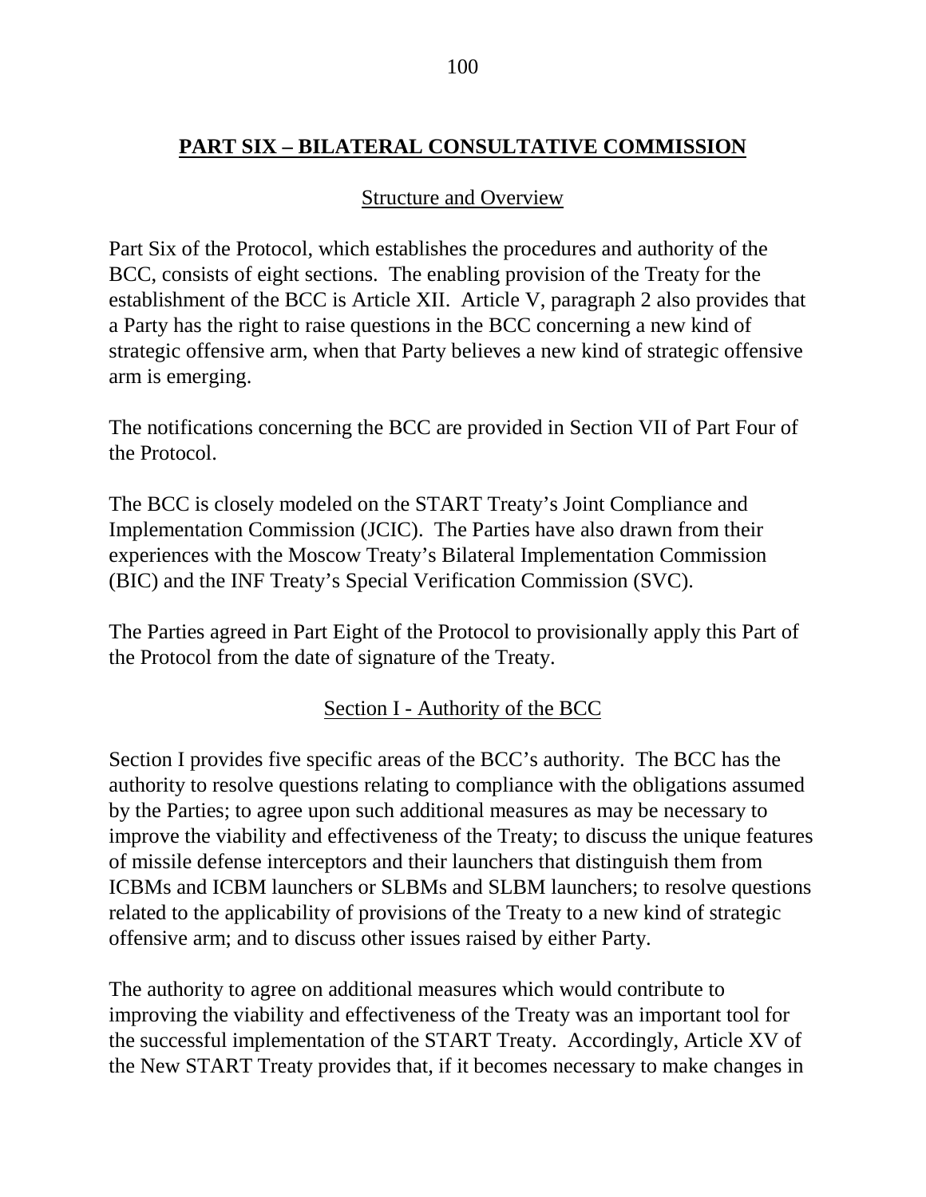## PART SIX – BILATERAL CONSULTATIVE COMMISSION

### Structure and Overview

Part Six of the Protocol, which establishes the procedures and authority of the BCC, consists of eight sections. The enabling provision of the Treaty for the establishment of the BCC is Article XII. Article V, paragraph 2 also provides that a Party has the right to raise questions in the BCC concerning a new kind of strategic offensive arm, when that Party believes a new kind of strategic offensive arm is emerging.

The notifications concerning the BCC are provided in Section VII of Part Four of the Protocol.

The BCC is closely modeled on the START Treaty's Joint Compliance and Implementation Commission (JCIC). The Parties have also drawn from their experiences with the Moscow Treaty's Bilateral Implementation Commission (BIC) and the INF Treaty's Special Verification Commission (SVC).

The Parties agreed in Part Eight of the Protocol to provisionally apply this Part of the Protocol from the date of signature of the Treaty.

### Section I - Authority of the BCC

Section I provides five specific areas of the BCC's authority. The BCC has the authority to resolve questions relating to compliance with the obligations assumed by the Parties; to agree upon such additional measures as may be necessary to improve the viability and effectiveness of the Treaty; to discuss the unique features of missile defense interceptors and their launchers that distinguish them from ICBMs and ICBM launchers or SLBMs and SLBM launchers; to resolve questions related to the applicability of provisions of the Treaty to a new kind of strategic offensive arm; and to discuss other issues raised by either Party.

The authority to agree on additional measures which would contribute to improving the viability and effectiveness of the Treaty was an important tool for the successful implementation of the START Treaty. Accordingly, Article XV of the New START Treaty provides that, if it becomes necessary to make changes in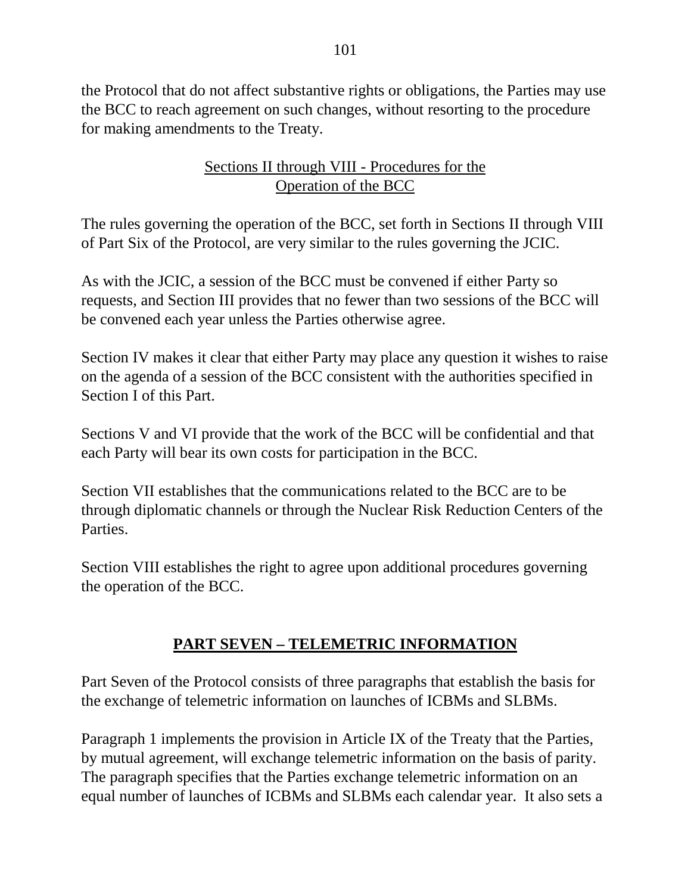the Protocol that do not affect substantive rights or obligations, the Parties may use the BCC to reach agreement on such changes, without resorting to the procedure for making amendments to the Treaty.

### Sections II through VIII - Procedures for the Operation of the BCC

The rules governing the operation of the BCC, set forth in Sections II through VIII of Part Six of the Protocol, are very similar to the rules governing the JCIC.

As with the JCIC, a session of the BCC must be convened if either Party so requests, and Section III provides that no fewer than two sessions of the BCC will be convened each year unless the Parties otherwise agree.

Section IV makes it clear that either Party may place any question it wishes to raise on the agenda of a session of the BCC consistent with the authorities specified in Section I of this Part.

Sections V and VI provide that the work of the BCC will be confidential and that each Party will bear its own costs for participation in the BCC.

Section VII establishes that the communications related to the BCC are to be through diplomatic channels or through the Nuclear Risk Reduction Centers of the Parties.

Section VIII establishes the right to agree upon additional procedures governing the operation of the BCC.

## PART SEVEN – TELEMETRIC INFORMATION

Part Seven of the Protocol consists of three paragraphs that establish the basis for the exchange of telemetric information on launches of ICBMs and SLBMs.

Paragraph 1 implements the provision in Article IX of the Treaty that the Parties, by mutual agreement, will exchange telemetric information on the basis of parity. The paragraph specifies that the Parties exchange telemetric information on an equal number of launches of ICBMs and SLBMs each calendar year. It also sets a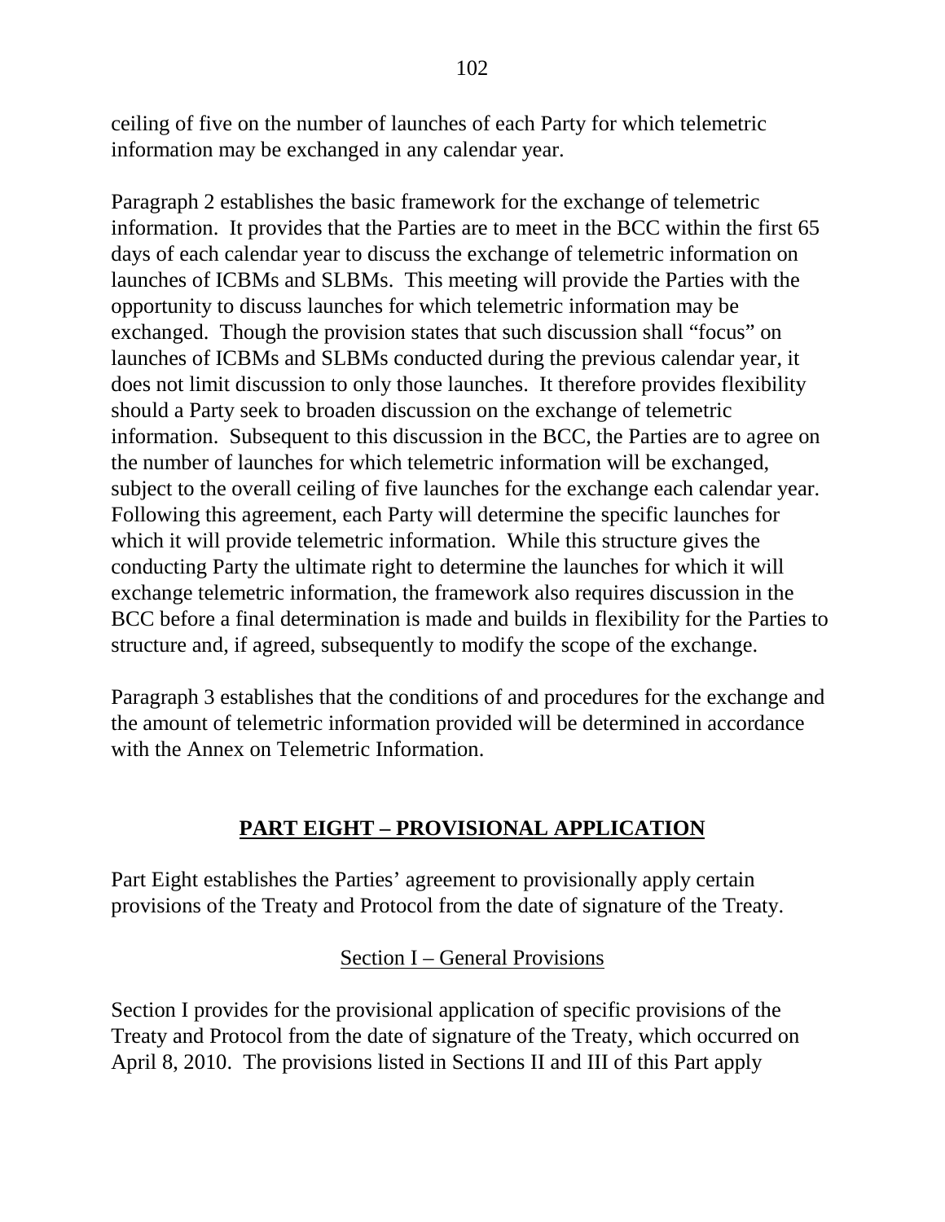ceiling of five on the number of launches of each Party for which telemetric information may be exchanged in any calendar year.

Paragraph 2 establishes the basic framework for the exchange of telemetric information. It provides that the Parties are to meet in the BCC within the first 65 days of each calendar year to discuss the exchange of telemetric information on launches of ICBMs and SLBMs. This meeting will provide the Parties with the opportunity to discuss launches for which telemetric information may be exchanged. Though the provision states that such discussion shall "focus" on launches of ICBMs and SLBMs conducted during the previous calendar year, it does not limit discussion to only those launches. It therefore provides flexibility should a Party seek to broaden discussion on the exchange of telemetric information. Subsequent to this discussion in the BCC, the Parties are to agree on the number of launches for which telemetric information will be exchanged, subject to the overall ceiling of five launches for the exchange each calendar year. Following this agreement, each Party will determine the specific launches for which it will provide telemetric information. While this structure gives the conducting Party the ultimate right to determine the launches for which it will exchange telemetric information, the framework also requires discussion in the BCC before a final determination is made and builds in flexibility for the Parties to structure and, if agreed, subsequently to modify the scope of the exchange.

Paragraph 3 establishes that the conditions of and procedures for the exchange and the amount of telemetric information provided will be determined in accordance with the Annex on Telemetric Information.

## PART EIGHT – PROVISIONAL APPLICATION

Part Eight establishes the Parties' agreement to provisionally apply certain provisions of the Treaty and Protocol from the date of signature of the Treaty.

### Section I – General Provisions

Section I provides for the provisional application of specific provisions of the Treaty and Protocol from the date of signature of the Treaty, which occurred on April 8, 2010. The provisions listed in Sections II and III of this Part apply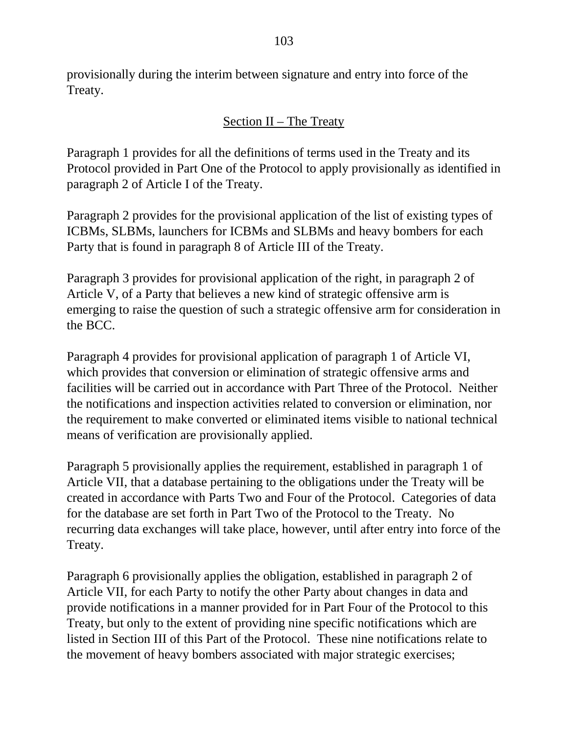provisionally during the interim between signature and entry into force of the Treaty.

<u>Section II – The Treaty</u>

Paragraph 1 provides for all the definitions of terms used in the Treaty and its Protocol provided in Part One of the Protocol to apply provisionally as identified in paragraph 2 of Article I of the Treaty.

Paragraph 2 provides for the provisional application of the list of existing types of ICBMs, SLBMs, launchers for ICBMs and SLBMs and heavy bombers for each Party that is found in paragraph 8 of Article III of the Treaty.

Paragraph 3 provides for provisional application of the right, in paragraph 2 of Article V, of a Party that believes a new kind of strategic offensive arm is emerging to raise the question of such a strategic offensive arm for consideration in the BCC.

Paragraph 4 provides for provisional application of paragraph 1 of Article VI, which provides that conversion or elimination of strategic offensive arms and facilities will be carried out in accordance with Part Three of the Protocol. Neither the notifications and inspection activities related to conversion or elimination, nor the requirement to make converted or eliminated items visible to national technical means of verification are provisionally applied.

Paragraph 5 provisionally applies the requirement, established in paragraph 1 of Article VII, that a database pertaining to the obligations under the Treaty will be created in accordance with Parts Two and Four of the Protocol. Categories of data for the database are set forth in Part Two of the Protocol to the Treaty. No recurring data exchanges will take place, however, until after entry into force of the Treaty.

Paragraph 6 provisionally applies the obligation, established in paragraph 2 of Article VII, for each Party to notify the other Party about changes in data and provide notifications in a manner provided for in Part Four of the Protocol to this Treaty, but only to the extent of providing nine specific notifications which are listed in Section III of this Part of the Protocol. These nine notifications relate to the movement of heavy bombers associated with major strategic exercises;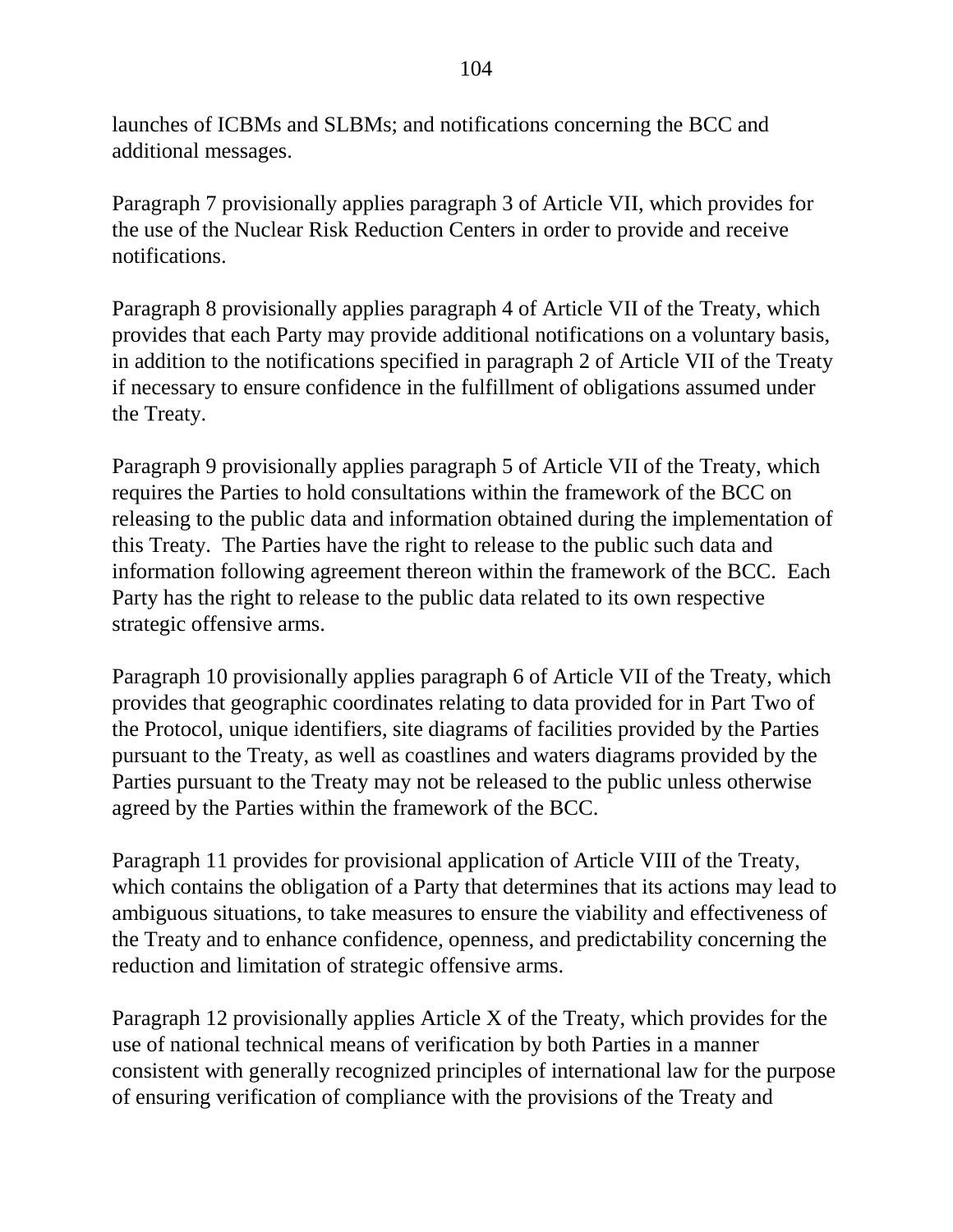launches of ICBMs and SLBMs; and notifications concerning the BCC and additional messages.

Paragraph 7 provisionally applies paragraph 3 of Article VII, which provides for the use of the Nuclear Risk Reduction Centers in order to provide and receive notifications.

Paragraph 8 provisionally applies paragraph 4 of Article VII of the Treaty, which provides that each Party may provide additional notifications on a voluntary basis, in addition to the notifications specified in paragraph 2 of Article VII of the Treaty if necessary to ensure confidence in the fulfillment of obligations assumed under the Treaty.

Paragraph 9 provisionally applies paragraph 5 of Article VII of the Treaty, which requires the Parties to hold consultations within the framework of the BCC on releasing to the public data and information obtained during the implementation of this Treaty. The Parties have the right to release to the public such data and information following agreement thereon within the framework of the BCC. Each Party has the right to release to the public data related to its own respective strategic offensive arms.

Paragraph 10 provisionally applies paragraph 6 of Article VII of the Treaty, which provides that geographic coordinates relating to data provided for in Part Two of the Protocol, unique identifiers, site diagrams of facilities provided by the Parties pursuant to the Treaty, as well as coastlines and waters diagrams provided by the Parties pursuant to the Treaty may not be released to the public unless otherwise agreed by the Parties within the framework of the BCC.

Paragraph 11 provides for provisional application of Article VIII of the Treaty, which contains the obligation of a Party that determines that its actions may lead to ambiguous situations, to take measures to ensure the viability and effectiveness of the Treaty and to enhance confidence, openness, and predictability concerning the reduction and limitation of strategic offensive arms.

Paragraph 12 provisionally applies Article X of the Treaty, which provides for the use of national technical means of verification by both Parties in a manner consistent with generally recognized principles of international law for the purpose of ensuring verification of compliance with the provisions of the Treaty and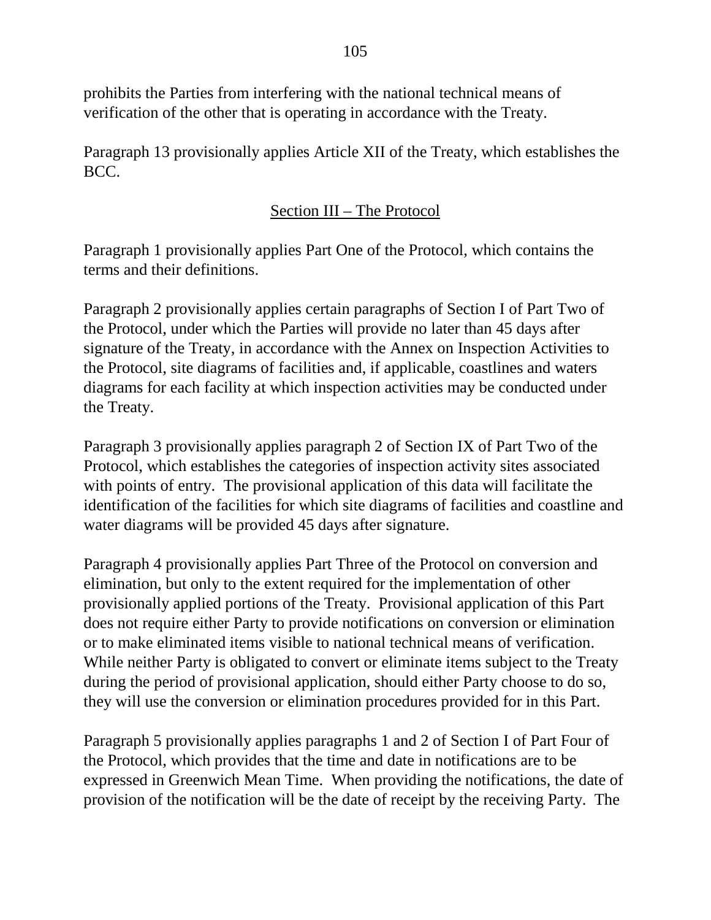prohibits the Parties from interfering with the national technical means of verification of the other that is operating in accordance with the Treaty.

Paragraph 13 provisionally applies Article XII of the Treaty, which establishes the BCC.

## Section III – The Protocol

Paragraph 1 provisionally applies Part One of the Protocol, which contains the terms and their definitions.

Paragraph 2 provisionally applies certain paragraphs of Section I of Part Two of the Protocol, under which the Parties will provide no later than 45 days after signature of the Treaty, in accordance with the Annex on Inspection Activities to the Protocol, site diagrams of facilities and, if applicable, coastlines and waters diagrams for each facility at which inspection activities may be conducted under the Treaty.

Paragraph 3 provisionally applies paragraph 2 of Section IX of Part Two of the Protocol, which establishes the categories of inspection activity sites associated with points of entry. The provisional application of this data will facilitate the identification of the facilities for which site diagrams of facilities and coastline and water diagrams will be provided 45 days after signature.

Paragraph 4 provisionally applies Part Three of the Protocol on conversion and elimination, but only to the extent required for the implementation of other provisionally applied portions of the Treaty. Provisional application of this Part does not require either Party to provide notifications on conversion or elimination or to make eliminated items visible to national technical means of verification. While neither Party is obligated to convert or eliminate items subject to the Treaty during the period of provisional application, should either Party choose to do so, they will use the conversion or elimination procedures provided for in this Part.

Paragraph 5 provisionally applies paragraphs 1 and 2 of Section I of Part Four of the Protocol, which provides that the time and date in notifications are to be expressed in Greenwich Mean Time. When providing the notifications, the date of provision of the notification will be the date of receipt by the receiving Party. The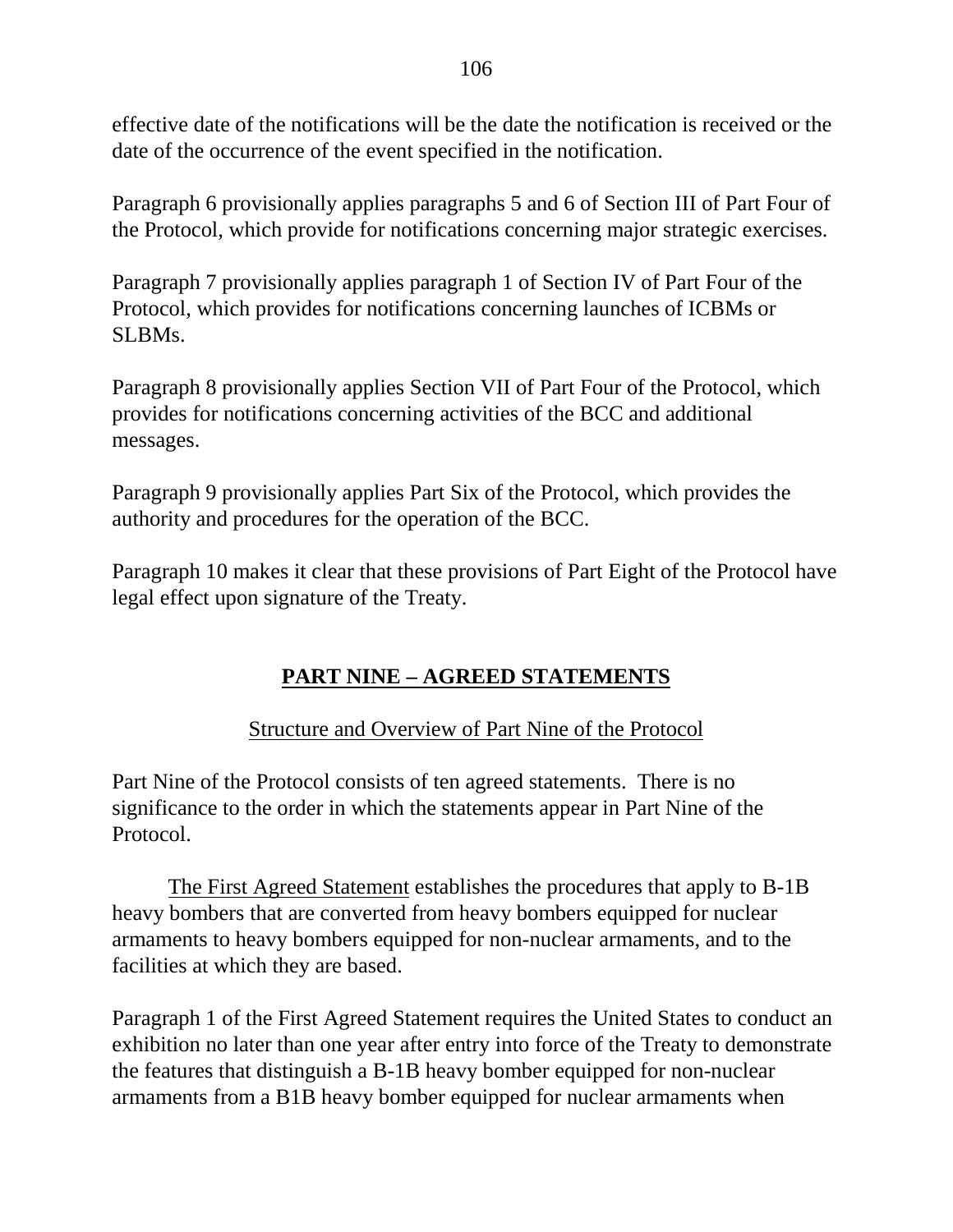effective date of the notifications will be the date the notification is received or the date of the occurrence of the event specified in the notification.

Paragraph 6 provisionally applies paragraphs 5 and 6 of Section III of Part Four of the Protocol, which provide for notifications concerning major strategic exercises.

Paragraph 7 provisionally applies paragraph 1 of Section IV of Part Four of the Protocol, which provides for notifications concerning launches of ICBMs or SLBMs.

Paragraph 8 provisionally applies Section VII of Part Four of the Protocol, which provides for notifications concerning activities of the BCC and additional messages.

Paragraph 9 provisionally applies Part Six of the Protocol, which provides the authority and procedures for the operation of the BCC.

Paragraph 10 makes it clear that these provisions of Part Eight of the Protocol have legal effect upon signature of the Treaty.

## PART NINE – AGREED STATEMENTS

### Structure and Overview of Part Nine of the Protocol

Part Nine of the Protocol consists of ten agreed statements. There is no significance to the order in which the statements appear in Part Nine of the Protocol.

The First Agreed Statement establishes the procedures that apply to B-1B heavy bombers that are converted from heavy bombers equipped for nuclear armaments to heavy bombers equipped for non-nuclear armaments, and to the facilities at which they are based.

Paragraph 1 of the First Agreed Statement requires the United States to conduct an exhibition no later than one year after entry into force of the Treaty to demonstrate the features that distinguish a B-1B heavy bomber equipped for non-nuclear armaments from a B1B heavy bomber equipped for nuclear armaments when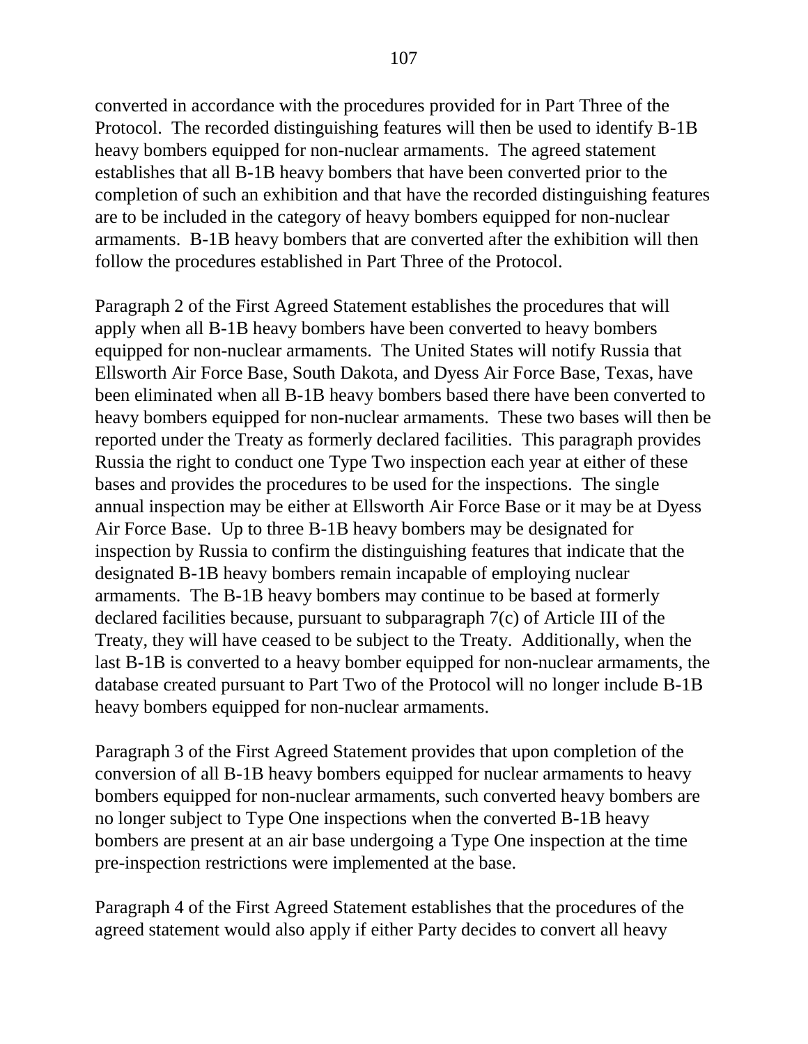converted in accordance with the procedures provided for in Part Three of the Protocol. The recorded distinguishing features will then be used to identify B-1B heavy bombers equipped for non-nuclear armaments. The agreed statement establishes that all B-1B heavy bombers that have been converted prior to the completion of such an exhibition and that have the recorded distinguishing features are to be included in the category of heavy bombers equipped for non-nuclear armaments. B-1B heavy bombers that are converted after the exhibition will then follow the procedures established in Part Three of the Protocol.

Paragraph 2 of the First Agreed Statement establishes the procedures that will apply when all B-1B heavy bombers have been converted to heavy bombers equipped for non-nuclear armaments. The United States will notify Russia that Ellsworth Air Force Base, South Dakota, and Dyess Air Force Base, Texas, have been eliminated when all B-1B heavy bombers based there have been converted to heavy bombers equipped for non-nuclear armaments. These two bases will then be reported under the Treaty as formerly declared facilities. This paragraph provides Russia the right to conduct one Type Two inspection each year at either of these bases and provides the procedures to be used for the inspections. The single annual inspection may be either at Ellsworth Air Force Base or it may be at Dyess Air Force Base. Up to three B-1B heavy bombers may be designated for inspection by Russia to confirm the distinguishing features that indicate that the designated B-1B heavy bombers remain incapable of employing nuclear armaments. The B-1B heavy bombers may continue to be based at formerly declared facilities because, pursuant to subparagraph 7(c) of Article III of the Treaty, they will have ceased to be subject to the Treaty. Additionally, when the last B-1B is converted to a heavy bomber equipped for non-nuclear armaments, the database created pursuant to Part Two of the Protocol will no longer include B-1B heavy bombers equipped for non-nuclear armaments.

Paragraph 3 of the First Agreed Statement provides that upon completion of the conversion of all B-1B heavy bombers equipped for nuclear armaments to heavy bombers equipped for non-nuclear armaments, such converted heavy bombers are no longer subject to Type One inspections when the converted B-1B heavy bombers are present at an air base undergoing a Type One inspection at the time pre-inspection restrictions were implemented at the base.

Paragraph 4 of the First Agreed Statement establishes that the procedures of the agreed statement would also apply if either Party decides to convert all heavy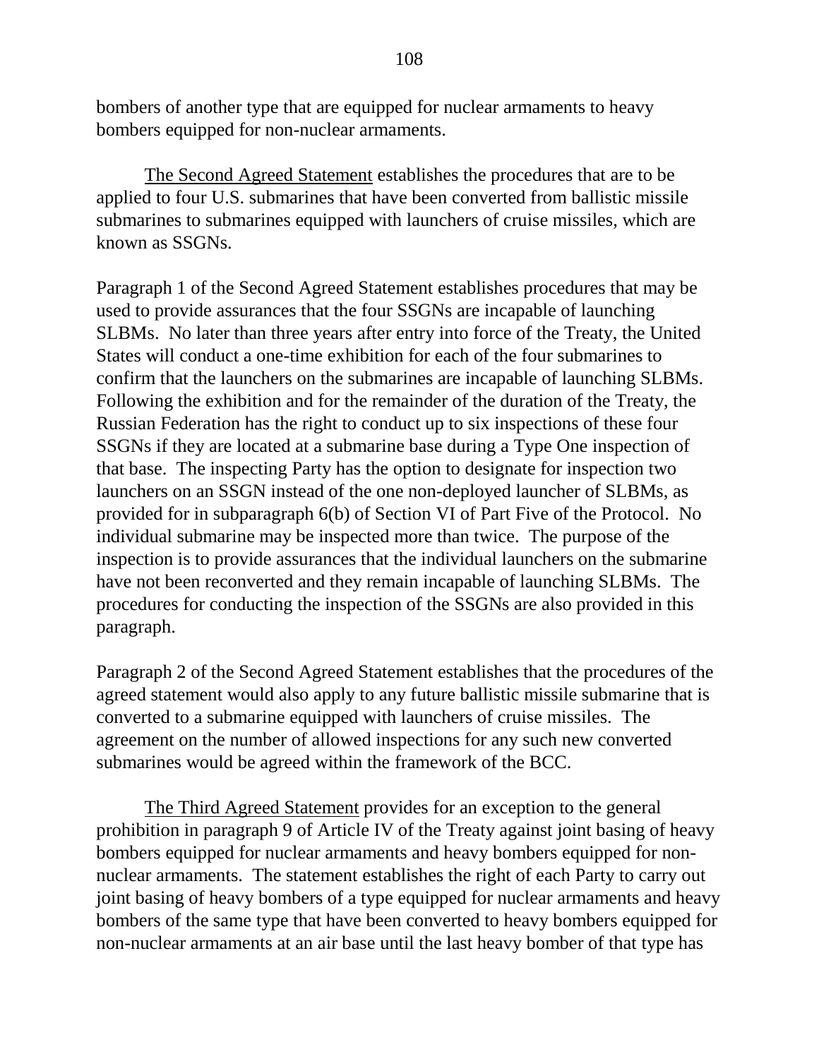bombers of another type that are equipped for nuclear armaments to heavy bombers equipped for non-nuclear armaments.

<u>The Second Agreed Statement</u> establishes the procedures that are to be applied to four U.S. submarines that have been converted from ballistic missile submarines to submarines equipped with launchers of cruise missiles, which are known as SSGNs.

Paragraph 1 of the Second Agreed Statement establishes procedures that may be used to provide assurances that the four SSGNs are incapable of launching SLBMs. No later than three years after entry into force of the Treaty, the United States will conduct a one-time exhibition for each of the four submarines to confirm that the launchers on the submarines are incapable of launching SLBMs. Following the exhibition and for the remainder of the duration of the Treaty, the Russian Federation has the right to conduct up to six inspections of these four SSGNs if they are located at a submarine base during a Type One inspection of that base. The inspecting Party has the option to designate for inspection two launchers on an SSGN instead of the one non-deployed launcher of SLBMs, as provided for in subparagraph 6(b) of Section VI of Part Five of the Protocol. No individual submarine may be inspected more than twice. The purpose of the inspection is to provide assurances that the individual launchers on the submarine have not been reconverted and they remain incapable of launching SLBMs. The procedures for conducting the inspection of the SSGNs are also provided in this paragraph.

Paragraph 2 of the Second Agreed Statement establishes that the procedures of the agreed statement would also apply to any future ballistic missile submarine that is converted to a submarine equipped with launchers of cruise missiles. The agreement on the number of allowed inspections for any such new converted submarines would be agreed within the framework of the BCC.

<u>The Third Agreed Statement</u> provides for an exception to the general prohibition in paragraph 9 of Article IV of the Treaty against joint basing of heavy bombers equipped for nuclear armaments and heavy bombers equipped for non-nuclear armaments. The statement establishes the right of each Party to carry out joint basing of heavy bombers of a type equipped for nuclear armaments and heavy bombers of the same type that have been converted to heavy bombers equipped for non-nuclear armaments at an air base until the last heavy bomber of that type has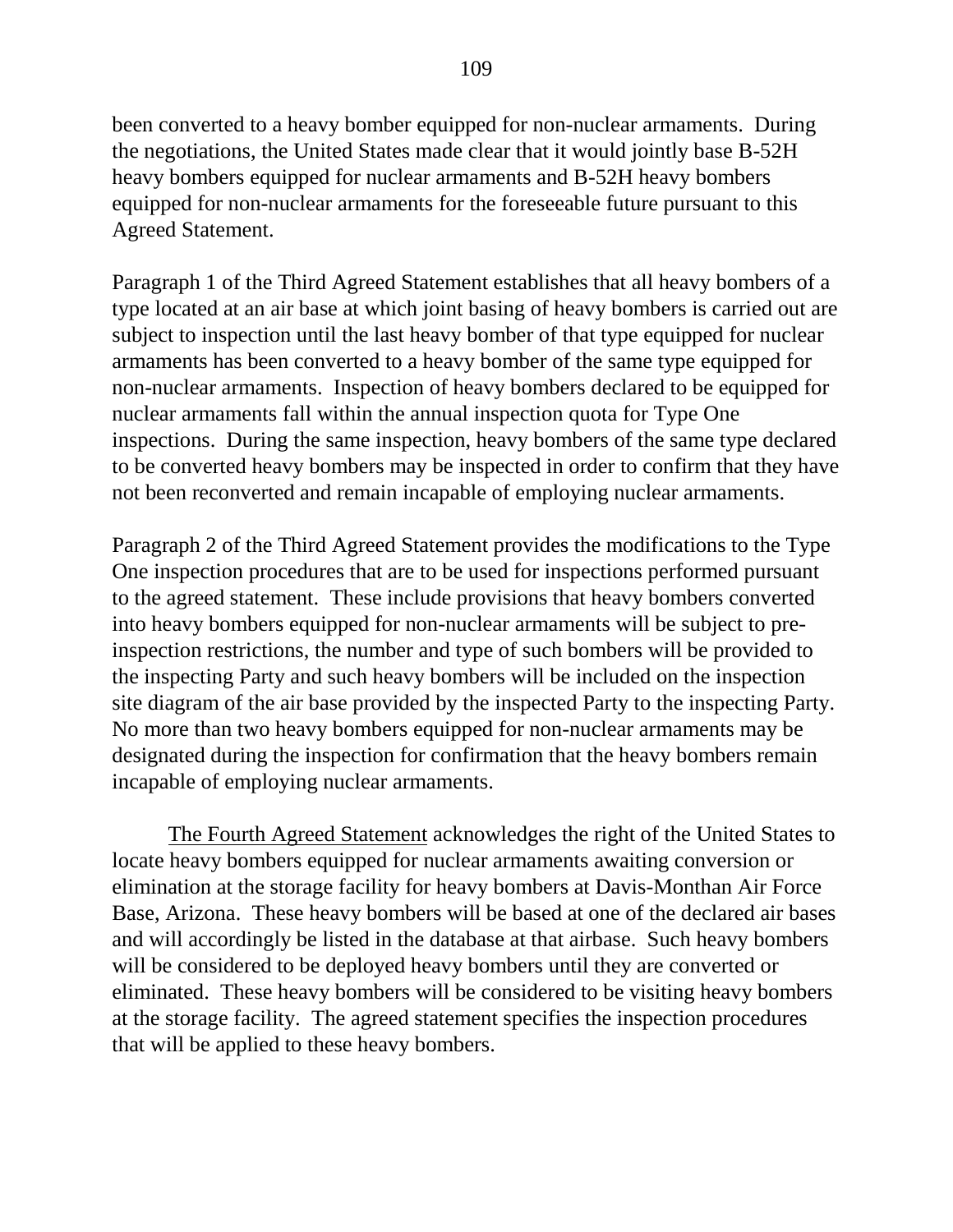been converted to a heavy bomber equipped for non-nuclear armaments. During the negotiations, the United States made clear that it would jointly base B-52H heavy bombers equipped for nuclear armaments and B-52H heavy bombers equipped for non-nuclear armaments for the foreseeable future pursuant to this Agreed Statement.

Paragraph 1 of the Third Agreed Statement establishes that all heavy bombers of a type located at an air base at which joint basing of heavy bombers is carried out are subject to inspection until the last heavy bomber of that type equipped for nuclear armaments has been converted to a heavy bomber of the same type equipped for non-nuclear armaments. Inspection of heavy bombers declared to be equipped for nuclear armaments fall within the annual inspection quota for Type One inspections. During the same inspection, heavy bombers of the same type declared to be converted heavy bombers may be inspected in order to confirm that they have not been reconverted and remain incapable of employing nuclear armaments.

Paragraph 2 of the Third Agreed Statement provides the modifications to the Type One inspection procedures that are to be used for inspections performed pursuant to the agreed statement. These include provisions that heavy bombers converted into heavy bombers equipped for non-nuclear armaments will be subject to pre-inspection restrictions, the number and type of such bombers will be provided to the inspecting Party and such heavy bombers will be included on the inspection site diagram of the air base provided by the inspected Party to the inspecting Party. No more than two heavy bombers equipped for non-nuclear armaments may be designated during the inspection for confirmation that the heavy bombers remain incapable of employing nuclear armaments.

The Fourth Agreed Statement acknowledges the right of the United States to locate heavy bombers equipped for nuclear armaments awaiting conversion or elimination at the storage facility for heavy bombers at Davis-Monthan Air Force Base, Arizona. These heavy bombers will be based at one of the declared air bases and will accordingly be listed in the database at that airbase. Such heavy bombers will be considered to be deployed heavy bombers until they are converted or eliminated. These heavy bombers will be considered to be visiting heavy bombers at the storage facility. The agreed statement specifies the inspection procedures that will be applied to these heavy bombers.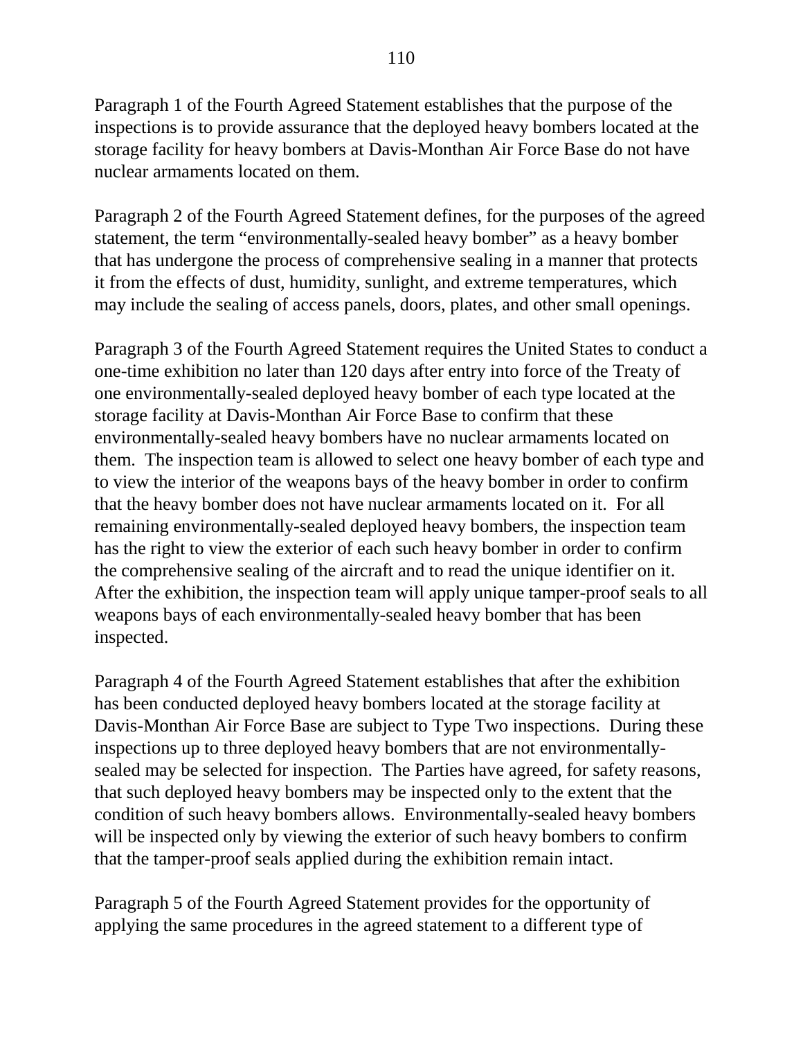Paragraph 1 of the Fourth Agreed Statement establishes that the purpose of the inspections is to provide assurance that the deployed heavy bombers located at the storage facility for heavy bombers at Davis-Monthan Air Force Base do not have nuclear armaments located on them.

Paragraph 2 of the Fourth Agreed Statement defines, for the purposes of the agreed statement, the term "environmentally-sealed heavy bomber" as a heavy bomber that has undergone the process of comprehensive sealing in a manner that protects it from the effects of dust, humidity, sunlight, and extreme temperatures, which may include the sealing of access panels, doors, plates, and other small openings.

Paragraph 3 of the Fourth Agreed Statement requires the United States to conduct a one-time exhibition no later than 120 days after entry into force of the Treaty of one environmentally-sealed deployed heavy bomber of each type located at the storage facility at Davis-Monthan Air Force Base to confirm that these environmentally-sealed heavy bombers have no nuclear armaments located on them. The inspection team is allowed to select one heavy bomber of each type and to view the interior of the weapons bays of the heavy bomber in order to confirm that the heavy bomber does not have nuclear armaments located on it. For all remaining environmentally-sealed deployed heavy bombers, the inspection team has the right to view the exterior of each such heavy bomber in order to confirm the comprehensive sealing of the aircraft and to read the unique identifier on it. After the exhibition, the inspection team will apply unique tamper-proof seals to all weapons bays of each environmentally-sealed heavy bomber that has been inspected.

Paragraph 4 of the Fourth Agreed Statement establishes that after the exhibition has been conducted deployed heavy bombers located at the storage facility at Davis-Monthan Air Force Base are subject to Type Two inspections. During these inspections up to three deployed heavy bombers that are not environmentally-sealed may be selected for inspection. The Parties have agreed, for safety reasons, that such deployed heavy bombers may be inspected only to the extent that the condition of such heavy bombers allows. Environmentally-sealed heavy bombers will be inspected only by viewing the exterior of such heavy bombers to confirm that the tamper-proof seals applied during the exhibition remain intact.

Paragraph 5 of the Fourth Agreed Statement provides for the opportunity of applying the same procedures in the agreed statement to a different type of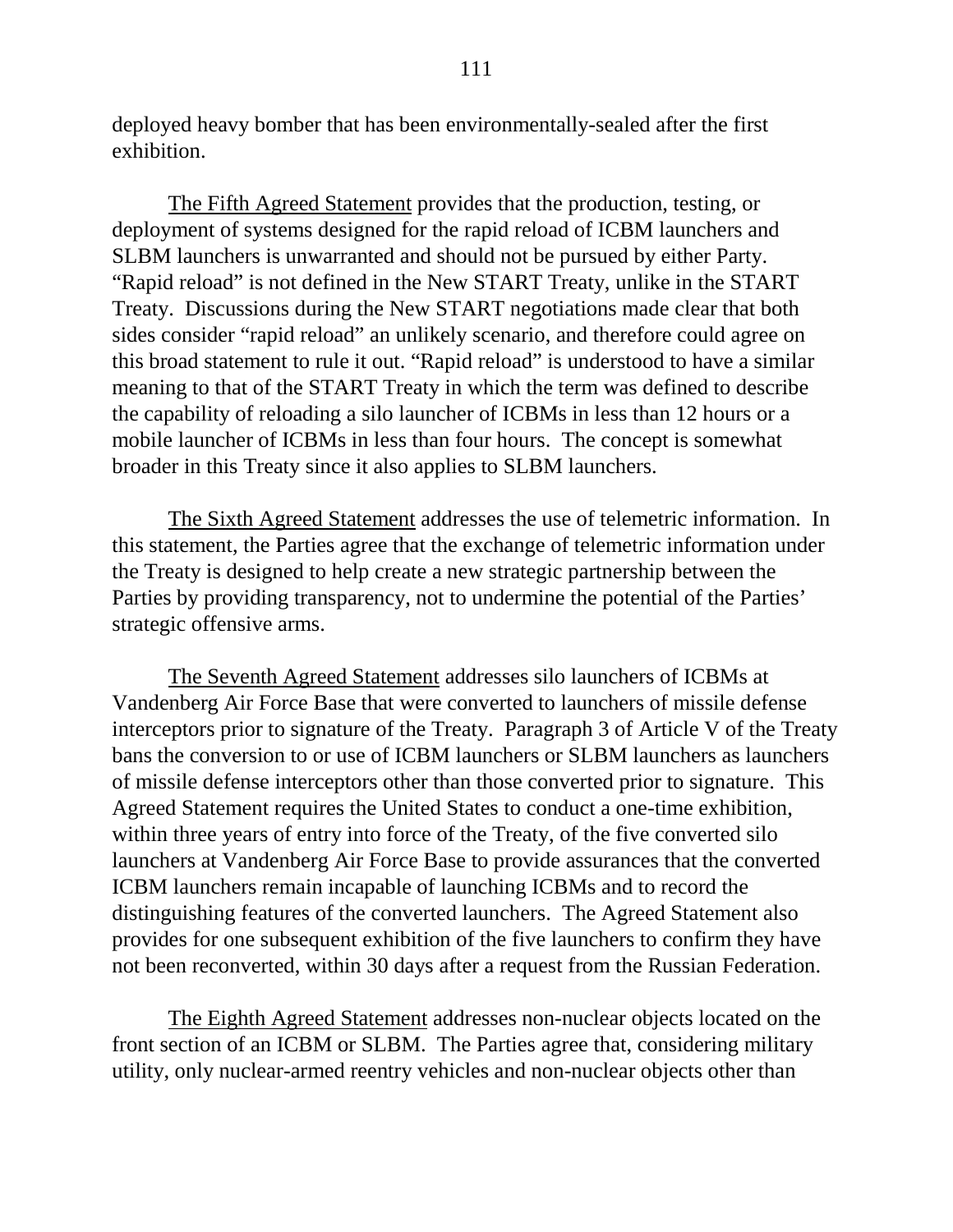deployed heavy bomber that has been environmentally-sealed after the first exhibition.

The Fifth Agreed Statement provides that the production, testing, or deployment of systems designed for the rapid reload of ICBM launchers and SLBM launchers is unwarranted and should not be pursued by either Party. "Rapid reload" is not defined in the New START Treaty, unlike in the START Treaty. Discussions during the New START negotiations made clear that both sides consider "rapid reload" an unlikely scenario, and therefore could agree on this broad statement to rule it out. "Rapid reload" is understood to have a similar meaning to that of the START Treaty in which the term was defined to describe the capability of reloading a silo launcher of ICBMs in less than 12 hours or a mobile launcher of ICBMs in less than four hours. The concept is somewhat broader in this Treaty since it also applies to SLBM launchers.

The Sixth Agreed Statement addresses the use of telemetric information. In this statement, the Parties agree that the exchange of telemetric information under the Treaty is designed to help create a new strategic partnership between the Parties by providing transparency, not to undermine the potential of the Parties' strategic offensive arms.

The Seventh Agreed Statement addresses silo launchers of ICBMs at Vandenberg Air Force Base that were converted to launchers of missile defense interceptors prior to signature of the Treaty. Paragraph 3 of Article V of the Treaty bans the conversion to or use of ICBM launchers or SLBM launchers as launchers of missile defense interceptors other than those converted prior to signature. This Agreed Statement requires the United States to conduct a one-time exhibition, within three years of entry into force of the Treaty, of the five converted silo launchers at Vandenberg Air Force Base to provide assurances that the converted ICBM launchers remain incapable of launching ICBMs and to record the distinguishing features of the converted launchers. The Agreed Statement also provides for one subsequent exhibition of the five launchers to confirm they have not been reconverted, within 30 days after a request from the Russian Federation.

The Eighth Agreed Statement addresses non-nuclear objects located on the front section of an ICBM or SLBM. The Parties agree that, considering military utility, only nuclear-armed reentry vehicles and non-nuclear objects other than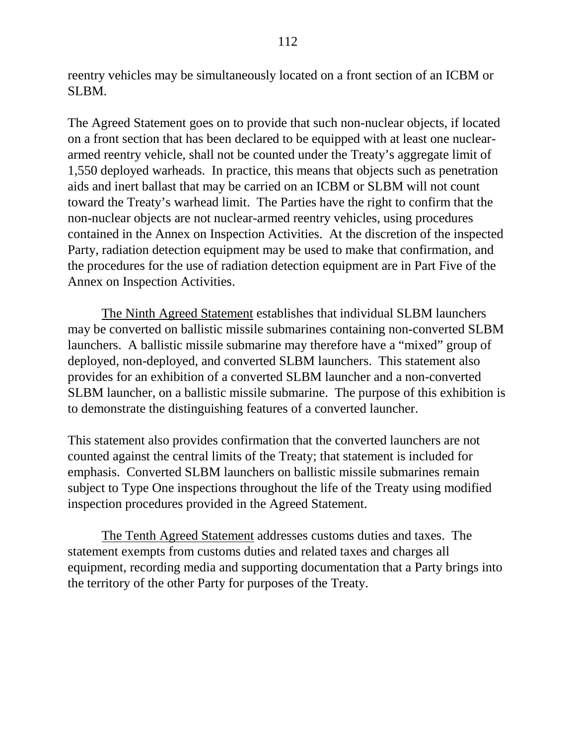reentry vehicles may be simultaneously located on a front section of an ICBM or SLBM.

The Agreed Statement goes on to provide that such non-nuclear objects, if located on a front section that has been declared to be equipped with at least one nuclear-armed reentry vehicle, shall not be counted under the Treaty's aggregate limit of 1,550 deployed warheads. In practice, this means that objects such as penetration aids and inert ballast that may be carried on an ICBM or SLBM will not count toward the Treaty's warhead limit. The Parties have the right to confirm that the non-nuclear objects are not nuclear-armed reentry vehicles, using procedures contained in the Annex on Inspection Activities. At the discretion of the inspected Party, radiation detection equipment may be used to make that confirmation, and the procedures for the use of radiation detection equipment are in Part Five of the Annex on Inspection Activities.

The Ninth Agreed Statement establishes that individual SLBM launchers may be converted on ballistic missile submarines containing non-converted SLBM launchers. A ballistic missile submarine may therefore have a "mixed" group of deployed, non-deployed, and converted SLBM launchers. This statement also provides for an exhibition of a converted SLBM launcher and a non-converted SLBM launcher, on a ballistic missile submarine. The purpose of this exhibition is to demonstrate the distinguishing features of a converted launcher.

This statement also provides confirmation that the converted launchers are not counted against the central limits of the Treaty; that statement is included for emphasis. Converted SLBM launchers on ballistic missile submarines remain subject to Type One inspections throughout the life of the Treaty using modified inspection procedures provided in the Agreed Statement.

The Tenth Agreed Statement addresses customs duties and taxes. The statement exempts from customs duties and related taxes and charges all equipment, recording media and supporting documentation that a Party brings into the territory of the other Party for purposes of the Treaty.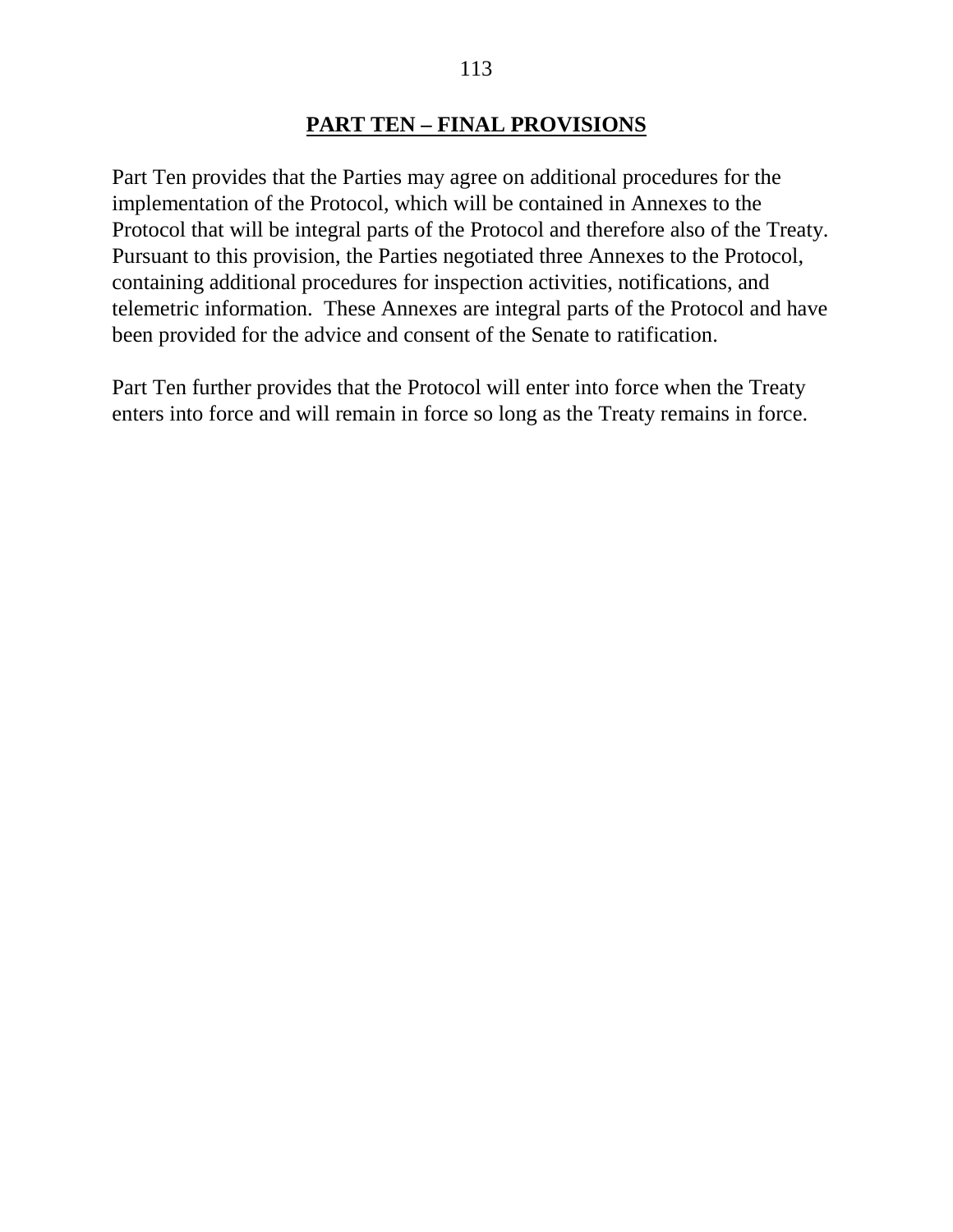## PART TEN – FINAL PROVISIONS

Part Ten provides that the Parties may agree on additional procedures for the implementation of the Protocol, which will be contained in Annexes to the Protocol that will be integral parts of the Protocol and therefore also of the Treaty. Pursuant to this provision, the Parties negotiated three Annexes to the Protocol, containing additional procedures for inspection activities, notifications, and telemetric information. These Annexes are integral parts of the Protocol and have been provided for the advice and consent of the Senate to ratification.

Part Ten further provides that the Protocol will enter into force when the Treaty enters into force and will remain in force so long as the Treaty remains in force.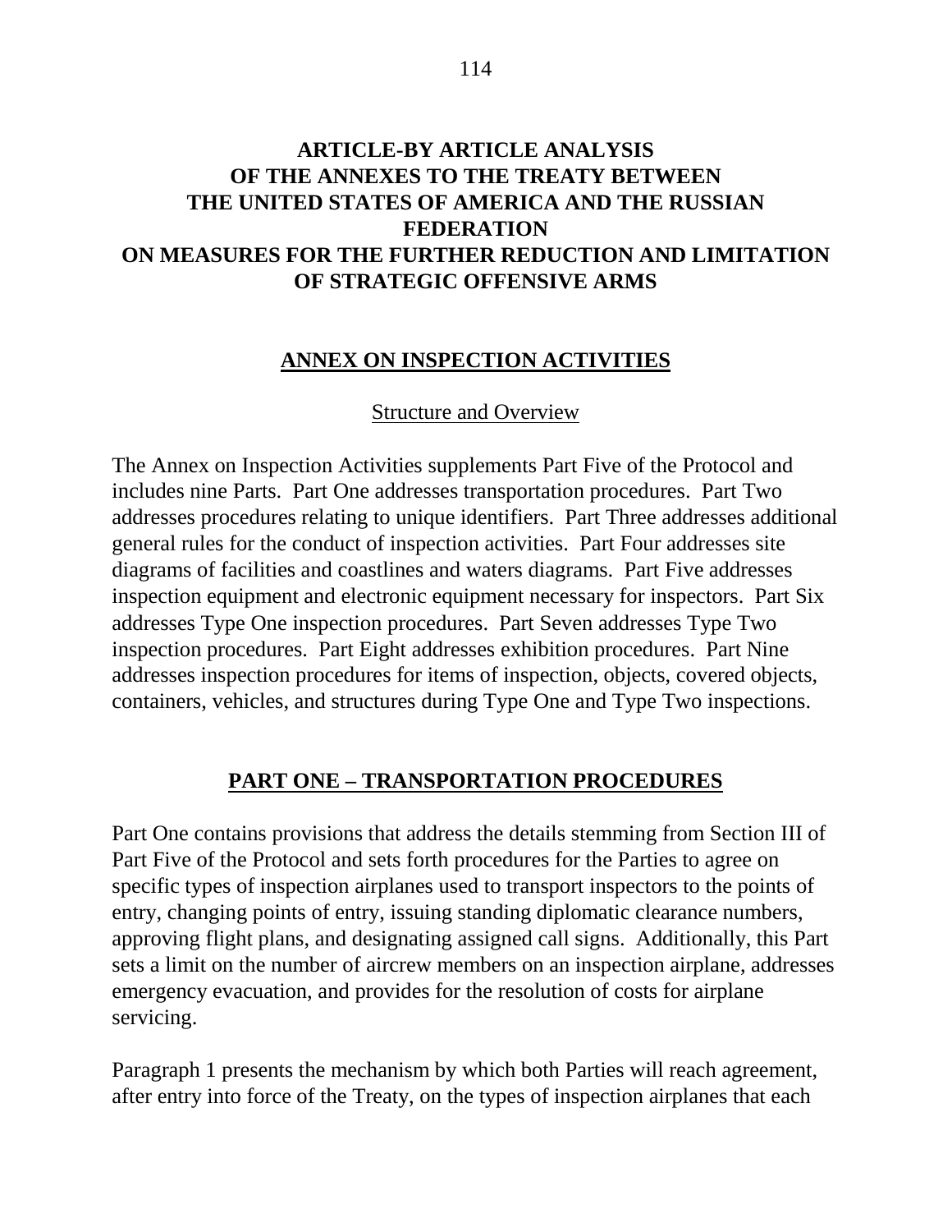# ARTICLE-BY ARTICLE ANALYSIS OF THE ANNEXES TO THE TREATY BETWEEN THE UNITED STATES OF AMERICA AND THE RUSSIAN FEDERATION ON MEASURES FOR THE FURTHER REDUCTION AND LIMITATION OF STRATEGIC OFFENSIVE ARMS

## ANNEX ON INSPECTION ACTIVITIES

### Structure and Overview

The Annex on Inspection Activities supplements Part Five of the Protocol and includes nine Parts. Part One addresses transportation procedures. Part Two addresses procedures relating to unique identifiers. Part Three addresses additional general rules for the conduct of inspection activities. Part Four addresses site diagrams of facilities and coastlines and waters diagrams. Part Five addresses inspection equipment and electronic equipment necessary for inspectors. Part Six addresses Type One inspection procedures. Part Seven addresses Type Two inspection procedures. Part Eight addresses exhibition procedures. Part Nine addresses inspection procedures for items of inspection, objects, covered objects, containers, vehicles, and structures during Type One and Type Two inspections.

## PART ONE – TRANSPORTATION PROCEDURES

Part One contains provisions that address the details stemming from Section III of Part Five of the Protocol and sets forth procedures for the Parties to agree on specific types of inspection airplanes used to transport inspectors to the points of entry, changing points of entry, issuing standing diplomatic clearance numbers, approving flight plans, and designating assigned call signs. Additionally, this Part sets a limit on the number of aircrew members on an inspection airplane, addresses emergency evacuation, and provides for the resolution of costs for airplane servicing.

Paragraph 1 presents the mechanism by which both Parties will reach agreement, after entry into force of the Treaty, on the types of inspection airplanes that each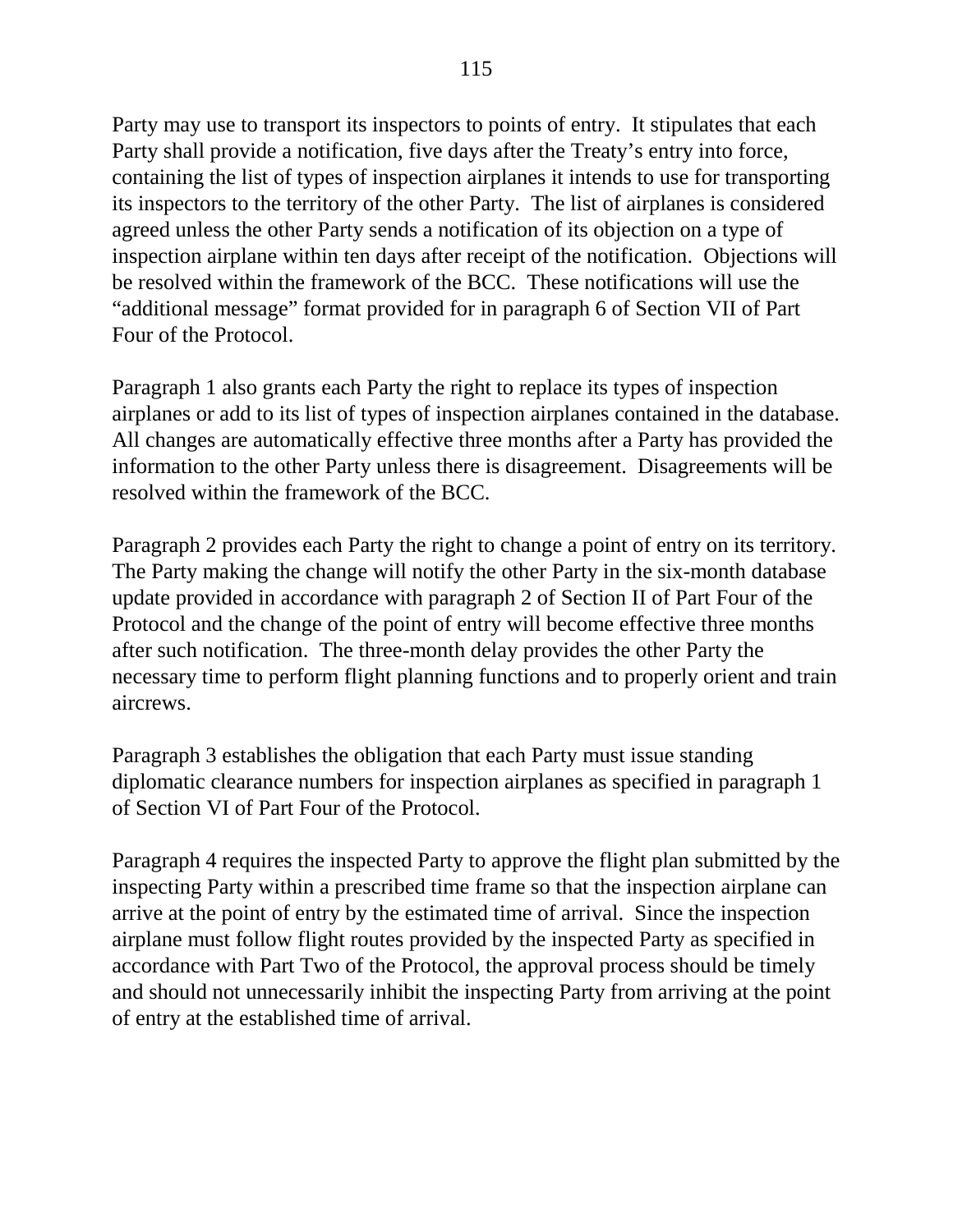Party may use to transport its inspectors to points of entry. It stipulates that each Party shall provide a notification, five days after the Treaty's entry into force, containing the list of types of inspection airplanes it intends to use for transporting its inspectors to the territory of the other Party. The list of airplanes is considered agreed unless the other Party sends a notification of its objection on a type of inspection airplane within ten days after receipt of the notification. Objections will be resolved within the framework of the BCC. These notifications will use the "additional message" format provided for in paragraph 6 of Section VII of Part Four of the Protocol.

Paragraph 1 also grants each Party the right to replace its types of inspection airplanes or add to its list of types of inspection airplanes contained in the database. All changes are automatically effective three months after a Party has provided the information to the other Party unless there is disagreement. Disagreements will be resolved within the framework of the BCC.

Paragraph 2 provides each Party the right to change a point of entry on its territory. The Party making the change will notify the other Party in the six-month database update provided in accordance with paragraph 2 of Section II of Part Four of the Protocol and the change of the point of entry will become effective three months after such notification. The three-month delay provides the other Party the necessary time to perform flight planning functions and to properly orient and train aircrews.

Paragraph 3 establishes the obligation that each Party must issue standing diplomatic clearance numbers for inspection airplanes as specified in paragraph 1 of Section VI of Part Four of the Protocol.

Paragraph 4 requires the inspected Party to approve the flight plan submitted by the inspecting Party within a prescribed time frame so that the inspection airplane can arrive at the point of entry by the estimated time of arrival. Since the inspection airplane must follow flight routes provided by the inspected Party as specified in accordance with Part Two of the Protocol, the approval process should be timely and should not unnecessarily inhibit the inspecting Party from arriving at the point of entry at the established time of arrival.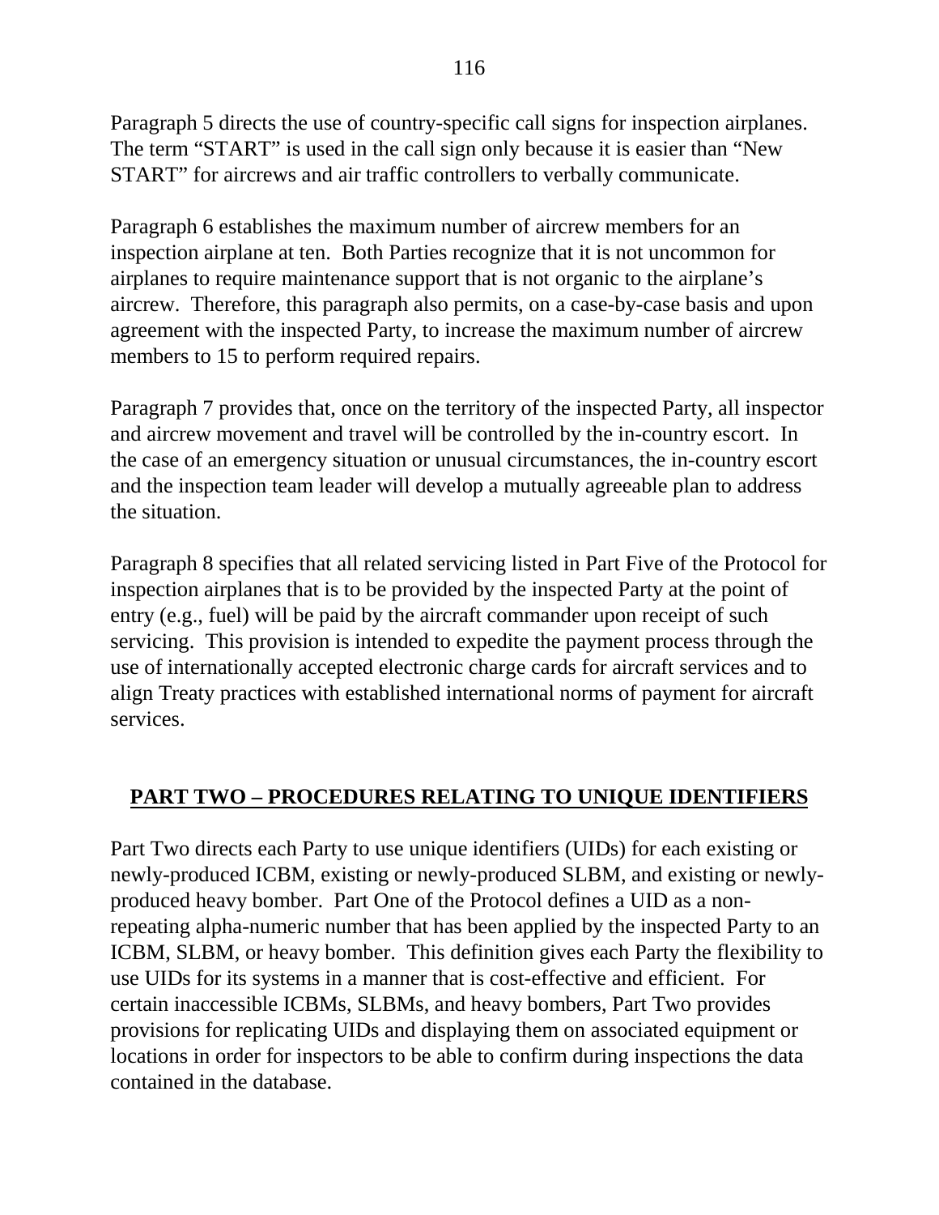Paragraph 5 directs the use of country-specific call signs for inspection airplanes. The term "START" is used in the call sign only because it is easier than "New START" for aircrews and air traffic controllers to verbally communicate.

Paragraph 6 establishes the maximum number of aircrew members for an inspection airplane at ten. Both Parties recognize that it is not uncommon for airplanes to require maintenance support that is not organic to the airplane's aircrew. Therefore, this paragraph also permits, on a case-by-case basis and upon agreement with the inspected Party, to increase the maximum number of aircrew members to 15 to perform required repairs.

Paragraph 7 provides that, once on the territory of the inspected Party, all inspector and aircrew movement and travel will be controlled by the in-country escort. In the case of an emergency situation or unusual circumstances, the in-country escort and the inspection team leader will develop a mutually agreeable plan to address the situation.

Paragraph 8 specifies that all related servicing listed in Part Five of the Protocol for inspection airplanes that is to be provided by the inspected Party at the point of entry (e.g., fuel) will be paid by the aircraft commander upon receipt of such servicing. This provision is intended to expedite the payment process through the use of internationally accepted electronic charge cards for aircraft services and to align Treaty practices with established international norms of payment for aircraft services.

## PART TWO – PROCEDURES RELATING TO UNIQUE IDENTIFIERS

Part Two directs each Party to use unique identifiers (UIDs) for each existing or newly-produced ICBM, existing or newly-produced SLBM, and existing or newly-produced heavy bomber. Part One of the Protocol defines a UID as a non-repeating alpha-numeric number that has been applied by the inspected Party to an ICBM, SLBM, or heavy bomber. This definition gives each Party the flexibility to use UIDs for its systems in a manner that is cost-effective and efficient. For certain inaccessible ICBMs, SLBMs, and heavy bombers, Part Two provides provisions for replicating UIDs and displaying them on associated equipment or locations in order for inspectors to be able to confirm during inspections the data contained in the database.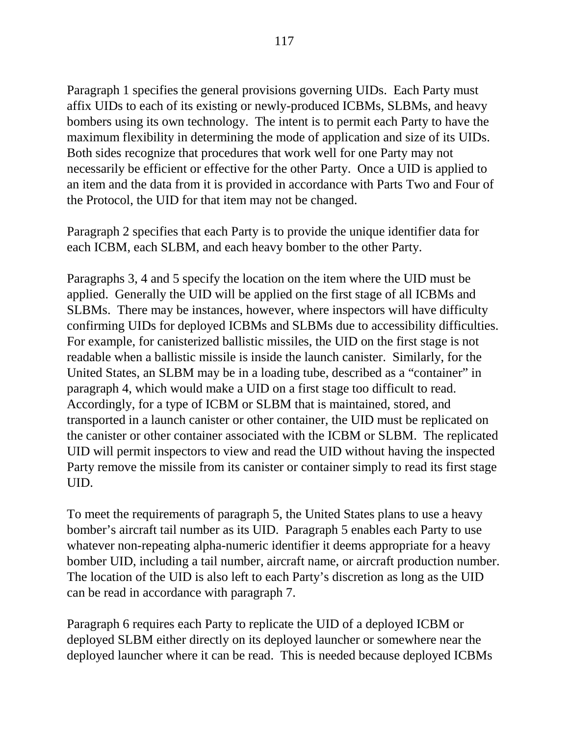Paragraph 1 specifies the general provisions governing UIDs. Each Party must affix UIDs to each of its existing or newly-produced ICBMs, SLBMs, and heavy bombers using its own technology. The intent is to permit each Party to have the maximum flexibility in determining the mode of application and size of its UIDs. Both sides recognize that procedures that work well for one Party may not necessarily be efficient or effective for the other Party. Once a UID is applied to an item and the data from it is provided in accordance with Parts Two and Four of the Protocol, the UID for that item may not be changed.

Paragraph 2 specifies that each Party is to provide the unique identifier data for each ICBM, each SLBM, and each heavy bomber to the other Party.

Paragraphs 3, 4 and 5 specify the location on the item where the UID must be applied. Generally the UID will be applied on the first stage of all ICBMs and SLBMs. There may be instances, however, where inspectors will have difficulty confirming UIDs for deployed ICBMs and SLBMs due to accessibility difficulties. For example, for canisterized ballistic missiles, the UID on the first stage is not readable when a ballistic missile is inside the launch canister. Similarly, for the United States, an SLBM may be in a loading tube, described as a "container" in paragraph 4, which would make a UID on a first stage too difficult to read. Accordingly, for a type of ICBM or SLBM that is maintained, stored, and transported in a launch canister or other container, the UID must be replicated on the canister or other container associated with the ICBM or SLBM. The replicated UID will permit inspectors to view and read the UID without having the inspected Party remove the missile from its canister or container simply to read its first stage UID.

To meet the requirements of paragraph 5, the United States plans to use a heavy bomber's aircraft tail number as its UID. Paragraph 5 enables each Party to use whatever non-repeating alpha-numeric identifier it deems appropriate for a heavy bomber UID, including a tail number, aircraft name, or aircraft production number. The location of the UID is also left to each Party's discretion as long as the UID can be read in accordance with paragraph 7.

Paragraph 6 requires each Party to replicate the UID of a deployed ICBM or deployed SLBM either directly on its deployed launcher or somewhere near the deployed launcher where it can be read. This is needed because deployed ICBMs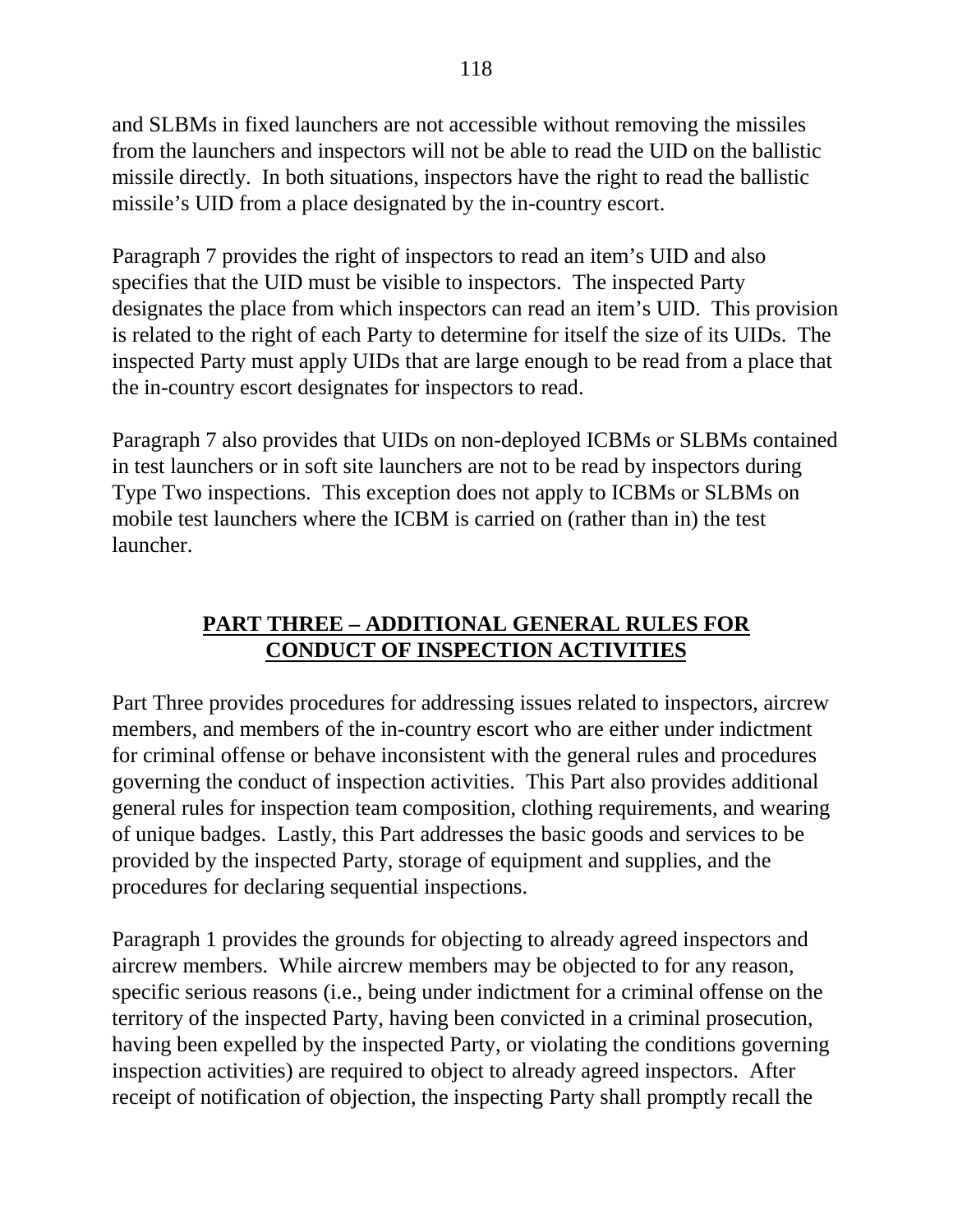and SLBMs in fixed launchers are not accessible without removing the missiles from the launchers and inspectors will not be able to read the UID on the ballistic missile directly. In both situations, inspectors have the right to read the ballistic missile's UID from a place designated by the in-country escort.

Paragraph 7 provides the right of inspectors to read an item's UID and also specifies that the UID must be visible to inspectors. The inspected Party designates the place from which inspectors can read an item's UID. This provision is related to the right of each Party to determine for itself the size of its UIDs. The inspected Party must apply UIDs that are large enough to be read from a place that the in-country escort designates for inspectors to read.

Paragraph 7 also provides that UIDs on non-deployed ICBMs or SLBMs contained in test launchers or in soft site launchers are not to be read by inspectors during Type Two inspections. This exception does not apply to ICBMs or SLBMs on mobile test launchers where the ICBM is carried on (rather than in) the test launcher.

## PART THREE – ADDITIONAL GENERAL RULES FOR CONDUCT OF INSPECTION ACTIVITIES

Part Three provides procedures for addressing issues related to inspectors, aircrew members, and members of the in-country escort who are either under indictment for criminal offense or behave inconsistent with the general rules and procedures governing the conduct of inspection activities. This Part also provides additional general rules for inspection team composition, clothing requirements, and wearing of unique badges. Lastly, this Part addresses the basic goods and services to be provided by the inspected Party, storage of equipment and supplies, and the procedures for declaring sequential inspections.

Paragraph 1 provides the grounds for objecting to already agreed inspectors and aircrew members. While aircrew members may be objected to for any reason, specific serious reasons (i.e., being under indictment for a criminal offense on the territory of the inspected Party, having been convicted in a criminal prosecution, having been expelled by the inspected Party, or violating the conditions governing inspection activities) are required to object to already agreed inspectors. After receipt of notification of objection, the inspecting Party shall promptly recall the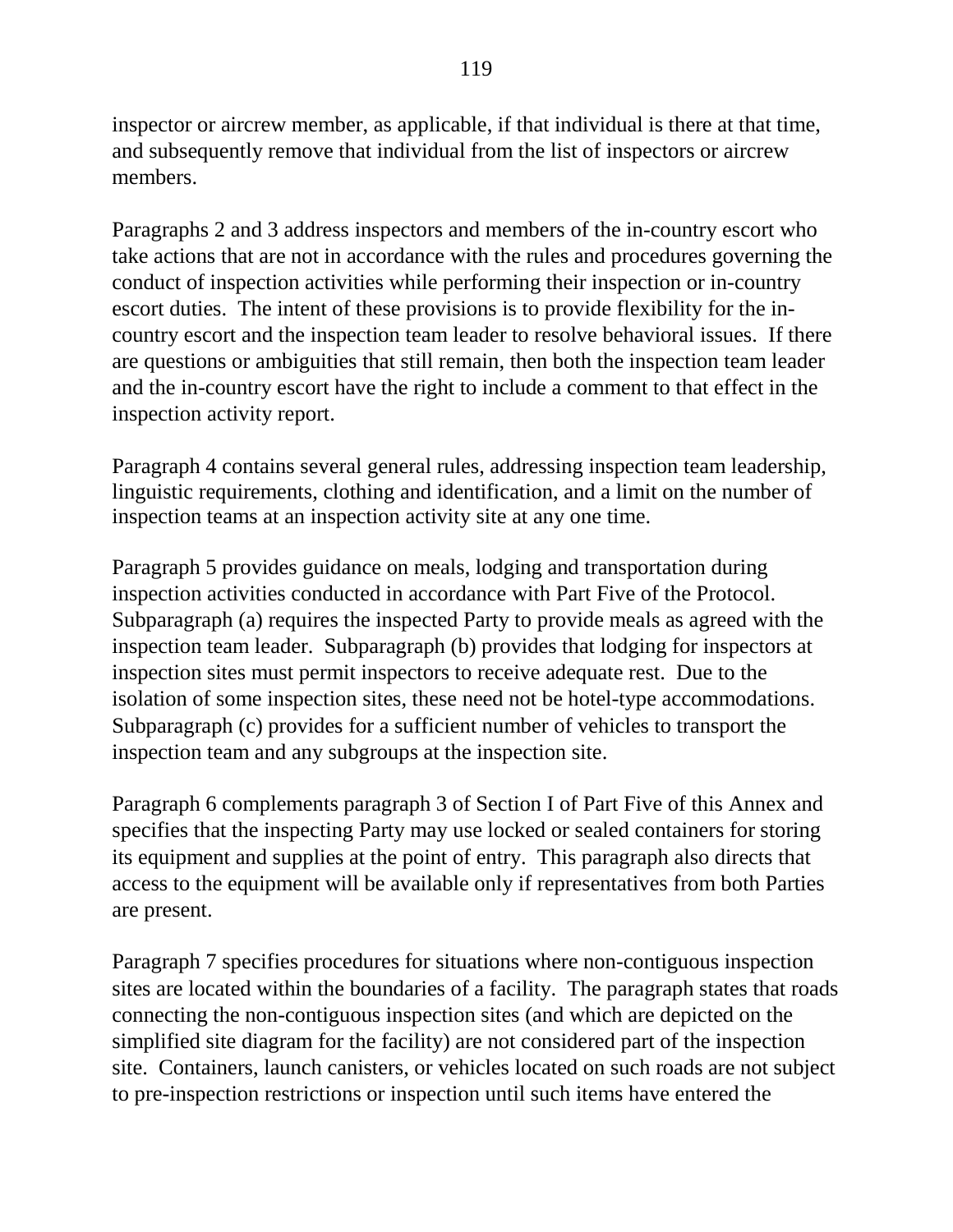inspector or aircrew member, as applicable, if that individual is there at that time, and subsequently remove that individual from the list of inspectors or aircrew members.

Paragraphs 2 and 3 address inspectors and members of the in-country escort who take actions that are not in accordance with the rules and procedures governing the conduct of inspection activities while performing their inspection or in-country escort duties. The intent of these provisions is to provide flexibility for the in-country escort and the inspection team leader to resolve behavioral issues. If there are questions or ambiguities that still remain, then both the inspection team leader and the in-country escort have the right to include a comment to that effect in the inspection activity report.

Paragraph 4 contains several general rules, addressing inspection team leadership, linguistic requirements, clothing and identification, and a limit on the number of inspection teams at an inspection activity site at any one time.

Paragraph 5 provides guidance on meals, lodging and transportation during inspection activities conducted in accordance with Part Five of the Protocol. Subparagraph (a) requires the inspected Party to provide meals as agreed with the inspection team leader. Subparagraph (b) provides that lodging for inspectors at inspection sites must permit inspectors to receive adequate rest. Due to the isolation of some inspection sites, these need not be hotel-type accommodations. Subparagraph (c) provides for a sufficient number of vehicles to transport the inspection team and any subgroups at the inspection site.

Paragraph 6 complements paragraph 3 of Section I of Part Five of this Annex and specifies that the inspecting Party may use locked or sealed containers for storing its equipment and supplies at the point of entry. This paragraph also directs that access to the equipment will be available only if representatives from both Parties are present.

Paragraph 7 specifies procedures for situations where non-contiguous inspection sites are located within the boundaries of a facility. The paragraph states that roads connecting the non-contiguous inspection sites (and which are depicted on the simplified site diagram for the facility) are not considered part of the inspection site. Containers, launch canisters, or vehicles located on such roads are not subject to pre-inspection restrictions or inspection until such items have entered the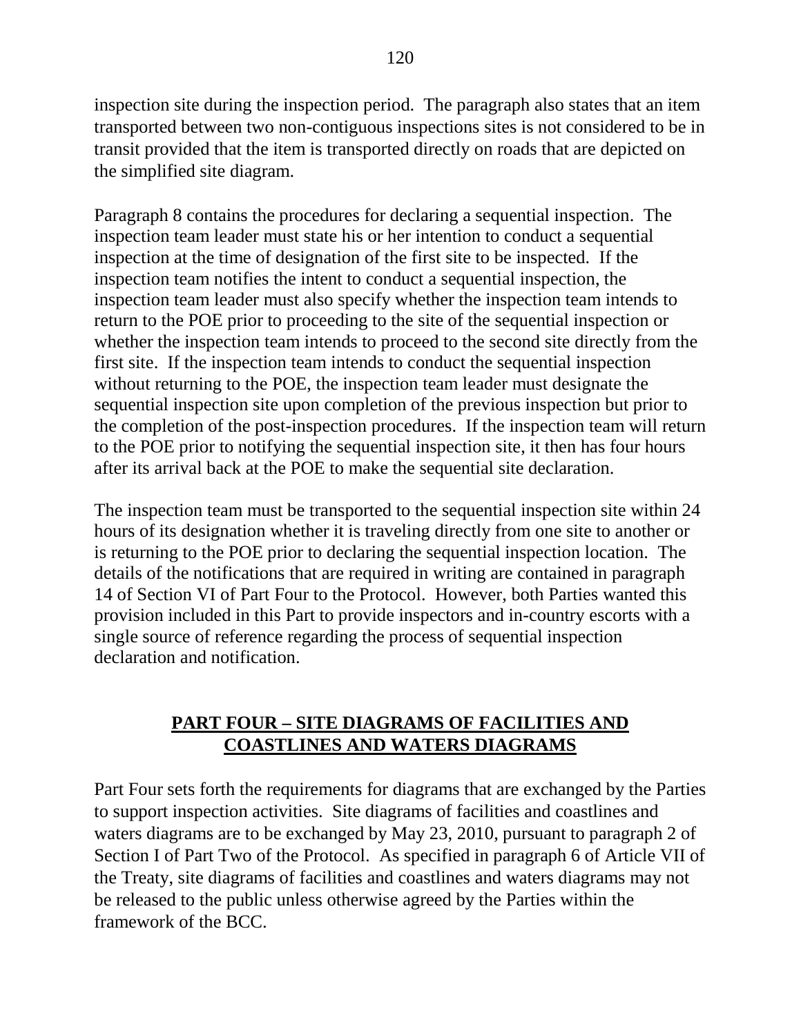inspection site during the inspection period. The paragraph also states that an item transported between two non-contiguous inspections sites is not considered to be in transit provided that the item is transported directly on roads that are depicted on the simplified site diagram.

Paragraph 8 contains the procedures for declaring a sequential inspection. The inspection team leader must state his or her intention to conduct a sequential inspection at the time of designation of the first site to be inspected. If the inspection team notifies the intent to conduct a sequential inspection, the inspection team leader must also specify whether the inspection team intends to return to the POE prior to proceeding to the site of the sequential inspection or whether the inspection team intends to proceed to the second site directly from the first site. If the inspection team intends to conduct the sequential inspection without returning to the POE, the inspection team leader must designate the sequential inspection site upon completion of the previous inspection but prior to the completion of the post-inspection procedures. If the inspection team will return to the POE prior to notifying the sequential inspection site, it then has four hours after its arrival back at the POE to make the sequential site declaration.

The inspection team must be transported to the sequential inspection site within 24 hours of its designation whether it is traveling directly from one site to another or is returning to the POE prior to declaring the sequential inspection location. The details of the notifications that are required in writing are contained in paragraph 14 of Section VI of Part Four to the Protocol. However, both Parties wanted this provision included in this Part to provide inspectors and in-country escorts with a single source of reference regarding the process of sequential inspection declaration and notification.

## PART FOUR – SITE DIAGRAMS OF FACILITIES AND COASTLINES AND WATERS DIAGRAMS

Part Four sets forth the requirements for diagrams that are exchanged by the Parties to support inspection activities. Site diagrams of facilities and coastlines and waters diagrams are to be exchanged by May 23, 2010, pursuant to paragraph 2 of Section I of Part Two of the Protocol. As specified in paragraph 6 of Article VII of the Treaty, site diagrams of facilities and coastlines and waters diagrams may not be released to the public unless otherwise agreed by the Parties within the framework of the BCC.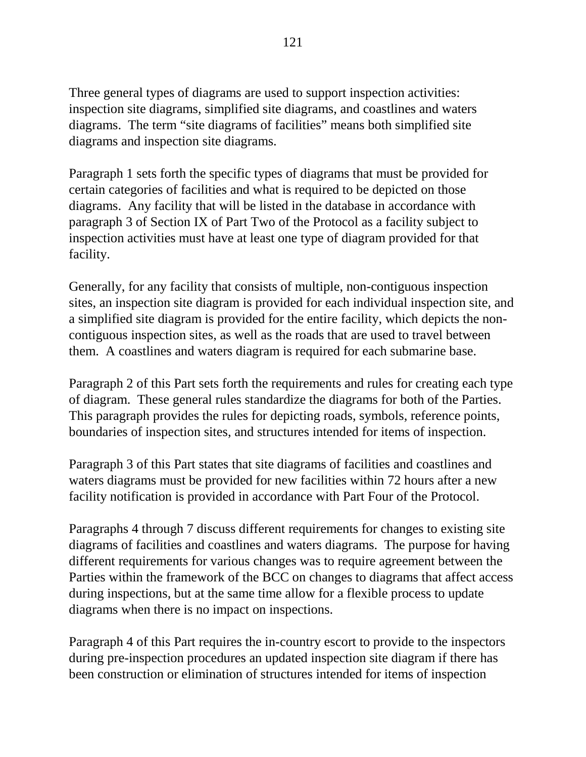Three general types of diagrams are used to support inspection activities: inspection site diagrams, simplified site diagrams, and coastlines and waters diagrams. The term "site diagrams of facilities" means both simplified site diagrams and inspection site diagrams.

Paragraph 1 sets forth the specific types of diagrams that must be provided for certain categories of facilities and what is required to be depicted on those diagrams. Any facility that will be listed in the database in accordance with paragraph 3 of Section IX of Part Two of the Protocol as a facility subject to inspection activities must have at least one type of diagram provided for that facility.

Generally, for any facility that consists of multiple, non-contiguous inspection sites, an inspection site diagram is provided for each individual inspection site, and a simplified site diagram is provided for the entire facility, which depicts the non-contiguous inspection sites, as well as the roads that are used to travel between them. A coastlines and waters diagram is required for each submarine base.

Paragraph 2 of this Part sets forth the requirements and rules for creating each type of diagram. These general rules standardize the diagrams for both of the Parties. This paragraph provides the rules for depicting roads, symbols, reference points, boundaries of inspection sites, and structures intended for items of inspection.

Paragraph 3 of this Part states that site diagrams of facilities and coastlines and waters diagrams must be provided for new facilities within 72 hours after a new facility notification is provided in accordance with Part Four of the Protocol.

Paragraphs 4 through 7 discuss different requirements for changes to existing site diagrams of facilities and coastlines and waters diagrams. The purpose for having different requirements for various changes was to require agreement between the Parties within the framework of the BCC on changes to diagrams that affect access during inspections, but at the same time allow for a flexible process to update diagrams when there is no impact on inspections.

Paragraph 4 of this Part requires the in-country escort to provide to the inspectors during pre-inspection procedures an updated inspection site diagram if there has been construction or elimination of structures intended for items of inspection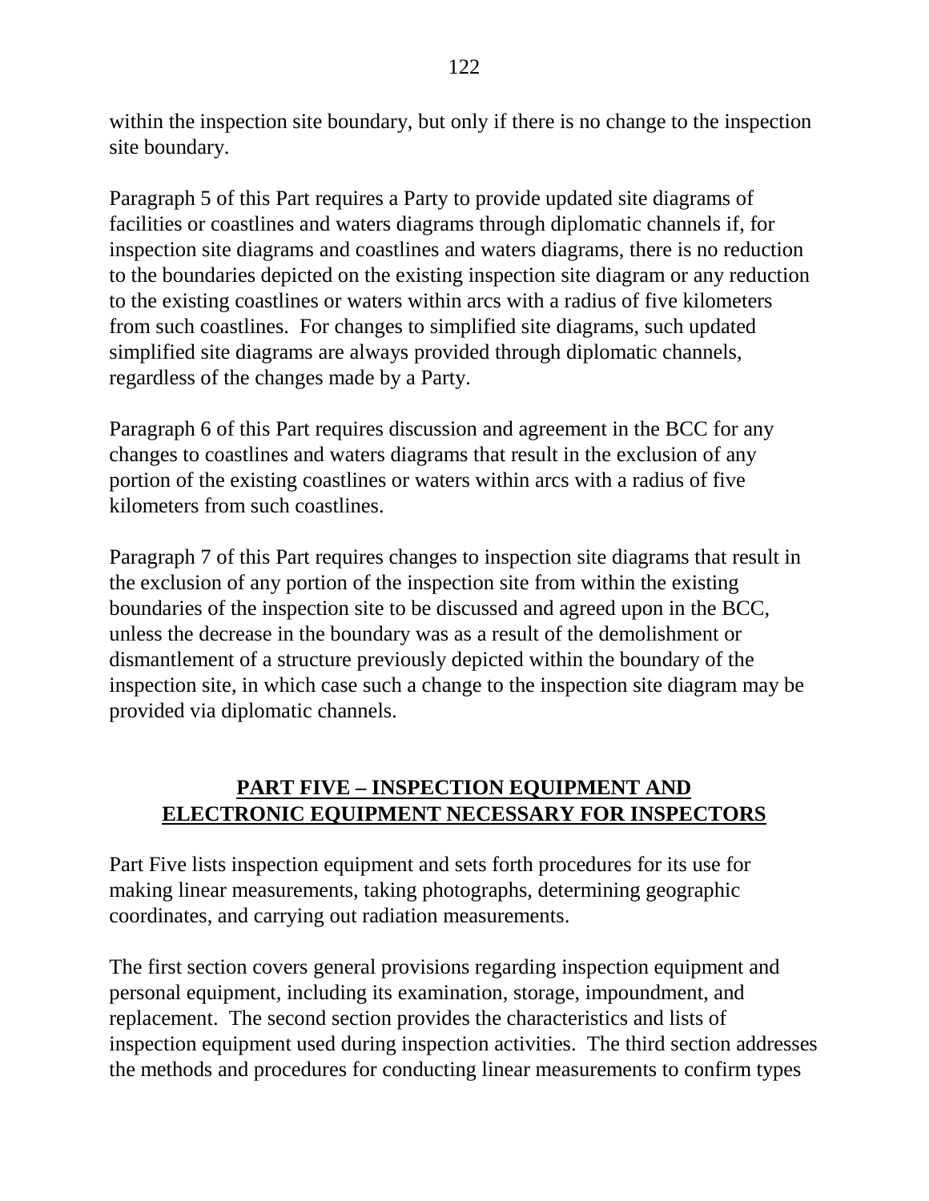within the inspection site boundary, but only if there is no change to the inspection site boundary.

Paragraph 5 of this Part requires a Party to provide updated site diagrams of facilities or coastlines and waters diagrams through diplomatic channels if, for inspection site diagrams and coastlines and waters diagrams, there is no reduction to the boundaries depicted on the existing inspection site diagram or any reduction to the existing coastlines or waters within arcs with a radius of five kilometers from such coastlines. For changes to simplified site diagrams, such updated simplified site diagrams are always provided through diplomatic channels, regardless of the changes made by a Party.

Paragraph 6 of this Part requires discussion and agreement in the BCC for any changes to coastlines and waters diagrams that result in the exclusion of any portion of the existing coastlines or waters within arcs with a radius of five kilometers from such coastlines.

Paragraph 7 of this Part requires changes to inspection site diagrams that result in the exclusion of any portion of the inspection site from within the existing boundaries of the inspection site to be discussed and agreed upon in the BCC, unless the decrease in the boundary was as a result of the demolishment or dismantlement of a structure previously depicted within the boundary of the inspection site, in which case such a change to the inspection site diagram may be provided via diplomatic channels.

## PART FIVE – INSPECTION EQUIPMENT AND ELECTRONIC EQUIPMENT NECESSARY FOR INSPECTORS

Part Five lists inspection equipment and sets forth procedures for its use for making linear measurements, taking photographs, determining geographic coordinates, and carrying out radiation measurements.

The first section covers general provisions regarding inspection equipment and personal equipment, including its examination, storage, impoundment, and replacement. The second section provides the characteristics and lists of inspection equipment used during inspection activities. The third section addresses the methods and procedures for conducting linear measurements to confirm types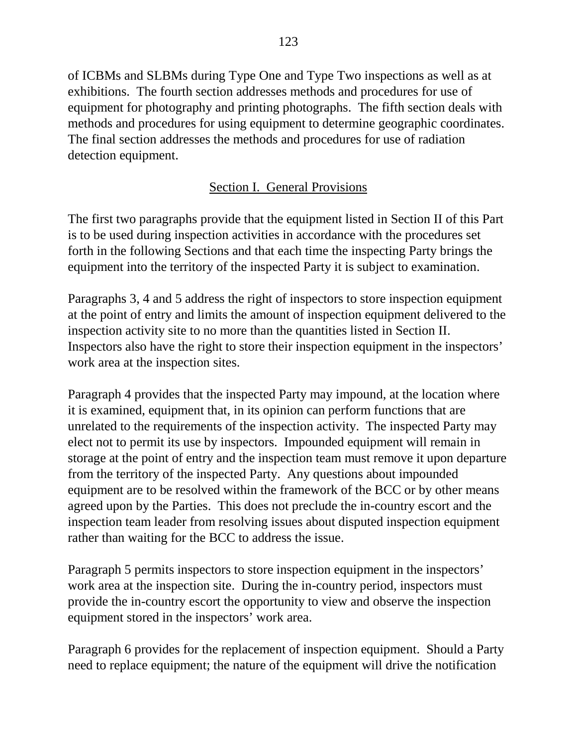of ICBMs and SLBMs during Type One and Type Two inspections as well as at exhibitions. The fourth section addresses methods and procedures for use of equipment for photography and printing photographs. The fifth section deals with methods and procedures for using equipment to determine geographic coordinates. The final section addresses the methods and procedures for use of radiation detection equipment.

## Section I. General Provisions

The first two paragraphs provide that the equipment listed in Section II of this Part is to be used during inspection activities in accordance with the procedures set forth in the following Sections and that each time the inspecting Party brings the equipment into the territory of the inspected Party it is subject to examination.

Paragraphs 3, 4 and 5 address the right of inspectors to store inspection equipment at the point of entry and limits the amount of inspection equipment delivered to the inspection activity site to no more than the quantities listed in Section II. Inspectors also have the right to store their inspection equipment in the inspectors' work area at the inspection sites.

Paragraph 4 provides that the inspected Party may impound, at the location where it is examined, equipment that, in its opinion can perform functions that are unrelated to the requirements of the inspection activity. The inspected Party may elect not to permit its use by inspectors. Impounded equipment will remain in storage at the point of entry and the inspection team must remove it upon departure from the territory of the inspected Party. Any questions about impounded equipment are to be resolved within the framework of the BCC or by other means agreed upon by the Parties. This does not preclude the in-country escort and the inspection team leader from resolving issues about disputed inspection equipment rather than waiting for the BCC to address the issue.

Paragraph 5 permits inspectors to store inspection equipment in the inspectors' work area at the inspection site. During the in-country period, inspectors must provide the in-country escort the opportunity to view and observe the inspection equipment stored in the inspectors' work area.

Paragraph 6 provides for the replacement of inspection equipment. Should a Party need to replace equipment; the nature of the equipment will drive the notification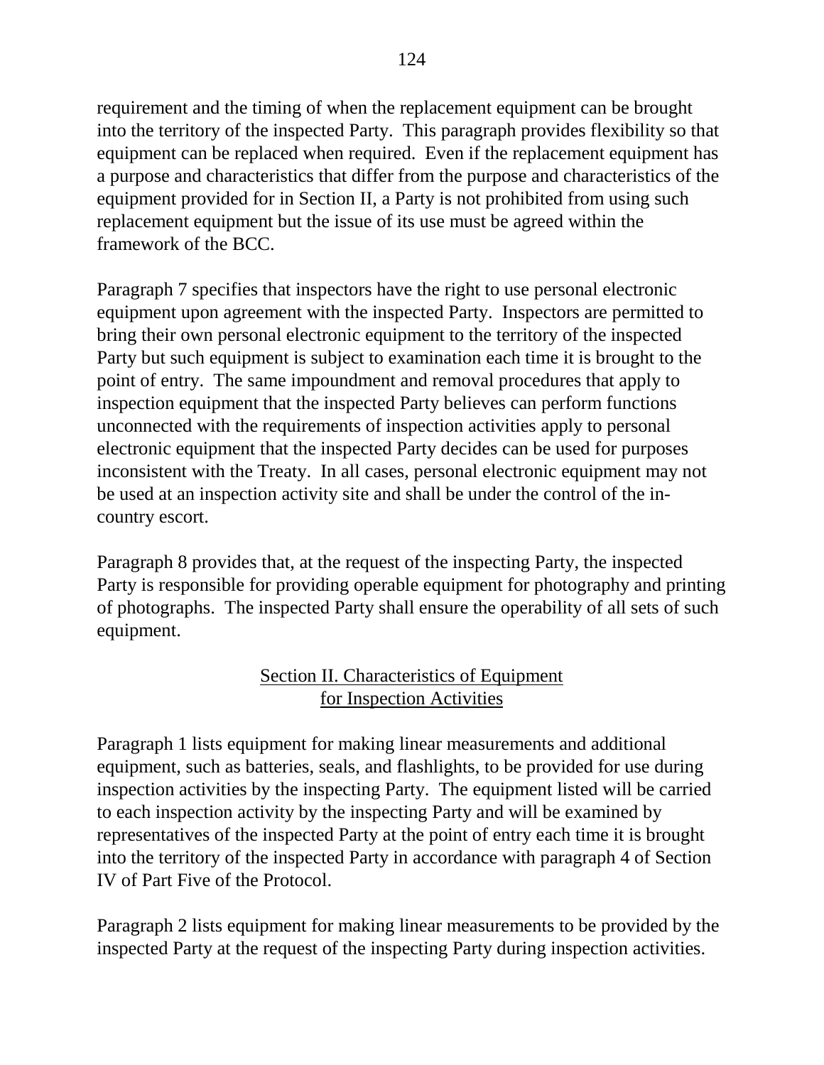requirement and the timing of when the replacement equipment can be brought into the territory of the inspected Party. This paragraph provides flexibility so that equipment can be replaced when required. Even if the replacement equipment has a purpose and characteristics that differ from the purpose and characteristics of the equipment provided for in Section II, a Party is not prohibited from using such replacement equipment but the issue of its use must be agreed within the framework of the BCC.

Paragraph 7 specifies that inspectors have the right to use personal electronic equipment upon agreement with the inspected Party. Inspectors are permitted to bring their own personal electronic equipment to the territory of the inspected Party but such equipment is subject to examination each time it is brought to the point of entry. The same impoundment and removal procedures that apply to inspection equipment that the inspected Party believes can perform functions unconnected with the requirements of inspection activities apply to personal electronic equipment that the inspected Party decides can be used for purposes inconsistent with the Treaty. In all cases, personal electronic equipment may not be used at an inspection activity site and shall be under the control of the in-country escort.

Paragraph 8 provides that, at the request of the inspecting Party, the inspected Party is responsible for providing operable equipment for photography and printing of photographs. The inspected Party shall ensure the operability of all sets of such equipment.

## Section II. Characteristics of Equipment for Inspection Activities

Paragraph 1 lists equipment for making linear measurements and additional equipment, such as batteries, seals, and flashlights, to be provided for use during inspection activities by the inspecting Party. The equipment listed will be carried to each inspection activity by the inspecting Party and will be examined by representatives of the inspected Party at the point of entry each time it is brought into the territory of the inspected Party in accordance with paragraph 4 of Section IV of Part Five of the Protocol.

Paragraph 2 lists equipment for making linear measurements to be provided by the inspected Party at the request of the inspecting Party during inspection activities.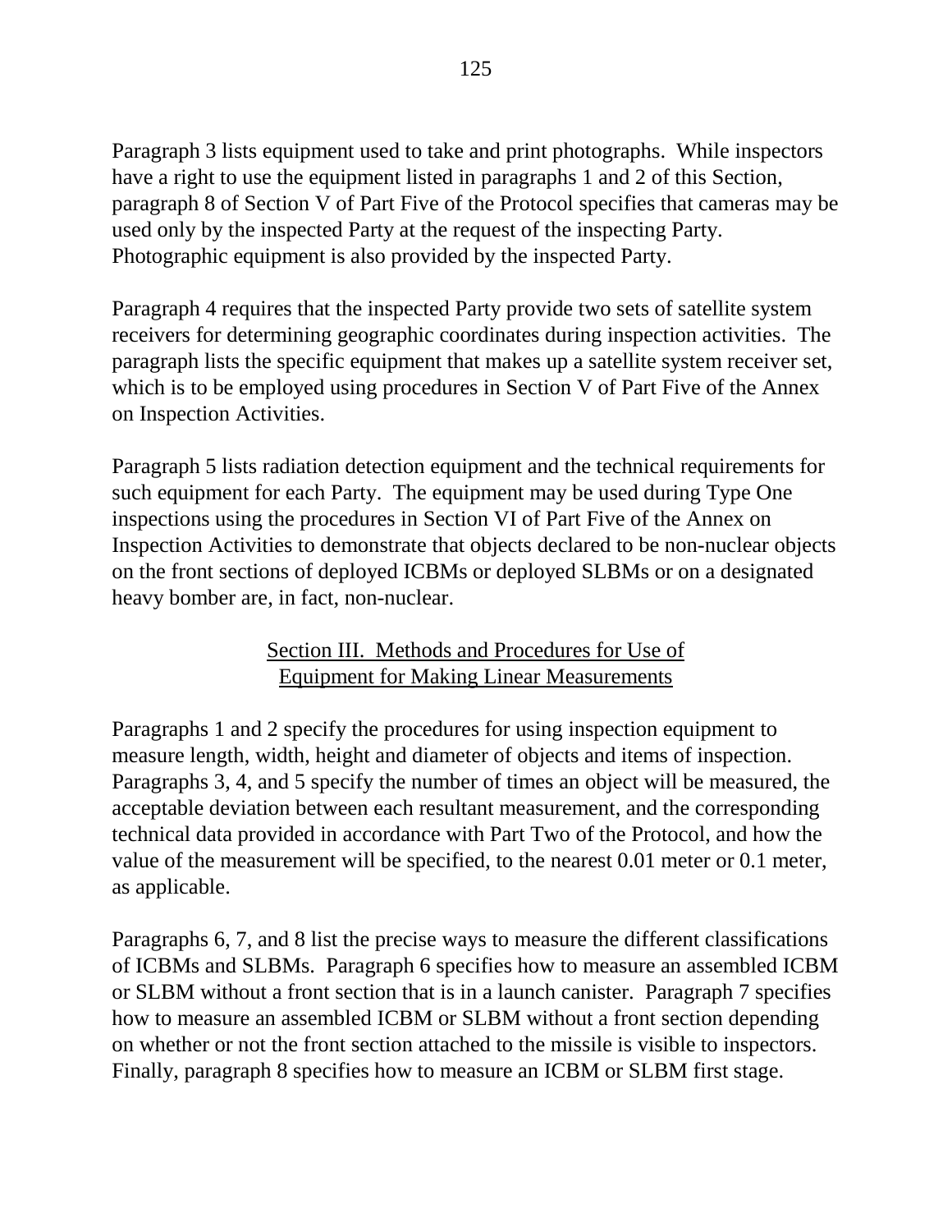Paragraph 3 lists equipment used to take and print photographs. While inspectors have a right to use the equipment listed in paragraphs 1 and 2 of this Section, paragraph 8 of Section V of Part Five of the Protocol specifies that cameras may be used only by the inspected Party at the request of the inspecting Party. Photographic equipment is also provided by the inspected Party.

Paragraph 4 requires that the inspected Party provide two sets of satellite system receivers for determining geographic coordinates during inspection activities. The paragraph lists the specific equipment that makes up a satellite system receiver set, which is to be employed using procedures in Section V of Part Five of the Annex on Inspection Activities.

Paragraph 5 lists radiation detection equipment and the technical requirements for such equipment for each Party. The equipment may be used during Type One inspections using the procedures in Section VI of Part Five of the Annex on Inspection Activities to demonstrate that objects declared to be non-nuclear objects on the front sections of deployed ICBMs or deployed SLBMs or on a designated heavy bomber are, in fact, non-nuclear.

## Section III. Methods and Procedures for Use of Equipment for Making Linear Measurements

Paragraphs 1 and 2 specify the procedures for using inspection equipment to measure length, width, height and diameter of objects and items of inspection. Paragraphs 3, 4, and 5 specify the number of times an object will be measured, the acceptable deviation between each resultant measurement, and the corresponding technical data provided in accordance with Part Two of the Protocol, and how the value of the measurement will be specified, to the nearest 0.01 meter or 0.1 meter, as applicable.

Paragraphs 6, 7, and 8 list the precise ways to measure the different classifications of ICBMs and SLBMs. Paragraph 6 specifies how to measure an assembled ICBM or SLBM without a front section that is in a launch canister. Paragraph 7 specifies how to measure an assembled ICBM or SLBM without a front section depending on whether or not the front section attached to the missile is visible to inspectors. Finally, paragraph 8 specifies how to measure an ICBM or SLBM first stage.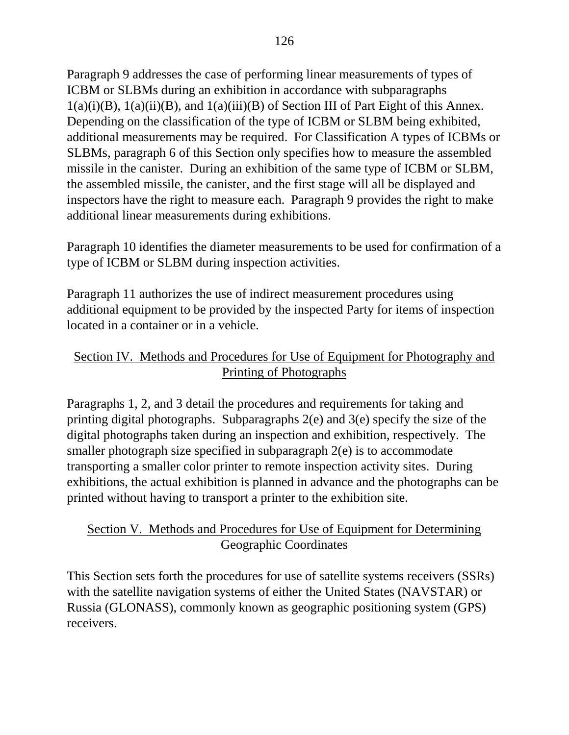Paragraph 9 addresses the case of performing linear measurements of types of ICBM or SLBMs during an exhibition in accordance with subparagraphs 1(a)(i)(B), 1(a)(ii)(B), and 1(a)(iii)(B) of Section III of Part Eight of this Annex. Depending on the classification of the type of ICBM or SLBM being exhibited, additional measurements may be required. For Classification A types of ICBMs or SLBMs, paragraph 6 of this Section only specifies how to measure the assembled missile in the canister. During an exhibition of the same type of ICBM or SLBM, the assembled missile, the canister, and the first stage will all be displayed and inspectors have the right to measure each. Paragraph 9 provides the right to make additional linear measurements during exhibitions.

Paragraph 10 identifies the diameter measurements to be used for confirmation of a type of ICBM or SLBM during inspection activities.

Paragraph 11 authorizes the use of indirect measurement procedures using additional equipment to be provided by the inspected Party for items of inspection located in a container or in a vehicle.

## Section IV. Methods and Procedures for Use of Equipment for Photography and Printing of Photographs

Paragraphs 1, 2, and 3 detail the procedures and requirements for taking and printing digital photographs. Subparagraphs 2(e) and 3(e) specify the size of the digital photographs taken during an inspection and exhibition, respectively. The smaller photograph size specified in subparagraph 2(e) is to accommodate transporting a smaller color printer to remote inspection activity sites. During exhibitions, the actual exhibition is planned in advance and the photographs can be printed without having to transport a printer to the exhibition site.

## Section V. Methods and Procedures for Use of Equipment for Determining Geographic Coordinates

This Section sets forth the procedures for use of satellite systems receivers (SSRs) with the satellite navigation systems of either the United States (NAVSTAR) or Russia (GLONASS), commonly known as geographic positioning system (GPS) receivers.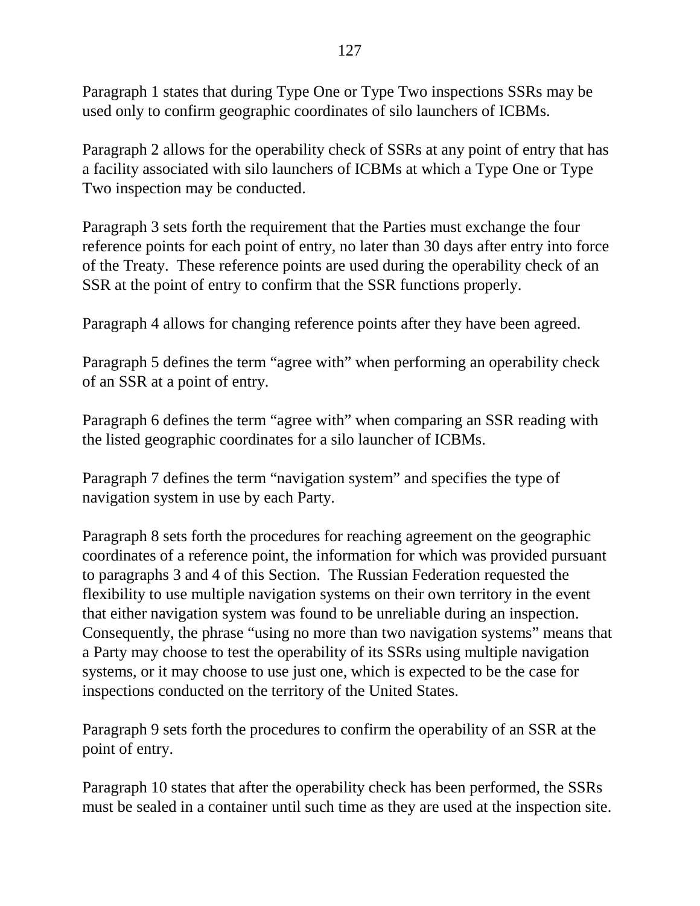Paragraph 1 states that during Type One or Type Two inspections SSRs may be used only to confirm geographic coordinates of silo launchers of ICBMs.

Paragraph 2 allows for the operability check of SSRs at any point of entry that has a facility associated with silo launchers of ICBMs at which a Type One or Type Two inspection may be conducted.

Paragraph 3 sets forth the requirement that the Parties must exchange the four reference points for each point of entry, no later than 30 days after entry into force of the Treaty. These reference points are used during the operability check of an SSR at the point of entry to confirm that the SSR functions properly.

Paragraph 4 allows for changing reference points after they have been agreed.

Paragraph 5 defines the term "agree with" when performing an operability check of an SSR at a point of entry.

Paragraph 6 defines the term "agree with" when comparing an SSR reading with the listed geographic coordinates for a silo launcher of ICBMs.

Paragraph 7 defines the term "navigation system" and specifies the type of navigation system in use by each Party.

Paragraph 8 sets forth the procedures for reaching agreement on the geographic coordinates of a reference point, the information for which was provided pursuant to paragraphs 3 and 4 of this Section. The Russian Federation requested the flexibility to use multiple navigation systems on their own territory in the event that either navigation system was found to be unreliable during an inspection. Consequently, the phrase "using no more than two navigation systems" means that a Party may choose to test the operability of its SSRs using multiple navigation systems, or it may choose to use just one, which is expected to be the case for inspections conducted on the territory of the United States.

Paragraph 9 sets forth the procedures to confirm the operability of an SSR at the point of entry.

Paragraph 10 states that after the operability check has been performed, the SSRs must be sealed in a container until such time as they are used at the inspection site.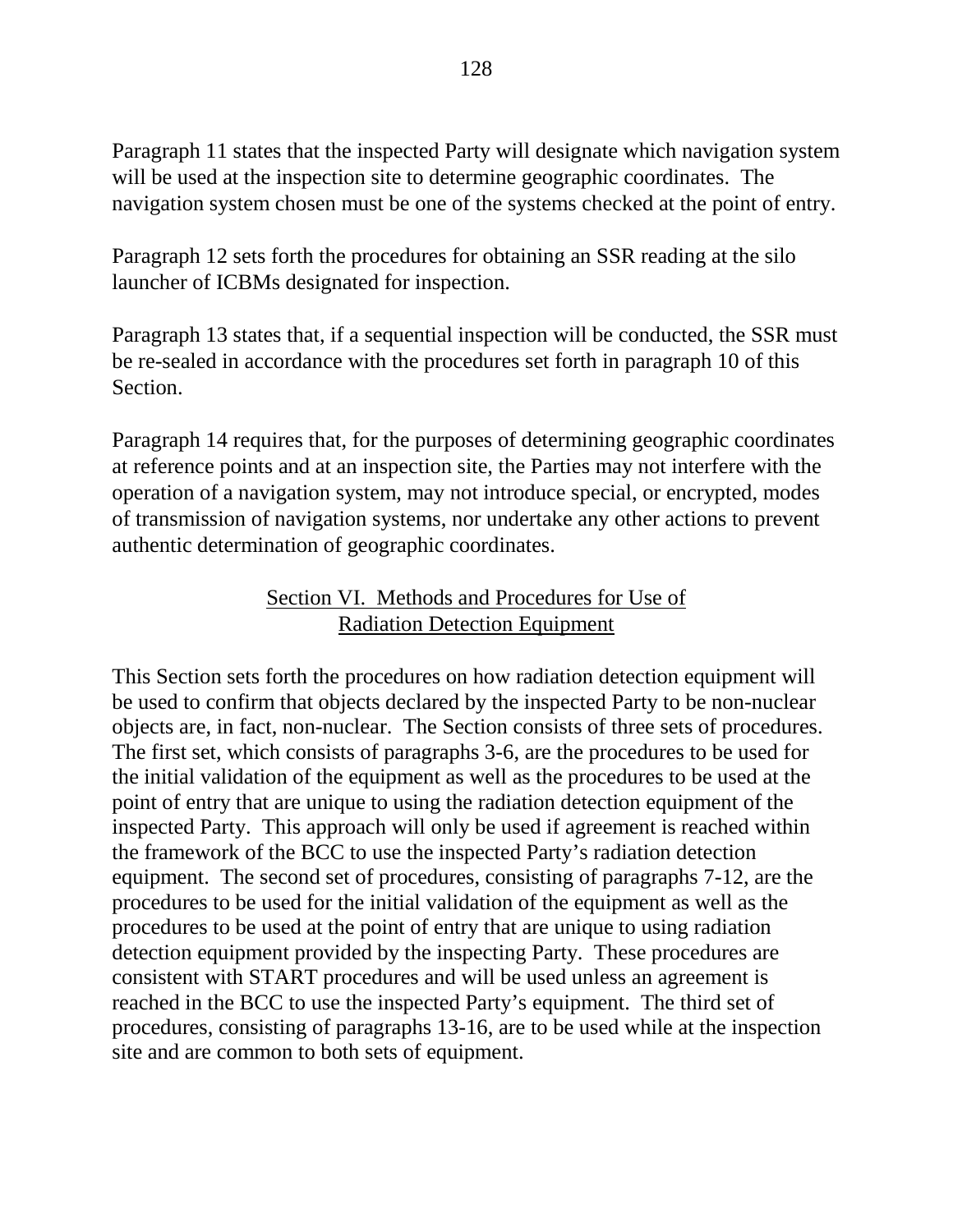Paragraph 11 states that the inspected Party will designate which navigation system will be used at the inspection site to determine geographic coordinates. The navigation system chosen must be one of the systems checked at the point of entry.

Paragraph 12 sets forth the procedures for obtaining an SSR reading at the silo launcher of ICBMs designated for inspection.

Paragraph 13 states that, if a sequential inspection will be conducted, the SSR must be re-sealed in accordance with the procedures set forth in paragraph 10 of this Section.

Paragraph 14 requires that, for the purposes of determining geographic coordinates at reference points and at an inspection site, the Parties may not interfere with the operation of a navigation system, may not introduce special, or encrypted, modes of transmission of navigation systems, nor undertake any other actions to prevent authentic determination of geographic coordinates.

## Section VI. Methods and Procedures for Use of Radiation Detection Equipment

This Section sets forth the procedures on how radiation detection equipment will be used to confirm that objects declared by the inspected Party to be non-nuclear objects are, in fact, non-nuclear. The Section consists of three sets of procedures. The first set, which consists of paragraphs 3-6, are the procedures to be used for the initial validation of the equipment as well as the procedures to be used at the point of entry that are unique to using the radiation detection equipment of the inspected Party. This approach will only be used if agreement is reached within the framework of the BCC to use the inspected Party's radiation detection equipment. The second set of procedures, consisting of paragraphs 7-12, are the procedures to be used for the initial validation of the equipment as well as the procedures to be used at the point of entry that are unique to using radiation detection equipment provided by the inspecting Party. These procedures are consistent with START procedures and will be used unless an agreement is reached in the BCC to use the inspected Party's equipment. The third set of procedures, consisting of paragraphs 13-16, are to be used while at the inspection site and are common to both sets of equipment.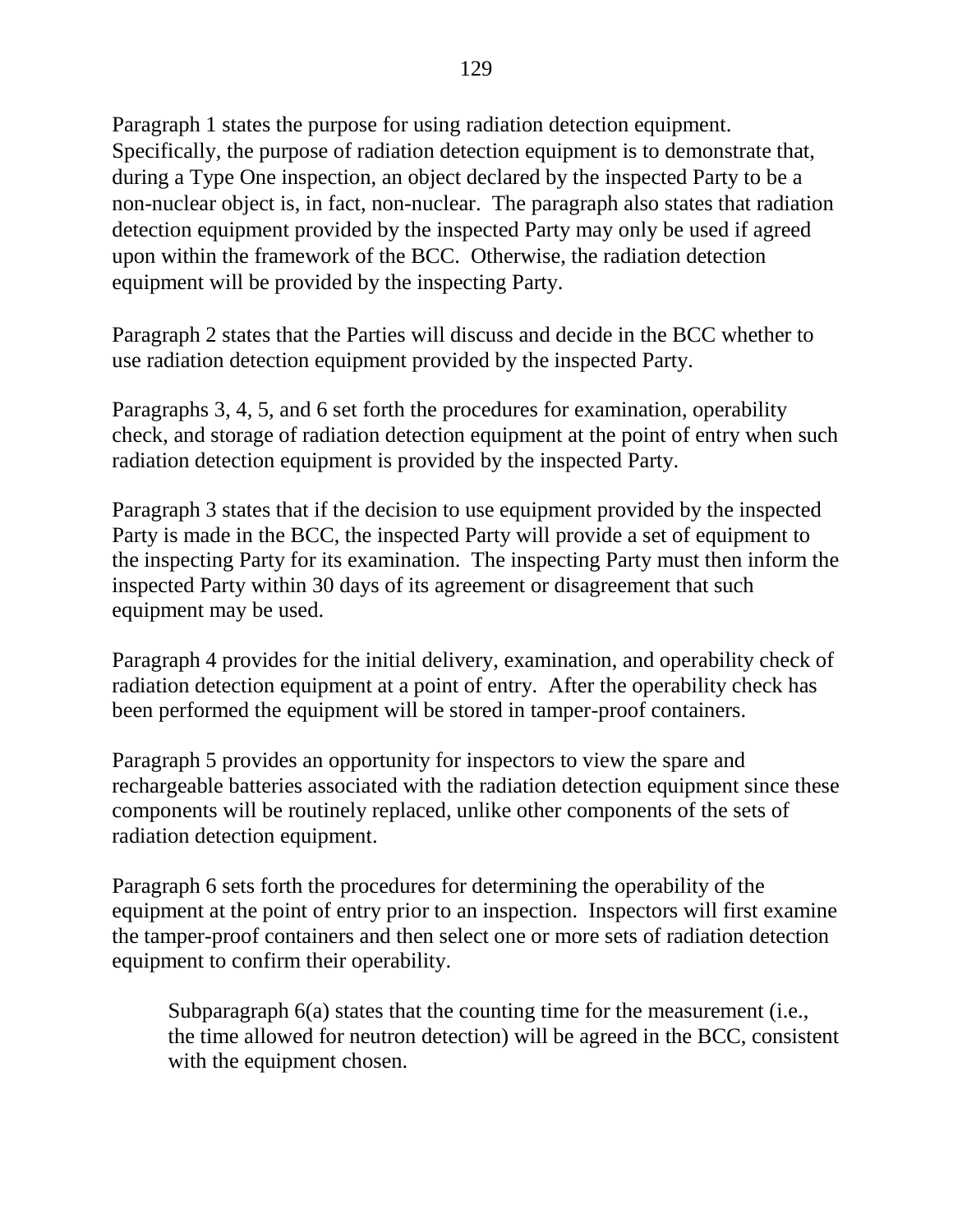Paragraph 1 states the purpose for using radiation detection equipment. Specifically, the purpose of radiation detection equipment is to demonstrate that, during a Type One inspection, an object declared by the inspected Party to be a non-nuclear object is, in fact, non-nuclear. The paragraph also states that radiation detection equipment provided by the inspected Party may only be used if agreed upon within the framework of the BCC. Otherwise, the radiation detection equipment will be provided by the inspecting Party.

Paragraph 2 states that the Parties will discuss and decide in the BCC whether to use radiation detection equipment provided by the inspected Party.

Paragraphs 3, 4, 5, and 6 set forth the procedures for examination, operability check, and storage of radiation detection equipment at the point of entry when such radiation detection equipment is provided by the inspected Party.

Paragraph 3 states that if the decision to use equipment provided by the inspected Party is made in the BCC, the inspected Party will provide a set of equipment to the inspecting Party for its examination. The inspecting Party must then inform the inspected Party within 30 days of its agreement or disagreement that such equipment may be used.

Paragraph 4 provides for the initial delivery, examination, and operability check of radiation detection equipment at a point of entry. After the operability check has been performed the equipment will be stored in tamper-proof containers.

Paragraph 5 provides an opportunity for inspectors to view the spare and rechargeable batteries associated with the radiation detection equipment since these components will be routinely replaced, unlike other components of the sets of radiation detection equipment.

Paragraph 6 sets forth the procedures for determining the operability of the equipment at the point of entry prior to an inspection. Inspectors will first examine the tamper-proof containers and then select one or more sets of radiation detection equipment to confirm their operability.

> Subparagraph 6(a) states that the counting time for the measurement (i.e., the time allowed for neutron detection) will be agreed in the BCC, consistent with the equipment chosen.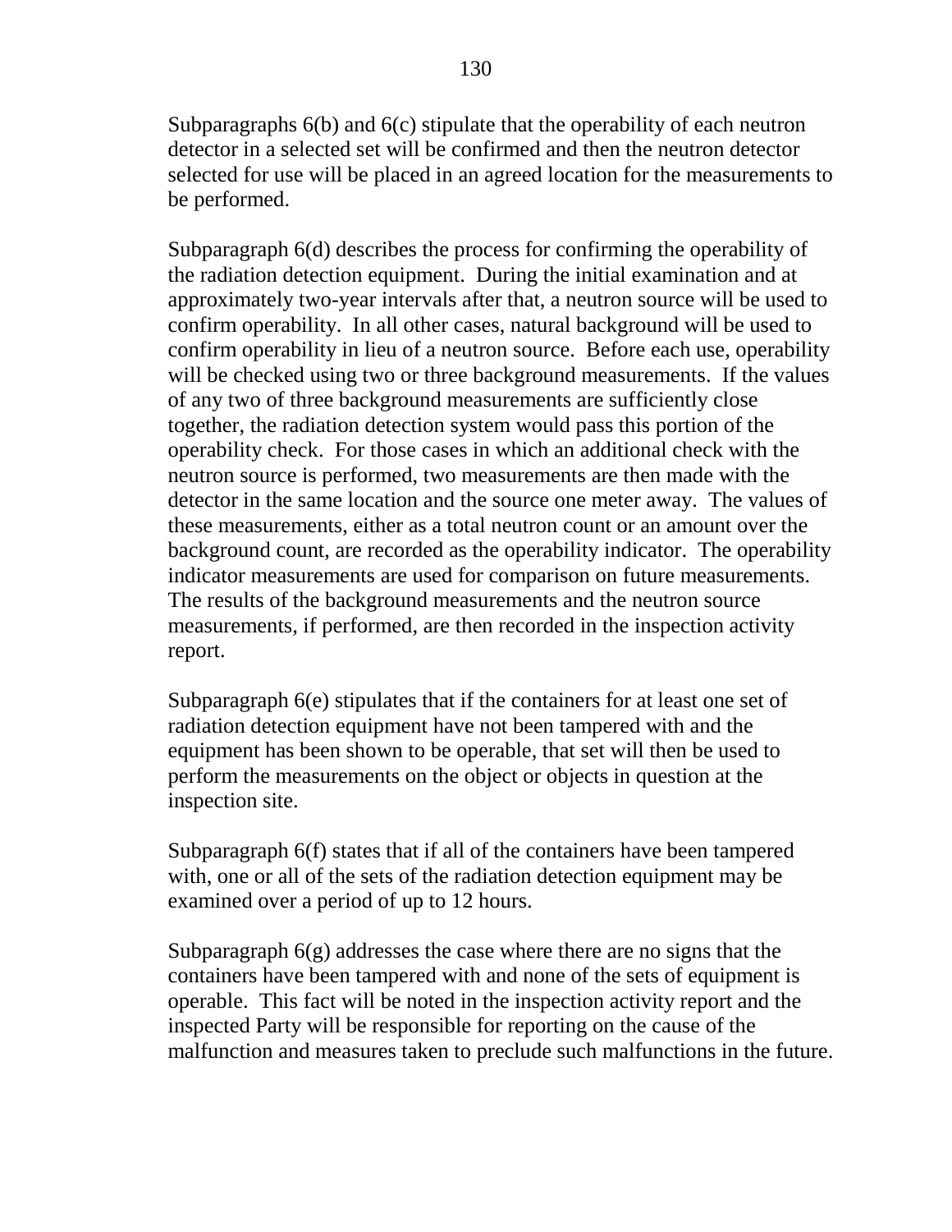Subparagraphs 6(b) and 6(c) stipulate that the operability of each neutron detector in a selected set will be confirmed and then the neutron detector selected for use will be placed in an agreed location for the measurements to be performed.

Subparagraph 6(d) describes the process for confirming the operability of the radiation detection equipment. During the initial examination and at approximately two-year intervals after that, a neutron source will be used to confirm operability. In all other cases, natural background will be used to confirm operability in lieu of a neutron source. Before each use, operability will be checked using two or three background measurements. If the values of any two of three background measurements are sufficiently close together, the radiation detection system would pass this portion of the operability check. For those cases in which an additional check with the neutron source is performed, two measurements are then made with the detector in the same location and the source one meter away. The values of these measurements, either as a total neutron count or an amount over the background count, are recorded as the operability indicator. The operability indicator measurements are used for comparison on future measurements. The results of the background measurements and the neutron source measurements, if performed, are then recorded in the inspection activity report.

Subparagraph 6(e) stipulates that if the containers for at least one set of radiation detection equipment have not been tampered with and the equipment has been shown to be operable, that set will then be used to perform the measurements on the object or objects in question at the inspection site.

Subparagraph 6(f) states that if all of the containers have been tampered with, one or all of the sets of the radiation detection equipment may be examined over a period of up to 12 hours.

Subparagraph 6(g) addresses the case where there are no signs that the containers have been tampered with and none of the sets of equipment is operable. This fact will be noted in the inspection activity report and the inspected Party will be responsible for reporting on the cause of the malfunction and measures taken to preclude such malfunctions in the future.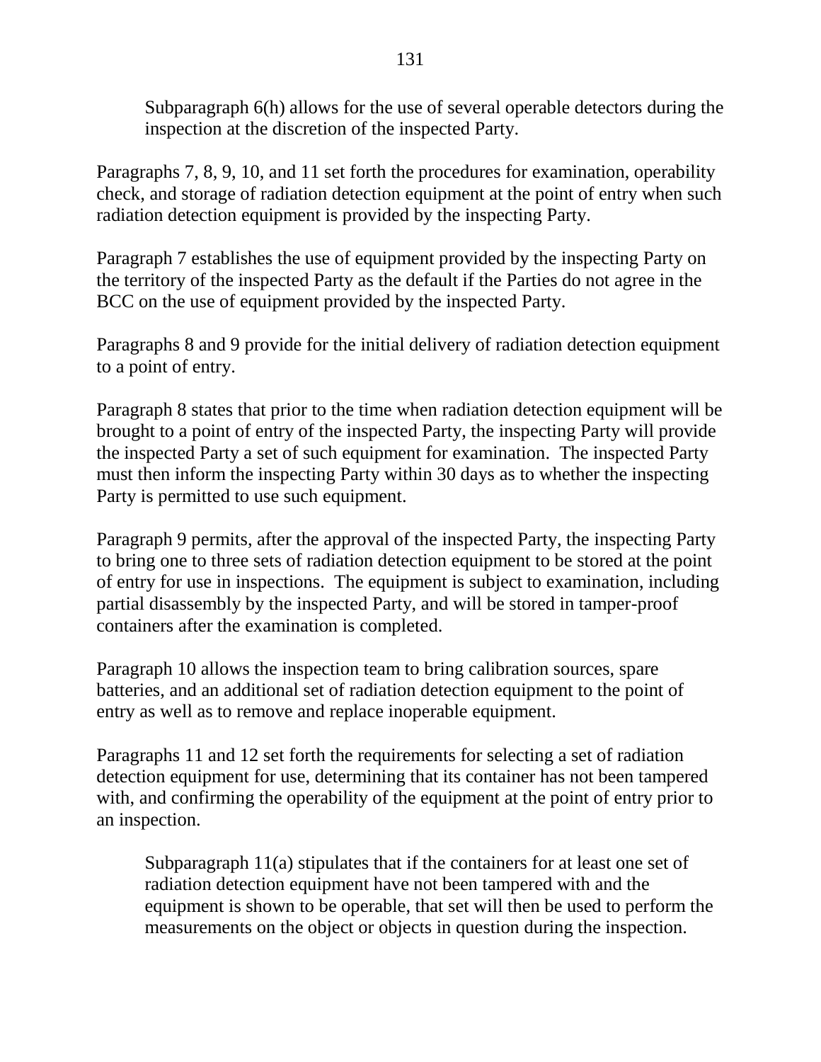Subparagraph 6(h) allows for the use of several operable detectors during the inspection at the discretion of the inspected Party.

Paragraphs 7, 8, 9, 10, and 11 set forth the procedures for examination, operability check, and storage of radiation detection equipment at the point of entry when such radiation detection equipment is provided by the inspecting Party.

Paragraph 7 establishes the use of equipment provided by the inspecting Party on the territory of the inspected Party as the default if the Parties do not agree in the BCC on the use of equipment provided by the inspected Party.

Paragraphs 8 and 9 provide for the initial delivery of radiation detection equipment to a point of entry.

Paragraph 8 states that prior to the time when radiation detection equipment will be brought to a point of entry of the inspected Party, the inspecting Party will provide the inspected Party a set of such equipment for examination. The inspected Party must then inform the inspecting Party within 30 days as to whether the inspecting Party is permitted to use such equipment.

Paragraph 9 permits, after the approval of the inspected Party, the inspecting Party to bring one to three sets of radiation detection equipment to be stored at the point of entry for use in inspections. The equipment is subject to examination, including partial disassembly by the inspected Party, and will be stored in tamper-proof containers after the examination is completed.

Paragraph 10 allows the inspection team to bring calibration sources, spare batteries, and an additional set of radiation detection equipment to the point of entry as well as to remove and replace inoperable equipment.

Paragraphs 11 and 12 set forth the requirements for selecting a set of radiation detection equipment for use, determining that its container has not been tampered with, and confirming the operability of the equipment at the point of entry prior to an inspection.

Subparagraph 11(a) stipulates that if the containers for at least one set of radiation detection equipment have not been tampered with and the equipment is shown to be operable, that set will then be used to perform the measurements on the object or objects in question during the inspection.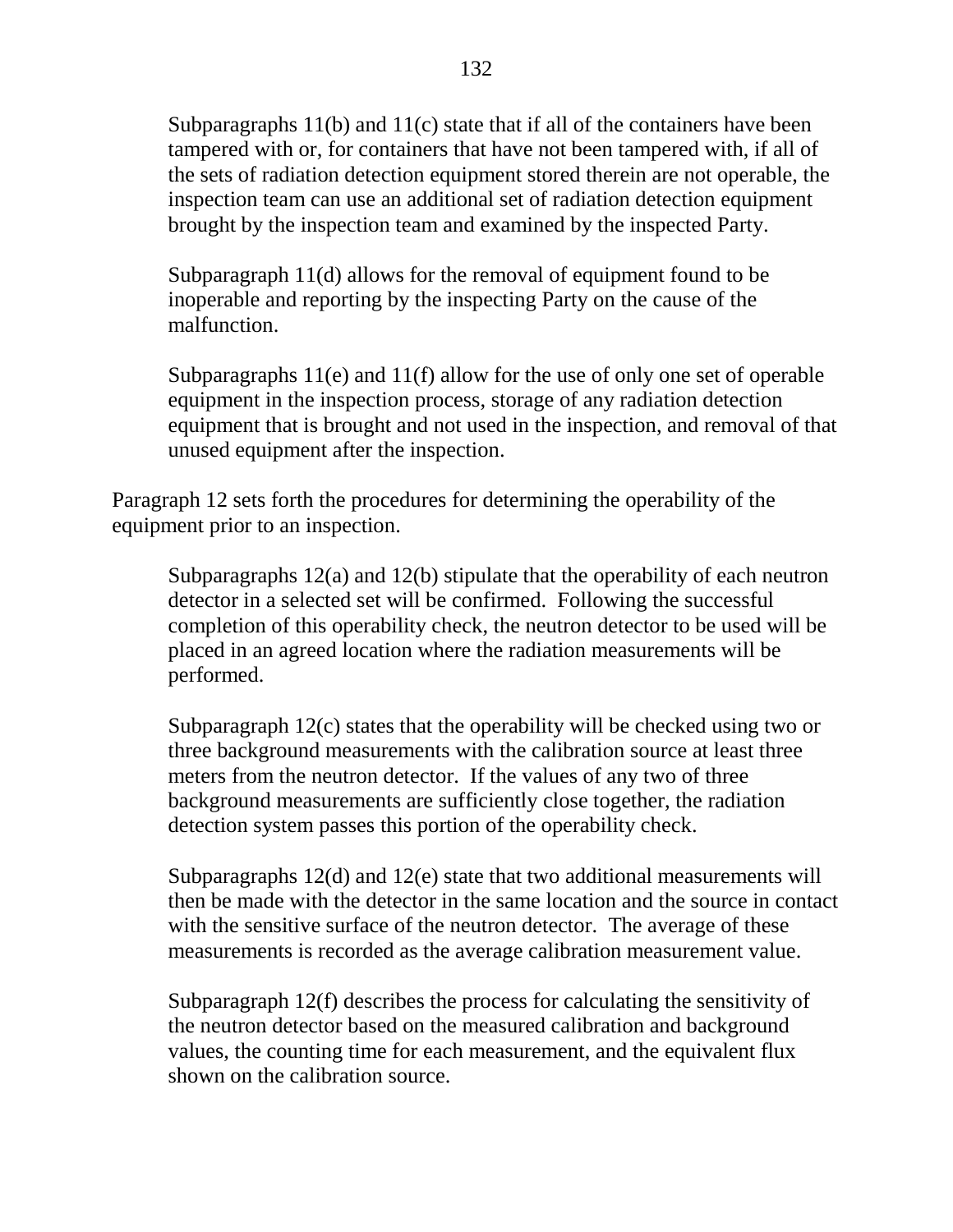Subparagraphs 11(b) and 11(c) state that if all of the containers have been tampered with or, for containers that have not been tampered with, if all of the sets of radiation detection equipment stored therein are not operable, the inspection team can use an additional set of radiation detection equipment brought by the inspection team and examined by the inspected Party.

Subparagraph 11(d) allows for the removal of equipment found to be inoperable and reporting by the inspecting Party on the cause of the malfunction.

Subparagraphs 11(e) and 11(f) allow for the use of only one set of operable equipment in the inspection process, storage of any radiation detection equipment that is brought and not used in the inspection, and removal of that unused equipment after the inspection.

Paragraph 12 sets forth the procedures for determining the operability of the equipment prior to an inspection.

Subparagraphs 12(a) and 12(b) stipulate that the operability of each neutron detector in a selected set will be confirmed. Following the successful completion of this operability check, the neutron detector to be used will be placed in an agreed location where the radiation measurements will be performed.

Subparagraph 12(c) states that the operability will be checked using two or three background measurements with the calibration source at least three meters from the neutron detector. If the values of any two of three background measurements are sufficiently close together, the radiation detection system passes this portion of the operability check.

Subparagraphs 12(d) and 12(e) state that two additional measurements will then be made with the detector in the same location and the source in contact with the sensitive surface of the neutron detector. The average of these measurements is recorded as the average calibration measurement value.

Subparagraph 12(f) describes the process for calculating the sensitivity of the neutron detector based on the measured calibration and background values, the counting time for each measurement, and the equivalent flux shown on the calibration source.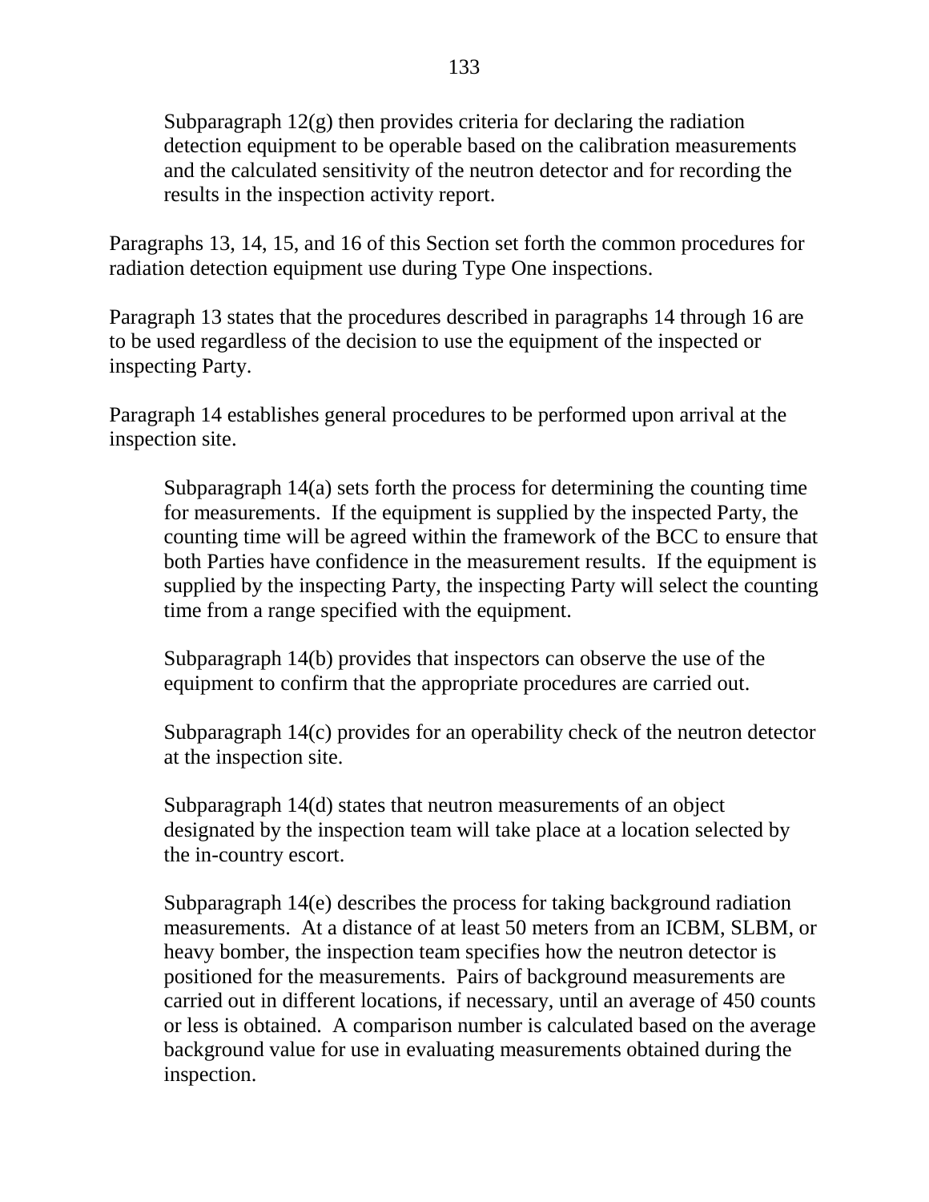Subparagraph 12(g) then provides criteria for declaring the radiation detection equipment to be operable based on the calibration measurements and the calculated sensitivity of the neutron detector and for recording the results in the inspection activity report.

Paragraphs 13, 14, 15, and 16 of this Section set forth the common procedures for radiation detection equipment use during Type One inspections.

Paragraph 13 states that the procedures described in paragraphs 14 through 16 are to be used regardless of the decision to use the equipment of the inspected or inspecting Party.

Paragraph 14 establishes general procedures to be performed upon arrival at the inspection site.

Subparagraph 14(a) sets forth the process for determining the counting time for measurements. If the equipment is supplied by the inspected Party, the counting time will be agreed within the framework of the BCC to ensure that both Parties have confidence in the measurement results. If the equipment is supplied by the inspecting Party, the inspecting Party will select the counting time from a range specified with the equipment.

Subparagraph 14(b) provides that inspectors can observe the use of the equipment to confirm that the appropriate procedures are carried out.

Subparagraph 14(c) provides for an operability check of the neutron detector at the inspection site.

Subparagraph 14(d) states that neutron measurements of an object designated by the inspection team will take place at a location selected by the in-country escort.

Subparagraph 14(e) describes the process for taking background radiation measurements. At a distance of at least 50 meters from an ICBM, SLBM, or heavy bomber, the inspection team specifies how the neutron detector is positioned for the measurements. Pairs of background measurements are carried out in different locations, if necessary, until an average of 450 counts or less is obtained. A comparison number is calculated based on the average background value for use in evaluating measurements obtained during the inspection.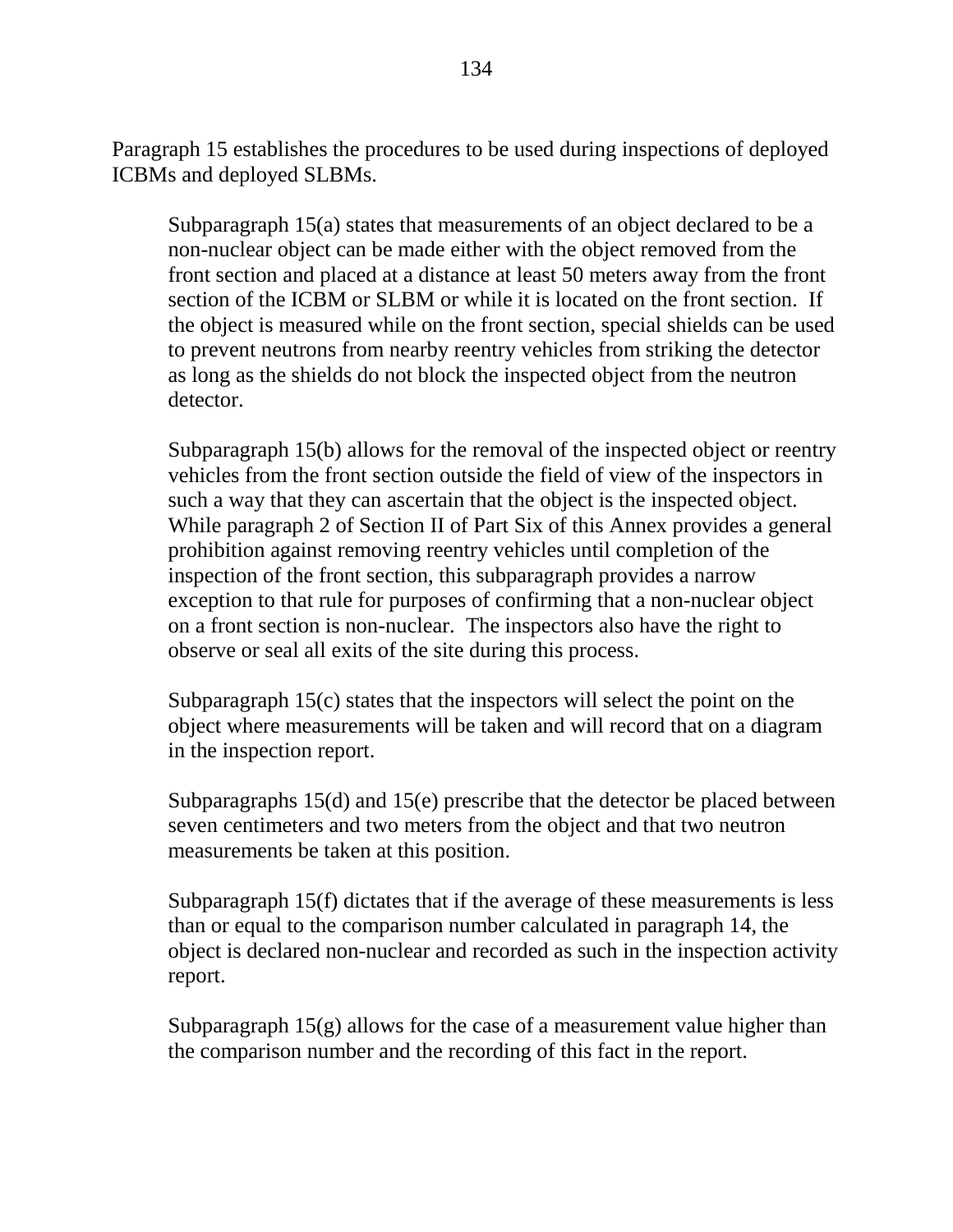Paragraph 15 establishes the procedures to be used during inspections of deployed ICBMs and deployed SLBMs.

Subparagraph 15(a) states that measurements of an object declared to be a non-nuclear object can be made either with the object removed from the front section and placed at a distance at least 50 meters away from the front section of the ICBM or SLBM or while it is located on the front section. If the object is measured while on the front section, special shields can be used to prevent neutrons from nearby reentry vehicles from striking the detector as long as the shields do not block the inspected object from the neutron detector.

Subparagraph 15(b) allows for the removal of the inspected object or reentry vehicles from the front section outside the field of view of the inspectors in such a way that they can ascertain that the object is the inspected object. While paragraph 2 of Section II of Part Six of this Annex provides a general prohibition against removing reentry vehicles until completion of the inspection of the front section, this subparagraph provides a narrow exception to that rule for purposes of confirming that a non-nuclear object on a front section is non-nuclear. The inspectors also have the right to observe or seal all exits of the site during this process.

Subparagraph 15(c) states that the inspectors will select the point on the object where measurements will be taken and will record that on a diagram in the inspection report.

Subparagraphs 15(d) and 15(e) prescribe that the detector be placed between seven centimeters and two meters from the object and that two neutron measurements be taken at this position.

Subparagraph 15(f) dictates that if the average of these measurements is less than or equal to the comparison number calculated in paragraph 14, the object is declared non-nuclear and recorded as such in the inspection activity report.

Subparagraph 15(g) allows for the case of a measurement value higher than the comparison number and the recording of this fact in the report.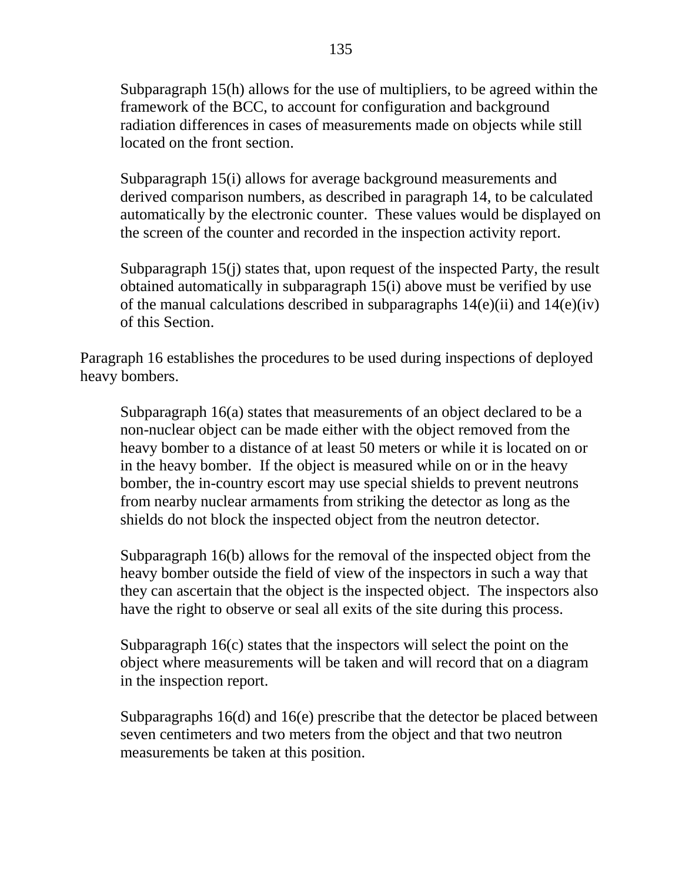Subparagraph 15(h) allows for the use of multipliers, to be agreed within the framework of the BCC, to account for configuration and background radiation differences in cases of measurements made on objects while still located on the front section.

Subparagraph 15(i) allows for average background measurements and derived comparison numbers, as described in paragraph 14, to be calculated automatically by the electronic counter. These values would be displayed on the screen of the counter and recorded in the inspection activity report.

Subparagraph 15(j) states that, upon request of the inspected Party, the result obtained automatically in subparagraph 15(i) above must be verified by use of the manual calculations described in subparagraphs 14(e)(ii) and 14(e)(iv) of this Section.

Paragraph 16 establishes the procedures to be used during inspections of deployed heavy bombers.

Subparagraph 16(a) states that measurements of an object declared to be a non-nuclear object can be made either with the object removed from the heavy bomber to a distance of at least 50 meters or while it is located on or in the heavy bomber. If the object is measured while on or in the heavy bomber, the in-country escort may use special shields to prevent neutrons from nearby nuclear armaments from striking the detector as long as the shields do not block the inspected object from the neutron detector.

Subparagraph 16(b) allows for the removal of the inspected object from the heavy bomber outside the field of view of the inspectors in such a way that they can ascertain that the object is the inspected object. The inspectors also have the right to observe or seal all exits of the site during this process.

Subparagraph 16(c) states that the inspectors will select the point on the object where measurements will be taken and will record that on a diagram in the inspection report.

Subparagraphs 16(d) and 16(e) prescribe that the detector be placed between seven centimeters and two meters from the object and that two neutron measurements be taken at this position.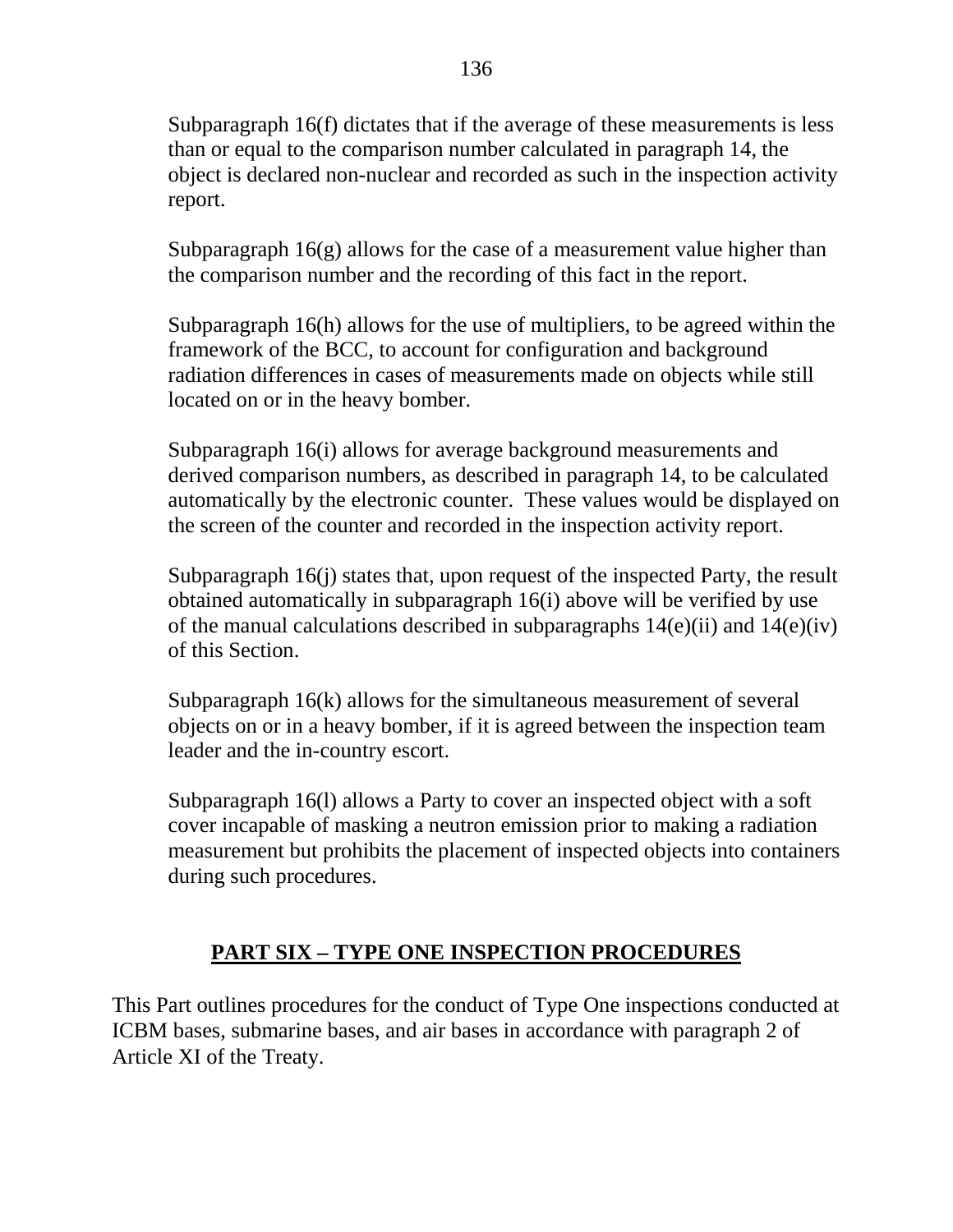Subparagraph 16(f) dictates that if the average of these measurements is less than or equal to the comparison number calculated in paragraph 14, the object is declared non-nuclear and recorded as such in the inspection activity report.

Subparagraph 16(g) allows for the case of a measurement value higher than the comparison number and the recording of this fact in the report.

Subparagraph 16(h) allows for the use of multipliers, to be agreed within the framework of the BCC, to account for configuration and background radiation differences in cases of measurements made on objects while still located on or in the heavy bomber.

Subparagraph 16(i) allows for average background measurements and derived comparison numbers, as described in paragraph 14, to be calculated automatically by the electronic counter. These values would be displayed on the screen of the counter and recorded in the inspection activity report.

Subparagraph 16(j) states that, upon request of the inspected Party, the result obtained automatically in subparagraph 16(i) above will be verified by use of the manual calculations described in subparagraphs 14(e)(ii) and 14(e)(iv) of this Section.

Subparagraph 16(k) allows for the simultaneous measurement of several objects on or in a heavy bomber, if it is agreed between the inspection team leader and the in-country escort.

Subparagraph 16(l) allows a Party to cover an inspected object with a soft cover incapable of masking a neutron emission prior to making a radiation measurement but prohibits the placement of inspected objects into containers during such procedures.

## PART SIX – TYPE ONE INSPECTION PROCEDURES

This Part outlines procedures for the conduct of Type One inspections conducted at ICBM bases, submarine bases, and air bases in accordance with paragraph 2 of Article XI of the Treaty.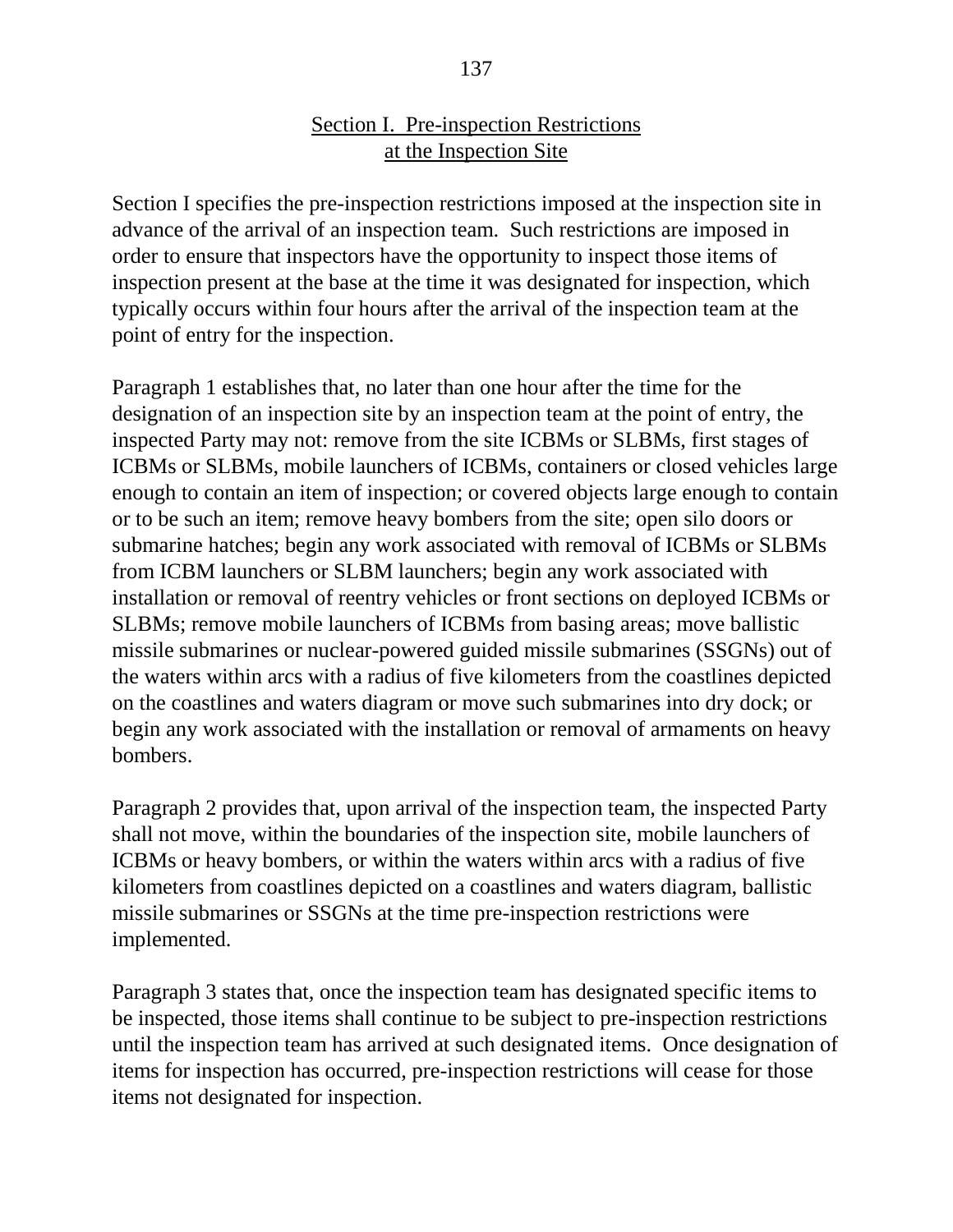## Section I. Pre-inspection Restrictions at the Inspection Site

Section I specifies the pre-inspection restrictions imposed at the inspection site in advance of the arrival of an inspection team. Such restrictions are imposed in order to ensure that inspectors have the opportunity to inspect those items of inspection present at the base at the time it was designated for inspection, which typically occurs within four hours after the arrival of the inspection team at the point of entry for the inspection.

Paragraph 1 establishes that, no later than one hour after the time for the designation of an inspection site by an inspection team at the point of entry, the inspected Party may not: remove from the site ICBMs or SLBMs, first stages of ICBMs or SLBMs, mobile launchers of ICBMs, containers or closed vehicles large enough to contain an item of inspection; or covered objects large enough to contain or to be such an item; remove heavy bombers from the site; open silo doors or submarine hatches; begin any work associated with removal of ICBMs or SLBMs from ICBM launchers or SLBM launchers; begin any work associated with installation or removal of reentry vehicles or front sections on deployed ICBMs or SLBMs; remove mobile launchers of ICBMs from basing areas; move ballistic missile submarines or nuclear-powered guided missile submarines (SSGNs) out of the waters within arcs with a radius of five kilometers from the coastlines depicted on the coastlines and waters diagram or move such submarines into dry dock; or begin any work associated with the installation or removal of armaments on heavy bombers.

Paragraph 2 provides that, upon arrival of the inspection team, the inspected Party shall not move, within the boundaries of the inspection site, mobile launchers of ICBMs or heavy bombers, or within the waters within arcs with a radius of five kilometers from coastlines depicted on a coastlines and waters diagram, ballistic missile submarines or SSGNs at the time pre-inspection restrictions were implemented.

Paragraph 3 states that, once the inspection team has designated specific items to be inspected, those items shall continue to be subject to pre-inspection restrictions until the inspection team has arrived at such designated items. Once designation of items for inspection has occurred, pre-inspection restrictions will cease for those items not designated for inspection.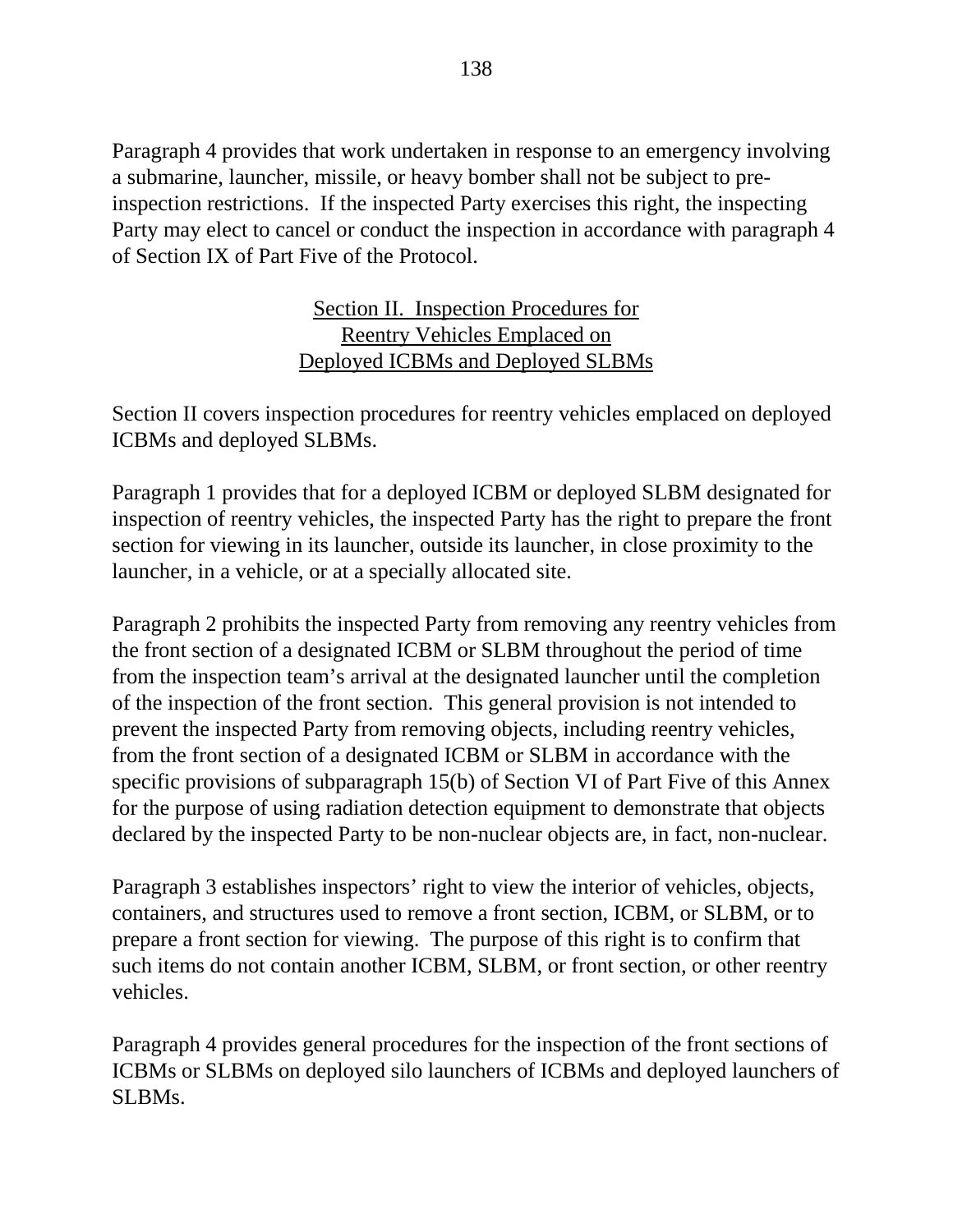Paragraph 4 provides that work undertaken in response to an emergency involving a submarine, launcher, missile, or heavy bomber shall not be subject to pre-inspection restrictions. If the inspected Party exercises this right, the inspecting Party may elect to cancel or conduct the inspection in accordance with paragraph 4 of Section IX of Part Five of the Protocol.

<u>Section II. Inspection Procedures for Reentry Vehicles Emplaced on Deployed ICBMs and Deployed SLBMs</u>

Section II covers inspection procedures for reentry vehicles emplaced on deployed ICBMs and deployed SLBMs.

Paragraph 1 provides that for a deployed ICBM or deployed SLBM designated for inspection of reentry vehicles, the inspected Party has the right to prepare the front section for viewing in its launcher, outside its launcher, in close proximity to the launcher, in a vehicle, or at a specially allocated site.

Paragraph 2 prohibits the inspected Party from removing any reentry vehicles from the front section of a designated ICBM or SLBM throughout the period of time from the inspection team's arrival at the designated launcher until the completion of the inspection of the front section. This general provision is not intended to prevent the inspected Party from removing objects, including reentry vehicles, from the front section of a designated ICBM or SLBM in accordance with the specific provisions of subparagraph 15(b) of Section VI of Part Five of this Annex for the purpose of using radiation detection equipment to demonstrate that objects declared by the inspected Party to be non-nuclear objects are, in fact, non-nuclear.

Paragraph 3 establishes inspectors' right to view the interior of vehicles, objects, containers, and structures used to remove a front section, ICBM, or SLBM, or to prepare a front section for viewing. The purpose of this right is to confirm that such items do not contain another ICBM, SLBM, or front section, or other reentry vehicles.

Paragraph 4 provides general procedures for the inspection of the front sections of ICBMs or SLBMs on deployed silo launchers of ICBMs and deployed launchers of SLBMs.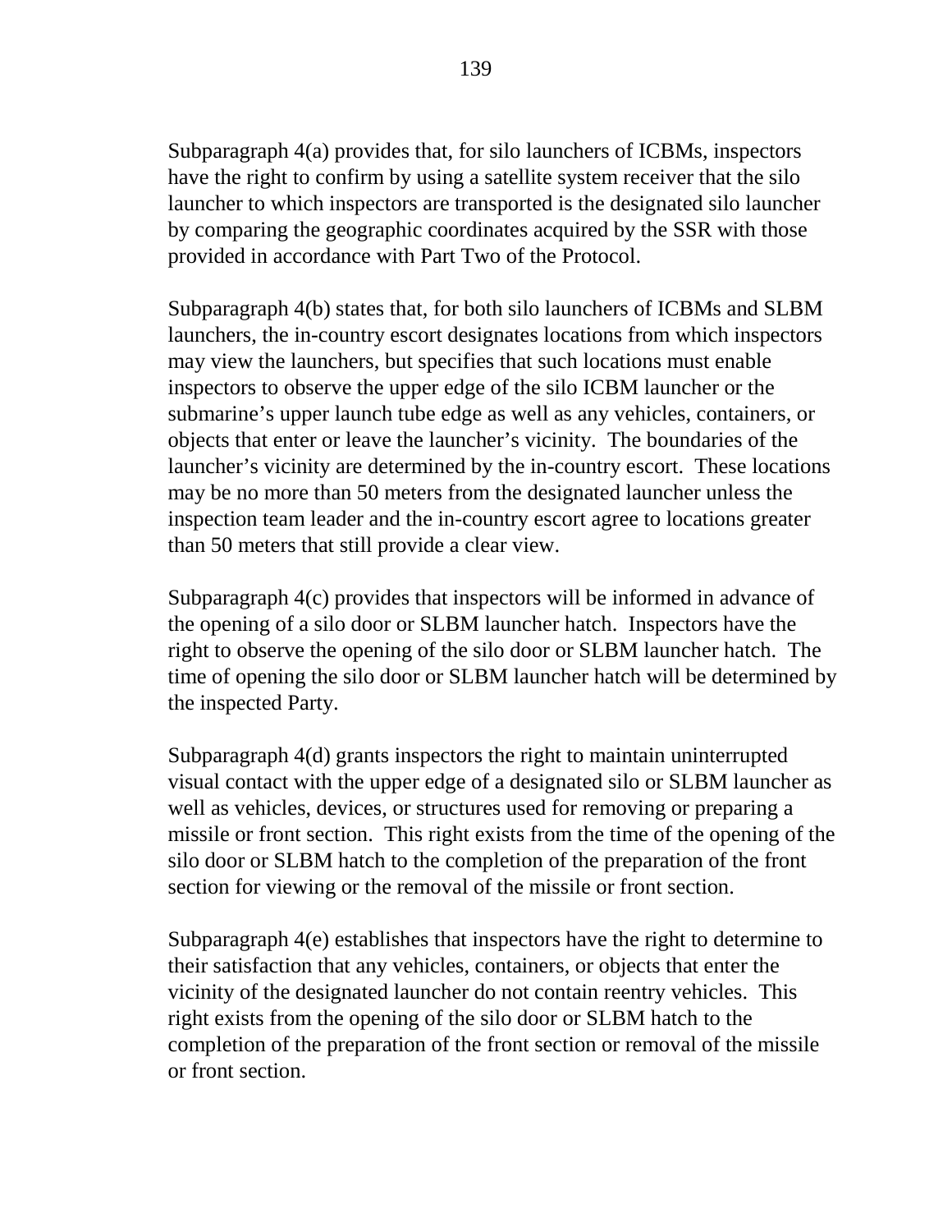Subparagraph 4(a) provides that, for silo launchers of ICBMs, inspectors have the right to confirm by using a satellite system receiver that the silo launcher to which inspectors are transported is the designated silo launcher by comparing the geographic coordinates acquired by the SSR with those provided in accordance with Part Two of the Protocol.

Subparagraph 4(b) states that, for both silo launchers of ICBMs and SLBM launchers, the in-country escort designates locations from which inspectors may view the launchers, but specifies that such locations must enable inspectors to observe the upper edge of the silo ICBM launcher or the submarine's upper launch tube edge as well as any vehicles, containers, or objects that enter or leave the launcher's vicinity. The boundaries of the launcher's vicinity are determined by the in-country escort. These locations may be no more than 50 meters from the designated launcher unless the inspection team leader and the in-country escort agree to locations greater than 50 meters that still provide a clear view.

Subparagraph 4(c) provides that inspectors will be informed in advance of the opening of a silo door or SLBM launcher hatch. Inspectors have the right to observe the opening of the silo door or SLBM launcher hatch. The time of opening the silo door or SLBM launcher hatch will be determined by the inspected Party.

Subparagraph 4(d) grants inspectors the right to maintain uninterrupted visual contact with the upper edge of a designated silo or SLBM launcher as well as vehicles, devices, or structures used for removing or preparing a missile or front section. This right exists from the time of the opening of the silo door or SLBM hatch to the completion of the preparation of the front section for viewing or the removal of the missile or front section.

Subparagraph 4(e) establishes that inspectors have the right to determine to their satisfaction that any vehicles, containers, or objects that enter the vicinity of the designated launcher do not contain reentry vehicles. This right exists from the opening of the silo door or SLBM hatch to the completion of the preparation of the front section or removal of the missile or front section.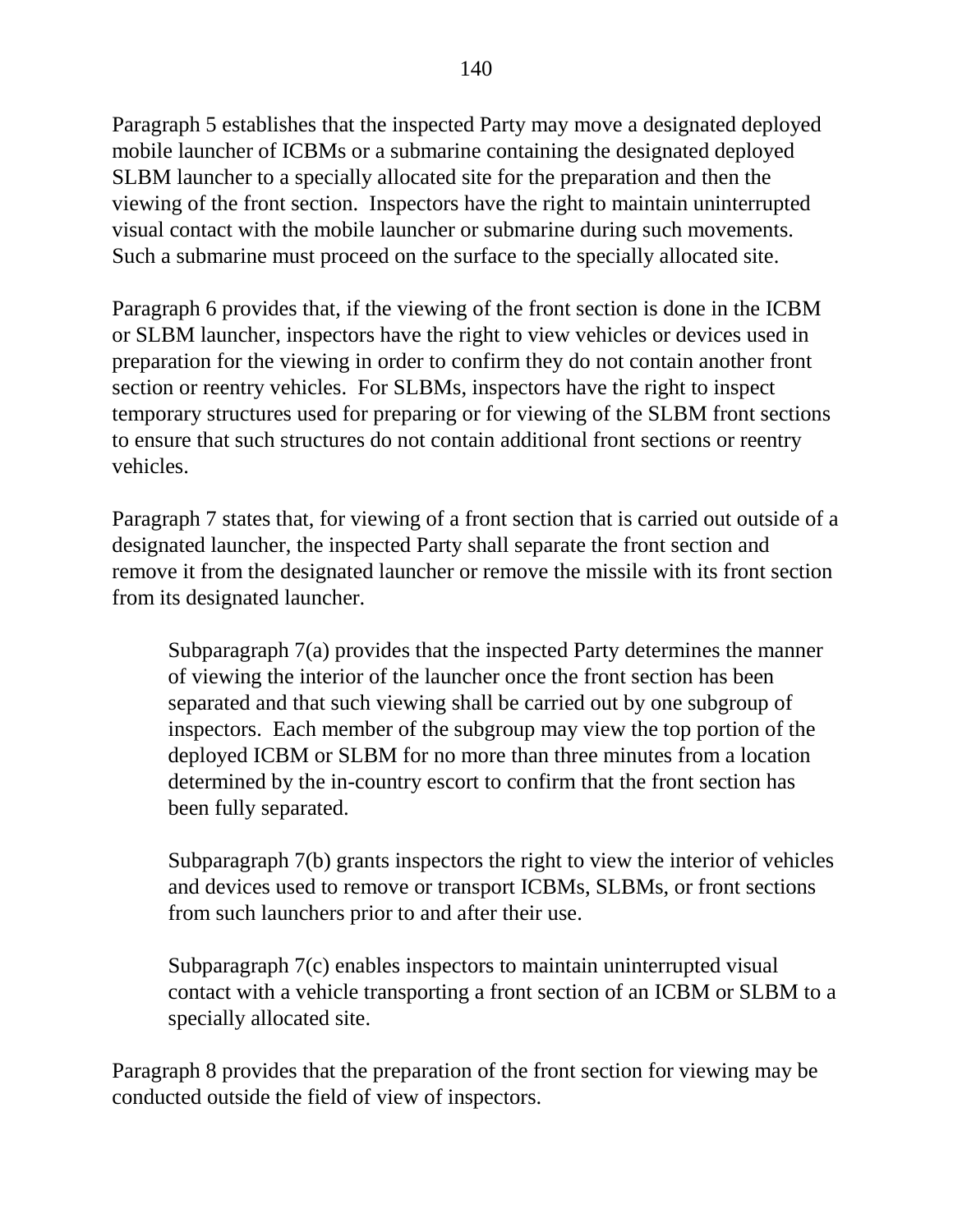Paragraph 5 establishes that the inspected Party may move a designated deployed mobile launcher of ICBMs or a submarine containing the designated deployed SLBM launcher to a specially allocated site for the preparation and then the viewing of the front section. Inspectors have the right to maintain uninterrupted visual contact with the mobile launcher or submarine during such movements. Such a submarine must proceed on the surface to the specially allocated site.

Paragraph 6 provides that, if the viewing of the front section is done in the ICBM or SLBM launcher, inspectors have the right to view vehicles or devices used in preparation for the viewing in order to confirm they do not contain another front section or reentry vehicles. For SLBMs, inspectors have the right to inspect temporary structures used for preparing or for viewing of the SLBM front sections to ensure that such structures do not contain additional front sections or reentry vehicles.

Paragraph 7 states that, for viewing of a front section that is carried out outside of a designated launcher, the inspected Party shall separate the front section and remove it from the designated launcher or remove the missile with its front section from its designated launcher.

> Subparagraph 7(a) provides that the inspected Party determines the manner of viewing the interior of the launcher once the front section has been separated and that such viewing shall be carried out by one subgroup of inspectors. Each member of the subgroup may view the top portion of the deployed ICBM or SLBM for no more than three minutes from a location determined by the in-country escort to confirm that the front section has been fully separated.
>
> Subparagraph 7(b) grants inspectors the right to view the interior of vehicles and devices used to remove or transport ICBMs, SLBMs, or front sections from such launchers prior to and after their use.
>
> Subparagraph 7(c) enables inspectors to maintain uninterrupted visual contact with a vehicle transporting a front section of an ICBM or SLBM to a specially allocated site.

Paragraph 8 provides that the preparation of the front section for viewing may be conducted outside the field of view of inspectors.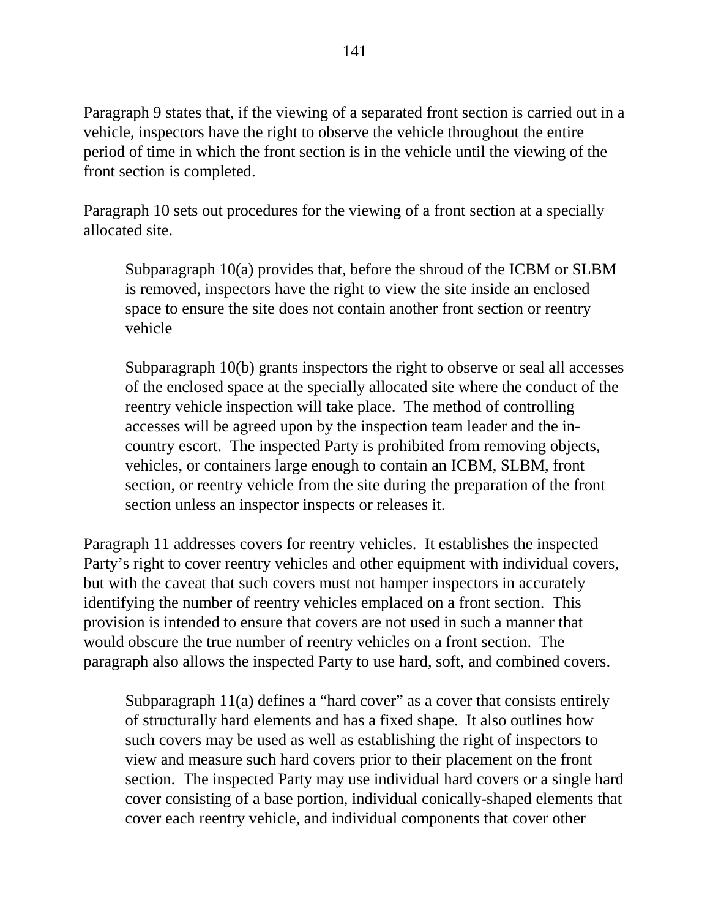Paragraph 9 states that, if the viewing of a separated front section is carried out in a vehicle, inspectors have the right to observe the vehicle throughout the entire period of time in which the front section is in the vehicle until the viewing of the front section is completed.

Paragraph 10 sets out procedures for the viewing of a front section at a specially allocated site.

> Subparagraph 10(a) provides that, before the shroud of the ICBM or SLBM is removed, inspectors have the right to view the site inside an enclosed space to ensure the site does not contain another front section or reentry vehicle
>
> Subparagraph 10(b) grants inspectors the right to observe or seal all accesses of the enclosed space at the specially allocated site where the conduct of the reentry vehicle inspection will take place. The method of controlling accesses will be agreed upon by the inspection team leader and the in-country escort. The inspected Party is prohibited from removing objects, vehicles, or containers large enough to contain an ICBM, SLBM, front section, or reentry vehicle from the site during the preparation of the front section unless an inspector inspects or releases it.

Paragraph 11 addresses covers for reentry vehicles. It establishes the inspected Party's right to cover reentry vehicles and other equipment with individual covers, but with the caveat that such covers must not hamper inspectors in accurately identifying the number of reentry vehicles emplaced on a front section. This provision is intended to ensure that covers are not used in such a manner that would obscure the true number of reentry vehicles on a front section. The paragraph also allows the inspected Party to use hard, soft, and combined covers.

> Subparagraph 11(a) defines a "hard cover" as a cover that consists entirely of structurally hard elements and has a fixed shape. It also outlines how such covers may be used as well as establishing the right of inspectors to view and measure such hard covers prior to their placement on the front section. The inspected Party may use individual hard covers or a single hard cover consisting of a base portion, individual conically-shaped elements that cover each reentry vehicle, and individual components that cover other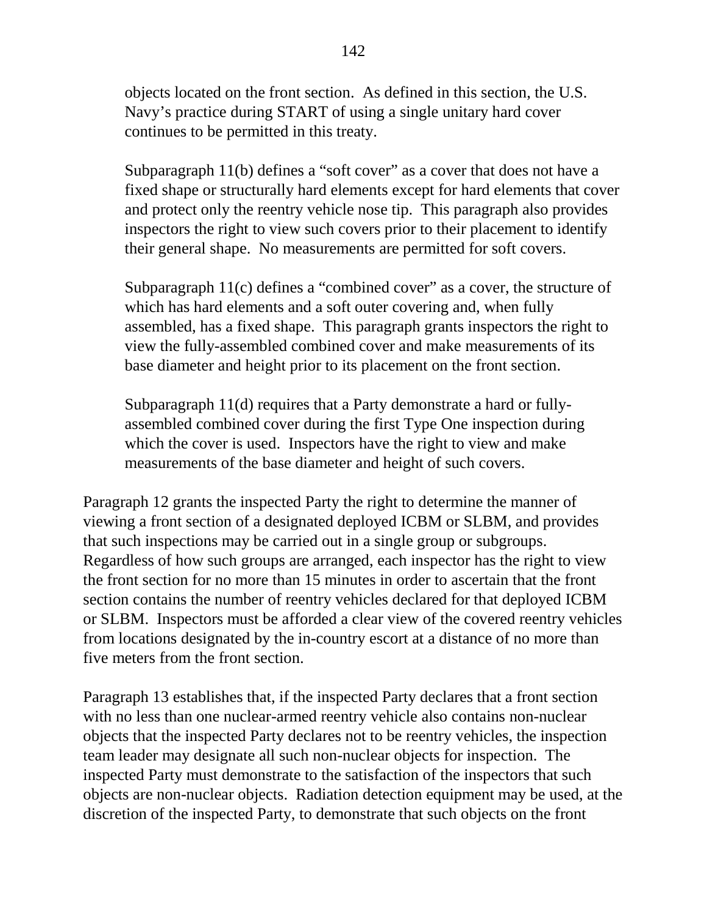objects located on the front section. As defined in this section, the U.S. Navy's practice during START of using a single unitary hard cover continues to be permitted in this treaty.

Subparagraph 11(b) defines a "soft cover" as a cover that does not have a fixed shape or structurally hard elements except for hard elements that cover and protect only the reentry vehicle nose tip. This paragraph also provides inspectors the right to view such covers prior to their placement to identify their general shape. No measurements are permitted for soft covers.

Subparagraph 11(c) defines a "combined cover" as a cover, the structure of which has hard elements and a soft outer covering and, when fully assembled, has a fixed shape. This paragraph grants inspectors the right to view the fully-assembled combined cover and make measurements of its base diameter and height prior to its placement on the front section.

Subparagraph 11(d) requires that a Party demonstrate a hard or fully-assembled combined cover during the first Type One inspection during which the cover is used. Inspectors have the right to view and make measurements of the base diameter and height of such covers.

Paragraph 12 grants the inspected Party the right to determine the manner of viewing a front section of a designated deployed ICBM or SLBM, and provides that such inspections may be carried out in a single group or subgroups. Regardless of how such groups are arranged, each inspector has the right to view the front section for no more than 15 minutes in order to ascertain that the front section contains the number of reentry vehicles declared for that deployed ICBM or SLBM. Inspectors must be afforded a clear view of the covered reentry vehicles from locations designated by the in-country escort at a distance of no more than five meters from the front section.

Paragraph 13 establishes that, if the inspected Party declares that a front section with no less than one nuclear-armed reentry vehicle also contains non-nuclear objects that the inspected Party declares not to be reentry vehicles, the inspection team leader may designate all such non-nuclear objects for inspection. The inspected Party must demonstrate to the satisfaction of the inspectors that such objects are non-nuclear objects. Radiation detection equipment may be used, at the discretion of the inspected Party, to demonstrate that such objects on the front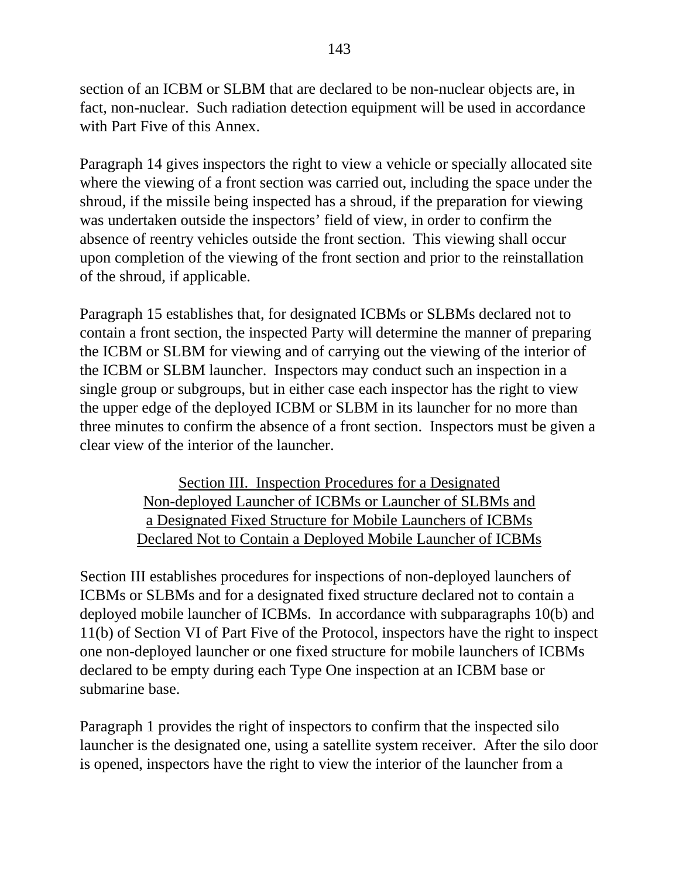section of an ICBM or SLBM that are declared to be non-nuclear objects are, in fact, non-nuclear. Such radiation detection equipment will be used in accordance with Part Five of this Annex.

Paragraph 14 gives inspectors the right to view a vehicle or specially allocated site where the viewing of a front section was carried out, including the space under the shroud, if the missile being inspected has a shroud, if the preparation for viewing was undertaken outside the inspectors' field of view, in order to confirm the absence of reentry vehicles outside the front section. This viewing shall occur upon completion of the viewing of the front section and prior to the reinstallation of the shroud, if applicable.

Paragraph 15 establishes that, for designated ICBMs or SLBMs declared not to contain a front section, the inspected Party will determine the manner of preparing the ICBM or SLBM for viewing and of carrying out the viewing of the interior of the ICBM or SLBM launcher. Inspectors may conduct such an inspection in a single group or subgroups, but in either case each inspector has the right to view the upper edge of the deployed ICBM or SLBM in its launcher for no more than three minutes to confirm the absence of a front section. Inspectors must be given a clear view of the interior of the launcher.

## Section III. Inspection Procedures for a Designated Non-deployed Launcher of ICBMs or Launcher of SLBMs and a Designated Fixed Structure for Mobile Launchers of ICBMs Declared Not to Contain a Deployed Mobile Launcher of ICBMs

Section III establishes procedures for inspections of non-deployed launchers of ICBMs or SLBMs and for a designated fixed structure declared not to contain a deployed mobile launcher of ICBMs. In accordance with subparagraphs 10(b) and 11(b) of Section VI of Part Five of the Protocol, inspectors have the right to inspect one non-deployed launcher or one fixed structure for mobile launchers of ICBMs declared to be empty during each Type One inspection at an ICBM base or submarine base.

Paragraph 1 provides the right of inspectors to confirm that the inspected silo launcher is the designated one, using a satellite system receiver. After the silo door is opened, inspectors have the right to view the interior of the launcher from a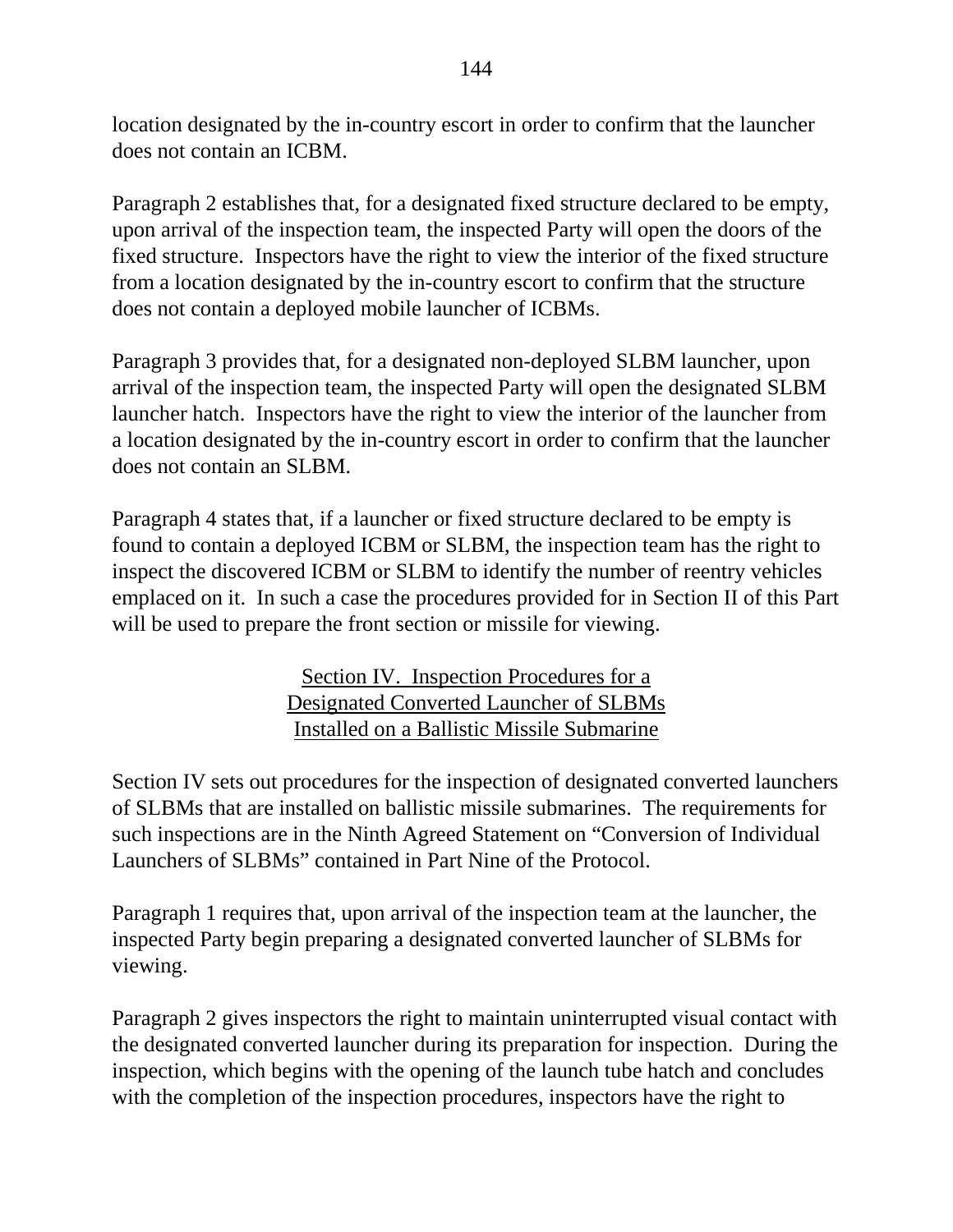location designated by the in-country escort in order to confirm that the launcher does not contain an ICBM.

Paragraph 2 establishes that, for a designated fixed structure declared to be empty, upon arrival of the inspection team, the inspected Party will open the doors of the fixed structure. Inspectors have the right to view the interior of the fixed structure from a location designated by the in-country escort to confirm that the structure does not contain a deployed mobile launcher of ICBMs.

Paragraph 3 provides that, for a designated non-deployed SLBM launcher, upon arrival of the inspection team, the inspected Party will open the designated SLBM launcher hatch. Inspectors have the right to view the interior of the launcher from a location designated by the in-country escort in order to confirm that the launcher does not contain an SLBM.

Paragraph 4 states that, if a launcher or fixed structure declared to be empty is found to contain a deployed ICBM or SLBM, the inspection team has the right to inspect the discovered ICBM or SLBM to identify the number of reentry vehicles emplaced on it. In such a case the procedures provided for in Section II of this Part will be used to prepare the front section or missile for viewing.

## Section IV. Inspection Procedures for a Designated Converted Launcher of SLBMs Installed on a Ballistic Missile Submarine

Section IV sets out procedures for the inspection of designated converted launchers of SLBMs that are installed on ballistic missile submarines. The requirements for such inspections are in the Ninth Agreed Statement on “Conversion of Individual Launchers of SLBMs” contained in Part Nine of the Protocol.

Paragraph 1 requires that, upon arrival of the inspection team at the launcher, the inspected Party begin preparing a designated converted launcher of SLBMs for viewing.

Paragraph 2 gives inspectors the right to maintain uninterrupted visual contact with the designated converted launcher during its preparation for inspection. During the inspection, which begins with the opening of the launch tube hatch and concludes with the completion of the inspection procedures, inspectors have the right to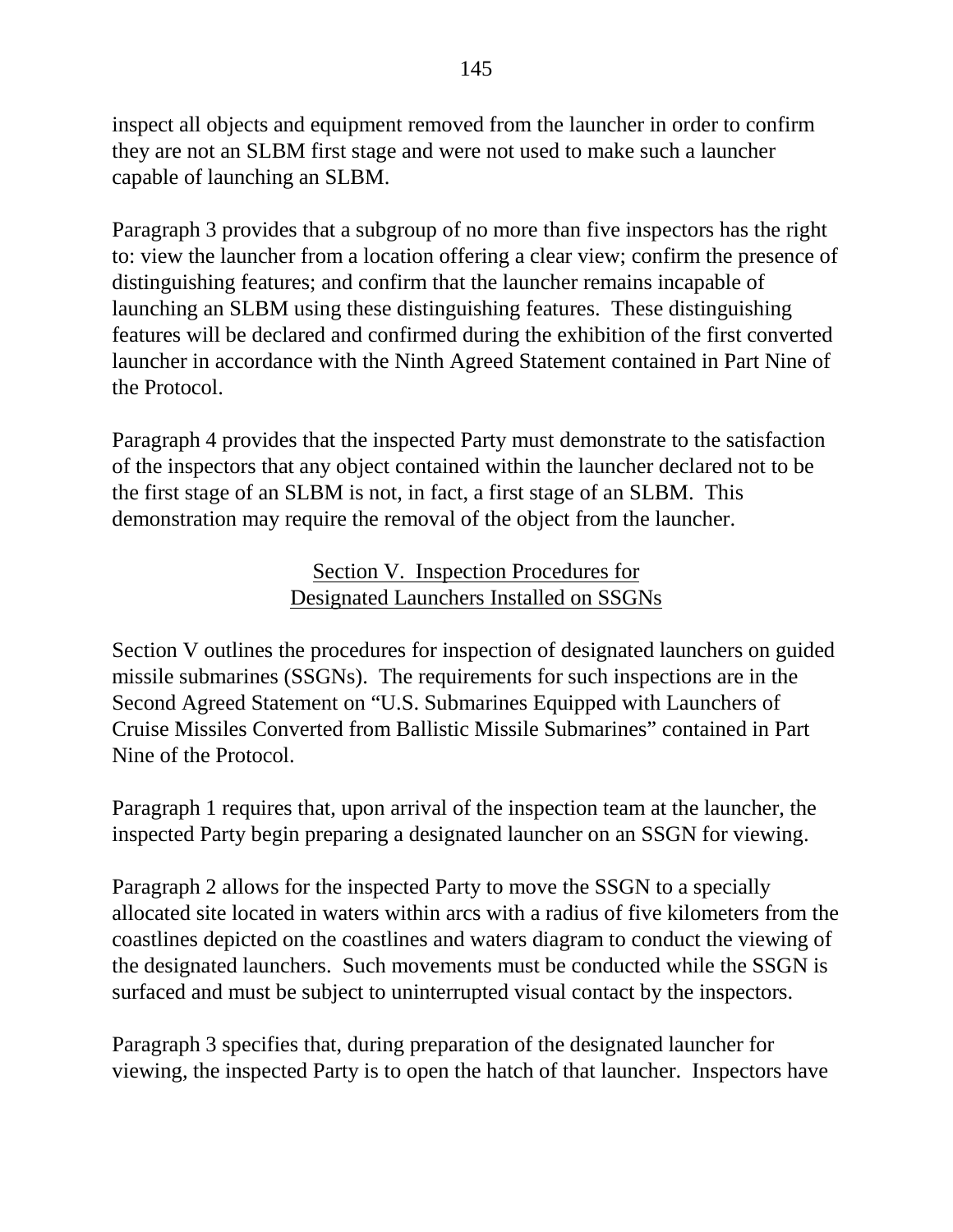inspect all objects and equipment removed from the launcher in order to confirm they are not an SLBM first stage and were not used to make such a launcher capable of launching an SLBM.

Paragraph 3 provides that a subgroup of no more than five inspectors has the right to: view the launcher from a location offering a clear view; confirm the presence of distinguishing features; and confirm that the launcher remains incapable of launching an SLBM using these distinguishing features. These distinguishing features will be declared and confirmed during the exhibition of the first converted launcher in accordance with the Ninth Agreed Statement contained in Part Nine of the Protocol.

Paragraph 4 provides that the inspected Party must demonstrate to the satisfaction of the inspectors that any object contained within the launcher declared not to be the first stage of an SLBM is not, in fact, a first stage of an SLBM. This demonstration may require the removal of the object from the launcher.

## Section V. Inspection Procedures for Designated Launchers Installed on SSGNs

Section V outlines the procedures for inspection of designated launchers on guided missile submarines (SSGNs). The requirements for such inspections are in the Second Agreed Statement on "U.S. Submarines Equipped with Launchers of Cruise Missiles Converted from Ballistic Missile Submarines" contained in Part Nine of the Protocol.

Paragraph 1 requires that, upon arrival of the inspection team at the launcher, the inspected Party begin preparing a designated launcher on an SSGN for viewing.

Paragraph 2 allows for the inspected Party to move the SSGN to a specially allocated site located in waters within arcs with a radius of five kilometers from the coastlines depicted on the coastlines and waters diagram to conduct the viewing of the designated launchers. Such movements must be conducted while the SSGN is surfaced and must be subject to uninterrupted visual contact by the inspectors.

Paragraph 3 specifies that, during preparation of the designated launcher for viewing, the inspected Party is to open the hatch of that launcher. Inspectors have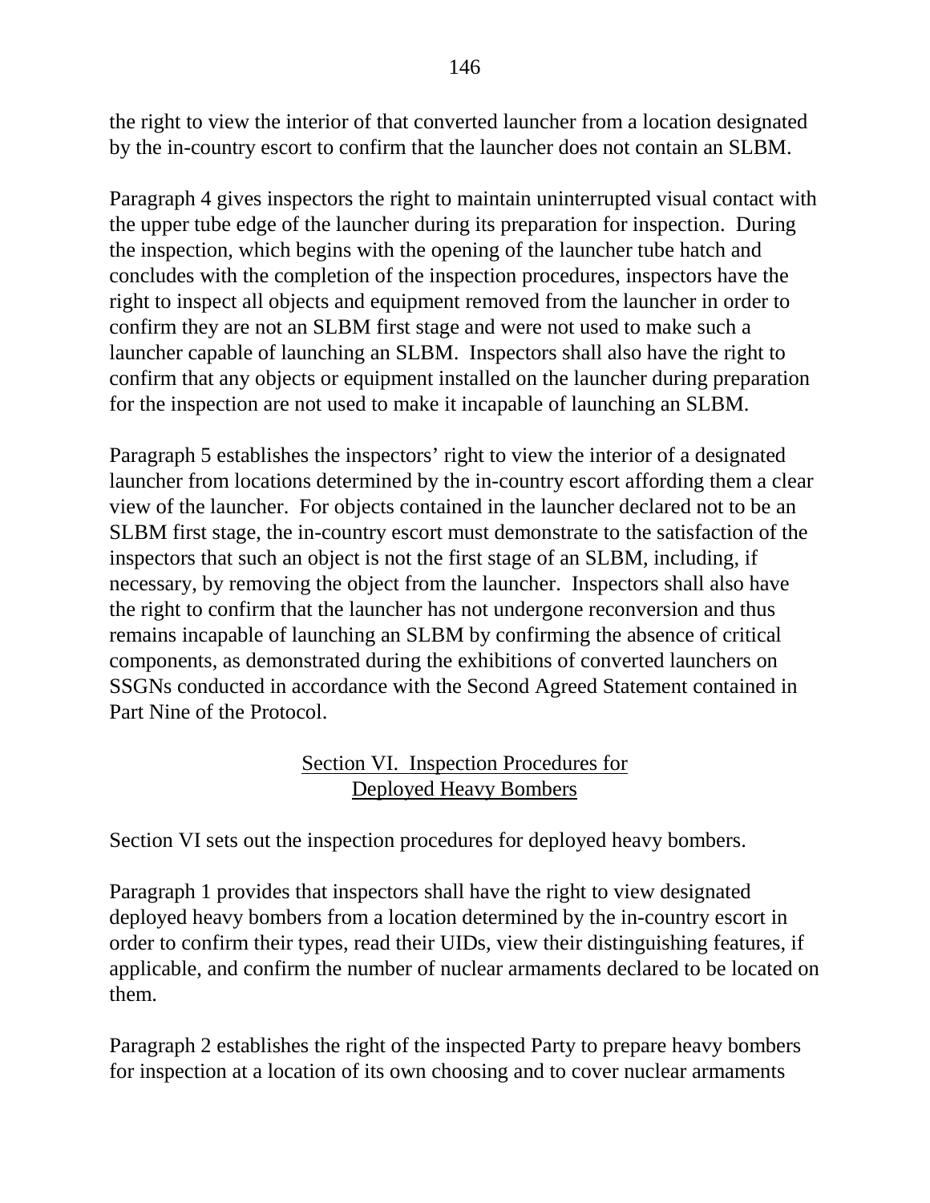the right to view the interior of that converted launcher from a location designated by the in-country escort to confirm that the launcher does not contain an SLBM.

Paragraph 4 gives inspectors the right to maintain uninterrupted visual contact with the upper tube edge of the launcher during its preparation for inspection. During the inspection, which begins with the opening of the launcher tube hatch and concludes with the completion of the inspection procedures, inspectors have the right to inspect all objects and equipment removed from the launcher in order to confirm they are not an SLBM first stage and were not used to make such a launcher capable of launching an SLBM. Inspectors shall also have the right to confirm that any objects or equipment installed on the launcher during preparation for the inspection are not used to make it incapable of launching an SLBM.

Paragraph 5 establishes the inspectors' right to view the interior of a designated launcher from locations determined by the in-country escort affording them a clear view of the launcher. For objects contained in the launcher declared not to be an SLBM first stage, the in-country escort must demonstrate to the satisfaction of the inspectors that such an object is not the first stage of an SLBM, including, if necessary, by removing the object from the launcher. Inspectors shall also have the right to confirm that the launcher has not undergone reconversion and thus remains incapable of launching an SLBM by confirming the absence of critical components, as demonstrated during the exhibitions of converted launchers on SSGNs conducted in accordance with the Second Agreed Statement contained in Part Nine of the Protocol.

## Section VI. Inspection Procedures for Deployed Heavy Bombers

Section VI sets out the inspection procedures for deployed heavy bombers.

Paragraph 1 provides that inspectors shall have the right to view designated deployed heavy bombers from a location determined by the in-country escort in order to confirm their types, read their UIDs, view their distinguishing features, if applicable, and confirm the number of nuclear armaments declared to be located on them.

Paragraph 2 establishes the right of the inspected Party to prepare heavy bombers for inspection at a location of its own choosing and to cover nuclear armaments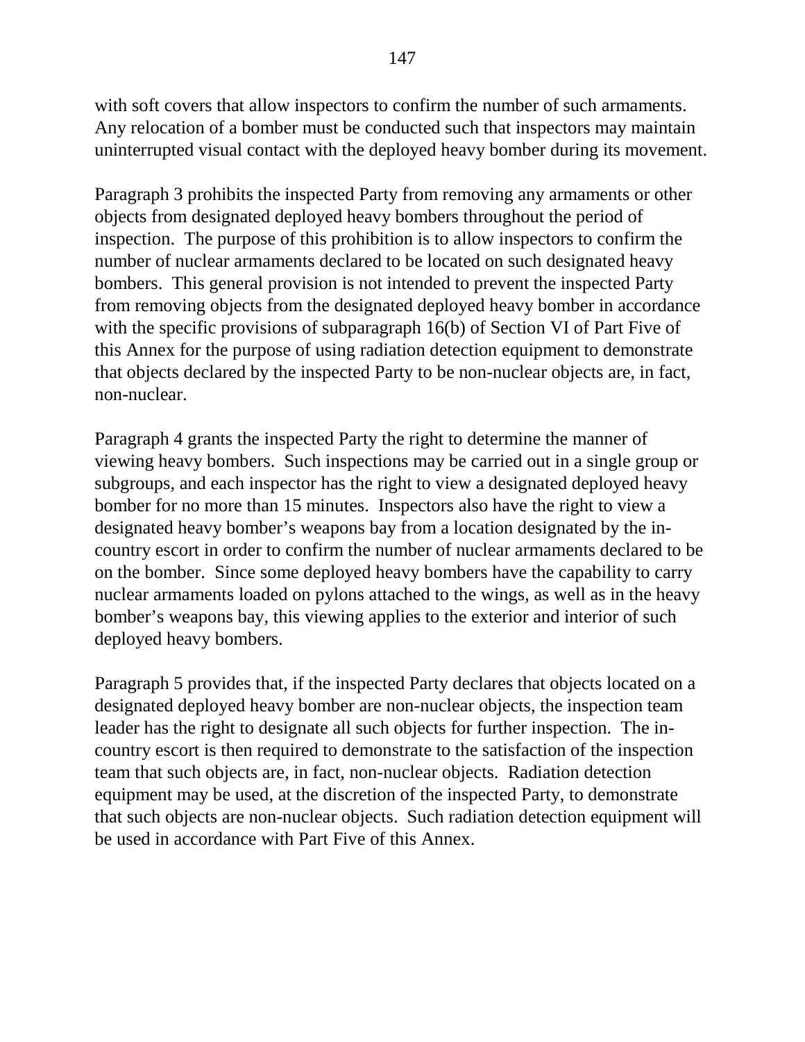with soft covers that allow inspectors to confirm the number of such armaments. Any relocation of a bomber must be conducted such that inspectors may maintain uninterrupted visual contact with the deployed heavy bomber during its movement.

Paragraph 3 prohibits the inspected Party from removing any armaments or other objects from designated deployed heavy bombers throughout the period of inspection. The purpose of this prohibition is to allow inspectors to confirm the number of nuclear armaments declared to be located on such designated heavy bombers. This general provision is not intended to prevent the inspected Party from removing objects from the designated deployed heavy bomber in accordance with the specific provisions of subparagraph 16(b) of Section VI of Part Five of this Annex for the purpose of using radiation detection equipment to demonstrate that objects declared by the inspected Party to be non-nuclear objects are, in fact, non-nuclear.

Paragraph 4 grants the inspected Party the right to determine the manner of viewing heavy bombers. Such inspections may be carried out in a single group or subgroups, and each inspector has the right to view a designated deployed heavy bomber for no more than 15 minutes. Inspectors also have the right to view a designated heavy bomber's weapons bay from a location designated by the in-country escort in order to confirm the number of nuclear armaments declared to be on the bomber. Since some deployed heavy bombers have the capability to carry nuclear armaments loaded on pylons attached to the wings, as well as in the heavy bomber's weapons bay, this viewing applies to the exterior and interior of such deployed heavy bombers.

Paragraph 5 provides that, if the inspected Party declares that objects located on a designated deployed heavy bomber are non-nuclear objects, the inspection team leader has the right to designate all such objects for further inspection. The in-country escort is then required to demonstrate to the satisfaction of the inspection team that such objects are, in fact, non-nuclear objects. Radiation detection equipment may be used, at the discretion of the inspected Party, to demonstrate that such objects are non-nuclear objects. Such radiation detection equipment will be used in accordance with Part Five of this Annex.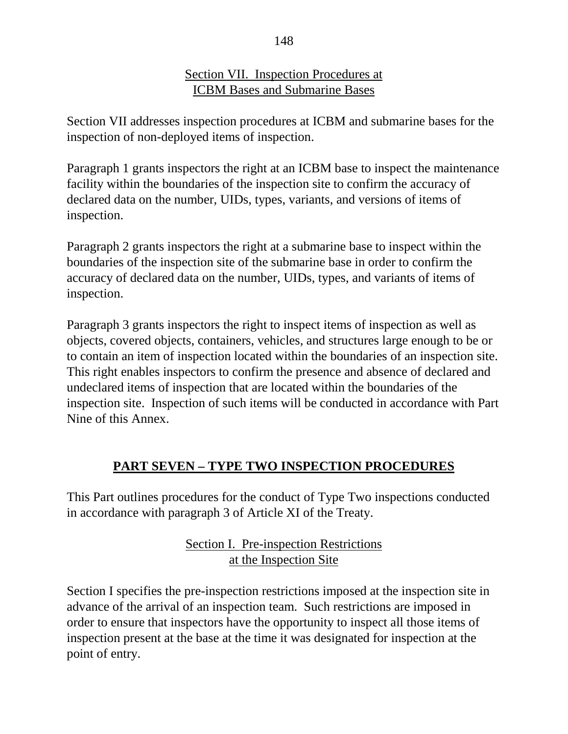### Section VII. Inspection Procedures at ICBM Bases and Submarine Bases

Section VII addresses inspection procedures at ICBM and submarine bases for the inspection of non-deployed items of inspection.

Paragraph 1 grants inspectors the right at an ICBM base to inspect the maintenance facility within the boundaries of the inspection site to confirm the accuracy of declared data on the number, UIDs, types, variants, and versions of items of inspection.

Paragraph 2 grants inspectors the right at a submarine base to inspect within the boundaries of the inspection site of the submarine base in order to confirm the accuracy of declared data on the number, UIDs, types, and variants of items of inspection.

Paragraph 3 grants inspectors the right to inspect items of inspection as well as objects, covered objects, containers, vehicles, and structures large enough to be or to contain an item of inspection located within the boundaries of an inspection site. This right enables inspectors to confirm the presence and absence of declared and undeclared items of inspection that are located within the boundaries of the inspection site. Inspection of such items will be conducted in accordance with Part Nine of this Annex.

## PART SEVEN – TYPE TWO INSPECTION PROCEDURES

This Part outlines procedures for the conduct of Type Two inspections conducted in accordance with paragraph 3 of Article XI of the Treaty.

### Section I. Pre-inspection Restrictions at the Inspection Site

Section I specifies the pre-inspection restrictions imposed at the inspection site in advance of the arrival of an inspection team. Such restrictions are imposed in order to ensure that inspectors have the opportunity to inspect all those items of inspection present at the base at the time it was designated for inspection at the point of entry.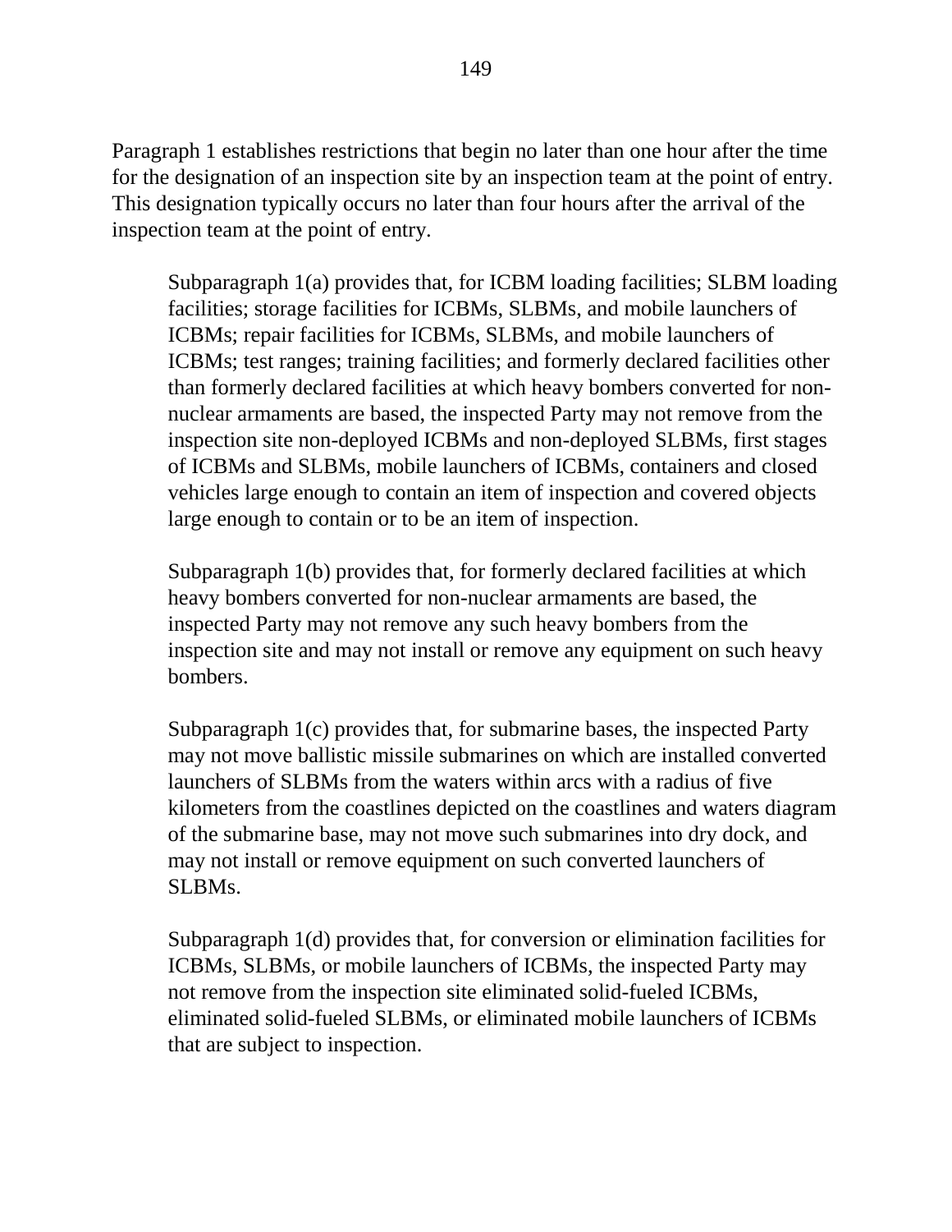Paragraph 1 establishes restrictions that begin no later than one hour after the time for the designation of an inspection site by an inspection team at the point of entry. This designation typically occurs no later than four hours after the arrival of the inspection team at the point of entry.

> Subparagraph 1(a) provides that, for ICBM loading facilities; SLBM loading facilities; storage facilities for ICBMs, SLBMs, and mobile launchers of ICBMs; repair facilities for ICBMs, SLBMs, and mobile launchers of ICBMs; test ranges; training facilities; and formerly declared facilities other than formerly declared facilities at which heavy bombers converted for non-nuclear armaments are based, the inspected Party may not remove from the inspection site non-deployed ICBMs and non-deployed SLBMs, first stages of ICBMs and SLBMs, mobile launchers of ICBMs, containers and closed vehicles large enough to contain an item of inspection and covered objects large enough to contain or to be an item of inspection.
>
> Subparagraph 1(b) provides that, for formerly declared facilities at which heavy bombers converted for non-nuclear armaments are based, the inspected Party may not remove any such heavy bombers from the inspection site and may not install or remove any equipment on such heavy bombers.
>
> Subparagraph 1(c) provides that, for submarine bases, the inspected Party may not move ballistic missile submarines on which are installed converted launchers of SLBMs from the waters within arcs with a radius of five kilometers from the coastlines depicted on the coastlines and waters diagram of the submarine base, may not move such submarines into dry dock, and may not install or remove equipment on such converted launchers of SLBMs.
>
> Subparagraph 1(d) provides that, for conversion or elimination facilities for ICBMs, SLBMs, or mobile launchers of ICBMs, the inspected Party may not remove from the inspection site eliminated solid-fueled ICBMs, eliminated solid-fueled SLBMs, or eliminated mobile launchers of ICBMs that are subject to inspection.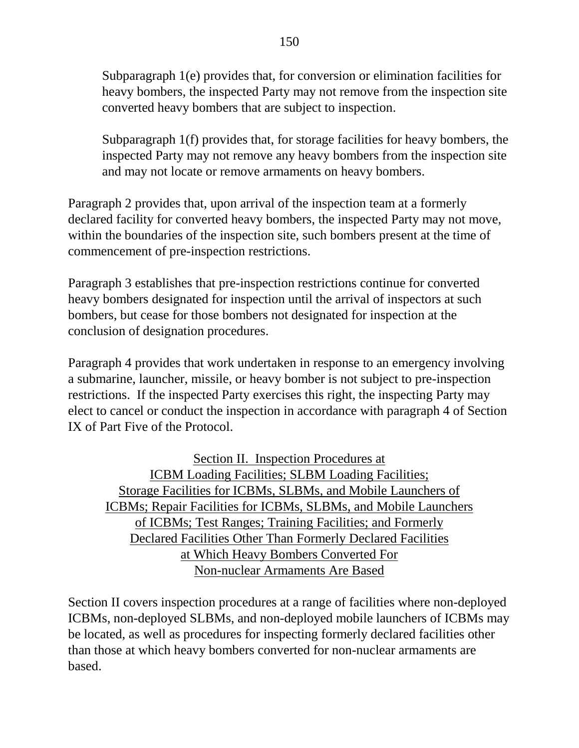Subparagraph 1(e) provides that, for conversion or elimination facilities for heavy bombers, the inspected Party may not remove from the inspection site converted heavy bombers that are subject to inspection.

Subparagraph 1(f) provides that, for storage facilities for heavy bombers, the inspected Party may not remove any heavy bombers from the inspection site and may not locate or remove armaments on heavy bombers.

Paragraph 2 provides that, upon arrival of the inspection team at a formerly declared facility for converted heavy bombers, the inspected Party may not move, within the boundaries of the inspection site, such bombers present at the time of commencement of pre-inspection restrictions.

Paragraph 3 establishes that pre-inspection restrictions continue for converted heavy bombers designated for inspection until the arrival of inspectors at such bombers, but cease for those bombers not designated for inspection at the conclusion of designation procedures.

Paragraph 4 provides that work undertaken in response to an emergency involving a submarine, launcher, missile, or heavy bomber is not subject to pre-inspection restrictions. If the inspected Party exercises this right, the inspecting Party may elect to cancel or conduct the inspection in accordance with paragraph 4 of Section IX of Part Five of the Protocol.

## Section II. Inspection Procedures at ICBM Loading Facilities; SLBM Loading Facilities; Storage Facilities for ICBMs, SLBMs, and Mobile Launchers of ICBMs; Repair Facilities for ICBMs, SLBMs, and Mobile Launchers of ICBMs; Test Ranges; Training Facilities; and Formerly Declared Facilities Other Than Formerly Declared Facilities at Which Heavy Bombers Converted For Non-nuclear Armaments Are Based

Section II covers inspection procedures at a range of facilities where non-deployed ICBMs, non-deployed SLBMs, and non-deployed mobile launchers of ICBMs may be located, as well as procedures for inspecting formerly declared facilities other than those at which heavy bombers converted for non-nuclear armaments are based.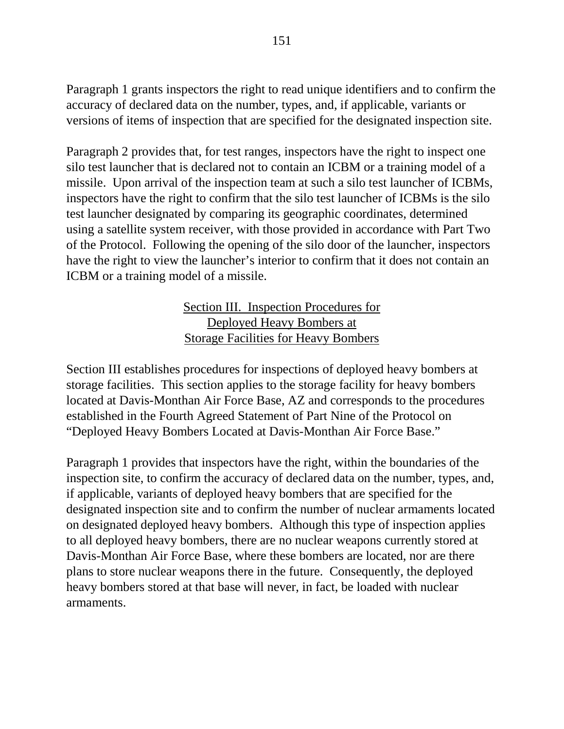Paragraph 1 grants inspectors the right to read unique identifiers and to confirm the accuracy of declared data on the number, types, and, if applicable, variants or versions of items of inspection that are specified for the designated inspection site.

Paragraph 2 provides that, for test ranges, inspectors have the right to inspect one silo test launcher that is declared not to contain an ICBM or a training model of a missile. Upon arrival of the inspection team at such a silo test launcher of ICBMs, inspectors have the right to confirm that the silo test launcher of ICBMs is the silo test launcher designated by comparing its geographic coordinates, determined using a satellite system receiver, with those provided in accordance with Part Two of the Protocol. Following the opening of the silo door of the launcher, inspectors have the right to view the launcher's interior to confirm that it does not contain an ICBM or a training model of a missile.

## Section III. Inspection Procedures for Deployed Heavy Bombers at Storage Facilities for Heavy Bombers

Section III establishes procedures for inspections of deployed heavy bombers at storage facilities. This section applies to the storage facility for heavy bombers located at Davis-Monthan Air Force Base, AZ and corresponds to the procedures established in the Fourth Agreed Statement of Part Nine of the Protocol on "Deployed Heavy Bombers Located at Davis-Monthan Air Force Base."

Paragraph 1 provides that inspectors have the right, within the boundaries of the inspection site, to confirm the accuracy of declared data on the number, types, and, if applicable, variants of deployed heavy bombers that are specified for the designated inspection site and to confirm the number of nuclear armaments located on designated deployed heavy bombers. Although this type of inspection applies to all deployed heavy bombers, there are no nuclear weapons currently stored at Davis-Monthan Air Force Base, where these bombers are located, nor are there plans to store nuclear weapons there in the future. Consequently, the deployed heavy bombers stored at that base will never, in fact, be loaded with nuclear armaments.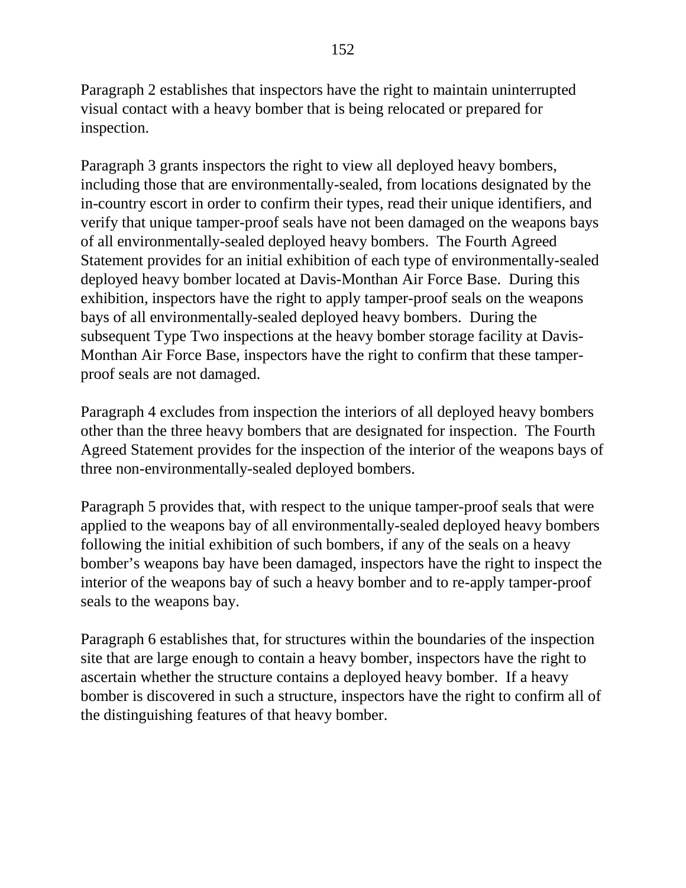Paragraph 2 establishes that inspectors have the right to maintain uninterrupted visual contact with a heavy bomber that is being relocated or prepared for inspection.

Paragraph 3 grants inspectors the right to view all deployed heavy bombers, including those that are environmentally-sealed, from locations designated by the in-country escort in order to confirm their types, read their unique identifiers, and verify that unique tamper-proof seals have not been damaged on the weapons bays of all environmentally-sealed deployed heavy bombers. The Fourth Agreed Statement provides for an initial exhibition of each type of environmentally-sealed deployed heavy bomber located at Davis-Monthan Air Force Base. During this exhibition, inspectors have the right to apply tamper-proof seals on the weapons bays of all environmentally-sealed deployed heavy bombers. During the subsequent Type Two inspections at the heavy bomber storage facility at Davis-Monthan Air Force Base, inspectors have the right to confirm that these tamper-proof seals are not damaged.

Paragraph 4 excludes from inspection the interiors of all deployed heavy bombers other than the three heavy bombers that are designated for inspection. The Fourth Agreed Statement provides for the inspection of the interior of the weapons bays of three non-environmentally-sealed deployed bombers.

Paragraph 5 provides that, with respect to the unique tamper-proof seals that were applied to the weapons bay of all environmentally-sealed deployed heavy bombers following the initial exhibition of such bombers, if any of the seals on a heavy bomber's weapons bay have been damaged, inspectors have the right to inspect the interior of the weapons bay of such a heavy bomber and to re-apply tamper-proof seals to the weapons bay.

Paragraph 6 establishes that, for structures within the boundaries of the inspection site that are large enough to contain a heavy bomber, inspectors have the right to ascertain whether the structure contains a deployed heavy bomber. If a heavy bomber is discovered in such a structure, inspectors have the right to confirm all of the distinguishing features of that heavy bomber.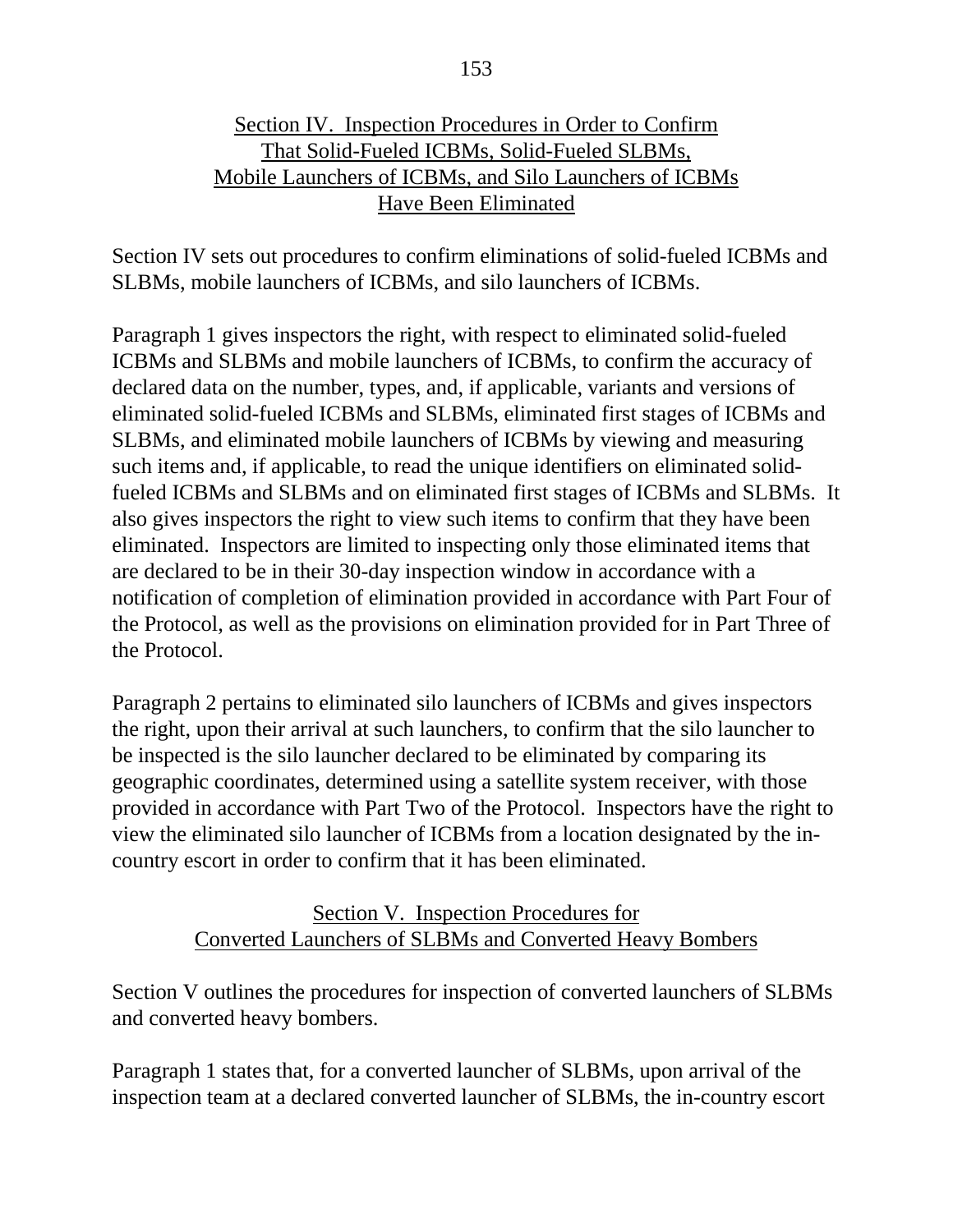## Section IV. Inspection Procedures in Order to Confirm That Solid-Fueled ICBMs, Solid-Fueled SLBMs, Mobile Launchers of ICBMs, and Silo Launchers of ICBMs Have Been Eliminated

Section IV sets out procedures to confirm eliminations of solid-fueled ICBMs and SLBMs, mobile launchers of ICBMs, and silo launchers of ICBMs.

Paragraph 1 gives inspectors the right, with respect to eliminated solid-fueled ICBMs and SLBMs and mobile launchers of ICBMs, to confirm the accuracy of declared data on the number, types, and, if applicable, variants and versions of eliminated solid-fueled ICBMs and SLBMs, eliminated first stages of ICBMs and SLBMs, and eliminated mobile launchers of ICBMs by viewing and measuring such items and, if applicable, to read the unique identifiers on eliminated solid-fueled ICBMs and SLBMs and on eliminated first stages of ICBMs and SLBMs. It also gives inspectors the right to view such items to confirm that they have been eliminated. Inspectors are limited to inspecting only those eliminated items that are declared to be in their 30-day inspection window in accordance with a notification of completion of elimination provided in accordance with Part Four of the Protocol, as well as the provisions on elimination provided for in Part Three of the Protocol.

Paragraph 2 pertains to eliminated silo launchers of ICBMs and gives inspectors the right, upon their arrival at such launchers, to confirm that the silo launcher to be inspected is the silo launcher declared to be eliminated by comparing its geographic coordinates, determined using a satellite system receiver, with those provided in accordance with Part Two of the Protocol. Inspectors have the right to view the eliminated silo launcher of ICBMs from a location designated by the in-country escort in order to confirm that it has been eliminated.

## Section V. Inspection Procedures for Converted Launchers of SLBMs and Converted Heavy Bombers

Section V outlines the procedures for inspection of converted launchers of SLBMs and converted heavy bombers.

Paragraph 1 states that, for a converted launcher of SLBMs, upon arrival of the inspection team at a declared converted launcher of SLBMs, the in-country escort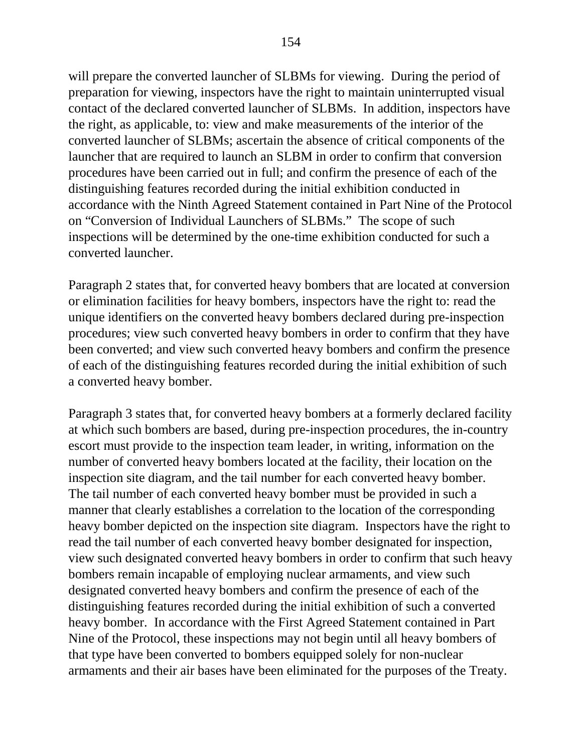will prepare the converted launcher of SLBMs for viewing. During the period of preparation for viewing, inspectors have the right to maintain uninterrupted visual contact of the declared converted launcher of SLBMs. In addition, inspectors have the right, as applicable, to: view and make measurements of the interior of the converted launcher of SLBMs; ascertain the absence of critical components of the launcher that are required to launch an SLBM in order to confirm that conversion procedures have been carried out in full; and confirm the presence of each of the distinguishing features recorded during the initial exhibition conducted in accordance with the Ninth Agreed Statement contained in Part Nine of the Protocol on "Conversion of Individual Launchers of SLBMs." The scope of such inspections will be determined by the one-time exhibition conducted for such a converted launcher.

Paragraph 2 states that, for converted heavy bombers that are located at conversion or elimination facilities for heavy bombers, inspectors have the right to: read the unique identifiers on the converted heavy bombers declared during pre-inspection procedures; view such converted heavy bombers in order to confirm that they have been converted; and view such converted heavy bombers and confirm the presence of each of the distinguishing features recorded during the initial exhibition of such a converted heavy bomber.

Paragraph 3 states that, for converted heavy bombers at a formerly declared facility at which such bombers are based, during pre-inspection procedures, the in-country escort must provide to the inspection team leader, in writing, information on the number of converted heavy bombers located at the facility, their location on the inspection site diagram, and the tail number for each converted heavy bomber. The tail number of each converted heavy bomber must be provided in such a manner that clearly establishes a correlation to the location of the corresponding heavy bomber depicted on the inspection site diagram. Inspectors have the right to read the tail number of each converted heavy bomber designated for inspection, view such designated converted heavy bombers in order to confirm that such heavy bombers remain incapable of employing nuclear armaments, and view such designated converted heavy bombers and confirm the presence of each of the distinguishing features recorded during the initial exhibition of such a converted heavy bomber. In accordance with the First Agreed Statement contained in Part Nine of the Protocol, these inspections may not begin until all heavy bombers of that type have been converted to bombers equipped solely for non-nuclear armaments and their air bases have been eliminated for the purposes of the Treaty.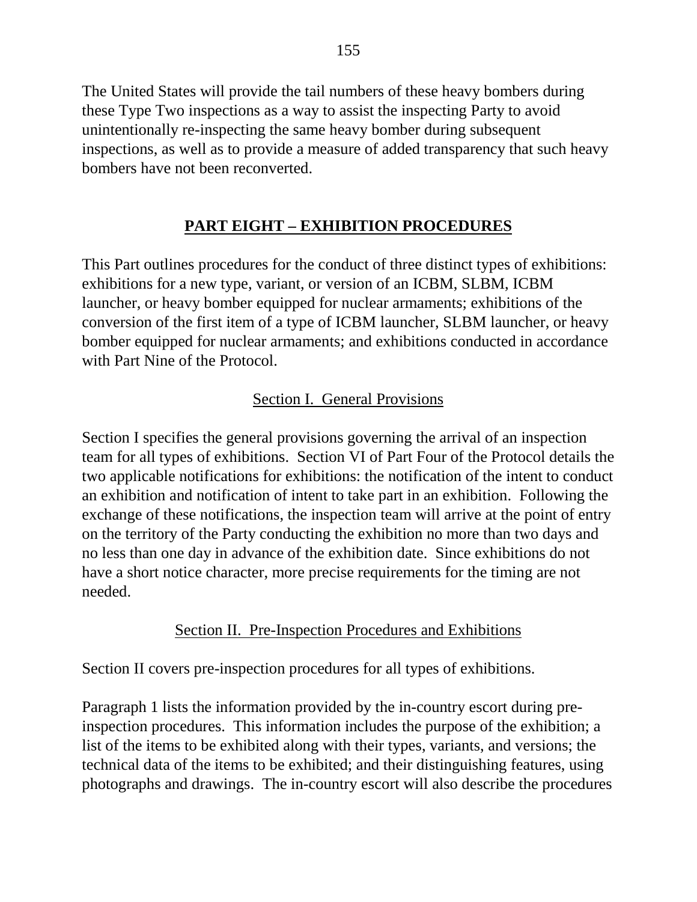The United States will provide the tail numbers of these heavy bombers during these Type Two inspections as a way to assist the inspecting Party to avoid unintentionally re-inspecting the same heavy bomber during subsequent inspections, as well as to provide a measure of added transparency that such heavy bombers have not been reconverted.

## PART EIGHT – EXHIBITION PROCEDURES

This Part outlines procedures for the conduct of three distinct types of exhibitions: exhibitions for a new type, variant, or version of an ICBM, SLBM, ICBM launcher, or heavy bomber equipped for nuclear armaments; exhibitions of the conversion of the first item of a type of ICBM launcher, SLBM launcher, or heavy bomber equipped for nuclear armaments; and exhibitions conducted in accordance with Part Nine of the Protocol.

### Section I. General Provisions

Section I specifies the general provisions governing the arrival of an inspection team for all types of exhibitions. Section VI of Part Four of the Protocol details the two applicable notifications for exhibitions: the notification of the intent to conduct an exhibition and notification of intent to take part in an exhibition. Following the exchange of these notifications, the inspection team will arrive at the point of entry on the territory of the Party conducting the exhibition no more than two days and no less than one day in advance of the exhibition date. Since exhibitions do not have a short notice character, more precise requirements for the timing are not needed.

### Section II. Pre-Inspection Procedures and Exhibitions

Section II covers pre-inspection procedures for all types of exhibitions.

Paragraph 1 lists the information provided by the in-country escort during pre-inspection procedures. This information includes the purpose of the exhibition; a list of the items to be exhibited along with their types, variants, and versions; the technical data of the items to be exhibited; and their distinguishing features, using photographs and drawings. The in-country escort will also describe the procedures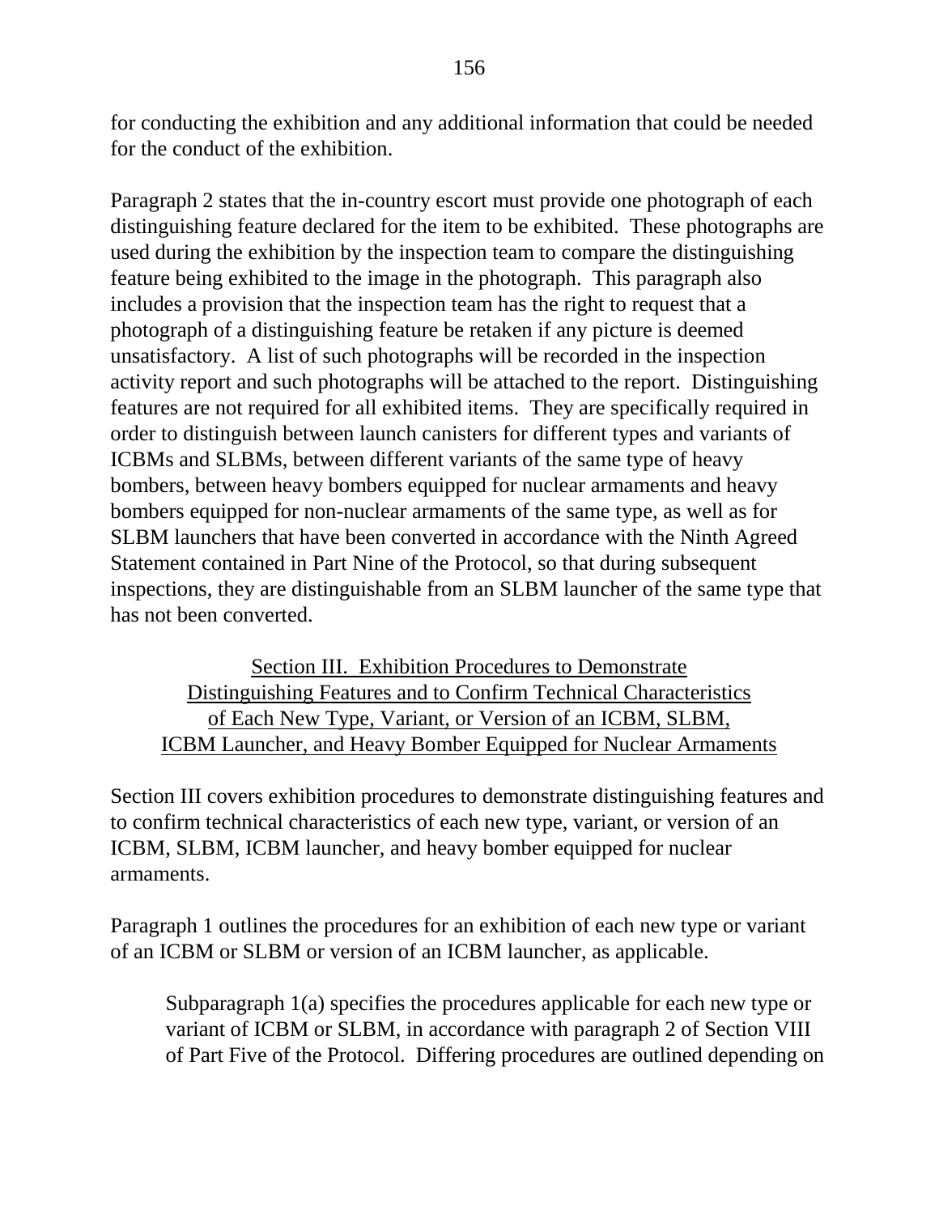for conducting the exhibition and any additional information that could be needed for the conduct of the exhibition.

Paragraph 2 states that the in-country escort must provide one photograph of each distinguishing feature declared for the item to be exhibited. These photographs are used during the exhibition by the inspection team to compare the distinguishing feature being exhibited to the image in the photograph. This paragraph also includes a provision that the inspection team has the right to request that a photograph of a distinguishing feature be retaken if any picture is deemed unsatisfactory. A list of such photographs will be recorded in the inspection activity report and such photographs will be attached to the report. Distinguishing features are not required for all exhibited items. They are specifically required in order to distinguish between launch canisters for different types and variants of ICBMs and SLBMs, between different variants of the same type of heavy bombers, between heavy bombers equipped for nuclear armaments and heavy bombers equipped for non-nuclear armaments of the same type, as well as for SLBM launchers that have been converted in accordance with the Ninth Agreed Statement contained in Part Nine of the Protocol, so that during subsequent inspections, they are distinguishable from an SLBM launcher of the same type that has not been converted.

## Section III. Exhibition Procedures to Demonstrate Distinguishing Features and to Confirm Technical Characteristics of Each New Type, Variant, or Version of an ICBM, SLBM, ICBM Launcher, and Heavy Bomber Equipped for Nuclear Armaments

Section III covers exhibition procedures to demonstrate distinguishing features and to confirm technical characteristics of each new type, variant, or version of an ICBM, SLBM, ICBM launcher, and heavy bomber equipped for nuclear armaments.

Paragraph 1 outlines the procedures for an exhibition of each new type or variant of an ICBM or SLBM or version of an ICBM launcher, as applicable.

> Subparagraph 1(a) specifies the procedures applicable for each new type or variant of ICBM or SLBM, in accordance with paragraph 2 of Section VIII of Part Five of the Protocol. Differing procedures are outlined depending on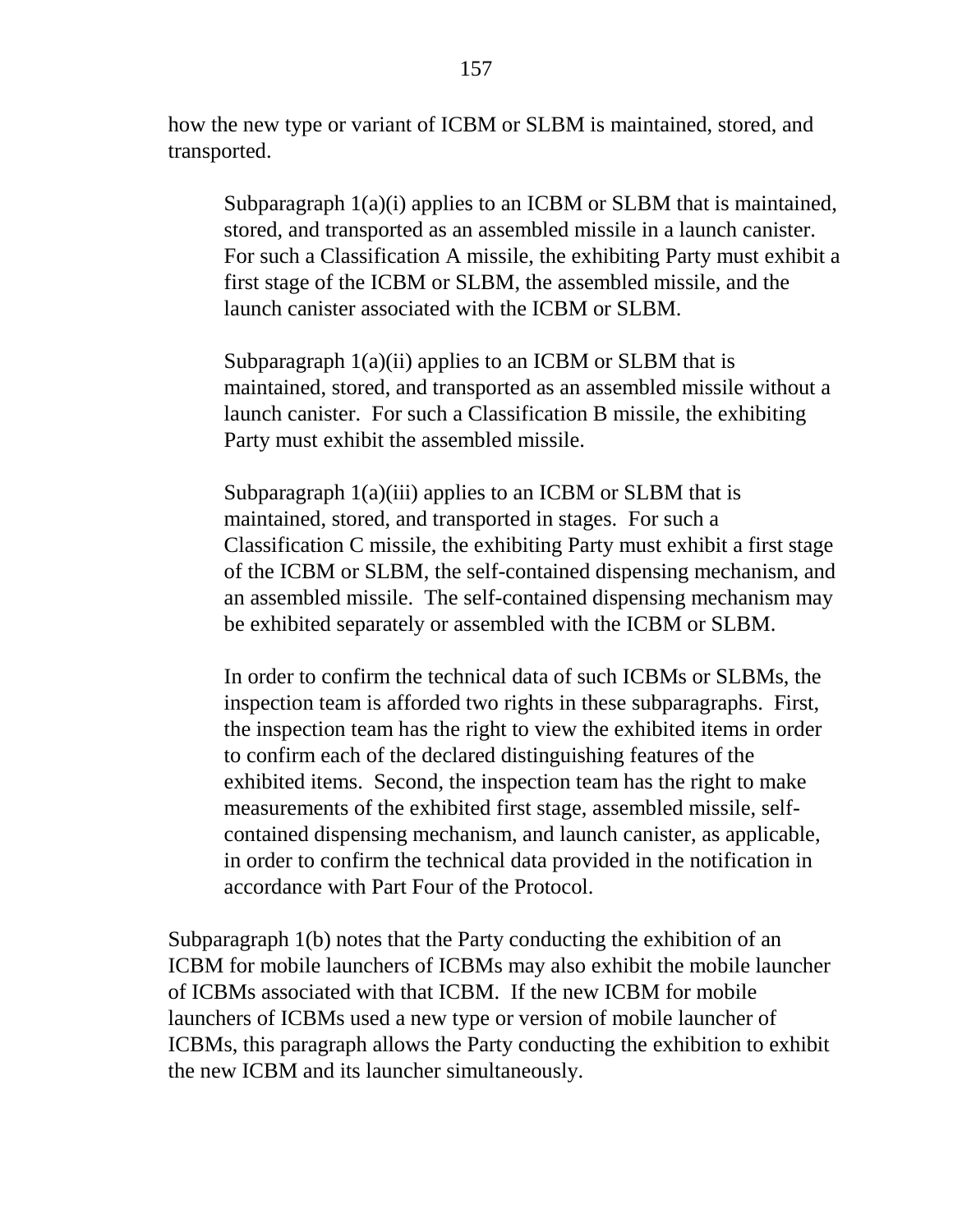how the new type or variant of ICBM or SLBM is maintained, stored, and transported.

> Subparagraph 1(a)(i) applies to an ICBM or SLBM that is maintained, stored, and transported as an assembled missile in a launch canister. For such a Classification A missile, the exhibiting Party must exhibit a first stage of the ICBM or SLBM, the assembled missile, and the launch canister associated with the ICBM or SLBM.
>
> Subparagraph 1(a)(ii) applies to an ICBM or SLBM that is maintained, stored, and transported as an assembled missile without a launch canister. For such a Classification B missile, the exhibiting Party must exhibit the assembled missile.
>
> Subparagraph 1(a)(iii) applies to an ICBM or SLBM that is maintained, stored, and transported in stages. For such a Classification C missile, the exhibiting Party must exhibit a first stage of the ICBM or SLBM, the self-contained dispensing mechanism, and an assembled missile. The self-contained dispensing mechanism may be exhibited separately or assembled with the ICBM or SLBM.
>
> In order to confirm the technical data of such ICBMs or SLBMs, the inspection team is afforded two rights in these subparagraphs. First, the inspection team has the right to view the exhibited items in order to confirm each of the declared distinguishing features of the exhibited items. Second, the inspection team has the right to make measurements of the exhibited first stage, assembled missile, self-contained dispensing mechanism, and launch canister, as applicable, in order to confirm the technical data provided in the notification in accordance with Part Four of the Protocol.

Subparagraph 1(b) notes that the Party conducting the exhibition of an ICBM for mobile launchers of ICBMs may also exhibit the mobile launcher of ICBMs associated with that ICBM. If the new ICBM for mobile launchers of ICBMs used a new type or version of mobile launcher of ICBMs, this paragraph allows the Party conducting the exhibition to exhibit the new ICBM and its launcher simultaneously.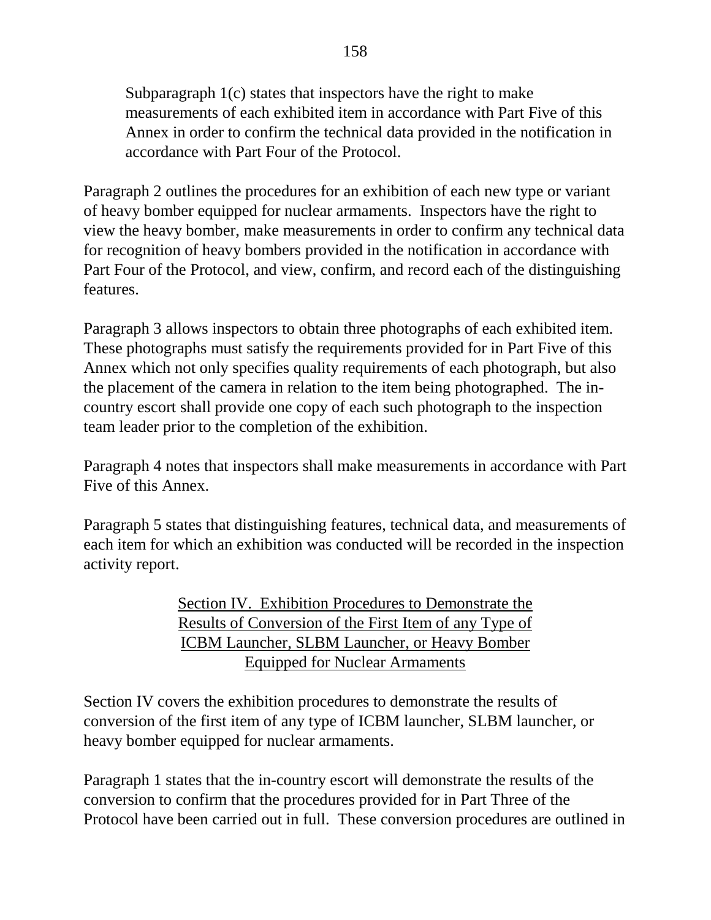Subparagraph 1(c) states that inspectors have the right to make measurements of each exhibited item in accordance with Part Five of this Annex in order to confirm the technical data provided in the notification in accordance with Part Four of the Protocol.

Paragraph 2 outlines the procedures for an exhibition of each new type or variant of heavy bomber equipped for nuclear armaments. Inspectors have the right to view the heavy bomber, make measurements in order to confirm any technical data for recognition of heavy bombers provided in the notification in accordance with Part Four of the Protocol, and view, confirm, and record each of the distinguishing features.

Paragraph 3 allows inspectors to obtain three photographs of each exhibited item. These photographs must satisfy the requirements provided for in Part Five of this Annex which not only specifies quality requirements of each photograph, but also the placement of the camera in relation to the item being photographed. The in-country escort shall provide one copy of each such photograph to the inspection team leader prior to the completion of the exhibition.

Paragraph 4 notes that inspectors shall make measurements in accordance with Part Five of this Annex.

Paragraph 5 states that distinguishing features, technical data, and measurements of each item for which an exhibition was conducted will be recorded in the inspection activity report.

## Section IV. Exhibition Procedures to Demonstrate the Results of Conversion of the First Item of any Type of ICBM Launcher, SLBM Launcher, or Heavy Bomber Equipped for Nuclear Armaments

Section IV covers the exhibition procedures to demonstrate the results of conversion of the first item of any type of ICBM launcher, SLBM launcher, or heavy bomber equipped for nuclear armaments.

Paragraph 1 states that the in-country escort will demonstrate the results of the conversion to confirm that the procedures provided for in Part Three of the Protocol have been carried out in full. These conversion procedures are outlined in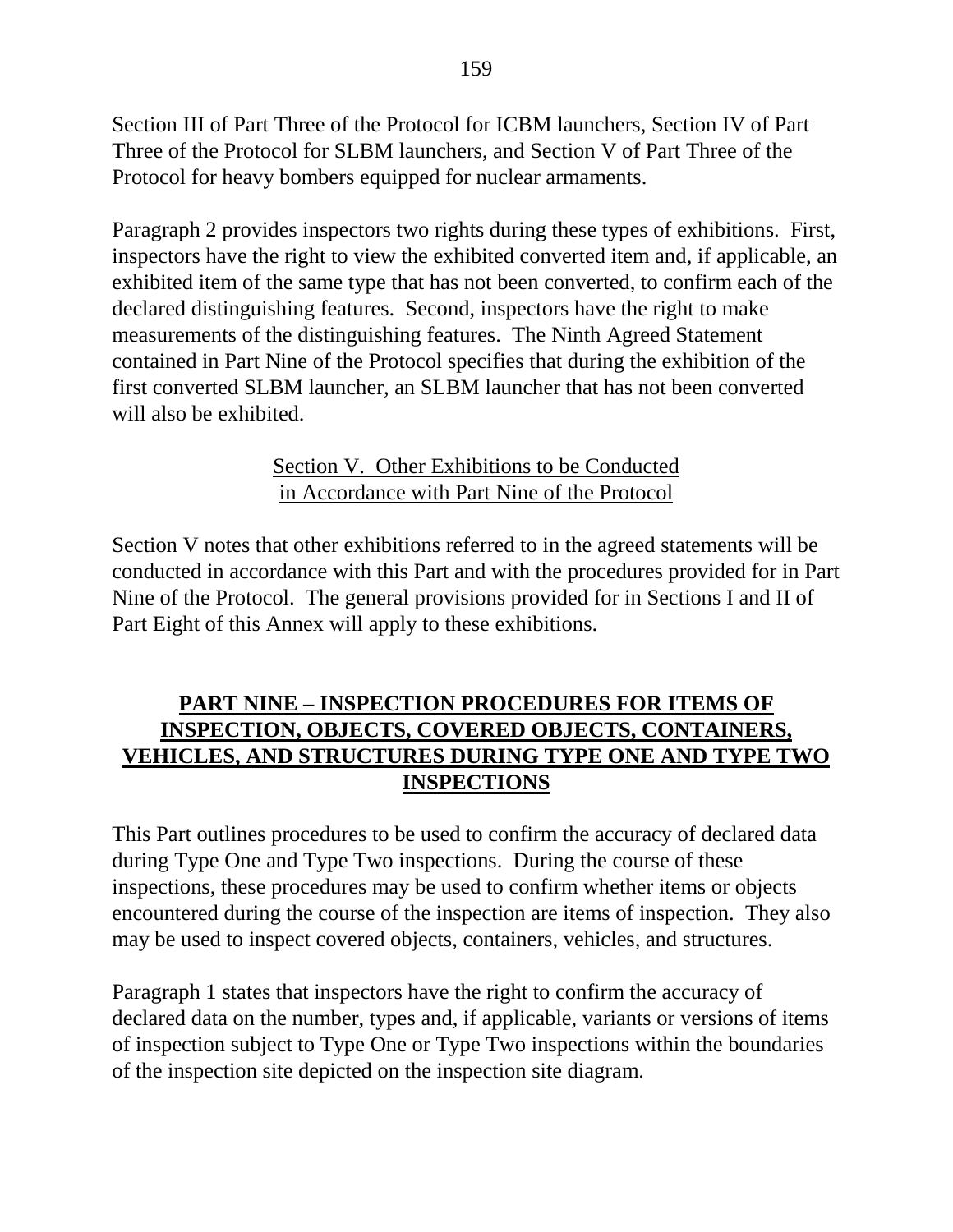Section III of Part Three of the Protocol for ICBM launchers, Section IV of Part Three of the Protocol for SLBM launchers, and Section V of Part Three of the Protocol for heavy bombers equipped for nuclear armaments.

Paragraph 2 provides inspectors two rights during these types of exhibitions. First, inspectors have the right to view the exhibited converted item and, if applicable, an exhibited item of the same type that has not been converted, to confirm each of the declared distinguishing features. Second, inspectors have the right to make measurements of the distinguishing features. The Ninth Agreed Statement contained in Part Nine of the Protocol specifies that during the exhibition of the first converted SLBM launcher, an SLBM launcher that has not been converted will also be exhibited.

### Section V. Other Exhibitions to be Conducted in Accordance with Part Nine of the Protocol

Section V notes that other exhibitions referred to in the agreed statements will be conducted in accordance with this Part and with the procedures provided for in Part Nine of the Protocol. The general provisions provided for in Sections I and II of Part Eight of this Annex will apply to these exhibitions.

## PART NINE – INSPECTION PROCEDURES FOR ITEMS OF INSPECTION, OBJECTS, COVERED OBJECTS, CONTAINERS, VEHICLES, AND STRUCTURES DURING TYPE ONE AND TYPE TWO INSPECTIONS

This Part outlines procedures to be used to confirm the accuracy of declared data during Type One and Type Two inspections. During the course of these inspections, these procedures may be used to confirm whether items or objects encountered during the course of the inspection are items of inspection. They also may be used to inspect covered objects, containers, vehicles, and structures.

Paragraph 1 states that inspectors have the right to confirm the accuracy of declared data on the number, types and, if applicable, variants or versions of items of inspection subject to Type One or Type Two inspections within the boundaries of the inspection site depicted on the inspection site diagram.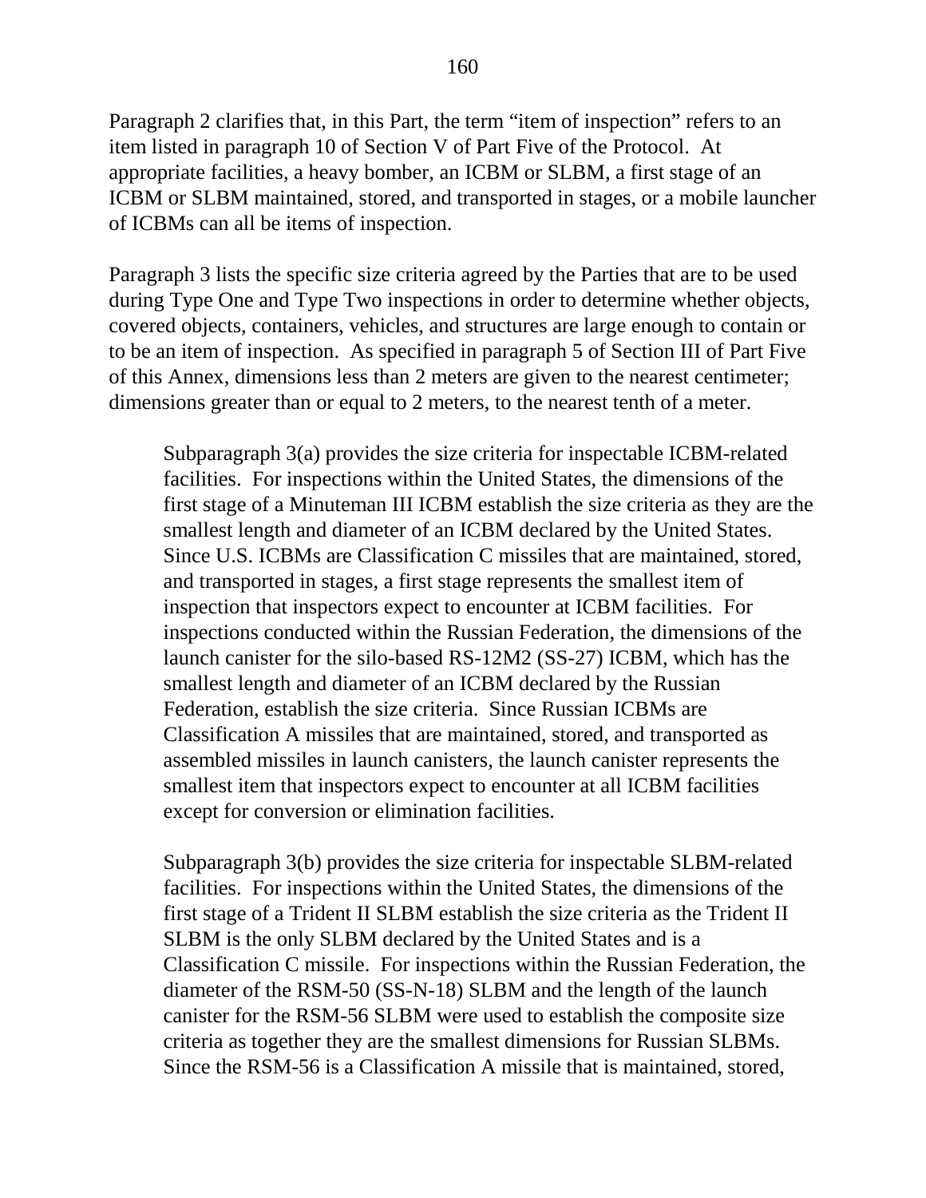Paragraph 2 clarifies that, in this Part, the term "item of inspection" refers to an item listed in paragraph 10 of Section V of Part Five of the Protocol. At appropriate facilities, a heavy bomber, an ICBM or SLBM, a first stage of an ICBM or SLBM maintained, stored, and transported in stages, or a mobile launcher of ICBMs can all be items of inspection.

Paragraph 3 lists the specific size criteria agreed by the Parties that are to be used during Type One and Type Two inspections in order to determine whether objects, covered objects, containers, vehicles, and structures are large enough to contain or to be an item of inspection. As specified in paragraph 5 of Section III of Part Five of this Annex, dimensions less than 2 meters are given to the nearest centimeter; dimensions greater than or equal to 2 meters, to the nearest tenth of a meter.

> Subparagraph 3(a) provides the size criteria for inspectable ICBM-related facilities. For inspections within the United States, the dimensions of the first stage of a Minuteman III ICBM establish the size criteria as they are the smallest length and diameter of an ICBM declared by the United States. Since U.S. ICBMs are Classification C missiles that are maintained, stored, and transported in stages, a first stage represents the smallest item of inspection that inspectors expect to encounter at ICBM facilities. For inspections conducted within the Russian Federation, the dimensions of the launch canister for the silo-based RS-12M2 (SS-27) ICBM, which has the smallest length and diameter of an ICBM declared by the Russian Federation, establish the size criteria. Since Russian ICBMs are Classification A missiles that are maintained, stored, and transported as assembled missiles in launch canisters, the launch canister represents the smallest item that inspectors expect to encounter at all ICBM facilities except for conversion or elimination facilities.

> Subparagraph 3(b) provides the size criteria for inspectable SLBM-related facilities. For inspections within the United States, the dimensions of the first stage of a Trident II SLBM establish the size criteria as the Trident II SLBM is the only SLBM declared by the United States and is a Classification C missile. For inspections within the Russian Federation, the diameter of the RSM-50 (SS-N-18) SLBM and the length of the launch canister for the RSM-56 SLBM were used to establish the composite size criteria as together they are the smallest dimensions for Russian SLBMs. Since the RSM-56 is a Classification A missile that is maintained, stored,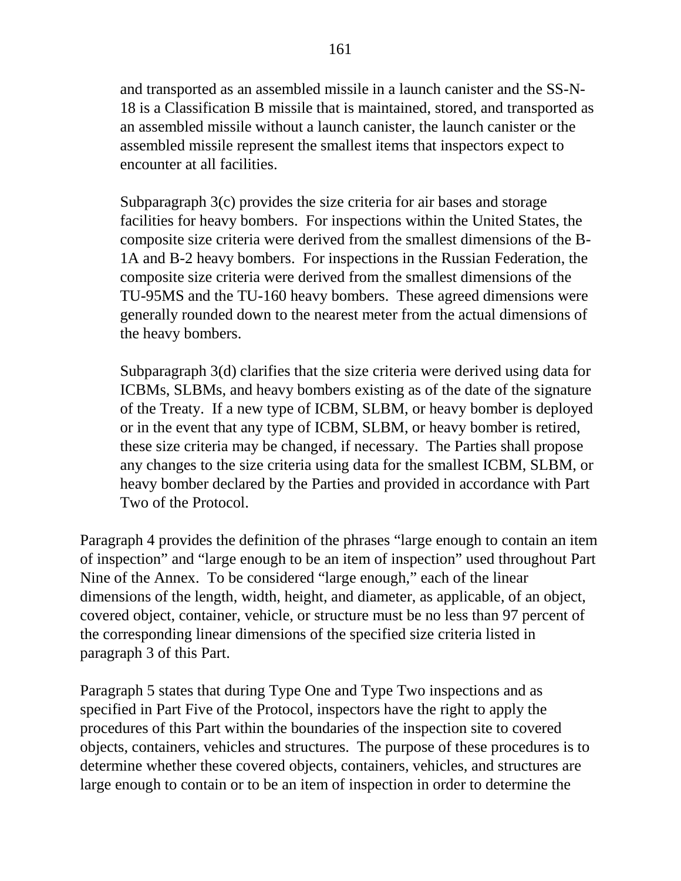and transported as an assembled missile in a launch canister and the SS-N-18 is a Classification B missile that is maintained, stored, and transported as an assembled missile without a launch canister, the launch canister or the assembled missile represent the smallest items that inspectors expect to encounter at all facilities.

Subparagraph 3(c) provides the size criteria for air bases and storage facilities for heavy bombers. For inspections within the United States, the composite size criteria were derived from the smallest dimensions of the B-1A and B-2 heavy bombers. For inspections in the Russian Federation, the composite size criteria were derived from the smallest dimensions of the TU-95MS and the TU-160 heavy bombers. These agreed dimensions were generally rounded down to the nearest meter from the actual dimensions of the heavy bombers.

Subparagraph 3(d) clarifies that the size criteria were derived using data for ICBMs, SLBMs, and heavy bombers existing as of the date of the signature of the Treaty. If a new type of ICBM, SLBM, or heavy bomber is deployed or in the event that any type of ICBM, SLBM, or heavy bomber is retired, these size criteria may be changed, if necessary. The Parties shall propose any changes to the size criteria using data for the smallest ICBM, SLBM, or heavy bomber declared by the Parties and provided in accordance with Part Two of the Protocol.

Paragraph 4 provides the definition of the phrases "large enough to contain an item of inspection" and "large enough to be an item of inspection" used throughout Part Nine of the Annex. To be considered "large enough," each of the linear dimensions of the length, width, height, and diameter, as applicable, of an object, covered object, container, vehicle, or structure must be no less than 97 percent of the corresponding linear dimensions of the specified size criteria listed in paragraph 3 of this Part.

Paragraph 5 states that during Type One and Type Two inspections and as specified in Part Five of the Protocol, inspectors have the right to apply the procedures of this Part within the boundaries of the inspection site to covered objects, containers, vehicles and structures. The purpose of these procedures is to determine whether these covered objects, containers, vehicles, and structures are large enough to contain or to be an item of inspection in order to determine the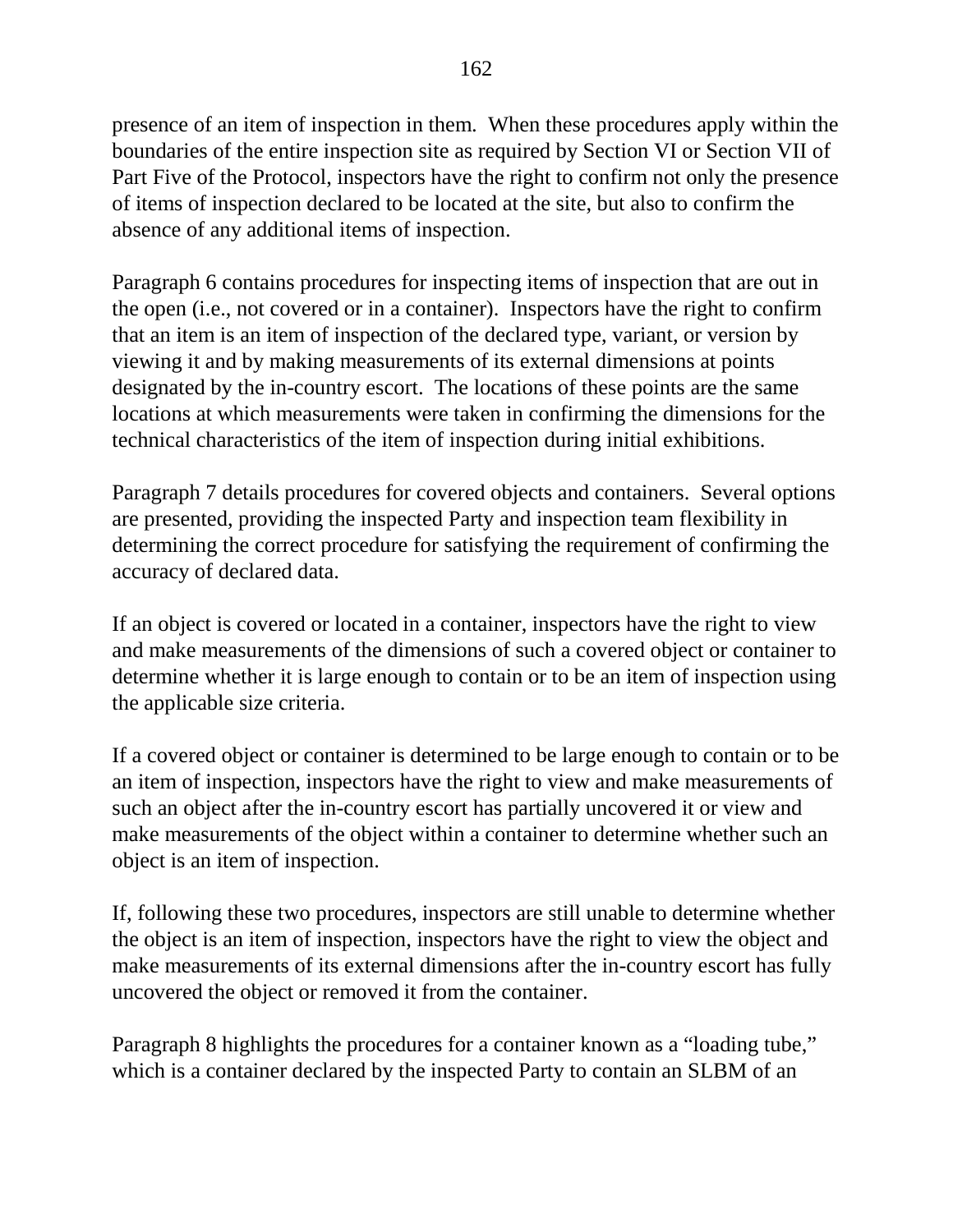presence of an item of inspection in them. When these procedures apply within the boundaries of the entire inspection site as required by Section VI or Section VII of Part Five of the Protocol, inspectors have the right to confirm not only the presence of items of inspection declared to be located at the site, but also to confirm the absence of any additional items of inspection.

Paragraph 6 contains procedures for inspecting items of inspection that are out in the open (i.e., not covered or in a container). Inspectors have the right to confirm that an item is an item of inspection of the declared type, variant, or version by viewing it and by making measurements of its external dimensions at points designated by the in-country escort. The locations of these points are the same locations at which measurements were taken in confirming the dimensions for the technical characteristics of the item of inspection during initial exhibitions.

Paragraph 7 details procedures for covered objects and containers. Several options are presented, providing the inspected Party and inspection team flexibility in determining the correct procedure for satisfying the requirement of confirming the accuracy of declared data.

If an object is covered or located in a container, inspectors have the right to view and make measurements of the dimensions of such a covered object or container to determine whether it is large enough to contain or to be an item of inspection using the applicable size criteria.

If a covered object or container is determined to be large enough to contain or to be an item of inspection, inspectors have the right to view and make measurements of such an object after the in-country escort has partially uncovered it or view and make measurements of the object within a container to determine whether such an object is an item of inspection.

If, following these two procedures, inspectors are still unable to determine whether the object is an item of inspection, inspectors have the right to view the object and make measurements of its external dimensions after the in-country escort has fully uncovered the object or removed it from the container.

Paragraph 8 highlights the procedures for a container known as a "loading tube," which is a container declared by the inspected Party to contain an SLBM of an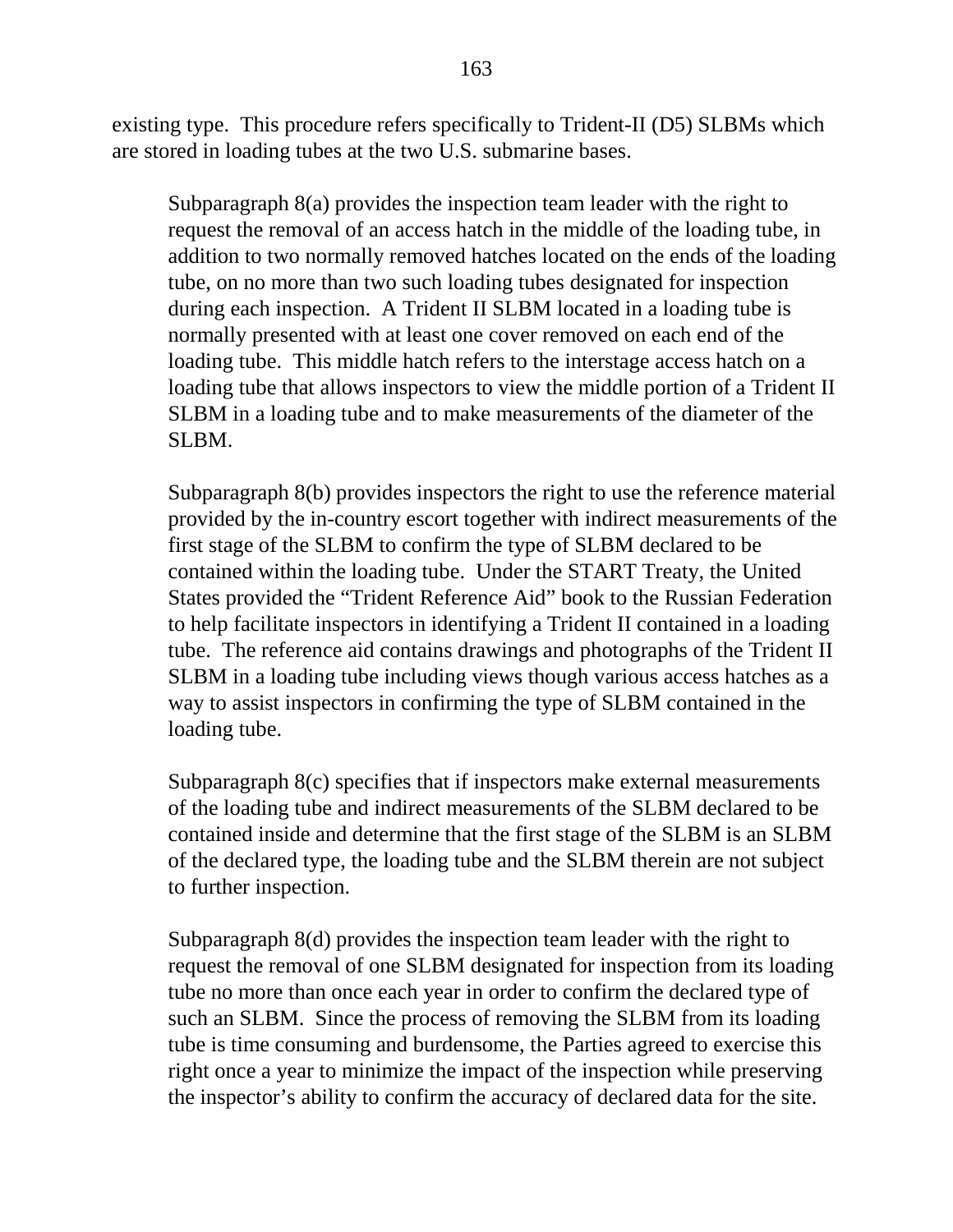existing type. This procedure refers specifically to Trident-II (D5) SLBMs which are stored in loading tubes at the two U.S. submarine bases.

Subparagraph 8(a) provides the inspection team leader with the right to request the removal of an access hatch in the middle of the loading tube, in addition to two normally removed hatches located on the ends of the loading tube, on no more than two such loading tubes designated for inspection during each inspection. A Trident II SLBM located in a loading tube is normally presented with at least one cover removed on each end of the loading tube. This middle hatch refers to the interstage access hatch on a loading tube that allows inspectors to view the middle portion of a Trident II SLBM in a loading tube and to make measurements of the diameter of the SLBM.

Subparagraph 8(b) provides inspectors the right to use the reference material provided by the in-country escort together with indirect measurements of the first stage of the SLBM to confirm the type of SLBM declared to be contained within the loading tube. Under the START Treaty, the United States provided the "Trident Reference Aid" book to the Russian Federation to help facilitate inspectors in identifying a Trident II contained in a loading tube. The reference aid contains drawings and photographs of the Trident II SLBM in a loading tube including views though various access hatches as a way to assist inspectors in confirming the type of SLBM contained in the loading tube.

Subparagraph 8(c) specifies that if inspectors make external measurements of the loading tube and indirect measurements of the SLBM declared to be contained inside and determine that the first stage of the SLBM is an SLBM of the declared type, the loading tube and the SLBM therein are not subject to further inspection.

Subparagraph 8(d) provides the inspection team leader with the right to request the removal of one SLBM designated for inspection from its loading tube no more than once each year in order to confirm the declared type of such an SLBM. Since the process of removing the SLBM from its loading tube is time consuming and burdensome, the Parties agreed to exercise this right once a year to minimize the impact of the inspection while preserving the inspector's ability to confirm the accuracy of declared data for the site.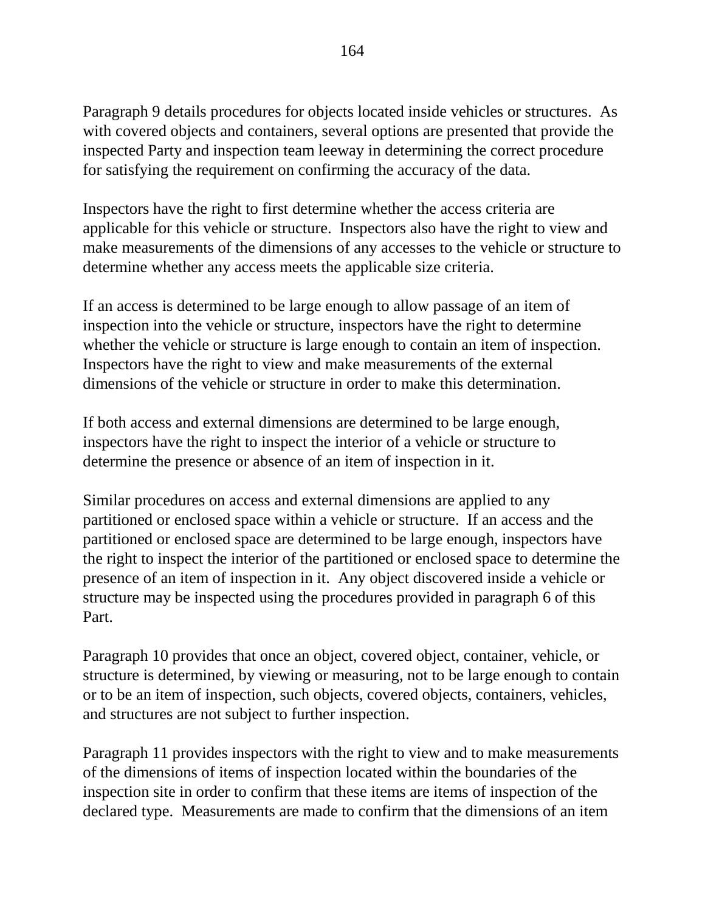Paragraph 9 details procedures for objects located inside vehicles or structures. As with covered objects and containers, several options are presented that provide the inspected Party and inspection team leeway in determining the correct procedure for satisfying the requirement on confirming the accuracy of the data.

Inspectors have the right to first determine whether the access criteria are applicable for this vehicle or structure. Inspectors also have the right to view and make measurements of the dimensions of any accesses to the vehicle or structure to determine whether any access meets the applicable size criteria.

If an access is determined to be large enough to allow passage of an item of inspection into the vehicle or structure, inspectors have the right to determine whether the vehicle or structure is large enough to contain an item of inspection. Inspectors have the right to view and make measurements of the external dimensions of the vehicle or structure in order to make this determination.

If both access and external dimensions are determined to be large enough, inspectors have the right to inspect the interior of a vehicle or structure to determine the presence or absence of an item of inspection in it.

Similar procedures on access and external dimensions are applied to any partitioned or enclosed space within a vehicle or structure. If an access and the partitioned or enclosed space are determined to be large enough, inspectors have the right to inspect the interior of the partitioned or enclosed space to determine the presence of an item of inspection in it. Any object discovered inside a vehicle or structure may be inspected using the procedures provided in paragraph 6 of this Part.

Paragraph 10 provides that once an object, covered object, container, vehicle, or structure is determined, by viewing or measuring, not to be large enough to contain or to be an item of inspection, such objects, covered objects, containers, vehicles, and structures are not subject to further inspection.

Paragraph 11 provides inspectors with the right to view and to make measurements of the dimensions of items of inspection located within the boundaries of the inspection site in order to confirm that these items are items of inspection of the declared type. Measurements are made to confirm that the dimensions of an item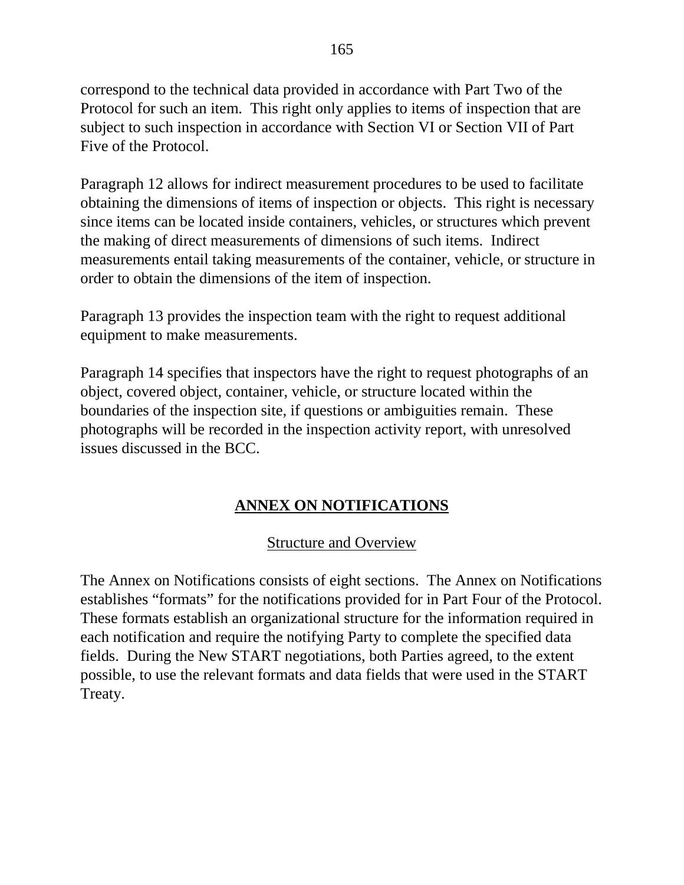correspond to the technical data provided in accordance with Part Two of the Protocol for such an item. This right only applies to items of inspection that are subject to such inspection in accordance with Section VI or Section VII of Part Five of the Protocol.

Paragraph 12 allows for indirect measurement procedures to be used to facilitate obtaining the dimensions of items of inspection or objects. This right is necessary since items can be located inside containers, vehicles, or structures which prevent the making of direct measurements of dimensions of such items. Indirect measurements entail taking measurements of the container, vehicle, or structure in order to obtain the dimensions of the item of inspection.

Paragraph 13 provides the inspection team with the right to request additional equipment to make measurements.

Paragraph 14 specifies that inspectors have the right to request photographs of an object, covered object, container, vehicle, or structure located within the boundaries of the inspection site, if questions or ambiguities remain. These photographs will be recorded in the inspection activity report, with unresolved issues discussed in the BCC.

## ANNEX ON NOTIFICATIONS

### Structure and Overview

The Annex on Notifications consists of eight sections. The Annex on Notifications establishes "formats" for the notifications provided for in Part Four of the Protocol. These formats establish an organizational structure for the information required in each notification and require the notifying Party to complete the specified data fields. During the New START negotiations, both Parties agreed, to the extent possible, to use the relevant formats and data fields that were used in the START Treaty.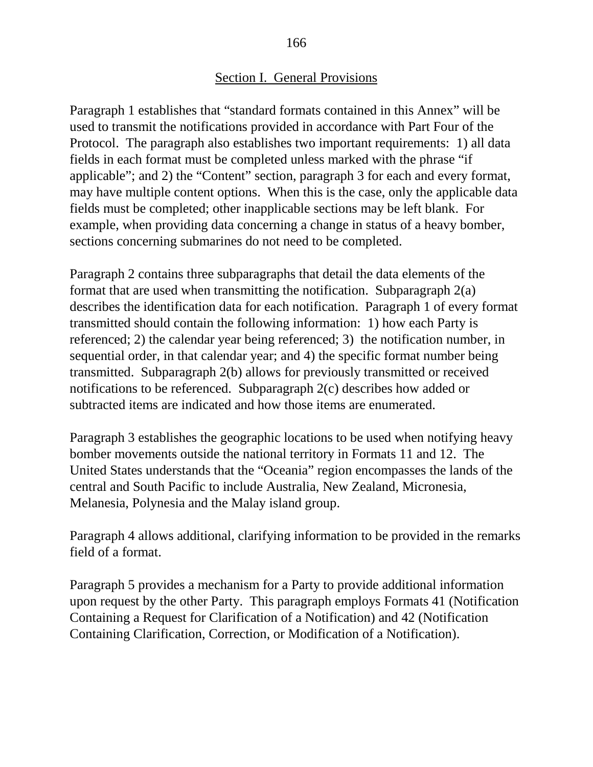## Section I. General Provisions

Paragraph 1 establishes that "standard formats contained in this Annex" will be used to transmit the notifications provided in accordance with Part Four of the Protocol. The paragraph also establishes two important requirements: 1) all data fields in each format must be completed unless marked with the phrase "if applicable"; and 2) the "Content" section, paragraph 3 for each and every format, may have multiple content options. When this is the case, only the applicable data fields must be completed; other inapplicable sections may be left blank. For example, when providing data concerning a change in status of a heavy bomber, sections concerning submarines do not need to be completed.

Paragraph 2 contains three subparagraphs that detail the data elements of the format that are used when transmitting the notification. Subparagraph 2(a) describes the identification data for each notification. Paragraph 1 of every format transmitted should contain the following information: 1) how each Party is referenced; 2) the calendar year being referenced; 3) the notification number, in sequential order, in that calendar year; and 4) the specific format number being transmitted. Subparagraph 2(b) allows for previously transmitted or received notifications to be referenced. Subparagraph 2(c) describes how added or subtracted items are indicated and how those items are enumerated.

Paragraph 3 establishes the geographic locations to be used when notifying heavy bomber movements outside the national territory in Formats 11 and 12. The United States understands that the "Oceania" region encompasses the lands of the central and South Pacific to include Australia, New Zealand, Micronesia, Melanesia, Polynesia and the Malay island group.

Paragraph 4 allows additional, clarifying information to be provided in the remarks field of a format.

Paragraph 5 provides a mechanism for a Party to provide additional information upon request by the other Party. This paragraph employs Formats 41 (Notification Containing a Request for Clarification of a Notification) and 42 (Notification Containing Clarification, Correction, or Modification of a Notification).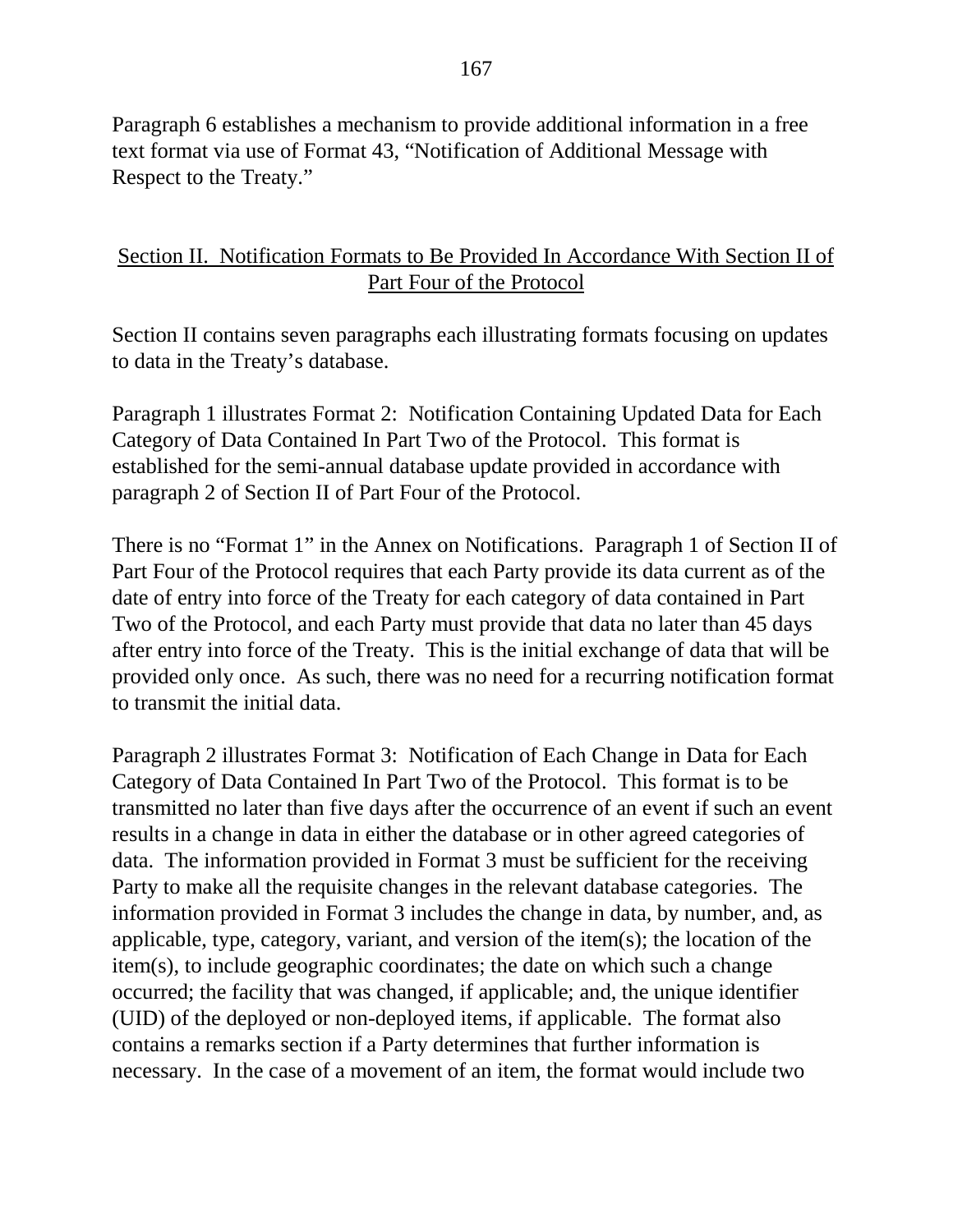Paragraph 6 establishes a mechanism to provide additional information in a free text format via use of Format 43, "Notification of Additional Message with Respect to the Treaty."

## Section II. Notification Formats to Be Provided In Accordance With Section II of Part Four of the Protocol

Section II contains seven paragraphs each illustrating formats focusing on updates to data in the Treaty's database.

Paragraph 1 illustrates Format 2: Notification Containing Updated Data for Each Category of Data Contained In Part Two of the Protocol. This format is established for the semi-annual database update provided in accordance with paragraph 2 of Section II of Part Four of the Protocol.

There is no "Format 1" in the Annex on Notifications. Paragraph 1 of Section II of Part Four of the Protocol requires that each Party provide its data current as of the date of entry into force of the Treaty for each category of data contained in Part Two of the Protocol, and each Party must provide that data no later than 45 days after entry into force of the Treaty. This is the initial exchange of data that will be provided only once. As such, there was no need for a recurring notification format to transmit the initial data.

Paragraph 2 illustrates Format 3: Notification of Each Change in Data for Each Category of Data Contained In Part Two of the Protocol. This format is to be transmitted no later than five days after the occurrence of an event if such an event results in a change in data in either the database or in other agreed categories of data. The information provided in Format 3 must be sufficient for the receiving Party to make all the requisite changes in the relevant database categories. The information provided in Format 3 includes the change in data, by number, and, as applicable, type, category, variant, and version of the item(s); the location of the item(s), to include geographic coordinates; the date on which such a change occurred; the facility that was changed, if applicable; and, the unique identifier (UID) of the deployed or non-deployed items, if applicable. The format also contains a remarks section if a Party determines that further information is necessary. In the case of a movement of an item, the format would include two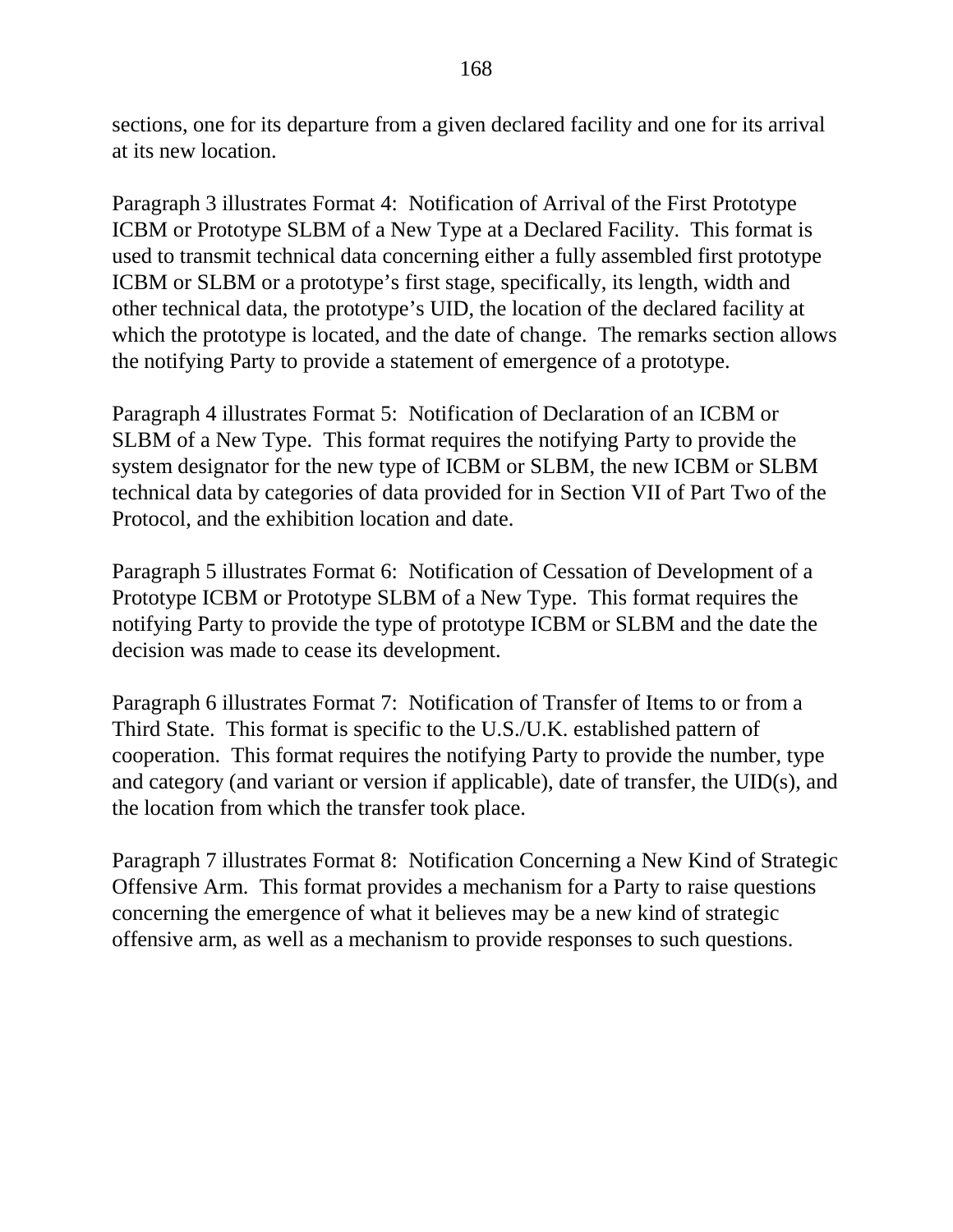sections, one for its departure from a given declared facility and one for its arrival at its new location.

Paragraph 3 illustrates Format 4: Notification of Arrival of the First Prototype ICBM or Prototype SLBM of a New Type at a Declared Facility. This format is used to transmit technical data concerning either a fully assembled first prototype ICBM or SLBM or a prototype's first stage, specifically, its length, width and other technical data, the prototype's UID, the location of the declared facility at which the prototype is located, and the date of change. The remarks section allows the notifying Party to provide a statement of emergence of a prototype.

Paragraph 4 illustrates Format 5: Notification of Declaration of an ICBM or SLBM of a New Type. This format requires the notifying Party to provide the system designator for the new type of ICBM or SLBM, the new ICBM or SLBM technical data by categories of data provided for in Section VII of Part Two of the Protocol, and the exhibition location and date.

Paragraph 5 illustrates Format 6: Notification of Cessation of Development of a Prototype ICBM or Prototype SLBM of a New Type. This format requires the notifying Party to provide the type of prototype ICBM or SLBM and the date the decision was made to cease its development.

Paragraph 6 illustrates Format 7: Notification of Transfer of Items to or from a Third State. This format is specific to the U.S./U.K. established pattern of cooperation. This format requires the notifying Party to provide the number, type and category (and variant or version if applicable), date of transfer, the UID(s), and the location from which the transfer took place.

Paragraph 7 illustrates Format 8: Notification Concerning a New Kind of Strategic Offensive Arm. This format provides a mechanism for a Party to raise questions concerning the emergence of what it believes may be a new kind of strategic offensive arm, as well as a mechanism to provide responses to such questions.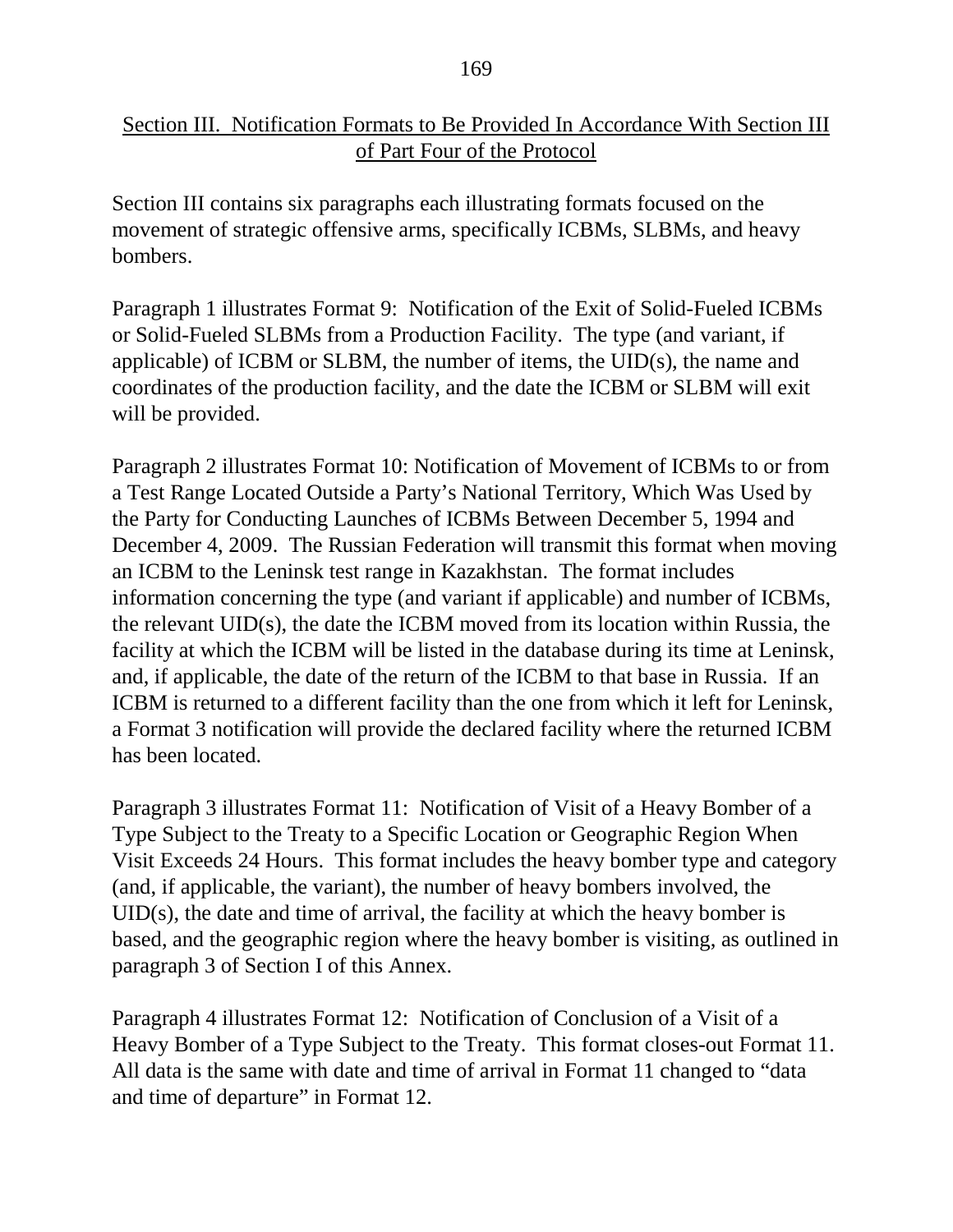## Section III. Notification Formats to Be Provided In Accordance With Section III of Part Four of the Protocol

Section III contains six paragraphs each illustrating formats focused on the movement of strategic offensive arms, specifically ICBMs, SLBMs, and heavy bombers.

Paragraph 1 illustrates Format 9: Notification of the Exit of Solid-Fueled ICBMs or Solid-Fueled SLBMs from a Production Facility. The type (and variant, if applicable) of ICBM or SLBM, the number of items, the UID(s), the name and coordinates of the production facility, and the date the ICBM or SLBM will exit will be provided.

Paragraph 2 illustrates Format 10: Notification of Movement of ICBMs to or from a Test Range Located Outside a Party's National Territory, Which Was Used by the Party for Conducting Launches of ICBMs Between December 5, 1994 and December 4, 2009. The Russian Federation will transmit this format when moving an ICBM to the Leninsk test range in Kazakhstan. The format includes information concerning the type (and variant if applicable) and number of ICBMs, the relevant UID(s), the date the ICBM moved from its location within Russia, the facility at which the ICBM will be listed in the database during its time at Leninsk, and, if applicable, the date of the return of the ICBM to that base in Russia. If an ICBM is returned to a different facility than the one from which it left for Leninsk, a Format 3 notification will provide the declared facility where the returned ICBM has been located.

Paragraph 3 illustrates Format 11: Notification of Visit of a Heavy Bomber of a Type Subject to the Treaty to a Specific Location or Geographic Region When Visit Exceeds 24 Hours. This format includes the heavy bomber type and category (and, if applicable, the variant), the number of heavy bombers involved, the UID(s), the date and time of arrival, the facility at which the heavy bomber is based, and the geographic region where the heavy bomber is visiting, as outlined in paragraph 3 of Section I of this Annex.

Paragraph 4 illustrates Format 12: Notification of Conclusion of a Visit of a Heavy Bomber of a Type Subject to the Treaty. This format closes-out Format 11. All data is the same with date and time of arrival in Format 11 changed to "data and time of departure" in Format 12.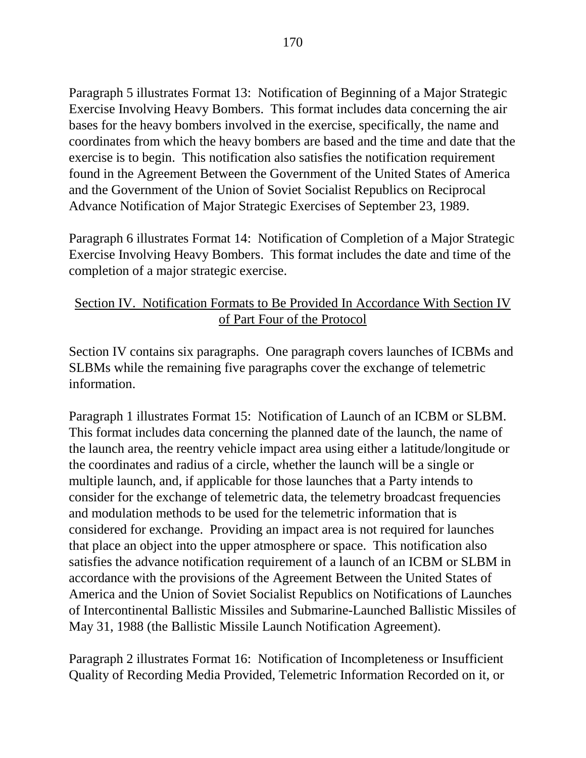Paragraph 5 illustrates Format 13: Notification of Beginning of a Major Strategic Exercise Involving Heavy Bombers. This format includes data concerning the air bases for the heavy bombers involved in the exercise, specifically, the name and coordinates from which the heavy bombers are based and the time and date that the exercise is to begin. This notification also satisfies the notification requirement found in the Agreement Between the Government of the United States of America and the Government of the Union of Soviet Socialist Republics on Reciprocal Advance Notification of Major Strategic Exercises of September 23, 1989.

Paragraph 6 illustrates Format 14: Notification of Completion of a Major Strategic Exercise Involving Heavy Bombers. This format includes the date and time of the completion of a major strategic exercise.

## Section IV. Notification Formats to Be Provided In Accordance With Section IV of Part Four of the Protocol

Section IV contains six paragraphs. One paragraph covers launches of ICBMs and SLBMs while the remaining five paragraphs cover the exchange of telemetric information.

Paragraph 1 illustrates Format 15: Notification of Launch of an ICBM or SLBM. This format includes data concerning the planned date of the launch, the name of the launch area, the reentry vehicle impact area using either a latitude/longitude or the coordinates and radius of a circle, whether the launch will be a single or multiple launch, and, if applicable for those launches that a Party intends to consider for the exchange of telemetric data, the telemetry broadcast frequencies and modulation methods to be used for the telemetric information that is considered for exchange. Providing an impact area is not required for launches that place an object into the upper atmosphere or space. This notification also satisfies the advance notification requirement of a launch of an ICBM or SLBM in accordance with the provisions of the Agreement Between the United States of America and the Union of Soviet Socialist Republics on Notifications of Launches of Intercontinental Ballistic Missiles and Submarine-Launched Ballistic Missiles of May 31, 1988 (the Ballistic Missile Launch Notification Agreement).

Paragraph 2 illustrates Format 16: Notification of Incompleteness or Insufficient Quality of Recording Media Provided, Telemetric Information Recorded on it, or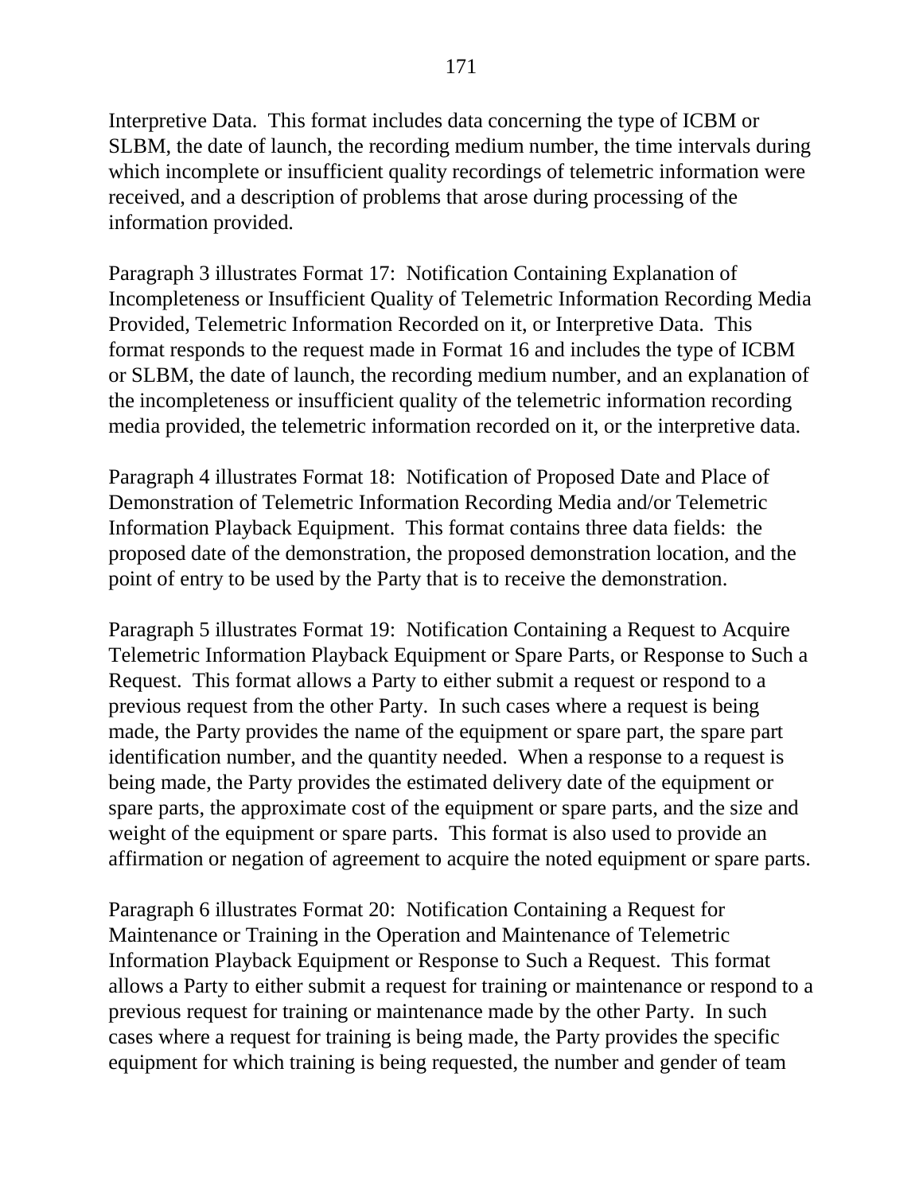Interpretive Data. This format includes data concerning the type of ICBM or SLBM, the date of launch, the recording medium number, the time intervals during which incomplete or insufficient quality recordings of telemetric information were received, and a description of problems that arose during processing of the information provided.

Paragraph 3 illustrates Format 17: Notification Containing Explanation of Incompleteness or Insufficient Quality of Telemetric Information Recording Media Provided, Telemetric Information Recorded on it, or Interpretive Data. This format responds to the request made in Format 16 and includes the type of ICBM or SLBM, the date of launch, the recording medium number, and an explanation of the incompleteness or insufficient quality of the telemetric information recording media provided, the telemetric information recorded on it, or the interpretive data.

Paragraph 4 illustrates Format 18: Notification of Proposed Date and Place of Demonstration of Telemetric Information Recording Media and/or Telemetric Information Playback Equipment. This format contains three data fields: the proposed date of the demonstration, the proposed demonstration location, and the point of entry to be used by the Party that is to receive the demonstration.

Paragraph 5 illustrates Format 19: Notification Containing a Request to Acquire Telemetric Information Playback Equipment or Spare Parts, or Response to Such a Request. This format allows a Party to either submit a request or respond to a previous request from the other Party. In such cases where a request is being made, the Party provides the name of the equipment or spare part, the spare part identification number, and the quantity needed. When a response to a request is being made, the Party provides the estimated delivery date of the equipment or spare parts, the approximate cost of the equipment or spare parts, and the size and weight of the equipment or spare parts. This format is also used to provide an affirmation or negation of agreement to acquire the noted equipment or spare parts.

Paragraph 6 illustrates Format 20: Notification Containing a Request for Maintenance or Training in the Operation and Maintenance of Telemetric Information Playback Equipment or Response to Such a Request. This format allows a Party to either submit a request for training or maintenance or respond to a previous request for training or maintenance made by the other Party. In such cases where a request for training is being made, the Party provides the specific equipment for which training is being requested, the number and gender of team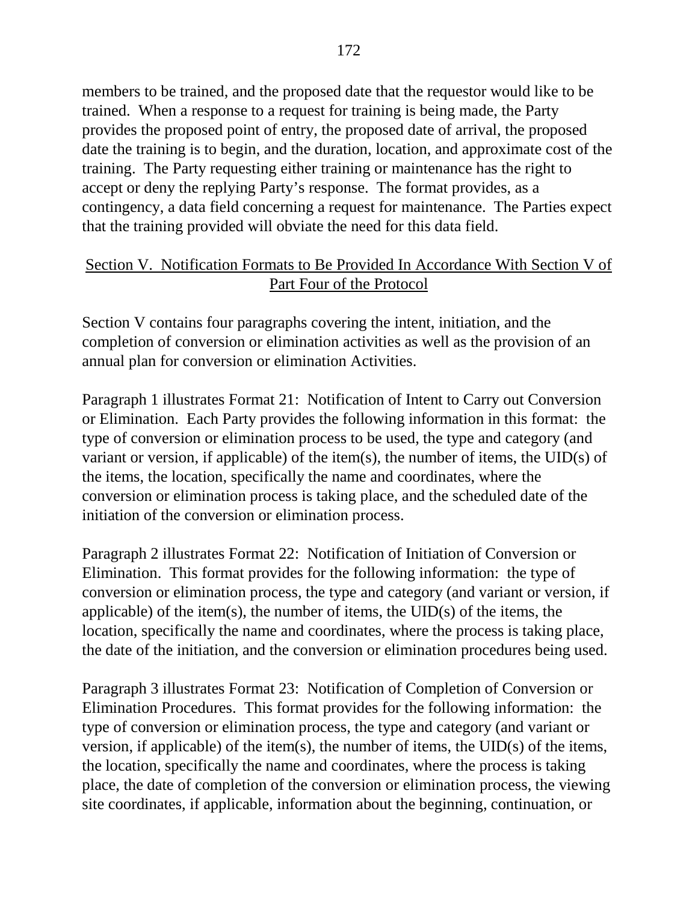members to be trained, and the proposed date that the requestor would like to be trained. When a response to a request for training is being made, the Party provides the proposed point of entry, the proposed date of arrival, the proposed date the training is to begin, and the duration, location, and approximate cost of the training. The Party requesting either training or maintenance has the right to accept or deny the replying Party's response. The format provides, as a contingency, a data field concerning a request for maintenance. The Parties expect that the training provided will obviate the need for this data field.

## Section V. Notification Formats to Be Provided In Accordance With Section V of Part Four of the Protocol

Section V contains four paragraphs covering the intent, initiation, and the completion of conversion or elimination activities as well as the provision of an annual plan for conversion or elimination Activities.

Paragraph 1 illustrates Format 21: Notification of Intent to Carry out Conversion or Elimination. Each Party provides the following information in this format: the type of conversion or elimination process to be used, the type and category (and variant or version, if applicable) of the item(s), the number of items, the UID(s) of the items, the location, specifically the name and coordinates, where the conversion or elimination process is taking place, and the scheduled date of the initiation of the conversion or elimination process.

Paragraph 2 illustrates Format 22: Notification of Initiation of Conversion or Elimination. This format provides for the following information: the type of conversion or elimination process, the type and category (and variant or version, if applicable) of the item(s), the number of items, the UID(s) of the items, the location, specifically the name and coordinates, where the process is taking place, the date of the initiation, and the conversion or elimination procedures being used.

Paragraph 3 illustrates Format 23: Notification of Completion of Conversion or Elimination Procedures. This format provides for the following information: the type of conversion or elimination process, the type and category (and variant or version, if applicable) of the item(s), the number of items, the UID(s) of the items, the location, specifically the name and coordinates, where the process is taking place, the date of completion of the conversion or elimination process, the viewing site coordinates, if applicable, information about the beginning, continuation, or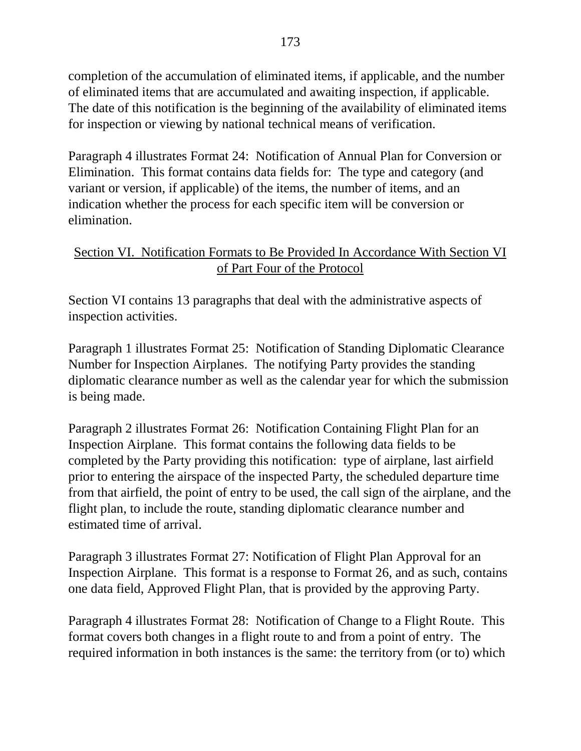completion of the accumulation of eliminated items, if applicable, and the number of eliminated items that are accumulated and awaiting inspection, if applicable. The date of this notification is the beginning of the availability of eliminated items for inspection or viewing by national technical means of verification.

Paragraph 4 illustrates Format 24: Notification of Annual Plan for Conversion or Elimination. This format contains data fields for: The type and category (and variant or version, if applicable) of the items, the number of items, and an indication whether the process for each specific item will be conversion or elimination.

## Section VI. Notification Formats to Be Provided In Accordance With Section VI of Part Four of the Protocol

Section VI contains 13 paragraphs that deal with the administrative aspects of inspection activities.

Paragraph 1 illustrates Format 25: Notification of Standing Diplomatic Clearance Number for Inspection Airplanes. The notifying Party provides the standing diplomatic clearance number as well as the calendar year for which the submission is being made.

Paragraph 2 illustrates Format 26: Notification Containing Flight Plan for an Inspection Airplane. This format contains the following data fields to be completed by the Party providing this notification: type of airplane, last airfield prior to entering the airspace of the inspected Party, the scheduled departure time from that airfield, the point of entry to be used, the call sign of the airplane, and the flight plan, to include the route, standing diplomatic clearance number and estimated time of arrival.

Paragraph 3 illustrates Format 27: Notification of Flight Plan Approval for an Inspection Airplane. This format is a response to Format 26, and as such, contains one data field, Approved Flight Plan, that is provided by the approving Party.

Paragraph 4 illustrates Format 28: Notification of Change to a Flight Route. This format covers both changes in a flight route to and from a point of entry. The required information in both instances is the same: the territory from (or to) which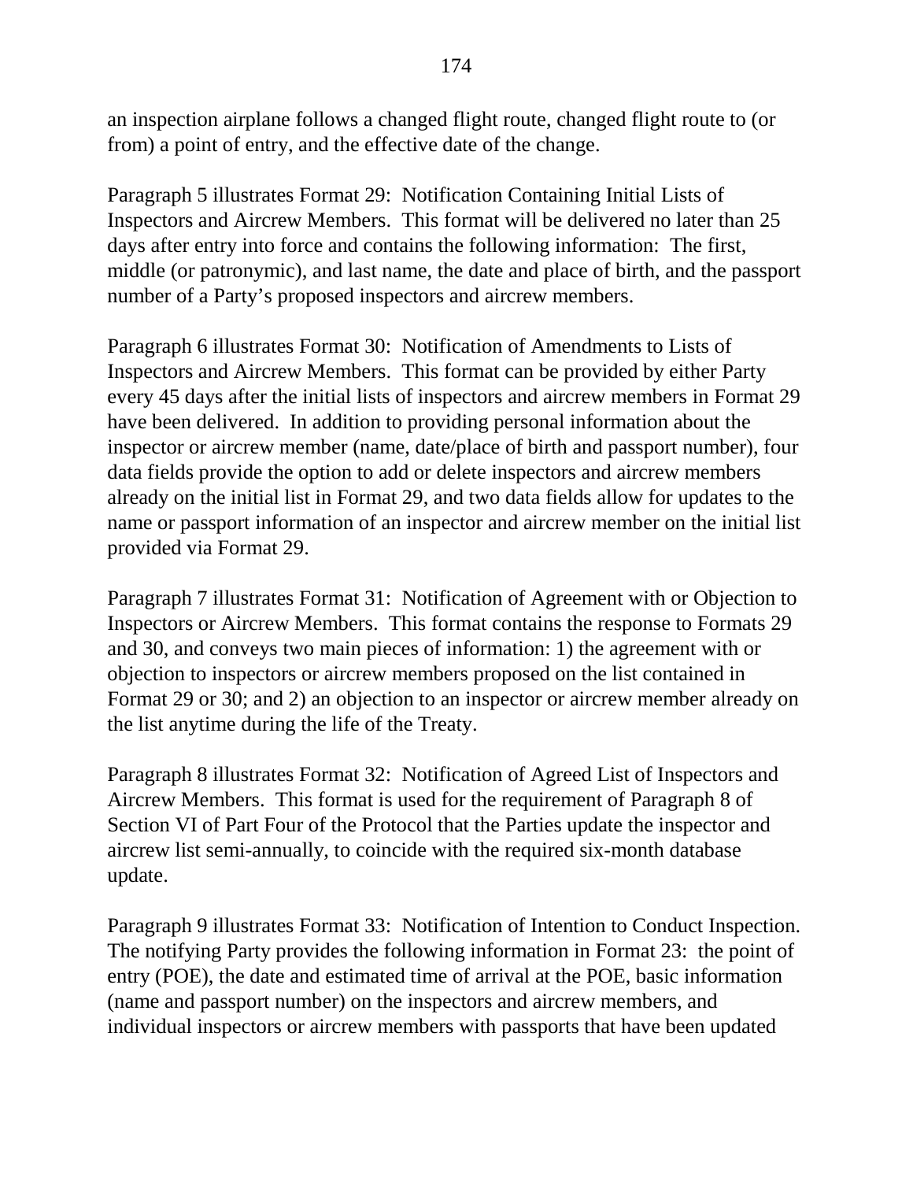an inspection airplane follows a changed flight route, changed flight route to (or from) a point of entry, and the effective date of the change.

Paragraph 5 illustrates Format 29: Notification Containing Initial Lists of Inspectors and Aircrew Members. This format will be delivered no later than 25 days after entry into force and contains the following information: The first, middle (or patronymic), and last name, the date and place of birth, and the passport number of a Party's proposed inspectors and aircrew members.

Paragraph 6 illustrates Format 30: Notification of Amendments to Lists of Inspectors and Aircrew Members. This format can be provided by either Party every 45 days after the initial lists of inspectors and aircrew members in Format 29 have been delivered. In addition to providing personal information about the inspector or aircrew member (name, date/place of birth and passport number), four data fields provide the option to add or delete inspectors and aircrew members already on the initial list in Format 29, and two data fields allow for updates to the name or passport information of an inspector and aircrew member on the initial list provided via Format 29.

Paragraph 7 illustrates Format 31: Notification of Agreement with or Objection to Inspectors or Aircrew Members. This format contains the response to Formats 29 and 30, and conveys two main pieces of information: 1) the agreement with or objection to inspectors or aircrew members proposed on the list contained in Format 29 or 30; and 2) an objection to an inspector or aircrew member already on the list anytime during the life of the Treaty.

Paragraph 8 illustrates Format 32: Notification of Agreed List of Inspectors and Aircrew Members. This format is used for the requirement of Paragraph 8 of Section VI of Part Four of the Protocol that the Parties update the inspector and aircrew list semi-annually, to coincide with the required six-month database update.

Paragraph 9 illustrates Format 33: Notification of Intention to Conduct Inspection. The notifying Party provides the following information in Format 23: the point of entry (POE), the date and estimated time of arrival at the POE, basic information (name and passport number) on the inspectors and aircrew members, and individual inspectors or aircrew members with passports that have been updated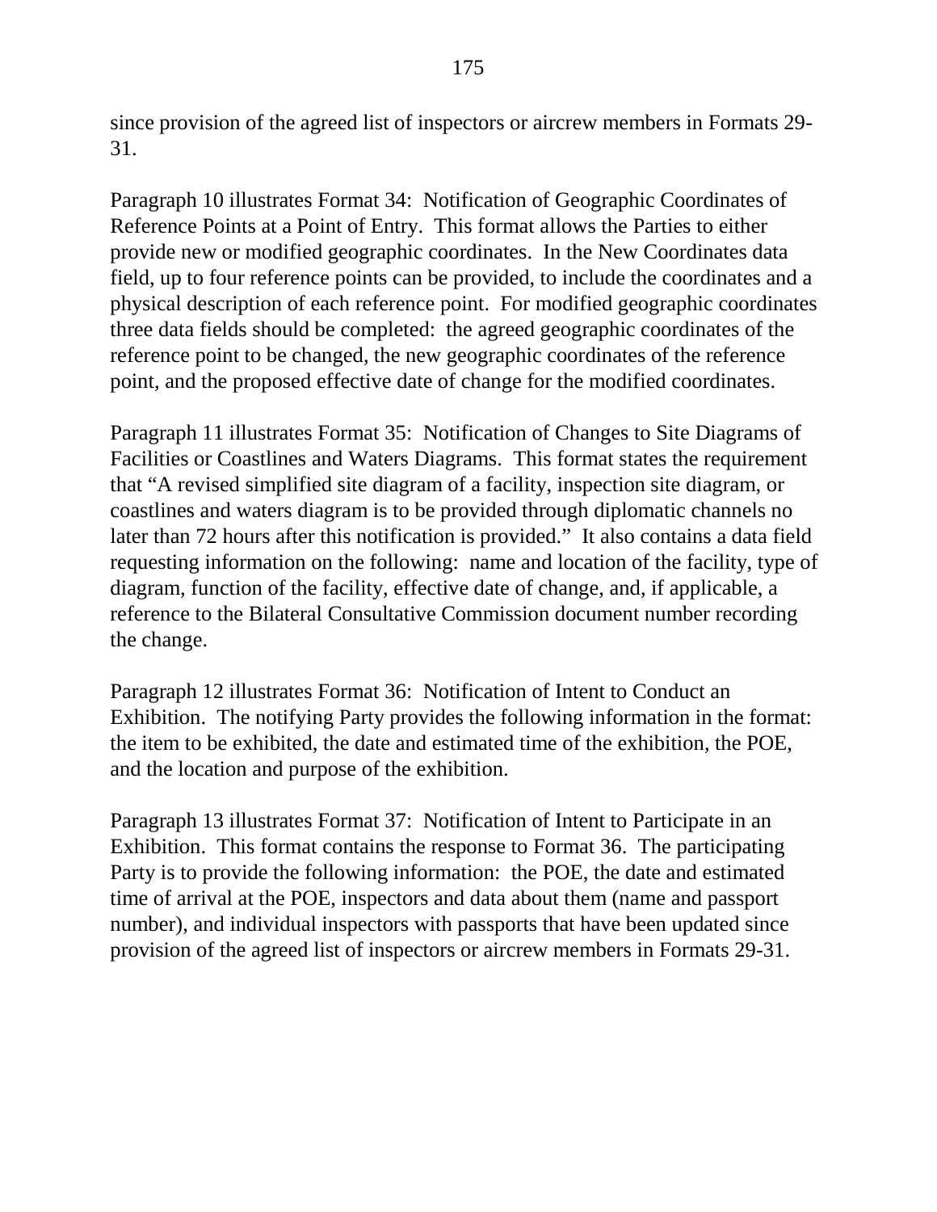since provision of the agreed list of inspectors or aircrew members in Formats 29-31.

Paragraph 10 illustrates Format 34: Notification of Geographic Coordinates of Reference Points at a Point of Entry. This format allows the Parties to either provide new or modified geographic coordinates. In the New Coordinates data field, up to four reference points can be provided, to include the coordinates and a physical description of each reference point. For modified geographic coordinates three data fields should be completed: the agreed geographic coordinates of the reference point to be changed, the new geographic coordinates of the reference point, and the proposed effective date of change for the modified coordinates.

Paragraph 11 illustrates Format 35: Notification of Changes to Site Diagrams of Facilities or Coastlines and Waters Diagrams. This format states the requirement that "A revised simplified site diagram of a facility, inspection site diagram, or coastlines and waters diagram is to be provided through diplomatic channels no later than 72 hours after this notification is provided." It also contains a data field requesting information on the following: name and location of the facility, type of diagram, function of the facility, effective date of change, and, if applicable, a reference to the Bilateral Consultative Commission document number recording the change.

Paragraph 12 illustrates Format 36: Notification of Intent to Conduct an Exhibition. The notifying Party provides the following information in the format: the item to be exhibited, the date and estimated time of the exhibition, the POE, and the location and purpose of the exhibition.

Paragraph 13 illustrates Format 37: Notification of Intent to Participate in an Exhibition. This format contains the response to Format 36. The participating Party is to provide the following information: the POE, the date and estimated time of arrival at the POE, inspectors and data about them (name and passport number), and individual inspectors with passports that have been updated since provision of the agreed list of inspectors or aircrew members in Formats 29-31.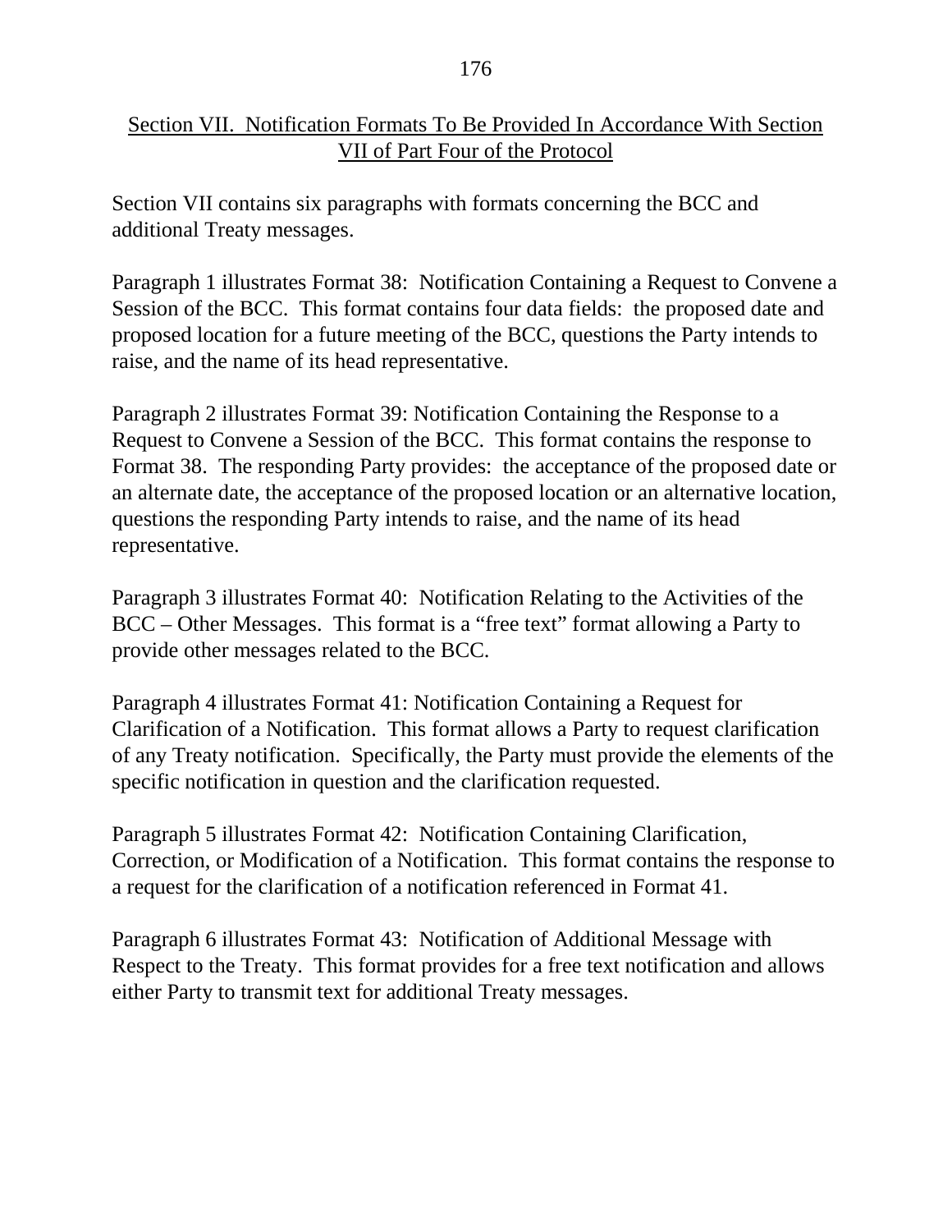## Section VII. Notification Formats To Be Provided In Accordance With Section VII of Part Four of the Protocol

Section VII contains six paragraphs with formats concerning the BCC and additional Treaty messages.

Paragraph 1 illustrates Format 38: Notification Containing a Request to Convene a Session of the BCC. This format contains four data fields: the proposed date and proposed location for a future meeting of the BCC, questions the Party intends to raise, and the name of its head representative.

Paragraph 2 illustrates Format 39: Notification Containing the Response to a Request to Convene a Session of the BCC. This format contains the response to Format 38. The responding Party provides: the acceptance of the proposed date or an alternate date, the acceptance of the proposed location or an alternative location, questions the responding Party intends to raise, and the name of its head representative.

Paragraph 3 illustrates Format 40: Notification Relating to the Activities of the BCC – Other Messages. This format is a "free text" format allowing a Party to provide other messages related to the BCC.

Paragraph 4 illustrates Format 41: Notification Containing a Request for Clarification of a Notification. This format allows a Party to request clarification of any Treaty notification. Specifically, the Party must provide the elements of the specific notification in question and the clarification requested.

Paragraph 5 illustrates Format 42: Notification Containing Clarification, Correction, or Modification of a Notification. This format contains the response to a request for the clarification of a notification referenced in Format 41.

Paragraph 6 illustrates Format 43: Notification of Additional Message with Respect to the Treaty. This format provides for a free text notification and allows either Party to transmit text for additional Treaty messages.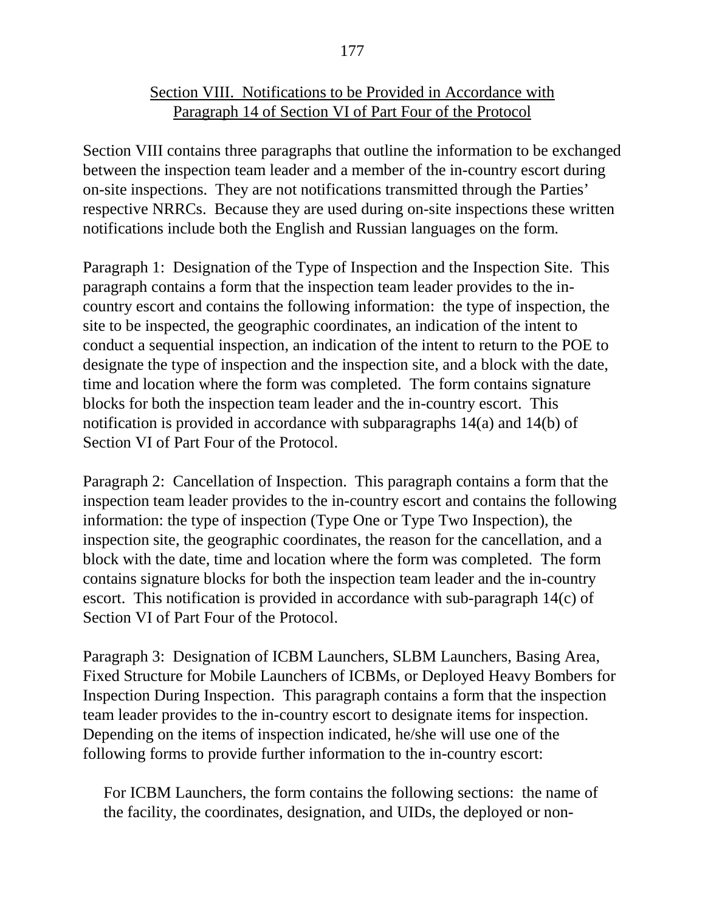## Section VIII. Notifications to be Provided in Accordance with Paragraph 14 of Section VI of Part Four of the Protocol

Section VIII contains three paragraphs that outline the information to be exchanged between the inspection team leader and a member of the in-country escort during on-site inspections. They are not notifications transmitted through the Parties' respective NRRCs. Because they are used during on-site inspections these written notifications include both the English and Russian languages on the form.

Paragraph 1: Designation of the Type of Inspection and the Inspection Site. This paragraph contains a form that the inspection team leader provides to the in-country escort and contains the following information: the type of inspection, the site to be inspected, the geographic coordinates, an indication of the intent to conduct a sequential inspection, an indication of the intent to return to the POE to designate the type of inspection and the inspection site, and a block with the date, time and location where the form was completed. The form contains signature blocks for both the inspection team leader and the in-country escort. This notification is provided in accordance with subparagraphs 14(a) and 14(b) of Section VI of Part Four of the Protocol.

Paragraph 2: Cancellation of Inspection. This paragraph contains a form that the inspection team leader provides to the in-country escort and contains the following information: the type of inspection (Type One or Type Two Inspection), the inspection site, the geographic coordinates, the reason for the cancellation, and a block with the date, time and location where the form was completed. The form contains signature blocks for both the inspection team leader and the in-country escort. This notification is provided in accordance with sub-paragraph 14(c) of Section VI of Part Four of the Protocol.

Paragraph 3: Designation of ICBM Launchers, SLBM Launchers, Basing Area, Fixed Structure for Mobile Launchers of ICBMs, or Deployed Heavy Bombers for Inspection During Inspection. This paragraph contains a form that the inspection team leader provides to the in-country escort to designate items for inspection. Depending on the items of inspection indicated, he/she will use one of the following forms to provide further information to the in-country escort:

For ICBM Launchers, the form contains the following sections: the name of the facility, the coordinates, designation, and UIDs, the deployed or non-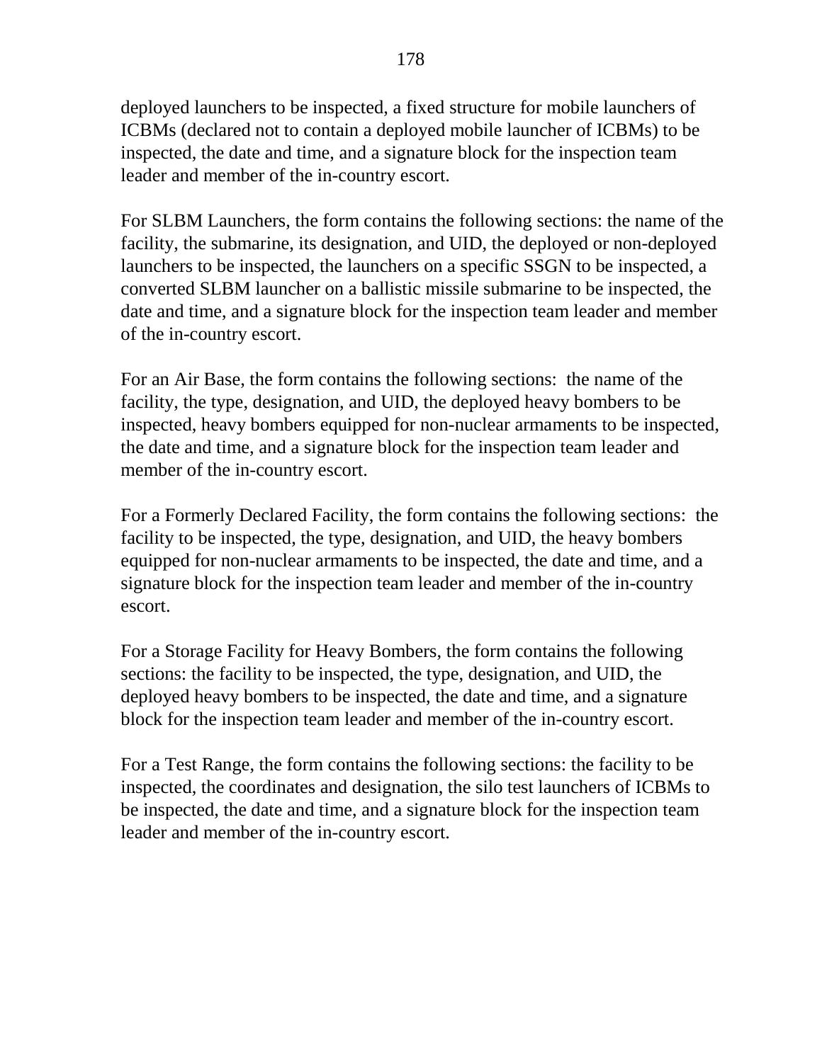deployed launchers to be inspected, a fixed structure for mobile launchers of ICBMs (declared not to contain a deployed mobile launcher of ICBMs) to be inspected, the date and time, and a signature block for the inspection team leader and member of the in-country escort.

For SLBM Launchers, the form contains the following sections: the name of the facility, the submarine, its designation, and UID, the deployed or non-deployed launchers to be inspected, the launchers on a specific SSGN to be inspected, a converted SLBM launcher on a ballistic missile submarine to be inspected, the date and time, and a signature block for the inspection team leader and member of the in-country escort.

For an Air Base, the form contains the following sections: the name of the facility, the type, designation, and UID, the deployed heavy bombers to be inspected, heavy bombers equipped for non-nuclear armaments to be inspected, the date and time, and a signature block for the inspection team leader and member of the in-country escort.

For a Formerly Declared Facility, the form contains the following sections: the facility to be inspected, the type, designation, and UID, the heavy bombers equipped for non-nuclear armaments to be inspected, the date and time, and a signature block for the inspection team leader and member of the in-country escort.

For a Storage Facility for Heavy Bombers, the form contains the following sections: the facility to be inspected, the type, designation, and UID, the deployed heavy bombers to be inspected, the date and time, and a signature block for the inspection team leader and member of the in-country escort.

For a Test Range, the form contains the following sections: the facility to be inspected, the coordinates and designation, the silo test launchers of ICBMs to be inspected, the date and time, and a signature block for the inspection team leader and member of the in-country escort.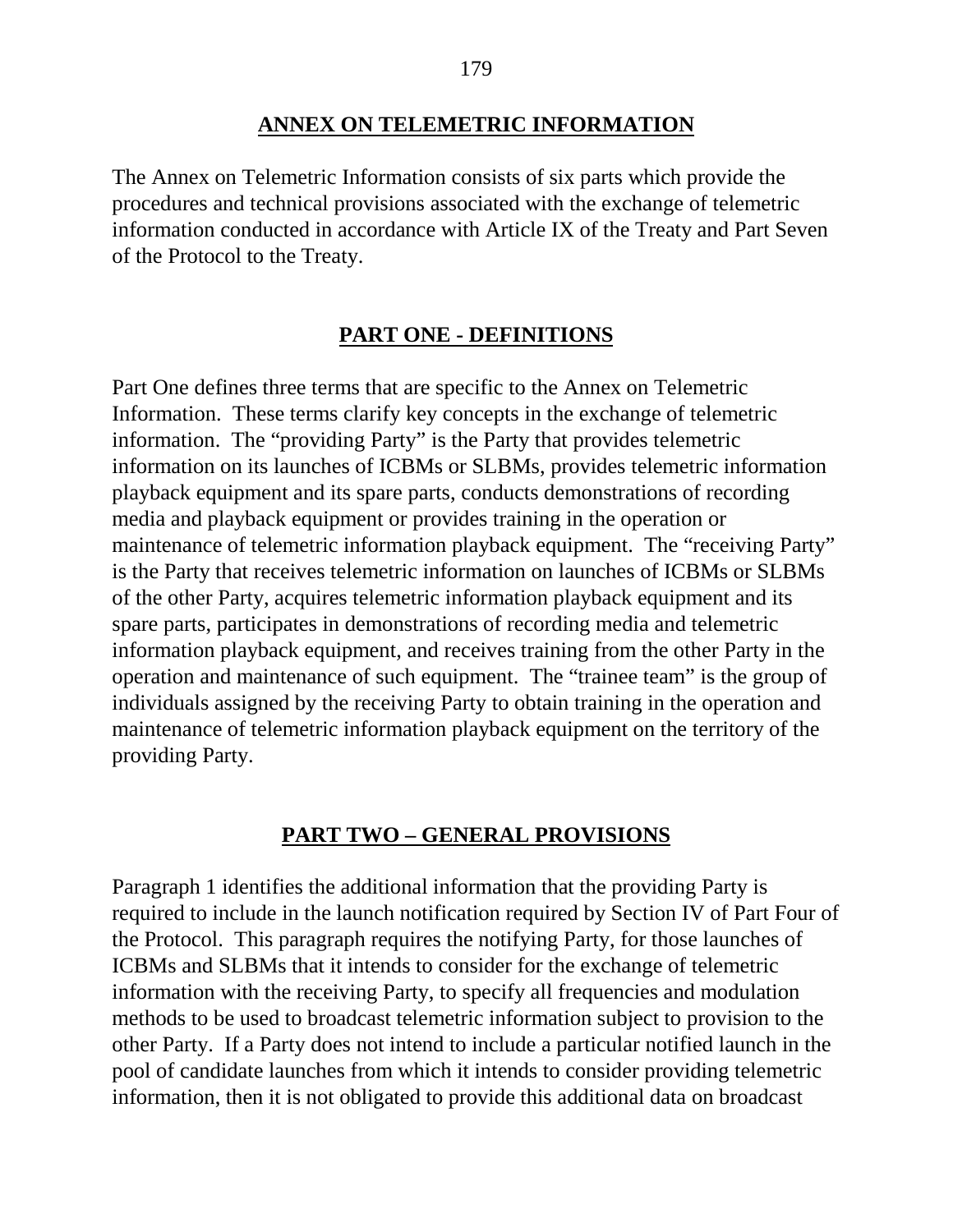## ANNEX ON TELEMETRIC INFORMATION

The Annex on Telemetric Information consists of six parts which provide the procedures and technical provisions associated with the exchange of telemetric information conducted in accordance with Article IX of the Treaty and Part Seven of the Protocol to the Treaty.

### PART ONE - DEFINITIONS

Part One defines three terms that are specific to the Annex on Telemetric Information. These terms clarify key concepts in the exchange of telemetric information. The "providing Party" is the Party that provides telemetric information on its launches of ICBMs or SLBMs, provides telemetric information playback equipment and its spare parts, conducts demonstrations of recording media and playback equipment or provides training in the operation or maintenance of telemetric information playback equipment. The "receiving Party" is the Party that receives telemetric information on launches of ICBMs or SLBMs of the other Party, acquires telemetric information playback equipment and its spare parts, participates in demonstrations of recording media and telemetric information playback equipment, and receives training from the other Party in the operation and maintenance of such equipment. The "trainee team" is the group of individuals assigned by the receiving Party to obtain training in the operation and maintenance of telemetric information playback equipment on the territory of the providing Party.

### PART TWO – GENERAL PROVISIONS

Paragraph 1 identifies the additional information that the providing Party is required to include in the launch notification required by Section IV of Part Four of the Protocol. This paragraph requires the notifying Party, for those launches of ICBMs and SLBMs that it intends to consider for the exchange of telemetric information with the receiving Party, to specify all frequencies and modulation methods to be used to broadcast telemetric information subject to provision to the other Party. If a Party does not intend to include a particular notified launch in the pool of candidate launches from which it intends to consider providing telemetric information, then it is not obligated to provide this additional data on broadcast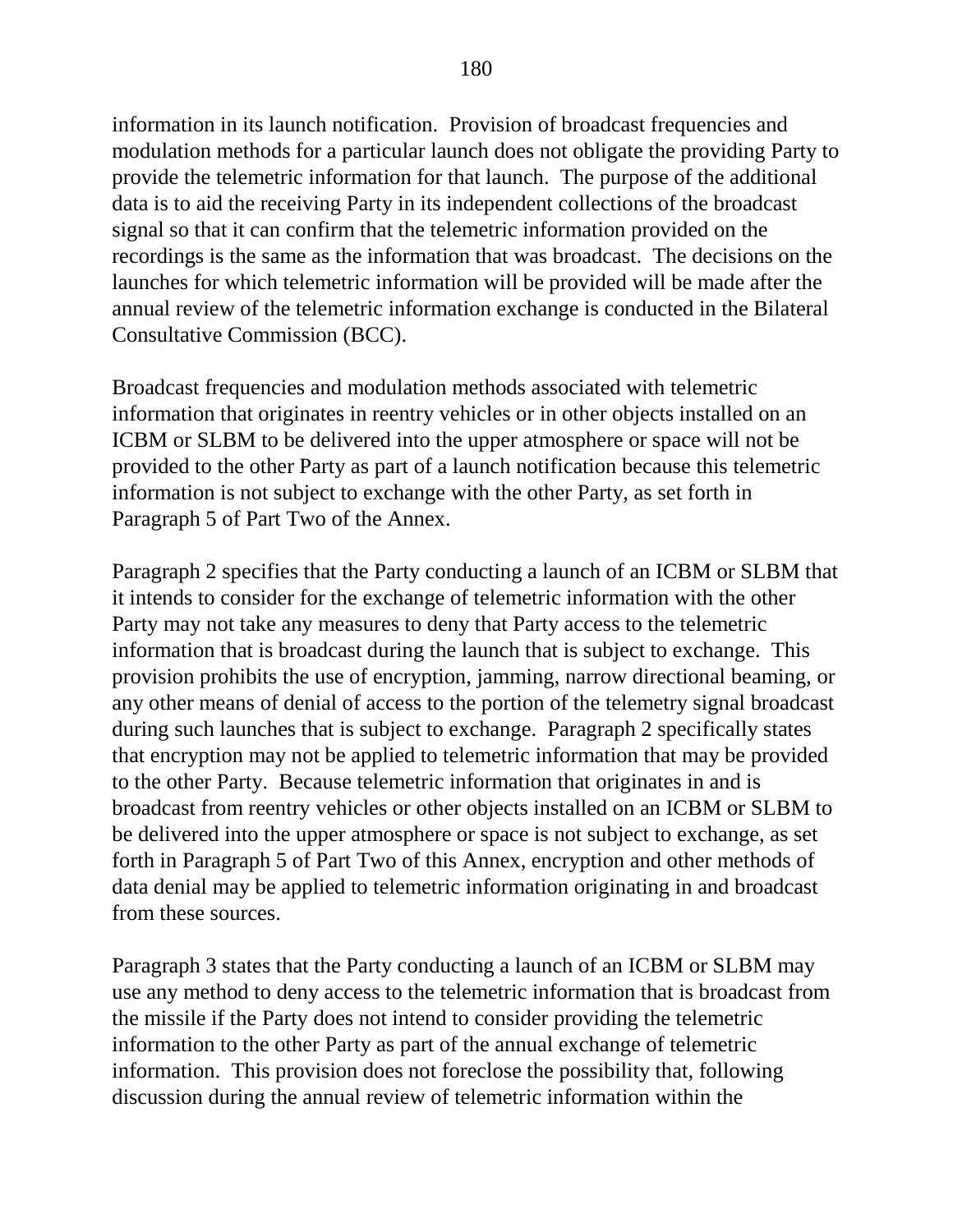information in its launch notification. Provision of broadcast frequencies and modulation methods for a particular launch does not obligate the providing Party to provide the telemetric information for that launch. The purpose of the additional data is to aid the receiving Party in its independent collections of the broadcast signal so that it can confirm that the telemetric information provided on the recordings is the same as the information that was broadcast. The decisions on the launches for which telemetric information will be provided will be made after the annual review of the telemetric information exchange is conducted in the Bilateral Consultative Commission (BCC).

Broadcast frequencies and modulation methods associated with telemetric information that originates in reentry vehicles or in other objects installed on an ICBM or SLBM to be delivered into the upper atmosphere or space will not be provided to the other Party as part of a launch notification because this telemetric information is not subject to exchange with the other Party, as set forth in Paragraph 5 of Part Two of the Annex.

Paragraph 2 specifies that the Party conducting a launch of an ICBM or SLBM that it intends to consider for the exchange of telemetric information with the other Party may not take any measures to deny that Party access to the telemetric information that is broadcast during the launch that is subject to exchange. This provision prohibits the use of encryption, jamming, narrow directional beaming, or any other means of denial of access to the portion of the telemetry signal broadcast during such launches that is subject to exchange. Paragraph 2 specifically states that encryption may not be applied to telemetric information that may be provided to the other Party. Because telemetric information that originates in and is broadcast from reentry vehicles or other objects installed on an ICBM or SLBM to be delivered into the upper atmosphere or space is not subject to exchange, as set forth in Paragraph 5 of Part Two of this Annex, encryption and other methods of data denial may be applied to telemetric information originating in and broadcast from these sources.

Paragraph 3 states that the Party conducting a launch of an ICBM or SLBM may use any method to deny access to the telemetric information that is broadcast from the missile if the Party does not intend to consider providing the telemetric information to the other Party as part of the annual exchange of telemetric information. This provision does not foreclose the possibility that, following discussion during the annual review of telemetric information within the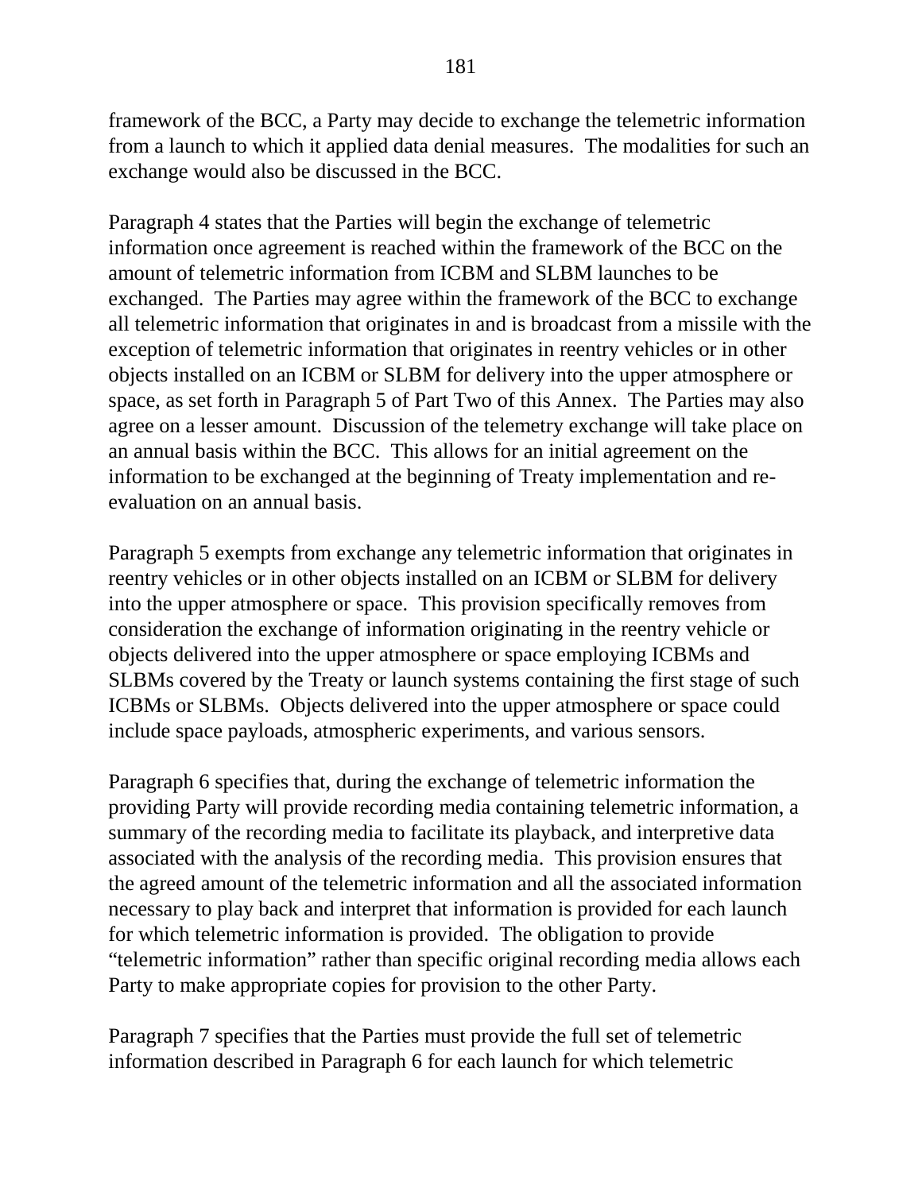framework of the BCC, a Party may decide to exchange the telemetric information from a launch to which it applied data denial measures. The modalities for such an exchange would also be discussed in the BCC.

Paragraph 4 states that the Parties will begin the exchange of telemetric information once agreement is reached within the framework of the BCC on the amount of telemetric information from ICBM and SLBM launches to be exchanged. The Parties may agree within the framework of the BCC to exchange all telemetric information that originates in and is broadcast from a missile with the exception of telemetric information that originates in reentry vehicles or in other objects installed on an ICBM or SLBM for delivery into the upper atmosphere or space, as set forth in Paragraph 5 of Part Two of this Annex. The Parties may also agree on a lesser amount. Discussion of the telemetry exchange will take place on an annual basis within the BCC. This allows for an initial agreement on the information to be exchanged at the beginning of Treaty implementation and re-evaluation on an annual basis.

Paragraph 5 exempts from exchange any telemetric information that originates in reentry vehicles or in other objects installed on an ICBM or SLBM for delivery into the upper atmosphere or space. This provision specifically removes from consideration the exchange of information originating in the reentry vehicle or objects delivered into the upper atmosphere or space employing ICBMs and SLBMs covered by the Treaty or launch systems containing the first stage of such ICBMs or SLBMs. Objects delivered into the upper atmosphere or space could include space payloads, atmospheric experiments, and various sensors.

Paragraph 6 specifies that, during the exchange of telemetric information the providing Party will provide recording media containing telemetric information, a summary of the recording media to facilitate its playback, and interpretive data associated with the analysis of the recording media. This provision ensures that the agreed amount of the telemetric information and all the associated information necessary to play back and interpret that information is provided for each launch for which telemetric information is provided. The obligation to provide "telemetric information" rather than specific original recording media allows each Party to make appropriate copies for provision to the other Party.

Paragraph 7 specifies that the Parties must provide the full set of telemetric information described in Paragraph 6 for each launch for which telemetric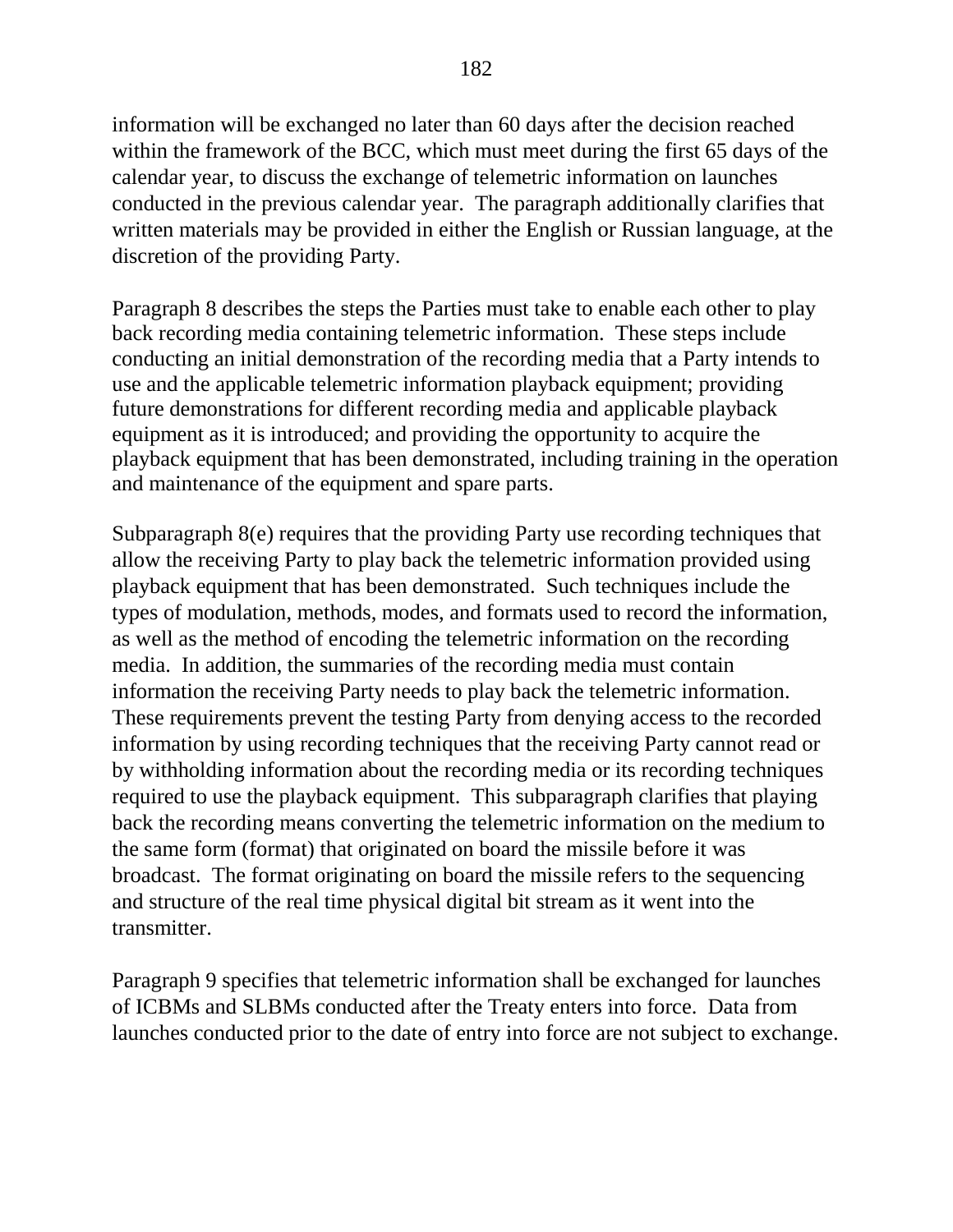information will be exchanged no later than 60 days after the decision reached within the framework of the BCC, which must meet during the first 65 days of the calendar year, to discuss the exchange of telemetric information on launches conducted in the previous calendar year. The paragraph additionally clarifies that written materials may be provided in either the English or Russian language, at the discretion of the providing Party.

Paragraph 8 describes the steps the Parties must take to enable each other to play back recording media containing telemetric information. These steps include conducting an initial demonstration of the recording media that a Party intends to use and the applicable telemetric information playback equipment; providing future demonstrations for different recording media and applicable playback equipment as it is introduced; and providing the opportunity to acquire the playback equipment that has been demonstrated, including training in the operation and maintenance of the equipment and spare parts.

Subparagraph 8(e) requires that the providing Party use recording techniques that allow the receiving Party to play back the telemetric information provided using playback equipment that has been demonstrated. Such techniques include the types of modulation, methods, modes, and formats used to record the information, as well as the method of encoding the telemetric information on the recording media. In addition, the summaries of the recording media must contain information the receiving Party needs to play back the telemetric information. These requirements prevent the testing Party from denying access to the recorded information by using recording techniques that the receiving Party cannot read or by withholding information about the recording media or its recording techniques required to use the playback equipment. This subparagraph clarifies that playing back the recording means converting the telemetric information on the medium to the same form (format) that originated on board the missile before it was broadcast. The format originating on board the missile refers to the sequencing and structure of the real time physical digital bit stream as it went into the transmitter.

Paragraph 9 specifies that telemetric information shall be exchanged for launches of ICBMs and SLBMs conducted after the Treaty enters into force. Data from launches conducted prior to the date of entry into force are not subject to exchange.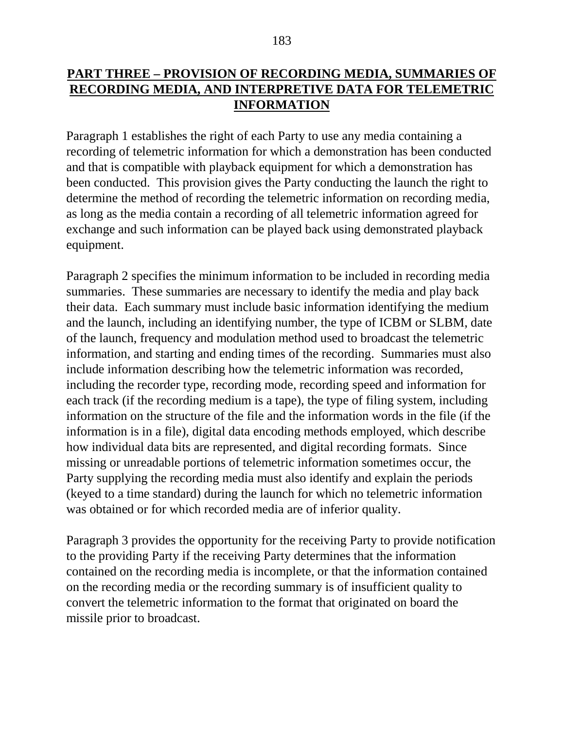## PART THREE – PROVISION OF RECORDING MEDIA, SUMMARIES OF RECORDING MEDIA, AND INTERPRETIVE DATA FOR TELEMETRIC INFORMATION

Paragraph 1 establishes the right of each Party to use any media containing a recording of telemetric information for which a demonstration has been conducted and that is compatible with playback equipment for which a demonstration has been conducted. This provision gives the Party conducting the launch the right to determine the method of recording the telemetric information on recording media, as long as the media contain a recording of all telemetric information agreed for exchange and such information can be played back using demonstrated playback equipment.

Paragraph 2 specifies the minimum information to be included in recording media summaries. These summaries are necessary to identify the media and play back their data. Each summary must include basic information identifying the medium and the launch, including an identifying number, the type of ICBM or SLBM, date of the launch, frequency and modulation method used to broadcast the telemetric information, and starting and ending times of the recording. Summaries must also include information describing how the telemetric information was recorded, including the recorder type, recording mode, recording speed and information for each track (if the recording medium is a tape), the type of filing system, including information on the structure of the file and the information words in the file (if the information is in a file), digital data encoding methods employed, which describe how individual data bits are represented, and digital recording formats. Since missing or unreadable portions of telemetric information sometimes occur, the Party supplying the recording media must also identify and explain the periods (keyed to a time standard) during the launch for which no telemetric information was obtained or for which recorded media are of inferior quality.

Paragraph 3 provides the opportunity for the receiving Party to provide notification to the providing Party if the receiving Party determines that the information contained on the recording media is incomplete, or that the information contained on the recording media or the recording summary is of insufficient quality to convert the telemetric information to the format that originated on board the missile prior to broadcast.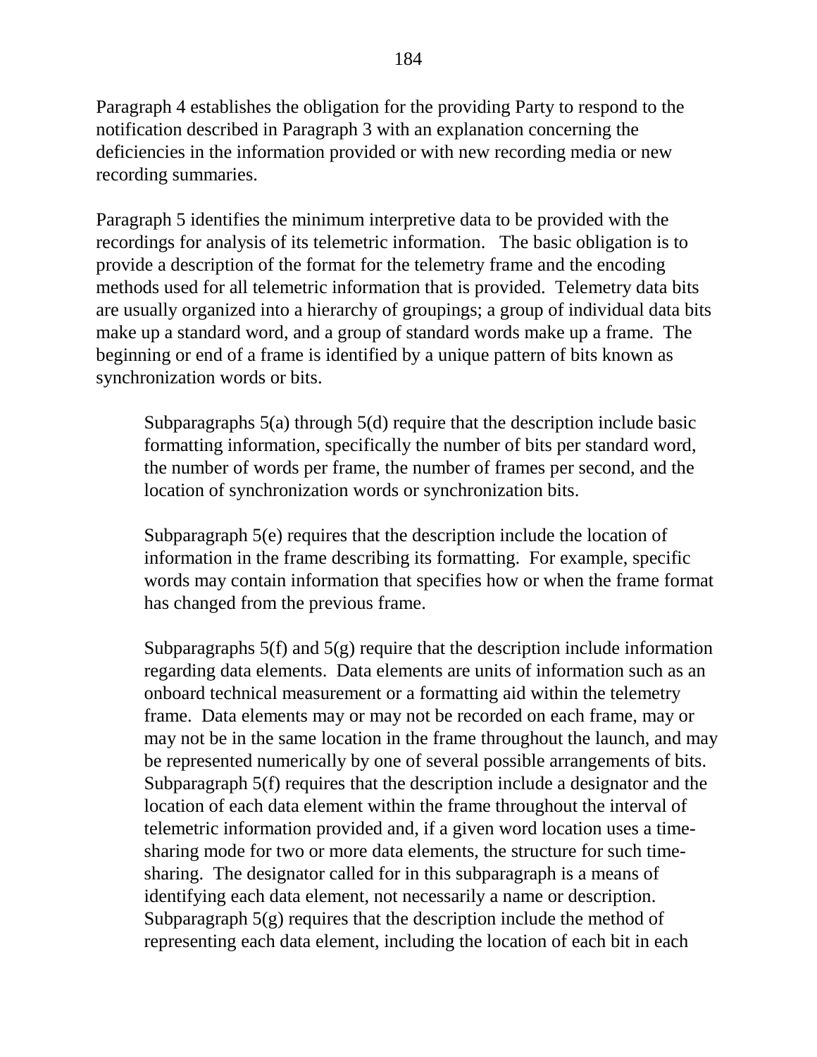Paragraph 4 establishes the obligation for the providing Party to respond to the notification described in Paragraph 3 with an explanation concerning the deficiencies in the information provided or with new recording media or new recording summaries.

Paragraph 5 identifies the minimum interpretive data to be provided with the recordings for analysis of its telemetric information. The basic obligation is to provide a description of the format for the telemetry frame and the encoding methods used for all telemetric information that is provided. Telemetry data bits are usually organized into a hierarchy of groupings; a group of individual data bits make up a standard word, and a group of standard words make up a frame. The beginning or end of a frame is identified by a unique pattern of bits known as synchronization words or bits.

> Subparagraphs 5(a) through 5(d) require that the description include basic formatting information, specifically the number of bits per standard word, the number of words per frame, the number of frames per second, and the location of synchronization words or synchronization bits.
>
> Subparagraph 5(e) requires that the description include the location of information in the frame describing its formatting. For example, specific words may contain information that specifies how or when the frame format has changed from the previous frame.
>
> Subparagraphs 5(f) and 5(g) require that the description include information regarding data elements. Data elements are units of information such as an onboard technical measurement or a formatting aid within the telemetry frame. Data elements may or may not be recorded on each frame, may or may not be in the same location in the frame throughout the launch, and may be represented numerically by one of several possible arrangements of bits. Subparagraph 5(f) requires that the description include a designator and the location of each data element within the frame throughout the interval of telemetric information provided and, if a given word location uses a time-sharing mode for two or more data elements, the structure for such time-sharing. The designator called for in this subparagraph is a means of identifying each data element, not necessarily a name or description. Subparagraph 5(g) requires that the description include the method of representing each data element, including the location of each bit in each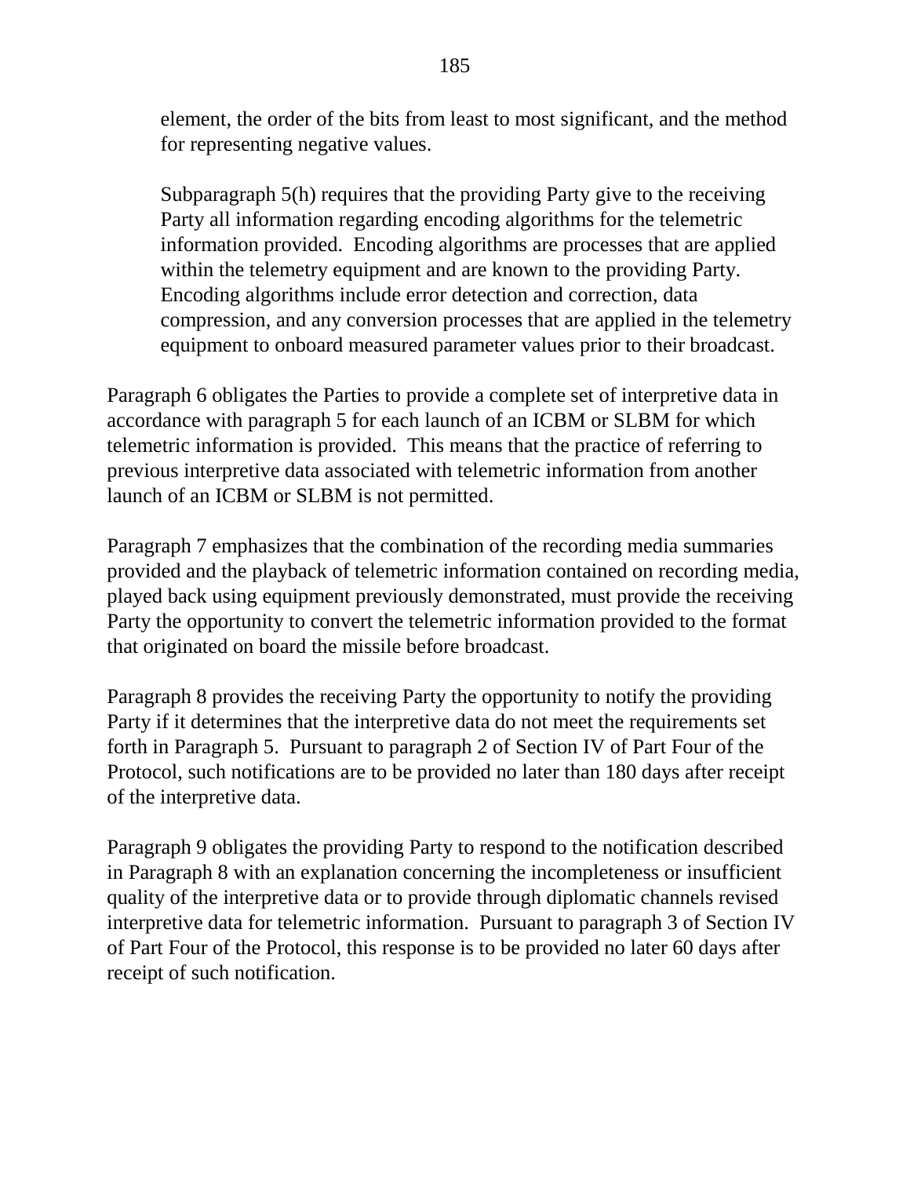element, the order of the bits from least to most significant, and the method for representing negative values.

Subparagraph 5(h) requires that the providing Party give to the receiving Party all information regarding encoding algorithms for the telemetric information provided. Encoding algorithms are processes that are applied within the telemetry equipment and are known to the providing Party. Encoding algorithms include error detection and correction, data compression, and any conversion processes that are applied in the telemetry equipment to onboard measured parameter values prior to their broadcast.

Paragraph 6 obligates the Parties to provide a complete set of interpretive data in accordance with paragraph 5 for each launch of an ICBM or SLBM for which telemetric information is provided. This means that the practice of referring to previous interpretive data associated with telemetric information from another launch of an ICBM or SLBM is not permitted.

Paragraph 7 emphasizes that the combination of the recording media summaries provided and the playback of telemetric information contained on recording media, played back using equipment previously demonstrated, must provide the receiving Party the opportunity to convert the telemetric information provided to the format that originated on board the missile before broadcast.

Paragraph 8 provides the receiving Party the opportunity to notify the providing Party if it determines that the interpretive data do not meet the requirements set forth in Paragraph 5. Pursuant to paragraph 2 of Section IV of Part Four of the Protocol, such notifications are to be provided no later than 180 days after receipt of the interpretive data.

Paragraph 9 obligates the providing Party to respond to the notification described in Paragraph 8 with an explanation concerning the incompleteness or insufficient quality of the interpretive data or to provide through diplomatic channels revised interpretive data for telemetric information. Pursuant to paragraph 3 of Section IV of Part Four of the Protocol, this response is to be provided no later 60 days after receipt of such notification.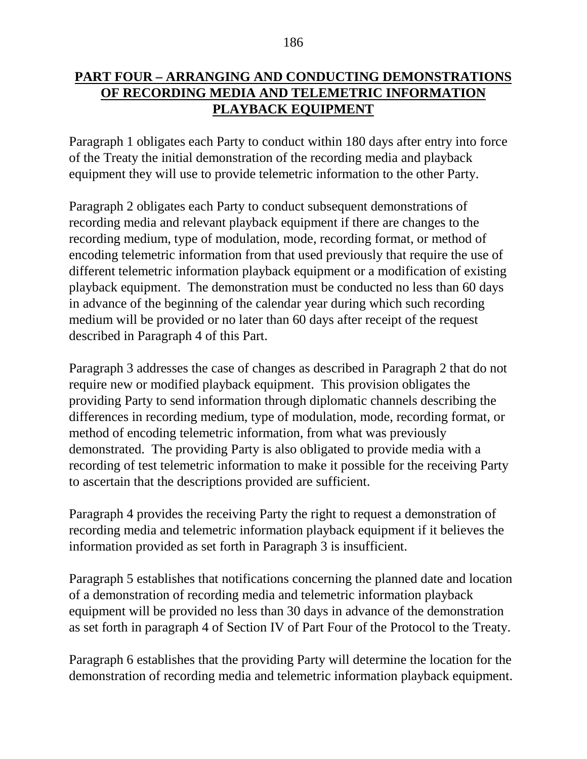## PART FOUR – ARRANGING AND CONDUCTING DEMONSTRATIONS OF RECORDING MEDIA AND TELEMETRIC INFORMATION PLAYBACK EQUIPMENT

Paragraph 1 obligates each Party to conduct within 180 days after entry into force of the Treaty the initial demonstration of the recording media and playback equipment they will use to provide telemetric information to the other Party.

Paragraph 2 obligates each Party to conduct subsequent demonstrations of recording media and relevant playback equipment if there are changes to the recording medium, type of modulation, mode, recording format, or method of encoding telemetric information from that used previously that require the use of different telemetric information playback equipment or a modification of existing playback equipment. The demonstration must be conducted no less than 60 days in advance of the beginning of the calendar year during which such recording medium will be provided or no later than 60 days after receipt of the request described in Paragraph 4 of this Part.

Paragraph 3 addresses the case of changes as described in Paragraph 2 that do not require new or modified playback equipment. This provision obligates the providing Party to send information through diplomatic channels describing the differences in recording medium, type of modulation, mode, recording format, or method of encoding telemetric information, from what was previously demonstrated. The providing Party is also obligated to provide media with a recording of test telemetric information to make it possible for the receiving Party to ascertain that the descriptions provided are sufficient.

Paragraph 4 provides the receiving Party the right to request a demonstration of recording media and telemetric information playback equipment if it believes the information provided as set forth in Paragraph 3 is insufficient.

Paragraph 5 establishes that notifications concerning the planned date and location of a demonstration of recording media and telemetric information playback equipment will be provided no less than 30 days in advance of the demonstration as set forth in paragraph 4 of Section IV of Part Four of the Protocol to the Treaty.

Paragraph 6 establishes that the providing Party will determine the location for the demonstration of recording media and telemetric information playback equipment.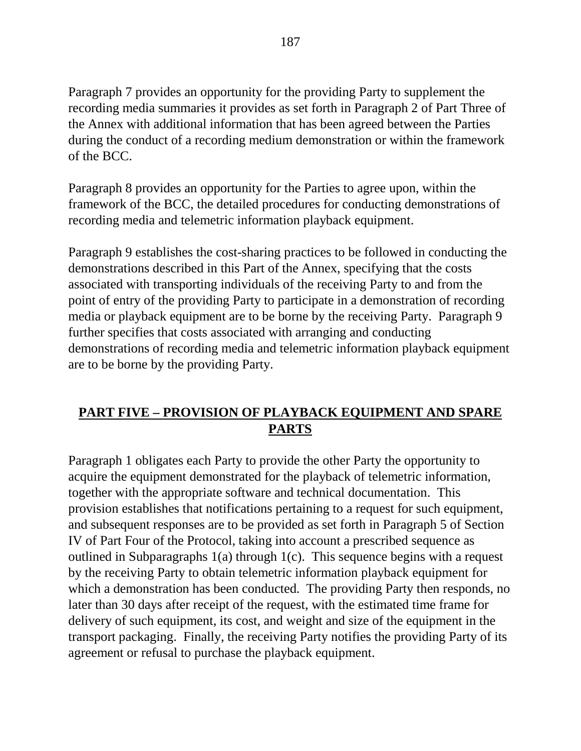Paragraph 7 provides an opportunity for the providing Party to supplement the recording media summaries it provides as set forth in Paragraph 2 of Part Three of the Annex with additional information that has been agreed between the Parties during the conduct of a recording medium demonstration or within the framework of the BCC.

Paragraph 8 provides an opportunity for the Parties to agree upon, within the framework of the BCC, the detailed procedures for conducting demonstrations of recording media and telemetric information playback equipment.

Paragraph 9 establishes the cost-sharing practices to be followed in conducting the demonstrations described in this Part of the Annex, specifying that the costs associated with transporting individuals of the receiving Party to and from the point of entry of the providing Party to participate in a demonstration of recording media or playback equipment are to be borne by the receiving Party. Paragraph 9 further specifies that costs associated with arranging and conducting demonstrations of recording media and telemetric information playback equipment are to be borne by the providing Party.

## PART FIVE – PROVISION OF PLAYBACK EQUIPMENT AND SPARE PARTS

Paragraph 1 obligates each Party to provide the other Party the opportunity to acquire the equipment demonstrated for the playback of telemetric information, together with the appropriate software and technical documentation. This provision establishes that notifications pertaining to a request for such equipment, and subsequent responses are to be provided as set forth in Paragraph 5 of Section IV of Part Four of the Protocol, taking into account a prescribed sequence as outlined in Subparagraphs 1(a) through 1(c). This sequence begins with a request by the receiving Party to obtain telemetric information playback equipment for which a demonstration has been conducted. The providing Party then responds, no later than 30 days after receipt of the request, with the estimated time frame for delivery of such equipment, its cost, and weight and size of the equipment in the transport packaging. Finally, the receiving Party notifies the providing Party of its agreement or refusal to purchase the playback equipment.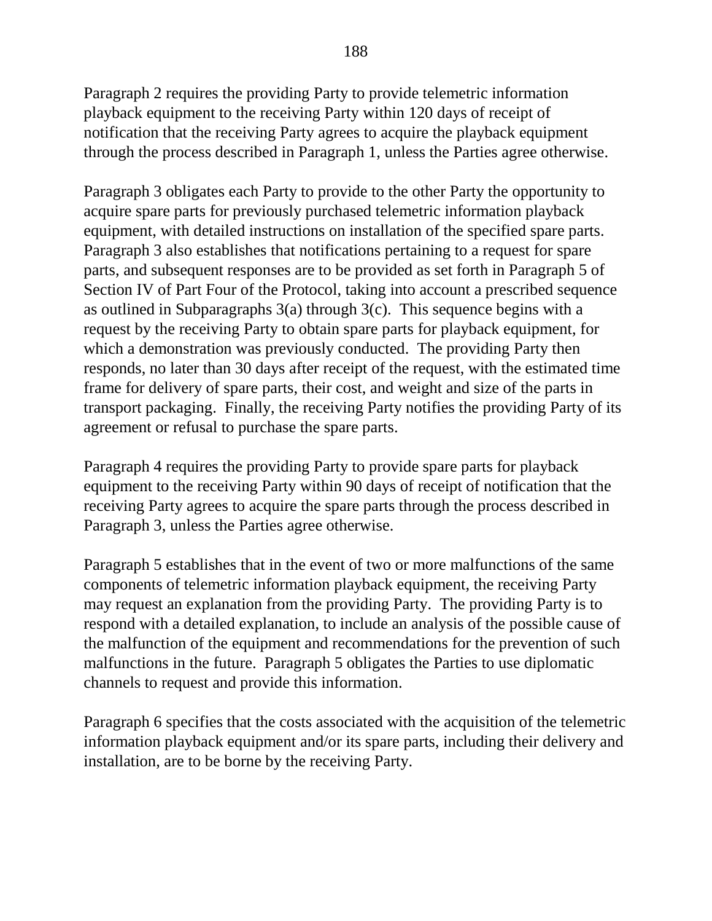Paragraph 2 requires the providing Party to provide telemetric information playback equipment to the receiving Party within 120 days of receipt of notification that the receiving Party agrees to acquire the playback equipment through the process described in Paragraph 1, unless the Parties agree otherwise.

Paragraph 3 obligates each Party to provide to the other Party the opportunity to acquire spare parts for previously purchased telemetric information playback equipment, with detailed instructions on installation of the specified spare parts. Paragraph 3 also establishes that notifications pertaining to a request for spare parts, and subsequent responses are to be provided as set forth in Paragraph 5 of Section IV of Part Four of the Protocol, taking into account a prescribed sequence as outlined in Subparagraphs 3(a) through 3(c). This sequence begins with a request by the receiving Party to obtain spare parts for playback equipment, for which a demonstration was previously conducted. The providing Party then responds, no later than 30 days after receipt of the request, with the estimated time frame for delivery of spare parts, their cost, and weight and size of the parts in transport packaging. Finally, the receiving Party notifies the providing Party of its agreement or refusal to purchase the spare parts.

Paragraph 4 requires the providing Party to provide spare parts for playback equipment to the receiving Party within 90 days of receipt of notification that the receiving Party agrees to acquire the spare parts through the process described in Paragraph 3, unless the Parties agree otherwise.

Paragraph 5 establishes that in the event of two or more malfunctions of the same components of telemetric information playback equipment, the receiving Party may request an explanation from the providing Party. The providing Party is to respond with a detailed explanation, to include an analysis of the possible cause of the malfunction of the equipment and recommendations for the prevention of such malfunctions in the future. Paragraph 5 obligates the Parties to use diplomatic channels to request and provide this information.

Paragraph 6 specifies that the costs associated with the acquisition of the telemetric information playback equipment and/or its spare parts, including their delivery and installation, are to be borne by the receiving Party.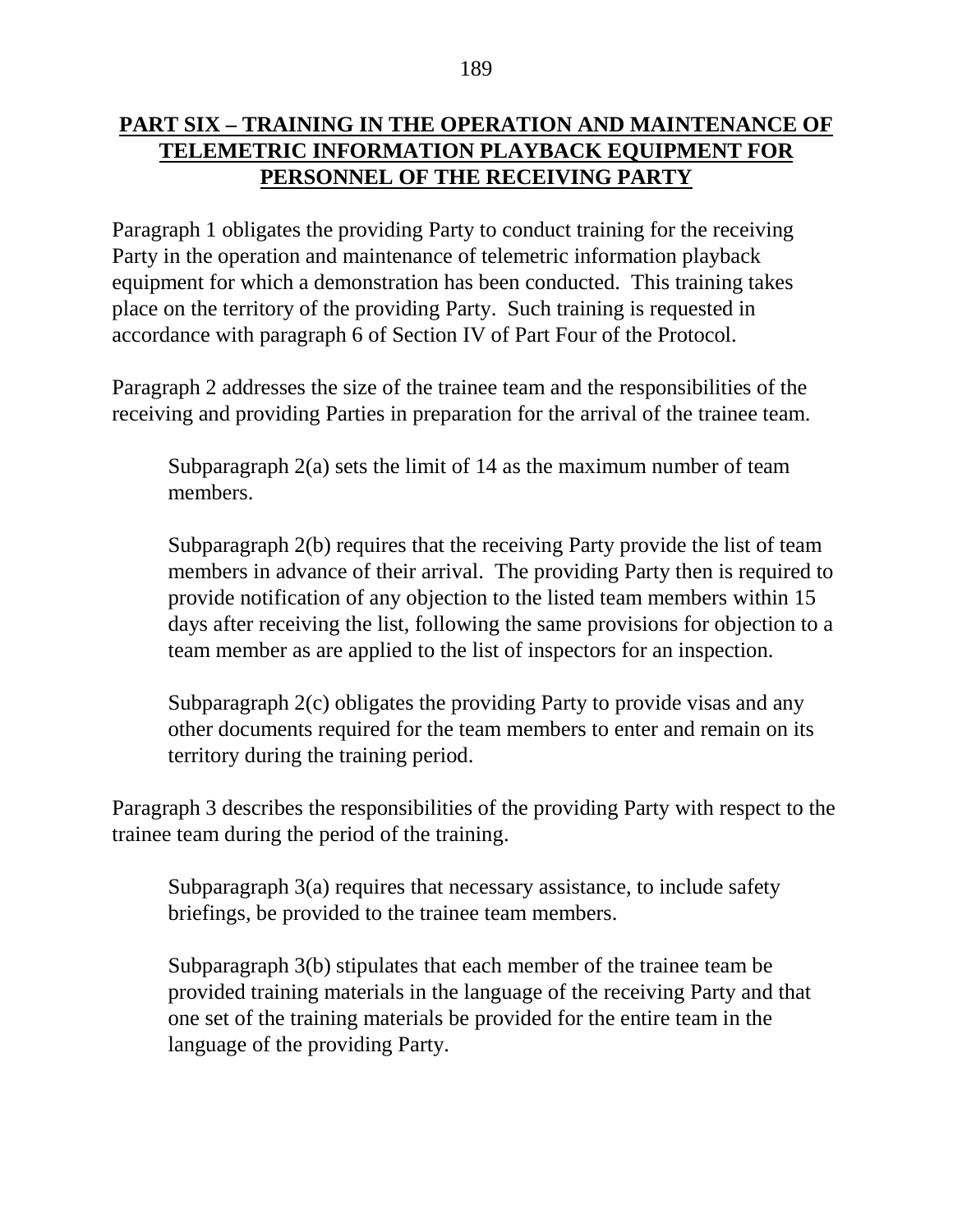## PART SIX – TRAINING IN THE OPERATION AND MAINTENANCE OF TELEMETRIC INFORMATION PLAYBACK EQUIPMENT FOR PERSONNEL OF THE RECEIVING PARTY

Paragraph 1 obligates the providing Party to conduct training for the receiving Party in the operation and maintenance of telemetric information playback equipment for which a demonstration has been conducted. This training takes place on the territory of the providing Party. Such training is requested in accordance with paragraph 6 of Section IV of Part Four of the Protocol.

Paragraph 2 addresses the size of the trainee team and the responsibilities of the receiving and providing Parties in preparation for the arrival of the trainee team.

> Subparagraph 2(a) sets the limit of 14 as the maximum number of team members.
>
> Subparagraph 2(b) requires that the receiving Party provide the list of team members in advance of their arrival. The providing Party then is required to provide notification of any objection to the listed team members within 15 days after receiving the list, following the same provisions for objection to a team member as are applied to the list of inspectors for an inspection.
>
> Subparagraph 2(c) obligates the providing Party to provide visas and any other documents required for the team members to enter and remain on its territory during the training period.

Paragraph 3 describes the responsibilities of the providing Party with respect to the trainee team during the period of the training.

> Subparagraph 3(a) requires that necessary assistance, to include safety briefings, be provided to the trainee team members.
>
> Subparagraph 3(b) stipulates that each member of the trainee team be provided training materials in the language of the receiving Party and that one set of the training materials be provided for the entire team in the language of the providing Party.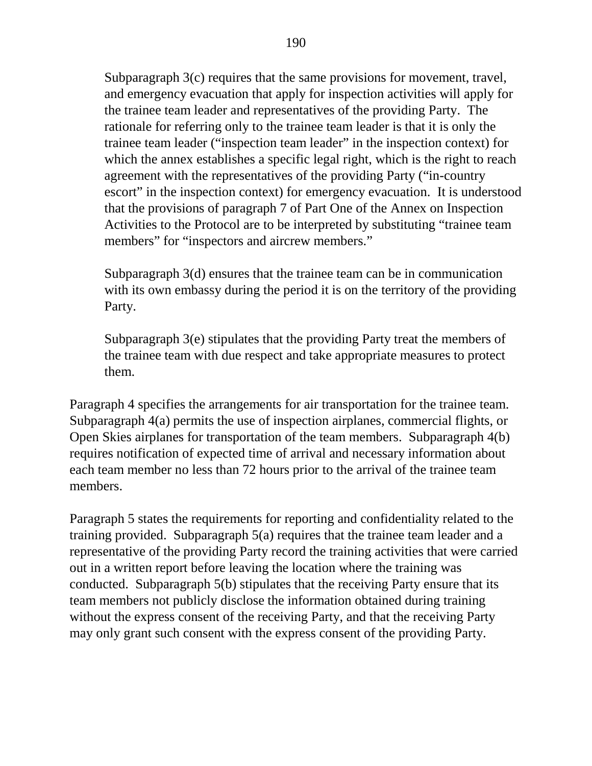Subparagraph 3(c) requires that the same provisions for movement, travel, and emergency evacuation that apply for inspection activities will apply for the trainee team leader and representatives of the providing Party. The rationale for referring only to the trainee team leader is that it is only the trainee team leader ("inspection team leader" in the inspection context) for which the annex establishes a specific legal right, which is the right to reach agreement with the representatives of the providing Party ("in-country escort" in the inspection context) for emergency evacuation. It is understood that the provisions of paragraph 7 of Part One of the Annex on Inspection Activities to the Protocol are to be interpreted by substituting "trainee team members" for "inspectors and aircrew members."

Subparagraph 3(d) ensures that the trainee team can be in communication with its own embassy during the period it is on the territory of the providing Party.

Subparagraph 3(e) stipulates that the providing Party treat the members of the trainee team with due respect and take appropriate measures to protect them.

Paragraph 4 specifies the arrangements for air transportation for the trainee team. Subparagraph 4(a) permits the use of inspection airplanes, commercial flights, or Open Skies airplanes for transportation of the team members. Subparagraph 4(b) requires notification of expected time of arrival and necessary information about each team member no less than 72 hours prior to the arrival of the trainee team members.

Paragraph 5 states the requirements for reporting and confidentiality related to the training provided. Subparagraph 5(a) requires that the trainee team leader and a representative of the providing Party record the training activities that were carried out in a written report before leaving the location where the training was conducted. Subparagraph 5(b) stipulates that the receiving Party ensure that its team members not publicly disclose the information obtained during training without the express consent of the receiving Party, and that the receiving Party may only grant such consent with the express consent of the providing Party.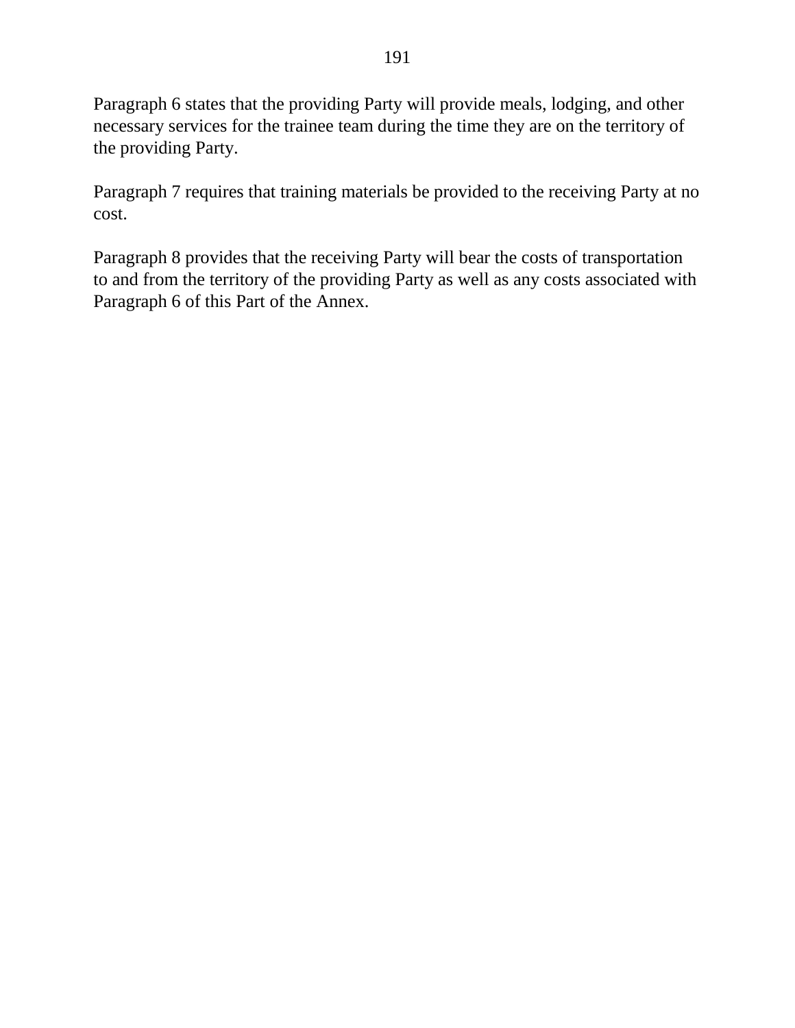Paragraph 6 states that the providing Party will provide meals, lodging, and other necessary services for the trainee team during the time they are on the territory of the providing Party.

Paragraph 7 requires that training materials be provided to the receiving Party at no cost.

Paragraph 8 provides that the receiving Party will bear the costs of transportation to and from the territory of the providing Party as well as any costs associated with Paragraph 6 of this Part of the Annex.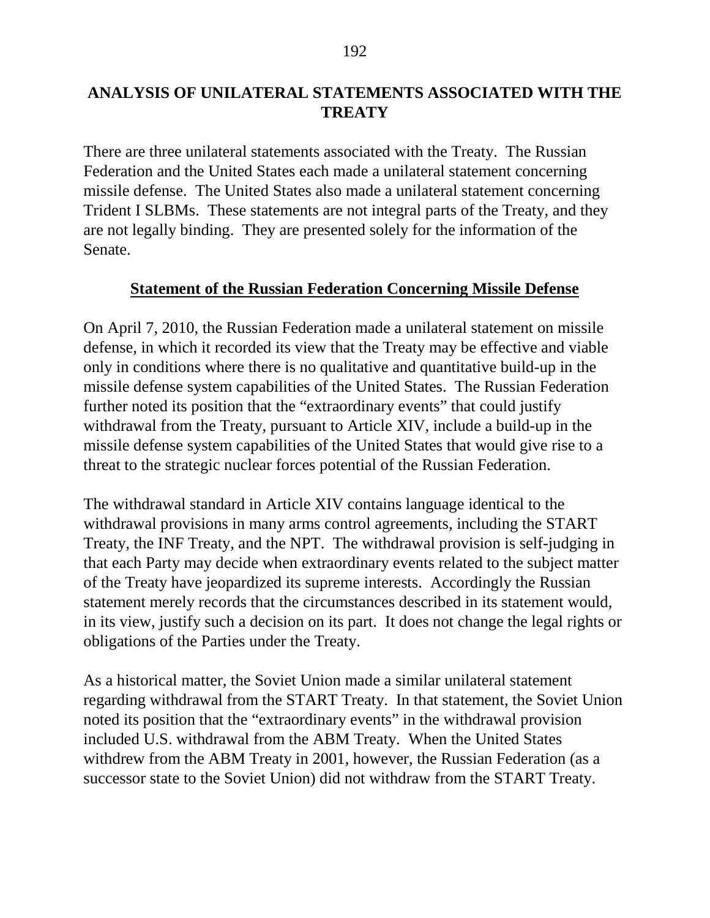## ANALYSIS OF UNILATERAL STATEMENTS ASSOCIATED WITH THE TREATY

There are three unilateral statements associated with the Treaty. The Russian Federation and the United States each made a unilateral statement concerning missile defense. The United States also made a unilateral statement concerning Trident I SLBMs. These statements are not integral parts of the Treaty, and they are not legally binding. They are presented solely for the information of the Senate.

### Statement of the Russian Federation Concerning Missile Defense

On April 7, 2010, the Russian Federation made a unilateral statement on missile defense, in which it recorded its view that the Treaty may be effective and viable only in conditions where there is no qualitative and quantitative build-up in the missile defense system capabilities of the United States. The Russian Federation further noted its position that the "extraordinary events" that could justify withdrawal from the Treaty, pursuant to Article XIV, include a build-up in the missile defense system capabilities of the United States that would give rise to a threat to the strategic nuclear forces potential of the Russian Federation.

The withdrawal standard in Article XIV contains language identical to the withdrawal provisions in many arms control agreements, including the START Treaty, the INF Treaty, and the NPT. The withdrawal provision is self-judging in that each Party may decide when extraordinary events related to the subject matter of the Treaty have jeopardized its supreme interests. Accordingly the Russian statement merely records that the circumstances described in its statement would, in its view, justify such a decision on its part. It does not change the legal rights or obligations of the Parties under the Treaty.

As a historical matter, the Soviet Union made a similar unilateral statement regarding withdrawal from the START Treaty. In that statement, the Soviet Union noted its position that the "extraordinary events" in the withdrawal provision included U.S. withdrawal from the ABM Treaty. When the United States withdrew from the ABM Treaty in 2001, however, the Russian Federation (as a successor state to the Soviet Union) did not withdraw from the START Treaty.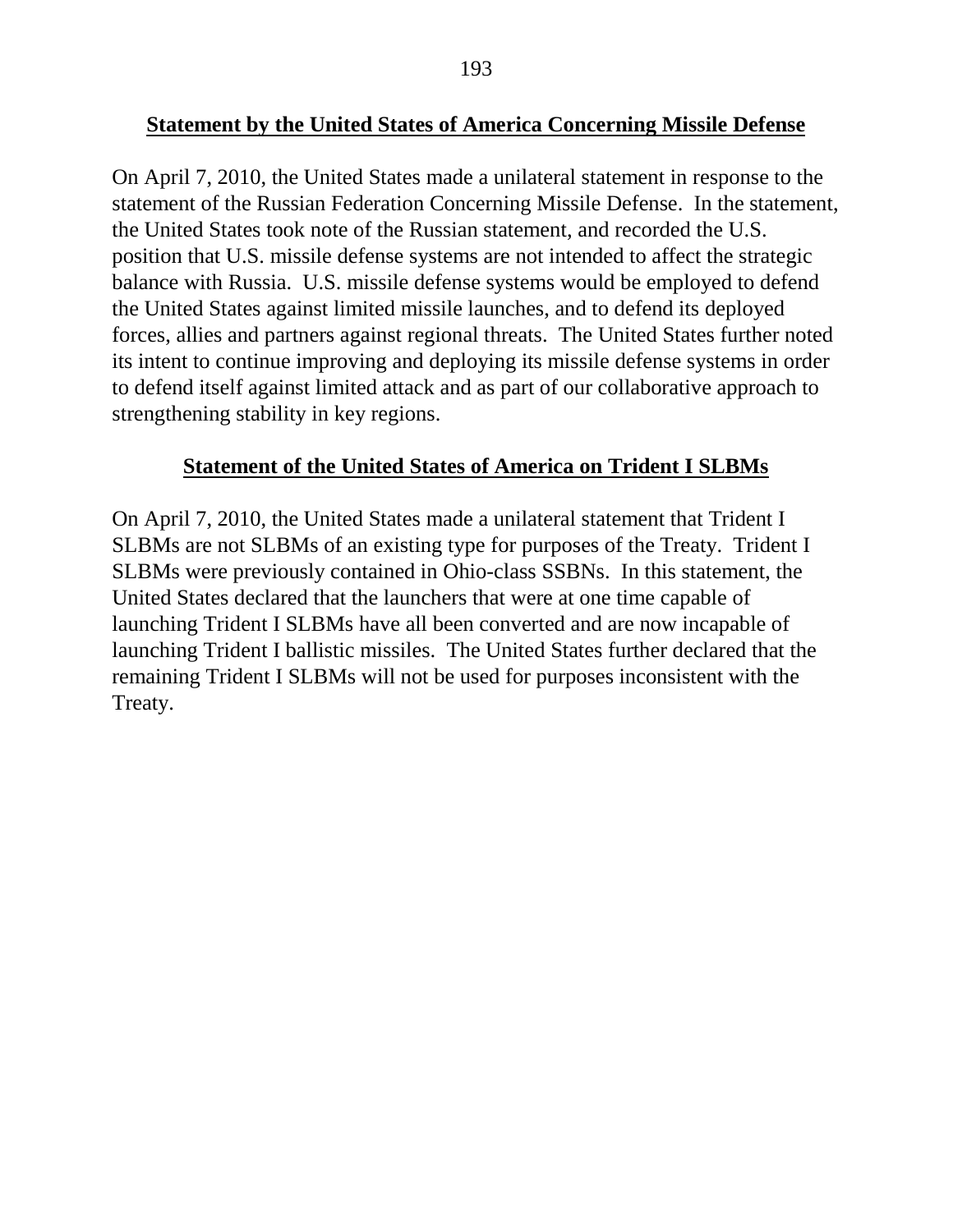**Statement by the United States of America Concerning Missile Defense**

On April 7, 2010, the United States made a unilateral statement in response to the statement of the Russian Federation Concerning Missile Defense. In the statement, the United States took note of the Russian statement, and recorded the U.S. position that U.S. missile defense systems are not intended to affect the strategic balance with Russia. U.S. missile defense systems would be employed to defend the United States against limited missile launches, and to defend its deployed forces, allies and partners against regional threats. The United States further noted its intent to continue improving and deploying its missile defense systems in order to defend itself against limited attack and as part of our collaborative approach to strengthening stability in key regions.

**Statement of the United States of America on Trident I SLBMs**

On April 7, 2010, the United States made a unilateral statement that Trident I SLBMs are not SLBMs of an existing type for purposes of the Treaty. Trident I SLBMs were previously contained in Ohio-class SSBNs. In this statement, the United States declared that the launchers that were at one time capable of launching Trident I SLBMs have all been converted and are now incapable of launching Trident I ballistic missiles. The United States further declared that the remaining Trident I SLBMs will not be used for purposes inconsistent with the Treaty.